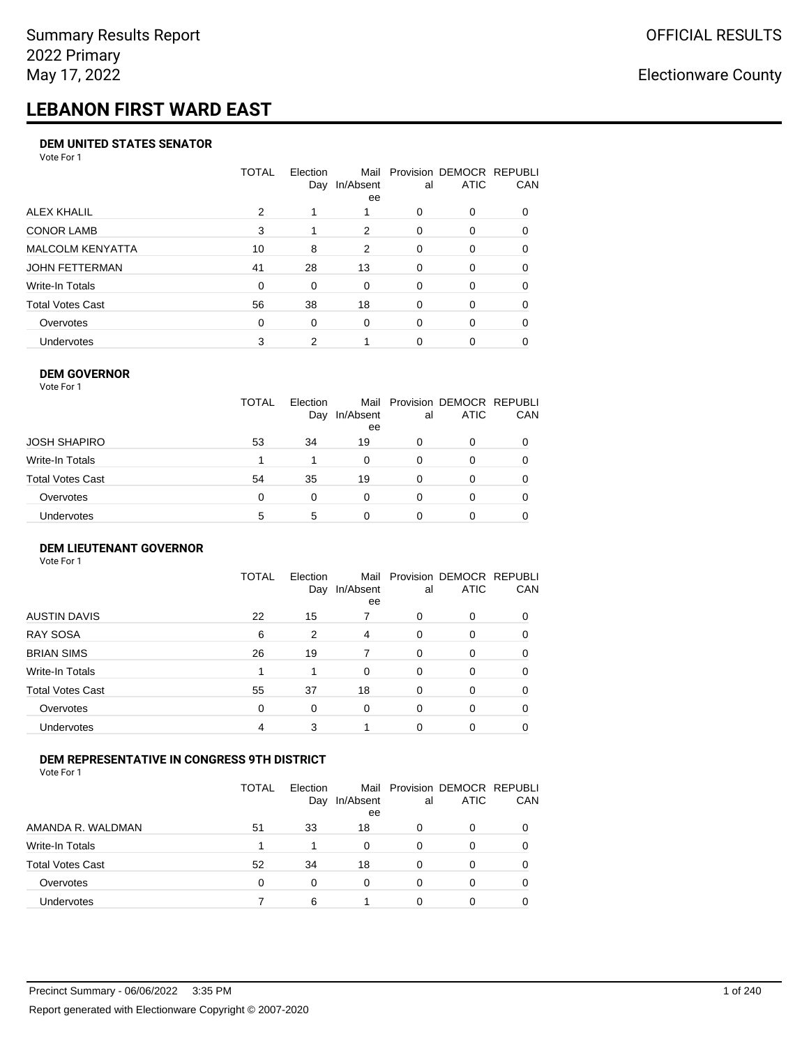Summary Results Report
2022 Primary
May 17, 2022

OFFICIAL RESULTS

Electionware County

# LEBANON FIRST WARD EAST

### DEM UNITED STATES SENATOR

Vote For 1

| | TOTAL | Election Day | Mail In/Absentee | Provisional | DEMOCRATIC | REPUBLICAN |
|---|---|---|---|---|---|---|
| ALEX KHALIL | 2 | 1 | 1 | 0 | 0 | 0 |
| CONOR LAMB | 3 | 1 | 2 | 0 | 0 | 0 |
| MALCOLM KENYATTA | 10 | 8 | 2 | 0 | 0 | 0 |
| JOHN FETTERMAN | 41 | 28 | 13 | 0 | 0 | 0 |
| Write-In Totals | 0 | 0 | 0 | 0 | 0 | 0 |
| Total Votes Cast | 56 | 38 | 18 | 0 | 0 | 0 |
| Overvotes | 0 | 0 | 0 | 0 | 0 | 0 |
| Undervotes | 3 | 2 | 1 | 0 | 0 | 0 |

### DEM GOVERNOR

Vote For 1

| | TOTAL | Election Day | Mail In/Absentee | Provisional | DEMOCRATIC | REPUBLICAN |
|---|---|---|---|---|---|---|
| JOSH SHAPIRO | 53 | 34 | 19 | 0 | 0 | 0 |
| Write-In Totals | 1 | 1 | 0 | 0 | 0 | 0 |
| Total Votes Cast | 54 | 35 | 19 | 0 | 0 | 0 |
| Overvotes | 0 | 0 | 0 | 0 | 0 | 0 |
| Undervotes | 5 | 5 | 0 | 0 | 0 | 0 |

### DEM LIEUTENANT GOVERNOR

Vote For 1

| | TOTAL | Election Day | Mail In/Absentee | Provisional | DEMOCRATIC | REPUBLICAN |
|---|---|---|---|---|---|---|
| AUSTIN DAVIS | 22 | 15 | 7 | 0 | 0 | 0 |
| RAY SOSA | 6 | 2 | 4 | 0 | 0 | 0 |
| BRIAN SIMS | 26 | 19 | 7 | 0 | 0 | 0 |
| Write-In Totals | 1 | 1 | 0 | 0 | 0 | 0 |
| Total Votes Cast | 55 | 37 | 18 | 0 | 0 | 0 |
| Overvotes | 0 | 0 | 0 | 0 | 0 | 0 |
| Undervotes | 4 | 3 | 1 | 0 | 0 | 0 |

### DEM REPRESENTATIVE IN CONGRESS 9TH DISTRICT

Vote For 1

| | TOTAL | Election Day | Mail In/Absentee | Provisional | DEMOCRATIC | REPUBLICAN |
|---|---|---|---|---|---|---|
| AMANDA R. WALDMAN | 51 | 33 | 18 | 0 | 0 | 0 |
| Write-In Totals | 1 | 1 | 0 | 0 | 0 | 0 |
| Total Votes Cast | 52 | 34 | 18 | 0 | 0 | 0 |
| Overvotes | 0 | 0 | 0 | 0 | 0 | 0 |
| Undervotes | 7 | 6 | 1 | 0 | 0 | 0 |

Precinct Summary - 06/06/2022 3:35 PM

Report generated with Electionware Copyright © 2007-2020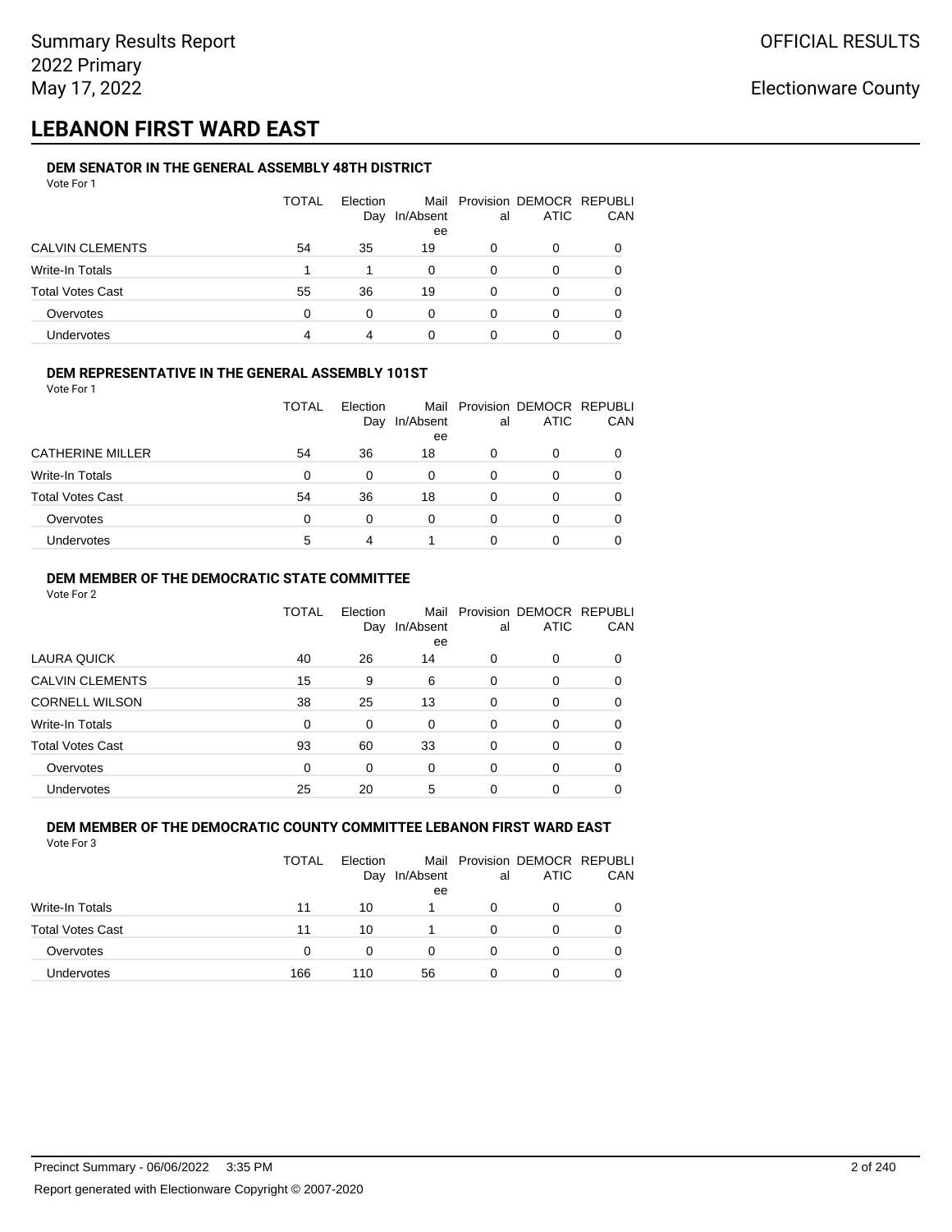# LEBANON FIRST WARD EAST

### DEM SENATOR IN THE GENERAL ASSEMBLY 48TH DISTRICT

Vote For 1

| | TOTAL | Election Day | Mail In/Absentee | Provisional | DEMOCRATIC | REPUBLICAN |
|---|---|---|---|---|---|---|
| CALVIN CLEMENTS | 54 | 35 | 19 | 0 | 0 | 0 |
| Write-In Totals | 1 | 1 | 0 | 0 | 0 | 0 |
| Total Votes Cast | 55 | 36 | 19 | 0 | 0 | 0 |
| Overvotes | 0 | 0 | 0 | 0 | 0 | 0 |
| Undervotes | 4 | 4 | 0 | 0 | 0 | 0 |

### DEM REPRESENTATIVE IN THE GENERAL ASSEMBLY 101ST

Vote For 1

| | TOTAL | Election Day | Mail In/Absentee | Provisional | DEMOCRATIC | REPUBLICAN |
|---|---|---|---|---|---|---|
| CATHERINE MILLER | 54 | 36 | 18 | 0 | 0 | 0 |
| Write-In Totals | 0 | 0 | 0 | 0 | 0 | 0 |
| Total Votes Cast | 54 | 36 | 18 | 0 | 0 | 0 |
| Overvotes | 0 | 0 | 0 | 0 | 0 | 0 |
| Undervotes | 5 | 4 | 1 | 0 | 0 | 0 |

### DEM MEMBER OF THE DEMOCRATIC STATE COMMITTEE

Vote For 2

| | TOTAL | Election Day | Mail In/Absentee | Provisional | DEMOCRATIC | REPUBLICAN |
|---|---|---|---|---|---|---|
| LAURA QUICK | 40 | 26 | 14 | 0 | 0 | 0 |
| CALVIN CLEMENTS | 15 | 9 | 6 | 0 | 0 | 0 |
| CORNELL WILSON | 38 | 25 | 13 | 0 | 0 | 0 |
| Write-In Totals | 0 | 0 | 0 | 0 | 0 | 0 |
| Total Votes Cast | 93 | 60 | 33 | 0 | 0 | 0 |
| Overvotes | 0 | 0 | 0 | 0 | 0 | 0 |
| Undervotes | 25 | 20 | 5 | 0 | 0 | 0 |

### DEM MEMBER OF THE DEMOCRATIC COUNTY COMMITTEE LEBANON FIRST WARD EAST

Vote For 3

| | TOTAL | Election Day | Mail In/Absentee | Provisional | DEMOCRATIC | REPUBLICAN |
|---|---|---|---|---|---|---|
| Write-In Totals | 11 | 10 | 1 | 0 | 0 | 0 |
| Total Votes Cast | 11 | 10 | 1 | 0 | 0 | 0 |
| Overvotes | 0 | 0 | 0 | 0 | 0 | 0 |
| Undervotes | 166 | 110 | 56 | 0 | 0 | 0 |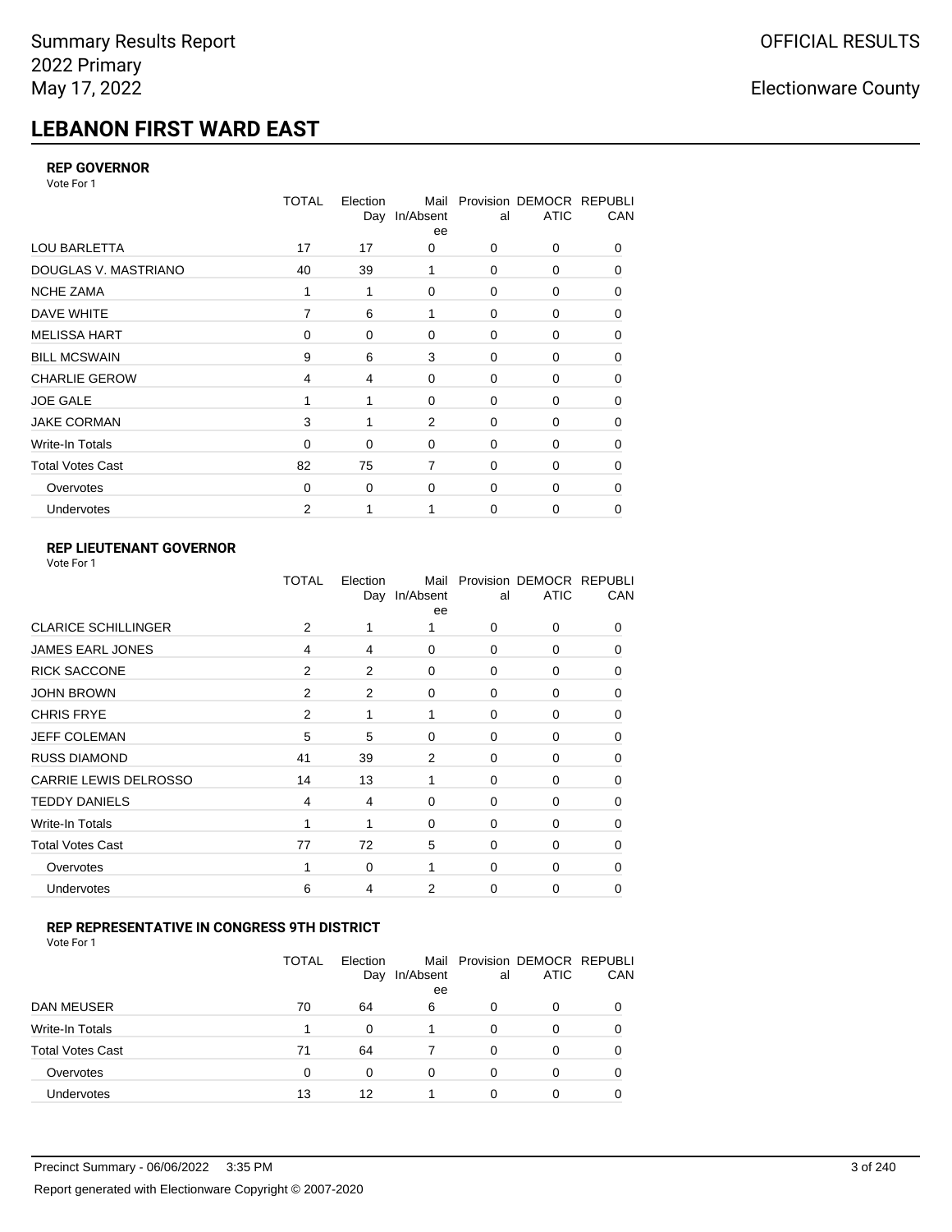# LEBANON FIRST WARD EAST

### REP GOVERNOR

Vote For 1

| | TOTAL | Election Day | Mail In/Absentee | Provisional | DEMOCRATIC | REPUBLICAN |
|---|---|---|---|---|---|---|
| LOU BARLETTA | 17 | 17 | 0 | 0 | 0 | 0 |
| DOUGLAS V. MASTRIANO | 40 | 39 | 1 | 0 | 0 | 0 |
| NCHE ZAMA | 1 | 1 | 0 | 0 | 0 | 0 |
| DAVE WHITE | 7 | 6 | 1 | 0 | 0 | 0 |
| MELISSA HART | 0 | 0 | 0 | 0 | 0 | 0 |
| BILL MCSWAIN | 9 | 6 | 3 | 0 | 0 | 0 |
| CHARLIE GEROW | 4 | 4 | 0 | 0 | 0 | 0 |
| JOE GALE | 1 | 1 | 0 | 0 | 0 | 0 |
| JAKE CORMAN | 3 | 1 | 2 | 0 | 0 | 0 |
| Write-In Totals | 0 | 0 | 0 | 0 | 0 | 0 |
| Total Votes Cast | 82 | 75 | 7 | 0 | 0 | 0 |
| Overvotes | 0 | 0 | 0 | 0 | 0 | 0 |
| Undervotes | 2 | 1 | 1 | 0 | 0 | 0 |

### REP LIEUTENANT GOVERNOR

Vote For 1

| | TOTAL | Election Day | Mail In/Absentee | Provisional | DEMOCRATIC | REPUBLICAN |
|---|---|---|---|---|---|---|
| CLARICE SCHILLINGER | 2 | 1 | 1 | 0 | 0 | 0 |
| JAMES EARL JONES | 4 | 4 | 0 | 0 | 0 | 0 |
| RICK SACCONE | 2 | 2 | 0 | 0 | 0 | 0 |
| JOHN BROWN | 2 | 2 | 0 | 0 | 0 | 0 |
| CHRIS FRYE | 2 | 1 | 1 | 0 | 0 | 0 |
| JEFF COLEMAN | 5 | 5 | 0 | 0 | 0 | 0 |
| RUSS DIAMOND | 41 | 39 | 2 | 0 | 0 | 0 |
| CARRIE LEWIS DELROSSO | 14 | 13 | 1 | 0 | 0 | 0 |
| TEDDY DANIELS | 4 | 4 | 0 | 0 | 0 | 0 |
| Write-In Totals | 1 | 1 | 0 | 0 | 0 | 0 |
| Total Votes Cast | 77 | 72 | 5 | 0 | 0 | 0 |
| Overvotes | 1 | 0 | 1 | 0 | 0 | 0 |
| Undervotes | 6 | 4 | 2 | 0 | 0 | 0 |

### REP REPRESENTATIVE IN CONGRESS 9TH DISTRICT

Vote For 1

| | TOTAL | Election Day | Mail In/Absentee | Provisional | DEMOCRATIC | REPUBLICAN |
|---|---|---|---|---|---|---|
| DAN MEUSER | 70 | 64 | 6 | 0 | 0 | 0 |
| Write-In Totals | 1 | 0 | 1 | 0 | 0 | 0 |
| Total Votes Cast | 71 | 64 | 7 | 0 | 0 | 0 |
| Overvotes | 0 | 0 | 0 | 0 | 0 | 0 |
| Undervotes | 13 | 12 | 1 | 0 | 0 | 0 |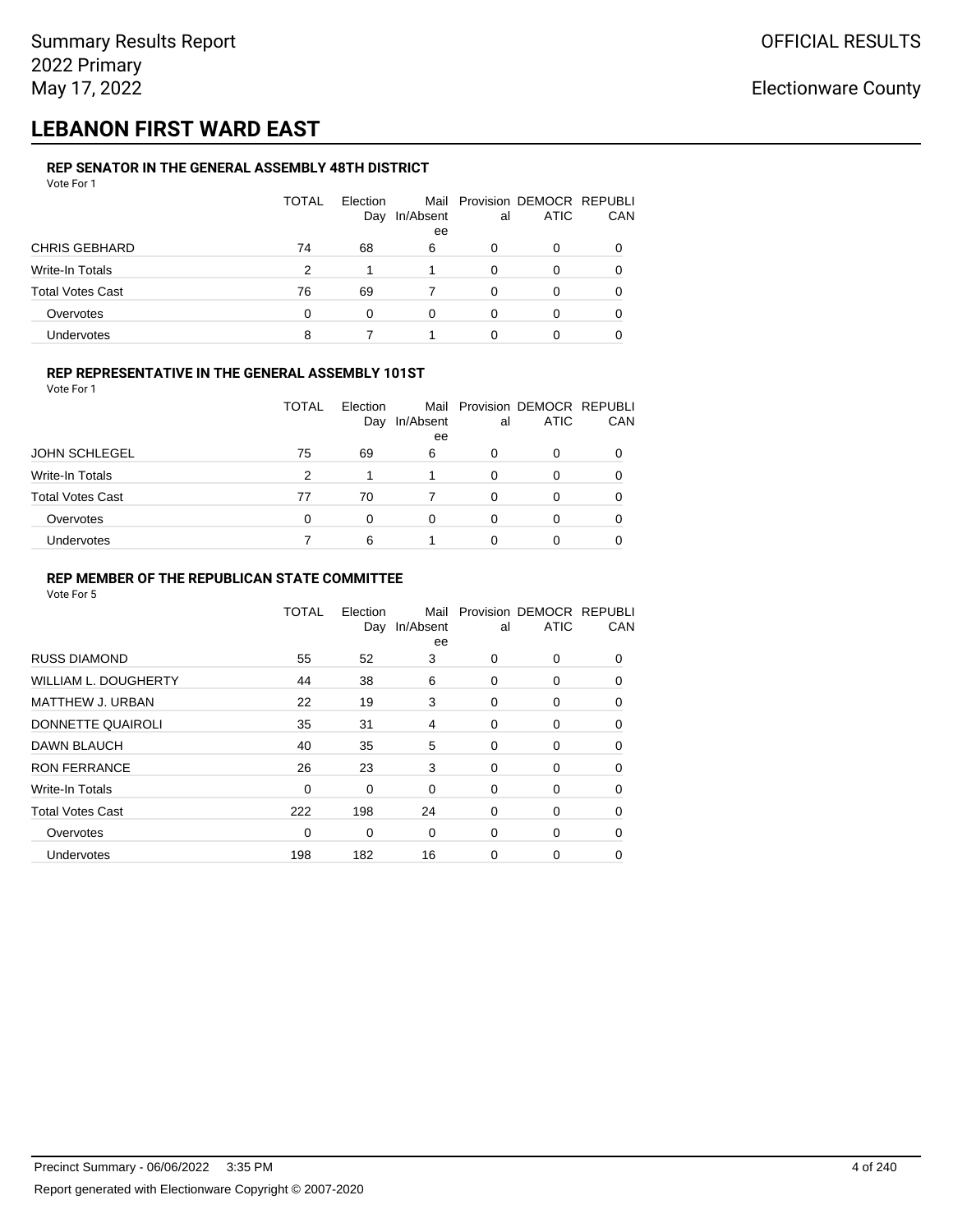Summary Results Report
2022 Primary
May 17, 2022

OFFICIAL RESULTS

Electionware County

# LEBANON FIRST WARD EAST

### REP SENATOR IN THE GENERAL ASSEMBLY 48TH DISTRICT

Vote For 1

| | TOTAL | Election Day | Mail In/Absentee | Provisional | DEMOCRATIC | REPUBLICAN |
|---|---|---|---|---|---|---|
| CHRIS GEBHARD | 74 | 68 | 6 | 0 | 0 | 0 |
| Write-In Totals | 2 | 1 | 1 | 0 | 0 | 0 |
| Total Votes Cast | 76 | 69 | 7 | 0 | 0 | 0 |
| Overvotes | 0 | 0 | 0 | 0 | 0 | 0 |
| Undervotes | 8 | 7 | 1 | 0 | 0 | 0 |

### REP REPRESENTATIVE IN THE GENERAL ASSEMBLY 101ST

Vote For 1

| | TOTAL | Election Day | Mail In/Absentee | Provisional | DEMOCRATIC | REPUBLICAN |
|---|---|---|---|---|---|---|
| JOHN SCHLEGEL | 75 | 69 | 6 | 0 | 0 | 0 |
| Write-In Totals | 2 | 1 | 1 | 0 | 0 | 0 |
| Total Votes Cast | 77 | 70 | 7 | 0 | 0 | 0 |
| Overvotes | 0 | 0 | 0 | 0 | 0 | 0 |
| Undervotes | 7 | 6 | 1 | 0 | 0 | 0 |

### REP MEMBER OF THE REPUBLICAN STATE COMMITTEE

Vote For 5

| | TOTAL | Election Day | Mail In/Absentee | Provisional | DEMOCRATIC | REPUBLICAN |
|---|---|---|---|---|---|---|
| RUSS DIAMOND | 55 | 52 | 3 | 0 | 0 | 0 |
| WILLIAM L. DOUGHERTY | 44 | 38 | 6 | 0 | 0 | 0 |
| MATTHEW J. URBAN | 22 | 19 | 3 | 0 | 0 | 0 |
| DONNETTE QUAIROLI | 35 | 31 | 4 | 0 | 0 | 0 |
| DAWN BLAUCH | 40 | 35 | 5 | 0 | 0 | 0 |
| RON FERRANCE | 26 | 23 | 3 | 0 | 0 | 0 |
| Write-In Totals | 0 | 0 | 0 | 0 | 0 | 0 |
| Total Votes Cast | 222 | 198 | 24 | 0 | 0 | 0 |
| Overvotes | 0 | 0 | 0 | 0 | 0 | 0 |
| Undervotes | 198 | 182 | 16 | 0 | 0 | 0 |

Precinct Summary - 06/06/2022 3:35 PM

Report generated with Electionware Copyright © 2007-2020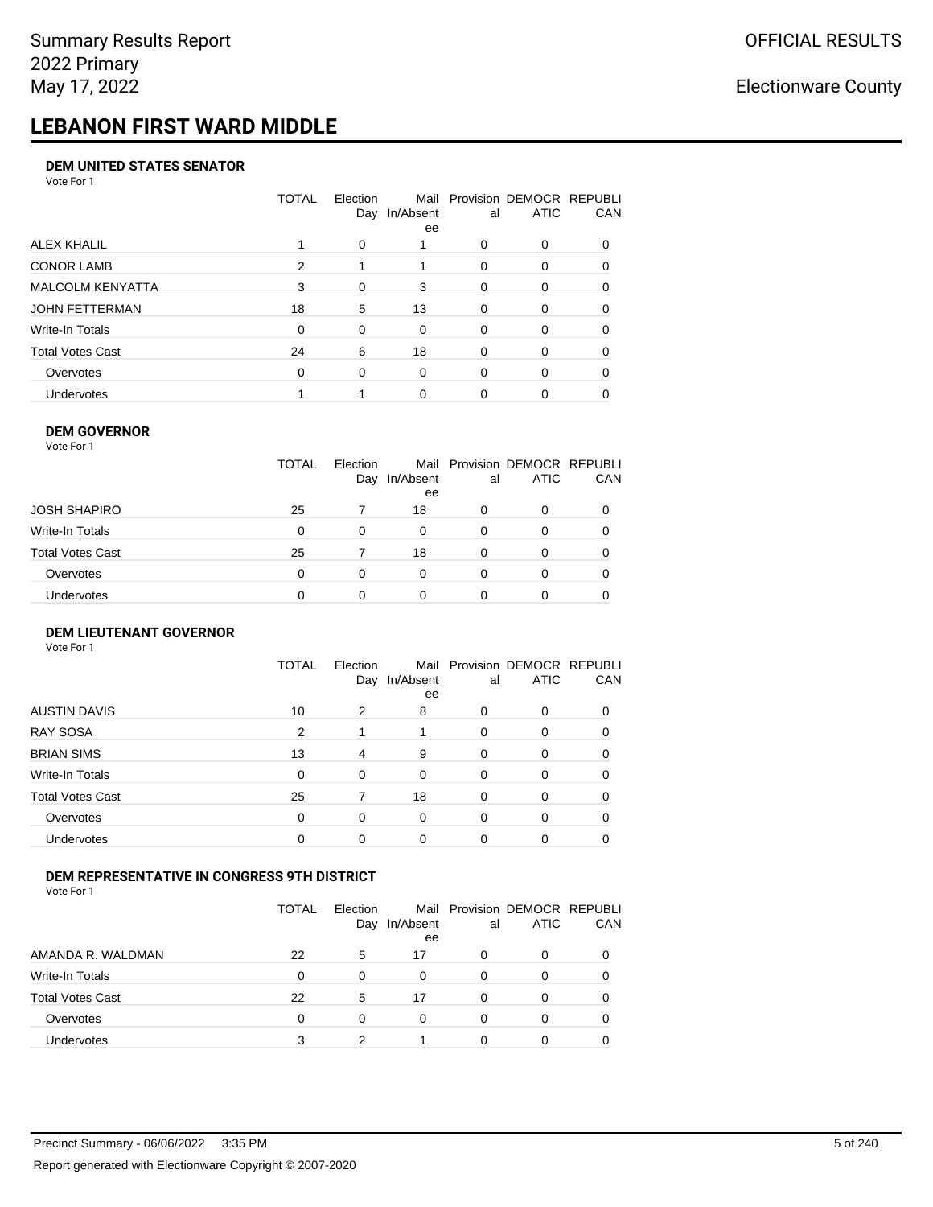# LEBANON FIRST WARD MIDDLE

### DEM UNITED STATES SENATOR

Vote For 1

| | TOTAL | Election Day | Mail In/Absentee | Provisional | DEMOCRATIC | REPUBLICAN |
|---|---|---|---|---|---|---|
| ALEX KHALIL | 1 | 0 | 1 | 0 | 0 | 0 |
| CONOR LAMB | 2 | 1 | 1 | 0 | 0 | 0 |
| MALCOLM KENYATTA | 3 | 0 | 3 | 0 | 0 | 0 |
| JOHN FETTERMAN | 18 | 5 | 13 | 0 | 0 | 0 |
| Write-In Totals | 0 | 0 | 0 | 0 | 0 | 0 |
| Total Votes Cast | 24 | 6 | 18 | 0 | 0 | 0 |
| Overvotes | 0 | 0 | 0 | 0 | 0 | 0 |
| Undervotes | 1 | 1 | 0 | 0 | 0 | 0 |

### DEM GOVERNOR

Vote For 1

| | TOTAL | Election Day | Mail In/Absentee | Provisional | DEMOCRATIC | REPUBLICAN |
|---|---|---|---|---|---|---|
| JOSH SHAPIRO | 25 | 7 | 18 | 0 | 0 | 0 |
| Write-In Totals | 0 | 0 | 0 | 0 | 0 | 0 |
| Total Votes Cast | 25 | 7 | 18 | 0 | 0 | 0 |
| Overvotes | 0 | 0 | 0 | 0 | 0 | 0 |
| Undervotes | 0 | 0 | 0 | 0 | 0 | 0 |

### DEM LIEUTENANT GOVERNOR

Vote For 1

| | TOTAL | Election Day | Mail In/Absentee | Provisional | DEMOCRATIC | REPUBLICAN |
|---|---|---|---|---|---|---|
| AUSTIN DAVIS | 10 | 2 | 8 | 0 | 0 | 0 |
| RAY SOSA | 2 | 1 | 1 | 0 | 0 | 0 |
| BRIAN SIMS | 13 | 4 | 9 | 0 | 0 | 0 |
| Write-In Totals | 0 | 0 | 0 | 0 | 0 | 0 |
| Total Votes Cast | 25 | 7 | 18 | 0 | 0 | 0 |
| Overvotes | 0 | 0 | 0 | 0 | 0 | 0 |
| Undervotes | 0 | 0 | 0 | 0 | 0 | 0 |

### DEM REPRESENTATIVE IN CONGRESS 9TH DISTRICT

Vote For 1

| | TOTAL | Election Day | Mail In/Absentee | Provisional | DEMOCRATIC | REPUBLICAN |
|---|---|---|---|---|---|---|
| AMANDA R. WALDMAN | 22 | 5 | 17 | 0 | 0 | 0 |
| Write-In Totals | 0 | 0 | 0 | 0 | 0 | 0 |
| Total Votes Cast | 22 | 5 | 17 | 0 | 0 | 0 |
| Overvotes | 0 | 0 | 0 | 0 | 0 | 0 |
| Undervotes | 3 | 2 | 1 | 0 | 0 | 0 |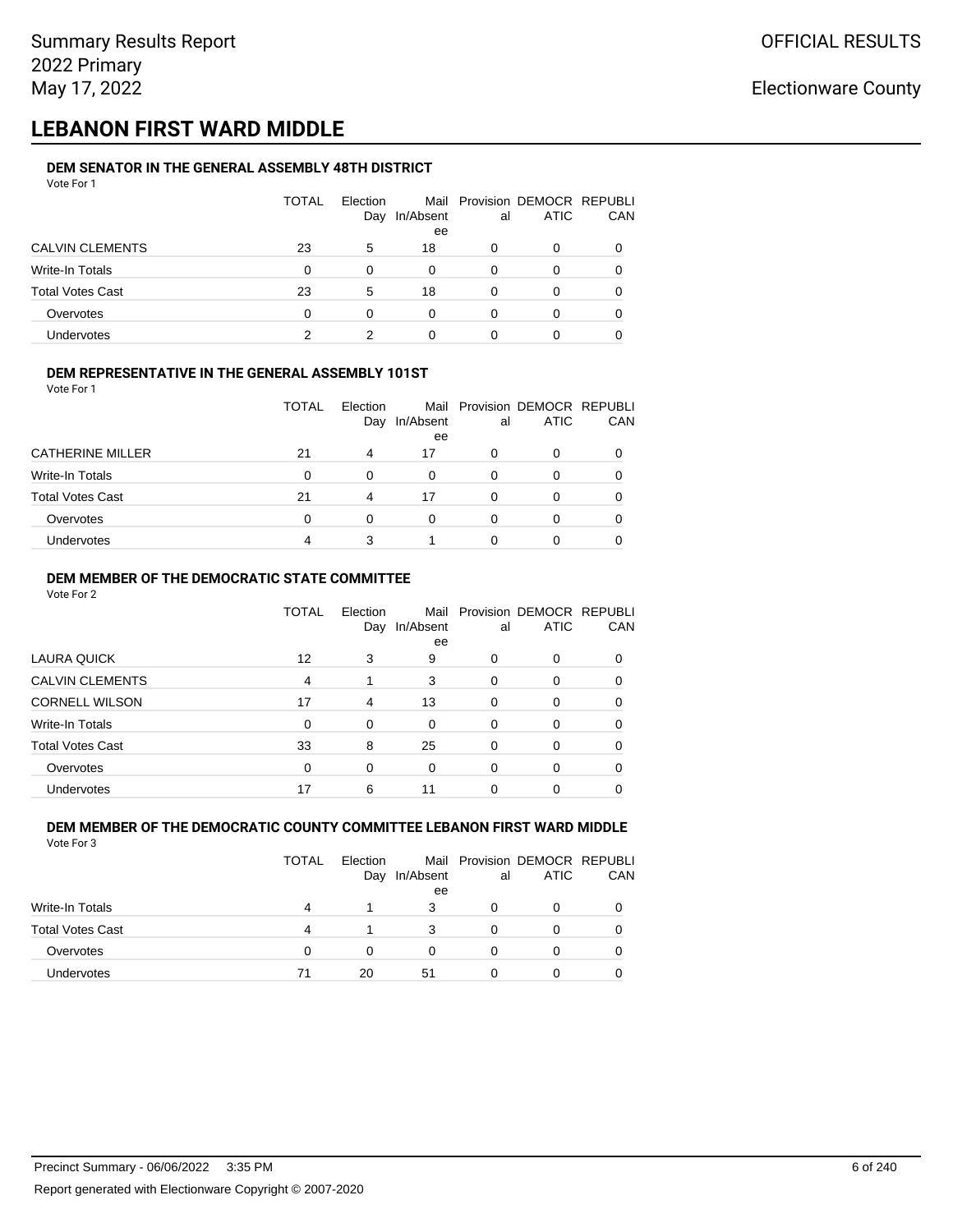# LEBANON FIRST WARD MIDDLE

### DEM SENATOR IN THE GENERAL ASSEMBLY 48TH DISTRICT

Vote For 1

| | TOTAL | Election Day | Mail In/Absentee | Provisional | DEMOCRATIC | REPUBLICAN |
|---|---|---|---|---|---|---|
| CALVIN CLEMENTS | 23 | 5 | 18 | 0 | 0 | 0 |
| Write-In Totals | 0 | 0 | 0 | 0 | 0 | 0 |
| Total Votes Cast | 23 | 5 | 18 | 0 | 0 | 0 |
| Overvotes | 0 | 0 | 0 | 0 | 0 | 0 |
| Undervotes | 2 | 2 | 0 | 0 | 0 | 0 |

### DEM REPRESENTATIVE IN THE GENERAL ASSEMBLY 101ST

Vote For 1

| | TOTAL | Election Day | Mail In/Absentee | Provisional | DEMOCRATIC | REPUBLICAN |
|---|---|---|---|---|---|---|
| CATHERINE MILLER | 21 | 4 | 17 | 0 | 0 | 0 |
| Write-In Totals | 0 | 0 | 0 | 0 | 0 | 0 |
| Total Votes Cast | 21 | 4 | 17 | 0 | 0 | 0 |
| Overvotes | 0 | 0 | 0 | 0 | 0 | 0 |
| Undervotes | 4 | 3 | 1 | 0 | 0 | 0 |

### DEM MEMBER OF THE DEMOCRATIC STATE COMMITTEE

Vote For 2

| | TOTAL | Election Day | Mail In/Absentee | Provisional | DEMOCRATIC | REPUBLICAN |
|---|---|---|---|---|---|---|
| LAURA QUICK | 12 | 3 | 9 | 0 | 0 | 0 |
| CALVIN CLEMENTS | 4 | 1 | 3 | 0 | 0 | 0 |
| CORNELL WILSON | 17 | 4 | 13 | 0 | 0 | 0 |
| Write-In Totals | 0 | 0 | 0 | 0 | 0 | 0 |
| Total Votes Cast | 33 | 8 | 25 | 0 | 0 | 0 |
| Overvotes | 0 | 0 | 0 | 0 | 0 | 0 |
| Undervotes | 17 | 6 | 11 | 0 | 0 | 0 |

### DEM MEMBER OF THE DEMOCRATIC COUNTY COMMITTEE LEBANON FIRST WARD MIDDLE

Vote For 3

| | TOTAL | Election Day | Mail In/Absentee | Provisional | DEMOCRATIC | REPUBLICAN |
|---|---|---|---|---|---|---|
| Write-In Totals | 4 | 1 | 3 | 0 | 0 | 0 |
| Total Votes Cast | 4 | 1 | 3 | 0 | 0 | 0 |
| Overvotes | 0 | 0 | 0 | 0 | 0 | 0 |
| Undervotes | 71 | 20 | 51 | 0 | 0 | 0 |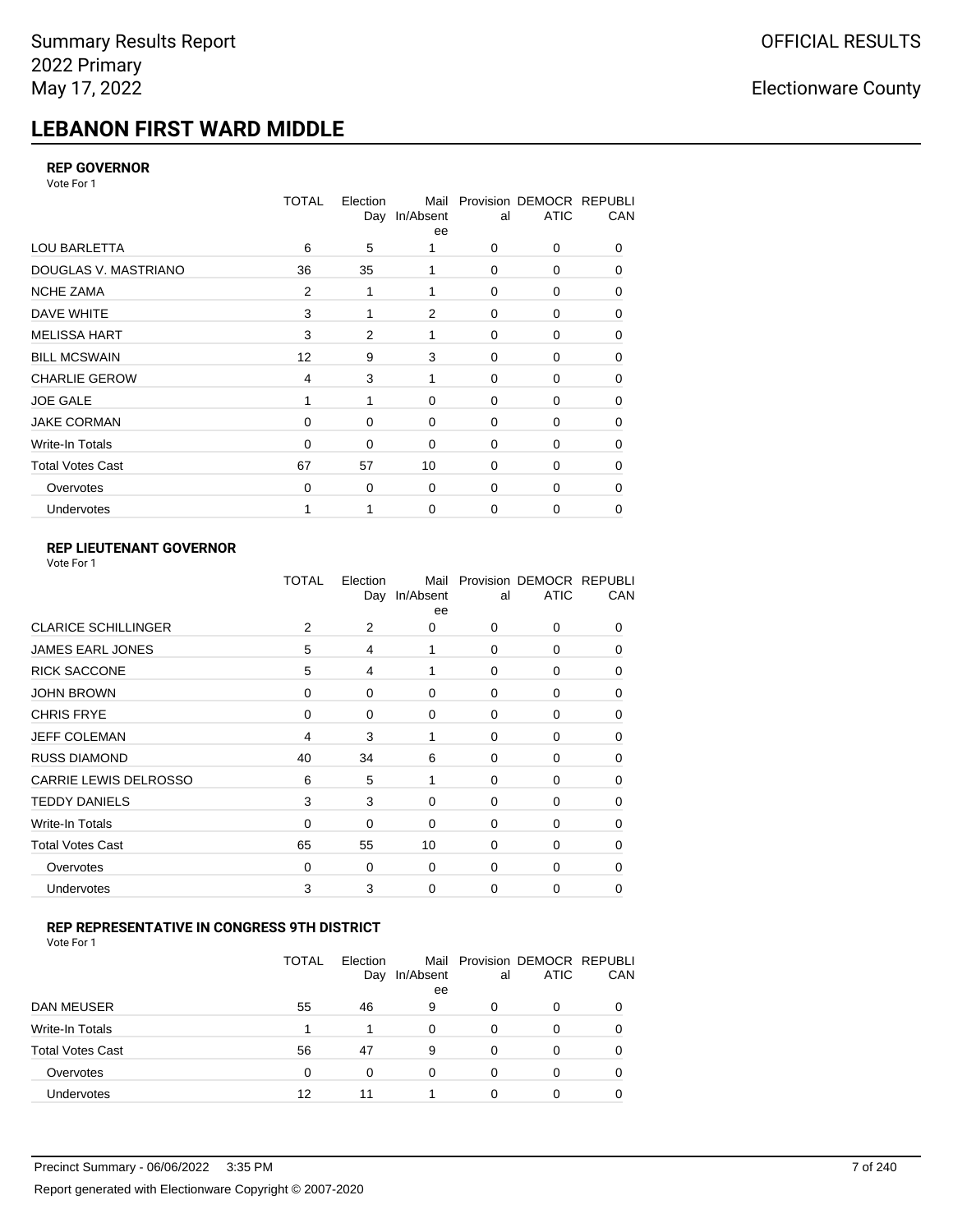# LEBANON FIRST WARD MIDDLE

### REP GOVERNOR

Vote For 1

| | TOTAL | Election Day | Mail In/Absentee | Provisional | DEMOCRATIC | REPUBLICAN |
|---|---|---|---|---|---|---|
| LOU BARLETTA | 6 | 5 | 1 | 0 | 0 | 0 |
| DOUGLAS V. MASTRIANO | 36 | 35 | 1 | 0 | 0 | 0 |
| NCHE ZAMA | 2 | 1 | 1 | 0 | 0 | 0 |
| DAVE WHITE | 3 | 1 | 2 | 0 | 0 | 0 |
| MELISSA HART | 3 | 2 | 1 | 0 | 0 | 0 |
| BILL MCSWAIN | 12 | 9 | 3 | 0 | 0 | 0 |
| CHARLIE GEROW | 4 | 3 | 1 | 0 | 0 | 0 |
| JOE GALE | 1 | 1 | 0 | 0 | 0 | 0 |
| JAKE CORMAN | 0 | 0 | 0 | 0 | 0 | 0 |
| Write-In Totals | 0 | 0 | 0 | 0 | 0 | 0 |
| Total Votes Cast | 67 | 57 | 10 | 0 | 0 | 0 |
| Overvotes | 0 | 0 | 0 | 0 | 0 | 0 |
| Undervotes | 1 | 1 | 0 | 0 | 0 | 0 |

### REP LIEUTENANT GOVERNOR

Vote For 1

| | TOTAL | Election Day | Mail In/Absentee | Provisional | DEMOCRATIC | REPUBLICAN |
|---|---|---|---|---|---|---|
| CLARICE SCHILLINGER | 2 | 2 | 0 | 0 | 0 | 0 |
| JAMES EARL JONES | 5 | 4 | 1 | 0 | 0 | 0 |
| RICK SACCONE | 5 | 4 | 1 | 0 | 0 | 0 |
| JOHN BROWN | 0 | 0 | 0 | 0 | 0 | 0 |
| CHRIS FRYE | 0 | 0 | 0 | 0 | 0 | 0 |
| JEFF COLEMAN | 4 | 3 | 1 | 0 | 0 | 0 |
| RUSS DIAMOND | 40 | 34 | 6 | 0 | 0 | 0 |
| CARRIE LEWIS DELROSSO | 6 | 5 | 1 | 0 | 0 | 0 |
| TEDDY DANIELS | 3 | 3 | 0 | 0 | 0 | 0 |
| Write-In Totals | 0 | 0 | 0 | 0 | 0 | 0 |
| Total Votes Cast | 65 | 55 | 10 | 0 | 0 | 0 |
| Overvotes | 0 | 0 | 0 | 0 | 0 | 0 |
| Undervotes | 3 | 3 | 0 | 0 | 0 | 0 |

### REP REPRESENTATIVE IN CONGRESS 9TH DISTRICT

Vote For 1

| | TOTAL | Election Day | Mail In/Absentee | Provisional | DEMOCRATIC | REPUBLICAN |
|---|---|---|---|---|---|---|
| DAN MEUSER | 55 | 46 | 9 | 0 | 0 | 0 |
| Write-In Totals | 1 | 1 | 0 | 0 | 0 | 0 |
| Total Votes Cast | 56 | 47 | 9 | 0 | 0 | 0 |
| Overvotes | 0 | 0 | 0 | 0 | 0 | 0 |
| Undervotes | 12 | 11 | 1 | 0 | 0 | 0 |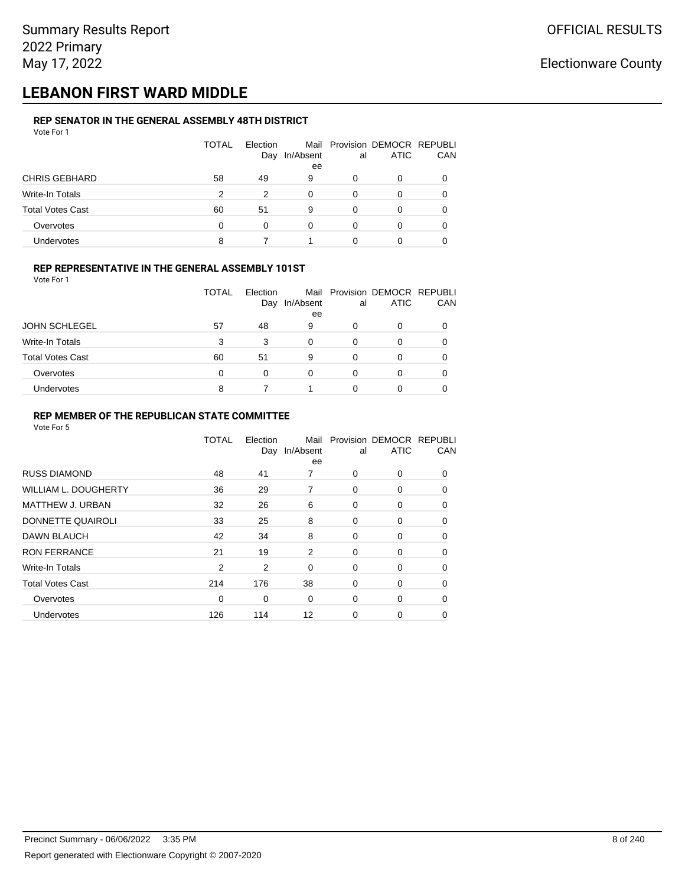# LEBANON FIRST WARD MIDDLE

### REP SENATOR IN THE GENERAL ASSEMBLY 48TH DISTRICT

Vote For 1

| | TOTAL | Election Day | Mail In/Absentee | Provisional | DEMOCRATIC | REPUBLICAN |
|---|---|---|---|---|---|---|
| CHRIS GEBHARD | 58 | 49 | 9 | 0 | 0 | 0 |
| Write-In Totals | 2 | 2 | 0 | 0 | 0 | 0 |
| Total Votes Cast | 60 | 51 | 9 | 0 | 0 | 0 |
| Overvotes | 0 | 0 | 0 | 0 | 0 | 0 |
| Undervotes | 8 | 7 | 1 | 0 | 0 | 0 |

### REP REPRESENTATIVE IN THE GENERAL ASSEMBLY 101ST

Vote For 1

| | TOTAL | Election Day | Mail In/Absentee | Provisional | DEMOCRATIC | REPUBLICAN |
|---|---|---|---|---|---|---|
| JOHN SCHLEGEL | 57 | 48 | 9 | 0 | 0 | 0 |
| Write-In Totals | 3 | 3 | 0 | 0 | 0 | 0 |
| Total Votes Cast | 60 | 51 | 9 | 0 | 0 | 0 |
| Overvotes | 0 | 0 | 0 | 0 | 0 | 0 |
| Undervotes | 8 | 7 | 1 | 0 | 0 | 0 |

### REP MEMBER OF THE REPUBLICAN STATE COMMITTEE

Vote For 5

| | TOTAL | Election Day | Mail In/Absentee | Provisional | DEMOCRATIC | REPUBLICAN |
|---|---|---|---|---|---|---|
| RUSS DIAMOND | 48 | 41 | 7 | 0 | 0 | 0 |
| WILLIAM L. DOUGHERTY | 36 | 29 | 7 | 0 | 0 | 0 |
| MATTHEW J. URBAN | 32 | 26 | 6 | 0 | 0 | 0 |
| DONNETTE QUAIROLI | 33 | 25 | 8 | 0 | 0 | 0 |
| DAWN BLAUCH | 42 | 34 | 8 | 0 | 0 | 0 |
| RON FERRANCE | 21 | 19 | 2 | 0 | 0 | 0 |
| Write-In Totals | 2 | 2 | 0 | 0 | 0 | 0 |
| Total Votes Cast | 214 | 176 | 38 | 0 | 0 | 0 |
| Overvotes | 0 | 0 | 0 | 0 | 0 | 0 |
| Undervotes | 126 | 114 | 12 | 0 | 0 | 0 |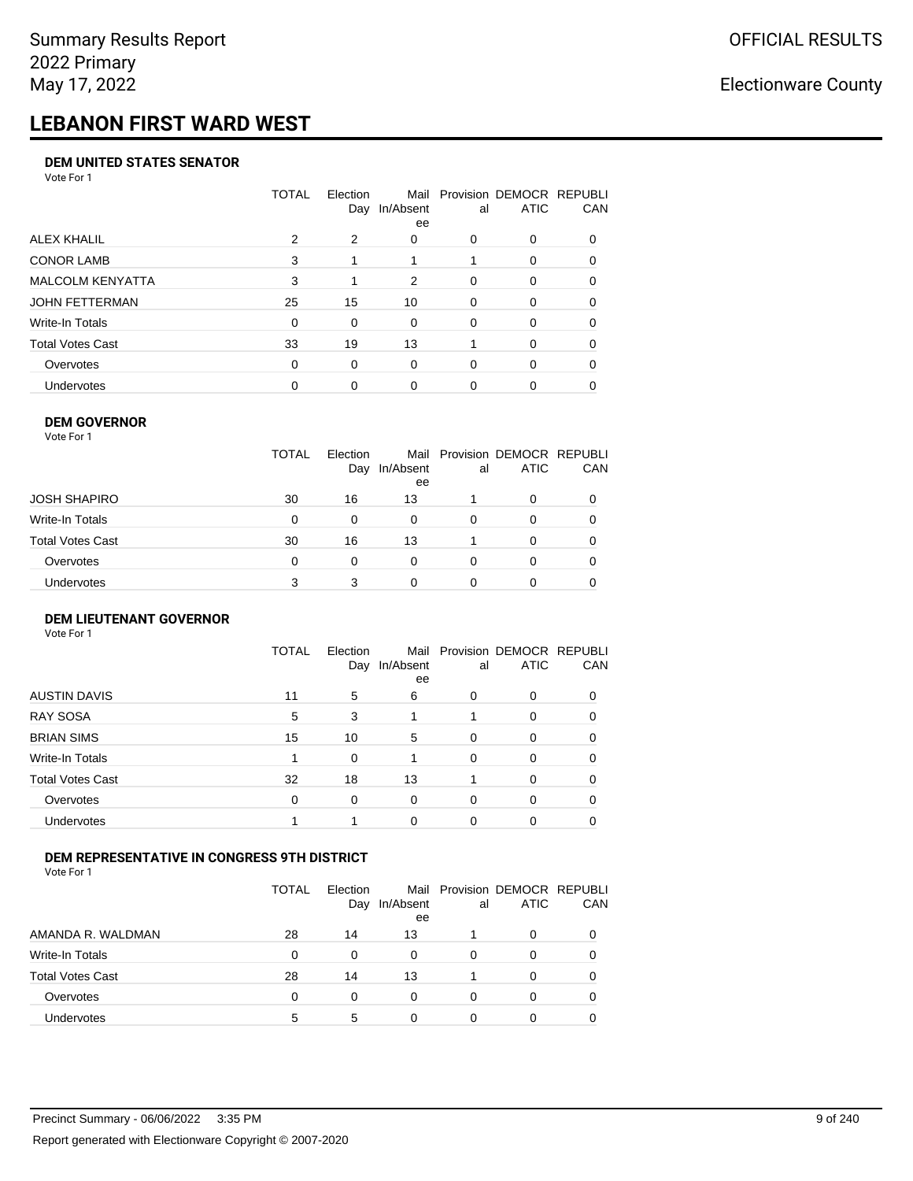# LEBANON FIRST WARD WEST

### DEM UNITED STATES SENATOR

Vote For 1

| | TOTAL | Election Day | Mail In/Absentee | Provisional | DEMOCRATIC | REPUBLICAN |
|---|---|---|---|---|---|---|
| ALEX KHALIL | 2 | 2 | 0 | 0 | 0 | 0 |
| CONOR LAMB | 3 | 1 | 1 | 1 | 0 | 0 |
| MALCOLM KENYATTA | 3 | 1 | 2 | 0 | 0 | 0 |
| JOHN FETTERMAN | 25 | 15 | 10 | 0 | 0 | 0 |
| Write-In Totals | 0 | 0 | 0 | 0 | 0 | 0 |
| Total Votes Cast | 33 | 19 | 13 | 1 | 0 | 0 |
| Overvotes | 0 | 0 | 0 | 0 | 0 | 0 |
| Undervotes | 0 | 0 | 0 | 0 | 0 | 0 |

### DEM GOVERNOR

Vote For 1

| | TOTAL | Election Day | Mail In/Absentee | Provisional | DEMOCRATIC | REPUBLICAN |
|---|---|---|---|---|---|---|
| JOSH SHAPIRO | 30 | 16 | 13 | 1 | 0 | 0 |
| Write-In Totals | 0 | 0 | 0 | 0 | 0 | 0 |
| Total Votes Cast | 30 | 16 | 13 | 1 | 0 | 0 |
| Overvotes | 0 | 0 | 0 | 0 | 0 | 0 |
| Undervotes | 3 | 3 | 0 | 0 | 0 | 0 |

### DEM LIEUTENANT GOVERNOR

Vote For 1

| | TOTAL | Election Day | Mail In/Absentee | Provisional | DEMOCRATIC | REPUBLICAN |
|---|---|---|---|---|---|---|
| AUSTIN DAVIS | 11 | 5 | 6 | 0 | 0 | 0 |
| RAY SOSA | 5 | 3 | 1 | 1 | 0 | 0 |
| BRIAN SIMS | 15 | 10 | 5 | 0 | 0 | 0 |
| Write-In Totals | 1 | 0 | 1 | 0 | 0 | 0 |
| Total Votes Cast | 32 | 18 | 13 | 1 | 0 | 0 |
| Overvotes | 0 | 0 | 0 | 0 | 0 | 0 |
| Undervotes | 1 | 1 | 0 | 0 | 0 | 0 |

### DEM REPRESENTATIVE IN CONGRESS 9TH DISTRICT

Vote For 1

| | TOTAL | Election Day | Mail In/Absentee | Provisional | DEMOCRATIC | REPUBLICAN |
|---|---|---|---|---|---|---|
| AMANDA R. WALDMAN | 28 | 14 | 13 | 1 | 0 | 0 |
| Write-In Totals | 0 | 0 | 0 | 0 | 0 | 0 |
| Total Votes Cast | 28 | 14 | 13 | 1 | 0 | 0 |
| Overvotes | 0 | 0 | 0 | 0 | 0 | 0 |
| Undervotes | 5 | 5 | 0 | 0 | 0 | 0 |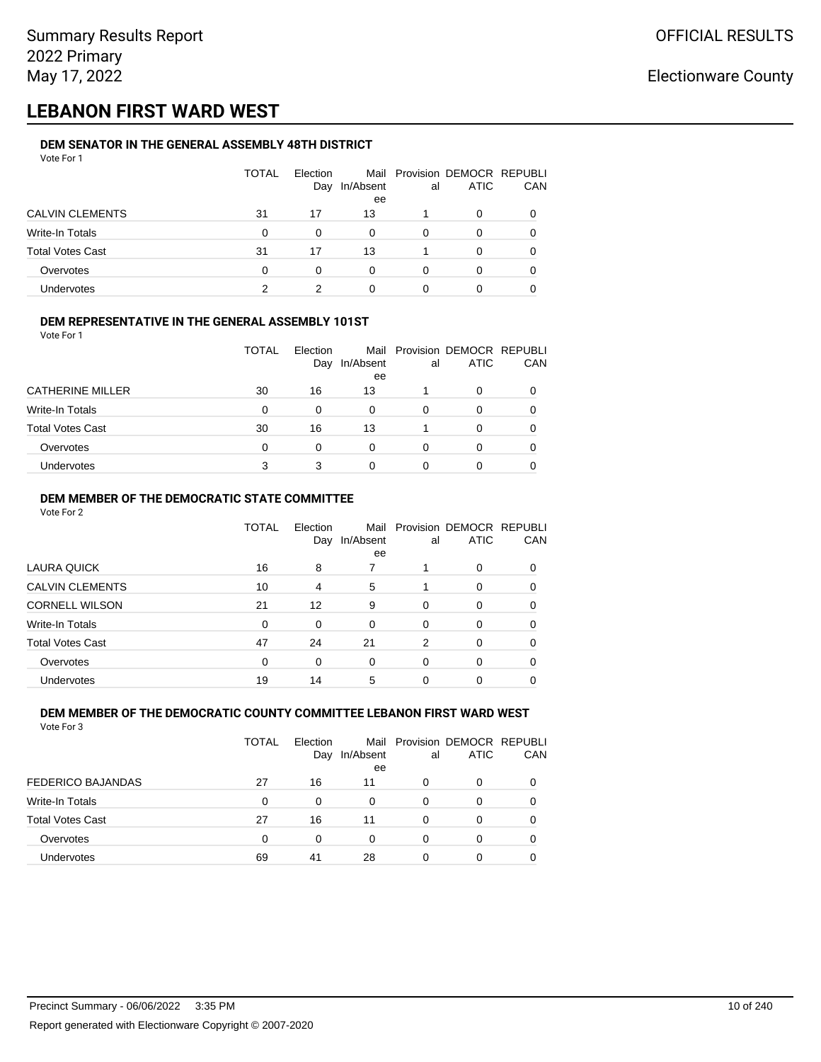Summary Results Report
2022 Primary
May 17, 2022

OFFICIAL RESULTS

Electionware County

# LEBANON FIRST WARD WEST

### DEM SENATOR IN THE GENERAL ASSEMBLY 48TH DISTRICT

Vote For 1

| | TOTAL | Election Day | Mail In/Absentee | Provisional | DEMOCRATIC | REPUBLICAN |
|---|---|---|---|---|---|---|
| CALVIN CLEMENTS | 31 | 17 | 13 | 1 | 0 | 0 |
| Write-In Totals | 0 | 0 | 0 | 0 | 0 | 0 |
| Total Votes Cast | 31 | 17 | 13 | 1 | 0 | 0 |
| Overvotes | 0 | 0 | 0 | 0 | 0 | 0 |
| Undervotes | 2 | 2 | 0 | 0 | 0 | 0 |

### DEM REPRESENTATIVE IN THE GENERAL ASSEMBLY 101ST

Vote For 1

| | TOTAL | Election Day | Mail In/Absentee | Provisional | DEMOCRATIC | REPUBLICAN |
|---|---|---|---|---|---|---|
| CATHERINE MILLER | 30 | 16 | 13 | 1 | 0 | 0 |
| Write-In Totals | 0 | 0 | 0 | 0 | 0 | 0 |
| Total Votes Cast | 30 | 16 | 13 | 1 | 0 | 0 |
| Overvotes | 0 | 0 | 0 | 0 | 0 | 0 |
| Undervotes | 3 | 3 | 0 | 0 | 0 | 0 |

### DEM MEMBER OF THE DEMOCRATIC STATE COMMITTEE

Vote For 2

| | TOTAL | Election Day | Mail In/Absentee | Provisional | DEMOCRATIC | REPUBLICAN |
|---|---|---|---|---|---|---|
| LAURA QUICK | 16 | 8 | 7 | 1 | 0 | 0 |
| CALVIN CLEMENTS | 10 | 4 | 5 | 1 | 0 | 0 |
| CORNELL WILSON | 21 | 12 | 9 | 0 | 0 | 0 |
| Write-In Totals | 0 | 0 | 0 | 0 | 0 | 0 |
| Total Votes Cast | 47 | 24 | 21 | 2 | 0 | 0 |
| Overvotes | 0 | 0 | 0 | 0 | 0 | 0 |
| Undervotes | 19 | 14 | 5 | 0 | 0 | 0 |

### DEM MEMBER OF THE DEMOCRATIC COUNTY COMMITTEE LEBANON FIRST WARD WEST

Vote For 3

| | TOTAL | Election Day | Mail In/Absentee | Provisional | DEMOCRATIC | REPUBLICAN |
|---|---|---|---|---|---|---|
| FEDERICO BAJANDAS | 27 | 16 | 11 | 0 | 0 | 0 |
| Write-In Totals | 0 | 0 | 0 | 0 | 0 | 0 |
| Total Votes Cast | 27 | 16 | 11 | 0 | 0 | 0 |
| Overvotes | 0 | 0 | 0 | 0 | 0 | 0 |
| Undervotes | 69 | 41 | 28 | 0 | 0 | 0 |

Precinct Summary - 06/06/2022 3:35 PM

Report generated with Electionware Copyright © 2007-2020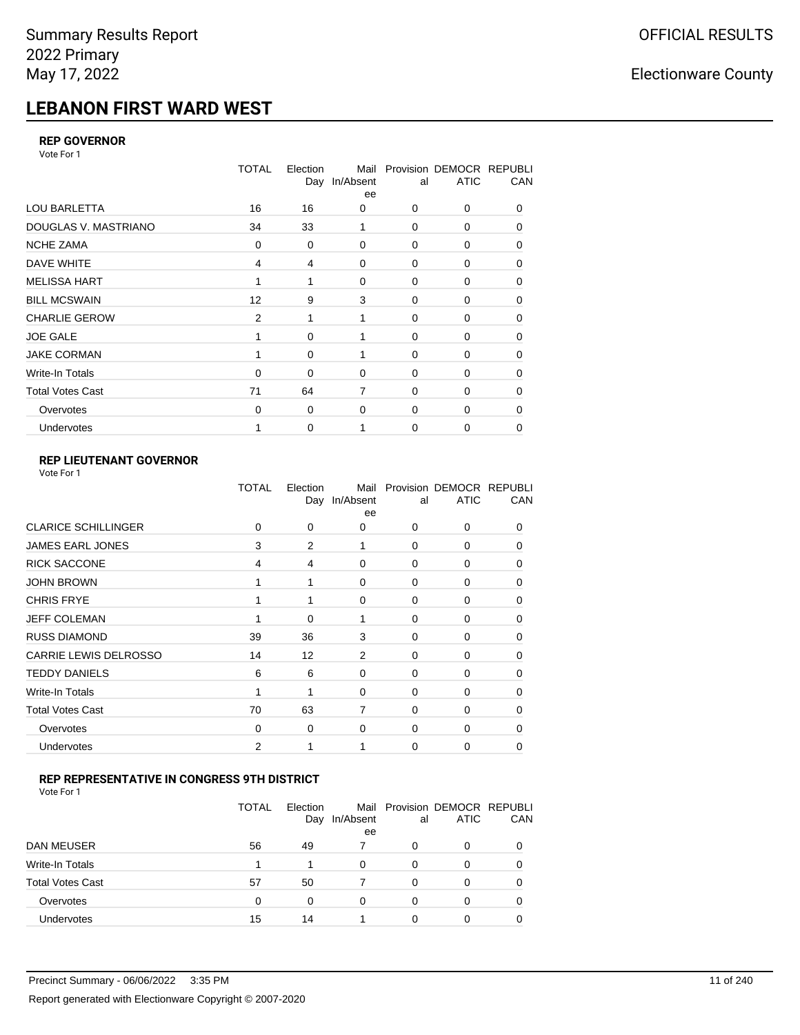# LEBANON FIRST WARD WEST

### REP GOVERNOR

Vote For 1

| | TOTAL | Election Day | Mail In/Absentee | Provisional | DEMOCRATIC | REPUBLICAN |
|---|---|---|---|---|---|---|
| LOU BARLETTA | 16 | 16 | 0 | 0 | 0 | 0 |
| DOUGLAS V. MASTRIANO | 34 | 33 | 1 | 0 | 0 | 0 |
| NCHE ZAMA | 0 | 0 | 0 | 0 | 0 | 0 |
| DAVE WHITE | 4 | 4 | 0 | 0 | 0 | 0 |
| MELISSA HART | 1 | 1 | 0 | 0 | 0 | 0 |
| BILL MCSWAIN | 12 | 9 | 3 | 0 | 0 | 0 |
| CHARLIE GEROW | 2 | 1 | 1 | 0 | 0 | 0 |
| JOE GALE | 1 | 0 | 1 | 0 | 0 | 0 |
| JAKE CORMAN | 1 | 0 | 1 | 0 | 0 | 0 |
| Write-In Totals | 0 | 0 | 0 | 0 | 0 | 0 |
| Total Votes Cast | 71 | 64 | 7 | 0 | 0 | 0 |
| Overvotes | 0 | 0 | 0 | 0 | 0 | 0 |
| Undervotes | 1 | 0 | 1 | 0 | 0 | 0 |

### REP LIEUTENANT GOVERNOR

Vote For 1

| | TOTAL | Election Day | Mail In/Absentee | Provisional | DEMOCRATIC | REPUBLICAN |
|---|---|---|---|---|---|---|
| CLARICE SCHILLINGER | 0 | 0 | 0 | 0 | 0 | 0 |
| JAMES EARL JONES | 3 | 2 | 1 | 0 | 0 | 0 |
| RICK SACCONE | 4 | 4 | 0 | 0 | 0 | 0 |
| JOHN BROWN | 1 | 1 | 0 | 0 | 0 | 0 |
| CHRIS FRYE | 1 | 1 | 0 | 0 | 0 | 0 |
| JEFF COLEMAN | 1 | 0 | 1 | 0 | 0 | 0 |
| RUSS DIAMOND | 39 | 36 | 3 | 0 | 0 | 0 |
| CARRIE LEWIS DELROSSO | 14 | 12 | 2 | 0 | 0 | 0 |
| TEDDY DANIELS | 6 | 6 | 0 | 0 | 0 | 0 |
| Write-In Totals | 1 | 1 | 0 | 0 | 0 | 0 |
| Total Votes Cast | 70 | 63 | 7 | 0 | 0 | 0 |
| Overvotes | 0 | 0 | 0 | 0 | 0 | 0 |
| Undervotes | 2 | 1 | 1 | 0 | 0 | 0 |

### REP REPRESENTATIVE IN CONGRESS 9TH DISTRICT

Vote For 1

| | TOTAL | Election Day | Mail In/Absentee | Provisional | DEMOCRATIC | REPUBLICAN |
|---|---|---|---|---|---|---|
| DAN MEUSER | 56 | 49 | 7 | 0 | 0 | 0 |
| Write-In Totals | 1 | 1 | 0 | 0 | 0 | 0 |
| Total Votes Cast | 57 | 50 | 7 | 0 | 0 | 0 |
| Overvotes | 0 | 0 | 0 | 0 | 0 | 0 |
| Undervotes | 15 | 14 | 1 | 0 | 0 | 0 |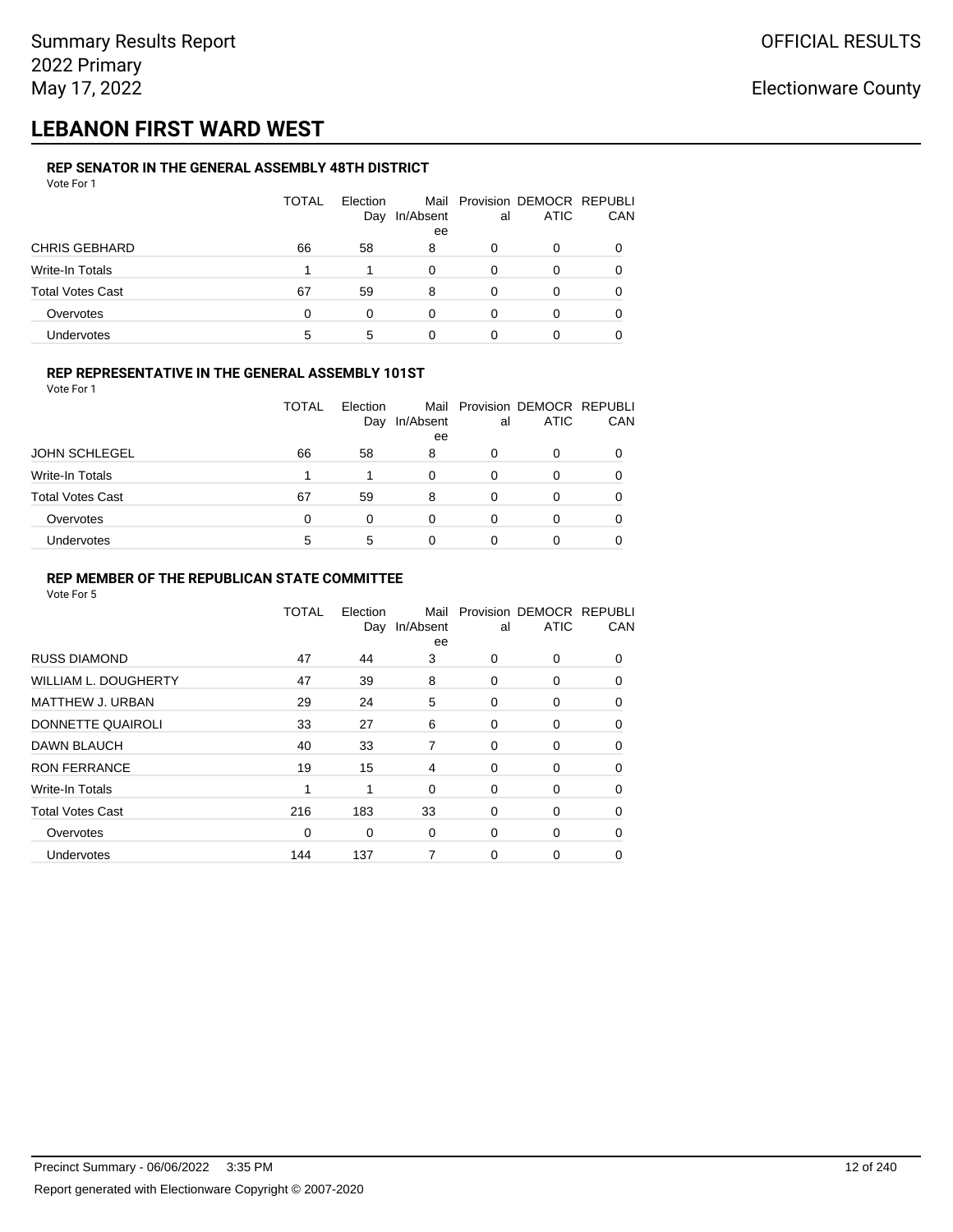# LEBANON FIRST WARD WEST

### REP SENATOR IN THE GENERAL ASSEMBLY 48TH DISTRICT

Vote For 1

| | TOTAL | Election Day | Mail In/Absentee | Provisional | DEMOCRATIC | REPUBLICAN |
|---|---|---|---|---|---|---|
| CHRIS GEBHARD | 66 | 58 | 8 | 0 | 0 | 0 |
| Write-In Totals | 1 | 1 | 0 | 0 | 0 | 0 |
| Total Votes Cast | 67 | 59 | 8 | 0 | 0 | 0 |
| Overvotes | 0 | 0 | 0 | 0 | 0 | 0 |
| Undervotes | 5 | 5 | 0 | 0 | 0 | 0 |

### REP REPRESENTATIVE IN THE GENERAL ASSEMBLY 101ST

Vote For 1

| | TOTAL | Election Day | Mail In/Absentee | Provisional | DEMOCRATIC | REPUBLICAN |
|---|---|---|---|---|---|---|
| JOHN SCHLEGEL | 66 | 58 | 8 | 0 | 0 | 0 |
| Write-In Totals | 1 | 1 | 0 | 0 | 0 | 0 |
| Total Votes Cast | 67 | 59 | 8 | 0 | 0 | 0 |
| Overvotes | 0 | 0 | 0 | 0 | 0 | 0 |
| Undervotes | 5 | 5 | 0 | 0 | 0 | 0 |

### REP MEMBER OF THE REPUBLICAN STATE COMMITTEE

Vote For 5

| | TOTAL | Election Day | Mail In/Absentee | Provisional | DEMOCRATIC | REPUBLICAN |
|---|---|---|---|---|---|---|
| RUSS DIAMOND | 47 | 44 | 3 | 0 | 0 | 0 |
| WILLIAM L. DOUGHERTY | 47 | 39 | 8 | 0 | 0 | 0 |
| MATTHEW J. URBAN | 29 | 24 | 5 | 0 | 0 | 0 |
| DONNETTE QUAIROLI | 33 | 27 | 6 | 0 | 0 | 0 |
| DAWN BLAUCH | 40 | 33 | 7 | 0 | 0 | 0 |
| RON FERRANCE | 19 | 15 | 4 | 0 | 0 | 0 |
| Write-In Totals | 1 | 1 | 0 | 0 | 0 | 0 |
| Total Votes Cast | 216 | 183 | 33 | 0 | 0 | 0 |
| Overvotes | 0 | 0 | 0 | 0 | 0 | 0 |
| Undervotes | 144 | 137 | 7 | 0 | 0 | 0 |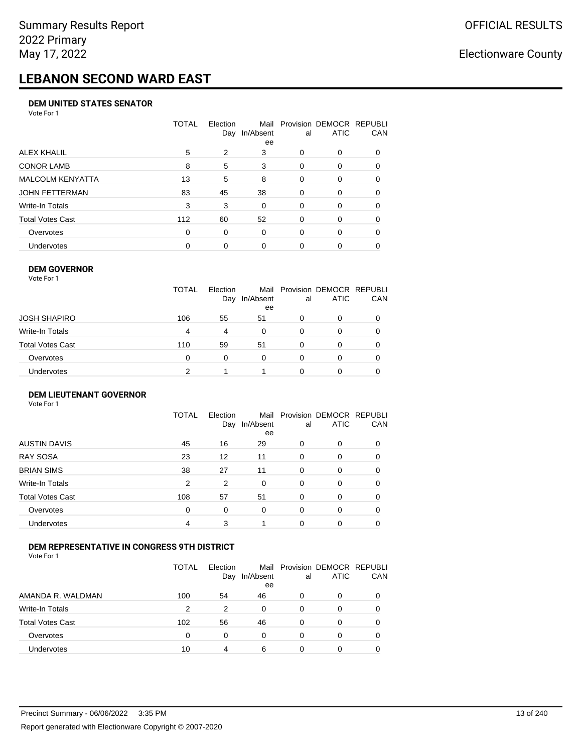# LEBANON SECOND WARD EAST

### DEM UNITED STATES SENATOR

Vote For 1

| | TOTAL | Election Day | Mail In/Absentee | Provisional | DEMOCRATIC | REPUBLICAN |
|---|---|---|---|---|---|---|
| ALEX KHALIL | 5 | 2 | 3 | 0 | 0 | 0 |
| CONOR LAMB | 8 | 5 | 3 | 0 | 0 | 0 |
| MALCOLM KENYATTA | 13 | 5 | 8 | 0 | 0 | 0 |
| JOHN FETTERMAN | 83 | 45 | 38 | 0 | 0 | 0 |
| Write-In Totals | 3 | 3 | 0 | 0 | 0 | 0 |
| Total Votes Cast | 112 | 60 | 52 | 0 | 0 | 0 |
| Overvotes | 0 | 0 | 0 | 0 | 0 | 0 |
| Undervotes | 0 | 0 | 0 | 0 | 0 | 0 |

### DEM GOVERNOR

Vote For 1

| | TOTAL | Election Day | Mail In/Absentee | Provisional | DEMOCRATIC | REPUBLICAN |
|---|---|---|---|---|---|---|
| JOSH SHAPIRO | 106 | 55 | 51 | 0 | 0 | 0 |
| Write-In Totals | 4 | 4 | 0 | 0 | 0 | 0 |
| Total Votes Cast | 110 | 59 | 51 | 0 | 0 | 0 |
| Overvotes | 0 | 0 | 0 | 0 | 0 | 0 |
| Undervotes | 2 | 1 | 1 | 0 | 0 | 0 |

### DEM LIEUTENANT GOVERNOR

Vote For 1

| | TOTAL | Election Day | Mail In/Absentee | Provisional | DEMOCRATIC | REPUBLICAN |
|---|---|---|---|---|---|---|
| AUSTIN DAVIS | 45 | 16 | 29 | 0 | 0 | 0 |
| RAY SOSA | 23 | 12 | 11 | 0 | 0 | 0 |
| BRIAN SIMS | 38 | 27 | 11 | 0 | 0 | 0 |
| Write-In Totals | 2 | 2 | 0 | 0 | 0 | 0 |
| Total Votes Cast | 108 | 57 | 51 | 0 | 0 | 0 |
| Overvotes | 0 | 0 | 0 | 0 | 0 | 0 |
| Undervotes | 4 | 3 | 1 | 0 | 0 | 0 |

### DEM REPRESENTATIVE IN CONGRESS 9TH DISTRICT

Vote For 1

| | TOTAL | Election Day | Mail In/Absentee | Provisional | DEMOCRATIC | REPUBLICAN |
|---|---|---|---|---|---|---|
| AMANDA R. WALDMAN | 100 | 54 | 46 | 0 | 0 | 0 |
| Write-In Totals | 2 | 2 | 0 | 0 | 0 | 0 |
| Total Votes Cast | 102 | 56 | 46 | 0 | 0 | 0 |
| Overvotes | 0 | 0 | 0 | 0 | 0 | 0 |
| Undervotes | 10 | 4 | 6 | 0 | 0 | 0 |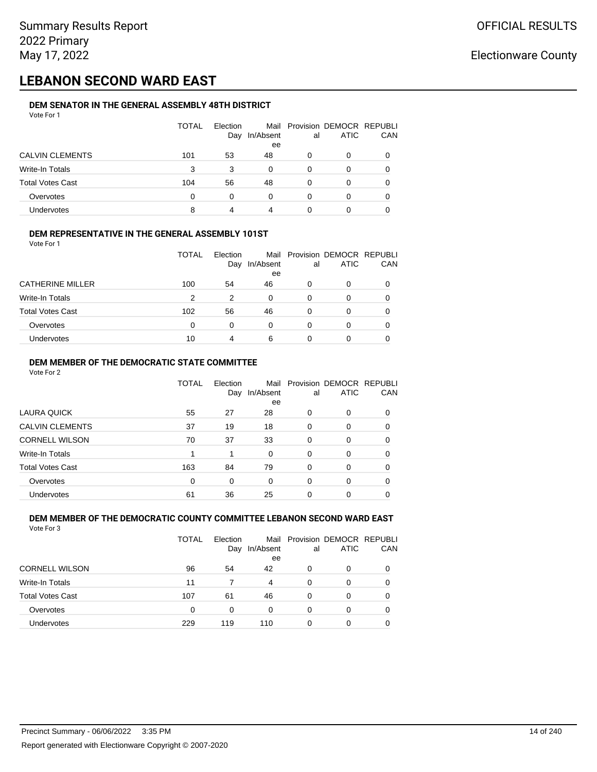Summary Results Report
2022 Primary
May 17, 2022

OFFICIAL RESULTS

Electionware County

# LEBANON SECOND WARD EAST

### DEM SENATOR IN THE GENERAL ASSEMBLY 48TH DISTRICT

Vote For 1

| | TOTAL | Election Day | Mail In/Absentee | Provisional | DEMOCRATIC | REPUBLICAN |
|---|---|---|---|---|---|---|
| CALVIN CLEMENTS | 101 | 53 | 48 | 0 | 0 | 0 |
| Write-In Totals | 3 | 3 | 0 | 0 | 0 | 0 |
| Total Votes Cast | 104 | 56 | 48 | 0 | 0 | 0 |
| Overvotes | 0 | 0 | 0 | 0 | 0 | 0 |
| Undervotes | 8 | 4 | 4 | 0 | 0 | 0 |

### DEM REPRESENTATIVE IN THE GENERAL ASSEMBLY 101ST

Vote For 1

| | TOTAL | Election Day | Mail In/Absentee | Provisional | DEMOCRATIC | REPUBLICAN |
|---|---|---|---|---|---|---|
| CATHERINE MILLER | 100 | 54 | 46 | 0 | 0 | 0 |
| Write-In Totals | 2 | 2 | 0 | 0 | 0 | 0 |
| Total Votes Cast | 102 | 56 | 46 | 0 | 0 | 0 |
| Overvotes | 0 | 0 | 0 | 0 | 0 | 0 |
| Undervotes | 10 | 4 | 6 | 0 | 0 | 0 |

### DEM MEMBER OF THE DEMOCRATIC STATE COMMITTEE

Vote For 2

| | TOTAL | Election Day | Mail In/Absentee | Provisional | DEMOCRATIC | REPUBLICAN |
|---|---|---|---|---|---|---|
| LAURA QUICK | 55 | 27 | 28 | 0 | 0 | 0 |
| CALVIN CLEMENTS | 37 | 19 | 18 | 0 | 0 | 0 |
| CORNELL WILSON | 70 | 37 | 33 | 0 | 0 | 0 |
| Write-In Totals | 1 | 1 | 0 | 0 | 0 | 0 |
| Total Votes Cast | 163 | 84 | 79 | 0 | 0 | 0 |
| Overvotes | 0 | 0 | 0 | 0 | 0 | 0 |
| Undervotes | 61 | 36 | 25 | 0 | 0 | 0 |

### DEM MEMBER OF THE DEMOCRATIC COUNTY COMMITTEE LEBANON SECOND WARD EAST

Vote For 3

| | TOTAL | Election Day | Mail In/Absentee | Provisional | DEMOCRATIC | REPUBLICAN |
|---|---|---|---|---|---|---|
| CORNELL WILSON | 96 | 54 | 42 | 0 | 0 | 0 |
| Write-In Totals | 11 | 7 | 4 | 0 | 0 | 0 |
| Total Votes Cast | 107 | 61 | 46 | 0 | 0 | 0 |
| Overvotes | 0 | 0 | 0 | 0 | 0 | 0 |
| Undervotes | 229 | 119 | 110 | 0 | 0 | 0 |

Precinct Summary - 06/06/2022 3:35 PM

Report generated with Electionware Copyright © 2007-2020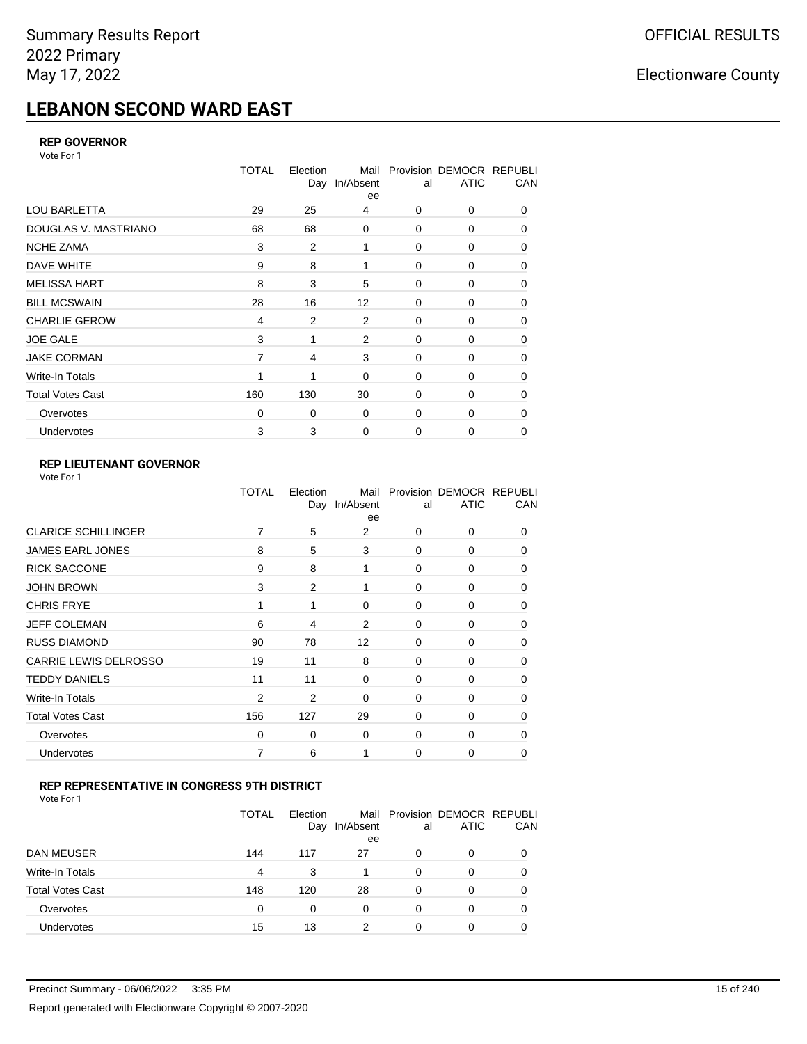# LEBANON SECOND WARD EAST

### REP GOVERNOR

Vote For 1

| | TOTAL | Election Day | Mail In/Absentee | Provisional | DEMOCRATIC | REPUBLICAN |
|---|---|---|---|---|---|---|
| LOU BARLETTA | 29 | 25 | 4 | 0 | 0 | 0 |
| DOUGLAS V. MASTRIANO | 68 | 68 | 0 | 0 | 0 | 0 |
| NCHE ZAMA | 3 | 2 | 1 | 0 | 0 | 0 |
| DAVE WHITE | 9 | 8 | 1 | 0 | 0 | 0 |
| MELISSA HART | 8 | 3 | 5 | 0 | 0 | 0 |
| BILL MCSWAIN | 28 | 16 | 12 | 0 | 0 | 0 |
| CHARLIE GEROW | 4 | 2 | 2 | 0 | 0 | 0 |
| JOE GALE | 3 | 1 | 2 | 0 | 0 | 0 |
| JAKE CORMAN | 7 | 4 | 3 | 0 | 0 | 0 |
| Write-In Totals | 1 | 1 | 0 | 0 | 0 | 0 |
| Total Votes Cast | 160 | 130 | 30 | 0 | 0 | 0 |
| Overvotes | 0 | 0 | 0 | 0 | 0 | 0 |
| Undervotes | 3 | 3 | 0 | 0 | 0 | 0 |

### REP LIEUTENANT GOVERNOR

Vote For 1

| | TOTAL | Election Day | Mail In/Absentee | Provisional | DEMOCRATIC | REPUBLICAN |
|---|---|---|---|---|---|---|
| CLARICE SCHILLINGER | 7 | 5 | 2 | 0 | 0 | 0 |
| JAMES EARL JONES | 8 | 5 | 3 | 0 | 0 | 0 |
| RICK SACCONE | 9 | 8 | 1 | 0 | 0 | 0 |
| JOHN BROWN | 3 | 2 | 1 | 0 | 0 | 0 |
| CHRIS FRYE | 1 | 1 | 0 | 0 | 0 | 0 |
| JEFF COLEMAN | 6 | 4 | 2 | 0 | 0 | 0 |
| RUSS DIAMOND | 90 | 78 | 12 | 0 | 0 | 0 |
| CARRIE LEWIS DELROSSO | 19 | 11 | 8 | 0 | 0 | 0 |
| TEDDY DANIELS | 11 | 11 | 0 | 0 | 0 | 0 |
| Write-In Totals | 2 | 2 | 0 | 0 | 0 | 0 |
| Total Votes Cast | 156 | 127 | 29 | 0 | 0 | 0 |
| Overvotes | 0 | 0 | 0 | 0 | 0 | 0 |
| Undervotes | 7 | 6 | 1 | 0 | 0 | 0 |

### REP REPRESENTATIVE IN CONGRESS 9TH DISTRICT

Vote For 1

| | TOTAL | Election Day | Mail In/Absentee | Provisional | DEMOCRATIC | REPUBLICAN |
|---|---|---|---|---|---|---|
| DAN MEUSER | 144 | 117 | 27 | 0 | 0 | 0 |
| Write-In Totals | 4 | 3 | 1 | 0 | 0 | 0 |
| Total Votes Cast | 148 | 120 | 28 | 0 | 0 | 0 |
| Overvotes | 0 | 0 | 0 | 0 | 0 | 0 |
| Undervotes | 15 | 13 | 2 | 0 | 0 | 0 |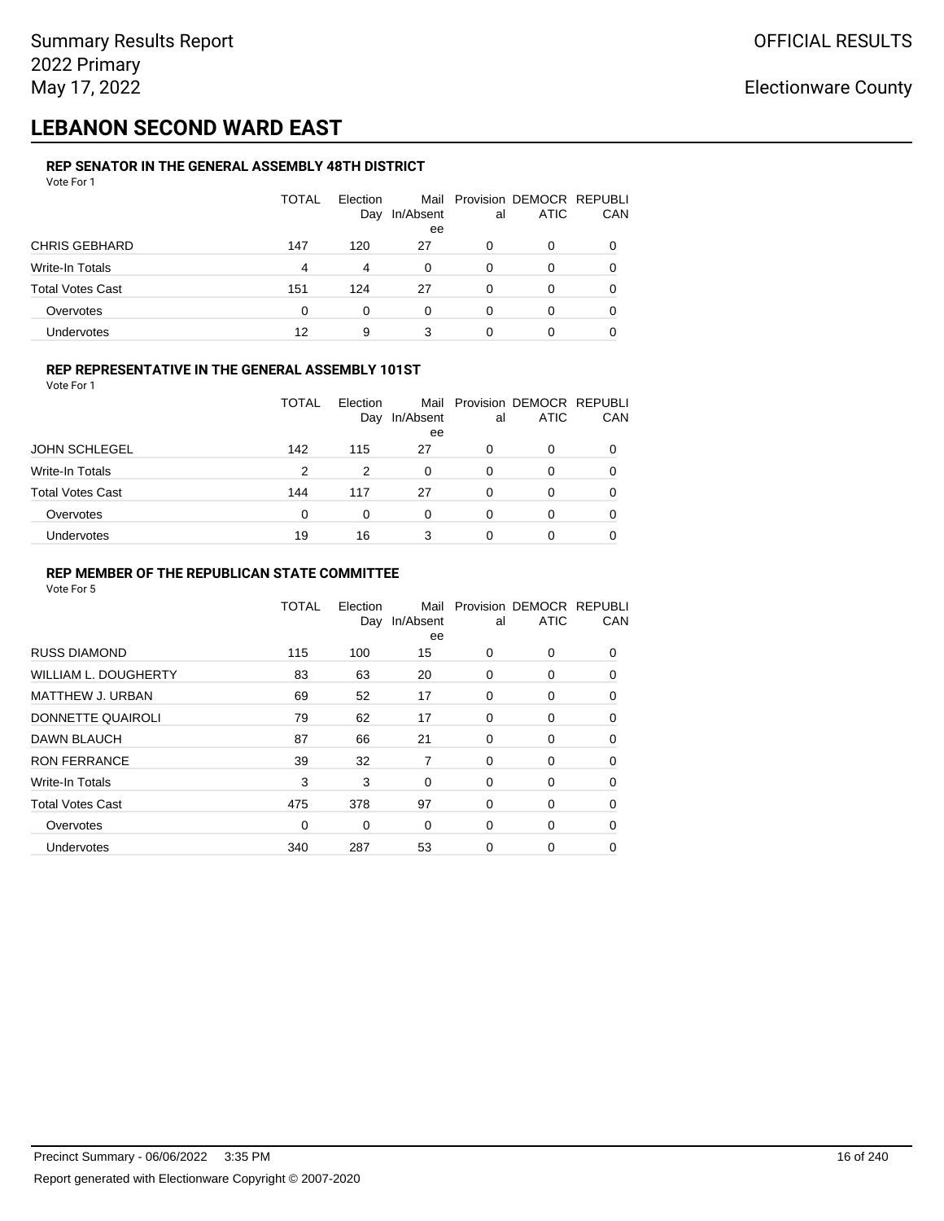Summary Results Report
2022 Primary
May 17, 2022

OFFICIAL RESULTS

Electionware County

# LEBANON SECOND WARD EAST

### REP SENATOR IN THE GENERAL ASSEMBLY 48TH DISTRICT

Vote For 1

| | TOTAL | Election Day | Mail In/Absentee | Provisional | DEMOCRATIC | REPUBLICAN |
|---|---|---|---|---|---|---|
| CHRIS GEBHARD | 147 | 120 | 27 | 0 | 0 | 0 |
| Write-In Totals | 4 | 4 | 0 | 0 | 0 | 0 |
| Total Votes Cast | 151 | 124 | 27 | 0 | 0 | 0 |
| Overvotes | 0 | 0 | 0 | 0 | 0 | 0 |
| Undervotes | 12 | 9 | 3 | 0 | 0 | 0 |

### REP REPRESENTATIVE IN THE GENERAL ASSEMBLY 101ST

Vote For 1

| | TOTAL | Election Day | Mail In/Absentee | Provisional | DEMOCRATIC | REPUBLICAN |
|---|---|---|---|---|---|---|
| JOHN SCHLEGEL | 142 | 115 | 27 | 0 | 0 | 0 |
| Write-In Totals | 2 | 2 | 0 | 0 | 0 | 0 |
| Total Votes Cast | 144 | 117 | 27 | 0 | 0 | 0 |
| Overvotes | 0 | 0 | 0 | 0 | 0 | 0 |
| Undervotes | 19 | 16 | 3 | 0 | 0 | 0 |

### REP MEMBER OF THE REPUBLICAN STATE COMMITTEE

Vote For 5

| | TOTAL | Election Day | Mail In/Absentee | Provisional | DEMOCRATIC | REPUBLICAN |
|---|---|---|---|---|---|---|
| RUSS DIAMOND | 115 | 100 | 15 | 0 | 0 | 0 |
| WILLIAM L. DOUGHERTY | 83 | 63 | 20 | 0 | 0 | 0 |
| MATTHEW J. URBAN | 69 | 52 | 17 | 0 | 0 | 0 |
| DONNETTE QUAIROLI | 79 | 62 | 17 | 0 | 0 | 0 |
| DAWN BLAUCH | 87 | 66 | 21 | 0 | 0 | 0 |
| RON FERRANCE | 39 | 32 | 7 | 0 | 0 | 0 |
| Write-In Totals | 3 | 3 | 0 | 0 | 0 | 0 |
| Total Votes Cast | 475 | 378 | 97 | 0 | 0 | 0 |
| Overvotes | 0 | 0 | 0 | 0 | 0 | 0 |
| Undervotes | 340 | 287 | 53 | 0 | 0 | 0 |

Precinct Summary - 06/06/2022 3:35 PM

Report generated with Electionware Copyright © 2007-2020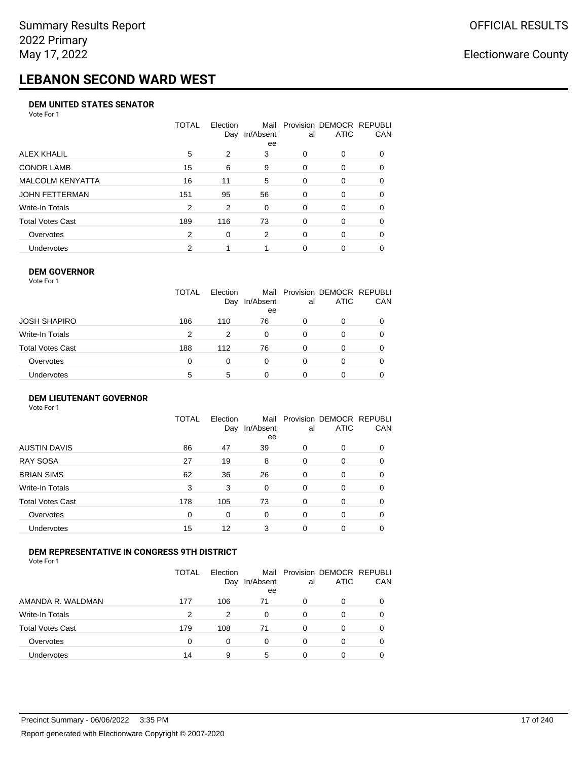# LEBANON SECOND WARD WEST

### DEM UNITED STATES SENATOR

Vote For 1

| | TOTAL | Election Day | Mail In/Absentee | Provisional | DEMOCRATIC | REPUBLICAN |
|---|---|---|---|---|---|---|
| ALEX KHALIL | 5 | 2 | 3 | 0 | 0 | 0 |
| CONOR LAMB | 15 | 6 | 9 | 0 | 0 | 0 |
| MALCOLM KENYATTA | 16 | 11 | 5 | 0 | 0 | 0 |
| JOHN FETTERMAN | 151 | 95 | 56 | 0 | 0 | 0 |
| Write-In Totals | 2 | 2 | 0 | 0 | 0 | 0 |
| Total Votes Cast | 189 | 116 | 73 | 0 | 0 | 0 |
| Overvotes | 2 | 0 | 2 | 0 | 0 | 0 |
| Undervotes | 2 | 1 | 1 | 0 | 0 | 0 |

### DEM GOVERNOR

Vote For 1

| | TOTAL | Election Day | Mail In/Absentee | Provisional | DEMOCRATIC | REPUBLICAN |
|---|---|---|---|---|---|---|
| JOSH SHAPIRO | 186 | 110 | 76 | 0 | 0 | 0 |
| Write-In Totals | 2 | 2 | 0 | 0 | 0 | 0 |
| Total Votes Cast | 188 | 112 | 76 | 0 | 0 | 0 |
| Overvotes | 0 | 0 | 0 | 0 | 0 | 0 |
| Undervotes | 5 | 5 | 0 | 0 | 0 | 0 |

### DEM LIEUTENANT GOVERNOR

Vote For 1

| | TOTAL | Election Day | Mail In/Absentee | Provisional | DEMOCRATIC | REPUBLICAN |
|---|---|---|---|---|---|---|
| AUSTIN DAVIS | 86 | 47 | 39 | 0 | 0 | 0 |
| RAY SOSA | 27 | 19 | 8 | 0 | 0 | 0 |
| BRIAN SIMS | 62 | 36 | 26 | 0 | 0 | 0 |
| Write-In Totals | 3 | 3 | 0 | 0 | 0 | 0 |
| Total Votes Cast | 178 | 105 | 73 | 0 | 0 | 0 |
| Overvotes | 0 | 0 | 0 | 0 | 0 | 0 |
| Undervotes | 15 | 12 | 3 | 0 | 0 | 0 |

### DEM REPRESENTATIVE IN CONGRESS 9TH DISTRICT

Vote For 1

| | TOTAL | Election Day | Mail In/Absentee | Provisional | DEMOCRATIC | REPUBLICAN |
|---|---|---|---|---|---|---|
| AMANDA R. WALDMAN | 177 | 106 | 71 | 0 | 0 | 0 |
| Write-In Totals | 2 | 2 | 0 | 0 | 0 | 0 |
| Total Votes Cast | 179 | 108 | 71 | 0 | 0 | 0 |
| Overvotes | 0 | 0 | 0 | 0 | 0 | 0 |
| Undervotes | 14 | 9 | 5 | 0 | 0 | 0 |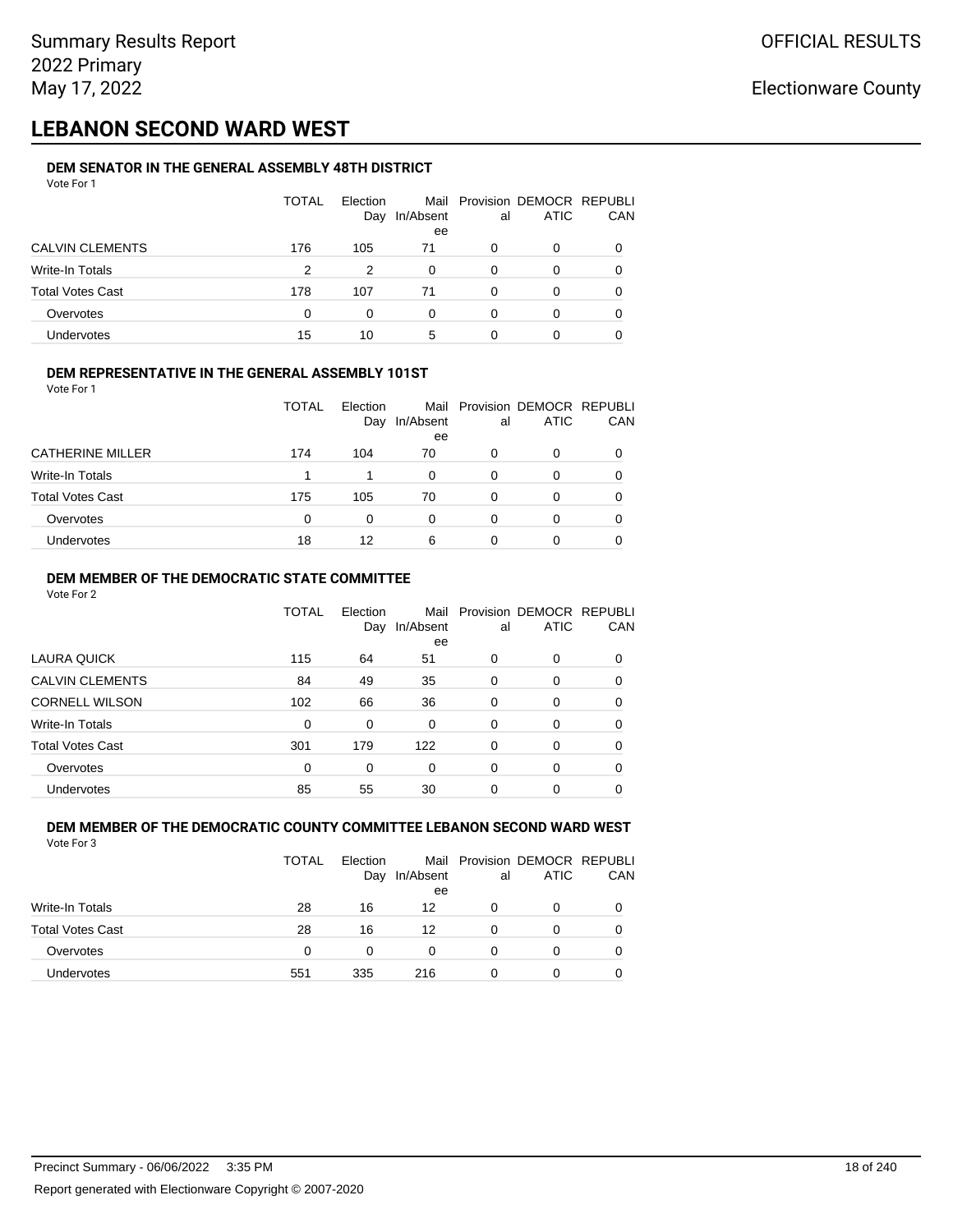Summary Results Report
2022 Primary
May 17, 2022

OFFICIAL RESULTS

Electionware County

# LEBANON SECOND WARD WEST

### DEM SENATOR IN THE GENERAL ASSEMBLY 48TH DISTRICT

Vote For 1

| | TOTAL | Election Day | Mail In/Absentee | Provisional | DEMOCRATIC | REPUBLICAN |
|---|---|---|---|---|---|---|
| CALVIN CLEMENTS | 176 | 105 | 71 | 0 | 0 | 0 |
| Write-In Totals | 2 | 2 | 0 | 0 | 0 | 0 |
| Total Votes Cast | 178 | 107 | 71 | 0 | 0 | 0 |
| Overvotes | 0 | 0 | 0 | 0 | 0 | 0 |
| Undervotes | 15 | 10 | 5 | 0 | 0 | 0 |

### DEM REPRESENTATIVE IN THE GENERAL ASSEMBLY 101ST

Vote For 1

| | TOTAL | Election Day | Mail In/Absentee | Provisional | DEMOCRATIC | REPUBLICAN |
|---|---|---|---|---|---|---|
| CATHERINE MILLER | 174 | 104 | 70 | 0 | 0 | 0 |
| Write-In Totals | 1 | 1 | 0 | 0 | 0 | 0 |
| Total Votes Cast | 175 | 105 | 70 | 0 | 0 | 0 |
| Overvotes | 0 | 0 | 0 | 0 | 0 | 0 |
| Undervotes | 18 | 12 | 6 | 0 | 0 | 0 |

### DEM MEMBER OF THE DEMOCRATIC STATE COMMITTEE

Vote For 2

| | TOTAL | Election Day | Mail In/Absentee | Provisional | DEMOCRATIC | REPUBLICAN |
|---|---|---|---|---|---|---|
| LAURA QUICK | 115 | 64 | 51 | 0 | 0 | 0 |
| CALVIN CLEMENTS | 84 | 49 | 35 | 0 | 0 | 0 |
| CORNELL WILSON | 102 | 66 | 36 | 0 | 0 | 0 |
| Write-In Totals | 0 | 0 | 0 | 0 | 0 | 0 |
| Total Votes Cast | 301 | 179 | 122 | 0 | 0 | 0 |
| Overvotes | 0 | 0 | 0 | 0 | 0 | 0 |
| Undervotes | 85 | 55 | 30 | 0 | 0 | 0 |

### DEM MEMBER OF THE DEMOCRATIC COUNTY COMMITTEE LEBANON SECOND WARD WEST

Vote For 3

| | TOTAL | Election Day | Mail In/Absentee | Provisional | DEMOCRATIC | REPUBLICAN |
|---|---|---|---|---|---|---|
| Write-In Totals | 28 | 16 | 12 | 0 | 0 | 0 |
| Total Votes Cast | 28 | 16 | 12 | 0 | 0 | 0 |
| Overvotes | 0 | 0 | 0 | 0 | 0 | 0 |
| Undervotes | 551 | 335 | 216 | 0 | 0 | 0 |

Precinct Summary - 06/06/2022 3:35 PM

Report generated with Electionware Copyright © 2007-2020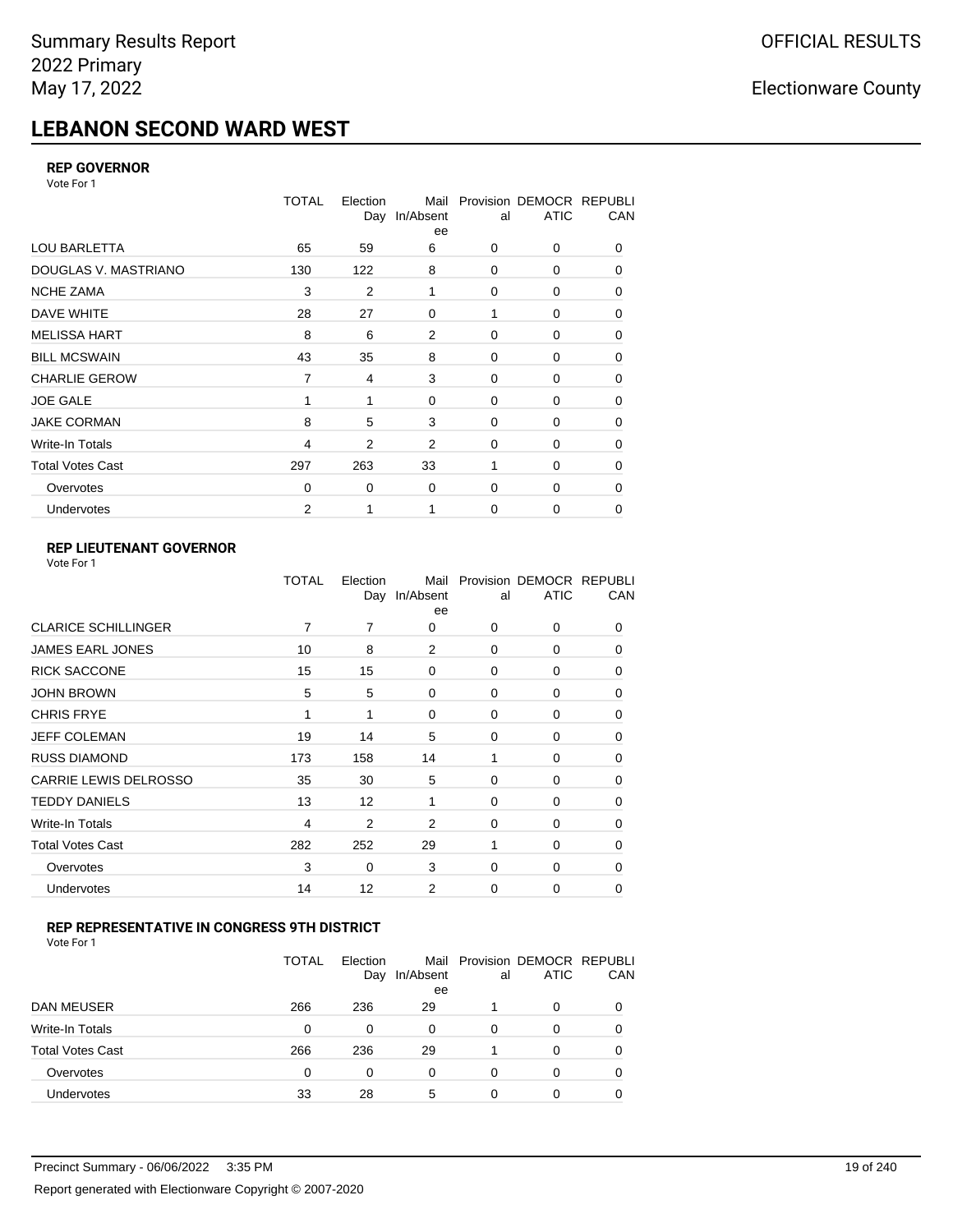# LEBANON SECOND WARD WEST

### REP GOVERNOR

Vote For 1

| | TOTAL | Election Day | Mail In/Absentee | Provisional | DEMOCRATIC | REPUBLICAN |
|---|---|---|---|---|---|---|
| LOU BARLETTA | 65 | 59 | 6 | 0 | 0 | 0 |
| DOUGLAS V. MASTRIANO | 130 | 122 | 8 | 0 | 0 | 0 |
| NCHE ZAMA | 3 | 2 | 1 | 0 | 0 | 0 |
| DAVE WHITE | 28 | 27 | 0 | 1 | 0 | 0 |
| MELISSA HART | 8 | 6 | 2 | 0 | 0 | 0 |
| BILL MCSWAIN | 43 | 35 | 8 | 0 | 0 | 0 |
| CHARLIE GEROW | 7 | 4 | 3 | 0 | 0 | 0 |
| JOE GALE | 1 | 1 | 0 | 0 | 0 | 0 |
| JAKE CORMAN | 8 | 5 | 3 | 0 | 0 | 0 |
| Write-In Totals | 4 | 2 | 2 | 0 | 0 | 0 |
| Total Votes Cast | 297 | 263 | 33 | 1 | 0 | 0 |
| Overvotes | 0 | 0 | 0 | 0 | 0 | 0 |
| Undervotes | 2 | 1 | 1 | 0 | 0 | 0 |

### REP LIEUTENANT GOVERNOR

Vote For 1

| | TOTAL | Election Day | Mail In/Absentee | Provisional | DEMOCRATIC | REPUBLICAN |
|---|---|---|---|---|---|---|
| CLARICE SCHILLINGER | 7 | 7 | 0 | 0 | 0 | 0 |
| JAMES EARL JONES | 10 | 8 | 2 | 0 | 0 | 0 |
| RICK SACCONE | 15 | 15 | 0 | 0 | 0 | 0 |
| JOHN BROWN | 5 | 5 | 0 | 0 | 0 | 0 |
| CHRIS FRYE | 1 | 1 | 0 | 0 | 0 | 0 |
| JEFF COLEMAN | 19 | 14 | 5 | 0 | 0 | 0 |
| RUSS DIAMOND | 173 | 158 | 14 | 1 | 0 | 0 |
| CARRIE LEWIS DELROSSO | 35 | 30 | 5 | 0 | 0 | 0 |
| TEDDY DANIELS | 13 | 12 | 1 | 0 | 0 | 0 |
| Write-In Totals | 4 | 2 | 2 | 0 | 0 | 0 |
| Total Votes Cast | 282 | 252 | 29 | 1 | 0 | 0 |
| Overvotes | 3 | 0 | 3 | 0 | 0 | 0 |
| Undervotes | 14 | 12 | 2 | 0 | 0 | 0 |

### REP REPRESENTATIVE IN CONGRESS 9TH DISTRICT

Vote For 1

| | TOTAL | Election Day | Mail In/Absentee | Provisional | DEMOCRATIC | REPUBLICAN |
|---|---|---|---|---|---|---|
| DAN MEUSER | 266 | 236 | 29 | 1 | 0 | 0 |
| Write-In Totals | 0 | 0 | 0 | 0 | 0 | 0 |
| Total Votes Cast | 266 | 236 | 29 | 1 | 0 | 0 |
| Overvotes | 0 | 0 | 0 | 0 | 0 | 0 |
| Undervotes | 33 | 28 | 5 | 0 | 0 | 0 |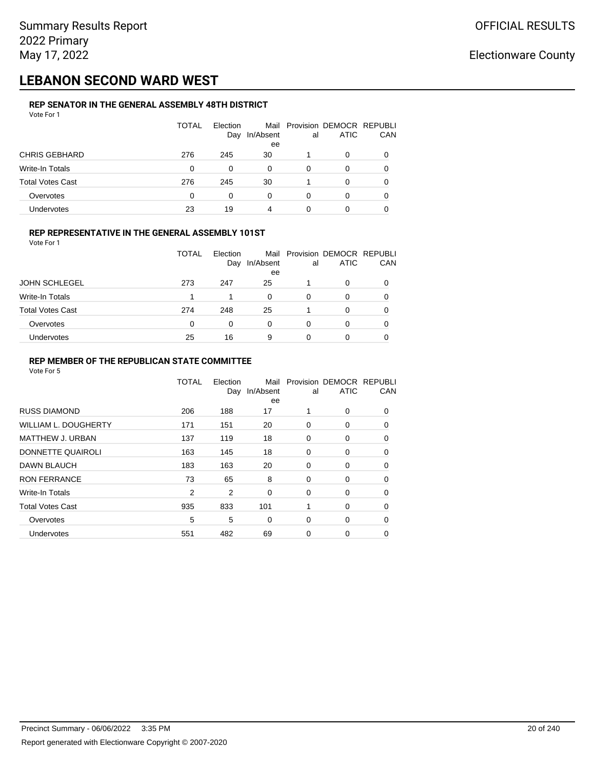# LEBANON SECOND WARD WEST

### REP SENATOR IN THE GENERAL ASSEMBLY 48TH DISTRICT

Vote For 1

| | TOTAL | Election Day | Mail In/Absentee | Provisional | DEMOCRATIC | REPUBLICAN |
|---|---|---|---|---|---|---|
| CHRIS GEBHARD | 276 | 245 | 30 | 1 | 0 | 0 |
| Write-In Totals | 0 | 0 | 0 | 0 | 0 | 0 |
| Total Votes Cast | 276 | 245 | 30 | 1 | 0 | 0 |
| Overvotes | 0 | 0 | 0 | 0 | 0 | 0 |
| Undervotes | 23 | 19 | 4 | 0 | 0 | 0 |

### REP REPRESENTATIVE IN THE GENERAL ASSEMBLY 101ST

Vote For 1

| | TOTAL | Election Day | Mail In/Absentee | Provisional | DEMOCRATIC | REPUBLICAN |
|---|---|---|---|---|---|---|
| JOHN SCHLEGEL | 273 | 247 | 25 | 1 | 0 | 0 |
| Write-In Totals | 1 | 1 | 0 | 0 | 0 | 0 |
| Total Votes Cast | 274 | 248 | 25 | 1 | 0 | 0 |
| Overvotes | 0 | 0 | 0 | 0 | 0 | 0 |
| Undervotes | 25 | 16 | 9 | 0 | 0 | 0 |

### REP MEMBER OF THE REPUBLICAN STATE COMMITTEE

Vote For 5

| | TOTAL | Election Day | Mail In/Absentee | Provisional | DEMOCRATIC | REPUBLICAN |
|---|---|---|---|---|---|---|
| RUSS DIAMOND | 206 | 188 | 17 | 1 | 0 | 0 |
| WILLIAM L. DOUGHERTY | 171 | 151 | 20 | 0 | 0 | 0 |
| MATTHEW J. URBAN | 137 | 119 | 18 | 0 | 0 | 0 |
| DONNETTE QUAIROLI | 163 | 145 | 18 | 0 | 0 | 0 |
| DAWN BLAUCH | 183 | 163 | 20 | 0 | 0 | 0 |
| RON FERRANCE | 73 | 65 | 8 | 0 | 0 | 0 |
| Write-In Totals | 2 | 2 | 0 | 0 | 0 | 0 |
| Total Votes Cast | 935 | 833 | 101 | 1 | 0 | 0 |
| Overvotes | 5 | 5 | 0 | 0 | 0 | 0 |
| Undervotes | 551 | 482 | 69 | 0 | 0 | 0 |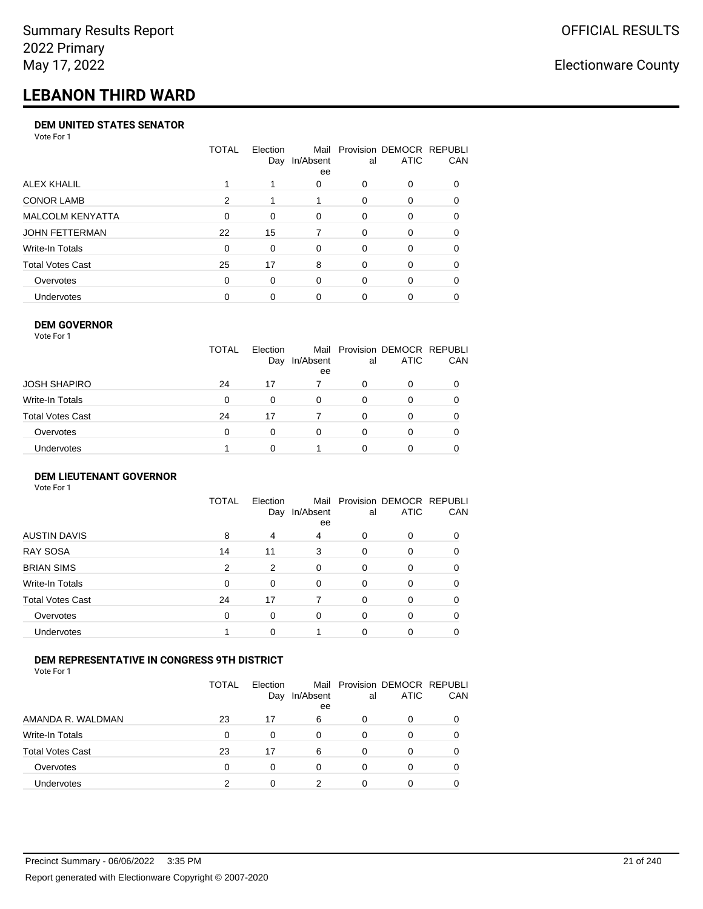# LEBANON THIRD WARD

### DEM UNITED STATES SENATOR

Vote For 1

| | TOTAL | Election Day | Mail In/Absentee | Provisional | DEMOCRATIC | REPUBLICAN |
|---|---|---|---|---|---|---|
| ALEX KHALIL | 1 | 1 | 0 | 0 | 0 | 0 |
| CONOR LAMB | 2 | 1 | 1 | 0 | 0 | 0 |
| MALCOLM KENYATTA | 0 | 0 | 0 | 0 | 0 | 0 |
| JOHN FETTERMAN | 22 | 15 | 7 | 0 | 0 | 0 |
| Write-In Totals | 0 | 0 | 0 | 0 | 0 | 0 |
| Total Votes Cast | 25 | 17 | 8 | 0 | 0 | 0 |
| Overvotes | 0 | 0 | 0 | 0 | 0 | 0 |
| Undervotes | 0 | 0 | 0 | 0 | 0 | 0 |

### DEM GOVERNOR

Vote For 1

| | TOTAL | Election Day | Mail In/Absentee | Provisional | DEMOCRATIC | REPUBLICAN |
|---|---|---|---|---|---|---|
| JOSH SHAPIRO | 24 | 17 | 7 | 0 | 0 | 0 |
| Write-In Totals | 0 | 0 | 0 | 0 | 0 | 0 |
| Total Votes Cast | 24 | 17 | 7 | 0 | 0 | 0 |
| Overvotes | 0 | 0 | 0 | 0 | 0 | 0 |
| Undervotes | 1 | 0 | 1 | 0 | 0 | 0 |

### DEM LIEUTENANT GOVERNOR

Vote For 1

| | TOTAL | Election Day | Mail In/Absentee | Provisional | DEMOCRATIC | REPUBLICAN |
|---|---|---|---|---|---|---|
| AUSTIN DAVIS | 8 | 4 | 4 | 0 | 0 | 0 |
| RAY SOSA | 14 | 11 | 3 | 0 | 0 | 0 |
| BRIAN SIMS | 2 | 2 | 0 | 0 | 0 | 0 |
| Write-In Totals | 0 | 0 | 0 | 0 | 0 | 0 |
| Total Votes Cast | 24 | 17 | 7 | 0 | 0 | 0 |
| Overvotes | 0 | 0 | 0 | 0 | 0 | 0 |
| Undervotes | 1 | 0 | 1 | 0 | 0 | 0 |

### DEM REPRESENTATIVE IN CONGRESS 9TH DISTRICT

Vote For 1

| | TOTAL | Election Day | Mail In/Absentee | Provisional | DEMOCRATIC | REPUBLICAN |
|---|---|---|---|---|---|---|
| AMANDA R. WALDMAN | 23 | 17 | 6 | 0 | 0 | 0 |
| Write-In Totals | 0 | 0 | 0 | 0 | 0 | 0 |
| Total Votes Cast | 23 | 17 | 6 | 0 | 0 | 0 |
| Overvotes | 0 | 0 | 0 | 0 | 0 | 0 |
| Undervotes | 2 | 0 | 2 | 0 | 0 | 0 |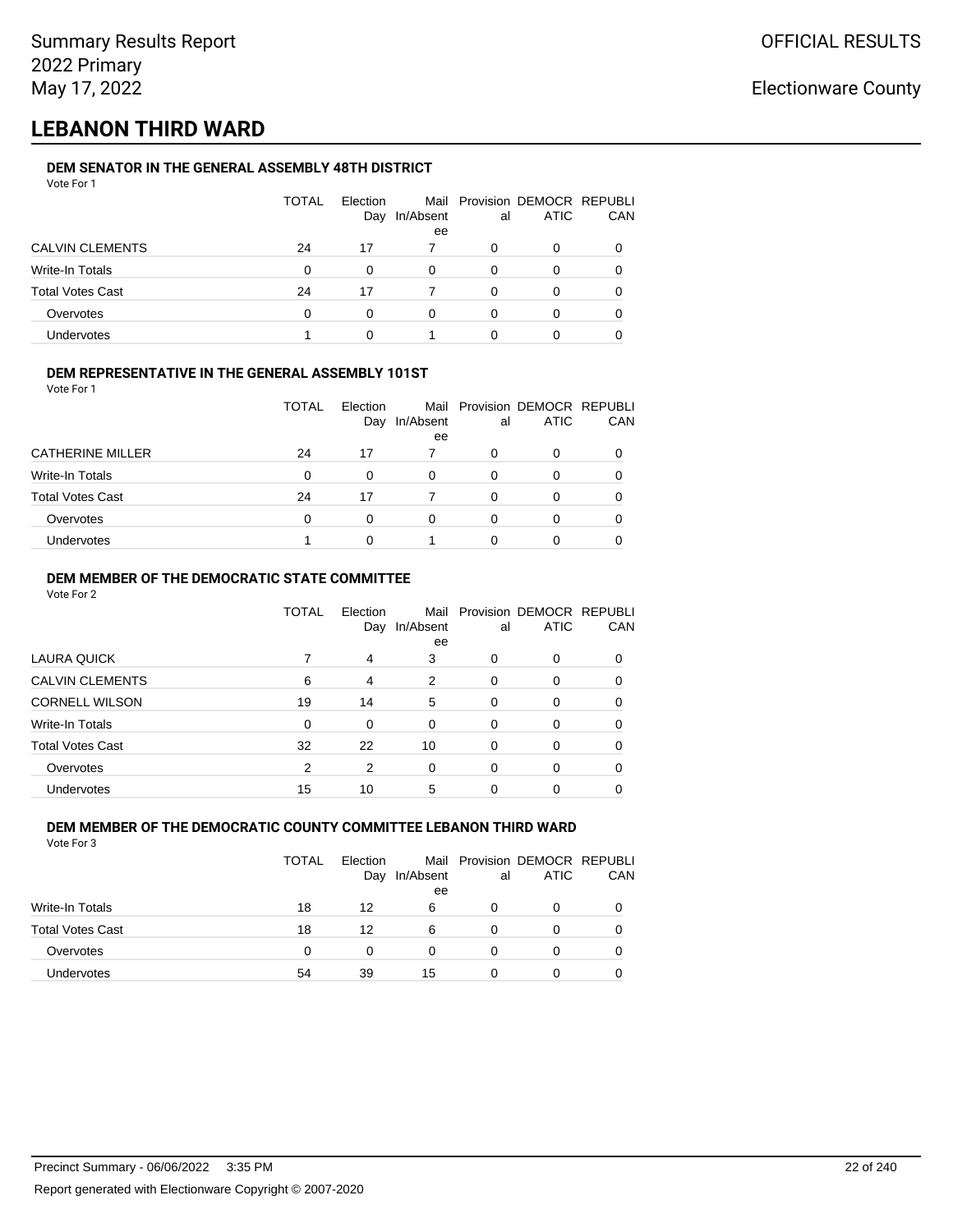Summary Results Report
2022 Primary
May 17, 2022

OFFICIAL RESULTS

Electionware County

# LEBANON THIRD WARD

### DEM SENATOR IN THE GENERAL ASSEMBLY 48TH DISTRICT

Vote For 1

| | TOTAL | Election Day | Mail In/Absentee | Provisional | DEMOCRATIC | REPUBLICAN |
|---|---|---|---|---|---|---|
| CALVIN CLEMENTS | 24 | 17 | 7 | 0 | 0 | 0 |
| Write-In Totals | 0 | 0 | 0 | 0 | 0 | 0 |
| Total Votes Cast | 24 | 17 | 7 | 0 | 0 | 0 |
| Overvotes | 0 | 0 | 0 | 0 | 0 | 0 |
| Undervotes | 1 | 0 | 1 | 0 | 0 | 0 |

### DEM REPRESENTATIVE IN THE GENERAL ASSEMBLY 101ST

Vote For 1

| | TOTAL | Election Day | Mail In/Absentee | Provisional | DEMOCRATIC | REPUBLICAN |
|---|---|---|---|---|---|---|
| CATHERINE MILLER | 24 | 17 | 7 | 0 | 0 | 0 |
| Write-In Totals | 0 | 0 | 0 | 0 | 0 | 0 |
| Total Votes Cast | 24 | 17 | 7 | 0 | 0 | 0 |
| Overvotes | 0 | 0 | 0 | 0 | 0 | 0 |
| Undervotes | 1 | 0 | 1 | 0 | 0 | 0 |

### DEM MEMBER OF THE DEMOCRATIC STATE COMMITTEE

Vote For 2

| | TOTAL | Election Day | Mail In/Absentee | Provisional | DEMOCRATIC | REPUBLICAN |
|---|---|---|---|---|---|---|
| LAURA QUICK | 7 | 4 | 3 | 0 | 0 | 0 |
| CALVIN CLEMENTS | 6 | 4 | 2 | 0 | 0 | 0 |
| CORNELL WILSON | 19 | 14 | 5 | 0 | 0 | 0 |
| Write-In Totals | 0 | 0 | 0 | 0 | 0 | 0 |
| Total Votes Cast | 32 | 22 | 10 | 0 | 0 | 0 |
| Overvotes | 2 | 2 | 0 | 0 | 0 | 0 |
| Undervotes | 15 | 10 | 5 | 0 | 0 | 0 |

### DEM MEMBER OF THE DEMOCRATIC COUNTY COMMITTEE LEBANON THIRD WARD

Vote For 3

| | TOTAL | Election Day | Mail In/Absentee | Provisional | DEMOCRATIC | REPUBLICAN |
|---|---|---|---|---|---|---|
| Write-In Totals | 18 | 12 | 6 | 0 | 0 | 0 |
| Total Votes Cast | 18 | 12 | 6 | 0 | 0 | 0 |
| Overvotes | 0 | 0 | 0 | 0 | 0 | 0 |
| Undervotes | 54 | 39 | 15 | 0 | 0 | 0 |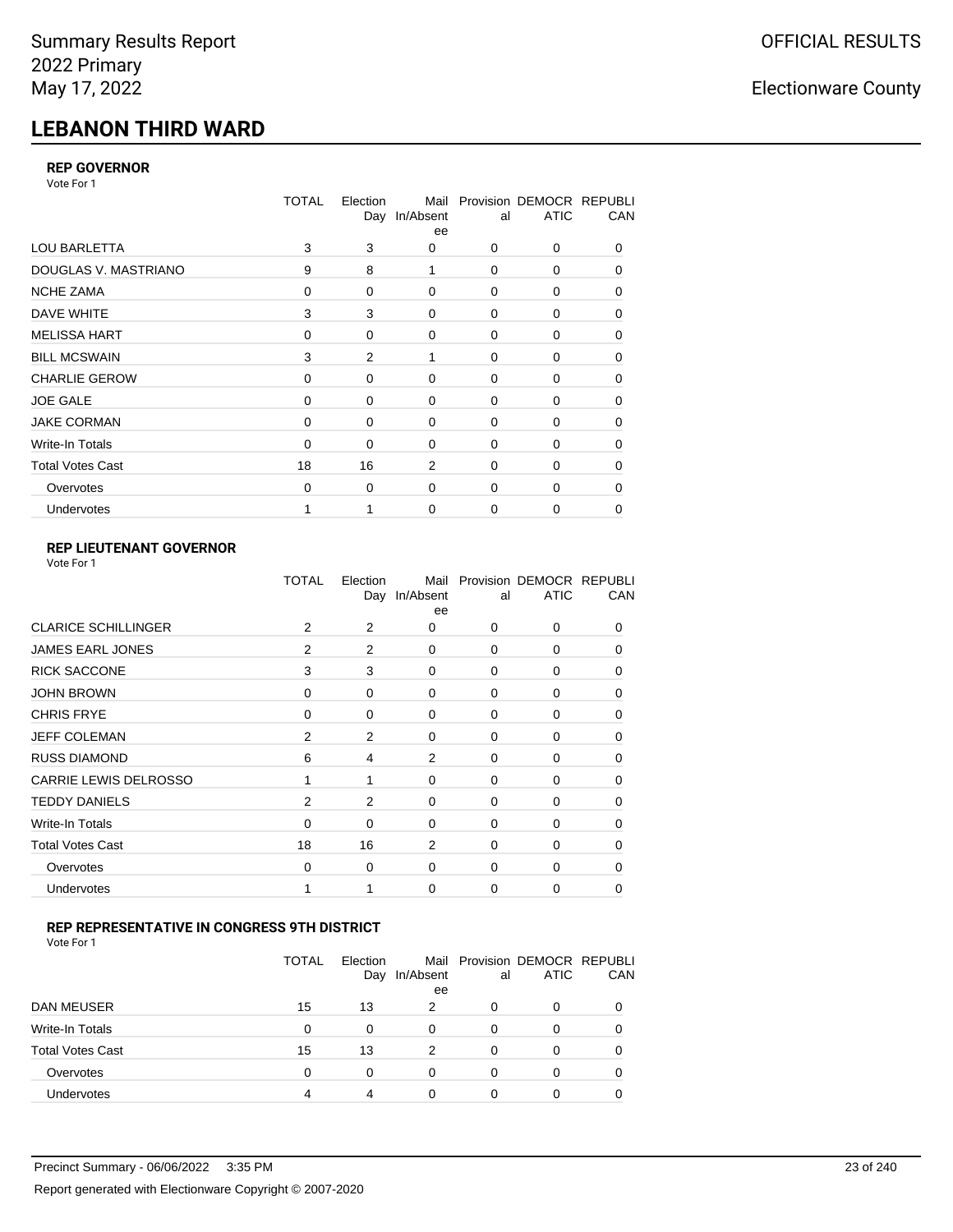# LEBANON THIRD WARD

### REP GOVERNOR

Vote For 1

| | TOTAL | Election Day | Mail In/Absentee | Provisional | DEMOCRATIC | REPUBLICAN |
|---|---|---|---|---|---|---|
| LOU BARLETTA | 3 | 3 | 0 | 0 | 0 | 0 |
| DOUGLAS V. MASTRIANO | 9 | 8 | 1 | 0 | 0 | 0 |
| NCHE ZAMA | 0 | 0 | 0 | 0 | 0 | 0 |
| DAVE WHITE | 3 | 3 | 0 | 0 | 0 | 0 |
| MELISSA HART | 0 | 0 | 0 | 0 | 0 | 0 |
| BILL MCSWAIN | 3 | 2 | 1 | 0 | 0 | 0 |
| CHARLIE GEROW | 0 | 0 | 0 | 0 | 0 | 0 |
| JOE GALE | 0 | 0 | 0 | 0 | 0 | 0 |
| JAKE CORMAN | 0 | 0 | 0 | 0 | 0 | 0 |
| Write-In Totals | 0 | 0 | 0 | 0 | 0 | 0 |
| Total Votes Cast | 18 | 16 | 2 | 0 | 0 | 0 |
| Overvotes | 0 | 0 | 0 | 0 | 0 | 0 |
| Undervotes | 1 | 1 | 0 | 0 | 0 | 0 |

### REP LIEUTENANT GOVERNOR

Vote For 1

| | TOTAL | Election Day | Mail In/Absentee | Provisional | DEMOCRATIC | REPUBLICAN |
|---|---|---|---|---|---|---|
| CLARICE SCHILLINGER | 2 | 2 | 0 | 0 | 0 | 0 |
| JAMES EARL JONES | 2 | 2 | 0 | 0 | 0 | 0 |
| RICK SACCONE | 3 | 3 | 0 | 0 | 0 | 0 |
| JOHN BROWN | 0 | 0 | 0 | 0 | 0 | 0 |
| CHRIS FRYE | 0 | 0 | 0 | 0 | 0 | 0 |
| JEFF COLEMAN | 2 | 2 | 0 | 0 | 0 | 0 |
| RUSS DIAMOND | 6 | 4 | 2 | 0 | 0 | 0 |
| CARRIE LEWIS DELROSSO | 1 | 1 | 0 | 0 | 0 | 0 |
| TEDDY DANIELS | 2 | 2 | 0 | 0 | 0 | 0 |
| Write-In Totals | 0 | 0 | 0 | 0 | 0 | 0 |
| Total Votes Cast | 18 | 16 | 2 | 0 | 0 | 0 |
| Overvotes | 0 | 0 | 0 | 0 | 0 | 0 |
| Undervotes | 1 | 1 | 0 | 0 | 0 | 0 |

### REP REPRESENTATIVE IN CONGRESS 9TH DISTRICT

Vote For 1

| | TOTAL | Election Day | Mail In/Absentee | Provisional | DEMOCRATIC | REPUBLICAN |
|---|---|---|---|---|---|---|
| DAN MEUSER | 15 | 13 | 2 | 0 | 0 | 0 |
| Write-In Totals | 0 | 0 | 0 | 0 | 0 | 0 |
| Total Votes Cast | 15 | 13 | 2 | 0 | 0 | 0 |
| Overvotes | 0 | 0 | 0 | 0 | 0 | 0 |
| Undervotes | 4 | 4 | 0 | 0 | 0 | 0 |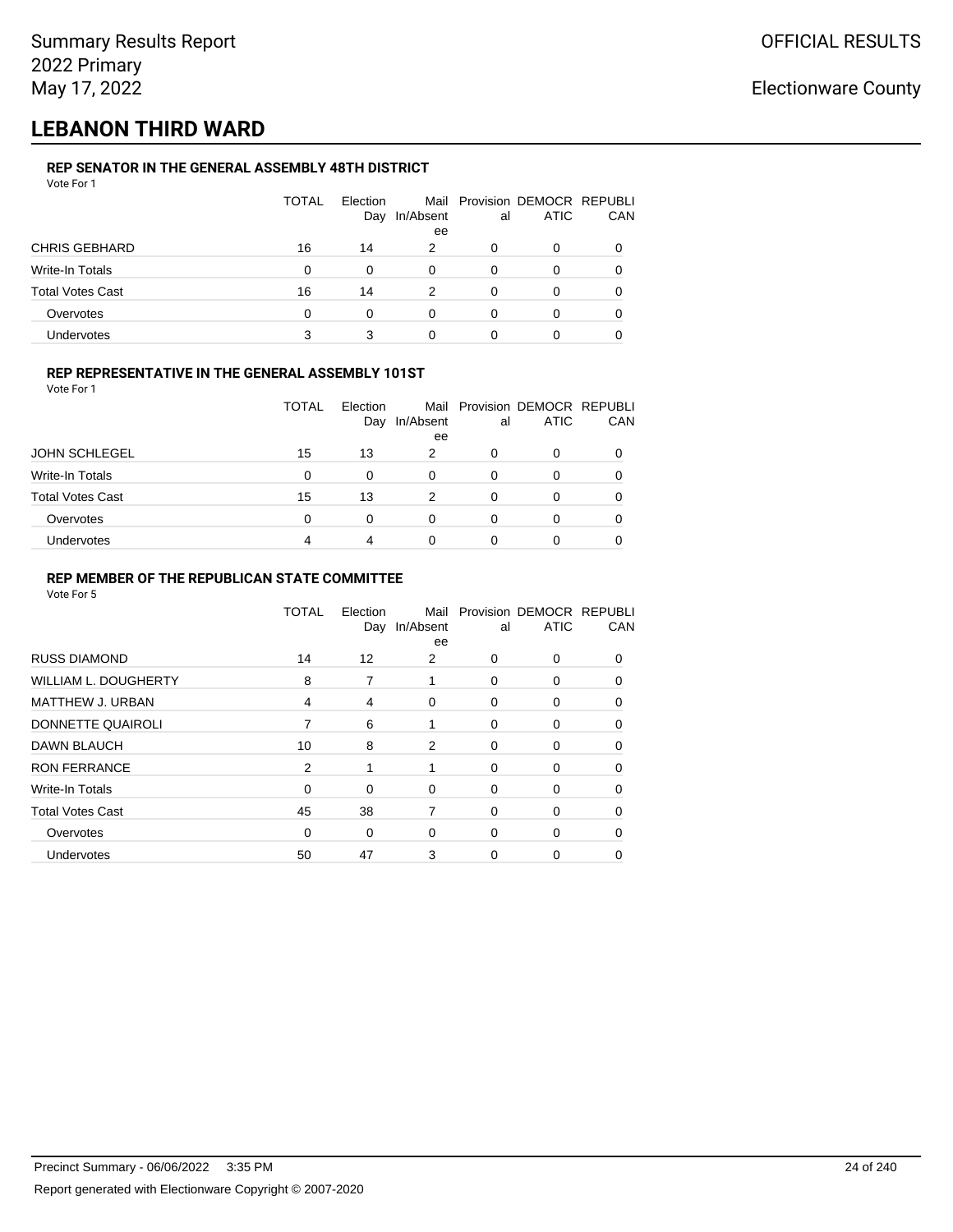Summary Results Report
2022 Primary
May 17, 2022

OFFICIAL RESULTS

Electionware County

# LEBANON THIRD WARD

### REP SENATOR IN THE GENERAL ASSEMBLY 48TH DISTRICT

Vote For 1

| | TOTAL | Election Day | Mail In/Absentee | Provisional | DEMOCRATIC | REPUBLICAN |
|---|---|---|---|---|---|---|
| CHRIS GEBHARD | 16 | 14 | 2 | 0 | 0 | 0 |
| Write-In Totals | 0 | 0 | 0 | 0 | 0 | 0 |
| Total Votes Cast | 16 | 14 | 2 | 0 | 0 | 0 |
| Overvotes | 0 | 0 | 0 | 0 | 0 | 0 |
| Undervotes | 3 | 3 | 0 | 0 | 0 | 0 |

### REP REPRESENTATIVE IN THE GENERAL ASSEMBLY 101ST

Vote For 1

| | TOTAL | Election Day | Mail In/Absentee | Provisional | DEMOCRATIC | REPUBLICAN |
|---|---|---|---|---|---|---|
| JOHN SCHLEGEL | 15 | 13 | 2 | 0 | 0 | 0 |
| Write-In Totals | 0 | 0 | 0 | 0 | 0 | 0 |
| Total Votes Cast | 15 | 13 | 2 | 0 | 0 | 0 |
| Overvotes | 0 | 0 | 0 | 0 | 0 | 0 |
| Undervotes | 4 | 4 | 0 | 0 | 0 | 0 |

### REP MEMBER OF THE REPUBLICAN STATE COMMITTEE

Vote For 5

| | TOTAL | Election Day | Mail In/Absentee | Provisional | DEMOCRATIC | REPUBLICAN |
|---|---|---|---|---|---|---|
| RUSS DIAMOND | 14 | 12 | 2 | 0 | 0 | 0 |
| WILLIAM L. DOUGHERTY | 8 | 7 | 1 | 0 | 0 | 0 |
| MATTHEW J. URBAN | 4 | 4 | 0 | 0 | 0 | 0 |
| DONNETTE QUAIROLI | 7 | 6 | 1 | 0 | 0 | 0 |
| DAWN BLAUCH | 10 | 8 | 2 | 0 | 0 | 0 |
| RON FERRANCE | 2 | 1 | 1 | 0 | 0 | 0 |
| Write-In Totals | 0 | 0 | 0 | 0 | 0 | 0 |
| Total Votes Cast | 45 | 38 | 7 | 0 | 0 | 0 |
| Overvotes | 0 | 0 | 0 | 0 | 0 | 0 |
| Undervotes | 50 | 47 | 3 | 0 | 0 | 0 |

Precinct Summary - 06/06/2022 3:35 PM

Report generated with Electionware Copyright © 2007-2020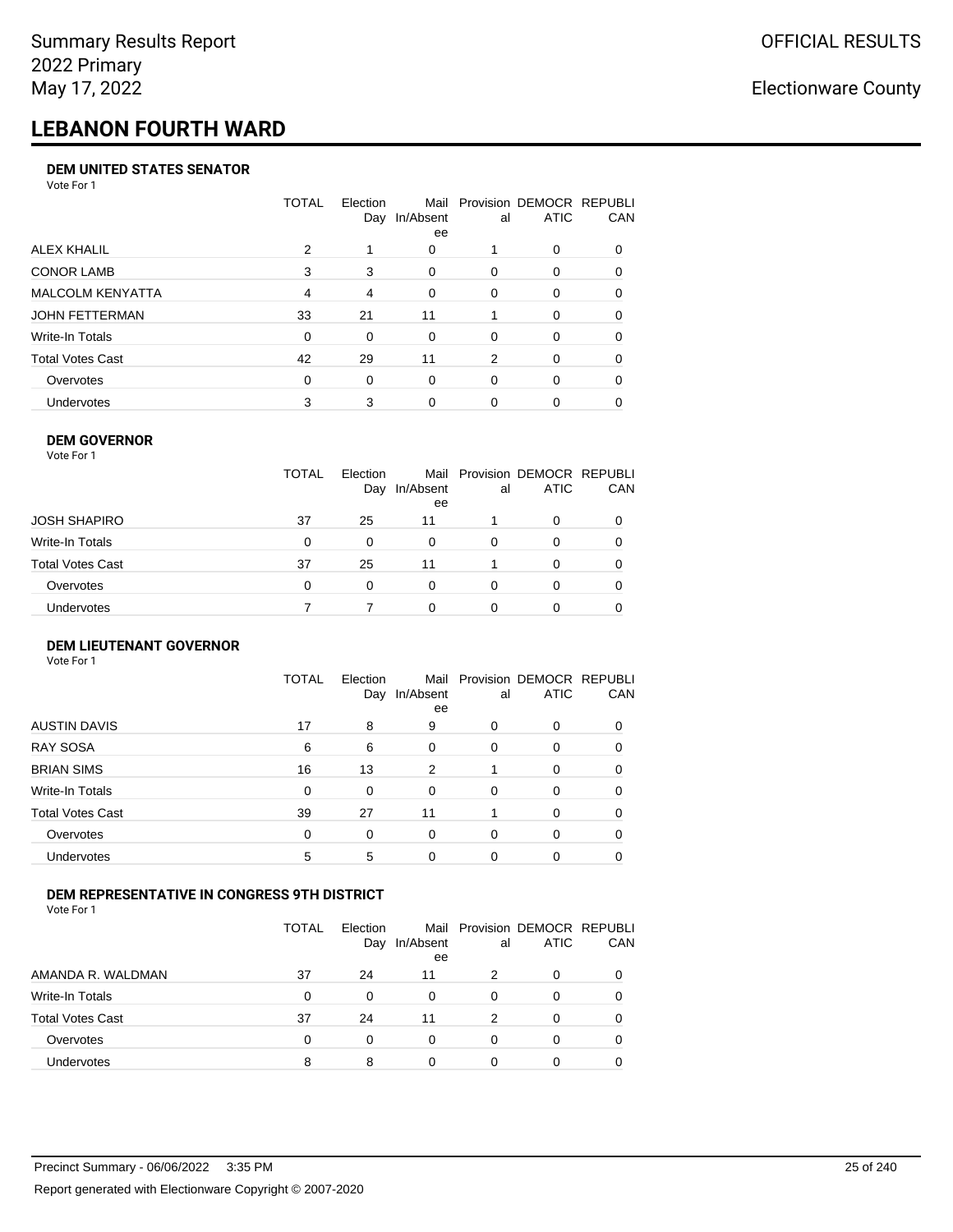Summary Results Report
2022 Primary
May 17, 2022

OFFICIAL RESULTS

Electionware County

# LEBANON FOURTH WARD

### DEM UNITED STATES SENATOR

Vote For 1

| | TOTAL | Election Day | Mail In/Absentee | Provisional | DEMOCRATIC | REPUBLICAN |
|---|---|---|---|---|---|---|
| ALEX KHALIL | 2 | 1 | 0 | 1 | 0 | 0 |
| CONOR LAMB | 3 | 3 | 0 | 0 | 0 | 0 |
| MALCOLM KENYATTA | 4 | 4 | 0 | 0 | 0 | 0 |
| JOHN FETTERMAN | 33 | 21 | 11 | 1 | 0 | 0 |
| Write-In Totals | 0 | 0 | 0 | 0 | 0 | 0 |
| Total Votes Cast | 42 | 29 | 11 | 2 | 0 | 0 |
| Overvotes | 0 | 0 | 0 | 0 | 0 | 0 |
| Undervotes | 3 | 3 | 0 | 0 | 0 | 0 |

### DEM GOVERNOR

Vote For 1

| | TOTAL | Election Day | Mail In/Absentee | Provisional | DEMOCRATIC | REPUBLICAN |
|---|---|---|---|---|---|---|
| JOSH SHAPIRO | 37 | 25 | 11 | 1 | 0 | 0 |
| Write-In Totals | 0 | 0 | 0 | 0 | 0 | 0 |
| Total Votes Cast | 37 | 25 | 11 | 1 | 0 | 0 |
| Overvotes | 0 | 0 | 0 | 0 | 0 | 0 |
| Undervotes | 7 | 7 | 0 | 0 | 0 | 0 |

### DEM LIEUTENANT GOVERNOR

Vote For 1

| | TOTAL | Election Day | Mail In/Absentee | Provisional | DEMOCRATIC | REPUBLICAN |
|---|---|---|---|---|---|---|
| AUSTIN DAVIS | 17 | 8 | 9 | 0 | 0 | 0 |
| RAY SOSA | 6 | 6 | 0 | 0 | 0 | 0 |
| BRIAN SIMS | 16 | 13 | 2 | 1 | 0 | 0 |
| Write-In Totals | 0 | 0 | 0 | 0 | 0 | 0 |
| Total Votes Cast | 39 | 27 | 11 | 1 | 0 | 0 |
| Overvotes | 0 | 0 | 0 | 0 | 0 | 0 |
| Undervotes | 5 | 5 | 0 | 0 | 0 | 0 |

### DEM REPRESENTATIVE IN CONGRESS 9TH DISTRICT

Vote For 1

| | TOTAL | Election Day | Mail In/Absentee | Provisional | DEMOCRATIC | REPUBLICAN |
|---|---|---|---|---|---|---|
| AMANDA R. WALDMAN | 37 | 24 | 11 | 2 | 0 | 0 |
| Write-In Totals | 0 | 0 | 0 | 0 | 0 | 0 |
| Total Votes Cast | 37 | 24 | 11 | 2 | 0 | 0 |
| Overvotes | 0 | 0 | 0 | 0 | 0 | 0 |
| Undervotes | 8 | 8 | 0 | 0 | 0 | 0 |

Precinct Summary - 06/06/2022 3:35 PM

Report generated with Electionware Copyright © 2007-2020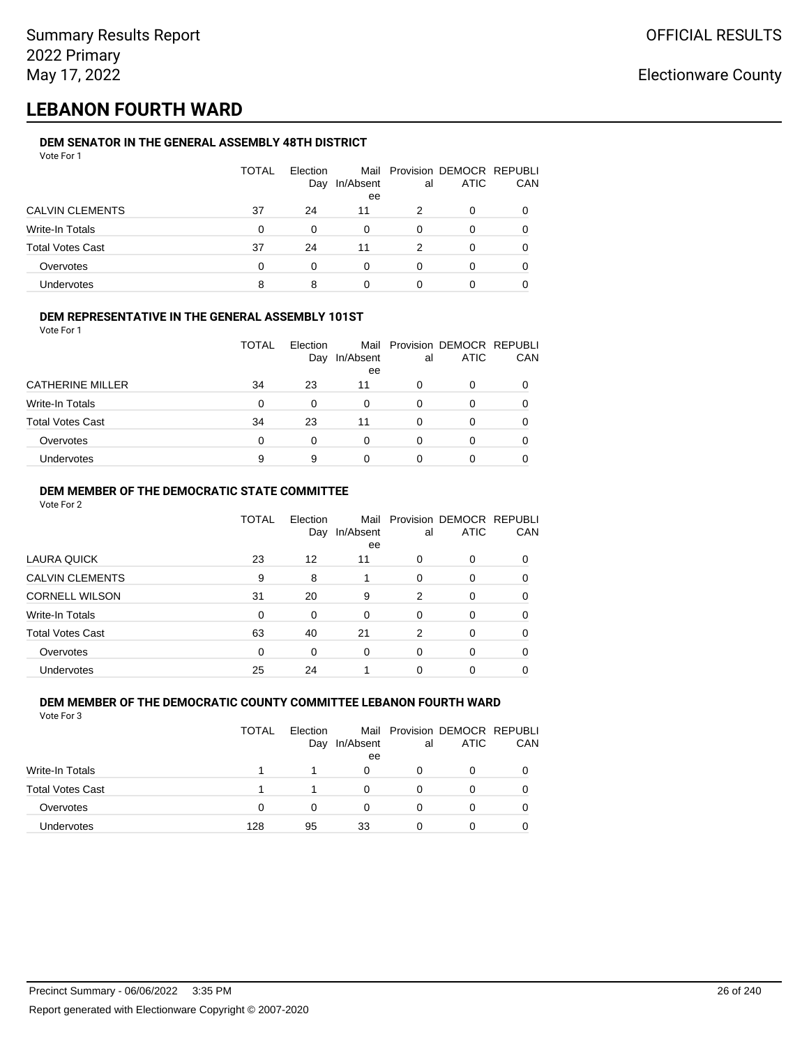Summary Results Report
2022 Primary
May 17, 2022

OFFICIAL RESULTS

Electionware County

# LEBANON FOURTH WARD

### DEM SENATOR IN THE GENERAL ASSEMBLY 48TH DISTRICT

Vote For 1

| | TOTAL | Election Day | Mail In/Absentee | Provisional | DEMOCRATIC | REPUBLICAN |
|---|---|---|---|---|---|---|
| CALVIN CLEMENTS | 37 | 24 | 11 | 2 | 0 | 0 |
| Write-In Totals | 0 | 0 | 0 | 0 | 0 | 0 |
| Total Votes Cast | 37 | 24 | 11 | 2 | 0 | 0 |
| Overvotes | 0 | 0 | 0 | 0 | 0 | 0 |
| Undervotes | 8 | 8 | 0 | 0 | 0 | 0 |

### DEM REPRESENTATIVE IN THE GENERAL ASSEMBLY 101ST

Vote For 1

| | TOTAL | Election Day | Mail In/Absentee | Provisional | DEMOCRATIC | REPUBLICAN |
|---|---|---|---|---|---|---|
| CATHERINE MILLER | 34 | 23 | 11 | 0 | 0 | 0 |
| Write-In Totals | 0 | 0 | 0 | 0 | 0 | 0 |
| Total Votes Cast | 34 | 23 | 11 | 0 | 0 | 0 |
| Overvotes | 0 | 0 | 0 | 0 | 0 | 0 |
| Undervotes | 9 | 9 | 0 | 0 | 0 | 0 |

### DEM MEMBER OF THE DEMOCRATIC STATE COMMITTEE

Vote For 2

| | TOTAL | Election Day | Mail In/Absentee | Provisional | DEMOCRATIC | REPUBLICAN |
|---|---|---|---|---|---|---|
| LAURA QUICK | 23 | 12 | 11 | 0 | 0 | 0 |
| CALVIN CLEMENTS | 9 | 8 | 1 | 0 | 0 | 0 |
| CORNELL WILSON | 31 | 20 | 9 | 2 | 0 | 0 |
| Write-In Totals | 0 | 0 | 0 | 0 | 0 | 0 |
| Total Votes Cast | 63 | 40 | 21 | 2 | 0 | 0 |
| Overvotes | 0 | 0 | 0 | 0 | 0 | 0 |
| Undervotes | 25 | 24 | 1 | 0 | 0 | 0 |

### DEM MEMBER OF THE DEMOCRATIC COUNTY COMMITTEE LEBANON FOURTH WARD

Vote For 3

| | TOTAL | Election Day | Mail In/Absentee | Provisional | DEMOCRATIC | REPUBLICAN |
|---|---|---|---|---|---|---|
| Write-In Totals | 1 | 1 | 0 | 0 | 0 | 0 |
| Total Votes Cast | 1 | 1 | 0 | 0 | 0 | 0 |
| Overvotes | 0 | 0 | 0 | 0 | 0 | 0 |
| Undervotes | 128 | 95 | 33 | 0 | 0 | 0 |

Precinct Summary - 06/06/2022 3:35 PM

Report generated with Electionware Copyright © 2007-2020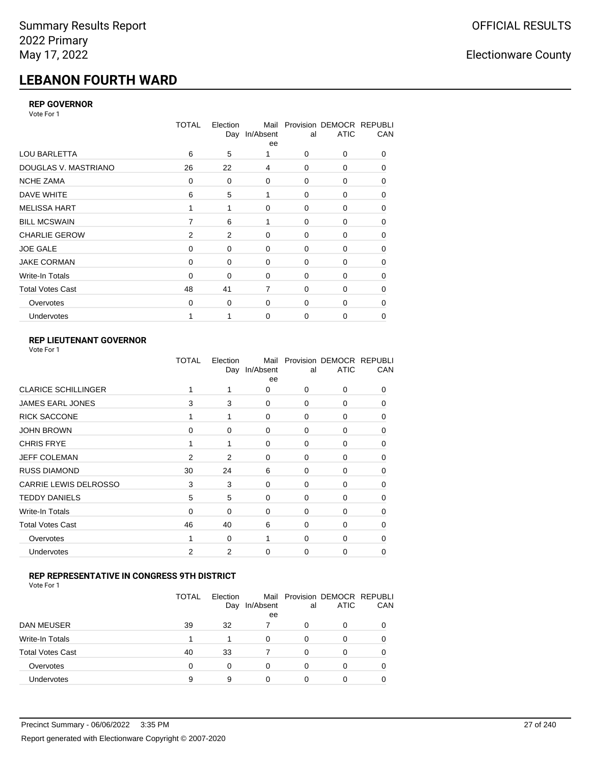# LEBANON FOURTH WARD

### REP GOVERNOR

Vote For 1

| | TOTAL | Election Day | Mail In/Absentee | Provisional | DEMOCRATIC | REPUBLICAN |
|---|---|---|---|---|---|---|
| LOU BARLETTA | 6 | 5 | 1 | 0 | 0 | 0 |
| DOUGLAS V. MASTRIANO | 26 | 22 | 4 | 0 | 0 | 0 |
| NCHE ZAMA | 0 | 0 | 0 | 0 | 0 | 0 |
| DAVE WHITE | 6 | 5 | 1 | 0 | 0 | 0 |
| MELISSA HART | 1 | 1 | 0 | 0 | 0 | 0 |
| BILL MCSWAIN | 7 | 6 | 1 | 0 | 0 | 0 |
| CHARLIE GEROW | 2 | 2 | 0 | 0 | 0 | 0 |
| JOE GALE | 0 | 0 | 0 | 0 | 0 | 0 |
| JAKE CORMAN | 0 | 0 | 0 | 0 | 0 | 0 |
| Write-In Totals | 0 | 0 | 0 | 0 | 0 | 0 |
| Total Votes Cast | 48 | 41 | 7 | 0 | 0 | 0 |
| Overvotes | 0 | 0 | 0 | 0 | 0 | 0 |
| Undervotes | 1 | 1 | 0 | 0 | 0 | 0 |

### REP LIEUTENANT GOVERNOR

Vote For 1

| | TOTAL | Election Day | Mail In/Absentee | Provisional | DEMOCRATIC | REPUBLICAN |
|---|---|---|---|---|---|---|
| CLARICE SCHILLINGER | 1 | 1 | 0 | 0 | 0 | 0 |
| JAMES EARL JONES | 3 | 3 | 0 | 0 | 0 | 0 |
| RICK SACCONE | 1 | 1 | 0 | 0 | 0 | 0 |
| JOHN BROWN | 0 | 0 | 0 | 0 | 0 | 0 |
| CHRIS FRYE | 1 | 1 | 0 | 0 | 0 | 0 |
| JEFF COLEMAN | 2 | 2 | 0 | 0 | 0 | 0 |
| RUSS DIAMOND | 30 | 24 | 6 | 0 | 0 | 0 |
| CARRIE LEWIS DELROSSO | 3 | 3 | 0 | 0 | 0 | 0 |
| TEDDY DANIELS | 5 | 5 | 0 | 0 | 0 | 0 |
| Write-In Totals | 0 | 0 | 0 | 0 | 0 | 0 |
| Total Votes Cast | 46 | 40 | 6 | 0 | 0 | 0 |
| Overvotes | 1 | 0 | 1 | 0 | 0 | 0 |
| Undervotes | 2 | 2 | 0 | 0 | 0 | 0 |

### REP REPRESENTATIVE IN CONGRESS 9TH DISTRICT

Vote For 1

| | TOTAL | Election Day | Mail In/Absentee | Provisional | DEMOCRATIC | REPUBLICAN |
|---|---|---|---|---|---|---|
| DAN MEUSER | 39 | 32 | 7 | 0 | 0 | 0 |
| Write-In Totals | 1 | 1 | 0 | 0 | 0 | 0 |
| Total Votes Cast | 40 | 33 | 7 | 0 | 0 | 0 |
| Overvotes | 0 | 0 | 0 | 0 | 0 | 0 |
| Undervotes | 9 | 9 | 0 | 0 | 0 | 0 |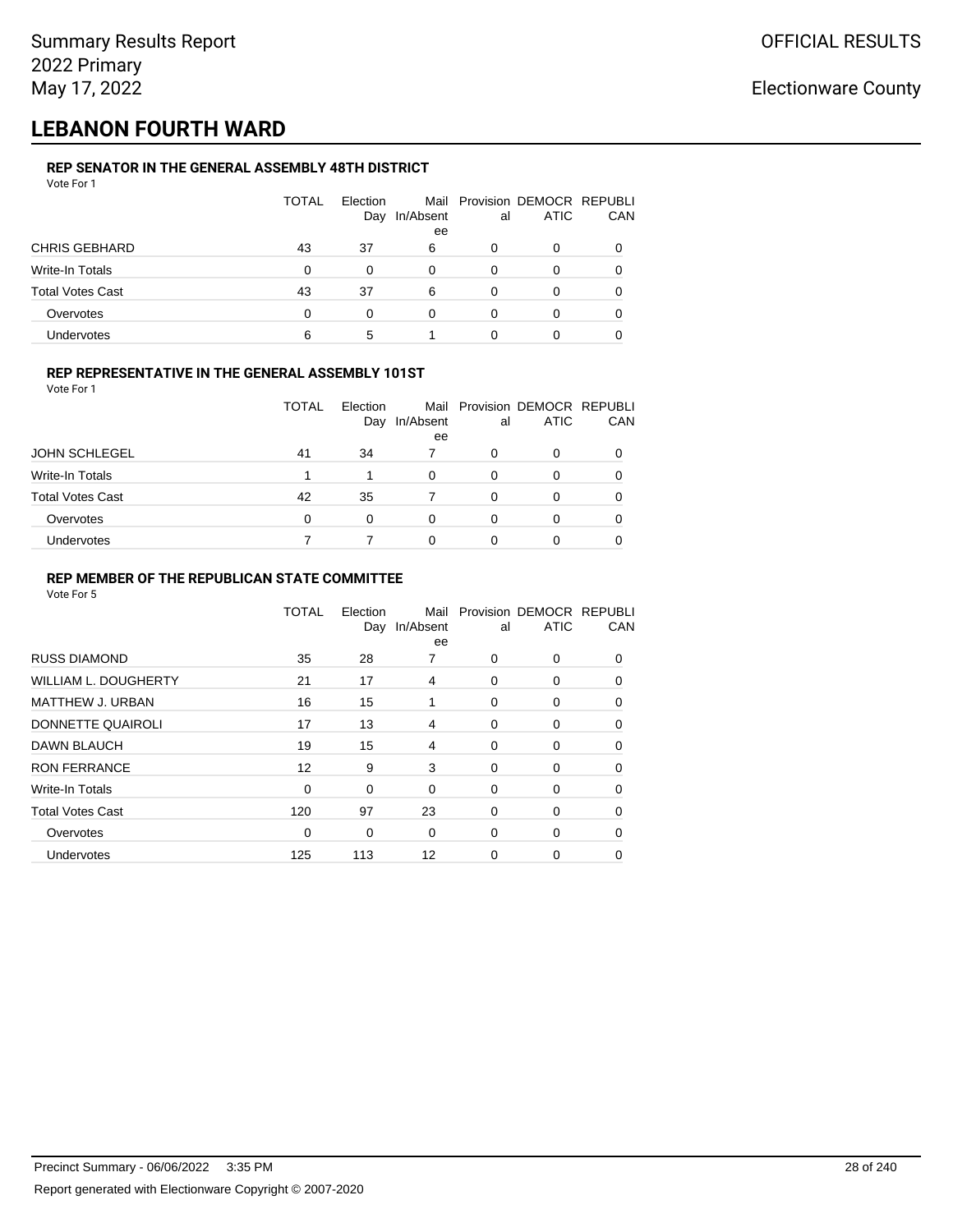Summary Results Report
2022 Primary
May 17, 2022

OFFICIAL RESULTS

Electionware County

# LEBANON FOURTH WARD

### REP SENATOR IN THE GENERAL ASSEMBLY 48TH DISTRICT

Vote For 1

| | TOTAL | Election Day | Mail In/Absentee | Provisional | DEMOCRATIC | REPUBLICAN |
|---|---|---|---|---|---|---|
| CHRIS GEBHARD | 43 | 37 | 6 | 0 | 0 | 0 |
| Write-In Totals | 0 | 0 | 0 | 0 | 0 | 0 |
| Total Votes Cast | 43 | 37 | 6 | 0 | 0 | 0 |
| Overvotes | 0 | 0 | 0 | 0 | 0 | 0 |
| Undervotes | 6 | 5 | 1 | 0 | 0 | 0 |

### REP REPRESENTATIVE IN THE GENERAL ASSEMBLY 101ST

Vote For 1

| | TOTAL | Election Day | Mail In/Absentee | Provisional | DEMOCRATIC | REPUBLICAN |
|---|---|---|---|---|---|---|
| JOHN SCHLEGEL | 41 | 34 | 7 | 0 | 0 | 0 |
| Write-In Totals | 1 | 1 | 0 | 0 | 0 | 0 |
| Total Votes Cast | 42 | 35 | 7 | 0 | 0 | 0 |
| Overvotes | 0 | 0 | 0 | 0 | 0 | 0 |
| Undervotes | 7 | 7 | 0 | 0 | 0 | 0 |

### REP MEMBER OF THE REPUBLICAN STATE COMMITTEE

Vote For 5

| | TOTAL | Election Day | Mail In/Absentee | Provisional | DEMOCRATIC | REPUBLICAN |
|---|---|---|---|---|---|---|
| RUSS DIAMOND | 35 | 28 | 7 | 0 | 0 | 0 |
| WILLIAM L. DOUGHERTY | 21 | 17 | 4 | 0 | 0 | 0 |
| MATTHEW J. URBAN | 16 | 15 | 1 | 0 | 0 | 0 |
| DONNETTE QUAIROLI | 17 | 13 | 4 | 0 | 0 | 0 |
| DAWN BLAUCH | 19 | 15 | 4 | 0 | 0 | 0 |
| RON FERRANCE | 12 | 9 | 3 | 0 | 0 | 0 |
| Write-In Totals | 0 | 0 | 0 | 0 | 0 | 0 |
| Total Votes Cast | 120 | 97 | 23 | 0 | 0 | 0 |
| Overvotes | 0 | 0 | 0 | 0 | 0 | 0 |
| Undervotes | 125 | 113 | 12 | 0 | 0 | 0 |

Precinct Summary - 06/06/2022 3:35 PM

Report generated with Electionware Copyright © 2007-2020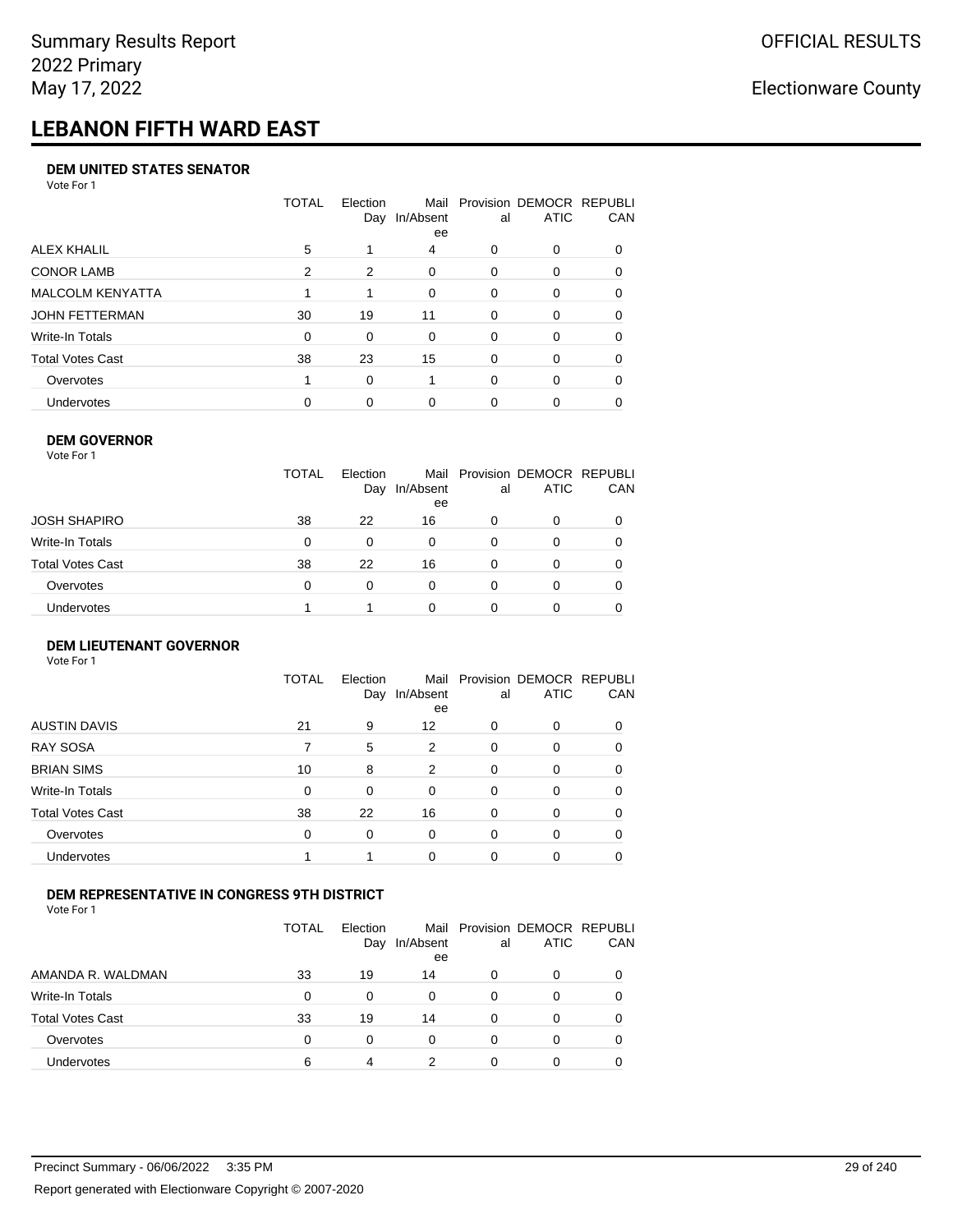Summary Results Report
2022 Primary
May 17, 2022

OFFICIAL RESULTS

Electionware County

# LEBANON FIFTH WARD EAST

### DEM UNITED STATES SENATOR

Vote For 1

| | TOTAL | Election Day | Mail In/Absentee | Provisional | DEMOCRATIC | REPUBLICAN |
|---|---|---|---|---|---|---|
| ALEX KHALIL | 5 | 1 | 4 | 0 | 0 | 0 |
| CONOR LAMB | 2 | 2 | 0 | 0 | 0 | 0 |
| MALCOLM KENYATTA | 1 | 1 | 0 | 0 | 0 | 0 |
| JOHN FETTERMAN | 30 | 19 | 11 | 0 | 0 | 0 |
| Write-In Totals | 0 | 0 | 0 | 0 | 0 | 0 |
| Total Votes Cast | 38 | 23 | 15 | 0 | 0 | 0 |
| Overvotes | 1 | 0 | 1 | 0 | 0 | 0 |
| Undervotes | 0 | 0 | 0 | 0 | 0 | 0 |

### DEM GOVERNOR

Vote For 1

| | TOTAL | Election Day | Mail In/Absentee | Provisional | DEMOCRATIC | REPUBLICAN |
|---|---|---|---|---|---|---|
| JOSH SHAPIRO | 38 | 22 | 16 | 0 | 0 | 0 |
| Write-In Totals | 0 | 0 | 0 | 0 | 0 | 0 |
| Total Votes Cast | 38 | 22 | 16 | 0 | 0 | 0 |
| Overvotes | 0 | 0 | 0 | 0 | 0 | 0 |
| Undervotes | 1 | 1 | 0 | 0 | 0 | 0 |

### DEM LIEUTENANT GOVERNOR

Vote For 1

| | TOTAL | Election Day | Mail In/Absentee | Provisional | DEMOCRATIC | REPUBLICAN |
|---|---|---|---|---|---|---|
| AUSTIN DAVIS | 21 | 9 | 12 | 0 | 0 | 0 |
| RAY SOSA | 7 | 5 | 2 | 0 | 0 | 0 |
| BRIAN SIMS | 10 | 8 | 2 | 0 | 0 | 0 |
| Write-In Totals | 0 | 0 | 0 | 0 | 0 | 0 |
| Total Votes Cast | 38 | 22 | 16 | 0 | 0 | 0 |
| Overvotes | 0 | 0 | 0 | 0 | 0 | 0 |
| Undervotes | 1 | 1 | 0 | 0 | 0 | 0 |

### DEM REPRESENTATIVE IN CONGRESS 9TH DISTRICT

Vote For 1

| | TOTAL | Election Day | Mail In/Absentee | Provisional | DEMOCRATIC | REPUBLICAN |
|---|---|---|---|---|---|---|
| AMANDA R. WALDMAN | 33 | 19 | 14 | 0 | 0 | 0 |
| Write-In Totals | 0 | 0 | 0 | 0 | 0 | 0 |
| Total Votes Cast | 33 | 19 | 14 | 0 | 0 | 0 |
| Overvotes | 0 | 0 | 0 | 0 | 0 | 0 |
| Undervotes | 6 | 4 | 2 | 0 | 0 | 0 |

Precinct Summary - 06/06/2022 3:35 PM

Report generated with Electionware Copyright © 2007-2020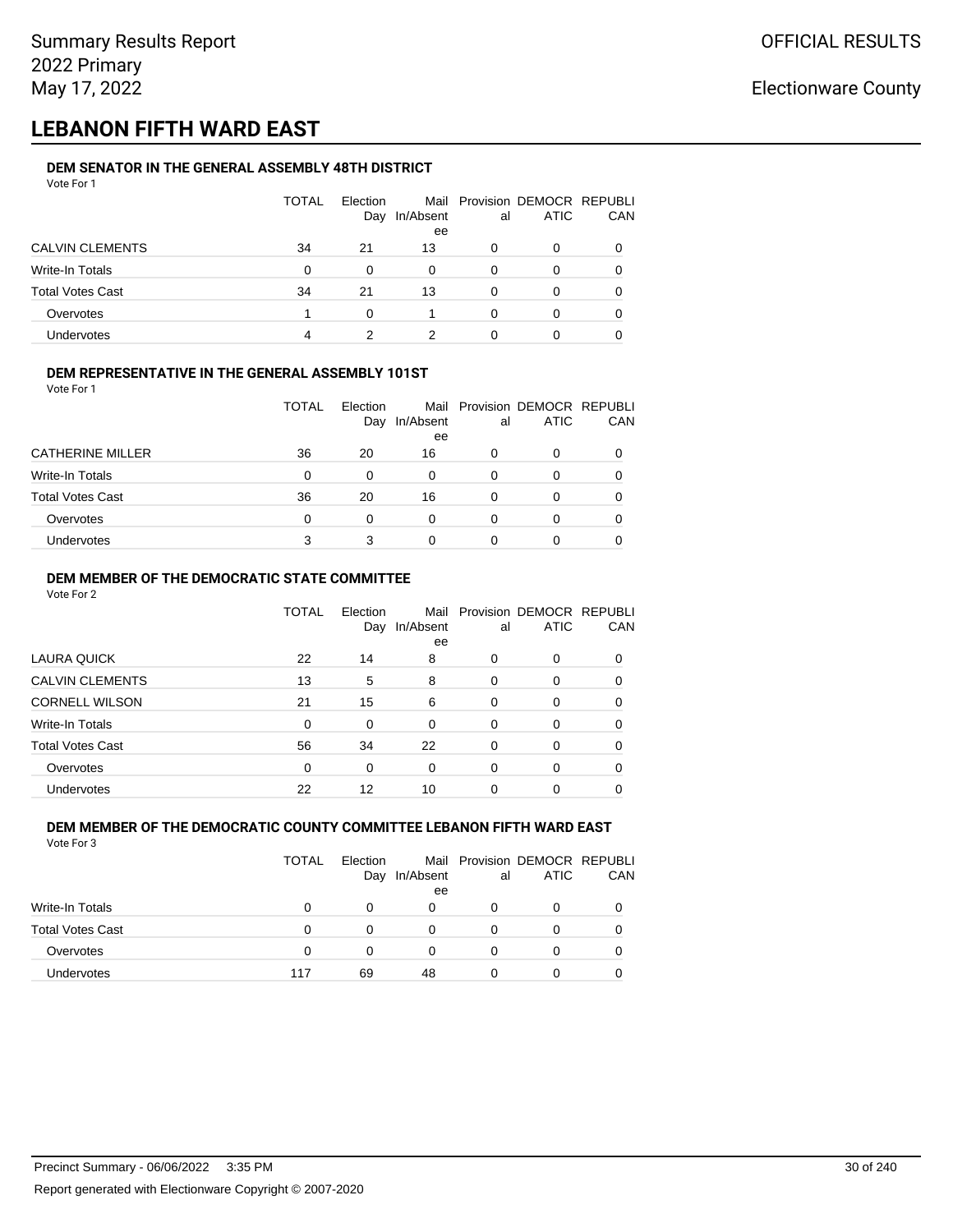Summary Results Report
2022 Primary
May 17, 2022

OFFICIAL RESULTS

Electionware County

# LEBANON FIFTH WARD EAST

### DEM SENATOR IN THE GENERAL ASSEMBLY 48TH DISTRICT

Vote For 1

| | TOTAL | Election Day | Mail In/Absentee | Provisional | DEMOCRATIC | REPUBLICAN |
|---|---|---|---|---|---|---|
| CALVIN CLEMENTS | 34 | 21 | 13 | 0 | 0 | 0 |
| Write-In Totals | 0 | 0 | 0 | 0 | 0 | 0 |
| Total Votes Cast | 34 | 21 | 13 | 0 | 0 | 0 |
| Overvotes | 1 | 0 | 1 | 0 | 0 | 0 |
| Undervotes | 4 | 2 | 2 | 0 | 0 | 0 |

### DEM REPRESENTATIVE IN THE GENERAL ASSEMBLY 101ST

Vote For 1

| | TOTAL | Election Day | Mail In/Absentee | Provisional | DEMOCRATIC | REPUBLICAN |
|---|---|---|---|---|---|---|
| CATHERINE MILLER | 36 | 20 | 16 | 0 | 0 | 0 |
| Write-In Totals | 0 | 0 | 0 | 0 | 0 | 0 |
| Total Votes Cast | 36 | 20 | 16 | 0 | 0 | 0 |
| Overvotes | 0 | 0 | 0 | 0 | 0 | 0 |
| Undervotes | 3 | 3 | 0 | 0 | 0 | 0 |

### DEM MEMBER OF THE DEMOCRATIC STATE COMMITTEE

Vote For 2

| | TOTAL | Election Day | Mail In/Absentee | Provisional | DEMOCRATIC | REPUBLICAN |
|---|---|---|---|---|---|---|
| LAURA QUICK | 22 | 14 | 8 | 0 | 0 | 0 |
| CALVIN CLEMENTS | 13 | 5 | 8 | 0 | 0 | 0 |
| CORNELL WILSON | 21 | 15 | 6 | 0 | 0 | 0 |
| Write-In Totals | 0 | 0 | 0 | 0 | 0 | 0 |
| Total Votes Cast | 56 | 34 | 22 | 0 | 0 | 0 |
| Overvotes | 0 | 0 | 0 | 0 | 0 | 0 |
| Undervotes | 22 | 12 | 10 | 0 | 0 | 0 |

### DEM MEMBER OF THE DEMOCRATIC COUNTY COMMITTEE LEBANON FIFTH WARD EAST

Vote For 3

| | TOTAL | Election Day | Mail In/Absentee | Provisional | DEMOCRATIC | REPUBLICAN |
|---|---|---|---|---|---|---|
| Write-In Totals | 0 | 0 | 0 | 0 | 0 | 0 |
| Total Votes Cast | 0 | 0 | 0 | 0 | 0 | 0 |
| Overvotes | 0 | 0 | 0 | 0 | 0 | 0 |
| Undervotes | 117 | 69 | 48 | 0 | 0 | 0 |

Precinct Summary - 06/06/2022 3:35 PM

Report generated with Electionware Copyright © 2007-2020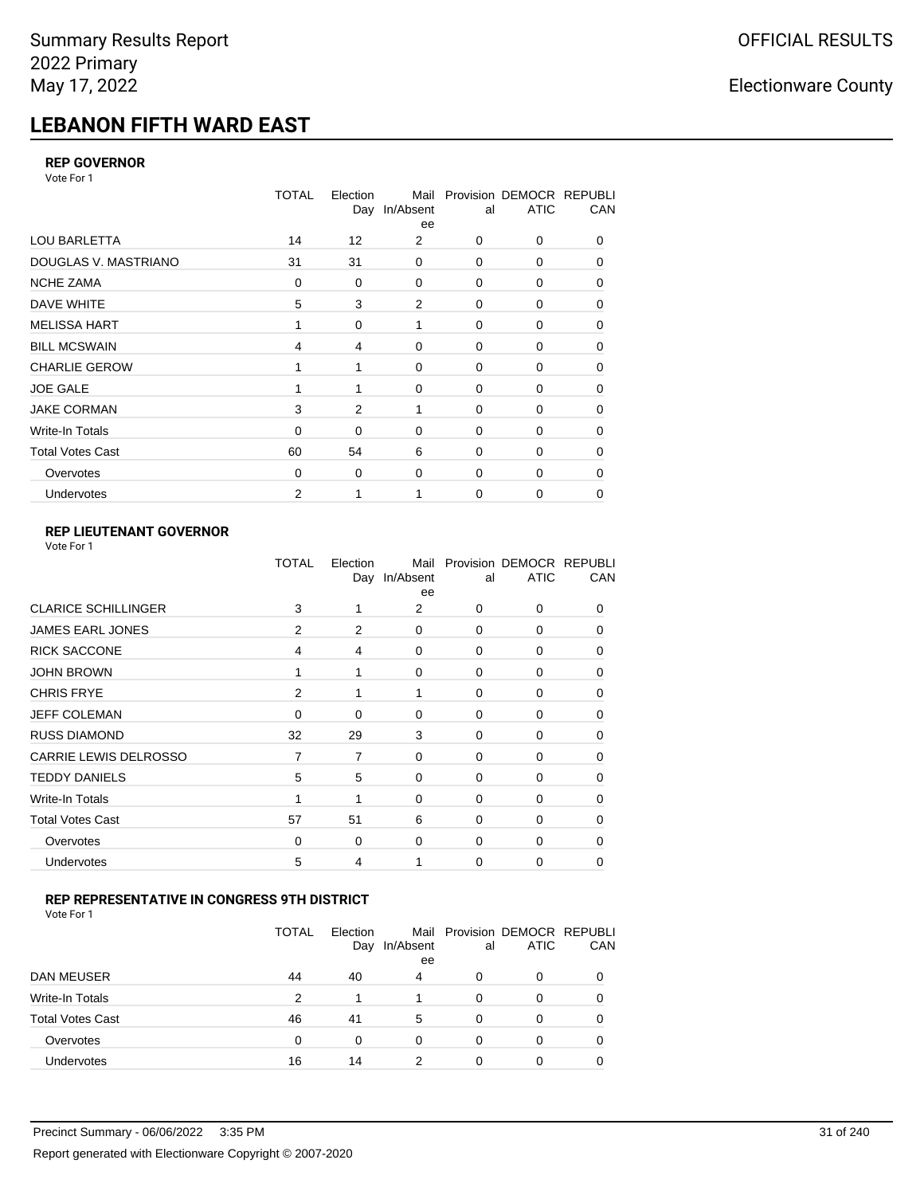Summary Results Report
2022 Primary
May 17, 2022

OFFICIAL RESULTS

Electionware County

# LEBANON FIFTH WARD EAST

### REP GOVERNOR

Vote For 1

| | TOTAL | Election Day | Mail In/Absentee | Provisional | DEMOCRATIC | REPUBLICAN |
|---|---|---|---|---|---|---|
| LOU BARLETTA | 14 | 12 | 2 | 0 | 0 | 0 |
| DOUGLAS V. MASTRIANO | 31 | 31 | 0 | 0 | 0 | 0 |
| NCHE ZAMA | 0 | 0 | 0 | 0 | 0 | 0 |
| DAVE WHITE | 5 | 3 | 2 | 0 | 0 | 0 |
| MELISSA HART | 1 | 0 | 1 | 0 | 0 | 0 |
| BILL MCSWAIN | 4 | 4 | 0 | 0 | 0 | 0 |
| CHARLIE GEROW | 1 | 1 | 0 | 0 | 0 | 0 |
| JOE GALE | 1 | 1 | 0 | 0 | 0 | 0 |
| JAKE CORMAN | 3 | 2 | 1 | 0 | 0 | 0 |
| Write-In Totals | 0 | 0 | 0 | 0 | 0 | 0 |
| Total Votes Cast | 60 | 54 | 6 | 0 | 0 | 0 |
| Overvotes | 0 | 0 | 0 | 0 | 0 | 0 |
| Undervotes | 2 | 1 | 1 | 0 | 0 | 0 |

### REP LIEUTENANT GOVERNOR

Vote For 1

| | TOTAL | Election Day | Mail In/Absentee | Provisional | DEMOCRATIC | REPUBLICAN |
|---|---|---|---|---|---|---|
| CLARICE SCHILLINGER | 3 | 1 | 2 | 0 | 0 | 0 |
| JAMES EARL JONES | 2 | 2 | 0 | 0 | 0 | 0 |
| RICK SACCONE | 4 | 4 | 0 | 0 | 0 | 0 |
| JOHN BROWN | 1 | 1 | 0 | 0 | 0 | 0 |
| CHRIS FRYE | 2 | 1 | 1 | 0 | 0 | 0 |
| JEFF COLEMAN | 0 | 0 | 0 | 0 | 0 | 0 |
| RUSS DIAMOND | 32 | 29 | 3 | 0 | 0 | 0 |
| CARRIE LEWIS DELROSSO | 7 | 7 | 0 | 0 | 0 | 0 |
| TEDDY DANIELS | 5 | 5 | 0 | 0 | 0 | 0 |
| Write-In Totals | 1 | 1 | 0 | 0 | 0 | 0 |
| Total Votes Cast | 57 | 51 | 6 | 0 | 0 | 0 |
| Overvotes | 0 | 0 | 0 | 0 | 0 | 0 |
| Undervotes | 5 | 4 | 1 | 0 | 0 | 0 |

### REP REPRESENTATIVE IN CONGRESS 9TH DISTRICT

Vote For 1

| | TOTAL | Election Day | Mail In/Absentee | Provisional | DEMOCRATIC | REPUBLICAN |
|---|---|---|---|---|---|---|
| DAN MEUSER | 44 | 40 | 4 | 0 | 0 | 0 |
| Write-In Totals | 2 | 1 | 1 | 0 | 0 | 0 |
| Total Votes Cast | 46 | 41 | 5 | 0 | 0 | 0 |
| Overvotes | 0 | 0 | 0 | 0 | 0 | 0 |
| Undervotes | 16 | 14 | 2 | 0 | 0 | 0 |

Precinct Summary - 06/06/2022 3:35 PM

Report generated with Electionware Copyright © 2007-2020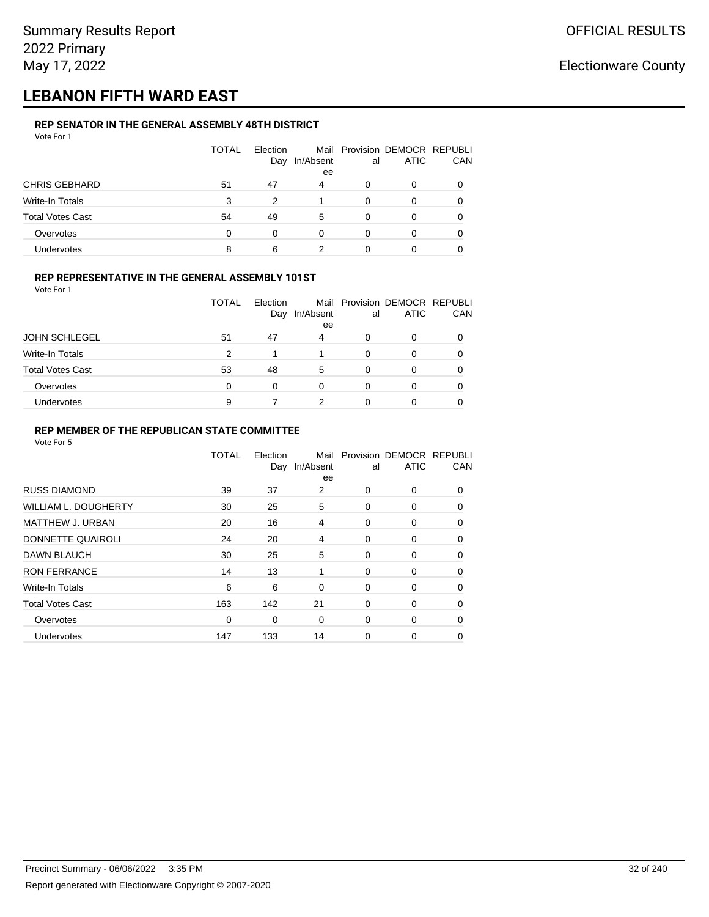Summary Results Report
2022 Primary
May 17, 2022

OFFICIAL RESULTS

Electionware County

# LEBANON FIFTH WARD EAST

### REP SENATOR IN THE GENERAL ASSEMBLY 48TH DISTRICT

Vote For 1

| | TOTAL | Election Day | Mail In/Absentee | Provisional | DEMOCRATIC | REPUBLICAN |
|---|---|---|---|---|---|---|
| CHRIS GEBHARD | 51 | 47 | 4 | 0 | 0 | 0 |
| Write-In Totals | 3 | 2 | 1 | 0 | 0 | 0 |
| Total Votes Cast | 54 | 49 | 5 | 0 | 0 | 0 |
| Overvotes | 0 | 0 | 0 | 0 | 0 | 0 |
| Undervotes | 8 | 6 | 2 | 0 | 0 | 0 |

### REP REPRESENTATIVE IN THE GENERAL ASSEMBLY 101ST

Vote For 1

| | TOTAL | Election Day | Mail In/Absentee | Provisional | DEMOCRATIC | REPUBLICAN |
|---|---|---|---|---|---|---|
| JOHN SCHLEGEL | 51 | 47 | 4 | 0 | 0 | 0 |
| Write-In Totals | 2 | 1 | 1 | 0 | 0 | 0 |
| Total Votes Cast | 53 | 48 | 5 | 0 | 0 | 0 |
| Overvotes | 0 | 0 | 0 | 0 | 0 | 0 |
| Undervotes | 9 | 7 | 2 | 0 | 0 | 0 |

### REP MEMBER OF THE REPUBLICAN STATE COMMITTEE

Vote For 5

| | TOTAL | Election Day | Mail In/Absentee | Provisional | DEMOCRATIC | REPUBLICAN |
|---|---|---|---|---|---|---|
| RUSS DIAMOND | 39 | 37 | 2 | 0 | 0 | 0 |
| WILLIAM L. DOUGHERTY | 30 | 25 | 5 | 0 | 0 | 0 |
| MATTHEW J. URBAN | 20 | 16 | 4 | 0 | 0 | 0 |
| DONNETTE QUAIROLI | 24 | 20 | 4 | 0 | 0 | 0 |
| DAWN BLAUCH | 30 | 25 | 5 | 0 | 0 | 0 |
| RON FERRANCE | 14 | 13 | 1 | 0 | 0 | 0 |
| Write-In Totals | 6 | 6 | 0 | 0 | 0 | 0 |
| Total Votes Cast | 163 | 142 | 21 | 0 | 0 | 0 |
| Overvotes | 0 | 0 | 0 | 0 | 0 | 0 |
| Undervotes | 147 | 133 | 14 | 0 | 0 | 0 |

Precinct Summary - 06/06/2022 3:35 PM

Report generated with Electionware Copyright © 2007-2020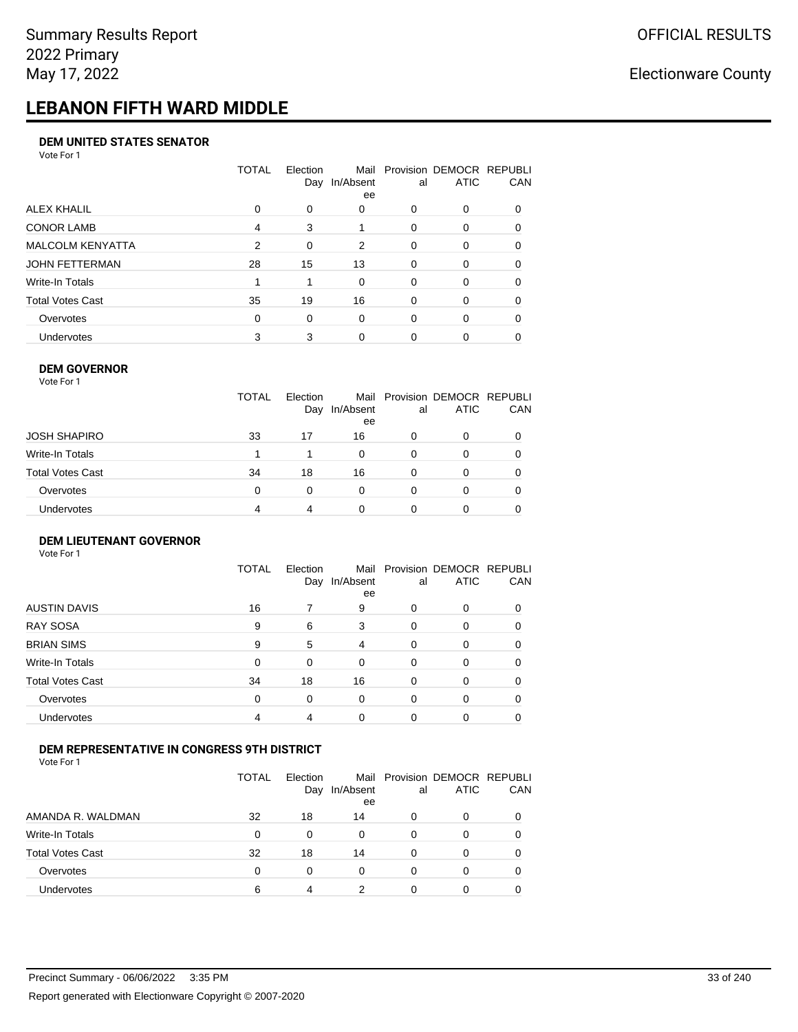Summary Results Report
2022 Primary
May 17, 2022

OFFICIAL RESULTS

Electionware County

# LEBANON FIFTH WARD MIDDLE

### DEM UNITED STATES SENATOR

Vote For 1

| | TOTAL | Election Day | Mail In/Absentee | Provisional | DEMOCRATIC | REPUBLICAN |
|---|---|---|---|---|---|---|
| ALEX KHALIL | 0 | 0 | 0 | 0 | 0 | 0 |
| CONOR LAMB | 4 | 3 | 1 | 0 | 0 | 0 |
| MALCOLM KENYATTA | 2 | 0 | 2 | 0 | 0 | 0 |
| JOHN FETTERMAN | 28 | 15 | 13 | 0 | 0 | 0 |
| Write-In Totals | 1 | 1 | 0 | 0 | 0 | 0 |
| Total Votes Cast | 35 | 19 | 16 | 0 | 0 | 0 |
| Overvotes | 0 | 0 | 0 | 0 | 0 | 0 |
| Undervotes | 3 | 3 | 0 | 0 | 0 | 0 |

### DEM GOVERNOR

Vote For 1

| | TOTAL | Election Day | Mail In/Absentee | Provisional | DEMOCRATIC | REPUBLICAN |
|---|---|---|---|---|---|---|
| JOSH SHAPIRO | 33 | 17 | 16 | 0 | 0 | 0 |
| Write-In Totals | 1 | 1 | 0 | 0 | 0 | 0 |
| Total Votes Cast | 34 | 18 | 16 | 0 | 0 | 0 |
| Overvotes | 0 | 0 | 0 | 0 | 0 | 0 |
| Undervotes | 4 | 4 | 0 | 0 | 0 | 0 |

### DEM LIEUTENANT GOVERNOR

Vote For 1

| | TOTAL | Election Day | Mail In/Absentee | Provisional | DEMOCRATIC | REPUBLICAN |
|---|---|---|---|---|---|---|
| AUSTIN DAVIS | 16 | 7 | 9 | 0 | 0 | 0 |
| RAY SOSA | 9 | 6 | 3 | 0 | 0 | 0 |
| BRIAN SIMS | 9 | 5 | 4 | 0 | 0 | 0 |
| Write-In Totals | 0 | 0 | 0 | 0 | 0 | 0 |
| Total Votes Cast | 34 | 18 | 16 | 0 | 0 | 0 |
| Overvotes | 0 | 0 | 0 | 0 | 0 | 0 |
| Undervotes | 4 | 4 | 0 | 0 | 0 | 0 |

### DEM REPRESENTATIVE IN CONGRESS 9TH DISTRICT

Vote For 1

| | TOTAL | Election Day | Mail In/Absentee | Provisional | DEMOCRATIC | REPUBLICAN |
|---|---|---|---|---|---|---|
| AMANDA R. WALDMAN | 32 | 18 | 14 | 0 | 0 | 0 |
| Write-In Totals | 0 | 0 | 0 | 0 | 0 | 0 |
| Total Votes Cast | 32 | 18 | 14 | 0 | 0 | 0 |
| Overvotes | 0 | 0 | 0 | 0 | 0 | 0 |
| Undervotes | 6 | 4 | 2 | 0 | 0 | 0 |

Precinct Summary - 06/06/2022 3:35 PM

Report generated with Electionware Copyright © 2007-2020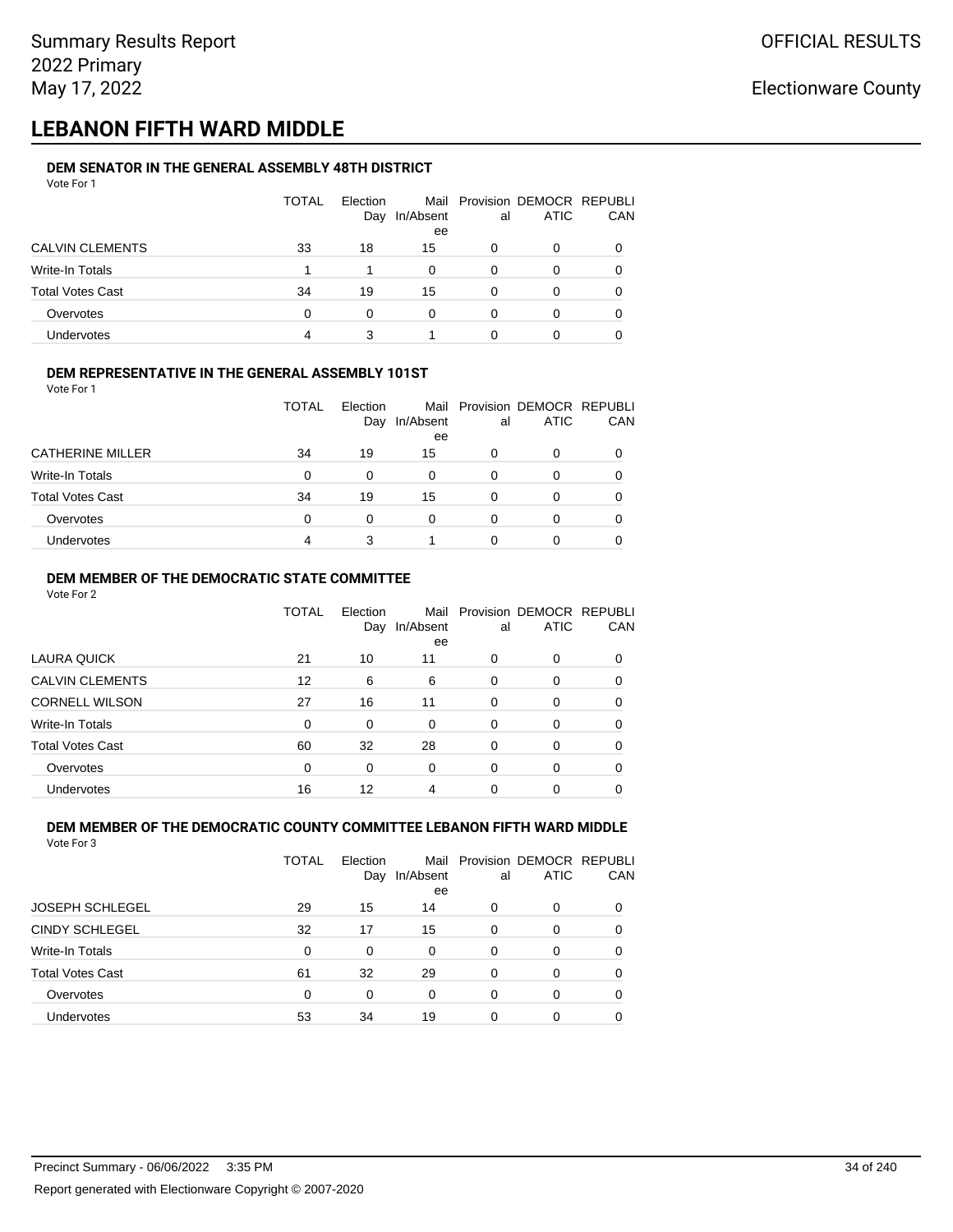# LEBANON FIFTH WARD MIDDLE

### DEM SENATOR IN THE GENERAL ASSEMBLY 48TH DISTRICT

Vote For 1

| | TOTAL | Election Day | Mail In/Absentee | Provisional | DEMOCRATIC | REPUBLICAN |
|---|---|---|---|---|---|---|
| CALVIN CLEMENTS | 33 | 18 | 15 | 0 | 0 | 0 |
| Write-In Totals | 1 | 1 | 0 | 0 | 0 | 0 |
| Total Votes Cast | 34 | 19 | 15 | 0 | 0 | 0 |
| Overvotes | 0 | 0 | 0 | 0 | 0 | 0 |
| Undervotes | 4 | 3 | 1 | 0 | 0 | 0 |

### DEM REPRESENTATIVE IN THE GENERAL ASSEMBLY 101ST

Vote For 1

| | TOTAL | Election Day | Mail In/Absentee | Provisional | DEMOCRATIC | REPUBLICAN |
|---|---|---|---|---|---|---|
| CATHERINE MILLER | 34 | 19 | 15 | 0 | 0 | 0 |
| Write-In Totals | 0 | 0 | 0 | 0 | 0 | 0 |
| Total Votes Cast | 34 | 19 | 15 | 0 | 0 | 0 |
| Overvotes | 0 | 0 | 0 | 0 | 0 | 0 |
| Undervotes | 4 | 3 | 1 | 0 | 0 | 0 |

### DEM MEMBER OF THE DEMOCRATIC STATE COMMITTEE

Vote For 2

| | TOTAL | Election Day | Mail In/Absentee | Provisional | DEMOCRATIC | REPUBLICAN |
|---|---|---|---|---|---|---|
| LAURA QUICK | 21 | 10 | 11 | 0 | 0 | 0 |
| CALVIN CLEMENTS | 12 | 6 | 6 | 0 | 0 | 0 |
| CORNELL WILSON | 27 | 16 | 11 | 0 | 0 | 0 |
| Write-In Totals | 0 | 0 | 0 | 0 | 0 | 0 |
| Total Votes Cast | 60 | 32 | 28 | 0 | 0 | 0 |
| Overvotes | 0 | 0 | 0 | 0 | 0 | 0 |
| Undervotes | 16 | 12 | 4 | 0 | 0 | 0 |

### DEM MEMBER OF THE DEMOCRATIC COUNTY COMMITTEE LEBANON FIFTH WARD MIDDLE

Vote For 3

| | TOTAL | Election Day | Mail In/Absentee | Provisional | DEMOCRATIC | REPUBLICAN |
|---|---|---|---|---|---|---|
| JOSEPH SCHLEGEL | 29 | 15 | 14 | 0 | 0 | 0 |
| CINDY SCHLEGEL | 32 | 17 | 15 | 0 | 0 | 0 |
| Write-In Totals | 0 | 0 | 0 | 0 | 0 | 0 |
| Total Votes Cast | 61 | 32 | 29 | 0 | 0 | 0 |
| Overvotes | 0 | 0 | 0 | 0 | 0 | 0 |
| Undervotes | 53 | 34 | 19 | 0 | 0 | 0 |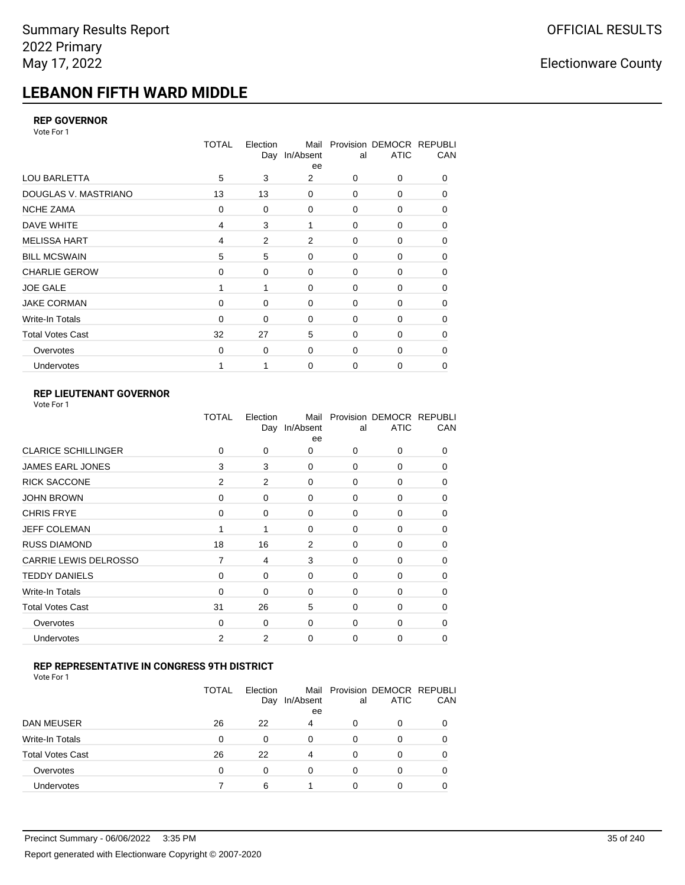# LEBANON FIFTH WARD MIDDLE

### REP GOVERNOR

Vote For 1

| | TOTAL | Election Day | Mail In/Absentee | Provisional | DEMOCRATIC | REPUBLICAN |
|---|---|---|---|---|---|---|
| LOU BARLETTA | 5 | 3 | 2 | 0 | 0 | 0 |
| DOUGLAS V. MASTRIANO | 13 | 13 | 0 | 0 | 0 | 0 |
| NCHE ZAMA | 0 | 0 | 0 | 0 | 0 | 0 |
| DAVE WHITE | 4 | 3 | 1 | 0 | 0 | 0 |
| MELISSA HART | 4 | 2 | 2 | 0 | 0 | 0 |
| BILL MCSWAIN | 5 | 5 | 0 | 0 | 0 | 0 |
| CHARLIE GEROW | 0 | 0 | 0 | 0 | 0 | 0 |
| JOE GALE | 1 | 1 | 0 | 0 | 0 | 0 |
| JAKE CORMAN | 0 | 0 | 0 | 0 | 0 | 0 |
| Write-In Totals | 0 | 0 | 0 | 0 | 0 | 0 |
| Total Votes Cast | 32 | 27 | 5 | 0 | 0 | 0 |
| Overvotes | 0 | 0 | 0 | 0 | 0 | 0 |
| Undervotes | 1 | 1 | 0 | 0 | 0 | 0 |

### REP LIEUTENANT GOVERNOR

Vote For 1

| | TOTAL | Election Day | Mail In/Absentee | Provisional | DEMOCRATIC | REPUBLICAN |
|---|---|---|---|---|---|---|
| CLARICE SCHILLINGER | 0 | 0 | 0 | 0 | 0 | 0 |
| JAMES EARL JONES | 3 | 3 | 0 | 0 | 0 | 0 |
| RICK SACCONE | 2 | 2 | 0 | 0 | 0 | 0 |
| JOHN BROWN | 0 | 0 | 0 | 0 | 0 | 0 |
| CHRIS FRYE | 0 | 0 | 0 | 0 | 0 | 0 |
| JEFF COLEMAN | 1 | 1 | 0 | 0 | 0 | 0 |
| RUSS DIAMOND | 18 | 16 | 2 | 0 | 0 | 0 |
| CARRIE LEWIS DELROSSO | 7 | 4 | 3 | 0 | 0 | 0 |
| TEDDY DANIELS | 0 | 0 | 0 | 0 | 0 | 0 |
| Write-In Totals | 0 | 0 | 0 | 0 | 0 | 0 |
| Total Votes Cast | 31 | 26 | 5 | 0 | 0 | 0 |
| Overvotes | 0 | 0 | 0 | 0 | 0 | 0 |
| Undervotes | 2 | 2 | 0 | 0 | 0 | 0 |

### REP REPRESENTATIVE IN CONGRESS 9TH DISTRICT

Vote For 1

| | TOTAL | Election Day | Mail In/Absentee | Provisional | DEMOCRATIC | REPUBLICAN |
|---|---|---|---|---|---|---|
| DAN MEUSER | 26 | 22 | 4 | 0 | 0 | 0 |
| Write-In Totals | 0 | 0 | 0 | 0 | 0 | 0 |
| Total Votes Cast | 26 | 22 | 4 | 0 | 0 | 0 |
| Overvotes | 0 | 0 | 0 | 0 | 0 | 0 |
| Undervotes | 7 | 6 | 1 | 0 | 0 | 0 |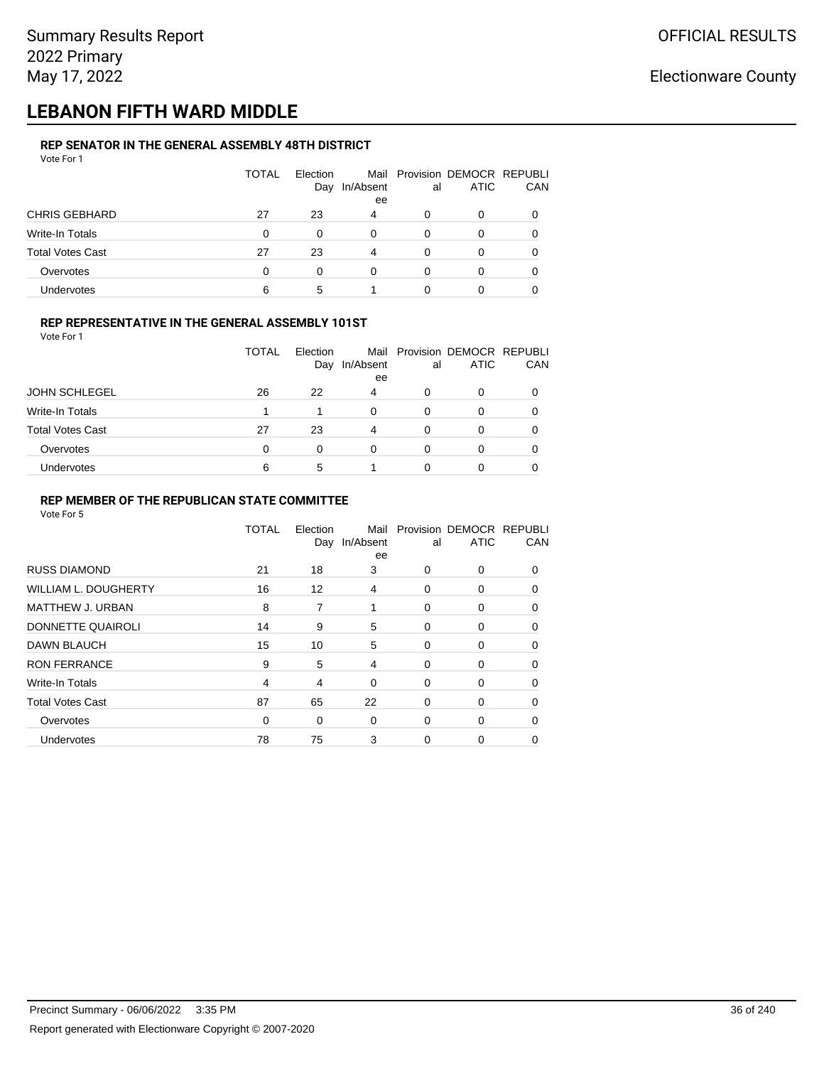Summary Results Report
2022 Primary
May 17, 2022

OFFICIAL RESULTS

Electionware County

# LEBANON FIFTH WARD MIDDLE

### REP SENATOR IN THE GENERAL ASSEMBLY 48TH DISTRICT

Vote For 1

| | TOTAL | Election Day | Mail In/Absentee | Provisional | DEMOCRATIC | REPUBLICAN |
|---|---|---|---|---|---|---|
| CHRIS GEBHARD | 27 | 23 | 4 | 0 | 0 | 0 |
| Write-In Totals | 0 | 0 | 0 | 0 | 0 | 0 |
| Total Votes Cast | 27 | 23 | 4 | 0 | 0 | 0 |
| Overvotes | 0 | 0 | 0 | 0 | 0 | 0 |
| Undervotes | 6 | 5 | 1 | 0 | 0 | 0 |

### REP REPRESENTATIVE IN THE GENERAL ASSEMBLY 101ST

Vote For 1

| | TOTAL | Election Day | Mail In/Absentee | Provisional | DEMOCRATIC | REPUBLICAN |
|---|---|---|---|---|---|---|
| JOHN SCHLEGEL | 26 | 22 | 4 | 0 | 0 | 0 |
| Write-In Totals | 1 | 1 | 0 | 0 | 0 | 0 |
| Total Votes Cast | 27 | 23 | 4 | 0 | 0 | 0 |
| Overvotes | 0 | 0 | 0 | 0 | 0 | 0 |
| Undervotes | 6 | 5 | 1 | 0 | 0 | 0 |

### REP MEMBER OF THE REPUBLICAN STATE COMMITTEE

Vote For 5

| | TOTAL | Election Day | Mail In/Absentee | Provisional | DEMOCRATIC | REPUBLICAN |
|---|---|---|---|---|---|---|
| RUSS DIAMOND | 21 | 18 | 3 | 0 | 0 | 0 |
| WILLIAM L. DOUGHERTY | 16 | 12 | 4 | 0 | 0 | 0 |
| MATTHEW J. URBAN | 8 | 7 | 1 | 0 | 0 | 0 |
| DONNETTE QUAIROLI | 14 | 9 | 5 | 0 | 0 | 0 |
| DAWN BLAUCH | 15 | 10 | 5 | 0 | 0 | 0 |
| RON FERRANCE | 9 | 5 | 4 | 0 | 0 | 0 |
| Write-In Totals | 4 | 4 | 0 | 0 | 0 | 0 |
| Total Votes Cast | 87 | 65 | 22 | 0 | 0 | 0 |
| Overvotes | 0 | 0 | 0 | 0 | 0 | 0 |
| Undervotes | 78 | 75 | 3 | 0 | 0 | 0 |

Precinct Summary - 06/06/2022 3:35 PM

Report generated with Electionware Copyright © 2007-2020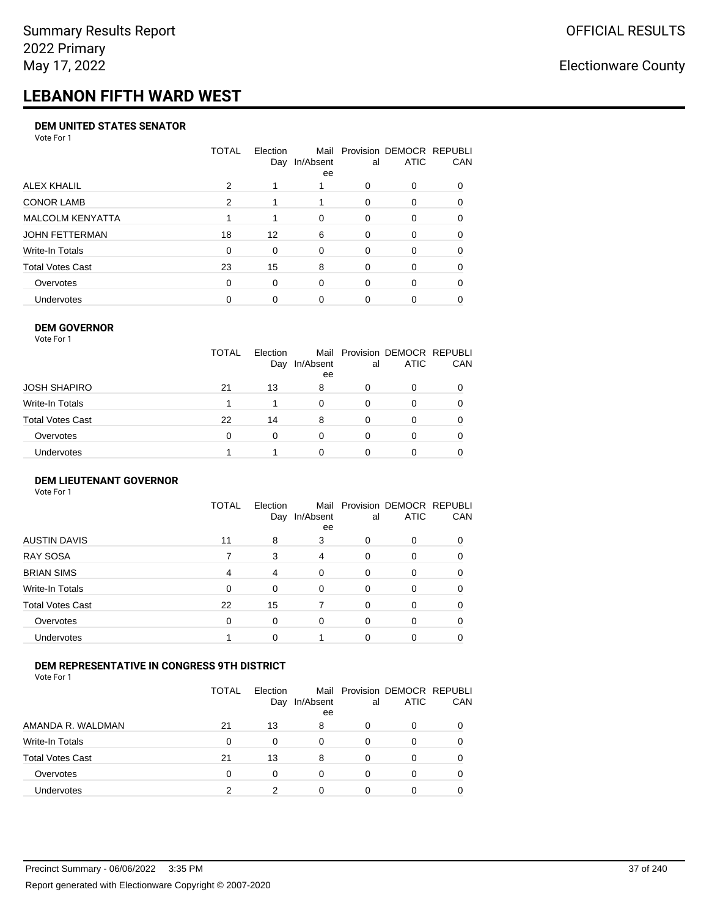# LEBANON FIFTH WARD WEST

### DEM UNITED STATES SENATOR

Vote For 1

| | TOTAL | Election Day | Mail In/Absentee | Provisional | DEMOCRATIC | REPUBLICAN |
|---|---|---|---|---|---|---|
| ALEX KHALIL | 2 | 1 | 1 | 0 | 0 | 0 |
| CONOR LAMB | 2 | 1 | 1 | 0 | 0 | 0 |
| MALCOLM KENYATTA | 1 | 1 | 0 | 0 | 0 | 0 |
| JOHN FETTERMAN | 18 | 12 | 6 | 0 | 0 | 0 |
| Write-In Totals | 0 | 0 | 0 | 0 | 0 | 0 |
| Total Votes Cast | 23 | 15 | 8 | 0 | 0 | 0 |
| Overvotes | 0 | 0 | 0 | 0 | 0 | 0 |
| Undervotes | 0 | 0 | 0 | 0 | 0 | 0 |

### DEM GOVERNOR

Vote For 1

| | TOTAL | Election Day | Mail In/Absentee | Provisional | DEMOCRATIC | REPUBLICAN |
|---|---|---|---|---|---|---|
| JOSH SHAPIRO | 21 | 13 | 8 | 0 | 0 | 0 |
| Write-In Totals | 1 | 1 | 0 | 0 | 0 | 0 |
| Total Votes Cast | 22 | 14 | 8 | 0 | 0 | 0 |
| Overvotes | 0 | 0 | 0 | 0 | 0 | 0 |
| Undervotes | 1 | 1 | 0 | 0 | 0 | 0 |

### DEM LIEUTENANT GOVERNOR

Vote For 1

| | TOTAL | Election Day | Mail In/Absentee | Provisional | DEMOCRATIC | REPUBLICAN |
|---|---|---|---|---|---|---|
| AUSTIN DAVIS | 11 | 8 | 3 | 0 | 0 | 0 |
| RAY SOSA | 7 | 3 | 4 | 0 | 0 | 0 |
| BRIAN SIMS | 4 | 4 | 0 | 0 | 0 | 0 |
| Write-In Totals | 0 | 0 | 0 | 0 | 0 | 0 |
| Total Votes Cast | 22 | 15 | 7 | 0 | 0 | 0 |
| Overvotes | 0 | 0 | 0 | 0 | 0 | 0 |
| Undervotes | 1 | 0 | 1 | 0 | 0 | 0 |

### DEM REPRESENTATIVE IN CONGRESS 9TH DISTRICT

Vote For 1

| | TOTAL | Election Day | Mail In/Absentee | Provisional | DEMOCRATIC | REPUBLICAN |
|---|---|---|---|---|---|---|
| AMANDA R. WALDMAN | 21 | 13 | 8 | 0 | 0 | 0 |
| Write-In Totals | 0 | 0 | 0 | 0 | 0 | 0 |
| Total Votes Cast | 21 | 13 | 8 | 0 | 0 | 0 |
| Overvotes | 0 | 0 | 0 | 0 | 0 | 0 |
| Undervotes | 2 | 2 | 0 | 0 | 0 | 0 |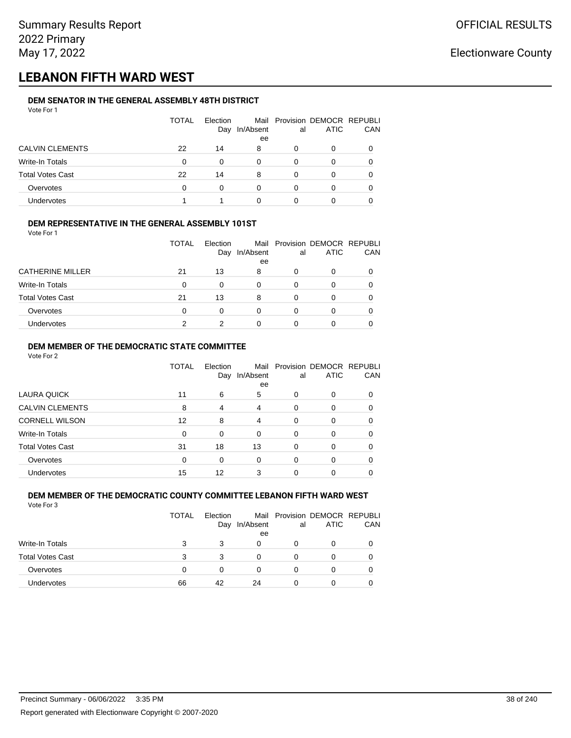Summary Results Report
2022 Primary
May 17, 2022

OFFICIAL RESULTS

Electionware County

# LEBANON FIFTH WARD WEST

### DEM SENATOR IN THE GENERAL ASSEMBLY 48TH DISTRICT

Vote For 1

| | TOTAL | Election Day | Mail In/Absentee | Provisional | DEMOCRATIC | REPUBLICAN |
|---|---|---|---|---|---|---|
| CALVIN CLEMENTS | 22 | 14 | 8 | 0 | 0 | 0 |
| Write-In Totals | 0 | 0 | 0 | 0 | 0 | 0 |
| Total Votes Cast | 22 | 14 | 8 | 0 | 0 | 0 |
| Overvotes | 0 | 0 | 0 | 0 | 0 | 0 |
| Undervotes | 1 | 1 | 0 | 0 | 0 | 0 |

### DEM REPRESENTATIVE IN THE GENERAL ASSEMBLY 101ST

Vote For 1

| | TOTAL | Election Day | Mail In/Absentee | Provisional | DEMOCRATIC | REPUBLICAN |
|---|---|---|---|---|---|---|
| CATHERINE MILLER | 21 | 13 | 8 | 0 | 0 | 0 |
| Write-In Totals | 0 | 0 | 0 | 0 | 0 | 0 |
| Total Votes Cast | 21 | 13 | 8 | 0 | 0 | 0 |
| Overvotes | 0 | 0 | 0 | 0 | 0 | 0 |
| Undervotes | 2 | 2 | 0 | 0 | 0 | 0 |

### DEM MEMBER OF THE DEMOCRATIC STATE COMMITTEE

Vote For 2

| | TOTAL | Election Day | Mail In/Absentee | Provisional | DEMOCRATIC | REPUBLICAN |
|---|---|---|---|---|---|---|
| LAURA QUICK | 11 | 6 | 5 | 0 | 0 | 0 |
| CALVIN CLEMENTS | 8 | 4 | 4 | 0 | 0 | 0 |
| CORNELL WILSON | 12 | 8 | 4 | 0 | 0 | 0 |
| Write-In Totals | 0 | 0 | 0 | 0 | 0 | 0 |
| Total Votes Cast | 31 | 18 | 13 | 0 | 0 | 0 |
| Overvotes | 0 | 0 | 0 | 0 | 0 | 0 |
| Undervotes | 15 | 12 | 3 | 0 | 0 | 0 |

### DEM MEMBER OF THE DEMOCRATIC COUNTY COMMITTEE LEBANON FIFTH WARD WEST

Vote For 3

| | TOTAL | Election Day | Mail In/Absentee | Provisional | DEMOCRATIC | REPUBLICAN |
|---|---|---|---|---|---|---|
| Write-In Totals | 3 | 3 | 0 | 0 | 0 | 0 |
| Total Votes Cast | 3 | 3 | 0 | 0 | 0 | 0 |
| Overvotes | 0 | 0 | 0 | 0 | 0 | 0 |
| Undervotes | 66 | 42 | 24 | 0 | 0 | 0 |

Precinct Summary - 06/06/2022 3:35 PM

Report generated with Electionware Copyright © 2007-2020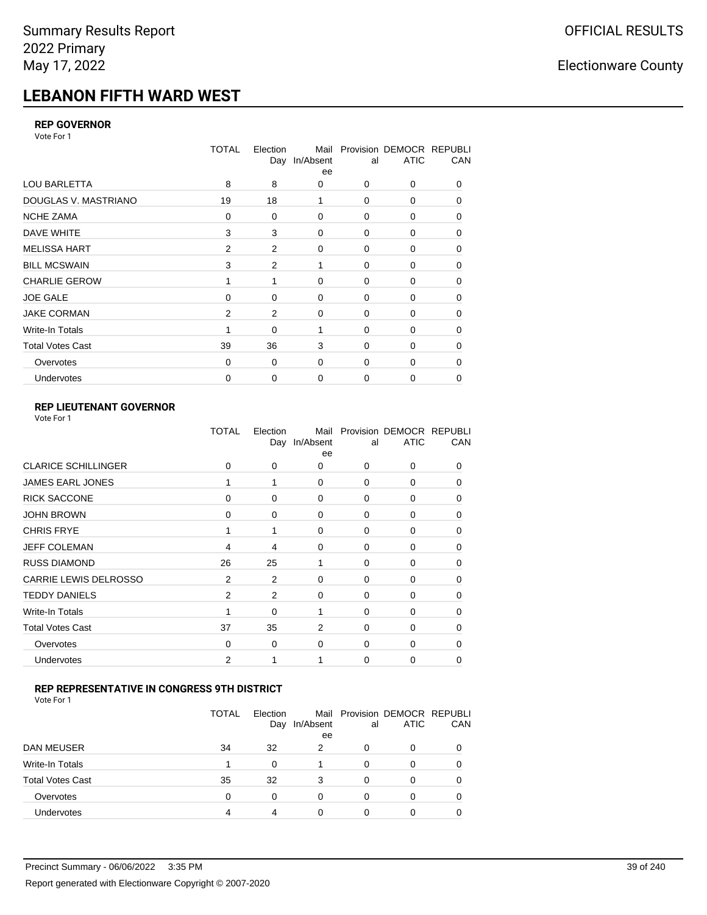# LEBANON FIFTH WARD WEST

### REP GOVERNOR

Vote For 1

| | TOTAL | Election Day | Mail In/Absentee | Provisional | DEMOCRATIC | REPUBLICAN |
|---|---|---|---|---|---|---|
| LOU BARLETTA | 8 | 8 | 0 | 0 | 0 | 0 |
| DOUGLAS V. MASTRIANO | 19 | 18 | 1 | 0 | 0 | 0 |
| NCHE ZAMA | 0 | 0 | 0 | 0 | 0 | 0 |
| DAVE WHITE | 3 | 3 | 0 | 0 | 0 | 0 |
| MELISSA HART | 2 | 2 | 0 | 0 | 0 | 0 |
| BILL MCSWAIN | 3 | 2 | 1 | 0 | 0 | 0 |
| CHARLIE GEROW | 1 | 1 | 0 | 0 | 0 | 0 |
| JOE GALE | 0 | 0 | 0 | 0 | 0 | 0 |
| JAKE CORMAN | 2 | 2 | 0 | 0 | 0 | 0 |
| Write-In Totals | 1 | 0 | 1 | 0 | 0 | 0 |
| Total Votes Cast | 39 | 36 | 3 | 0 | 0 | 0 |
| Overvotes | 0 | 0 | 0 | 0 | 0 | 0 |
| Undervotes | 0 | 0 | 0 | 0 | 0 | 0 |

### REP LIEUTENANT GOVERNOR

Vote For 1

| | TOTAL | Election Day | Mail In/Absentee | Provisional | DEMOCRATIC | REPUBLICAN |
|---|---|---|---|---|---|---|
| CLARICE SCHILLINGER | 0 | 0 | 0 | 0 | 0 | 0 |
| JAMES EARL JONES | 1 | 1 | 0 | 0 | 0 | 0 |
| RICK SACCONE | 0 | 0 | 0 | 0 | 0 | 0 |
| JOHN BROWN | 0 | 0 | 0 | 0 | 0 | 0 |
| CHRIS FRYE | 1 | 1 | 0 | 0 | 0 | 0 |
| JEFF COLEMAN | 4 | 4 | 0 | 0 | 0 | 0 |
| RUSS DIAMOND | 26 | 25 | 1 | 0 | 0 | 0 |
| CARRIE LEWIS DELROSSO | 2 | 2 | 0 | 0 | 0 | 0 |
| TEDDY DANIELS | 2 | 2 | 0 | 0 | 0 | 0 |
| Write-In Totals | 1 | 0 | 1 | 0 | 0 | 0 |
| Total Votes Cast | 37 | 35 | 2 | 0 | 0 | 0 |
| Overvotes | 0 | 0 | 0 | 0 | 0 | 0 |
| Undervotes | 2 | 1 | 1 | 0 | 0 | 0 |

### REP REPRESENTATIVE IN CONGRESS 9TH DISTRICT

Vote For 1

| | TOTAL | Election Day | Mail In/Absentee | Provisional | DEMOCRATIC | REPUBLICAN |
|---|---|---|---|---|---|---|
| DAN MEUSER | 34 | 32 | 2 | 0 | 0 | 0 |
| Write-In Totals | 1 | 0 | 1 | 0 | 0 | 0 |
| Total Votes Cast | 35 | 32 | 3 | 0 | 0 | 0 |
| Overvotes | 0 | 0 | 0 | 0 | 0 | 0 |
| Undervotes | 4 | 4 | 0 | 0 | 0 | 0 |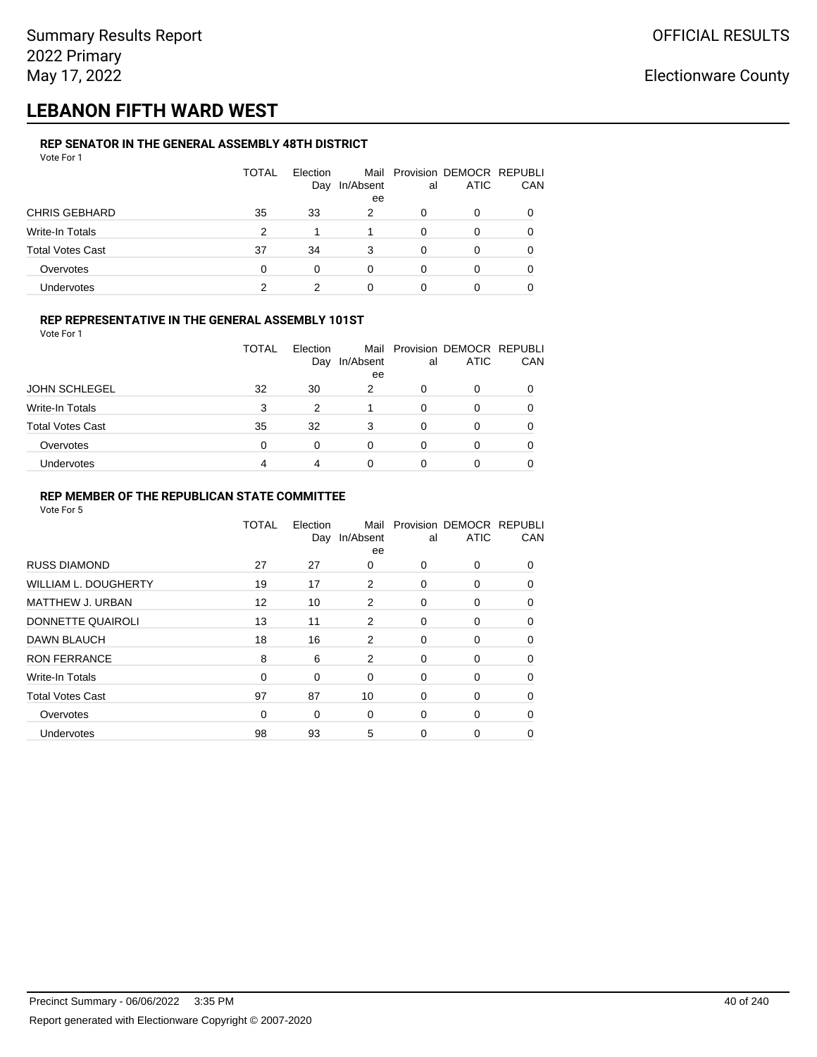# LEBANON FIFTH WARD WEST

### REP SENATOR IN THE GENERAL ASSEMBLY 48TH DISTRICT

Vote For 1

| | TOTAL | Election Day | Mail In/Absentee | Provisional | DEMOCRATIC | REPUBLICAN |
|---|---|---|---|---|---|---|
| CHRIS GEBHARD | 35 | 33 | 2 | 0 | 0 | 0 |
| Write-In Totals | 2 | 1 | 1 | 0 | 0 | 0 |
| Total Votes Cast | 37 | 34 | 3 | 0 | 0 | 0 |
| Overvotes | 0 | 0 | 0 | 0 | 0 | 0 |
| Undervotes | 2 | 2 | 0 | 0 | 0 | 0 |

### REP REPRESENTATIVE IN THE GENERAL ASSEMBLY 101ST

Vote For 1

| | TOTAL | Election Day | Mail In/Absentee | Provisional | DEMOCRATIC | REPUBLICAN |
|---|---|---|---|---|---|---|
| JOHN SCHLEGEL | 32 | 30 | 2 | 0 | 0 | 0 |
| Write-In Totals | 3 | 2 | 1 | 0 | 0 | 0 |
| Total Votes Cast | 35 | 32 | 3 | 0 | 0 | 0 |
| Overvotes | 0 | 0 | 0 | 0 | 0 | 0 |
| Undervotes | 4 | 4 | 0 | 0 | 0 | 0 |

### REP MEMBER OF THE REPUBLICAN STATE COMMITTEE

Vote For 5

| | TOTAL | Election Day | Mail In/Absentee | Provisional | DEMOCRATIC | REPUBLICAN |
|---|---|---|---|---|---|---|
| RUSS DIAMOND | 27 | 27 | 0 | 0 | 0 | 0 |
| WILLIAM L. DOUGHERTY | 19 | 17 | 2 | 0 | 0 | 0 |
| MATTHEW J. URBAN | 12 | 10 | 2 | 0 | 0 | 0 |
| DONNETTE QUAIROLI | 13 | 11 | 2 | 0 | 0 | 0 |
| DAWN BLAUCH | 18 | 16 | 2 | 0 | 0 | 0 |
| RON FERRANCE | 8 | 6 | 2 | 0 | 0 | 0 |
| Write-In Totals | 0 | 0 | 0 | 0 | 0 | 0 |
| Total Votes Cast | 97 | 87 | 10 | 0 | 0 | 0 |
| Overvotes | 0 | 0 | 0 | 0 | 0 | 0 |
| Undervotes | 98 | 93 | 5 | 0 | 0 | 0 |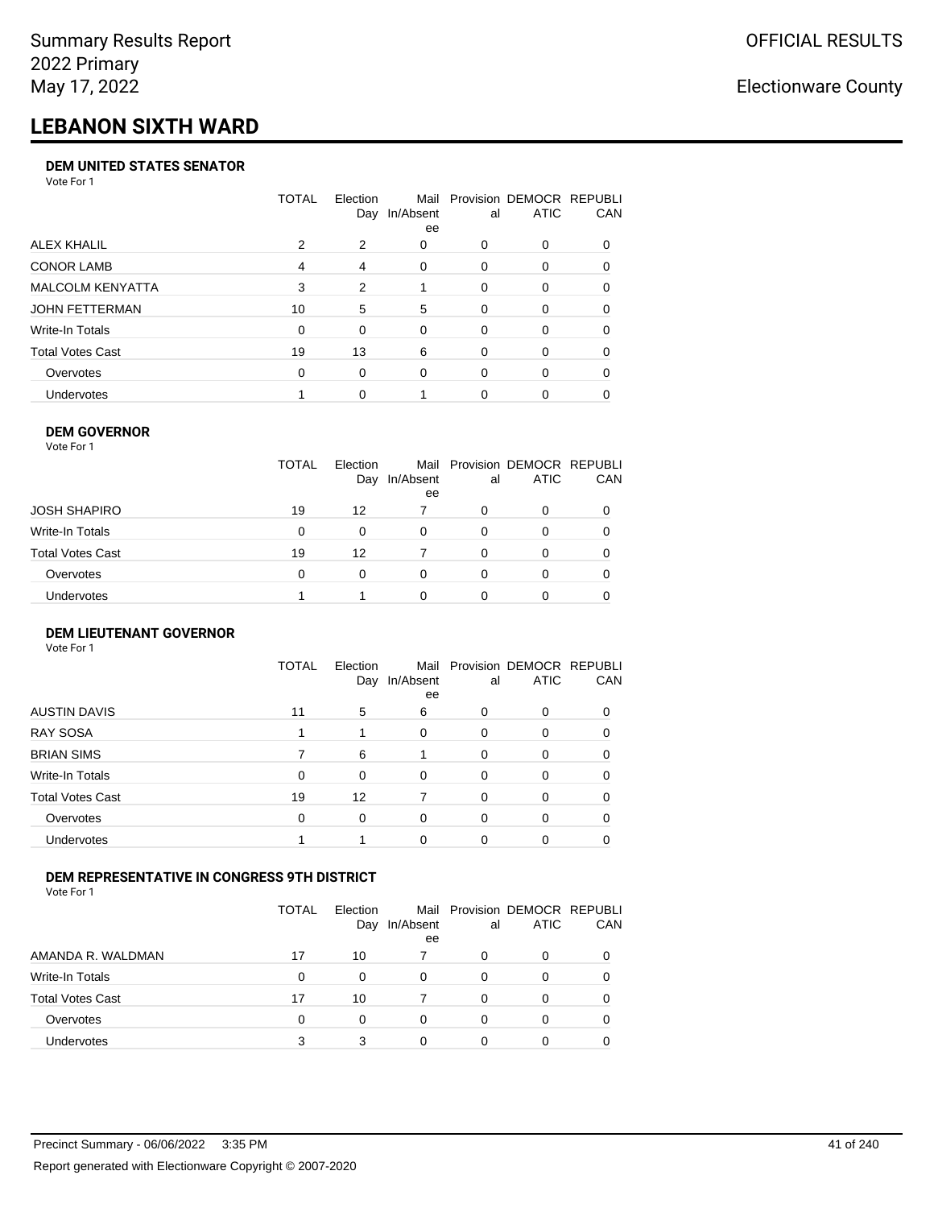Summary Results Report
2022 Primary
May 17, 2022

OFFICIAL RESULTS

Electionware County

# LEBANON SIXTH WARD

### DEM UNITED STATES SENATOR

Vote For 1

| | TOTAL | Election Day | Mail In/Absentee | Provisional | DEMOCRATIC | REPUBLICAN |
|---|---|---|---|---|---|---|
| ALEX KHALIL | 2 | 2 | 0 | 0 | 0 | 0 |
| CONOR LAMB | 4 | 4 | 0 | 0 | 0 | 0 |
| MALCOLM KENYATTA | 3 | 2 | 1 | 0 | 0 | 0 |
| JOHN FETTERMAN | 10 | 5 | 5 | 0 | 0 | 0 |
| Write-In Totals | 0 | 0 | 0 | 0 | 0 | 0 |
| Total Votes Cast | 19 | 13 | 6 | 0 | 0 | 0 |
| Overvotes | 0 | 0 | 0 | 0 | 0 | 0 |
| Undervotes | 1 | 0 | 1 | 0 | 0 | 0 |

### DEM GOVERNOR

Vote For 1

| | TOTAL | Election Day | Mail In/Absentee | Provisional | DEMOCRATIC | REPUBLICAN |
|---|---|---|---|---|---|---|
| JOSH SHAPIRO | 19 | 12 | 7 | 0 | 0 | 0 |
| Write-In Totals | 0 | 0 | 0 | 0 | 0 | 0 |
| Total Votes Cast | 19 | 12 | 7 | 0 | 0 | 0 |
| Overvotes | 0 | 0 | 0 | 0 | 0 | 0 |
| Undervotes | 1 | 1 | 0 | 0 | 0 | 0 |

### DEM LIEUTENANT GOVERNOR

Vote For 1

| | TOTAL | Election Day | Mail In/Absentee | Provisional | DEMOCRATIC | REPUBLICAN |
|---|---|---|---|---|---|---|
| AUSTIN DAVIS | 11 | 5 | 6 | 0 | 0 | 0 |
| RAY SOSA | 1 | 1 | 0 | 0 | 0 | 0 |
| BRIAN SIMS | 7 | 6 | 1 | 0 | 0 | 0 |
| Write-In Totals | 0 | 0 | 0 | 0 | 0 | 0 |
| Total Votes Cast | 19 | 12 | 7 | 0 | 0 | 0 |
| Overvotes | 0 | 0 | 0 | 0 | 0 | 0 |
| Undervotes | 1 | 1 | 0 | 0 | 0 | 0 |

### DEM REPRESENTATIVE IN CONGRESS 9TH DISTRICT

Vote For 1

| | TOTAL | Election Day | Mail In/Absentee | Provisional | DEMOCRATIC | REPUBLICAN |
|---|---|---|---|---|---|---|
| AMANDA R. WALDMAN | 17 | 10 | 7 | 0 | 0 | 0 |
| Write-In Totals | 0 | 0 | 0 | 0 | 0 | 0 |
| Total Votes Cast | 17 | 10 | 7 | 0 | 0 | 0 |
| Overvotes | 0 | 0 | 0 | 0 | 0 | 0 |
| Undervotes | 3 | 3 | 0 | 0 | 0 | 0 |

Precinct Summary - 06/06/2022 3:35 PM

Report generated with Electionware Copyright © 2007-2020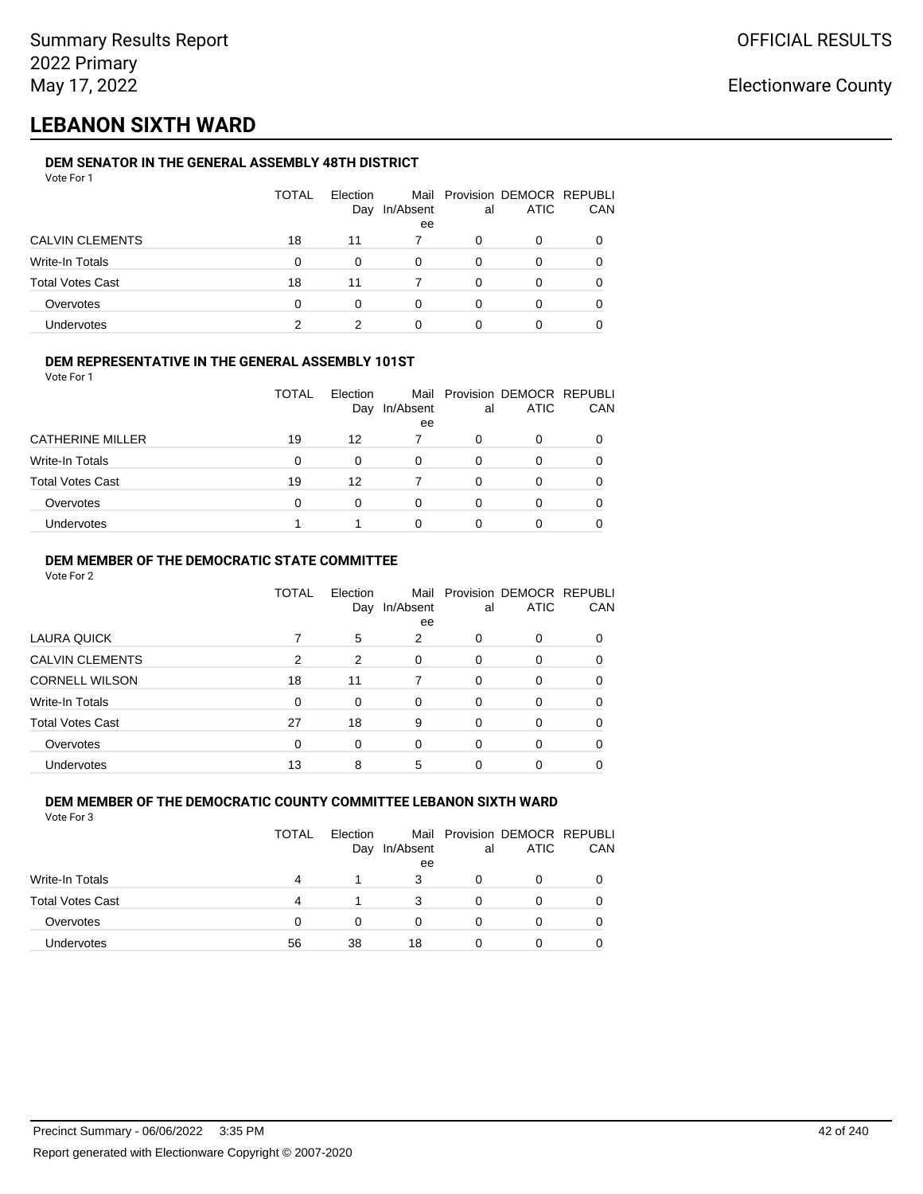Summary Results Report
2022 Primary
May 17, 2022

OFFICIAL RESULTS

Electionware County

# LEBANON SIXTH WARD

### DEM SENATOR IN THE GENERAL ASSEMBLY 48TH DISTRICT

Vote For 1

| | TOTAL | Election Day | Mail In/Absentee | Provisional | DEMOCRATIC | REPUBLICAN |
|---|---|---|---|---|---|---|
| CALVIN CLEMENTS | 18 | 11 | 7 | 0 | 0 | 0 |
| Write-In Totals | 0 | 0 | 0 | 0 | 0 | 0 |
| Total Votes Cast | 18 | 11 | 7 | 0 | 0 | 0 |
| Overvotes | 0 | 0 | 0 | 0 | 0 | 0 |
| Undervotes | 2 | 2 | 0 | 0 | 0 | 0 |

### DEM REPRESENTATIVE IN THE GENERAL ASSEMBLY 101ST

Vote For 1

| | TOTAL | Election Day | Mail In/Absentee | Provisional | DEMOCRATIC | REPUBLICAN |
|---|---|---|---|---|---|---|
| CATHERINE MILLER | 19 | 12 | 7 | 0 | 0 | 0 |
| Write-In Totals | 0 | 0 | 0 | 0 | 0 | 0 |
| Total Votes Cast | 19 | 12 | 7 | 0 | 0 | 0 |
| Overvotes | 0 | 0 | 0 | 0 | 0 | 0 |
| Undervotes | 1 | 1 | 0 | 0 | 0 | 0 |

### DEM MEMBER OF THE DEMOCRATIC STATE COMMITTEE

Vote For 2

| | TOTAL | Election Day | Mail In/Absentee | Provisional | DEMOCRATIC | REPUBLICAN |
|---|---|---|---|---|---|---|
| LAURA QUICK | 7 | 5 | 2 | 0 | 0 | 0 |
| CALVIN CLEMENTS | 2 | 2 | 0 | 0 | 0 | 0 |
| CORNELL WILSON | 18 | 11 | 7 | 0 | 0 | 0 |
| Write-In Totals | 0 | 0 | 0 | 0 | 0 | 0 |
| Total Votes Cast | 27 | 18 | 9 | 0 | 0 | 0 |
| Overvotes | 0 | 0 | 0 | 0 | 0 | 0 |
| Undervotes | 13 | 8 | 5 | 0 | 0 | 0 |

### DEM MEMBER OF THE DEMOCRATIC COUNTY COMMITTEE LEBANON SIXTH WARD

Vote For 3

| | TOTAL | Election Day | Mail In/Absentee | Provisional | DEMOCRATIC | REPUBLICAN |
|---|---|---|---|---|---|---|
| Write-In Totals | 4 | 1 | 3 | 0 | 0 | 0 |
| Total Votes Cast | 4 | 1 | 3 | 0 | 0 | 0 |
| Overvotes | 0 | 0 | 0 | 0 | 0 | 0 |
| Undervotes | 56 | 38 | 18 | 0 | 0 | 0 |

Precinct Summary - 06/06/2022 3:35 PM

Report generated with Electionware Copyright © 2007-2020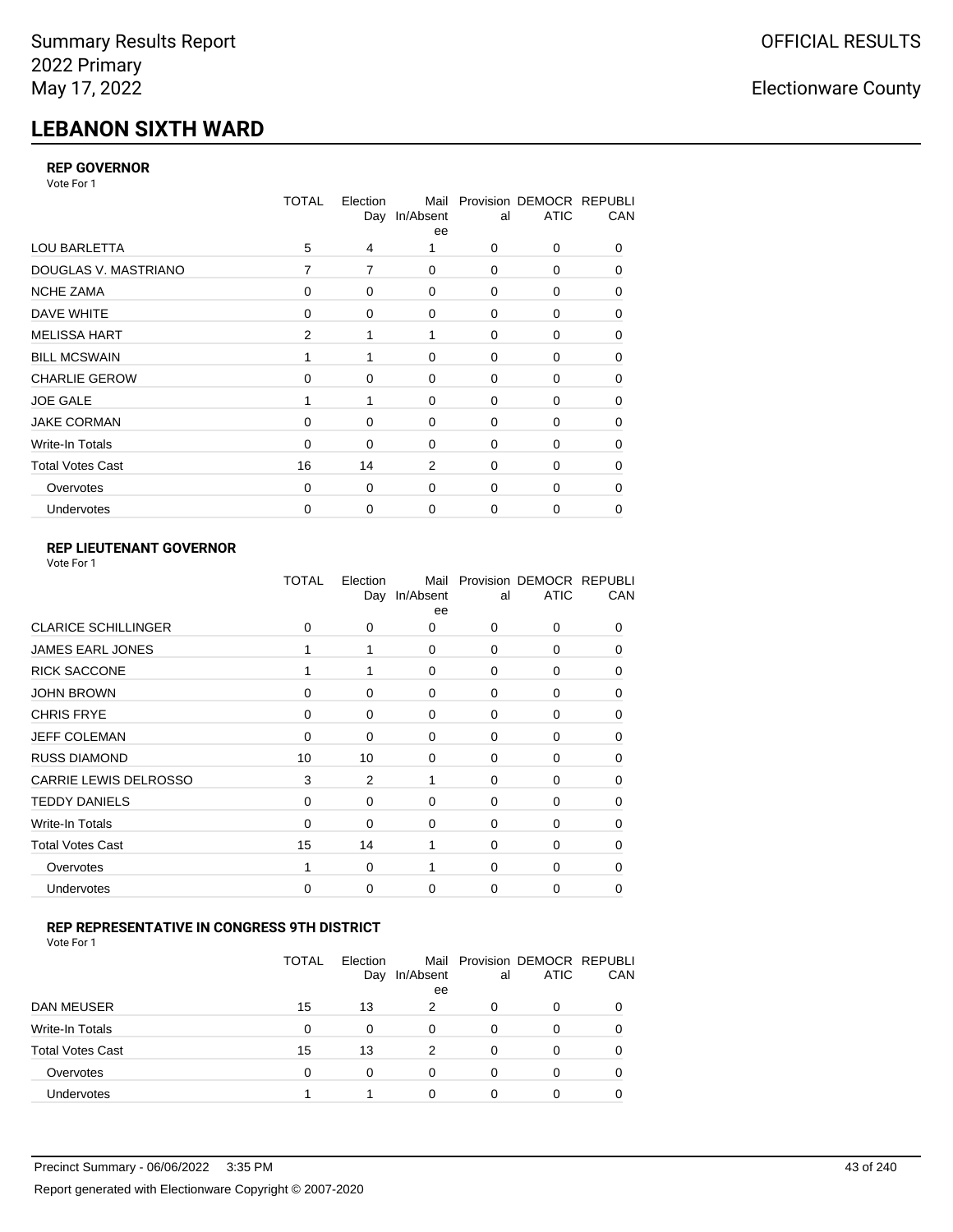# LEBANON SIXTH WARD

### REP GOVERNOR

Vote For 1

| | TOTAL | Election Day | Mail In/Absentee | Provisional | DEMOCRATIC | REPUBLICAN |
|---|---|---|---|---|---|---|
| LOU BARLETTA | 5 | 4 | 1 | 0 | 0 | 0 |
| DOUGLAS V. MASTRIANO | 7 | 7 | 0 | 0 | 0 | 0 |
| NCHE ZAMA | 0 | 0 | 0 | 0 | 0 | 0 |
| DAVE WHITE | 0 | 0 | 0 | 0 | 0 | 0 |
| MELISSA HART | 2 | 1 | 1 | 0 | 0 | 0 |
| BILL MCSWAIN | 1 | 1 | 0 | 0 | 0 | 0 |
| CHARLIE GEROW | 0 | 0 | 0 | 0 | 0 | 0 |
| JOE GALE | 1 | 1 | 0 | 0 | 0 | 0 |
| JAKE CORMAN | 0 | 0 | 0 | 0 | 0 | 0 |
| Write-In Totals | 0 | 0 | 0 | 0 | 0 | 0 |
| Total Votes Cast | 16 | 14 | 2 | 0 | 0 | 0 |
| Overvotes | 0 | 0 | 0 | 0 | 0 | 0 |
| Undervotes | 0 | 0 | 0 | 0 | 0 | 0 |

### REP LIEUTENANT GOVERNOR

Vote For 1

| | TOTAL | Election Day | Mail In/Absentee | Provisional | DEMOCRATIC | REPUBLICAN |
|---|---|---|---|---|---|---|
| CLARICE SCHILLINGER | 0 | 0 | 0 | 0 | 0 | 0 |
| JAMES EARL JONES | 1 | 1 | 0 | 0 | 0 | 0 |
| RICK SACCONE | 1 | 1 | 0 | 0 | 0 | 0 |
| JOHN BROWN | 0 | 0 | 0 | 0 | 0 | 0 |
| CHRIS FRYE | 0 | 0 | 0 | 0 | 0 | 0 |
| JEFF COLEMAN | 0 | 0 | 0 | 0 | 0 | 0 |
| RUSS DIAMOND | 10 | 10 | 0 | 0 | 0 | 0 |
| CARRIE LEWIS DELROSSO | 3 | 2 | 1 | 0 | 0 | 0 |
| TEDDY DANIELS | 0 | 0 | 0 | 0 | 0 | 0 |
| Write-In Totals | 0 | 0 | 0 | 0 | 0 | 0 |
| Total Votes Cast | 15 | 14 | 1 | 0 | 0 | 0 |
| Overvotes | 1 | 0 | 1 | 0 | 0 | 0 |
| Undervotes | 0 | 0 | 0 | 0 | 0 | 0 |

### REP REPRESENTATIVE IN CONGRESS 9TH DISTRICT

Vote For 1

| | TOTAL | Election Day | Mail In/Absentee | Provisional | DEMOCRATIC | REPUBLICAN |
|---|---|---|---|---|---|---|
| DAN MEUSER | 15 | 13 | 2 | 0 | 0 | 0 |
| Write-In Totals | 0 | 0 | 0 | 0 | 0 | 0 |
| Total Votes Cast | 15 | 13 | 2 | 0 | 0 | 0 |
| Overvotes | 0 | 0 | 0 | 0 | 0 | 0 |
| Undervotes | 1 | 1 | 0 | 0 | 0 | 0 |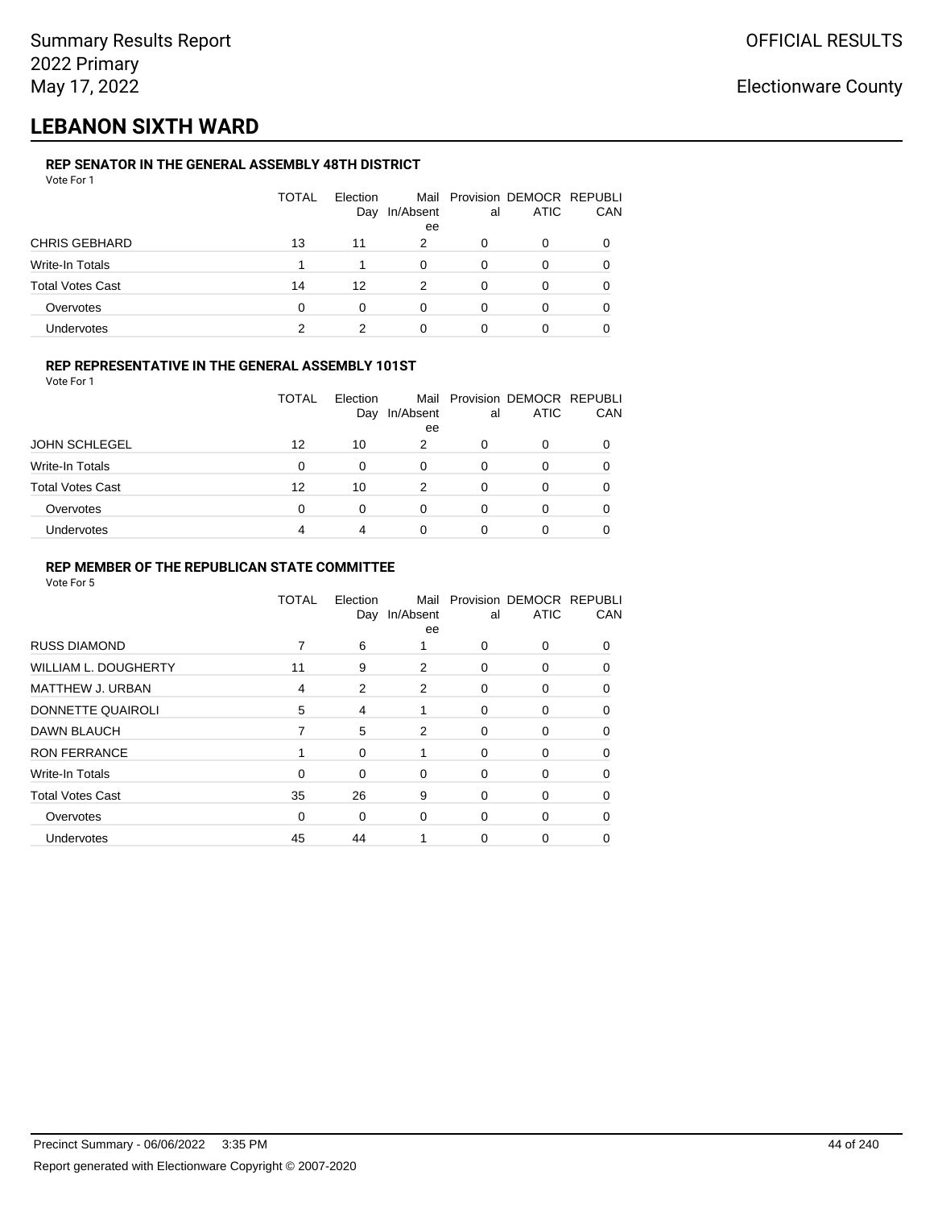Summary Results Report
2022 Primary
May 17, 2022

OFFICIAL RESULTS

Electionware County

# LEBANON SIXTH WARD

### REP SENATOR IN THE GENERAL ASSEMBLY 48TH DISTRICT

Vote For 1

| | TOTAL | Election Day | Mail In/Absentee | Provisional | DEMOCRATIC | REPUBLICAN |
|---|---|---|---|---|---|---|
| CHRIS GEBHARD | 13 | 11 | 2 | 0 | 0 | 0 |
| Write-In Totals | 1 | 1 | 0 | 0 | 0 | 0 |
| Total Votes Cast | 14 | 12 | 2 | 0 | 0 | 0 |
| Overvotes | 0 | 0 | 0 | 0 | 0 | 0 |
| Undervotes | 2 | 2 | 0 | 0 | 0 | 0 |

### REP REPRESENTATIVE IN THE GENERAL ASSEMBLY 101ST

Vote For 1

| | TOTAL | Election Day | Mail In/Absentee | Provisional | DEMOCRATIC | REPUBLICAN |
|---|---|---|---|---|---|---|
| JOHN SCHLEGEL | 12 | 10 | 2 | 0 | 0 | 0 |
| Write-In Totals | 0 | 0 | 0 | 0 | 0 | 0 |
| Total Votes Cast | 12 | 10 | 2 | 0 | 0 | 0 |
| Overvotes | 0 | 0 | 0 | 0 | 0 | 0 |
| Undervotes | 4 | 4 | 0 | 0 | 0 | 0 |

### REP MEMBER OF THE REPUBLICAN STATE COMMITTEE

Vote For 5

| | TOTAL | Election Day | Mail In/Absentee | Provisional | DEMOCRATIC | REPUBLICAN |
|---|---|---|---|---|---|---|
| RUSS DIAMOND | 7 | 6 | 1 | 0 | 0 | 0 |
| WILLIAM L. DOUGHERTY | 11 | 9 | 2 | 0 | 0 | 0 |
| MATTHEW J. URBAN | 4 | 2 | 2 | 0 | 0 | 0 |
| DONNETTE QUAIROLI | 5 | 4 | 1 | 0 | 0 | 0 |
| DAWN BLAUCH | 7 | 5 | 2 | 0 | 0 | 0 |
| RON FERRANCE | 1 | 0 | 1 | 0 | 0 | 0 |
| Write-In Totals | 0 | 0 | 0 | 0 | 0 | 0 |
| Total Votes Cast | 35 | 26 | 9 | 0 | 0 | 0 |
| Overvotes | 0 | 0 | 0 | 0 | 0 | 0 |
| Undervotes | 45 | 44 | 1 | 0 | 0 | 0 |

Precinct Summary - 06/06/2022 3:35 PM

Report generated with Electionware Copyright © 2007-2020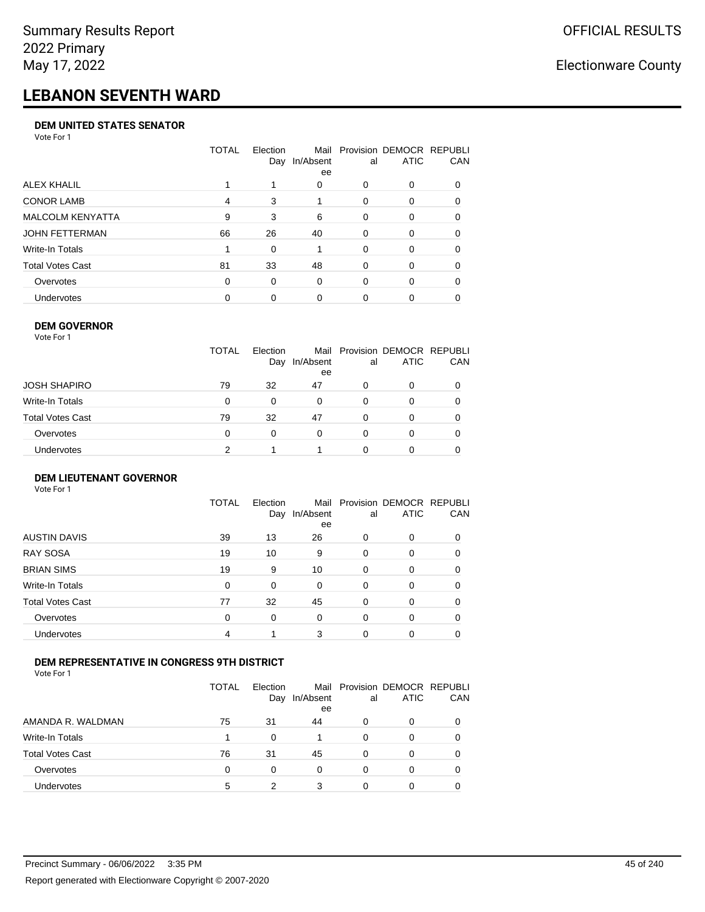Summary Results Report
2022 Primary
May 17, 2022

OFFICIAL RESULTS

Electionware County

# LEBANON SEVENTH WARD

### DEM UNITED STATES SENATOR

Vote For 1

| | TOTAL | Election Day | Mail In/Absentee | Provisional | DEMOCRATIC | REPUBLICAN |
|---|---|---|---|---|---|---|
| ALEX KHALIL | 1 | 1 | 0 | 0 | 0 | 0 |
| CONOR LAMB | 4 | 3 | 1 | 0 | 0 | 0 |
| MALCOLM KENYATTA | 9 | 3 | 6 | 0 | 0 | 0 |
| JOHN FETTERMAN | 66 | 26 | 40 | 0 | 0 | 0 |
| Write-In Totals | 1 | 0 | 1 | 0 | 0 | 0 |
| Total Votes Cast | 81 | 33 | 48 | 0 | 0 | 0 |
| Overvotes | 0 | 0 | 0 | 0 | 0 | 0 |
| Undervotes | 0 | 0 | 0 | 0 | 0 | 0 |

### DEM GOVERNOR

Vote For 1

| | TOTAL | Election Day | Mail In/Absentee | Provisional | DEMOCRATIC | REPUBLICAN |
|---|---|---|---|---|---|---|
| JOSH SHAPIRO | 79 | 32 | 47 | 0 | 0 | 0 |
| Write-In Totals | 0 | 0 | 0 | 0 | 0 | 0 |
| Total Votes Cast | 79 | 32 | 47 | 0 | 0 | 0 |
| Overvotes | 0 | 0 | 0 | 0 | 0 | 0 |
| Undervotes | 2 | 1 | 1 | 0 | 0 | 0 |

### DEM LIEUTENANT GOVERNOR

Vote For 1

| | TOTAL | Election Day | Mail In/Absentee | Provisional | DEMOCRATIC | REPUBLICAN |
|---|---|---|---|---|---|---|
| AUSTIN DAVIS | 39 | 13 | 26 | 0 | 0 | 0 |
| RAY SOSA | 19 | 10 | 9 | 0 | 0 | 0 |
| BRIAN SIMS | 19 | 9 | 10 | 0 | 0 | 0 |
| Write-In Totals | 0 | 0 | 0 | 0 | 0 | 0 |
| Total Votes Cast | 77 | 32 | 45 | 0 | 0 | 0 |
| Overvotes | 0 | 0 | 0 | 0 | 0 | 0 |
| Undervotes | 4 | 1 | 3 | 0 | 0 | 0 |

### DEM REPRESENTATIVE IN CONGRESS 9TH DISTRICT

Vote For 1

| | TOTAL | Election Day | Mail In/Absentee | Provisional | DEMOCRATIC | REPUBLICAN |
|---|---|---|---|---|---|---|
| AMANDA R. WALDMAN | 75 | 31 | 44 | 0 | 0 | 0 |
| Write-In Totals | 1 | 0 | 1 | 0 | 0 | 0 |
| Total Votes Cast | 76 | 31 | 45 | 0 | 0 | 0 |
| Overvotes | 0 | 0 | 0 | 0 | 0 | 0 |
| Undervotes | 5 | 2 | 3 | 0 | 0 | 0 |

Precinct Summary - 06/06/2022 3:35 PM

Report generated with Electionware Copyright © 2007-2020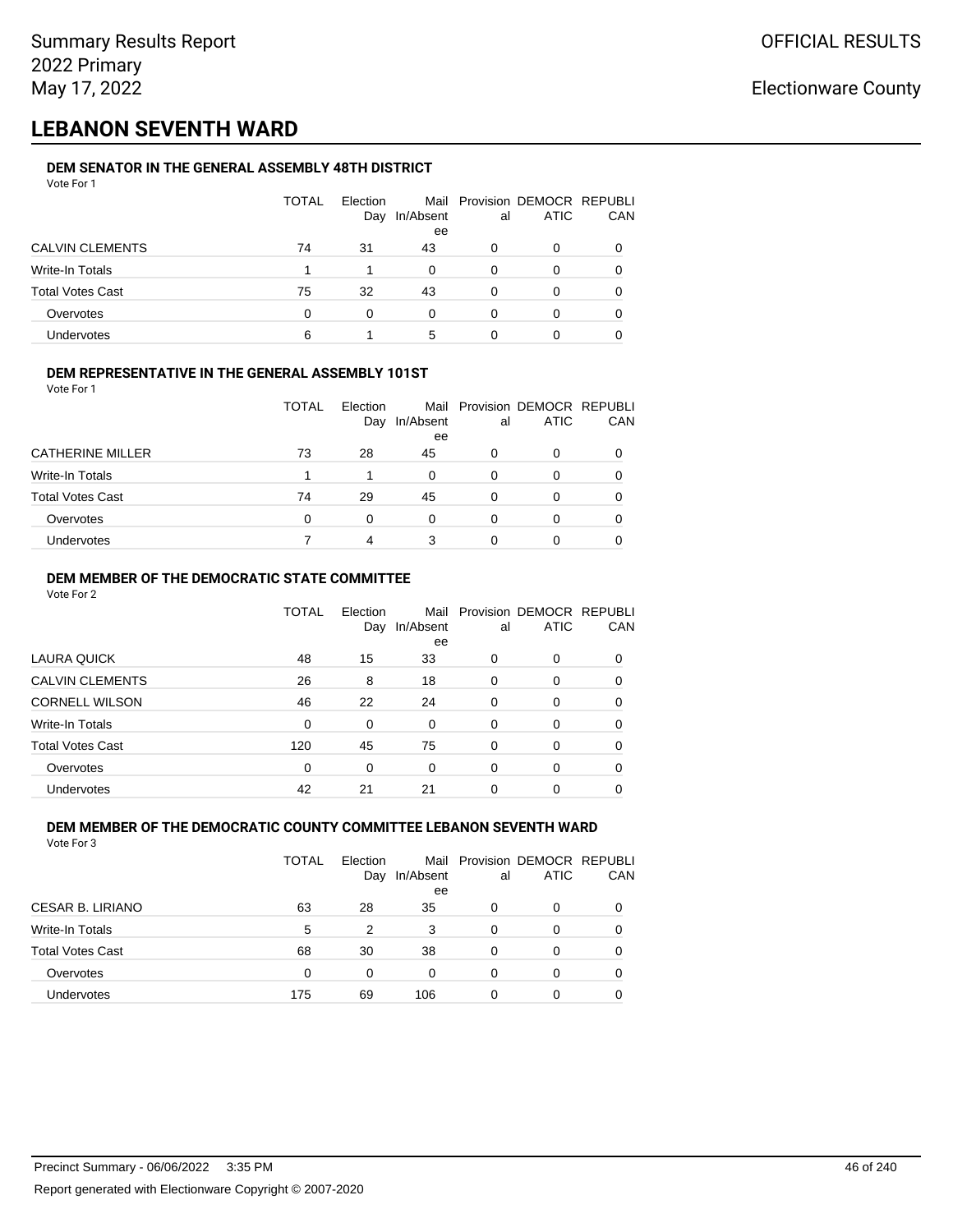# LEBANON SEVENTH WARD

### DEM SENATOR IN THE GENERAL ASSEMBLY 48TH DISTRICT

Vote For 1

| | TOTAL | Election Day | Mail In/Absentee | Provisional | DEMOCRATIC | REPUBLICAN |
|---|---|---|---|---|---|---|
| CALVIN CLEMENTS | 74 | 31 | 43 | 0 | 0 | 0 |
| Write-In Totals | 1 | 1 | 0 | 0 | 0 | 0 |
| Total Votes Cast | 75 | 32 | 43 | 0 | 0 | 0 |
| Overvotes | 0 | 0 | 0 | 0 | 0 | 0 |
| Undervotes | 6 | 1 | 5 | 0 | 0 | 0 |

### DEM REPRESENTATIVE IN THE GENERAL ASSEMBLY 101ST

Vote For 1

| | TOTAL | Election Day | Mail In/Absentee | Provisional | DEMOCRATIC | REPUBLICAN |
|---|---|---|---|---|---|---|
| CATHERINE MILLER | 73 | 28 | 45 | 0 | 0 | 0 |
| Write-In Totals | 1 | 1 | 0 | 0 | 0 | 0 |
| Total Votes Cast | 74 | 29 | 45 | 0 | 0 | 0 |
| Overvotes | 0 | 0 | 0 | 0 | 0 | 0 |
| Undervotes | 7 | 4 | 3 | 0 | 0 | 0 |

### DEM MEMBER OF THE DEMOCRATIC STATE COMMITTEE

Vote For 2

| | TOTAL | Election Day | Mail In/Absentee | Provisional | DEMOCRATIC | REPUBLICAN |
|---|---|---|---|---|---|---|
| LAURA QUICK | 48 | 15 | 33 | 0 | 0 | 0 |
| CALVIN CLEMENTS | 26 | 8 | 18 | 0 | 0 | 0 |
| CORNELL WILSON | 46 | 22 | 24 | 0 | 0 | 0 |
| Write-In Totals | 0 | 0 | 0 | 0 | 0 | 0 |
| Total Votes Cast | 120 | 45 | 75 | 0 | 0 | 0 |
| Overvotes | 0 | 0 | 0 | 0 | 0 | 0 |
| Undervotes | 42 | 21 | 21 | 0 | 0 | 0 |

### DEM MEMBER OF THE DEMOCRATIC COUNTY COMMITTEE LEBANON SEVENTH WARD

Vote For 3

| | TOTAL | Election Day | Mail In/Absentee | Provisional | DEMOCRATIC | REPUBLICAN |
|---|---|---|---|---|---|---|
| CESAR B. LIRIANO | 63 | 28 | 35 | 0 | 0 | 0 |
| Write-In Totals | 5 | 2 | 3 | 0 | 0 | 0 |
| Total Votes Cast | 68 | 30 | 38 | 0 | 0 | 0 |
| Overvotes | 0 | 0 | 0 | 0 | 0 | 0 |
| Undervotes | 175 | 69 | 106 | 0 | 0 | 0 |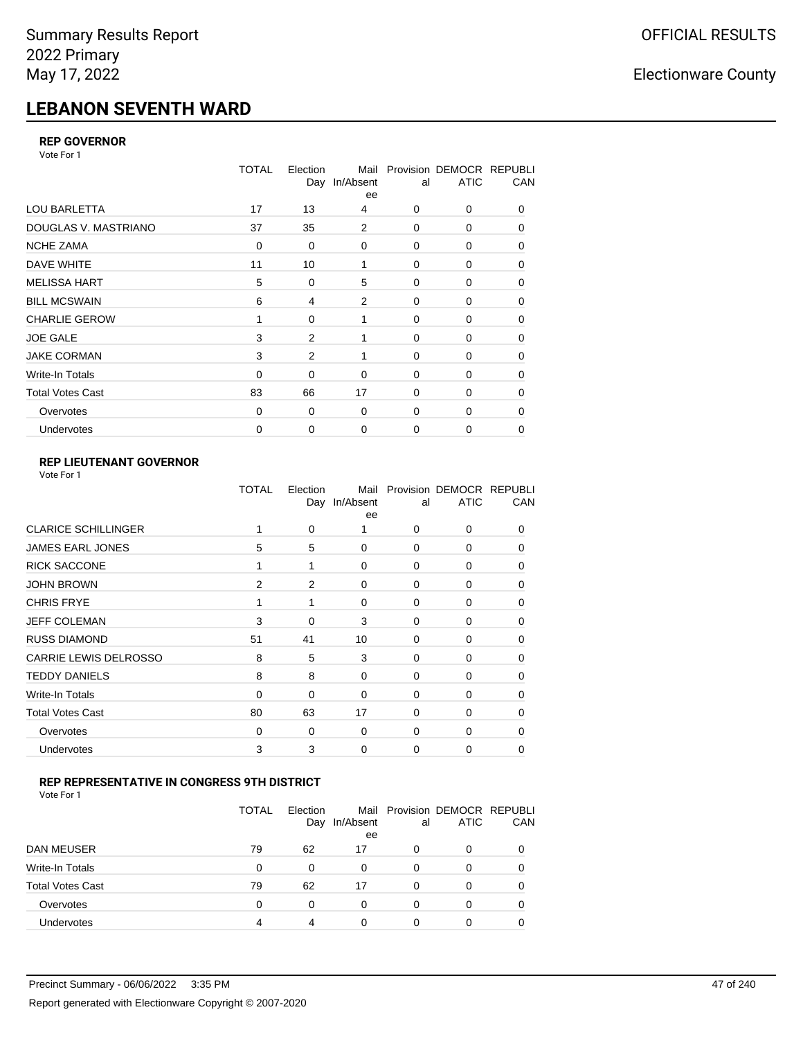Summary Results Report
2022 Primary
May 17, 2022

OFFICIAL RESULTS

Electionware County

# LEBANON SEVENTH WARD

### REP GOVERNOR

Vote For 1

| | TOTAL | Election Day | Mail In/Absentee | Provisional | DEMOCRATIC | REPUBLICAN |
|---|---|---|---|---|---|---|
| LOU BARLETTA | 17 | 13 | 4 | 0 | 0 | 0 |
| DOUGLAS V. MASTRIANO | 37 | 35 | 2 | 0 | 0 | 0 |
| NCHE ZAMA | 0 | 0 | 0 | 0 | 0 | 0 |
| DAVE WHITE | 11 | 10 | 1 | 0 | 0 | 0 |
| MELISSA HART | 5 | 0 | 5 | 0 | 0 | 0 |
| BILL MCSWAIN | 6 | 4 | 2 | 0 | 0 | 0 |
| CHARLIE GEROW | 1 | 0 | 1 | 0 | 0 | 0 |
| JOE GALE | 3 | 2 | 1 | 0 | 0 | 0 |
| JAKE CORMAN | 3 | 2 | 1 | 0 | 0 | 0 |
| Write-In Totals | 0 | 0 | 0 | 0 | 0 | 0 |
| Total Votes Cast | 83 | 66 | 17 | 0 | 0 | 0 |
| Overvotes | 0 | 0 | 0 | 0 | 0 | 0 |
| Undervotes | 0 | 0 | 0 | 0 | 0 | 0 |

### REP LIEUTENANT GOVERNOR

Vote For 1

| | TOTAL | Election Day | Mail In/Absentee | Provisional | DEMOCRATIC | REPUBLICAN |
|---|---|---|---|---|---|---|
| CLARICE SCHILLINGER | 1 | 0 | 1 | 0 | 0 | 0 |
| JAMES EARL JONES | 5 | 5 | 0 | 0 | 0 | 0 |
| RICK SACCONE | 1 | 1 | 0 | 0 | 0 | 0 |
| JOHN BROWN | 2 | 2 | 0 | 0 | 0 | 0 |
| CHRIS FRYE | 1 | 1 | 0 | 0 | 0 | 0 |
| JEFF COLEMAN | 3 | 0 | 3 | 0 | 0 | 0 |
| RUSS DIAMOND | 51 | 41 | 10 | 0 | 0 | 0 |
| CARRIE LEWIS DELROSSO | 8 | 5 | 3 | 0 | 0 | 0 |
| TEDDY DANIELS | 8 | 8 | 0 | 0 | 0 | 0 |
| Write-In Totals | 0 | 0 | 0 | 0 | 0 | 0 |
| Total Votes Cast | 80 | 63 | 17 | 0 | 0 | 0 |
| Overvotes | 0 | 0 | 0 | 0 | 0 | 0 |
| Undervotes | 3 | 3 | 0 | 0 | 0 | 0 |

### REP REPRESENTATIVE IN CONGRESS 9TH DISTRICT

Vote For 1

| | TOTAL | Election Day | Mail In/Absentee | Provisional | DEMOCRATIC | REPUBLICAN |
|---|---|---|---|---|---|---|
| DAN MEUSER | 79 | 62 | 17 | 0 | 0 | 0 |
| Write-In Totals | 0 | 0 | 0 | 0 | 0 | 0 |
| Total Votes Cast | 79 | 62 | 17 | 0 | 0 | 0 |
| Overvotes | 0 | 0 | 0 | 0 | 0 | 0 |
| Undervotes | 4 | 4 | 0 | 0 | 0 | 0 |

Precinct Summary - 06/06/2022 3:35 PM

Report generated with Electionware Copyright © 2007-2020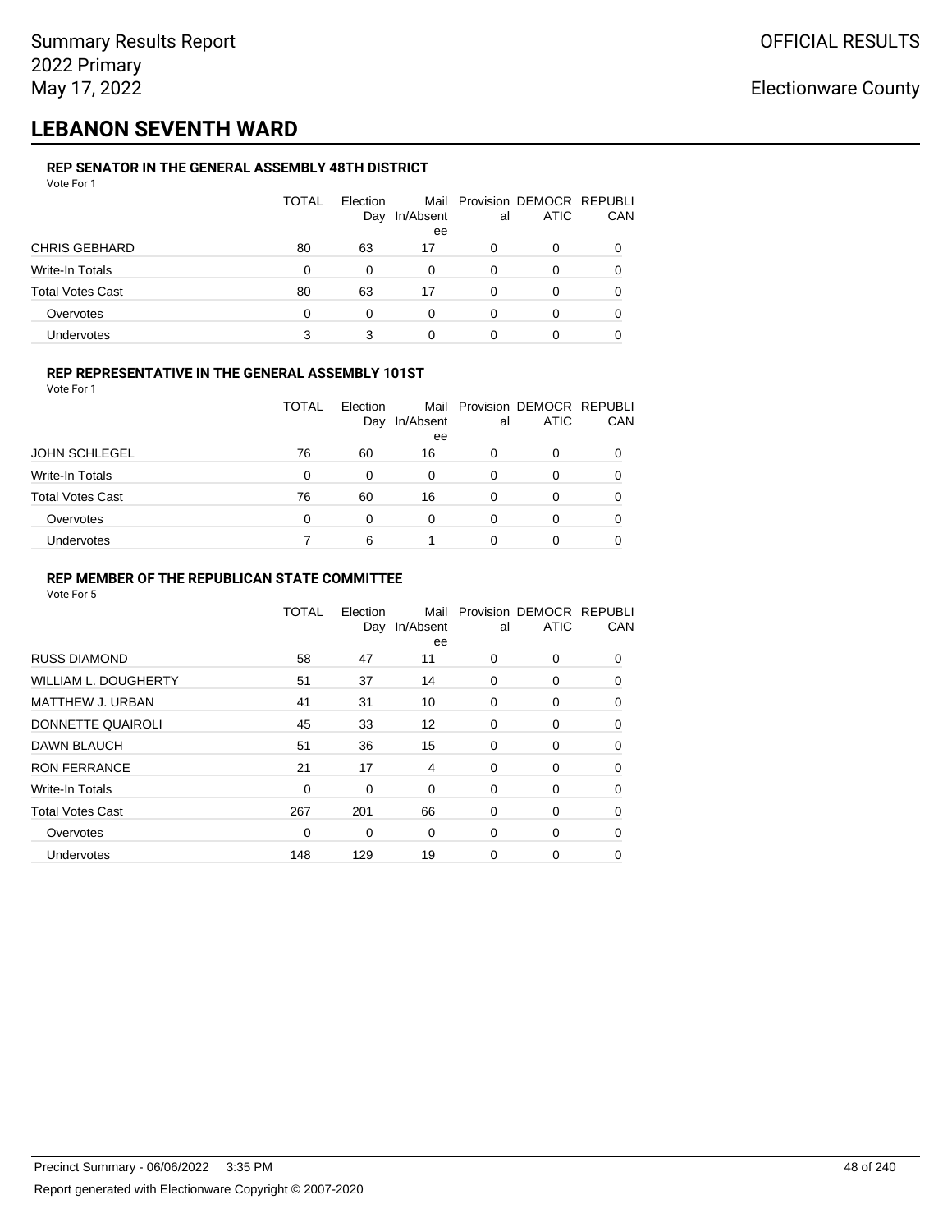Summary Results Report
2022 Primary
May 17, 2022

OFFICIAL RESULTS

Electionware County

# LEBANON SEVENTH WARD

### REP SENATOR IN THE GENERAL ASSEMBLY 48TH DISTRICT

Vote For 1

| | TOTAL | Election Day | Mail In/Absentee | Provisional | DEMOCRATIC | REPUBLICAN |
|---|---|---|---|---|---|---|
| CHRIS GEBHARD | 80 | 63 | 17 | 0 | 0 | 0 |
| Write-In Totals | 0 | 0 | 0 | 0 | 0 | 0 |
| Total Votes Cast | 80 | 63 | 17 | 0 | 0 | 0 |
| Overvotes | 0 | 0 | 0 | 0 | 0 | 0 |
| Undervotes | 3 | 3 | 0 | 0 | 0 | 0 |

### REP REPRESENTATIVE IN THE GENERAL ASSEMBLY 101ST

Vote For 1

| | TOTAL | Election Day | Mail In/Absentee | Provisional | DEMOCRATIC | REPUBLICAN |
|---|---|---|---|---|---|---|
| JOHN SCHLEGEL | 76 | 60 | 16 | 0 | 0 | 0 |
| Write-In Totals | 0 | 0 | 0 | 0 | 0 | 0 |
| Total Votes Cast | 76 | 60 | 16 | 0 | 0 | 0 |
| Overvotes | 0 | 0 | 0 | 0 | 0 | 0 |
| Undervotes | 7 | 6 | 1 | 0 | 0 | 0 |

### REP MEMBER OF THE REPUBLICAN STATE COMMITTEE

Vote For 5

| | TOTAL | Election Day | Mail In/Absentee | Provisional | DEMOCRATIC | REPUBLICAN |
|---|---|---|---|---|---|---|
| RUSS DIAMOND | 58 | 47 | 11 | 0 | 0 | 0 |
| WILLIAM L. DOUGHERTY | 51 | 37 | 14 | 0 | 0 | 0 |
| MATTHEW J. URBAN | 41 | 31 | 10 | 0 | 0 | 0 |
| DONNETTE QUAIROLI | 45 | 33 | 12 | 0 | 0 | 0 |
| DAWN BLAUCH | 51 | 36 | 15 | 0 | 0 | 0 |
| RON FERRANCE | 21 | 17 | 4 | 0 | 0 | 0 |
| Write-In Totals | 0 | 0 | 0 | 0 | 0 | 0 |
| Total Votes Cast | 267 | 201 | 66 | 0 | 0 | 0 |
| Overvotes | 0 | 0 | 0 | 0 | 0 | 0 |
| Undervotes | 148 | 129 | 19 | 0 | 0 | 0 |

Precinct Summary - 06/06/2022 3:35 PM

Report generated with Electionware Copyright © 2007-2020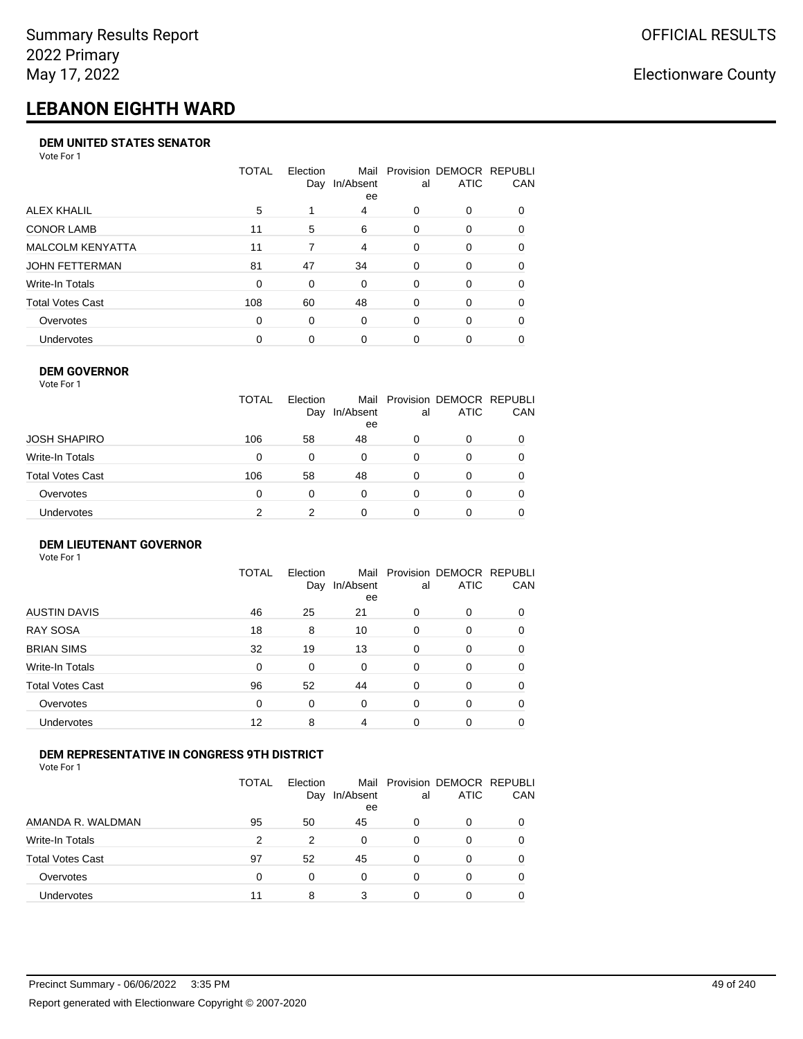# LEBANON EIGHTH WARD

### DEM UNITED STATES SENATOR

Vote For 1

| | TOTAL | Election Day | Mail In/Absentee | Provisional | DEMOCRATIC | REPUBLICAN |
|---|---|---|---|---|---|---|
| ALEX KHALIL | 5 | 1 | 4 | 0 | 0 | 0 |
| CONOR LAMB | 11 | 5 | 6 | 0 | 0 | 0 |
| MALCOLM KENYATTA | 11 | 7 | 4 | 0 | 0 | 0 |
| JOHN FETTERMAN | 81 | 47 | 34 | 0 | 0 | 0 |
| Write-In Totals | 0 | 0 | 0 | 0 | 0 | 0 |
| Total Votes Cast | 108 | 60 | 48 | 0 | 0 | 0 |
| Overvotes | 0 | 0 | 0 | 0 | 0 | 0 |
| Undervotes | 0 | 0 | 0 | 0 | 0 | 0 |

### DEM GOVERNOR

Vote For 1

| | TOTAL | Election Day | Mail In/Absentee | Provisional | DEMOCRATIC | REPUBLICAN |
|---|---|---|---|---|---|---|
| JOSH SHAPIRO | 106 | 58 | 48 | 0 | 0 | 0 |
| Write-In Totals | 0 | 0 | 0 | 0 | 0 | 0 |
| Total Votes Cast | 106 | 58 | 48 | 0 | 0 | 0 |
| Overvotes | 0 | 0 | 0 | 0 | 0 | 0 |
| Undervotes | 2 | 2 | 0 | 0 | 0 | 0 |

### DEM LIEUTENANT GOVERNOR

Vote For 1

| | TOTAL | Election Day | Mail In/Absentee | Provisional | DEMOCRATIC | REPUBLICAN |
|---|---|---|---|---|---|---|
| AUSTIN DAVIS | 46 | 25 | 21 | 0 | 0 | 0 |
| RAY SOSA | 18 | 8 | 10 | 0 | 0 | 0 |
| BRIAN SIMS | 32 | 19 | 13 | 0 | 0 | 0 |
| Write-In Totals | 0 | 0 | 0 | 0 | 0 | 0 |
| Total Votes Cast | 96 | 52 | 44 | 0 | 0 | 0 |
| Overvotes | 0 | 0 | 0 | 0 | 0 | 0 |
| Undervotes | 12 | 8 | 4 | 0 | 0 | 0 |

### DEM REPRESENTATIVE IN CONGRESS 9TH DISTRICT

Vote For 1

| | TOTAL | Election Day | Mail In/Absentee | Provisional | DEMOCRATIC | REPUBLICAN |
|---|---|---|---|---|---|---|
| AMANDA R. WALDMAN | 95 | 50 | 45 | 0 | 0 | 0 |
| Write-In Totals | 2 | 2 | 0 | 0 | 0 | 0 |
| Total Votes Cast | 97 | 52 | 45 | 0 | 0 | 0 |
| Overvotes | 0 | 0 | 0 | 0 | 0 | 0 |
| Undervotes | 11 | 8 | 3 | 0 | 0 | 0 |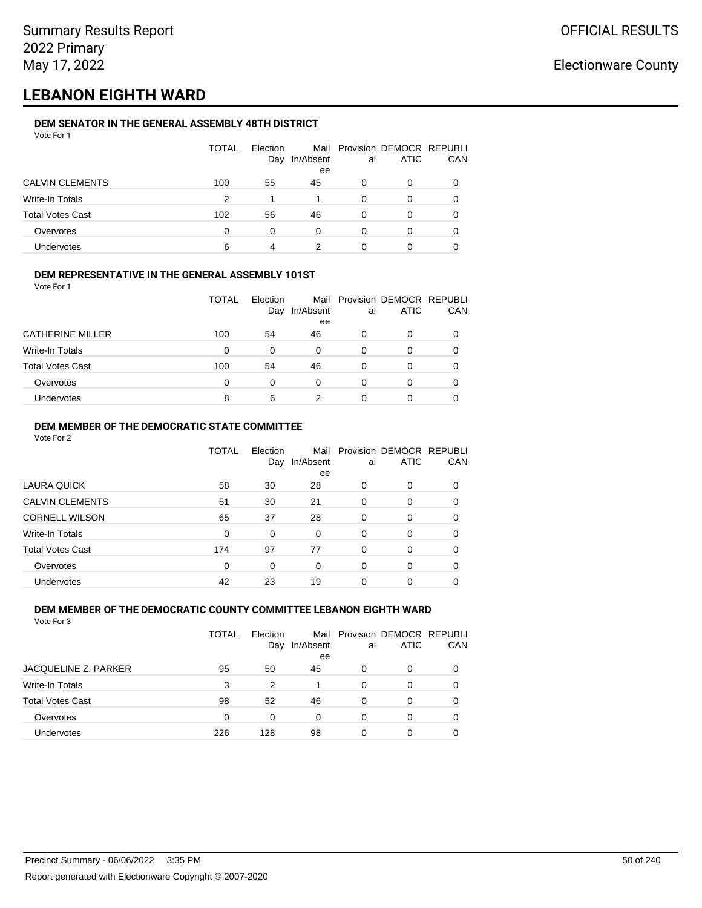# LEBANON EIGHTH WARD

### DEM SENATOR IN THE GENERAL ASSEMBLY 48TH DISTRICT

Vote For 1

| | TOTAL | Election Day | Mail In/Absentee | Provisional | DEMOCRATIC | REPUBLICAN |
|---|---|---|---|---|---|---|
| CALVIN CLEMENTS | 100 | 55 | 45 | 0 | 0 | 0 |
| Write-In Totals | 2 | 1 | 1 | 0 | 0 | 0 |
| Total Votes Cast | 102 | 56 | 46 | 0 | 0 | 0 |
| Overvotes | 0 | 0 | 0 | 0 | 0 | 0 |
| Undervotes | 6 | 4 | 2 | 0 | 0 | 0 |

### DEM REPRESENTATIVE IN THE GENERAL ASSEMBLY 101ST

Vote For 1

| | TOTAL | Election Day | Mail In/Absentee | Provisional | DEMOCRATIC | REPUBLICAN |
|---|---|---|---|---|---|---|
| CATHERINE MILLER | 100 | 54 | 46 | 0 | 0 | 0 |
| Write-In Totals | 0 | 0 | 0 | 0 | 0 | 0 |
| Total Votes Cast | 100 | 54 | 46 | 0 | 0 | 0 |
| Overvotes | 0 | 0 | 0 | 0 | 0 | 0 |
| Undervotes | 8 | 6 | 2 | 0 | 0 | 0 |

### DEM MEMBER OF THE DEMOCRATIC STATE COMMITTEE

Vote For 2

| | TOTAL | Election Day | Mail In/Absentee | Provisional | DEMOCRATIC | REPUBLICAN |
|---|---|---|---|---|---|---|
| LAURA QUICK | 58 | 30 | 28 | 0 | 0 | 0 |
| CALVIN CLEMENTS | 51 | 30 | 21 | 0 | 0 | 0 |
| CORNELL WILSON | 65 | 37 | 28 | 0 | 0 | 0 |
| Write-In Totals | 0 | 0 | 0 | 0 | 0 | 0 |
| Total Votes Cast | 174 | 97 | 77 | 0 | 0 | 0 |
| Overvotes | 0 | 0 | 0 | 0 | 0 | 0 |
| Undervotes | 42 | 23 | 19 | 0 | 0 | 0 |

### DEM MEMBER OF THE DEMOCRATIC COUNTY COMMITTEE LEBANON EIGHTH WARD

Vote For 3

| | TOTAL | Election Day | Mail In/Absentee | Provisional | DEMOCRATIC | REPUBLICAN |
|---|---|---|---|---|---|---|
| JACQUELINE Z. PARKER | 95 | 50 | 45 | 0 | 0 | 0 |
| Write-In Totals | 3 | 2 | 1 | 0 | 0 | 0 |
| Total Votes Cast | 98 | 52 | 46 | 0 | 0 | 0 |
| Overvotes | 0 | 0 | 0 | 0 | 0 | 0 |
| Undervotes | 226 | 128 | 98 | 0 | 0 | 0 |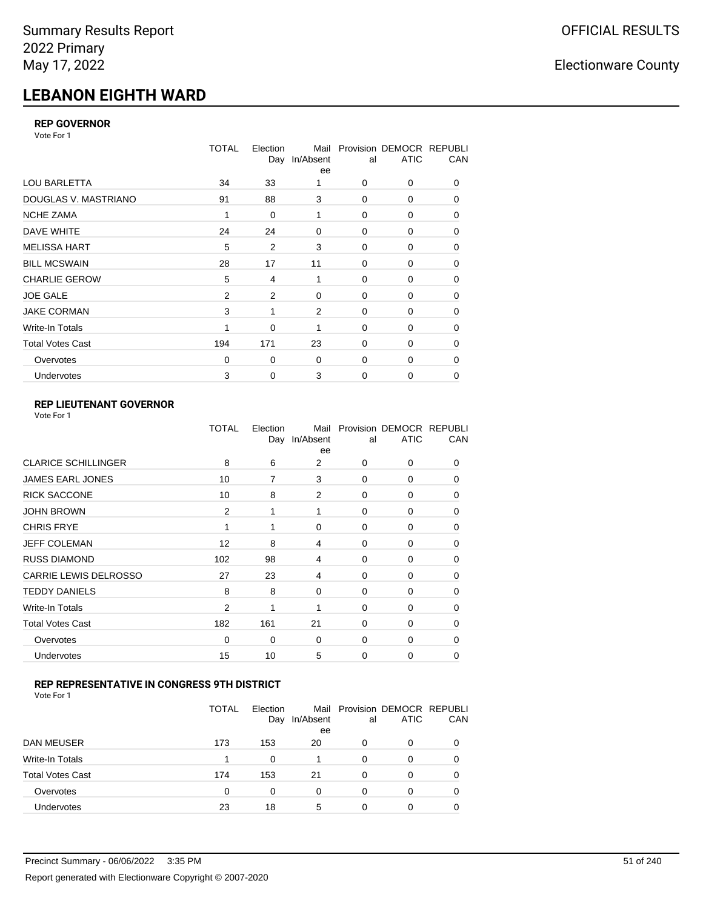Summary Results Report
2022 Primary
May 17, 2022

OFFICIAL RESULTS

Electionware County

# LEBANON EIGHTH WARD

### REP GOVERNOR

Vote For 1

| | TOTAL | Election Day | Mail In/Absentee | Provisional | DEMOCRATIC | REPUBLICAN |
|---|---|---|---|---|---|---|
| LOU BARLETTA | 34 | 33 | 1 | 0 | 0 | 0 |
| DOUGLAS V. MASTRIANO | 91 | 88 | 3 | 0 | 0 | 0 |
| NCHE ZAMA | 1 | 0 | 1 | 0 | 0 | 0 |
| DAVE WHITE | 24 | 24 | 0 | 0 | 0 | 0 |
| MELISSA HART | 5 | 2 | 3 | 0 | 0 | 0 |
| BILL MCSWAIN | 28 | 17 | 11 | 0 | 0 | 0 |
| CHARLIE GEROW | 5 | 4 | 1 | 0 | 0 | 0 |
| JOE GALE | 2 | 2 | 0 | 0 | 0 | 0 |
| JAKE CORMAN | 3 | 1 | 2 | 0 | 0 | 0 |
| Write-In Totals | 1 | 0 | 1 | 0 | 0 | 0 |
| Total Votes Cast | 194 | 171 | 23 | 0 | 0 | 0 |
| Overvotes | 0 | 0 | 0 | 0 | 0 | 0 |
| Undervotes | 3 | 0 | 3 | 0 | 0 | 0 |

### REP LIEUTENANT GOVERNOR

Vote For 1

| | TOTAL | Election Day | Mail In/Absentee | Provisional | DEMOCRATIC | REPUBLICAN |
|---|---|---|---|---|---|---|
| CLARICE SCHILLINGER | 8 | 6 | 2 | 0 | 0 | 0 |
| JAMES EARL JONES | 10 | 7 | 3 | 0 | 0 | 0 |
| RICK SACCONE | 10 | 8 | 2 | 0 | 0 | 0 |
| JOHN BROWN | 2 | 1 | 1 | 0 | 0 | 0 |
| CHRIS FRYE | 1 | 1 | 0 | 0 | 0 | 0 |
| JEFF COLEMAN | 12 | 8 | 4 | 0 | 0 | 0 |
| RUSS DIAMOND | 102 | 98 | 4 | 0 | 0 | 0 |
| CARRIE LEWIS DELROSSO | 27 | 23 | 4 | 0 | 0 | 0 |
| TEDDY DANIELS | 8 | 8 | 0 | 0 | 0 | 0 |
| Write-In Totals | 2 | 1 | 1 | 0 | 0 | 0 |
| Total Votes Cast | 182 | 161 | 21 | 0 | 0 | 0 |
| Overvotes | 0 | 0 | 0 | 0 | 0 | 0 |
| Undervotes | 15 | 10 | 5 | 0 | 0 | 0 |

### REP REPRESENTATIVE IN CONGRESS 9TH DISTRICT

Vote For 1

| | TOTAL | Election Day | Mail In/Absentee | Provisional | DEMOCRATIC | REPUBLICAN |
|---|---|---|---|---|---|---|
| DAN MEUSER | 173 | 153 | 20 | 0 | 0 | 0 |
| Write-In Totals | 1 | 0 | 1 | 0 | 0 | 0 |
| Total Votes Cast | 174 | 153 | 21 | 0 | 0 | 0 |
| Overvotes | 0 | 0 | 0 | 0 | 0 | 0 |
| Undervotes | 23 | 18 | 5 | 0 | 0 | 0 |

Precinct Summary - 06/06/2022 3:35 PM

Report generated with Electionware Copyright © 2007-2020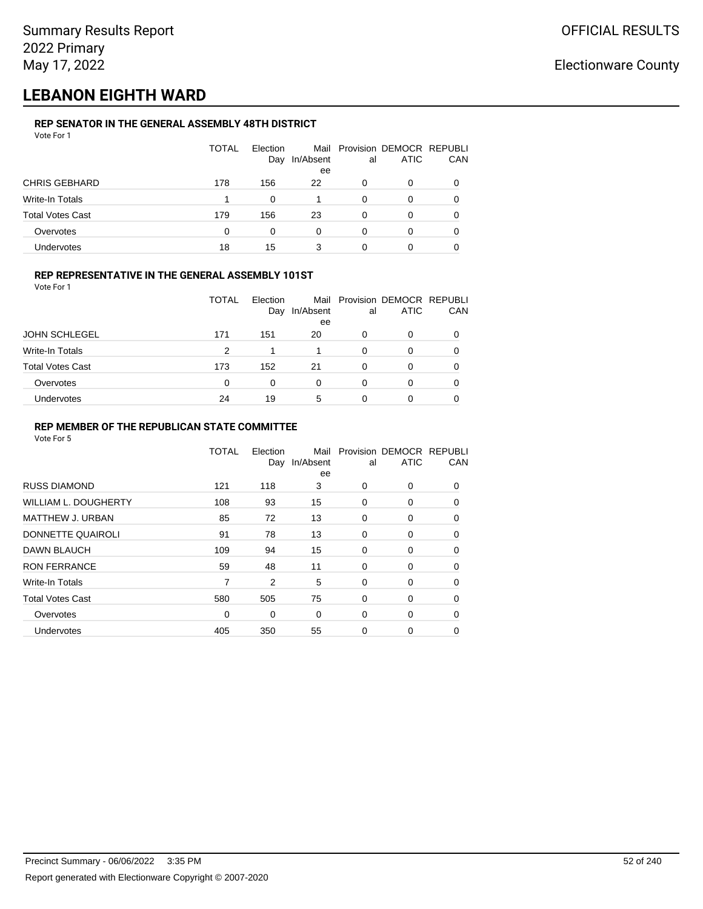Summary Results Report
2022 Primary
May 17, 2022

OFFICIAL RESULTS

Electionware County

# LEBANON EIGHTH WARD

### REP SENATOR IN THE GENERAL ASSEMBLY 48TH DISTRICT

Vote For 1

| | TOTAL | Election Day | Mail In/Absentee | Provisional | DEMOCRATIC | REPUBLICAN |
|---|---|---|---|---|---|---|
| CHRIS GEBHARD | 178 | 156 | 22 | 0 | 0 | 0 |
| Write-In Totals | 1 | 0 | 1 | 0 | 0 | 0 |
| Total Votes Cast | 179 | 156 | 23 | 0 | 0 | 0 |
| Overvotes | 0 | 0 | 0 | 0 | 0 | 0 |
| Undervotes | 18 | 15 | 3 | 0 | 0 | 0 |

### REP REPRESENTATIVE IN THE GENERAL ASSEMBLY 101ST

Vote For 1

| | TOTAL | Election Day | Mail In/Absentee | Provisional | DEMOCRATIC | REPUBLICAN |
|---|---|---|---|---|---|---|
| JOHN SCHLEGEL | 171 | 151 | 20 | 0 | 0 | 0 |
| Write-In Totals | 2 | 1 | 1 | 0 | 0 | 0 |
| Total Votes Cast | 173 | 152 | 21 | 0 | 0 | 0 |
| Overvotes | 0 | 0 | 0 | 0 | 0 | 0 |
| Undervotes | 24 | 19 | 5 | 0 | 0 | 0 |

### REP MEMBER OF THE REPUBLICAN STATE COMMITTEE

Vote For 5

| | TOTAL | Election Day | Mail In/Absentee | Provisional | DEMOCRATIC | REPUBLICAN |
|---|---|---|---|---|---|---|
| RUSS DIAMOND | 121 | 118 | 3 | 0 | 0 | 0 |
| WILLIAM L. DOUGHERTY | 108 | 93 | 15 | 0 | 0 | 0 |
| MATTHEW J. URBAN | 85 | 72 | 13 | 0 | 0 | 0 |
| DONNETTE QUAIROLI | 91 | 78 | 13 | 0 | 0 | 0 |
| DAWN BLAUCH | 109 | 94 | 15 | 0 | 0 | 0 |
| RON FERRANCE | 59 | 48 | 11 | 0 | 0 | 0 |
| Write-In Totals | 7 | 2 | 5 | 0 | 0 | 0 |
| Total Votes Cast | 580 | 505 | 75 | 0 | 0 | 0 |
| Overvotes | 0 | 0 | 0 | 0 | 0 | 0 |
| Undervotes | 405 | 350 | 55 | 0 | 0 | 0 |

Precinct Summary - 06/06/2022 3:35 PM

Report generated with Electionware Copyright © 2007-2020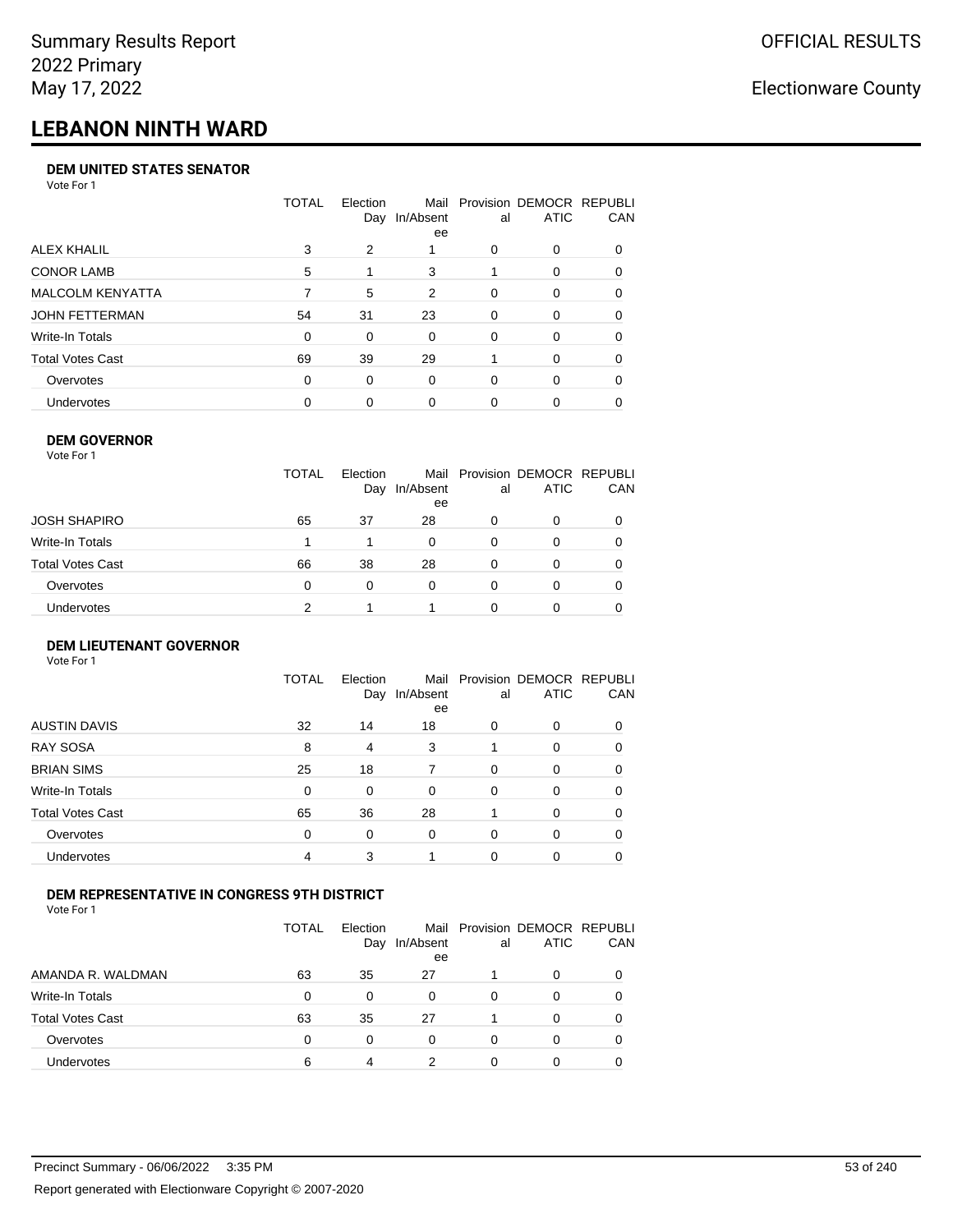Summary Results Report
2022 Primary
May 17, 2022

OFFICIAL RESULTS

Electionware County

# LEBANON NINTH WARD

#### DEM UNITED STATES SENATOR

Vote For 1

| | TOTAL | Election Day | Mail In/Absentee | Provisional | DEMOCRATIC | REPUBLICAN |
|---|---|---|---|---|---|---|
| ALEX KHALIL | 3 | 2 | 1 | 0 | 0 | 0 |
| CONOR LAMB | 5 | 1 | 3 | 1 | 0 | 0 |
| MALCOLM KENYATTA | 7 | 5 | 2 | 0 | 0 | 0 |
| JOHN FETTERMAN | 54 | 31 | 23 | 0 | 0 | 0 |
| Write-In Totals | 0 | 0 | 0 | 0 | 0 | 0 |
| Total Votes Cast | 69 | 39 | 29 | 1 | 0 | 0 |
| Overvotes | 0 | 0 | 0 | 0 | 0 | 0 |
| Undervotes | 0 | 0 | 0 | 0 | 0 | 0 |

#### DEM GOVERNOR

Vote For 1

| | TOTAL | Election Day | Mail In/Absentee | Provisional | DEMOCRATIC | REPUBLICAN |
|---|---|---|---|---|---|---|
| JOSH SHAPIRO | 65 | 37 | 28 | 0 | 0 | 0 |
| Write-In Totals | 1 | 1 | 0 | 0 | 0 | 0 |
| Total Votes Cast | 66 | 38 | 28 | 0 | 0 | 0 |
| Overvotes | 0 | 0 | 0 | 0 | 0 | 0 |
| Undervotes | 2 | 1 | 1 | 0 | 0 | 0 |

#### DEM LIEUTENANT GOVERNOR

Vote For 1

| | TOTAL | Election Day | Mail In/Absentee | Provisional | DEMOCRATIC | REPUBLICAN |
|---|---|---|---|---|---|---|
| AUSTIN DAVIS | 32 | 14 | 18 | 0 | 0 | 0 |
| RAY SOSA | 8 | 4 | 3 | 1 | 0 | 0 |
| BRIAN SIMS | 25 | 18 | 7 | 0 | 0 | 0 |
| Write-In Totals | 0 | 0 | 0 | 0 | 0 | 0 |
| Total Votes Cast | 65 | 36 | 28 | 1 | 0 | 0 |
| Overvotes | 0 | 0 | 0 | 0 | 0 | 0 |
| Undervotes | 4 | 3 | 1 | 0 | 0 | 0 |

#### DEM REPRESENTATIVE IN CONGRESS 9TH DISTRICT

Vote For 1

| | TOTAL | Election Day | Mail In/Absentee | Provisional | DEMOCRATIC | REPUBLICAN |
|---|---|---|---|---|---|---|
| AMANDA R. WALDMAN | 63 | 35 | 27 | 1 | 0 | 0 |
| Write-In Totals | 0 | 0 | 0 | 0 | 0 | 0 |
| Total Votes Cast | 63 | 35 | 27 | 1 | 0 | 0 |
| Overvotes | 0 | 0 | 0 | 0 | 0 | 0 |
| Undervotes | 6 | 4 | 2 | 0 | 0 | 0 |

Precinct Summary - 06/06/2022 3:35 PM

Report generated with Electionware Copyright © 2007-2020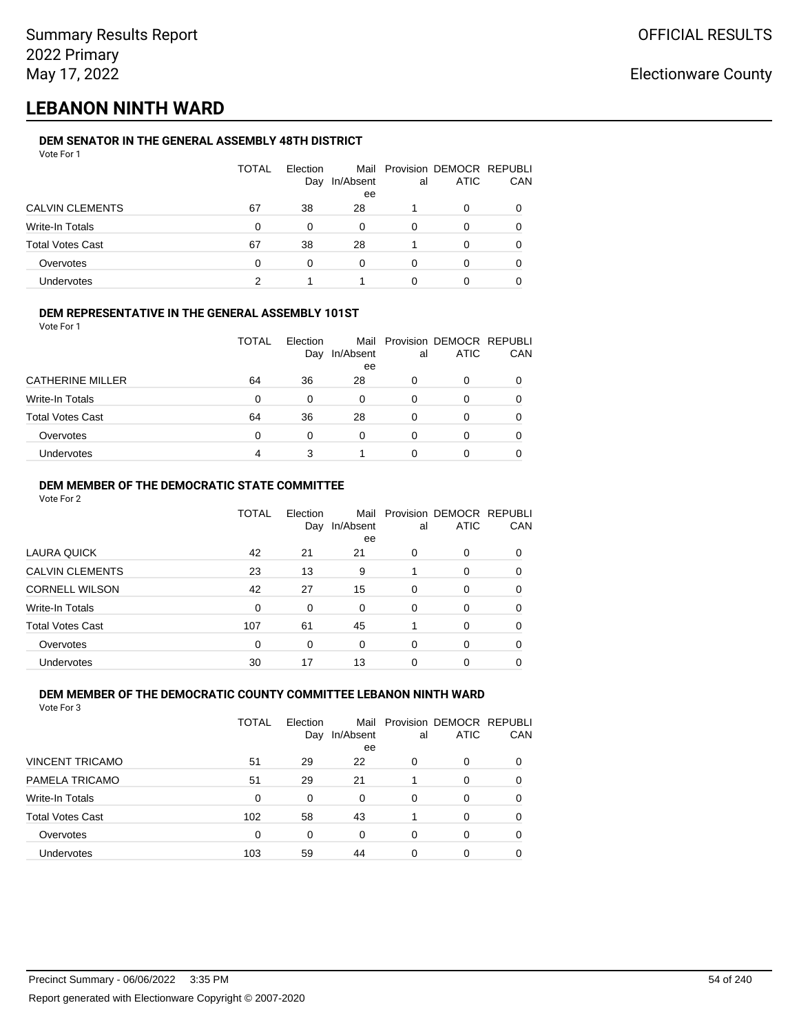Summary Results Report
2022 Primary
May 17, 2022

OFFICIAL RESULTS

Electionware County

# LEBANON NINTH WARD

### DEM SENATOR IN THE GENERAL ASSEMBLY 48TH DISTRICT

Vote For 1

| | TOTAL | Election Day | Mail In/Absentee | Provisional | DEMOCRATIC | REPUBLICAN |
|---|---|---|---|---|---|---|
| CALVIN CLEMENTS | 67 | 38 | 28 | 1 | 0 | 0 |
| Write-In Totals | 0 | 0 | 0 | 0 | 0 | 0 |
| Total Votes Cast | 67 | 38 | 28 | 1 | 0 | 0 |
| Overvotes | 0 | 0 | 0 | 0 | 0 | 0 |
| Undervotes | 2 | 1 | 1 | 0 | 0 | 0 |

### DEM REPRESENTATIVE IN THE GENERAL ASSEMBLY 101ST

Vote For 1

| | TOTAL | Election Day | Mail In/Absentee | Provisional | DEMOCRATIC | REPUBLICAN |
|---|---|---|---|---|---|---|
| CATHERINE MILLER | 64 | 36 | 28 | 0 | 0 | 0 |
| Write-In Totals | 0 | 0 | 0 | 0 | 0 | 0 |
| Total Votes Cast | 64 | 36 | 28 | 0 | 0 | 0 |
| Overvotes | 0 | 0 | 0 | 0 | 0 | 0 |
| Undervotes | 4 | 3 | 1 | 0 | 0 | 0 |

### DEM MEMBER OF THE DEMOCRATIC STATE COMMITTEE

Vote For 2

| | TOTAL | Election Day | Mail In/Absentee | Provisional | DEMOCRATIC | REPUBLICAN |
|---|---|---|---|---|---|---|
| LAURA QUICK | 42 | 21 | 21 | 0 | 0 | 0 |
| CALVIN CLEMENTS | 23 | 13 | 9 | 1 | 0 | 0 |
| CORNELL WILSON | 42 | 27 | 15 | 0 | 0 | 0 |
| Write-In Totals | 0 | 0 | 0 | 0 | 0 | 0 |
| Total Votes Cast | 107 | 61 | 45 | 1 | 0 | 0 |
| Overvotes | 0 | 0 | 0 | 0 | 0 | 0 |
| Undervotes | 30 | 17 | 13 | 0 | 0 | 0 |

### DEM MEMBER OF THE DEMOCRATIC COUNTY COMMITTEE LEBANON NINTH WARD

Vote For 3

| | TOTAL | Election Day | Mail In/Absentee | Provisional | DEMOCRATIC | REPUBLICAN |
|---|---|---|---|---|---|---|
| VINCENT TRICAMO | 51 | 29 | 22 | 0 | 0 | 0 |
| PAMELA TRICAMO | 51 | 29 | 21 | 1 | 0 | 0 |
| Write-In Totals | 0 | 0 | 0 | 0 | 0 | 0 |
| Total Votes Cast | 102 | 58 | 43 | 1 | 0 | 0 |
| Overvotes | 0 | 0 | 0 | 0 | 0 | 0 |
| Undervotes | 103 | 59 | 44 | 0 | 0 | 0 |

Precinct Summary - 06/06/2022 3:35 PM

Report generated with Electionware Copyright © 2007-2020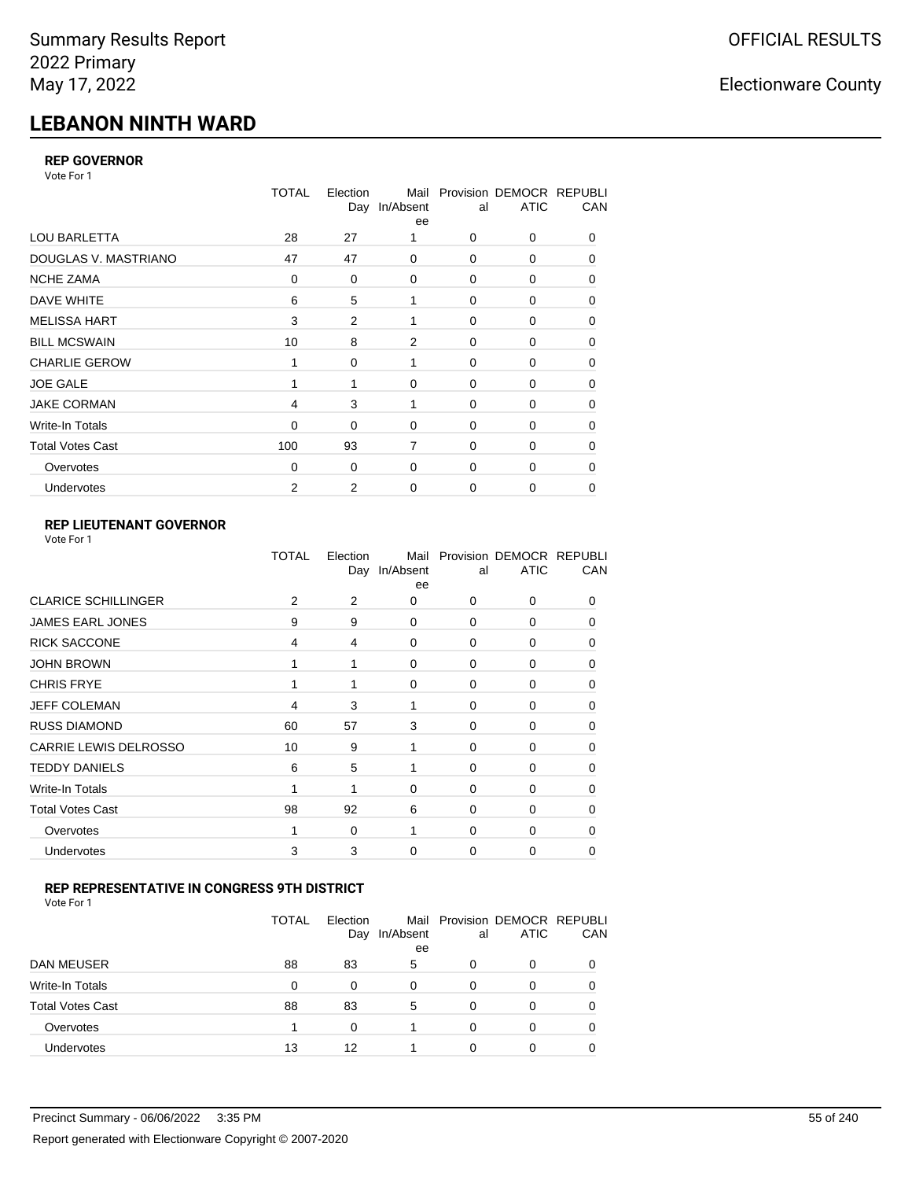Summary Results Report
2022 Primary
May 17, 2022

OFFICIAL RESULTS

Electionware County

# LEBANON NINTH WARD

### REP GOVERNOR

Vote For 1

| | TOTAL | Election Day | Mail In/Absentee | Provisional | DEMOCRATIC | REPUBLICAN |
|---|---|---|---|---|---|---|
| LOU BARLETTA | 28 | 27 | 1 | 0 | 0 | 0 |
| DOUGLAS V. MASTRIANO | 47 | 47 | 0 | 0 | 0 | 0 |
| NCHE ZAMA | 0 | 0 | 0 | 0 | 0 | 0 |
| DAVE WHITE | 6 | 5 | 1 | 0 | 0 | 0 |
| MELISSA HART | 3 | 2 | 1 | 0 | 0 | 0 |
| BILL MCSWAIN | 10 | 8 | 2 | 0 | 0 | 0 |
| CHARLIE GEROW | 1 | 0 | 1 | 0 | 0 | 0 |
| JOE GALE | 1 | 1 | 0 | 0 | 0 | 0 |
| JAKE CORMAN | 4 | 3 | 1 | 0 | 0 | 0 |
| Write-In Totals | 0 | 0 | 0 | 0 | 0 | 0 |
| Total Votes Cast | 100 | 93 | 7 | 0 | 0 | 0 |
| Overvotes | 0 | 0 | 0 | 0 | 0 | 0 |
| Undervotes | 2 | 2 | 0 | 0 | 0 | 0 |

### REP LIEUTENANT GOVERNOR

Vote For 1

| | TOTAL | Election Day | Mail In/Absentee | Provisional | DEMOCRATIC | REPUBLICAN |
|---|---|---|---|---|---|---|
| CLARICE SCHILLINGER | 2 | 2 | 0 | 0 | 0 | 0 |
| JAMES EARL JONES | 9 | 9 | 0 | 0 | 0 | 0 |
| RICK SACCONE | 4 | 4 | 0 | 0 | 0 | 0 |
| JOHN BROWN | 1 | 1 | 0 | 0 | 0 | 0 |
| CHRIS FRYE | 1 | 1 | 0 | 0 | 0 | 0 |
| JEFF COLEMAN | 4 | 3 | 1 | 0 | 0 | 0 |
| RUSS DIAMOND | 60 | 57 | 3 | 0 | 0 | 0 |
| CARRIE LEWIS DELROSSO | 10 | 9 | 1 | 0 | 0 | 0 |
| TEDDY DANIELS | 6 | 5 | 1 | 0 | 0 | 0 |
| Write-In Totals | 1 | 1 | 0 | 0 | 0 | 0 |
| Total Votes Cast | 98 | 92 | 6 | 0 | 0 | 0 |
| Overvotes | 1 | 0 | 1 | 0 | 0 | 0 |
| Undervotes | 3 | 3 | 0 | 0 | 0 | 0 |

### REP REPRESENTATIVE IN CONGRESS 9TH DISTRICT

Vote For 1

| | TOTAL | Election Day | Mail In/Absentee | Provisional | DEMOCRATIC | REPUBLICAN |
|---|---|---|---|---|---|---|
| DAN MEUSER | 88 | 83 | 5 | 0 | 0 | 0 |
| Write-In Totals | 0 | 0 | 0 | 0 | 0 | 0 |
| Total Votes Cast | 88 | 83 | 5 | 0 | 0 | 0 |
| Overvotes | 1 | 0 | 1 | 0 | 0 | 0 |
| Undervotes | 13 | 12 | 1 | 0 | 0 | 0 |

Precinct Summary - 06/06/2022 3:35 PM

Report generated with Electionware Copyright © 2007-2020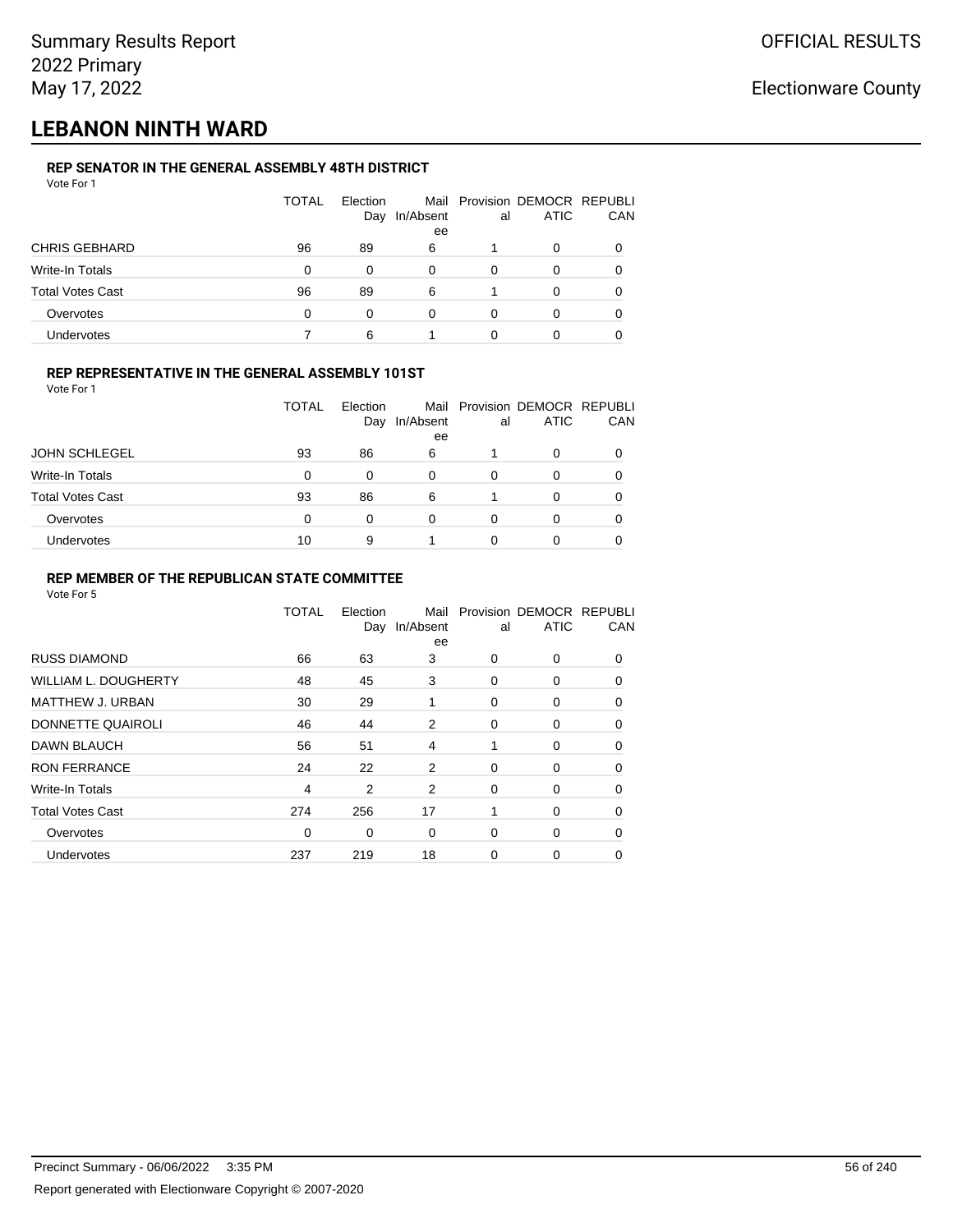# LEBANON NINTH WARD

### REP SENATOR IN THE GENERAL ASSEMBLY 48TH DISTRICT

Vote For 1

| | TOTAL | Election Day | Mail In/Absentee | Provisional | DEMOCRATIC | REPUBLICAN |
|---|---|---|---|---|---|---|
| CHRIS GEBHARD | 96 | 89 | 6 | 1 | 0 | 0 |
| Write-In Totals | 0 | 0 | 0 | 0 | 0 | 0 |
| Total Votes Cast | 96 | 89 | 6 | 1 | 0 | 0 |
| Overvotes | 0 | 0 | 0 | 0 | 0 | 0 |
| Undervotes | 7 | 6 | 1 | 0 | 0 | 0 |

### REP REPRESENTATIVE IN THE GENERAL ASSEMBLY 101ST

Vote For 1

| | TOTAL | Election Day | Mail In/Absentee | Provisional | DEMOCRATIC | REPUBLICAN |
|---|---|---|---|---|---|---|
| JOHN SCHLEGEL | 93 | 86 | 6 | 1 | 0 | 0 |
| Write-In Totals | 0 | 0 | 0 | 0 | 0 | 0 |
| Total Votes Cast | 93 | 86 | 6 | 1 | 0 | 0 |
| Overvotes | 0 | 0 | 0 | 0 | 0 | 0 |
| Undervotes | 10 | 9 | 1 | 0 | 0 | 0 |

### REP MEMBER OF THE REPUBLICAN STATE COMMITTEE

Vote For 5

| | TOTAL | Election Day | Mail In/Absentee | Provisional | DEMOCRATIC | REPUBLICAN |
|---|---|---|---|---|---|---|
| RUSS DIAMOND | 66 | 63 | 3 | 0 | 0 | 0 |
| WILLIAM L. DOUGHERTY | 48 | 45 | 3 | 0 | 0 | 0 |
| MATTHEW J. URBAN | 30 | 29 | 1 | 0 | 0 | 0 |
| DONNETTE QUAIROLI | 46 | 44 | 2 | 0 | 0 | 0 |
| DAWN BLAUCH | 56 | 51 | 4 | 1 | 0 | 0 |
| RON FERRANCE | 24 | 22 | 2 | 0 | 0 | 0 |
| Write-In Totals | 4 | 2 | 2 | 0 | 0 | 0 |
| Total Votes Cast | 274 | 256 | 17 | 1 | 0 | 0 |
| Overvotes | 0 | 0 | 0 | 0 | 0 | 0 |
| Undervotes | 237 | 219 | 18 | 0 | 0 | 0 |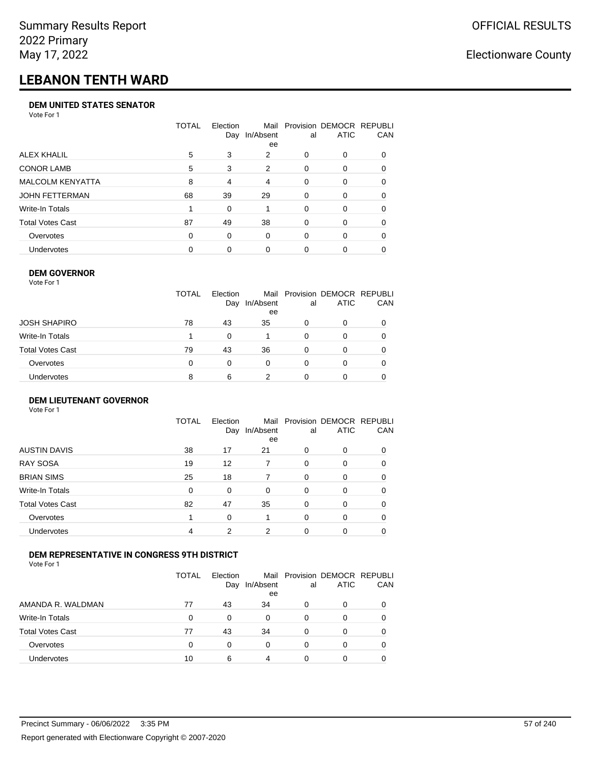Summary Results Report
2022 Primary
May 17, 2022

OFFICIAL RESULTS

Electionware County

# LEBANON TENTH WARD

### DEM UNITED STATES SENATOR

Vote For 1

| | TOTAL | Election Day | Mail In/Absentee | Provisional | DEMOCRATIC | REPUBLICAN |
|---|---|---|---|---|---|---|
| ALEX KHALIL | 5 | 3 | 2 | 0 | 0 | 0 |
| CONOR LAMB | 5 | 3 | 2 | 0 | 0 | 0 |
| MALCOLM KENYATTA | 8 | 4 | 4 | 0 | 0 | 0 |
| JOHN FETTERMAN | 68 | 39 | 29 | 0 | 0 | 0 |
| Write-In Totals | 1 | 0 | 1 | 0 | 0 | 0 |
| Total Votes Cast | 87 | 49 | 38 | 0 | 0 | 0 |
| Overvotes | 0 | 0 | 0 | 0 | 0 | 0 |
| Undervotes | 0 | 0 | 0 | 0 | 0 | 0 |

### DEM GOVERNOR

Vote For 1

| | TOTAL | Election Day | Mail In/Absentee | Provisional | DEMOCRATIC | REPUBLICAN |
|---|---|---|---|---|---|---|
| JOSH SHAPIRO | 78 | 43 | 35 | 0 | 0 | 0 |
| Write-In Totals | 1 | 0 | 1 | 0 | 0 | 0 |
| Total Votes Cast | 79 | 43 | 36 | 0 | 0 | 0 |
| Overvotes | 0 | 0 | 0 | 0 | 0 | 0 |
| Undervotes | 8 | 6 | 2 | 0 | 0 | 0 |

### DEM LIEUTENANT GOVERNOR

Vote For 1

| | TOTAL | Election Day | Mail In/Absentee | Provisional | DEMOCRATIC | REPUBLICAN |
|---|---|---|---|---|---|---|
| AUSTIN DAVIS | 38 | 17 | 21 | 0 | 0 | 0 |
| RAY SOSA | 19 | 12 | 7 | 0 | 0 | 0 |
| BRIAN SIMS | 25 | 18 | 7 | 0 | 0 | 0 |
| Write-In Totals | 0 | 0 | 0 | 0 | 0 | 0 |
| Total Votes Cast | 82 | 47 | 35 | 0 | 0 | 0 |
| Overvotes | 1 | 0 | 1 | 0 | 0 | 0 |
| Undervotes | 4 | 2 | 2 | 0 | 0 | 0 |

### DEM REPRESENTATIVE IN CONGRESS 9TH DISTRICT

Vote For 1

| | TOTAL | Election Day | Mail In/Absentee | Provisional | DEMOCRATIC | REPUBLICAN |
|---|---|---|---|---|---|---|
| AMANDA R. WALDMAN | 77 | 43 | 34 | 0 | 0 | 0 |
| Write-In Totals | 0 | 0 | 0 | 0 | 0 | 0 |
| Total Votes Cast | 77 | 43 | 34 | 0 | 0 | 0 |
| Overvotes | 0 | 0 | 0 | 0 | 0 | 0 |
| Undervotes | 10 | 6 | 4 | 0 | 0 | 0 |

Precinct Summary - 06/06/2022 3:35 PM

Report generated with Electionware Copyright © 2007-2020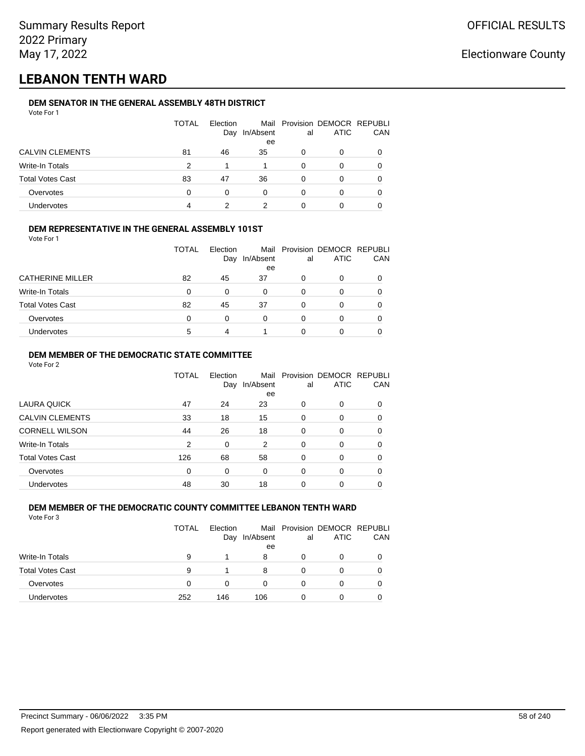# LEBANON TENTH WARD

### DEM SENATOR IN THE GENERAL ASSEMBLY 48TH DISTRICT

Vote For 1

| | TOTAL | Election Day | Mail In/Absentee | Provisional | DEMOCRATIC | REPUBLICAN |
|---|---|---|---|---|---|---|
| CALVIN CLEMENTS | 81 | 46 | 35 | 0 | 0 | 0 |
| Write-In Totals | 2 | 1 | 1 | 0 | 0 | 0 |
| Total Votes Cast | 83 | 47 | 36 | 0 | 0 | 0 |
| Overvotes | 0 | 0 | 0 | 0 | 0 | 0 |
| Undervotes | 4 | 2 | 2 | 0 | 0 | 0 |

### DEM REPRESENTATIVE IN THE GENERAL ASSEMBLY 101ST

Vote For 1

| | TOTAL | Election Day | Mail In/Absentee | Provisional | DEMOCRATIC | REPUBLICAN |
|---|---|---|---|---|---|---|
| CATHERINE MILLER | 82 | 45 | 37 | 0 | 0 | 0 |
| Write-In Totals | 0 | 0 | 0 | 0 | 0 | 0 |
| Total Votes Cast | 82 | 45 | 37 | 0 | 0 | 0 |
| Overvotes | 0 | 0 | 0 | 0 | 0 | 0 |
| Undervotes | 5 | 4 | 1 | 0 | 0 | 0 |

### DEM MEMBER OF THE DEMOCRATIC STATE COMMITTEE

Vote For 2

| | TOTAL | Election Day | Mail In/Absentee | Provisional | DEMOCRATIC | REPUBLICAN |
|---|---|---|---|---|---|---|
| LAURA QUICK | 47 | 24 | 23 | 0 | 0 | 0 |
| CALVIN CLEMENTS | 33 | 18 | 15 | 0 | 0 | 0 |
| CORNELL WILSON | 44 | 26 | 18 | 0 | 0 | 0 |
| Write-In Totals | 2 | 0 | 2 | 0 | 0 | 0 |
| Total Votes Cast | 126 | 68 | 58 | 0 | 0 | 0 |
| Overvotes | 0 | 0 | 0 | 0 | 0 | 0 |
| Undervotes | 48 | 30 | 18 | 0 | 0 | 0 |

### DEM MEMBER OF THE DEMOCRATIC COUNTY COMMITTEE LEBANON TENTH WARD

Vote For 3

| | TOTAL | Election Day | Mail In/Absentee | Provisional | DEMOCRATIC | REPUBLICAN |
|---|---|---|---|---|---|---|
| Write-In Totals | 9 | 1 | 8 | 0 | 0 | 0 |
| Total Votes Cast | 9 | 1 | 8 | 0 | 0 | 0 |
| Overvotes | 0 | 0 | 0 | 0 | 0 | 0 |
| Undervotes | 252 | 146 | 106 | 0 | 0 | 0 |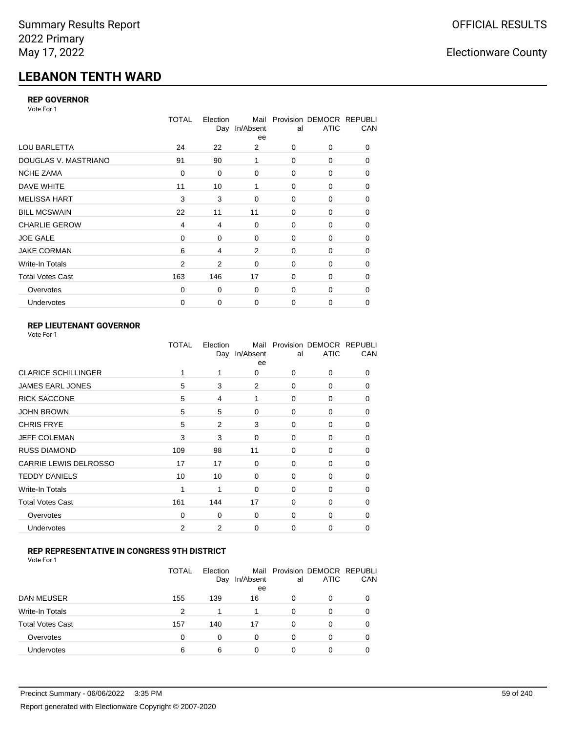Summary Results Report
2022 Primary
May 17, 2022

OFFICIAL RESULTS

Electionware County

# LEBANON TENTH WARD

### REP GOVERNOR

Vote For 1

| | TOTAL | Election Day | Mail In/Absentee | Provisional | DEMOCRATIC | REPUBLICAN |
|---|---|---|---|---|---|---|
| LOU BARLETTA | 24 | 22 | 2 | 0 | 0 | 0 |
| DOUGLAS V. MASTRIANO | 91 | 90 | 1 | 0 | 0 | 0 |
| NCHE ZAMA | 0 | 0 | 0 | 0 | 0 | 0 |
| DAVE WHITE | 11 | 10 | 1 | 0 | 0 | 0 |
| MELISSA HART | 3 | 3 | 0 | 0 | 0 | 0 |
| BILL MCSWAIN | 22 | 11 | 11 | 0 | 0 | 0 |
| CHARLIE GEROW | 4 | 4 | 0 | 0 | 0 | 0 |
| JOE GALE | 0 | 0 | 0 | 0 | 0 | 0 |
| JAKE CORMAN | 6 | 4 | 2 | 0 | 0 | 0 |
| Write-In Totals | 2 | 2 | 0 | 0 | 0 | 0 |
| Total Votes Cast | 163 | 146 | 17 | 0 | 0 | 0 |
| Overvotes | 0 | 0 | 0 | 0 | 0 | 0 |
| Undervotes | 0 | 0 | 0 | 0 | 0 | 0 |

### REP LIEUTENANT GOVERNOR

Vote For 1

| | TOTAL | Election Day | Mail In/Absentee | Provisional | DEMOCRATIC | REPUBLICAN |
|---|---|---|---|---|---|---|
| CLARICE SCHILLINGER | 1 | 1 | 0 | 0 | 0 | 0 |
| JAMES EARL JONES | 5 | 3 | 2 | 0 | 0 | 0 |
| RICK SACCONE | 5 | 4 | 1 | 0 | 0 | 0 |
| JOHN BROWN | 5 | 5 | 0 | 0 | 0 | 0 |
| CHRIS FRYE | 5 | 2 | 3 | 0 | 0 | 0 |
| JEFF COLEMAN | 3 | 3 | 0 | 0 | 0 | 0 |
| RUSS DIAMOND | 109 | 98 | 11 | 0 | 0 | 0 |
| CARRIE LEWIS DELROSSO | 17 | 17 | 0 | 0 | 0 | 0 |
| TEDDY DANIELS | 10 | 10 | 0 | 0 | 0 | 0 |
| Write-In Totals | 1 | 1 | 0 | 0 | 0 | 0 |
| Total Votes Cast | 161 | 144 | 17 | 0 | 0 | 0 |
| Overvotes | 0 | 0 | 0 | 0 | 0 | 0 |
| Undervotes | 2 | 2 | 0 | 0 | 0 | 0 |

### REP REPRESENTATIVE IN CONGRESS 9TH DISTRICT

Vote For 1

| | TOTAL | Election Day | Mail In/Absentee | Provisional | DEMOCRATIC | REPUBLICAN |
|---|---|---|---|---|---|---|
| DAN MEUSER | 155 | 139 | 16 | 0 | 0 | 0 |
| Write-In Totals | 2 | 1 | 1 | 0 | 0 | 0 |
| Total Votes Cast | 157 | 140 | 17 | 0 | 0 | 0 |
| Overvotes | 0 | 0 | 0 | 0 | 0 | 0 |
| Undervotes | 6 | 6 | 0 | 0 | 0 | 0 |

Precinct Summary - 06/06/2022 3:35 PM

Report generated with Electionware Copyright © 2007-2020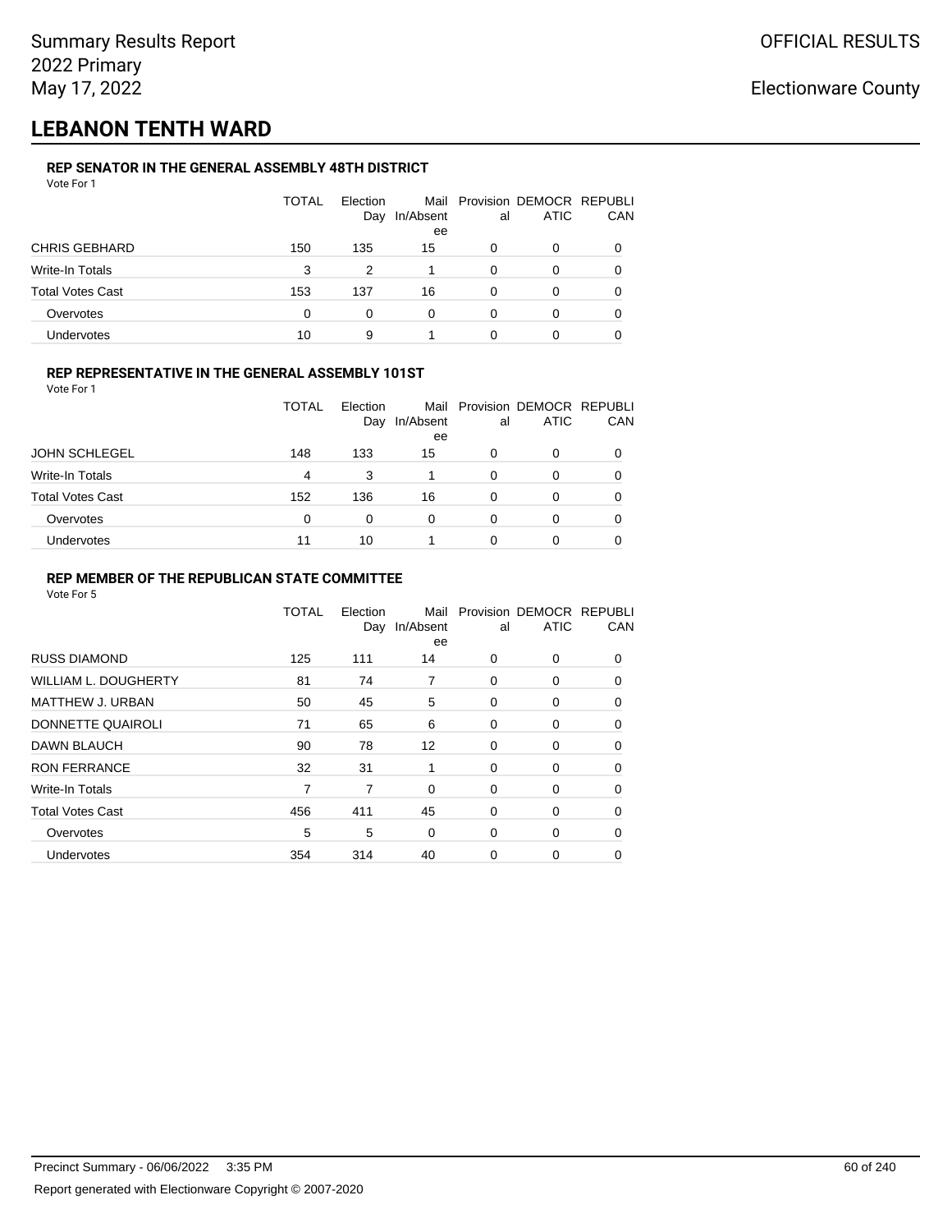Summary Results Report
2022 Primary
May 17, 2022

OFFICIAL RESULTS

Electionware County

# LEBANON TENTH WARD

### REP SENATOR IN THE GENERAL ASSEMBLY 48TH DISTRICT

Vote For 1

| | TOTAL | Election Day | Mail In/Absentee | Provisional | DEMOCRATIC | REPUBLICAN |
|---|---|---|---|---|---|---|
| CHRIS GEBHARD | 150 | 135 | 15 | 0 | 0 | 0 |
| Write-In Totals | 3 | 2 | 1 | 0 | 0 | 0 |
| Total Votes Cast | 153 | 137 | 16 | 0 | 0 | 0 |
| Overvotes | 0 | 0 | 0 | 0 | 0 | 0 |
| Undervotes | 10 | 9 | 1 | 0 | 0 | 0 |

### REP REPRESENTATIVE IN THE GENERAL ASSEMBLY 101ST

Vote For 1

| | TOTAL | Election Day | Mail In/Absentee | Provisional | DEMOCRATIC | REPUBLICAN |
|---|---|---|---|---|---|---|
| JOHN SCHLEGEL | 148 | 133 | 15 | 0 | 0 | 0 |
| Write-In Totals | 4 | 3 | 1 | 0 | 0 | 0 |
| Total Votes Cast | 152 | 136 | 16 | 0 | 0 | 0 |
| Overvotes | 0 | 0 | 0 | 0 | 0 | 0 |
| Undervotes | 11 | 10 | 1 | 0 | 0 | 0 |

### REP MEMBER OF THE REPUBLICAN STATE COMMITTEE

Vote For 5

| | TOTAL | Election Day | Mail In/Absentee | Provisional | DEMOCRATIC | REPUBLICAN |
|---|---|---|---|---|---|---|
| RUSS DIAMOND | 125 | 111 | 14 | 0 | 0 | 0 |
| WILLIAM L. DOUGHERTY | 81 | 74 | 7 | 0 | 0 | 0 |
| MATTHEW J. URBAN | 50 | 45 | 5 | 0 | 0 | 0 |
| DONNETTE QUAIROLI | 71 | 65 | 6 | 0 | 0 | 0 |
| DAWN BLAUCH | 90 | 78 | 12 | 0 | 0 | 0 |
| RON FERRANCE | 32 | 31 | 1 | 0 | 0 | 0 |
| Write-In Totals | 7 | 7 | 0 | 0 | 0 | 0 |
| Total Votes Cast | 456 | 411 | 45 | 0 | 0 | 0 |
| Overvotes | 5 | 5 | 0 | 0 | 0 | 0 |
| Undervotes | 354 | 314 | 40 | 0 | 0 | 0 |

Precinct Summary - 06/06/2022 3:35 PM

Report generated with Electionware Copyright © 2007-2020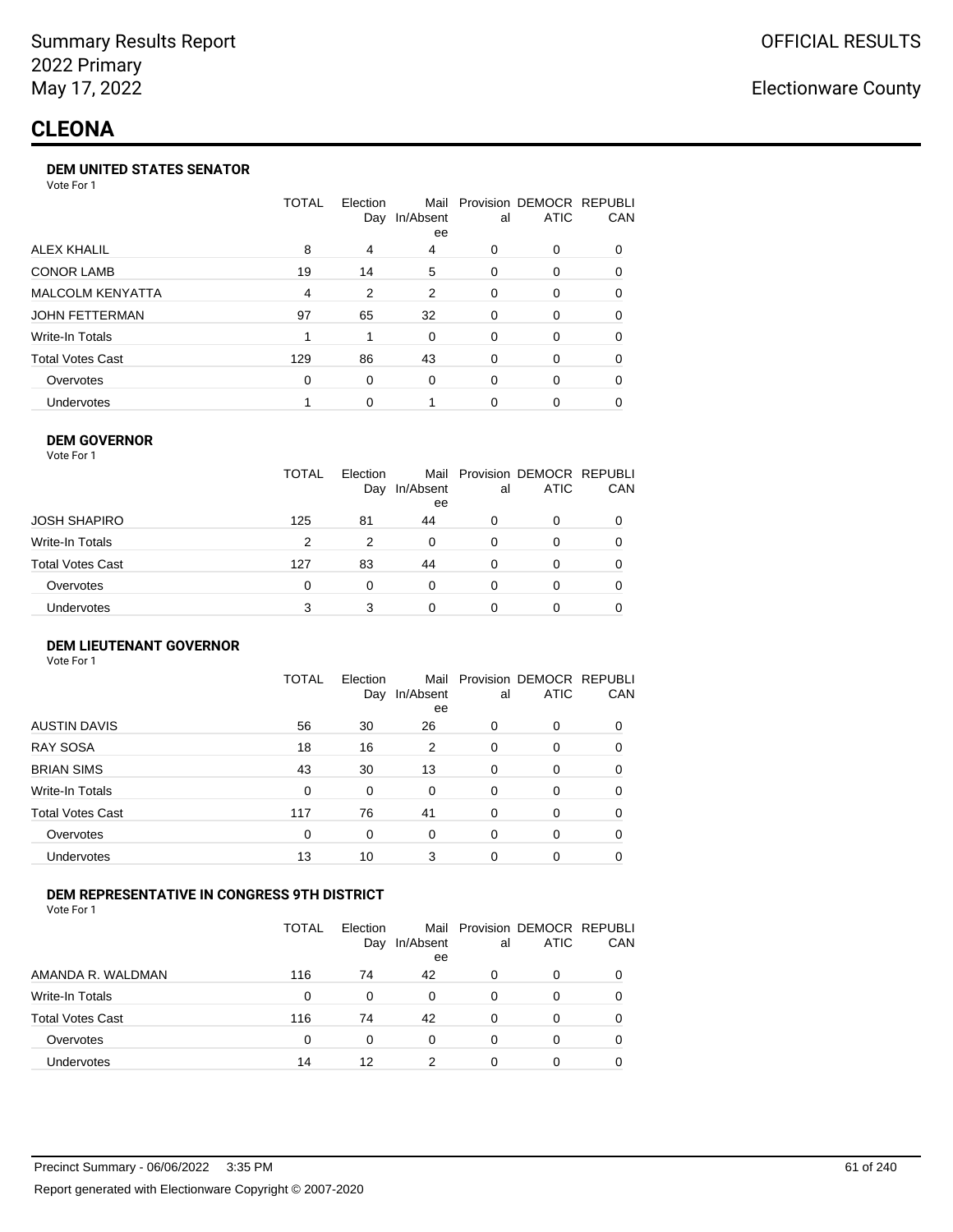Summary Results Report
2022 Primary
May 17, 2022

OFFICIAL RESULTS

Electionware County

# CLEONA

### DEM UNITED STATES SENATOR

Vote For 1

| | TOTAL | Election Day | Mail In/Absentee | Provisional | DEMOCRATIC | REPUBLICAN |
|---|---|---|---|---|---|---|
| ALEX KHALIL | 8 | 4 | 4 | 0 | 0 | 0 |
| CONOR LAMB | 19 | 14 | 5 | 0 | 0 | 0 |
| MALCOLM KENYATTA | 4 | 2 | 2 | 0 | 0 | 0 |
| JOHN FETTERMAN | 97 | 65 | 32 | 0 | 0 | 0 |
| Write-In Totals | 1 | 1 | 0 | 0 | 0 | 0 |
| Total Votes Cast | 129 | 86 | 43 | 0 | 0 | 0 |
| Overvotes | 0 | 0 | 0 | 0 | 0 | 0 |
| Undervotes | 1 | 0 | 1 | 0 | 0 | 0 |

### DEM GOVERNOR

Vote For 1

| | TOTAL | Election Day | Mail In/Absentee | Provisional | DEMOCRATIC | REPUBLICAN |
|---|---|---|---|---|---|---|
| JOSH SHAPIRO | 125 | 81 | 44 | 0 | 0 | 0 |
| Write-In Totals | 2 | 2 | 0 | 0 | 0 | 0 |
| Total Votes Cast | 127 | 83 | 44 | 0 | 0 | 0 |
| Overvotes | 0 | 0 | 0 | 0 | 0 | 0 |
| Undervotes | 3 | 3 | 0 | 0 | 0 | 0 |

### DEM LIEUTENANT GOVERNOR

Vote For 1

| | TOTAL | Election Day | Mail In/Absentee | Provisional | DEMOCRATIC | REPUBLICAN |
|---|---|---|---|---|---|---|
| AUSTIN DAVIS | 56 | 30 | 26 | 0 | 0 | 0 |
| RAY SOSA | 18 | 16 | 2 | 0 | 0 | 0 |
| BRIAN SIMS | 43 | 30 | 13 | 0 | 0 | 0 |
| Write-In Totals | 0 | 0 | 0 | 0 | 0 | 0 |
| Total Votes Cast | 117 | 76 | 41 | 0 | 0 | 0 |
| Overvotes | 0 | 0 | 0 | 0 | 0 | 0 |
| Undervotes | 13 | 10 | 3 | 0 | 0 | 0 |

### DEM REPRESENTATIVE IN CONGRESS 9TH DISTRICT

Vote For 1

| | TOTAL | Election Day | Mail In/Absentee | Provisional | DEMOCRATIC | REPUBLICAN |
|---|---|---|---|---|---|---|
| AMANDA R. WALDMAN | 116 | 74 | 42 | 0 | 0 | 0 |
| Write-In Totals | 0 | 0 | 0 | 0 | 0 | 0 |
| Total Votes Cast | 116 | 74 | 42 | 0 | 0 | 0 |
| Overvotes | 0 | 0 | 0 | 0 | 0 | 0 |
| Undervotes | 14 | 12 | 2 | 0 | 0 | 0 |

Precinct Summary - 06/06/2022 3:35 PM

Report generated with Electionware Copyright © 2007-2020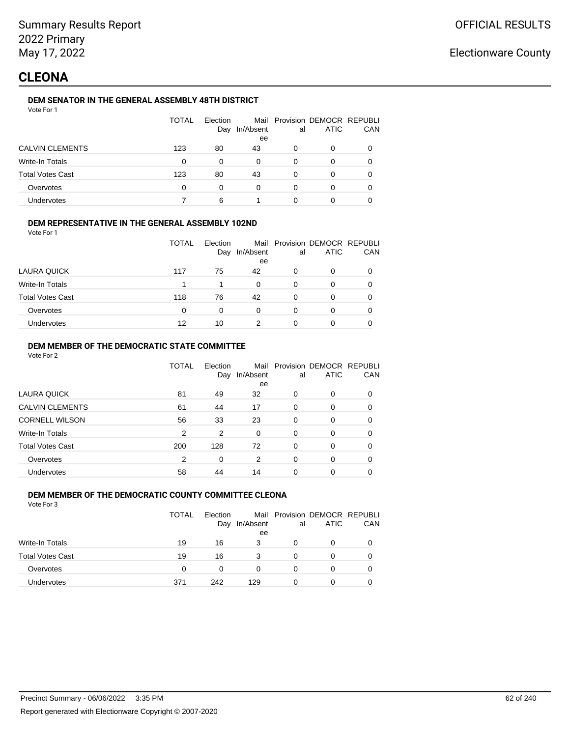Summary Results Report
2022 Primary
May 17, 2022

OFFICIAL RESULTS

Electionware County

# CLEONA

### DEM SENATOR IN THE GENERAL ASSEMBLY 48TH DISTRICT

Vote For 1

| | TOTAL | Election Day | Mail In/Absentee | Provisional | DEMOCRATIC | REPUBLICAN |
|---|---|---|---|---|---|---|
| CALVIN CLEMENTS | 123 | 80 | 43 | 0 | 0 | 0 |
| Write-In Totals | 0 | 0 | 0 | 0 | 0 | 0 |
| Total Votes Cast | 123 | 80 | 43 | 0 | 0 | 0 |
| Overvotes | 0 | 0 | 0 | 0 | 0 | 0 |
| Undervotes | 7 | 6 | 1 | 0 | 0 | 0 |

### DEM REPRESENTATIVE IN THE GENERAL ASSEMBLY 102ND

Vote For 1

| | TOTAL | Election Day | Mail In/Absentee | Provisional | DEMOCRATIC | REPUBLICAN |
|---|---|---|---|---|---|---|
| LAURA QUICK | 117 | 75 | 42 | 0 | 0 | 0 |
| Write-In Totals | 1 | 1 | 0 | 0 | 0 | 0 |
| Total Votes Cast | 118 | 76 | 42 | 0 | 0 | 0 |
| Overvotes | 0 | 0 | 0 | 0 | 0 | 0 |
| Undervotes | 12 | 10 | 2 | 0 | 0 | 0 |

### DEM MEMBER OF THE DEMOCRATIC STATE COMMITTEE

Vote For 2

| | TOTAL | Election Day | Mail In/Absentee | Provisional | DEMOCRATIC | REPUBLICAN |
|---|---|---|---|---|---|---|
| LAURA QUICK | 81 | 49 | 32 | 0 | 0 | 0 |
| CALVIN CLEMENTS | 61 | 44 | 17 | 0 | 0 | 0 |
| CORNELL WILSON | 56 | 33 | 23 | 0 | 0 | 0 |
| Write-In Totals | 2 | 2 | 0 | 0 | 0 | 0 |
| Total Votes Cast | 200 | 128 | 72 | 0 | 0 | 0 |
| Overvotes | 2 | 0 | 2 | 0 | 0 | 0 |
| Undervotes | 58 | 44 | 14 | 0 | 0 | 0 |

### DEM MEMBER OF THE DEMOCRATIC COUNTY COMMITTEE CLEONA

Vote For 3

| | TOTAL | Election Day | Mail In/Absentee | Provisional | DEMOCRATIC | REPUBLICAN |
|---|---|---|---|---|---|---|
| Write-In Totals | 19 | 16 | 3 | 0 | 0 | 0 |
| Total Votes Cast | 19 | 16 | 3 | 0 | 0 | 0 |
| Overvotes | 0 | 0 | 0 | 0 | 0 | 0 |
| Undervotes | 371 | 242 | 129 | 0 | 0 | 0 |

Precinct Summary - 06/06/2022 3:35 PM

Report generated with Electionware Copyright © 2007-2020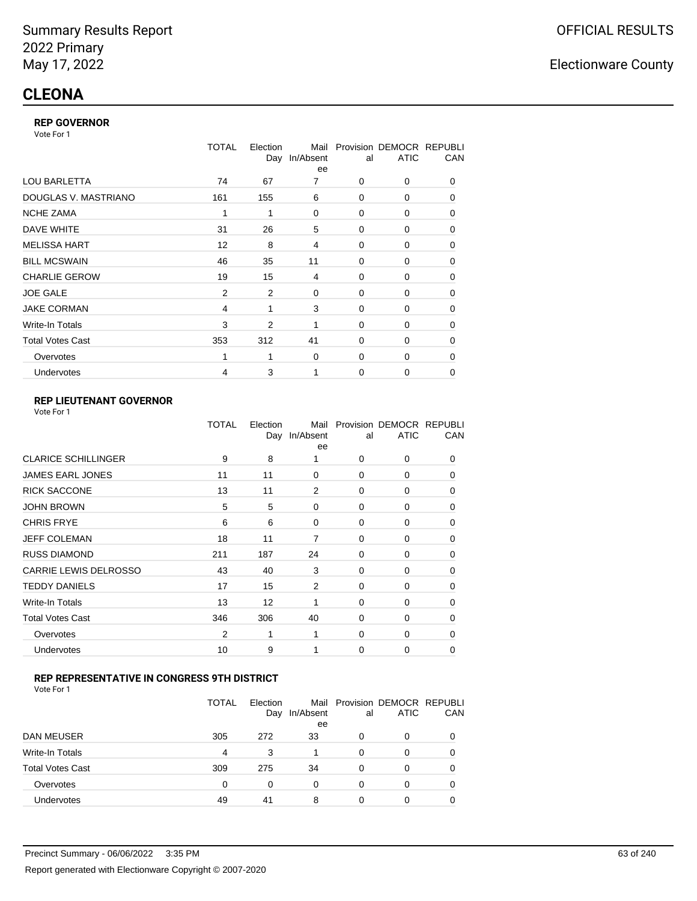Summary Results Report
2022 Primary
May 17, 2022

OFFICIAL RESULTS

Electionware County

# CLEONA

### REP GOVERNOR

Vote For 1

| | TOTAL | Election Day | Mail In/Absentee | Provisional | DEMOCRATIC | REPUBLICAN |
|---|---|---|---|---|---|---|
| LOU BARLETTA | 74 | 67 | 7 | 0 | 0 | 0 |
| DOUGLAS V. MASTRIANO | 161 | 155 | 6 | 0 | 0 | 0 |
| NCHE ZAMA | 1 | 1 | 0 | 0 | 0 | 0 |
| DAVE WHITE | 31 | 26 | 5 | 0 | 0 | 0 |
| MELISSA HART | 12 | 8 | 4 | 0 | 0 | 0 |
| BILL MCSWAIN | 46 | 35 | 11 | 0 | 0 | 0 |
| CHARLIE GEROW | 19 | 15 | 4 | 0 | 0 | 0 |
| JOE GALE | 2 | 2 | 0 | 0 | 0 | 0 |
| JAKE CORMAN | 4 | 1 | 3 | 0 | 0 | 0 |
| Write-In Totals | 3 | 2 | 1 | 0 | 0 | 0 |
| Total Votes Cast | 353 | 312 | 41 | 0 | 0 | 0 |
| Overvotes | 1 | 1 | 0 | 0 | 0 | 0 |
| Undervotes | 4 | 3 | 1 | 0 | 0 | 0 |

### REP LIEUTENANT GOVERNOR

Vote For 1

| | TOTAL | Election Day | Mail In/Absentee | Provisional | DEMOCRATIC | REPUBLICAN |
|---|---|---|---|---|---|---|
| CLARICE SCHILLINGER | 9 | 8 | 1 | 0 | 0 | 0 |
| JAMES EARL JONES | 11 | 11 | 0 | 0 | 0 | 0 |
| RICK SACCONE | 13 | 11 | 2 | 0 | 0 | 0 |
| JOHN BROWN | 5 | 5 | 0 | 0 | 0 | 0 |
| CHRIS FRYE | 6 | 6 | 0 | 0 | 0 | 0 |
| JEFF COLEMAN | 18 | 11 | 7 | 0 | 0 | 0 |
| RUSS DIAMOND | 211 | 187 | 24 | 0 | 0 | 0 |
| CARRIE LEWIS DELROSSO | 43 | 40 | 3 | 0 | 0 | 0 |
| TEDDY DANIELS | 17 | 15 | 2 | 0 | 0 | 0 |
| Write-In Totals | 13 | 12 | 1 | 0 | 0 | 0 |
| Total Votes Cast | 346 | 306 | 40 | 0 | 0 | 0 |
| Overvotes | 2 | 1 | 1 | 0 | 0 | 0 |
| Undervotes | 10 | 9 | 1 | 0 | 0 | 0 |

### REP REPRESENTATIVE IN CONGRESS 9TH DISTRICT

Vote For 1

| | TOTAL | Election Day | Mail In/Absentee | Provisional | DEMOCRATIC | REPUBLICAN |
|---|---|---|---|---|---|---|
| DAN MEUSER | 305 | 272 | 33 | 0 | 0 | 0 |
| Write-In Totals | 4 | 3 | 1 | 0 | 0 | 0 |
| Total Votes Cast | 309 | 275 | 34 | 0 | 0 | 0 |
| Overvotes | 0 | 0 | 0 | 0 | 0 | 0 |
| Undervotes | 49 | 41 | 8 | 0 | 0 | 0 |

Precinct Summary - 06/06/2022 3:35 PM

Report generated with Electionware Copyright © 2007-2020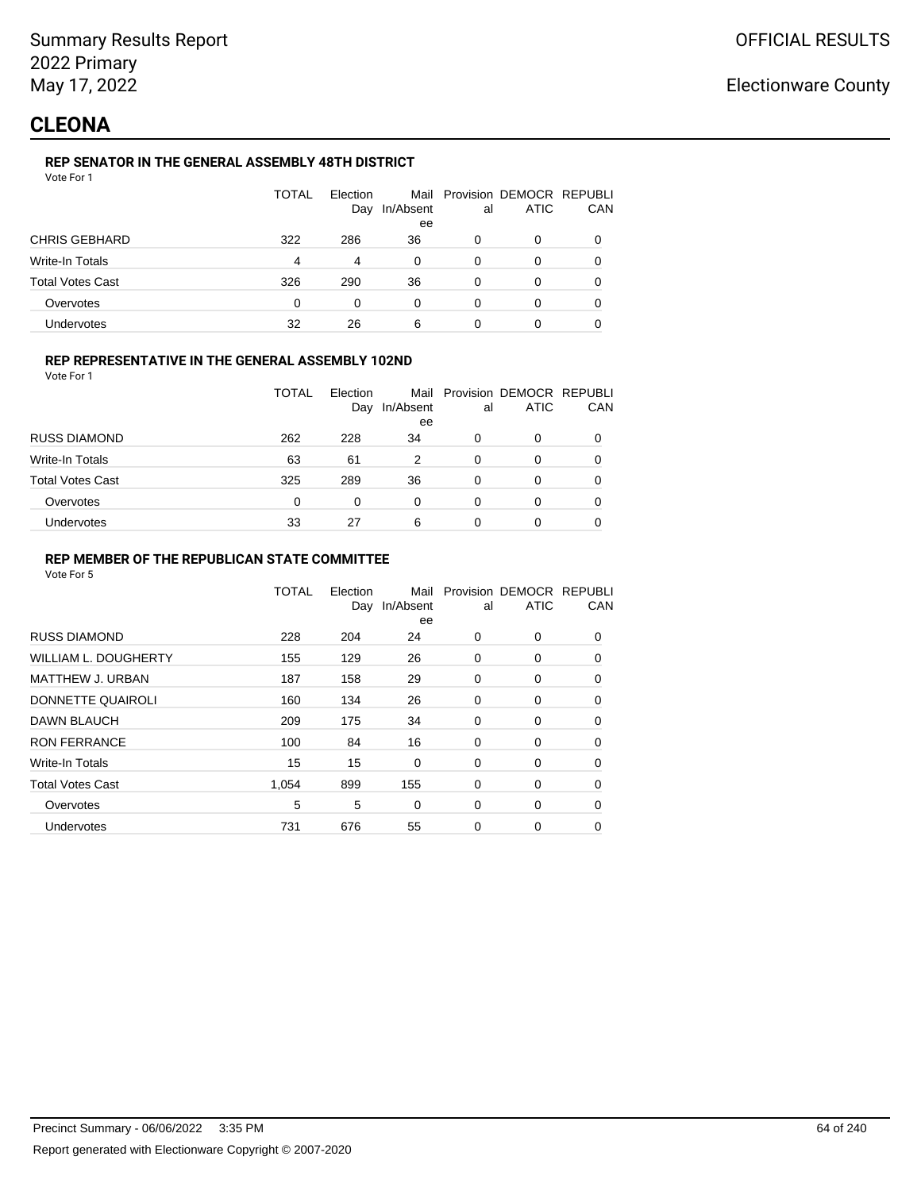Summary Results Report
2022 Primary
May 17, 2022

OFFICIAL RESULTS

Electionware County

# CLEONA

### REP SENATOR IN THE GENERAL ASSEMBLY 48TH DISTRICT

Vote For 1

| | TOTAL | Election Day | Mail In/Absentee | Provisional | DEMOCRATIC | REPUBLICAN |
|---|---|---|---|---|---|---|
| CHRIS GEBHARD | 322 | 286 | 36 | 0 | 0 | 0 |
| Write-In Totals | 4 | 4 | 0 | 0 | 0 | 0 |
| Total Votes Cast | 326 | 290 | 36 | 0 | 0 | 0 |
| Overvotes | 0 | 0 | 0 | 0 | 0 | 0 |
| Undervotes | 32 | 26 | 6 | 0 | 0 | 0 |

### REP REPRESENTATIVE IN THE GENERAL ASSEMBLY 102ND

Vote For 1

| | TOTAL | Election Day | Mail In/Absentee | Provisional | DEMOCRATIC | REPUBLICAN |
|---|---|---|---|---|---|---|
| RUSS DIAMOND | 262 | 228 | 34 | 0 | 0 | 0 |
| Write-In Totals | 63 | 61 | 2 | 0 | 0 | 0 |
| Total Votes Cast | 325 | 289 | 36 | 0 | 0 | 0 |
| Overvotes | 0 | 0 | 0 | 0 | 0 | 0 |
| Undervotes | 33 | 27 | 6 | 0 | 0 | 0 |

### REP MEMBER OF THE REPUBLICAN STATE COMMITTEE

Vote For 5

| | TOTAL | Election Day | Mail In/Absentee | Provisional | DEMOCRATIC | REPUBLICAN |
|---|---|---|---|---|---|---|
| RUSS DIAMOND | 228 | 204 | 24 | 0 | 0 | 0 |
| WILLIAM L. DOUGHERTY | 155 | 129 | 26 | 0 | 0 | 0 |
| MATTHEW J. URBAN | 187 | 158 | 29 | 0 | 0 | 0 |
| DONNETTE QUAIROLI | 160 | 134 | 26 | 0 | 0 | 0 |
| DAWN BLAUCH | 209 | 175 | 34 | 0 | 0 | 0 |
| RON FERRANCE | 100 | 84 | 16 | 0 | 0 | 0 |
| Write-In Totals | 15 | 15 | 0 | 0 | 0 | 0 |
| Total Votes Cast | 1,054 | 899 | 155 | 0 | 0 | 0 |
| Overvotes | 5 | 5 | 0 | 0 | 0 | 0 |
| Undervotes | 731 | 676 | 55 | 0 | 0 | 0 |

Precinct Summary - 06/06/2022 3:35 PM

Report generated with Electionware Copyright © 2007-2020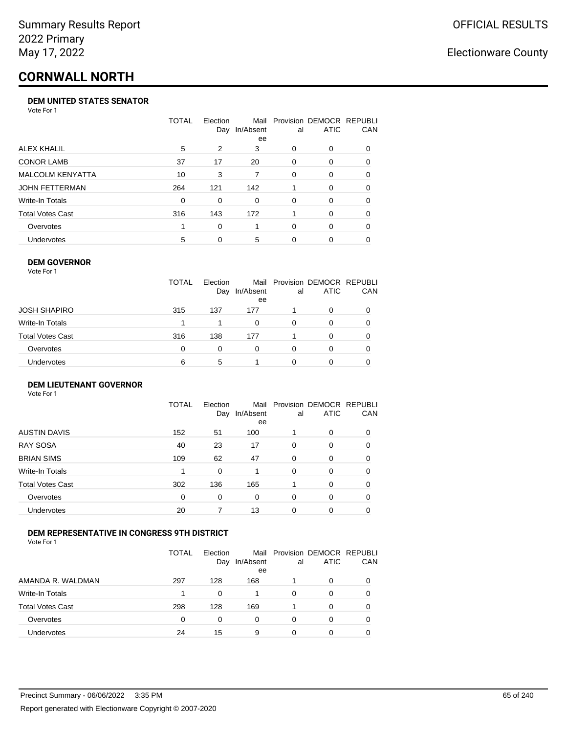Summary Results Report
2022 Primary
May 17, 2022

OFFICIAL RESULTS

Electionware County

# CORNWALL NORTH

### DEM UNITED STATES SENATOR

Vote For 1

| | TOTAL | Election Day | Mail In/Absentee | Provisional | DEMOCRATIC | REPUBLICAN |
|---|---|---|---|---|---|---|
| ALEX KHALIL | 5 | 2 | 3 | 0 | 0 | 0 |
| CONOR LAMB | 37 | 17 | 20 | 0 | 0 | 0 |
| MALCOLM KENYATTA | 10 | 3 | 7 | 0 | 0 | 0 |
| JOHN FETTERMAN | 264 | 121 | 142 | 1 | 0 | 0 |
| Write-In Totals | 0 | 0 | 0 | 0 | 0 | 0 |
| Total Votes Cast | 316 | 143 | 172 | 1 | 0 | 0 |
| Overvotes | 1 | 0 | 1 | 0 | 0 | 0 |
| Undervotes | 5 | 0 | 5 | 0 | 0 | 0 |

### DEM GOVERNOR

Vote For 1

| | TOTAL | Election Day | Mail In/Absentee | Provisional | DEMOCRATIC | REPUBLICAN |
|---|---|---|---|---|---|---|
| JOSH SHAPIRO | 315 | 137 | 177 | 1 | 0 | 0 |
| Write-In Totals | 1 | 1 | 0 | 0 | 0 | 0 |
| Total Votes Cast | 316 | 138 | 177 | 1 | 0 | 0 |
| Overvotes | 0 | 0 | 0 | 0 | 0 | 0 |
| Undervotes | 6 | 5 | 1 | 0 | 0 | 0 |

### DEM LIEUTENANT GOVERNOR

Vote For 1

| | TOTAL | Election Day | Mail In/Absentee | Provisional | DEMOCRATIC | REPUBLICAN |
|---|---|---|---|---|---|---|
| AUSTIN DAVIS | 152 | 51 | 100 | 1 | 0 | 0 |
| RAY SOSA | 40 | 23 | 17 | 0 | 0 | 0 |
| BRIAN SIMS | 109 | 62 | 47 | 0 | 0 | 0 |
| Write-In Totals | 1 | 0 | 1 | 0 | 0 | 0 |
| Total Votes Cast | 302 | 136 | 165 | 1 | 0 | 0 |
| Overvotes | 0 | 0 | 0 | 0 | 0 | 0 |
| Undervotes | 20 | 7 | 13 | 0 | 0 | 0 |

### DEM REPRESENTATIVE IN CONGRESS 9TH DISTRICT

Vote For 1

| | TOTAL | Election Day | Mail In/Absentee | Provisional | DEMOCRATIC | REPUBLICAN |
|---|---|---|---|---|---|---|
| AMANDA R. WALDMAN | 297 | 128 | 168 | 1 | 0 | 0 |
| Write-In Totals | 1 | 0 | 1 | 0 | 0 | 0 |
| Total Votes Cast | 298 | 128 | 169 | 1 | 0 | 0 |
| Overvotes | 0 | 0 | 0 | 0 | 0 | 0 |
| Undervotes | 24 | 15 | 9 | 0 | 0 | 0 |

Precinct Summary - 06/06/2022 3:35 PM

Report generated with Electionware Copyright © 2007-2020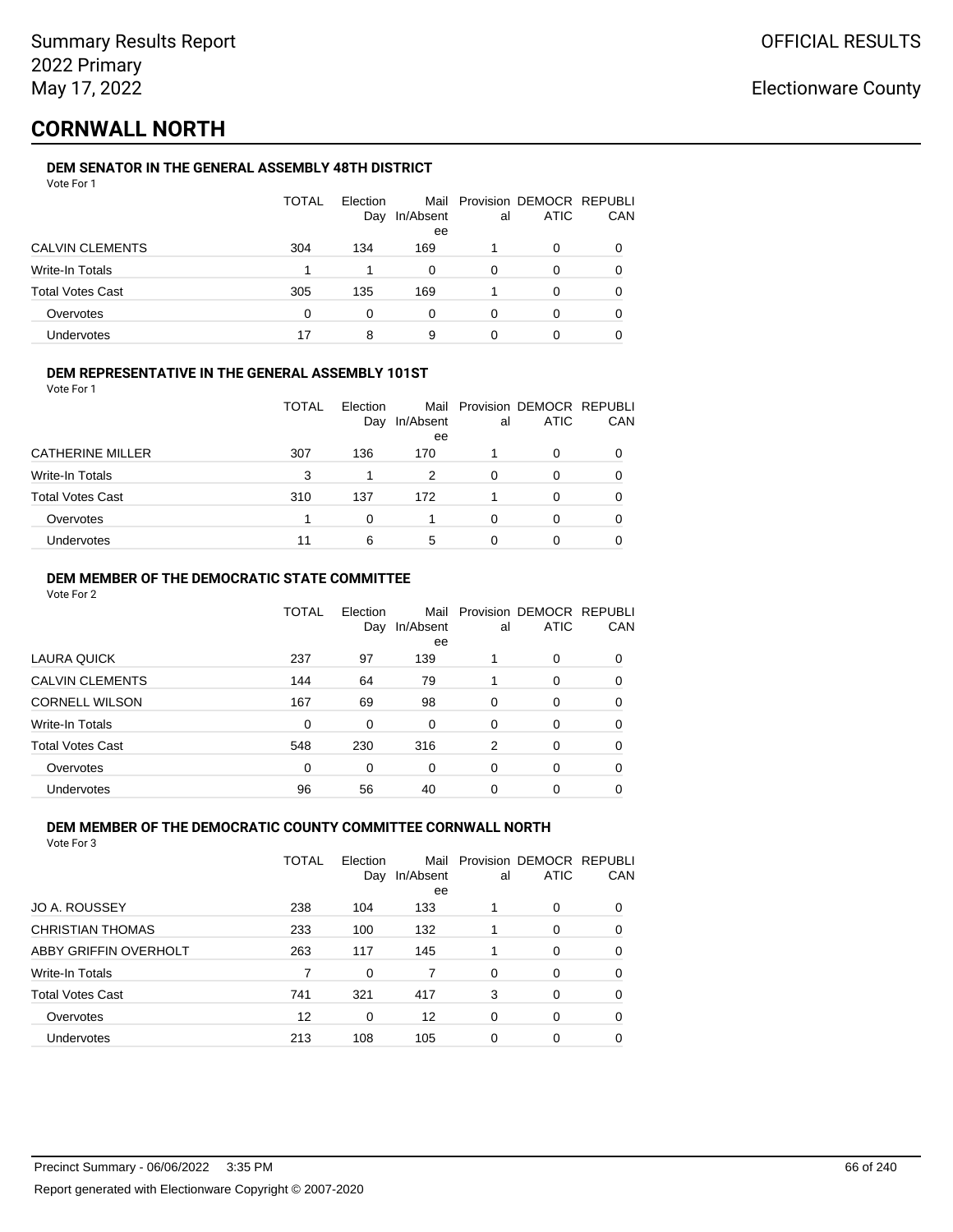Summary Results Report
2022 Primary
May 17, 2022

OFFICIAL RESULTS

Electionware County

# CORNWALL NORTH

### DEM SENATOR IN THE GENERAL ASSEMBLY 48TH DISTRICT

Vote For 1

| | TOTAL | Election Day | Mail In/Absentee | Provisional | DEMOCRATIC | REPUBLICAN |
|---|---|---|---|---|---|---|
| CALVIN CLEMENTS | 304 | 134 | 169 | 1 | 0 | 0 |
| Write-In Totals | 1 | 1 | 0 | 0 | 0 | 0 |
| Total Votes Cast | 305 | 135 | 169 | 1 | 0 | 0 |
| Overvotes | 0 | 0 | 0 | 0 | 0 | 0 |
| Undervotes | 17 | 8 | 9 | 0 | 0 | 0 |

### DEM REPRESENTATIVE IN THE GENERAL ASSEMBLY 101ST

Vote For 1

| | TOTAL | Election Day | Mail In/Absentee | Provisional | DEMOCRATIC | REPUBLICAN |
|---|---|---|---|---|---|---|
| CATHERINE MILLER | 307 | 136 | 170 | 1 | 0 | 0 |
| Write-In Totals | 3 | 1 | 2 | 0 | 0 | 0 |
| Total Votes Cast | 310 | 137 | 172 | 1 | 0 | 0 |
| Overvotes | 1 | 0 | 1 | 0 | 0 | 0 |
| Undervotes | 11 | 6 | 5 | 0 | 0 | 0 |

### DEM MEMBER OF THE DEMOCRATIC STATE COMMITTEE

Vote For 2

| | TOTAL | Election Day | Mail In/Absentee | Provisional | DEMOCRATIC | REPUBLICAN |
|---|---|---|---|---|---|---|
| LAURA QUICK | 237 | 97 | 139 | 1 | 0 | 0 |
| CALVIN CLEMENTS | 144 | 64 | 79 | 1 | 0 | 0 |
| CORNELL WILSON | 167 | 69 | 98 | 0 | 0 | 0 |
| Write-In Totals | 0 | 0 | 0 | 0 | 0 | 0 |
| Total Votes Cast | 548 | 230 | 316 | 2 | 0 | 0 |
| Overvotes | 0 | 0 | 0 | 0 | 0 | 0 |
| Undervotes | 96 | 56 | 40 | 0 | 0 | 0 |

### DEM MEMBER OF THE DEMOCRATIC COUNTY COMMITTEE CORNWALL NORTH

Vote For 3

| | TOTAL | Election Day | Mail In/Absentee | Provisional | DEMOCRATIC | REPUBLICAN |
|---|---|---|---|---|---|---|
| JO A. ROUSSEY | 238 | 104 | 133 | 1 | 0 | 0 |
| CHRISTIAN THOMAS | 233 | 100 | 132 | 1 | 0 | 0 |
| ABBY GRIFFIN OVERHOLT | 263 | 117 | 145 | 1 | 0 | 0 |
| Write-In Totals | 7 | 0 | 7 | 0 | 0 | 0 |
| Total Votes Cast | 741 | 321 | 417 | 3 | 0 | 0 |
| Overvotes | 12 | 0 | 12 | 0 | 0 | 0 |
| Undervotes | 213 | 108 | 105 | 0 | 0 | 0 |

Precinct Summary - 06/06/2022 3:35 PM

Report generated with Electionware Copyright © 2007-2020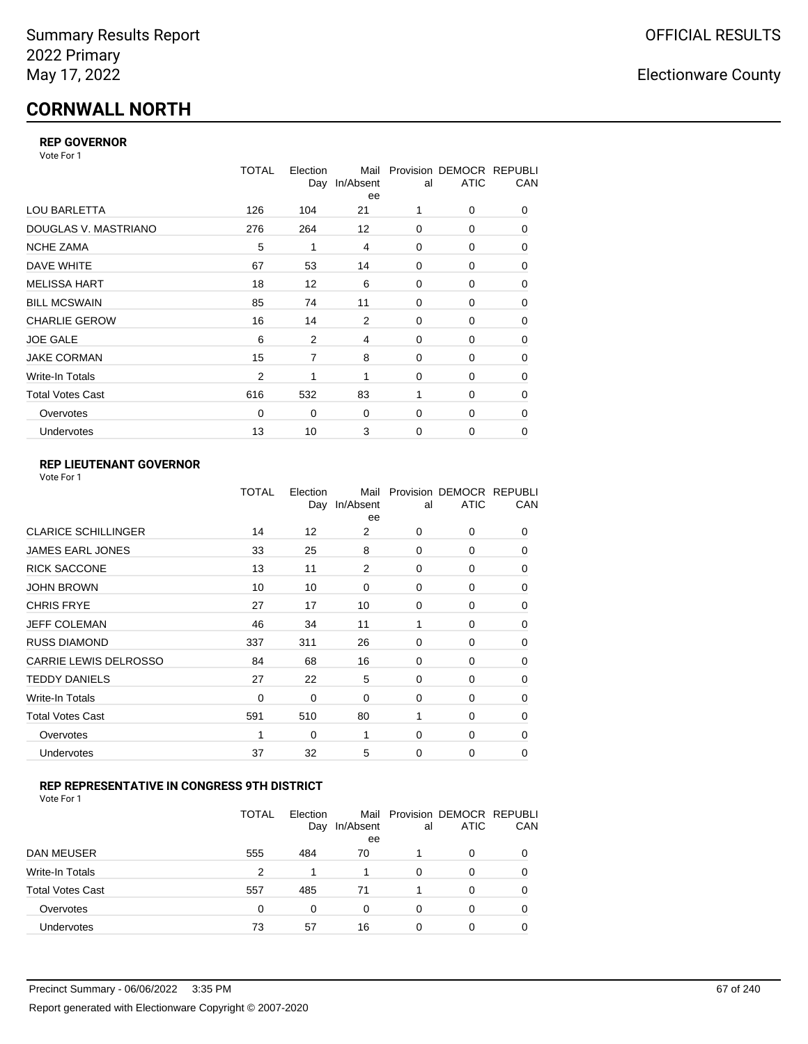# CORNWALL NORTH

### REP GOVERNOR

Vote For 1

| | TOTAL | Election Day | Mail In/Absentee | Provisional | DEMOCRATIC | REPUBLICAN |
|---|---|---|---|---|---|---|
| LOU BARLETTA | 126 | 104 | 21 | 1 | 0 | 0 |
| DOUGLAS V. MASTRIANO | 276 | 264 | 12 | 0 | 0 | 0 |
| NCHE ZAMA | 5 | 1 | 4 | 0 | 0 | 0 |
| DAVE WHITE | 67 | 53 | 14 | 0 | 0 | 0 |
| MELISSA HART | 18 | 12 | 6 | 0 | 0 | 0 |
| BILL MCSWAIN | 85 | 74 | 11 | 0 | 0 | 0 |
| CHARLIE GEROW | 16 | 14 | 2 | 0 | 0 | 0 |
| JOE GALE | 6 | 2 | 4 | 0 | 0 | 0 |
| JAKE CORMAN | 15 | 7 | 8 | 0 | 0 | 0 |
| Write-In Totals | 2 | 1 | 1 | 0 | 0 | 0 |
| Total Votes Cast | 616 | 532 | 83 | 1 | 0 | 0 |
| Overvotes | 0 | 0 | 0 | 0 | 0 | 0 |
| Undervotes | 13 | 10 | 3 | 0 | 0 | 0 |

### REP LIEUTENANT GOVERNOR

Vote For 1

| | TOTAL | Election Day | Mail In/Absentee | Provisional | DEMOCRATIC | REPUBLICAN |
|---|---|---|---|---|---|---|
| CLARICE SCHILLINGER | 14 | 12 | 2 | 0 | 0 | 0 |
| JAMES EARL JONES | 33 | 25 | 8 | 0 | 0 | 0 |
| RICK SACCONE | 13 | 11 | 2 | 0 | 0 | 0 |
| JOHN BROWN | 10 | 10 | 0 | 0 | 0 | 0 |
| CHRIS FRYE | 27 | 17 | 10 | 0 | 0 | 0 |
| JEFF COLEMAN | 46 | 34 | 11 | 1 | 0 | 0 |
| RUSS DIAMOND | 337 | 311 | 26 | 0 | 0 | 0 |
| CARRIE LEWIS DELROSSO | 84 | 68 | 16 | 0 | 0 | 0 |
| TEDDY DANIELS | 27 | 22 | 5 | 0 | 0 | 0 |
| Write-In Totals | 0 | 0 | 0 | 0 | 0 | 0 |
| Total Votes Cast | 591 | 510 | 80 | 1 | 0 | 0 |
| Overvotes | 1 | 0 | 1 | 0 | 0 | 0 |
| Undervotes | 37 | 32 | 5 | 0 | 0 | 0 |

### REP REPRESENTATIVE IN CONGRESS 9TH DISTRICT

Vote For 1

| | TOTAL | Election Day | Mail In/Absentee | Provisional | DEMOCRATIC | REPUBLICAN |
|---|---|---|---|---|---|---|
| DAN MEUSER | 555 | 484 | 70 | 1 | 0 | 0 |
| Write-In Totals | 2 | 1 | 1 | 0 | 0 | 0 |
| Total Votes Cast | 557 | 485 | 71 | 1 | 0 | 0 |
| Overvotes | 0 | 0 | 0 | 0 | 0 | 0 |
| Undervotes | 73 | 57 | 16 | 0 | 0 | 0 |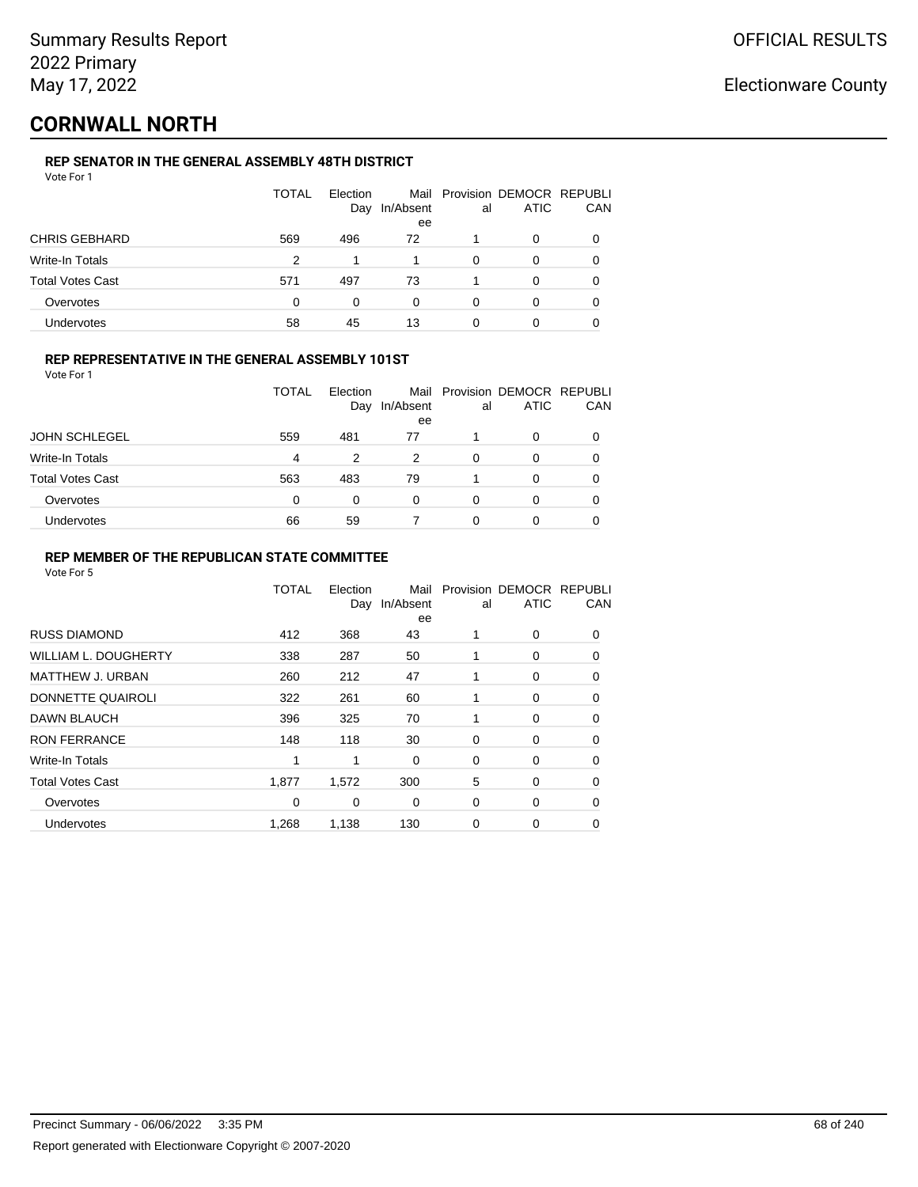Summary Results Report
2022 Primary
May 17, 2022

OFFICIAL RESULTS

Electionware County

# CORNWALL NORTH

### REP SENATOR IN THE GENERAL ASSEMBLY 48TH DISTRICT

Vote For 1

| | TOTAL | Election Day | Mail In/Absentee | Provisional | DEMOCRATIC | REPUBLICAN |
|---|---|---|---|---|---|---|
| CHRIS GEBHARD | 569 | 496 | 72 | 1 | 0 | 0 |
| Write-In Totals | 2 | 1 | 1 | 0 | 0 | 0 |
| Total Votes Cast | 571 | 497 | 73 | 1 | 0 | 0 |
| Overvotes | 0 | 0 | 0 | 0 | 0 | 0 |
| Undervotes | 58 | 45 | 13 | 0 | 0 | 0 |

### REP REPRESENTATIVE IN THE GENERAL ASSEMBLY 101ST

Vote For 1

| | TOTAL | Election Day | Mail In/Absentee | Provisional | DEMOCRATIC | REPUBLICAN |
|---|---|---|---|---|---|---|
| JOHN SCHLEGEL | 559 | 481 | 77 | 1 | 0 | 0 |
| Write-In Totals | 4 | 2 | 2 | 0 | 0 | 0 |
| Total Votes Cast | 563 | 483 | 79 | 1 | 0 | 0 |
| Overvotes | 0 | 0 | 0 | 0 | 0 | 0 |
| Undervotes | 66 | 59 | 7 | 0 | 0 | 0 |

### REP MEMBER OF THE REPUBLICAN STATE COMMITTEE

Vote For 5

| | TOTAL | Election Day | Mail In/Absentee | Provisional | DEMOCRATIC | REPUBLICAN |
|---|---|---|---|---|---|---|
| RUSS DIAMOND | 412 | 368 | 43 | 1 | 0 | 0 |
| WILLIAM L. DOUGHERTY | 338 | 287 | 50 | 1 | 0 | 0 |
| MATTHEW J. URBAN | 260 | 212 | 47 | 1 | 0 | 0 |
| DONNETTE QUAIROLI | 322 | 261 | 60 | 1 | 0 | 0 |
| DAWN BLAUCH | 396 | 325 | 70 | 1 | 0 | 0 |
| RON FERRANCE | 148 | 118 | 30 | 0 | 0 | 0 |
| Write-In Totals | 1 | 1 | 0 | 0 | 0 | 0 |
| Total Votes Cast | 1,877 | 1,572 | 300 | 5 | 0 | 0 |
| Overvotes | 0 | 0 | 0 | 0 | 0 | 0 |
| Undervotes | 1,268 | 1,138 | 130 | 0 | 0 | 0 |

Precinct Summary - 06/06/2022 3:35 PM

Report generated with Electionware Copyright © 2007-2020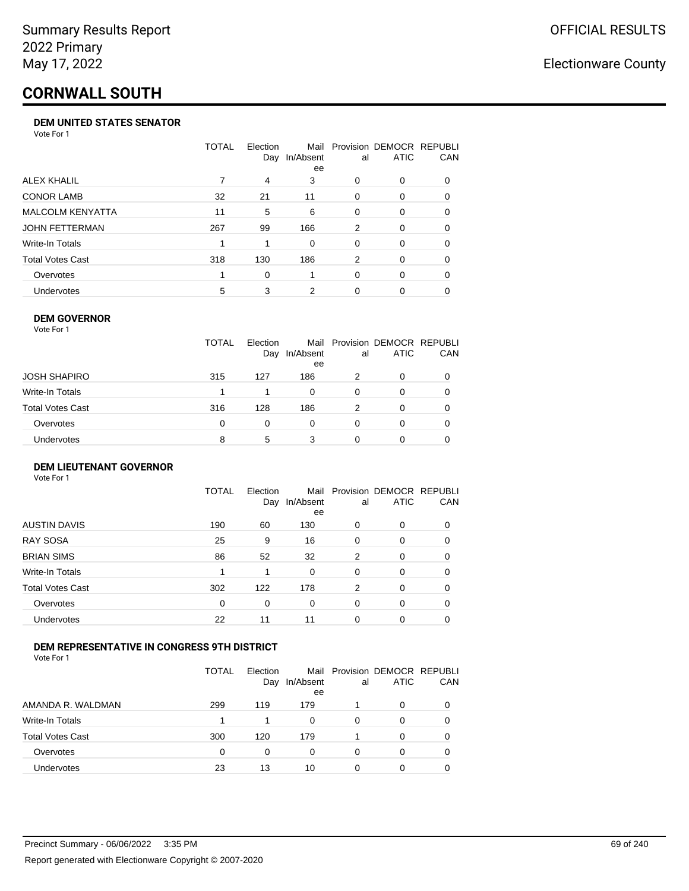Summary Results Report
2022 Primary
May 17, 2022

OFFICIAL RESULTS

Electionware County

# CORNWALL SOUTH

### DEM UNITED STATES SENATOR

Vote For 1

| | TOTAL | Election Day | Mail In/Absentee | Provisional | DEMOCRATIC | REPUBLICAN |
|---|---|---|---|---|---|---|
| ALEX KHALIL | 7 | 4 | 3 | 0 | 0 | 0 |
| CONOR LAMB | 32 | 21 | 11 | 0 | 0 | 0 |
| MALCOLM KENYATTA | 11 | 5 | 6 | 0 | 0 | 0 |
| JOHN FETTERMAN | 267 | 99 | 166 | 2 | 0 | 0 |
| Write-In Totals | 1 | 1 | 0 | 0 | 0 | 0 |
| Total Votes Cast | 318 | 130 | 186 | 2 | 0 | 0 |
| Overvotes | 1 | 0 | 1 | 0 | 0 | 0 |
| Undervotes | 5 | 3 | 2 | 0 | 0 | 0 |

### DEM GOVERNOR

Vote For 1

| | TOTAL | Election Day | Mail In/Absentee | Provisional | DEMOCRATIC | REPUBLICAN |
|---|---|---|---|---|---|---|
| JOSH SHAPIRO | 315 | 127 | 186 | 2 | 0 | 0 |
| Write-In Totals | 1 | 1 | 0 | 0 | 0 | 0 |
| Total Votes Cast | 316 | 128 | 186 | 2 | 0 | 0 |
| Overvotes | 0 | 0 | 0 | 0 | 0 | 0 |
| Undervotes | 8 | 5 | 3 | 0 | 0 | 0 |

### DEM LIEUTENANT GOVERNOR

Vote For 1

| | TOTAL | Election Day | Mail In/Absentee | Provisional | DEMOCRATIC | REPUBLICAN |
|---|---|---|---|---|---|---|
| AUSTIN DAVIS | 190 | 60 | 130 | 0 | 0 | 0 |
| RAY SOSA | 25 | 9 | 16 | 0 | 0 | 0 |
| BRIAN SIMS | 86 | 52 | 32 | 2 | 0 | 0 |
| Write-In Totals | 1 | 1 | 0 | 0 | 0 | 0 |
| Total Votes Cast | 302 | 122 | 178 | 2 | 0 | 0 |
| Overvotes | 0 | 0 | 0 | 0 | 0 | 0 |
| Undervotes | 22 | 11 | 11 | 0 | 0 | 0 |

### DEM REPRESENTATIVE IN CONGRESS 9TH DISTRICT

Vote For 1

| | TOTAL | Election Day | Mail In/Absentee | Provisional | DEMOCRATIC | REPUBLICAN |
|---|---|---|---|---|---|---|
| AMANDA R. WALDMAN | 299 | 119 | 179 | 1 | 0 | 0 |
| Write-In Totals | 1 | 1 | 0 | 0 | 0 | 0 |
| Total Votes Cast | 300 | 120 | 179 | 1 | 0 | 0 |
| Overvotes | 0 | 0 | 0 | 0 | 0 | 0 |
| Undervotes | 23 | 13 | 10 | 0 | 0 | 0 |

Precinct Summary - 06/06/2022 3:35 PM

Report generated with Electionware Copyright © 2007-2020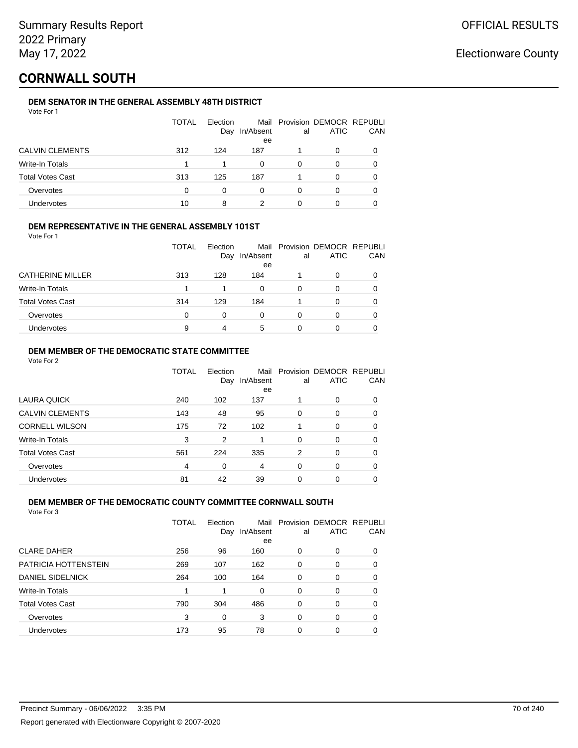Summary Results Report
2022 Primary
May 17, 2022

OFFICIAL RESULTS

Electionware County

# CORNWALL SOUTH

### DEM SENATOR IN THE GENERAL ASSEMBLY 48TH DISTRICT

Vote For 1

| | TOTAL | Election Day | Mail In/Absentee | Provisional | DEMOCRATIC | REPUBLICAN |
|---|---|---|---|---|---|---|
| CALVIN CLEMENTS | 312 | 124 | 187 | 1 | 0 | 0 |
| Write-In Totals | 1 | 1 | 0 | 0 | 0 | 0 |
| Total Votes Cast | 313 | 125 | 187 | 1 | 0 | 0 |
| Overvotes | 0 | 0 | 0 | 0 | 0 | 0 |
| Undervotes | 10 | 8 | 2 | 0 | 0 | 0 |

### DEM REPRESENTATIVE IN THE GENERAL ASSEMBLY 101ST

Vote For 1

| | TOTAL | Election Day | Mail In/Absentee | Provisional | DEMOCRATIC | REPUBLICAN |
|---|---|---|---|---|---|---|
| CATHERINE MILLER | 313 | 128 | 184 | 1 | 0 | 0 |
| Write-In Totals | 1 | 1 | 0 | 0 | 0 | 0 |
| Total Votes Cast | 314 | 129 | 184 | 1 | 0 | 0 |
| Overvotes | 0 | 0 | 0 | 0 | 0 | 0 |
| Undervotes | 9 | 4 | 5 | 0 | 0 | 0 |

### DEM MEMBER OF THE DEMOCRATIC STATE COMMITTEE

Vote For 2

| | TOTAL | Election Day | Mail In/Absentee | Provisional | DEMOCRATIC | REPUBLICAN |
|---|---|---|---|---|---|---|
| LAURA QUICK | 240 | 102 | 137 | 1 | 0 | 0 |
| CALVIN CLEMENTS | 143 | 48 | 95 | 0 | 0 | 0 |
| CORNELL WILSON | 175 | 72 | 102 | 1 | 0 | 0 |
| Write-In Totals | 3 | 2 | 1 | 0 | 0 | 0 |
| Total Votes Cast | 561 | 224 | 335 | 2 | 0 | 0 |
| Overvotes | 4 | 0 | 4 | 0 | 0 | 0 |
| Undervotes | 81 | 42 | 39 | 0 | 0 | 0 |

### DEM MEMBER OF THE DEMOCRATIC COUNTY COMMITTEE CORNWALL SOUTH

Vote For 3

| | TOTAL | Election Day | Mail In/Absentee | Provisional | DEMOCRATIC | REPUBLICAN |
|---|---|---|---|---|---|---|
| CLARE DAHER | 256 | 96 | 160 | 0 | 0 | 0 |
| PATRICIA HOTTENSTEIN | 269 | 107 | 162 | 0 | 0 | 0 |
| DANIEL SIDELNICK | 264 | 100 | 164 | 0 | 0 | 0 |
| Write-In Totals | 1 | 1 | 0 | 0 | 0 | 0 |
| Total Votes Cast | 790 | 304 | 486 | 0 | 0 | 0 |
| Overvotes | 3 | 0 | 3 | 0 | 0 | 0 |
| Undervotes | 173 | 95 | 78 | 0 | 0 | 0 |

Precinct Summary - 06/06/2022 3:35 PM

Report generated with Electionware Copyright © 2007-2020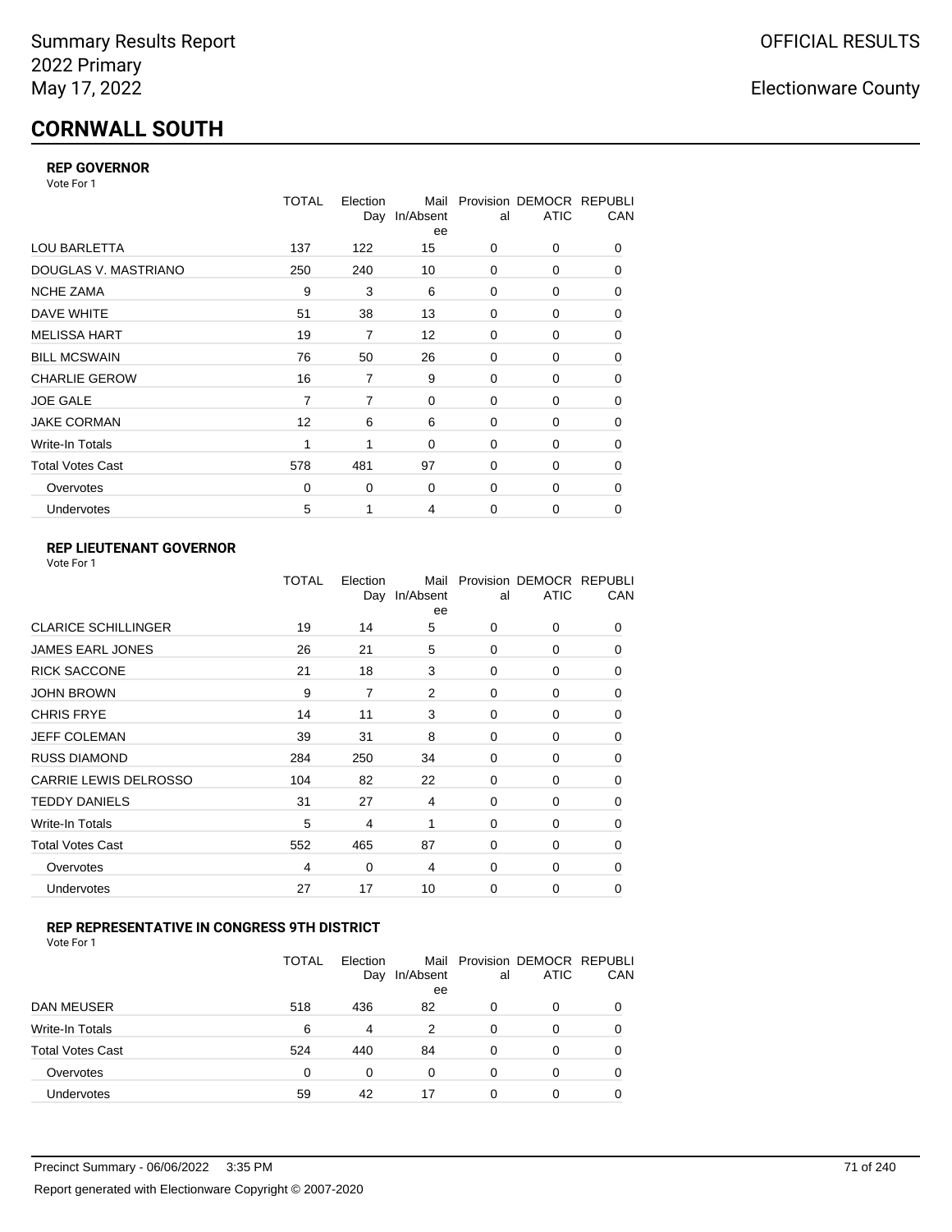# CORNWALL SOUTH

### REP GOVERNOR

Vote For 1

| | TOTAL | Election Day | Mail In/Absentee | Provisional | DEMOCRATIC | REPUBLICAN |
|---|---|---|---|---|---|---|
| LOU BARLETTA | 137 | 122 | 15 | 0 | 0 | 0 |
| DOUGLAS V. MASTRIANO | 250 | 240 | 10 | 0 | 0 | 0 |
| NCHE ZAMA | 9 | 3 | 6 | 0 | 0 | 0 |
| DAVE WHITE | 51 | 38 | 13 | 0 | 0 | 0 |
| MELISSA HART | 19 | 7 | 12 | 0 | 0 | 0 |
| BILL MCSWAIN | 76 | 50 | 26 | 0 | 0 | 0 |
| CHARLIE GEROW | 16 | 7 | 9 | 0 | 0 | 0 |
| JOE GALE | 7 | 7 | 0 | 0 | 0 | 0 |
| JAKE CORMAN | 12 | 6 | 6 | 0 | 0 | 0 |
| Write-In Totals | 1 | 1 | 0 | 0 | 0 | 0 |
| Total Votes Cast | 578 | 481 | 97 | 0 | 0 | 0 |
| Overvotes | 0 | 0 | 0 | 0 | 0 | 0 |
| Undervotes | 5 | 1 | 4 | 0 | 0 | 0 |

### REP LIEUTENANT GOVERNOR

Vote For 1

| | TOTAL | Election Day | Mail In/Absentee | Provisional | DEMOCRATIC | REPUBLICAN |
|---|---|---|---|---|---|---|
| CLARICE SCHILLINGER | 19 | 14 | 5 | 0 | 0 | 0 |
| JAMES EARL JONES | 26 | 21 | 5 | 0 | 0 | 0 |
| RICK SACCONE | 21 | 18 | 3 | 0 | 0 | 0 |
| JOHN BROWN | 9 | 7 | 2 | 0 | 0 | 0 |
| CHRIS FRYE | 14 | 11 | 3 | 0 | 0 | 0 |
| JEFF COLEMAN | 39 | 31 | 8 | 0 | 0 | 0 |
| RUSS DIAMOND | 284 | 250 | 34 | 0 | 0 | 0 |
| CARRIE LEWIS DELROSSO | 104 | 82 | 22 | 0 | 0 | 0 |
| TEDDY DANIELS | 31 | 27 | 4 | 0 | 0 | 0 |
| Write-In Totals | 5 | 4 | 1 | 0 | 0 | 0 |
| Total Votes Cast | 552 | 465 | 87 | 0 | 0 | 0 |
| Overvotes | 4 | 0 | 4 | 0 | 0 | 0 |
| Undervotes | 27 | 17 | 10 | 0 | 0 | 0 |

### REP REPRESENTATIVE IN CONGRESS 9TH DISTRICT

Vote For 1

| | TOTAL | Election Day | Mail In/Absentee | Provisional | DEMOCRATIC | REPUBLICAN |
|---|---|---|---|---|---|---|
| DAN MEUSER | 518 | 436 | 82 | 0 | 0 | 0 |
| Write-In Totals | 6 | 4 | 2 | 0 | 0 | 0 |
| Total Votes Cast | 524 | 440 | 84 | 0 | 0 | 0 |
| Overvotes | 0 | 0 | 0 | 0 | 0 | 0 |
| Undervotes | 59 | 42 | 17 | 0 | 0 | 0 |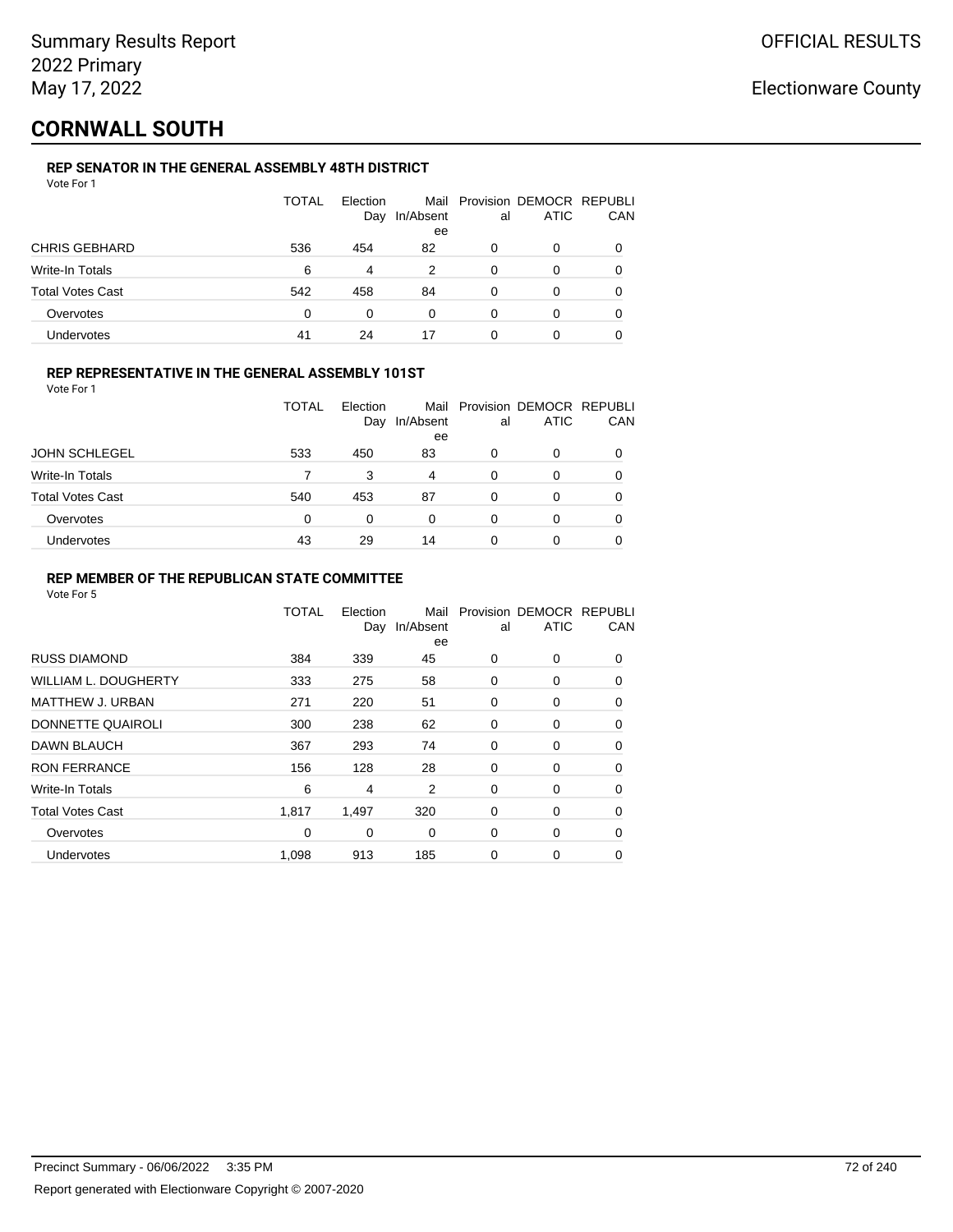# CORNWALL SOUTH

### REP SENATOR IN THE GENERAL ASSEMBLY 48TH DISTRICT

Vote For 1

| | TOTAL | Election Day | Mail In/Absentee | Provisional | DEMOCRATIC | REPUBLICAN |
|---|---|---|---|---|---|---|
| CHRIS GEBHARD | 536 | 454 | 82 | 0 | 0 | 0 |
| Write-In Totals | 6 | 4 | 2 | 0 | 0 | 0 |
| Total Votes Cast | 542 | 458 | 84 | 0 | 0 | 0 |
| Overvotes | 0 | 0 | 0 | 0 | 0 | 0 |
| Undervotes | 41 | 24 | 17 | 0 | 0 | 0 |

### REP REPRESENTATIVE IN THE GENERAL ASSEMBLY 101ST

Vote For 1

| | TOTAL | Election Day | Mail In/Absentee | Provisional | DEMOCRATIC | REPUBLICAN |
|---|---|---|---|---|---|---|
| JOHN SCHLEGEL | 533 | 450 | 83 | 0 | 0 | 0 |
| Write-In Totals | 7 | 3 | 4 | 0 | 0 | 0 |
| Total Votes Cast | 540 | 453 | 87 | 0 | 0 | 0 |
| Overvotes | 0 | 0 | 0 | 0 | 0 | 0 |
| Undervotes | 43 | 29 | 14 | 0 | 0 | 0 |

### REP MEMBER OF THE REPUBLICAN STATE COMMITTEE

Vote For 5

| | TOTAL | Election Day | Mail In/Absentee | Provisional | DEMOCRATIC | REPUBLICAN |
|---|---|---|---|---|---|---|
| RUSS DIAMOND | 384 | 339 | 45 | 0 | 0 | 0 |
| WILLIAM L. DOUGHERTY | 333 | 275 | 58 | 0 | 0 | 0 |
| MATTHEW J. URBAN | 271 | 220 | 51 | 0 | 0 | 0 |
| DONNETTE QUAIROLI | 300 | 238 | 62 | 0 | 0 | 0 |
| DAWN BLAUCH | 367 | 293 | 74 | 0 | 0 | 0 |
| RON FERRANCE | 156 | 128 | 28 | 0 | 0 | 0 |
| Write-In Totals | 6 | 4 | 2 | 0 | 0 | 0 |
| Total Votes Cast | 1,817 | 1,497 | 320 | 0 | 0 | 0 |
| Overvotes | 0 | 0 | 0 | 0 | 0 | 0 |
| Undervotes | 1,098 | 913 | 185 | 0 | 0 | 0 |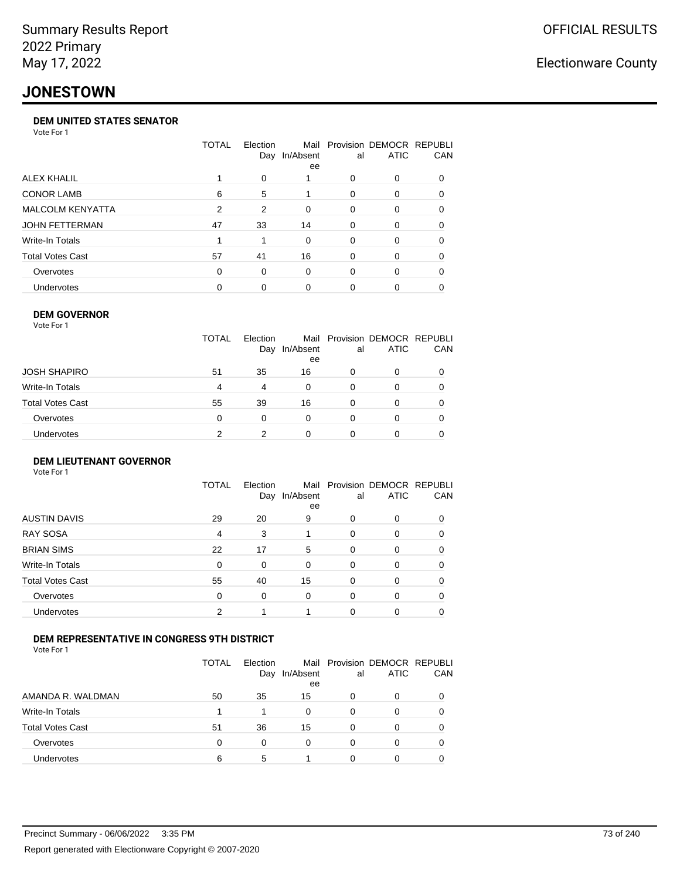# JONESTOWN

### DEM UNITED STATES SENATOR

Vote For 1

| | TOTAL | Election Day | Mail In/Absentee | Provisional | DEMOCRATIC | REPUBLICAN |
|---|---|---|---|---|---|---|
| ALEX KHALIL | 1 | 0 | 1 | 0 | 0 | 0 |
| CONOR LAMB | 6 | 5 | 1 | 0 | 0 | 0 |
| MALCOLM KENYATTA | 2 | 2 | 0 | 0 | 0 | 0 |
| JOHN FETTERMAN | 47 | 33 | 14 | 0 | 0 | 0 |
| Write-In Totals | 1 | 1 | 0 | 0 | 0 | 0 |
| Total Votes Cast | 57 | 41 | 16 | 0 | 0 | 0 |
| Overvotes | 0 | 0 | 0 | 0 | 0 | 0 |
| Undervotes | 0 | 0 | 0 | 0 | 0 | 0 |

### DEM GOVERNOR

Vote For 1

| | TOTAL | Election Day | Mail In/Absentee | Provisional | DEMOCRATIC | REPUBLICAN |
|---|---|---|---|---|---|---|
| JOSH SHAPIRO | 51 | 35 | 16 | 0 | 0 | 0 |
| Write-In Totals | 4 | 4 | 0 | 0 | 0 | 0 |
| Total Votes Cast | 55 | 39 | 16 | 0 | 0 | 0 |
| Overvotes | 0 | 0 | 0 | 0 | 0 | 0 |
| Undervotes | 2 | 2 | 0 | 0 | 0 | 0 |

### DEM LIEUTENANT GOVERNOR

Vote For 1

| | TOTAL | Election Day | Mail In/Absentee | Provisional | DEMOCRATIC | REPUBLICAN |
|---|---|---|---|---|---|---|
| AUSTIN DAVIS | 29 | 20 | 9 | 0 | 0 | 0 |
| RAY SOSA | 4 | 3 | 1 | 0 | 0 | 0 |
| BRIAN SIMS | 22 | 17 | 5 | 0 | 0 | 0 |
| Write-In Totals | 0 | 0 | 0 | 0 | 0 | 0 |
| Total Votes Cast | 55 | 40 | 15 | 0 | 0 | 0 |
| Overvotes | 0 | 0 | 0 | 0 | 0 | 0 |
| Undervotes | 2 | 1 | 1 | 0 | 0 | 0 |

### DEM REPRESENTATIVE IN CONGRESS 9TH DISTRICT

Vote For 1

| | TOTAL | Election Day | Mail In/Absentee | Provisional | DEMOCRATIC | REPUBLICAN |
|---|---|---|---|---|---|---|
| AMANDA R. WALDMAN | 50 | 35 | 15 | 0 | 0 | 0 |
| Write-In Totals | 1 | 1 | 0 | 0 | 0 | 0 |
| Total Votes Cast | 51 | 36 | 15 | 0 | 0 | 0 |
| Overvotes | 0 | 0 | 0 | 0 | 0 | 0 |
| Undervotes | 6 | 5 | 1 | 0 | 0 | 0 |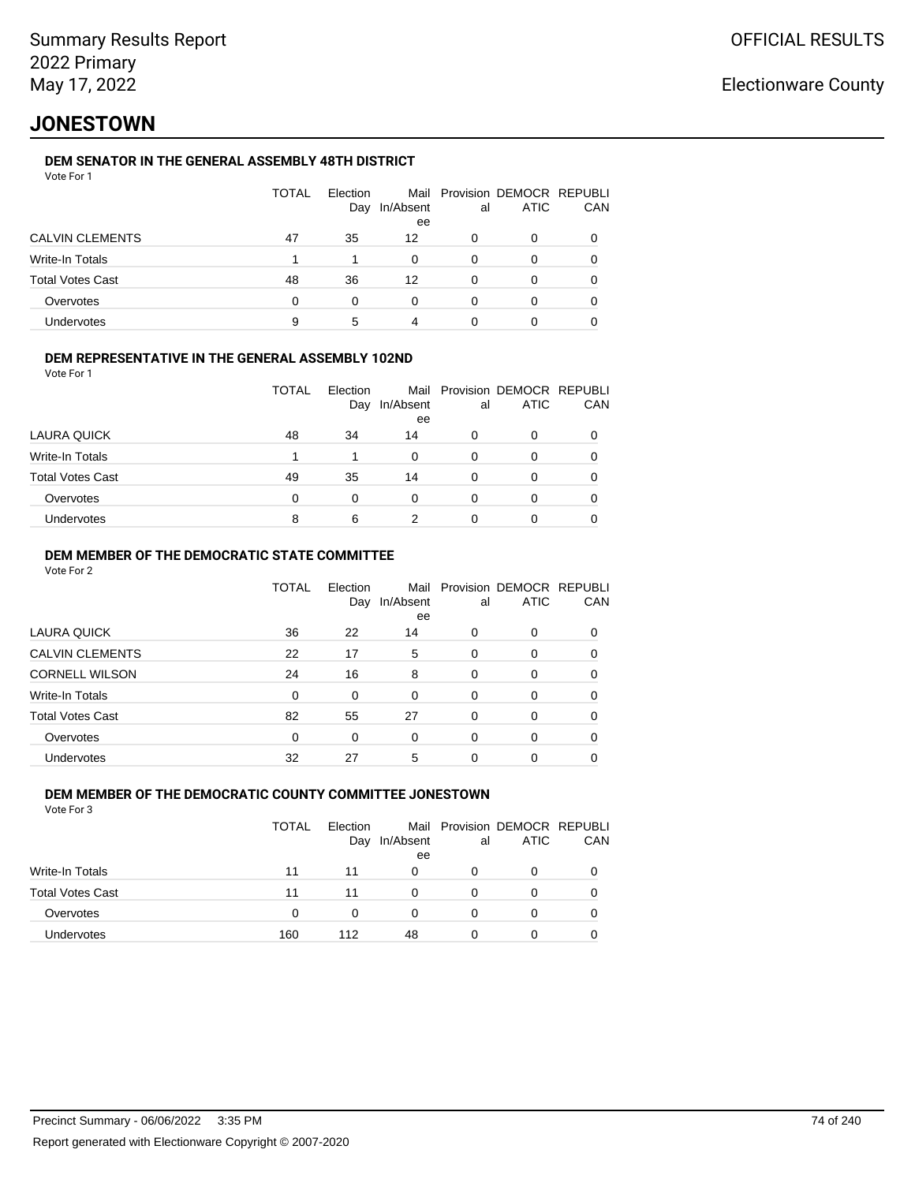# JONESTOWN

### DEM SENATOR IN THE GENERAL ASSEMBLY 48TH DISTRICT

Vote For 1

| | TOTAL | Election Day | Mail In/Absentee | Provisional | DEMOCRATIC | REPUBLICAN |
|---|---|---|---|---|---|---|
| CALVIN CLEMENTS | 47 | 35 | 12 | 0 | 0 | 0 |
| Write-In Totals | 1 | 1 | 0 | 0 | 0 | 0 |
| Total Votes Cast | 48 | 36 | 12 | 0 | 0 | 0 |
| Overvotes | 0 | 0 | 0 | 0 | 0 | 0 |
| Undervotes | 9 | 5 | 4 | 0 | 0 | 0 |

### DEM REPRESENTATIVE IN THE GENERAL ASSEMBLY 102ND

Vote For 1

| | TOTAL | Election Day | Mail In/Absentee | Provisional | DEMOCRATIC | REPUBLICAN |
|---|---|---|---|---|---|---|
| LAURA QUICK | 48 | 34 | 14 | 0 | 0 | 0 |
| Write-In Totals | 1 | 1 | 0 | 0 | 0 | 0 |
| Total Votes Cast | 49 | 35 | 14 | 0 | 0 | 0 |
| Overvotes | 0 | 0 | 0 | 0 | 0 | 0 |
| Undervotes | 8 | 6 | 2 | 0 | 0 | 0 |

### DEM MEMBER OF THE DEMOCRATIC STATE COMMITTEE

Vote For 2

| | TOTAL | Election Day | Mail In/Absentee | Provisional | DEMOCRATIC | REPUBLICAN |
|---|---|---|---|---|---|---|
| LAURA QUICK | 36 | 22 | 14 | 0 | 0 | 0 |
| CALVIN CLEMENTS | 22 | 17 | 5 | 0 | 0 | 0 |
| CORNELL WILSON | 24 | 16 | 8 | 0 | 0 | 0 |
| Write-In Totals | 0 | 0 | 0 | 0 | 0 | 0 |
| Total Votes Cast | 82 | 55 | 27 | 0 | 0 | 0 |
| Overvotes | 0 | 0 | 0 | 0 | 0 | 0 |
| Undervotes | 32 | 27 | 5 | 0 | 0 | 0 |

### DEM MEMBER OF THE DEMOCRATIC COUNTY COMMITTEE JONESTOWN

Vote For 3

| | TOTAL | Election Day | Mail In/Absentee | Provisional | DEMOCRATIC | REPUBLICAN |
|---|---|---|---|---|---|---|
| Write-In Totals | 11 | 11 | 0 | 0 | 0 | 0 |
| Total Votes Cast | 11 | 11 | 0 | 0 | 0 | 0 |
| Overvotes | 0 | 0 | 0 | 0 | 0 | 0 |
| Undervotes | 160 | 112 | 48 | 0 | 0 | 0 |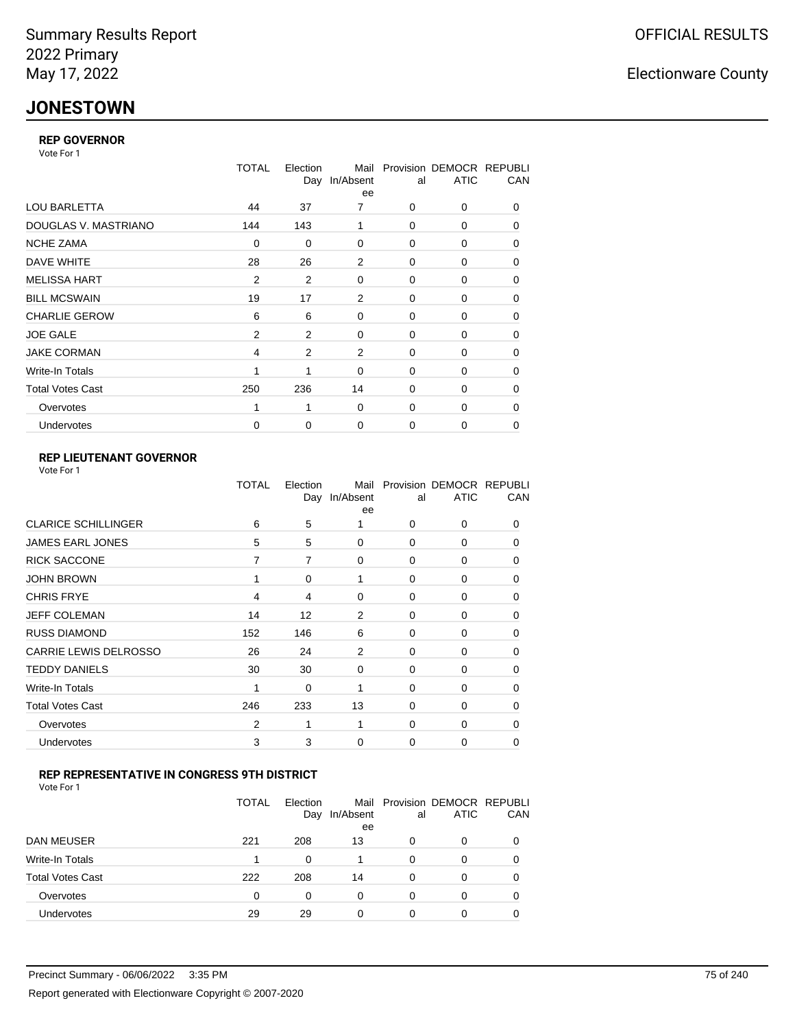# JONESTOWN

### REP GOVERNOR

Vote For 1

| | TOTAL | Election Day | Mail In/Absentee | Provisional | DEMOCRATIC | REPUBLICAN |
|---|---|---|---|---|---|---|
| LOU BARLETTA | 44 | 37 | 7 | 0 | 0 | 0 |
| DOUGLAS V. MASTRIANO | 144 | 143 | 1 | 0 | 0 | 0 |
| NCHE ZAMA | 0 | 0 | 0 | 0 | 0 | 0 |
| DAVE WHITE | 28 | 26 | 2 | 0 | 0 | 0 |
| MELISSA HART | 2 | 2 | 0 | 0 | 0 | 0 |
| BILL MCSWAIN | 19 | 17 | 2 | 0 | 0 | 0 |
| CHARLIE GEROW | 6 | 6 | 0 | 0 | 0 | 0 |
| JOE GALE | 2 | 2 | 0 | 0 | 0 | 0 |
| JAKE CORMAN | 4 | 2 | 2 | 0 | 0 | 0 |
| Write-In Totals | 1 | 1 | 0 | 0 | 0 | 0 |
| Total Votes Cast | 250 | 236 | 14 | 0 | 0 | 0 |
| Overvotes | 1 | 1 | 0 | 0 | 0 | 0 |
| Undervotes | 0 | 0 | 0 | 0 | 0 | 0 |

### REP LIEUTENANT GOVERNOR

Vote For 1

| | TOTAL | Election Day | Mail In/Absentee | Provisional | DEMOCRATIC | REPUBLICAN |
|---|---|---|---|---|---|---|
| CLARICE SCHILLINGER | 6 | 5 | 1 | 0 | 0 | 0 |
| JAMES EARL JONES | 5 | 5 | 0 | 0 | 0 | 0 |
| RICK SACCONE | 7 | 7 | 0 | 0 | 0 | 0 |
| JOHN BROWN | 1 | 0 | 1 | 0 | 0 | 0 |
| CHRIS FRYE | 4 | 4 | 0 | 0 | 0 | 0 |
| JEFF COLEMAN | 14 | 12 | 2 | 0 | 0 | 0 |
| RUSS DIAMOND | 152 | 146 | 6 | 0 | 0 | 0 |
| CARRIE LEWIS DELROSSO | 26 | 24 | 2 | 0 | 0 | 0 |
| TEDDY DANIELS | 30 | 30 | 0 | 0 | 0 | 0 |
| Write-In Totals | 1 | 0 | 1 | 0 | 0 | 0 |
| Total Votes Cast | 246 | 233 | 13 | 0 | 0 | 0 |
| Overvotes | 2 | 1 | 1 | 0 | 0 | 0 |
| Undervotes | 3 | 3 | 0 | 0 | 0 | 0 |

### REP REPRESENTATIVE IN CONGRESS 9TH DISTRICT

Vote For 1

| | TOTAL | Election Day | Mail In/Absentee | Provisional | DEMOCRATIC | REPUBLICAN |
|---|---|---|---|---|---|---|
| DAN MEUSER | 221 | 208 | 13 | 0 | 0 | 0 |
| Write-In Totals | 1 | 0 | 1 | 0 | 0 | 0 |
| Total Votes Cast | 222 | 208 | 14 | 0 | 0 | 0 |
| Overvotes | 0 | 0 | 0 | 0 | 0 | 0 |
| Undervotes | 29 | 29 | 0 | 0 | 0 | 0 |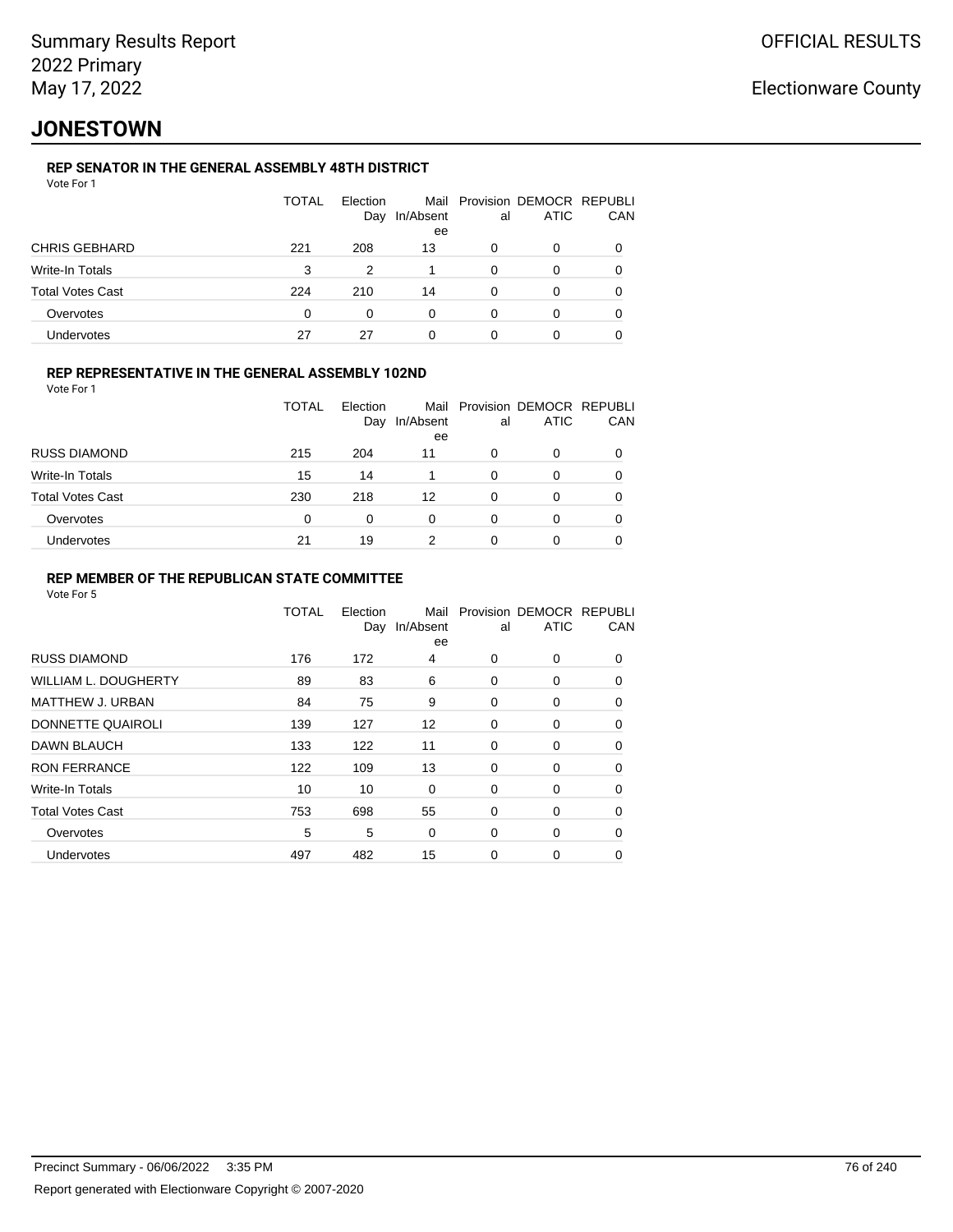Summary Results Report
2022 Primary
May 17, 2022

OFFICIAL RESULTS

Electionware County

# JONESTOWN

### REP SENATOR IN THE GENERAL ASSEMBLY 48TH DISTRICT

Vote For 1

| | TOTAL | Election Day | Mail In/Absentee | Provisional | DEMOCRATIC | REPUBLICAN |
|---|---|---|---|---|---|---|
| CHRIS GEBHARD | 221 | 208 | 13 | 0 | 0 | 0 |
| Write-In Totals | 3 | 2 | 1 | 0 | 0 | 0 |
| Total Votes Cast | 224 | 210 | 14 | 0 | 0 | 0 |
| Overvotes | 0 | 0 | 0 | 0 | 0 | 0 |
| Undervotes | 27 | 27 | 0 | 0 | 0 | 0 |

### REP REPRESENTATIVE IN THE GENERAL ASSEMBLY 102ND

Vote For 1

| | TOTAL | Election Day | Mail In/Absentee | Provisional | DEMOCRATIC | REPUBLICAN |
|---|---|---|---|---|---|---|
| RUSS DIAMOND | 215 | 204 | 11 | 0 | 0 | 0 |
| Write-In Totals | 15 | 14 | 1 | 0 | 0 | 0 |
| Total Votes Cast | 230 | 218 | 12 | 0 | 0 | 0 |
| Overvotes | 0 | 0 | 0 | 0 | 0 | 0 |
| Undervotes | 21 | 19 | 2 | 0 | 0 | 0 |

### REP MEMBER OF THE REPUBLICAN STATE COMMITTEE

Vote For 5

| | TOTAL | Election Day | Mail In/Absentee | Provisional | DEMOCRATIC | REPUBLICAN |
|---|---|---|---|---|---|---|
| RUSS DIAMOND | 176 | 172 | 4 | 0 | 0 | 0 |
| WILLIAM L. DOUGHERTY | 89 | 83 | 6 | 0 | 0 | 0 |
| MATTHEW J. URBAN | 84 | 75 | 9 | 0 | 0 | 0 |
| DONNETTE QUAIROLI | 139 | 127 | 12 | 0 | 0 | 0 |
| DAWN BLAUCH | 133 | 122 | 11 | 0 | 0 | 0 |
| RON FERRANCE | 122 | 109 | 13 | 0 | 0 | 0 |
| Write-In Totals | 10 | 10 | 0 | 0 | 0 | 0 |
| Total Votes Cast | 753 | 698 | 55 | 0 | 0 | 0 |
| Overvotes | 5 | 5 | 0 | 0 | 0 | 0 |
| Undervotes | 497 | 482 | 15 | 0 | 0 | 0 |

Precinct Summary - 06/06/2022 3:35 PM

Report generated with Electionware Copyright © 2007-2020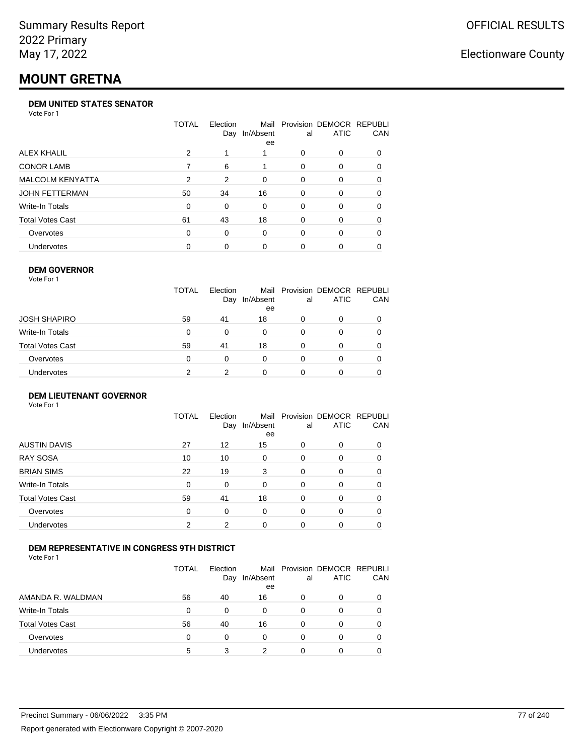Summary Results Report
2022 Primary
May 17, 2022

OFFICIAL RESULTS

Electionware County

# MOUNT GRETNA

### DEM UNITED STATES SENATOR

Vote For 1

| | TOTAL | Election Day | Mail In/Absentee | Provisional | DEMOCRATIC | REPUBLICAN |
|---|---|---|---|---|---|---|
| ALEX KHALIL | 2 | 1 | 1 | 0 | 0 | 0 |
| CONOR LAMB | 7 | 6 | 1 | 0 | 0 | 0 |
| MALCOLM KENYATTA | 2 | 2 | 0 | 0 | 0 | 0 |
| JOHN FETTERMAN | 50 | 34 | 16 | 0 | 0 | 0 |
| Write-In Totals | 0 | 0 | 0 | 0 | 0 | 0 |
| Total Votes Cast | 61 | 43 | 18 | 0 | 0 | 0 |
| Overvotes | 0 | 0 | 0 | 0 | 0 | 0 |
| Undervotes | 0 | 0 | 0 | 0 | 0 | 0 |

### DEM GOVERNOR

Vote For 1

| | TOTAL | Election Day | Mail In/Absentee | Provisional | DEMOCRATIC | REPUBLICAN |
|---|---|---|---|---|---|---|
| JOSH SHAPIRO | 59 | 41 | 18 | 0 | 0 | 0 |
| Write-In Totals | 0 | 0 | 0 | 0 | 0 | 0 |
| Total Votes Cast | 59 | 41 | 18 | 0 | 0 | 0 |
| Overvotes | 0 | 0 | 0 | 0 | 0 | 0 |
| Undervotes | 2 | 2 | 0 | 0 | 0 | 0 |

### DEM LIEUTENANT GOVERNOR

Vote For 1

| | TOTAL | Election Day | Mail In/Absentee | Provisional | DEMOCRATIC | REPUBLICAN |
|---|---|---|---|---|---|---|
| AUSTIN DAVIS | 27 | 12 | 15 | 0 | 0 | 0 |
| RAY SOSA | 10 | 10 | 0 | 0 | 0 | 0 |
| BRIAN SIMS | 22 | 19 | 3 | 0 | 0 | 0 |
| Write-In Totals | 0 | 0 | 0 | 0 | 0 | 0 |
| Total Votes Cast | 59 | 41 | 18 | 0 | 0 | 0 |
| Overvotes | 0 | 0 | 0 | 0 | 0 | 0 |
| Undervotes | 2 | 2 | 0 | 0 | 0 | 0 |

### DEM REPRESENTATIVE IN CONGRESS 9TH DISTRICT

Vote For 1

| | TOTAL | Election Day | Mail In/Absentee | Provisional | DEMOCRATIC | REPUBLICAN |
|---|---|---|---|---|---|---|
| AMANDA R. WALDMAN | 56 | 40 | 16 | 0 | 0 | 0 |
| Write-In Totals | 0 | 0 | 0 | 0 | 0 | 0 |
| Total Votes Cast | 56 | 40 | 16 | 0 | 0 | 0 |
| Overvotes | 0 | 0 | 0 | 0 | 0 | 0 |
| Undervotes | 5 | 3 | 2 | 0 | 0 | 0 |

Precinct Summary - 06/06/2022 3:35 PM

Report generated with Electionware Copyright © 2007-2020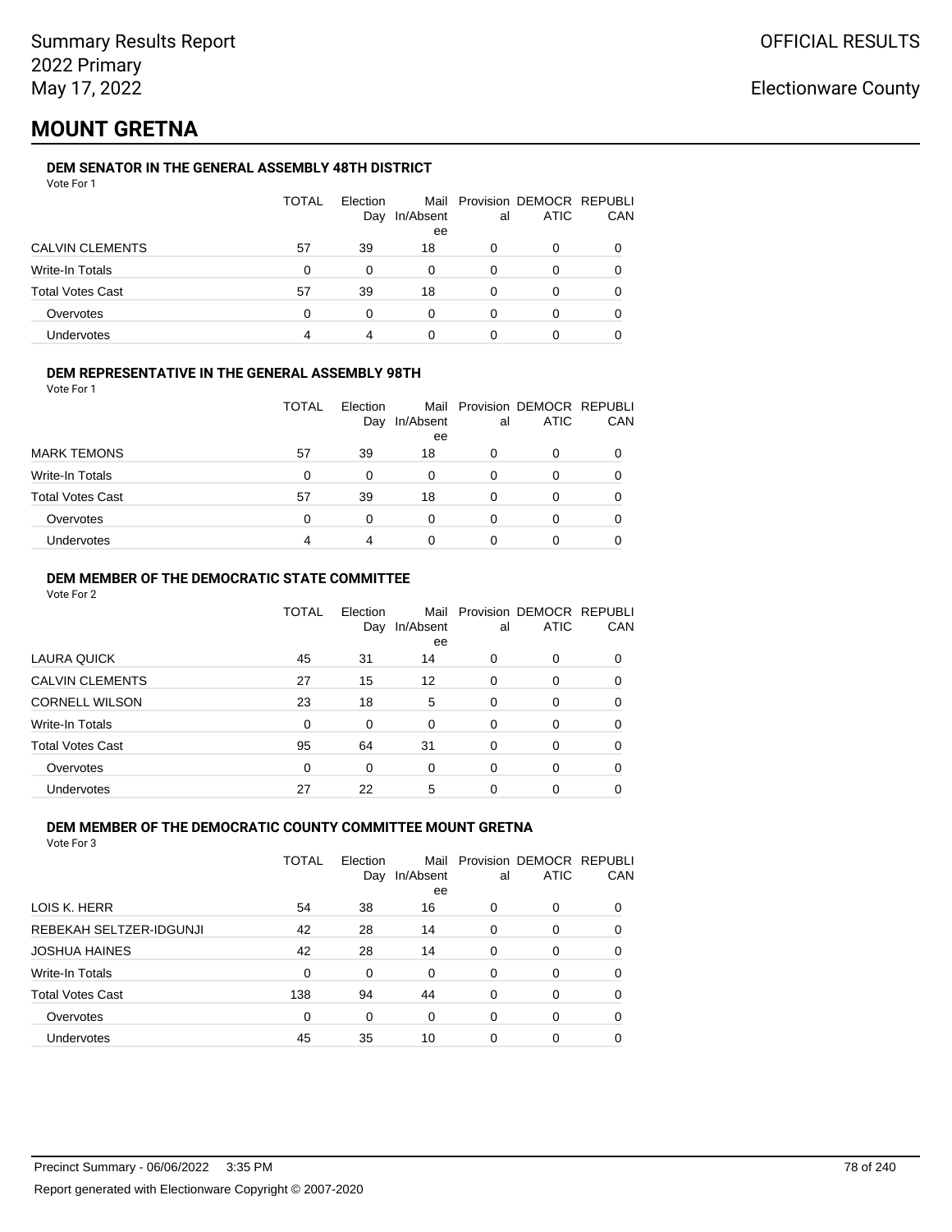Summary Results Report
2022 Primary
May 17, 2022

OFFICIAL RESULTS

Electionware County

# MOUNT GRETNA

### DEM SENATOR IN THE GENERAL ASSEMBLY 48TH DISTRICT

Vote For 1

| | TOTAL | Election Day | Mail In/Absentee | Provisional | DEMOCRATIC | REPUBLICAN |
|---|---|---|---|---|---|---|
| CALVIN CLEMENTS | 57 | 39 | 18 | 0 | 0 | 0 |
| Write-In Totals | 0 | 0 | 0 | 0 | 0 | 0 |
| Total Votes Cast | 57 | 39 | 18 | 0 | 0 | 0 |
| Overvotes | 0 | 0 | 0 | 0 | 0 | 0 |
| Undervotes | 4 | 4 | 0 | 0 | 0 | 0 |

### DEM REPRESENTATIVE IN THE GENERAL ASSEMBLY 98TH

Vote For 1

| | TOTAL | Election Day | Mail In/Absentee | Provisional | DEMOCRATIC | REPUBLICAN |
|---|---|---|---|---|---|---|
| MARK TEMONS | 57 | 39 | 18 | 0 | 0 | 0 |
| Write-In Totals | 0 | 0 | 0 | 0 | 0 | 0 |
| Total Votes Cast | 57 | 39 | 18 | 0 | 0 | 0 |
| Overvotes | 0 | 0 | 0 | 0 | 0 | 0 |
| Undervotes | 4 | 4 | 0 | 0 | 0 | 0 |

### DEM MEMBER OF THE DEMOCRATIC STATE COMMITTEE

Vote For 2

| | TOTAL | Election Day | Mail In/Absentee | Provisional | DEMOCRATIC | REPUBLICAN |
|---|---|---|---|---|---|---|
| LAURA QUICK | 45 | 31 | 14 | 0 | 0 | 0 |
| CALVIN CLEMENTS | 27 | 15 | 12 | 0 | 0 | 0 |
| CORNELL WILSON | 23 | 18 | 5 | 0 | 0 | 0 |
| Write-In Totals | 0 | 0 | 0 | 0 | 0 | 0 |
| Total Votes Cast | 95 | 64 | 31 | 0 | 0 | 0 |
| Overvotes | 0 | 0 | 0 | 0 | 0 | 0 |
| Undervotes | 27 | 22 | 5 | 0 | 0 | 0 |

### DEM MEMBER OF THE DEMOCRATIC COUNTY COMMITTEE MOUNT GRETNA

Vote For 3

| | TOTAL | Election Day | Mail In/Absentee | Provisional | DEMOCRATIC | REPUBLICAN |
|---|---|---|---|---|---|---|
| LOIS K. HERR | 54 | 38 | 16 | 0 | 0 | 0 |
| REBEKAH SELTZER-IDGUNJI | 42 | 28 | 14 | 0 | 0 | 0 |
| JOSHUA HAINES | 42 | 28 | 14 | 0 | 0 | 0 |
| Write-In Totals | 0 | 0 | 0 | 0 | 0 | 0 |
| Total Votes Cast | 138 | 94 | 44 | 0 | 0 | 0 |
| Overvotes | 0 | 0 | 0 | 0 | 0 | 0 |
| Undervotes | 45 | 35 | 10 | 0 | 0 | 0 |

Precinct Summary - 06/06/2022 3:35 PM

Report generated with Electionware Copyright © 2007-2020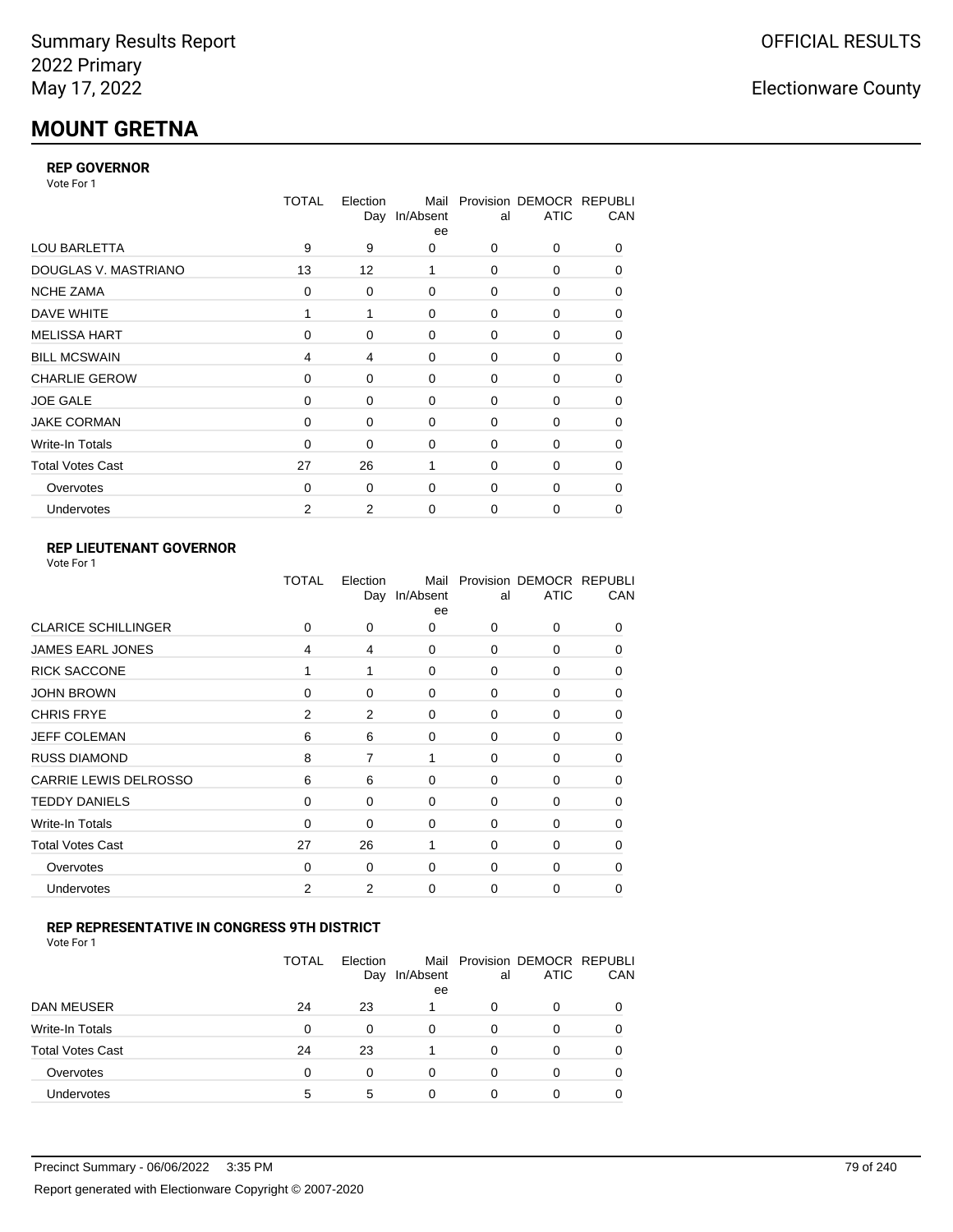Summary Results Report
2022 Primary
May 17, 2022

OFFICIAL RESULTS

Electionware County

# MOUNT GRETNA

### REP GOVERNOR

Vote For 1

| | TOTAL | Election Day | Mail In/Absentee | Provisional | DEMOCRATIC | REPUBLICAN |
|---|---|---|---|---|---|---|
| LOU BARLETTA | 9 | 9 | 0 | 0 | 0 | 0 |
| DOUGLAS V. MASTRIANO | 13 | 12 | 1 | 0 | 0 | 0 |
| NCHE ZAMA | 0 | 0 | 0 | 0 | 0 | 0 |
| DAVE WHITE | 1 | 1 | 0 | 0 | 0 | 0 |
| MELISSA HART | 0 | 0 | 0 | 0 | 0 | 0 |
| BILL MCSWAIN | 4 | 4 | 0 | 0 | 0 | 0 |
| CHARLIE GEROW | 0 | 0 | 0 | 0 | 0 | 0 |
| JOE GALE | 0 | 0 | 0 | 0 | 0 | 0 |
| JAKE CORMAN | 0 | 0 | 0 | 0 | 0 | 0 |
| Write-In Totals | 0 | 0 | 0 | 0 | 0 | 0 |
| Total Votes Cast | 27 | 26 | 1 | 0 | 0 | 0 |
| Overvotes | 0 | 0 | 0 | 0 | 0 | 0 |
| Undervotes | 2 | 2 | 0 | 0 | 0 | 0 |

### REP LIEUTENANT GOVERNOR

Vote For 1

| | TOTAL | Election Day | Mail In/Absentee | Provisional | DEMOCRATIC | REPUBLICAN |
|---|---|---|---|---|---|---|
| CLARICE SCHILLINGER | 0 | 0 | 0 | 0 | 0 | 0 |
| JAMES EARL JONES | 4 | 4 | 0 | 0 | 0 | 0 |
| RICK SACCONE | 1 | 1 | 0 | 0 | 0 | 0 |
| JOHN BROWN | 0 | 0 | 0 | 0 | 0 | 0 |
| CHRIS FRYE | 2 | 2 | 0 | 0 | 0 | 0 |
| JEFF COLEMAN | 6 | 6 | 0 | 0 | 0 | 0 |
| RUSS DIAMOND | 8 | 7 | 1 | 0 | 0 | 0 |
| CARRIE LEWIS DELROSSO | 6 | 6 | 0 | 0 | 0 | 0 |
| TEDDY DANIELS | 0 | 0 | 0 | 0 | 0 | 0 |
| Write-In Totals | 0 | 0 | 0 | 0 | 0 | 0 |
| Total Votes Cast | 27 | 26 | 1 | 0 | 0 | 0 |
| Overvotes | 0 | 0 | 0 | 0 | 0 | 0 |
| Undervotes | 2 | 2 | 0 | 0 | 0 | 0 |

### REP REPRESENTATIVE IN CONGRESS 9TH DISTRICT

Vote For 1

| | TOTAL | Election Day | Mail In/Absentee | Provisional | DEMOCRATIC | REPUBLICAN |
|---|---|---|---|---|---|---|
| DAN MEUSER | 24 | 23 | 1 | 0 | 0 | 0 |
| Write-In Totals | 0 | 0 | 0 | 0 | 0 | 0 |
| Total Votes Cast | 24 | 23 | 1 | 0 | 0 | 0 |
| Overvotes | 0 | 0 | 0 | 0 | 0 | 0 |
| Undervotes | 5 | 5 | 0 | 0 | 0 | 0 |

Precinct Summary - 06/06/2022 3:35 PM

Report generated with Electionware Copyright © 2007-2020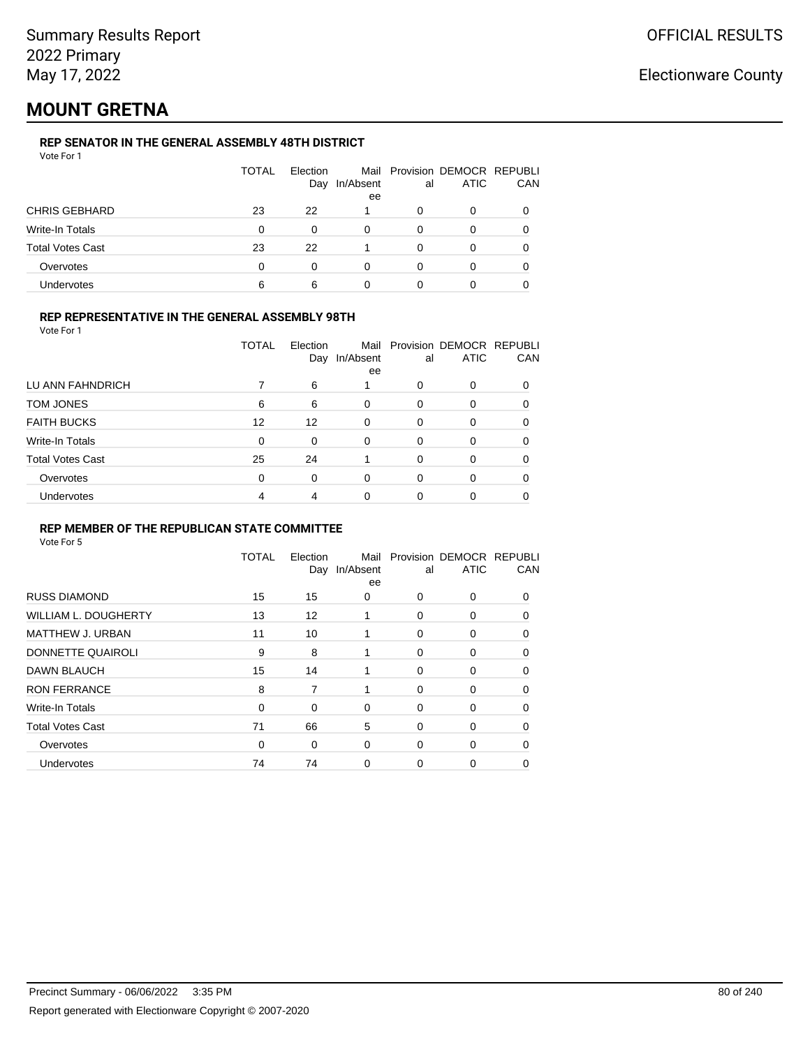Summary Results Report
2022 Primary
May 17, 2022

OFFICIAL RESULTS

Electionware County

# MOUNT GRETNA

### REP SENATOR IN THE GENERAL ASSEMBLY 48TH DISTRICT

Vote For 1

| | TOTAL | Election Day | Mail In/Absentee | Provisional | DEMOCRATIC | REPUBLICAN |
|---|---|---|---|---|---|---|
| CHRIS GEBHARD | 23 | 22 | 1 | 0 | 0 | 0 |
| Write-In Totals | 0 | 0 | 0 | 0 | 0 | 0 |
| Total Votes Cast | 23 | 22 | 1 | 0 | 0 | 0 |
| Overvotes | 0 | 0 | 0 | 0 | 0 | 0 |
| Undervotes | 6 | 6 | 0 | 0 | 0 | 0 |

### REP REPRESENTATIVE IN THE GENERAL ASSEMBLY 98TH

Vote For 1

| | TOTAL | Election Day | Mail In/Absentee | Provisional | DEMOCRATIC | REPUBLICAN |
|---|---|---|---|---|---|---|
| LU ANN FAHNDRICH | 7 | 6 | 1 | 0 | 0 | 0 |
| TOM JONES | 6 | 6 | 0 | 0 | 0 | 0 |
| FAITH BUCKS | 12 | 12 | 0 | 0 | 0 | 0 |
| Write-In Totals | 0 | 0 | 0 | 0 | 0 | 0 |
| Total Votes Cast | 25 | 24 | 1 | 0 | 0 | 0 |
| Overvotes | 0 | 0 | 0 | 0 | 0 | 0 |
| Undervotes | 4 | 4 | 0 | 0 | 0 | 0 |

### REP MEMBER OF THE REPUBLICAN STATE COMMITTEE

Vote For 5

| | TOTAL | Election Day | Mail In/Absentee | Provisional | DEMOCRATIC | REPUBLICAN |
|---|---|---|---|---|---|---|
| RUSS DIAMOND | 15 | 15 | 0 | 0 | 0 | 0 |
| WILLIAM L. DOUGHERTY | 13 | 12 | 1 | 0 | 0 | 0 |
| MATTHEW J. URBAN | 11 | 10 | 1 | 0 | 0 | 0 |
| DONNETTE QUAIROLI | 9 | 8 | 1 | 0 | 0 | 0 |
| DAWN BLAUCH | 15 | 14 | 1 | 0 | 0 | 0 |
| RON FERRANCE | 8 | 7 | 1 | 0 | 0 | 0 |
| Write-In Totals | 0 | 0 | 0 | 0 | 0 | 0 |
| Total Votes Cast | 71 | 66 | 5 | 0 | 0 | 0 |
| Overvotes | 0 | 0 | 0 | 0 | 0 | 0 |
| Undervotes | 74 | 74 | 0 | 0 | 0 | 0 |

Precinct Summary - 06/06/2022 3:35 PM

Report generated with Electionware Copyright © 2007-2020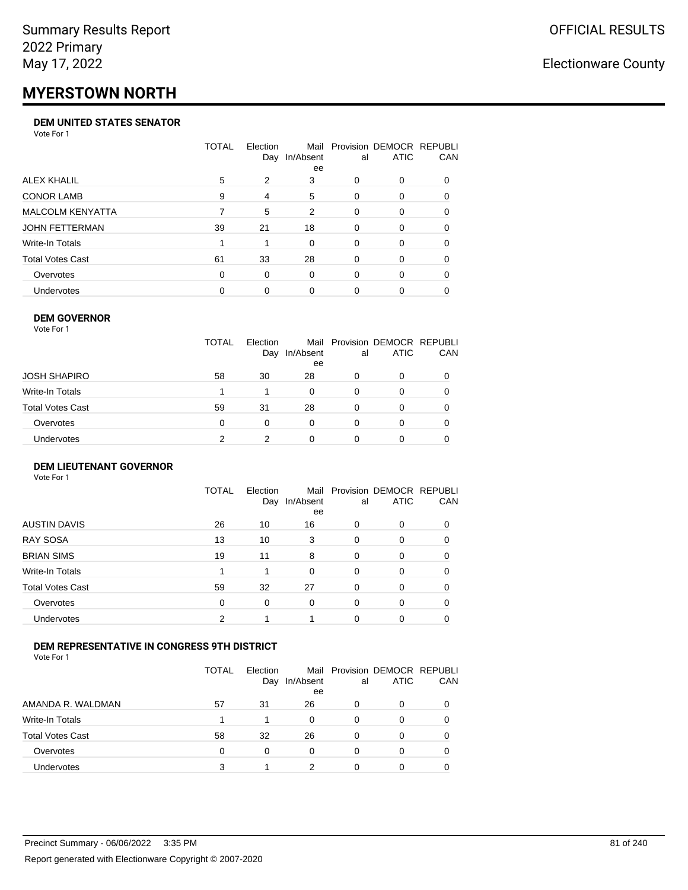# MYERSTOWN NORTH

### DEM UNITED STATES SENATOR

Vote For 1

| | TOTAL | Election Day | Mail In/Absentee | Provisional | DEMOCRATIC | REPUBLICAN |
|---|---|---|---|---|---|---|
| ALEX KHALIL | 5 | 2 | 3 | 0 | 0 | 0 |
| CONOR LAMB | 9 | 4 | 5 | 0 | 0 | 0 |
| MALCOLM KENYATTA | 7 | 5 | 2 | 0 | 0 | 0 |
| JOHN FETTERMAN | 39 | 21 | 18 | 0 | 0 | 0 |
| Write-In Totals | 1 | 1 | 0 | 0 | 0 | 0 |
| Total Votes Cast | 61 | 33 | 28 | 0 | 0 | 0 |
| Overvotes | 0 | 0 | 0 | 0 | 0 | 0 |
| Undervotes | 0 | 0 | 0 | 0 | 0 | 0 |

### DEM GOVERNOR

Vote For 1

| | TOTAL | Election Day | Mail In/Absentee | Provisional | DEMOCRATIC | REPUBLICAN |
|---|---|---|---|---|---|---|
| JOSH SHAPIRO | 58 | 30 | 28 | 0 | 0 | 0 |
| Write-In Totals | 1 | 1 | 0 | 0 | 0 | 0 |
| Total Votes Cast | 59 | 31 | 28 | 0 | 0 | 0 |
| Overvotes | 0 | 0 | 0 | 0 | 0 | 0 |
| Undervotes | 2 | 2 | 0 | 0 | 0 | 0 |

### DEM LIEUTENANT GOVERNOR

Vote For 1

| | TOTAL | Election Day | Mail In/Absentee | Provisional | DEMOCRATIC | REPUBLICAN |
|---|---|---|---|---|---|---|
| AUSTIN DAVIS | 26 | 10 | 16 | 0 | 0 | 0 |
| RAY SOSA | 13 | 10 | 3 | 0 | 0 | 0 |
| BRIAN SIMS | 19 | 11 | 8 | 0 | 0 | 0 |
| Write-In Totals | 1 | 1 | 0 | 0 | 0 | 0 |
| Total Votes Cast | 59 | 32 | 27 | 0 | 0 | 0 |
| Overvotes | 0 | 0 | 0 | 0 | 0 | 0 |
| Undervotes | 2 | 1 | 1 | 0 | 0 | 0 |

### DEM REPRESENTATIVE IN CONGRESS 9TH DISTRICT

Vote For 1

| | TOTAL | Election Day | Mail In/Absentee | Provisional | DEMOCRATIC | REPUBLICAN |
|---|---|---|---|---|---|---|
| AMANDA R. WALDMAN | 57 | 31 | 26 | 0 | 0 | 0 |
| Write-In Totals | 1 | 1 | 0 | 0 | 0 | 0 |
| Total Votes Cast | 58 | 32 | 26 | 0 | 0 | 0 |
| Overvotes | 0 | 0 | 0 | 0 | 0 | 0 |
| Undervotes | 3 | 1 | 2 | 0 | 0 | 0 |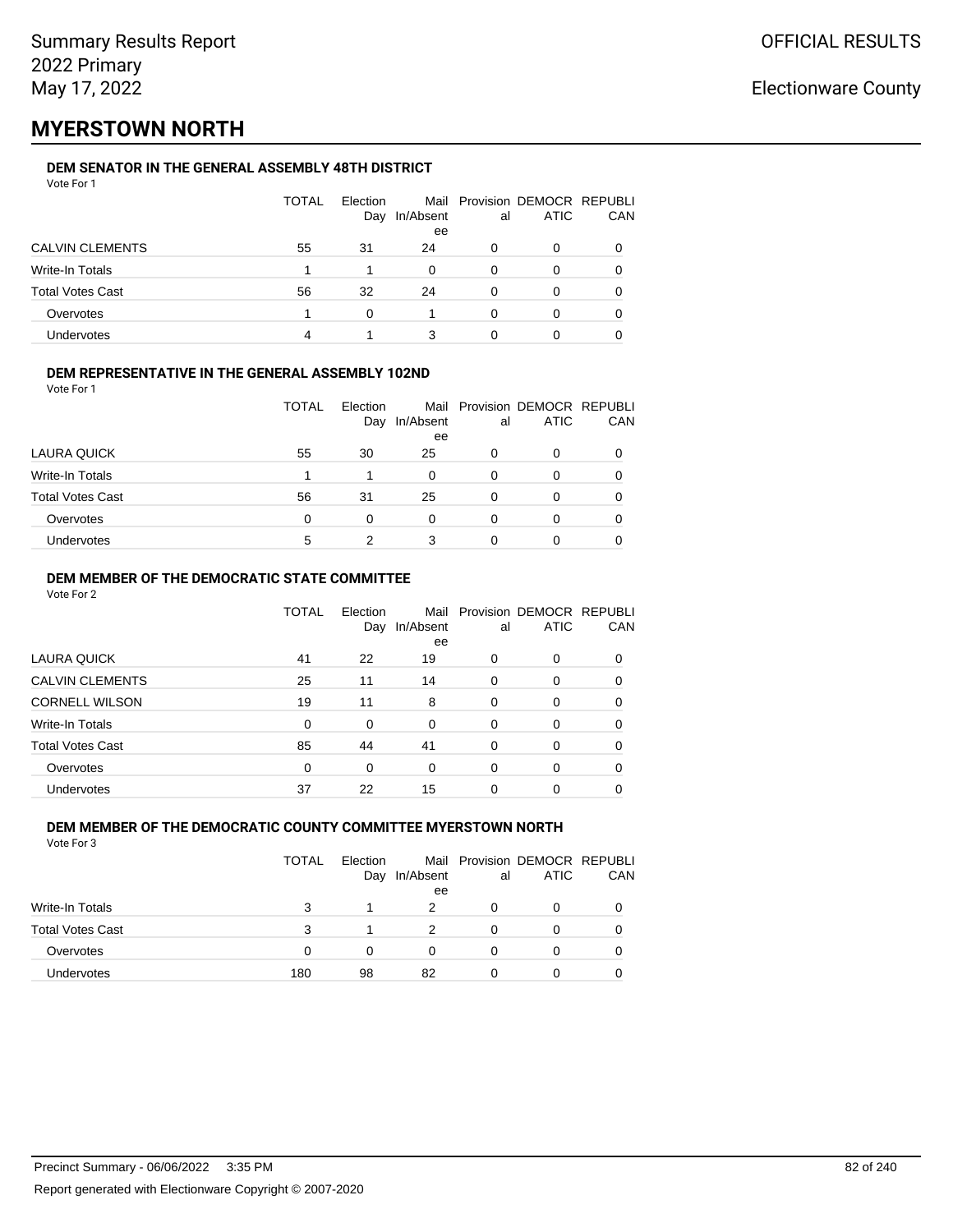Summary Results Report
2022 Primary
May 17, 2022

OFFICIAL RESULTS

Electionware County

# MYERSTOWN NORTH

### DEM SENATOR IN THE GENERAL ASSEMBLY 48TH DISTRICT

Vote For 1

| | TOTAL | Election Day | Mail In/Absentee | Provisional | DEMOCRATIC | REPUBLICAN |
|---|---|---|---|---|---|---|
| CALVIN CLEMENTS | 55 | 31 | 24 | 0 | 0 | 0 |
| Write-In Totals | 1 | 1 | 0 | 0 | 0 | 0 |
| Total Votes Cast | 56 | 32 | 24 | 0 | 0 | 0 |
| Overvotes | 1 | 0 | 1 | 0 | 0 | 0 |
| Undervotes | 4 | 1 | 3 | 0 | 0 | 0 |

### DEM REPRESENTATIVE IN THE GENERAL ASSEMBLY 102ND

Vote For 1

| | TOTAL | Election Day | Mail In/Absentee | Provisional | DEMOCRATIC | REPUBLICAN |
|---|---|---|---|---|---|---|
| LAURA QUICK | 55 | 30 | 25 | 0 | 0 | 0 |
| Write-In Totals | 1 | 1 | 0 | 0 | 0 | 0 |
| Total Votes Cast | 56 | 31 | 25 | 0 | 0 | 0 |
| Overvotes | 0 | 0 | 0 | 0 | 0 | 0 |
| Undervotes | 5 | 2 | 3 | 0 | 0 | 0 |

### DEM MEMBER OF THE DEMOCRATIC STATE COMMITTEE

Vote For 2

| | TOTAL | Election Day | Mail In/Absentee | Provisional | DEMOCRATIC | REPUBLICAN |
|---|---|---|---|---|---|---|
| LAURA QUICK | 41 | 22 | 19 | 0 | 0 | 0 |
| CALVIN CLEMENTS | 25 | 11 | 14 | 0 | 0 | 0 |
| CORNELL WILSON | 19 | 11 | 8 | 0 | 0 | 0 |
| Write-In Totals | 0 | 0 | 0 | 0 | 0 | 0 |
| Total Votes Cast | 85 | 44 | 41 | 0 | 0 | 0 |
| Overvotes | 0 | 0 | 0 | 0 | 0 | 0 |
| Undervotes | 37 | 22 | 15 | 0 | 0 | 0 |

### DEM MEMBER OF THE DEMOCRATIC COUNTY COMMITTEE MYERSTOWN NORTH

Vote For 3

| | TOTAL | Election Day | Mail In/Absentee | Provisional | DEMOCRATIC | REPUBLICAN |
|---|---|---|---|---|---|---|
| Write-In Totals | 3 | 1 | 2 | 0 | 0 | 0 |
| Total Votes Cast | 3 | 1 | 2 | 0 | 0 | 0 |
| Overvotes | 0 | 0 | 0 | 0 | 0 | 0 |
| Undervotes | 180 | 98 | 82 | 0 | 0 | 0 |

Precinct Summary - 06/06/2022 3:35 PM

Report generated with Electionware Copyright © 2007-2020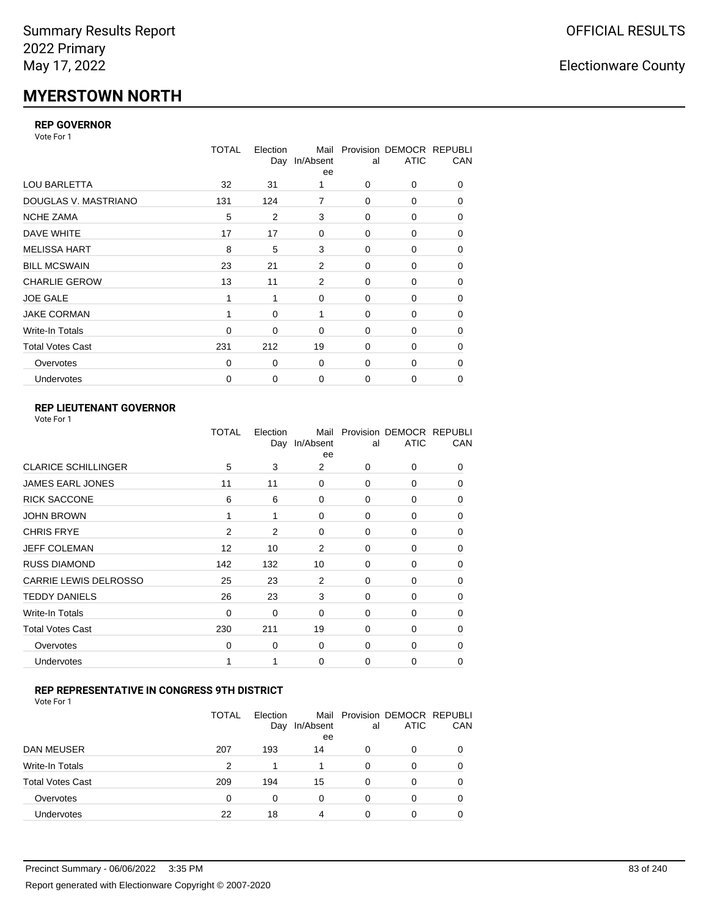Summary Results Report
2022 Primary
May 17, 2022

OFFICIAL RESULTS

Electionware County

# MYERSTOWN NORTH

### REP GOVERNOR

Vote For 1

| | TOTAL | Election Day | Mail In/Absentee | Provisional | DEMOCRATIC | REPUBLICAN |
|---|---|---|---|---|---|---|
| LOU BARLETTA | 32 | 31 | 1 | 0 | 0 | 0 |
| DOUGLAS V. MASTRIANO | 131 | 124 | 7 | 0 | 0 | 0 |
| NCHE ZAMA | 5 | 2 | 3 | 0 | 0 | 0 |
| DAVE WHITE | 17 | 17 | 0 | 0 | 0 | 0 |
| MELISSA HART | 8 | 5 | 3 | 0 | 0 | 0 |
| BILL MCSWAIN | 23 | 21 | 2 | 0 | 0 | 0 |
| CHARLIE GEROW | 13 | 11 | 2 | 0 | 0 | 0 |
| JOE GALE | 1 | 1 | 0 | 0 | 0 | 0 |
| JAKE CORMAN | 1 | 0 | 1 | 0 | 0 | 0 |
| Write-In Totals | 0 | 0 | 0 | 0 | 0 | 0 |
| Total Votes Cast | 231 | 212 | 19 | 0 | 0 | 0 |
| Overvotes | 0 | 0 | 0 | 0 | 0 | 0 |
| Undervotes | 0 | 0 | 0 | 0 | 0 | 0 |

### REP LIEUTENANT GOVERNOR

Vote For 1

| | TOTAL | Election Day | Mail In/Absentee | Provisional | DEMOCRATIC | REPUBLICAN |
|---|---|---|---|---|---|---|
| CLARICE SCHILLINGER | 5 | 3 | 2 | 0 | 0 | 0 |
| JAMES EARL JONES | 11 | 11 | 0 | 0 | 0 | 0 |
| RICK SACCONE | 6 | 6 | 0 | 0 | 0 | 0 |
| JOHN BROWN | 1 | 1 | 0 | 0 | 0 | 0 |
| CHRIS FRYE | 2 | 2 | 0 | 0 | 0 | 0 |
| JEFF COLEMAN | 12 | 10 | 2 | 0 | 0 | 0 |
| RUSS DIAMOND | 142 | 132 | 10 | 0 | 0 | 0 |
| CARRIE LEWIS DELROSSO | 25 | 23 | 2 | 0 | 0 | 0 |
| TEDDY DANIELS | 26 | 23 | 3 | 0 | 0 | 0 |
| Write-In Totals | 0 | 0 | 0 | 0 | 0 | 0 |
| Total Votes Cast | 230 | 211 | 19 | 0 | 0 | 0 |
| Overvotes | 0 | 0 | 0 | 0 | 0 | 0 |
| Undervotes | 1 | 1 | 0 | 0 | 0 | 0 |

### REP REPRESENTATIVE IN CONGRESS 9TH DISTRICT

Vote For 1

| | TOTAL | Election Day | Mail In/Absentee | Provisional | DEMOCRATIC | REPUBLICAN |
|---|---|---|---|---|---|---|
| DAN MEUSER | 207 | 193 | 14 | 0 | 0 | 0 |
| Write-In Totals | 2 | 1 | 1 | 0 | 0 | 0 |
| Total Votes Cast | 209 | 194 | 15 | 0 | 0 | 0 |
| Overvotes | 0 | 0 | 0 | 0 | 0 | 0 |
| Undervotes | 22 | 18 | 4 | 0 | 0 | 0 |

Precinct Summary - 06/06/2022 3:35 PM

Report generated with Electionware Copyright © 2007-2020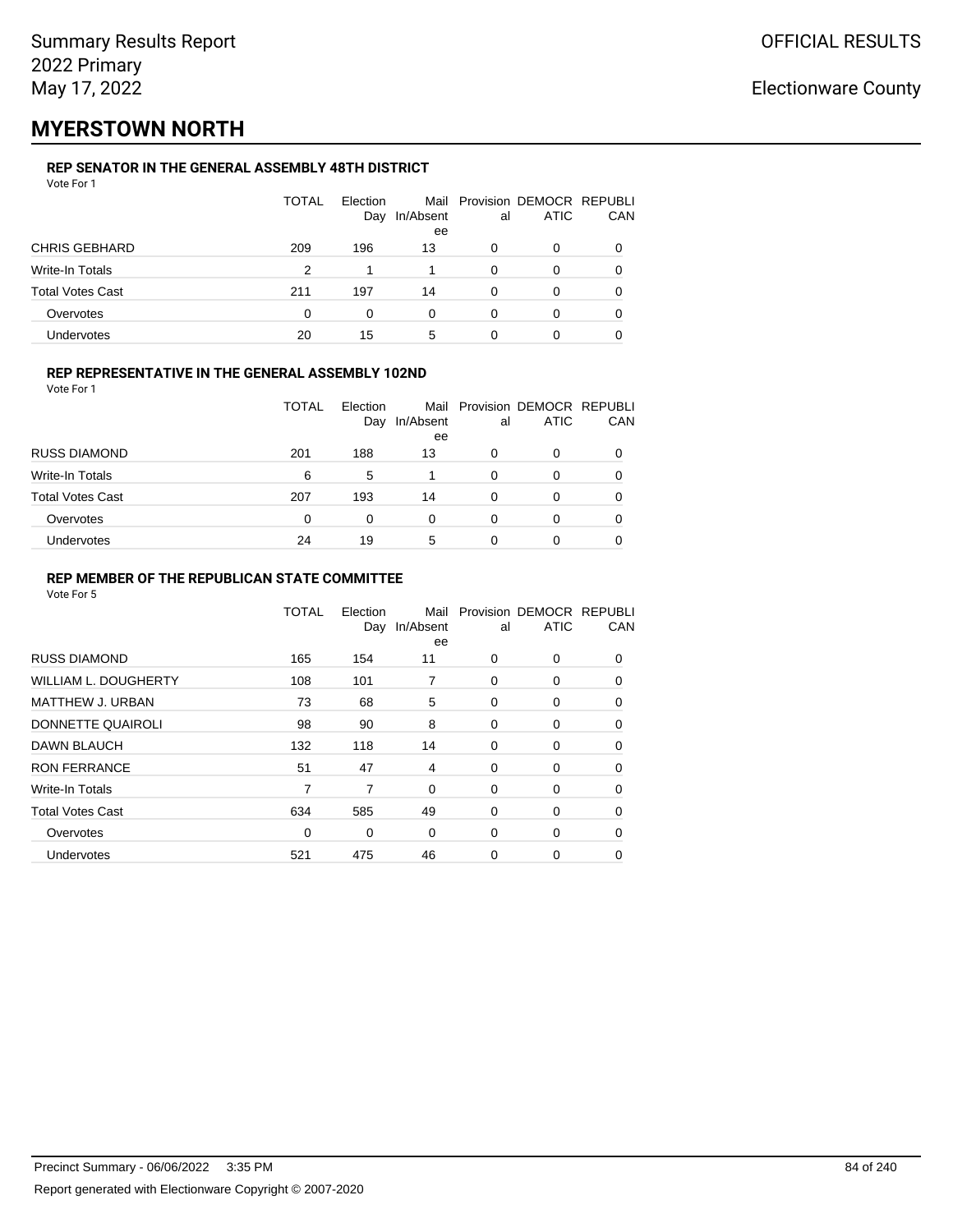# MYERSTOWN NORTH

### REP SENATOR IN THE GENERAL ASSEMBLY 48TH DISTRICT

Vote For 1

| | TOTAL | Election Day | Mail In/Absentee | Provisional | DEMOCRATIC | REPUBLICAN |
|---|---|---|---|---|---|---|
| CHRIS GEBHARD | 209 | 196 | 13 | 0 | 0 | 0 |
| Write-In Totals | 2 | 1 | 1 | 0 | 0 | 0 |
| Total Votes Cast | 211 | 197 | 14 | 0 | 0 | 0 |
| Overvotes | 0 | 0 | 0 | 0 | 0 | 0 |
| Undervotes | 20 | 15 | 5 | 0 | 0 | 0 |

### REP REPRESENTATIVE IN THE GENERAL ASSEMBLY 102ND

Vote For 1

| | TOTAL | Election Day | Mail In/Absentee | Provisional | DEMOCRATIC | REPUBLICAN |
|---|---|---|---|---|---|---|
| RUSS DIAMOND | 201 | 188 | 13 | 0 | 0 | 0 |
| Write-In Totals | 6 | 5 | 1 | 0 | 0 | 0 |
| Total Votes Cast | 207 | 193 | 14 | 0 | 0 | 0 |
| Overvotes | 0 | 0 | 0 | 0 | 0 | 0 |
| Undervotes | 24 | 19 | 5 | 0 | 0 | 0 |

### REP MEMBER OF THE REPUBLICAN STATE COMMITTEE

Vote For 5

| | TOTAL | Election Day | Mail In/Absentee | Provisional | DEMOCRATIC | REPUBLICAN |
|---|---|---|---|---|---|---|
| RUSS DIAMOND | 165 | 154 | 11 | 0 | 0 | 0 |
| WILLIAM L. DOUGHERTY | 108 | 101 | 7 | 0 | 0 | 0 |
| MATTHEW J. URBAN | 73 | 68 | 5 | 0 | 0 | 0 |
| DONNETTE QUAIROLI | 98 | 90 | 8 | 0 | 0 | 0 |
| DAWN BLAUCH | 132 | 118 | 14 | 0 | 0 | 0 |
| RON FERRANCE | 51 | 47 | 4 | 0 | 0 | 0 |
| Write-In Totals | 7 | 7 | 0 | 0 | 0 | 0 |
| Total Votes Cast | 634 | 585 | 49 | 0 | 0 | 0 |
| Overvotes | 0 | 0 | 0 | 0 | 0 | 0 |
| Undervotes | 521 | 475 | 46 | 0 | 0 | 0 |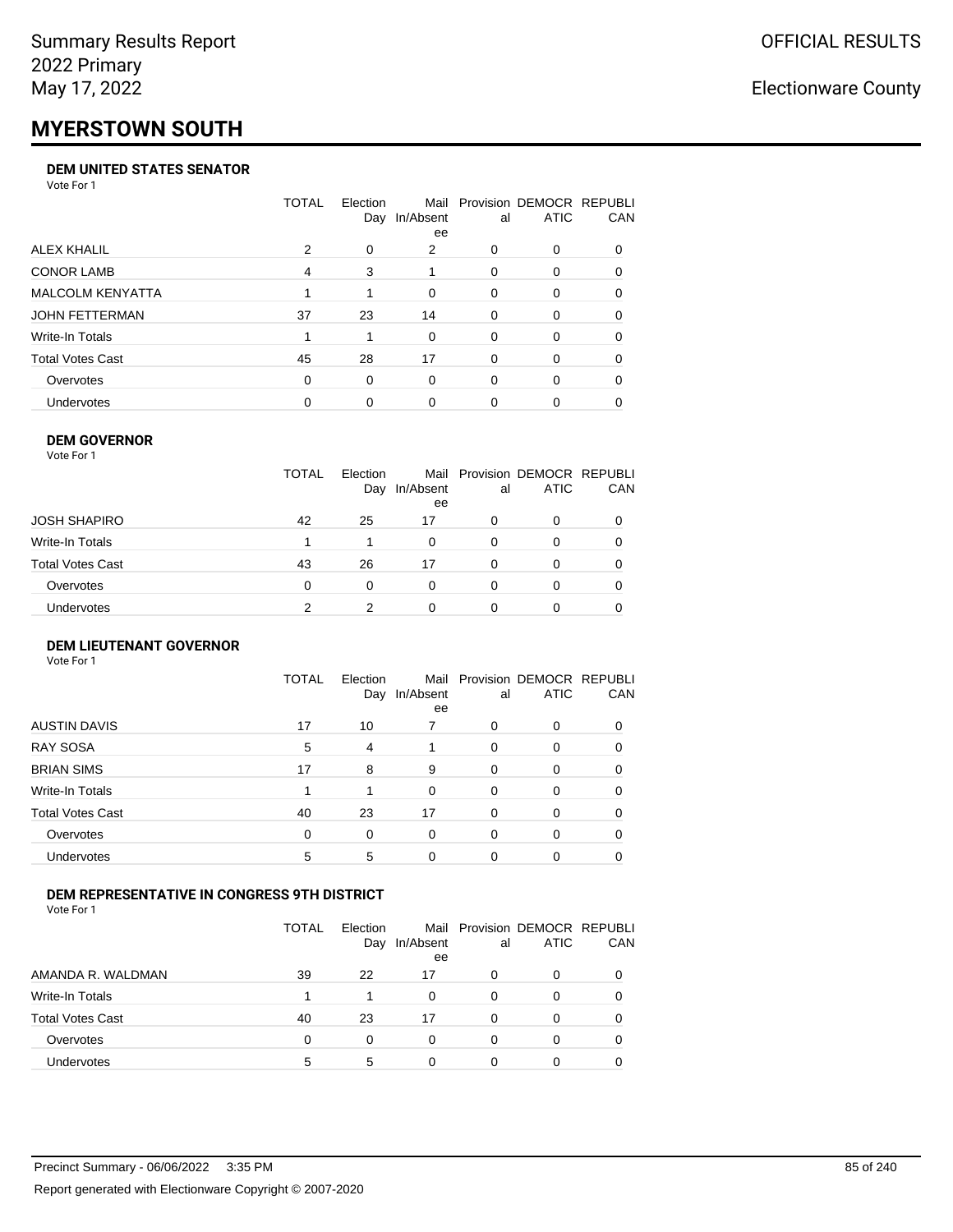Summary Results Report
2022 Primary
May 17, 2022

OFFICIAL RESULTS

Electionware County

# MYERSTOWN SOUTH

### DEM UNITED STATES SENATOR

Vote For 1

| | TOTAL | Election Day | Mail In/Absentee | Provisional | DEMOCRATIC | REPUBLICAN |
|---|---|---|---|---|---|---|
| ALEX KHALIL | 2 | 0 | 2 | 0 | 0 | 0 |
| CONOR LAMB | 4 | 3 | 1 | 0 | 0 | 0 |
| MALCOLM KENYATTA | 1 | 1 | 0 | 0 | 0 | 0 |
| JOHN FETTERMAN | 37 | 23 | 14 | 0 | 0 | 0 |
| Write-In Totals | 1 | 1 | 0 | 0 | 0 | 0 |
| Total Votes Cast | 45 | 28 | 17 | 0 | 0 | 0 |
| Overvotes | 0 | 0 | 0 | 0 | 0 | 0 |
| Undervotes | 0 | 0 | 0 | 0 | 0 | 0 |

### DEM GOVERNOR

Vote For 1

| | TOTAL | Election Day | Mail In/Absentee | Provisional | DEMOCRATIC | REPUBLICAN |
|---|---|---|---|---|---|---|
| JOSH SHAPIRO | 42 | 25 | 17 | 0 | 0 | 0 |
| Write-In Totals | 1 | 1 | 0 | 0 | 0 | 0 |
| Total Votes Cast | 43 | 26 | 17 | 0 | 0 | 0 |
| Overvotes | 0 | 0 | 0 | 0 | 0 | 0 |
| Undervotes | 2 | 2 | 0 | 0 | 0 | 0 |

### DEM LIEUTENANT GOVERNOR

Vote For 1

| | TOTAL | Election Day | Mail In/Absentee | Provisional | DEMOCRATIC | REPUBLICAN |
|---|---|---|---|---|---|---|
| AUSTIN DAVIS | 17 | 10 | 7 | 0 | 0 | 0 |
| RAY SOSA | 5 | 4 | 1 | 0 | 0 | 0 |
| BRIAN SIMS | 17 | 8 | 9 | 0 | 0 | 0 |
| Write-In Totals | 1 | 1 | 0 | 0 | 0 | 0 |
| Total Votes Cast | 40 | 23 | 17 | 0 | 0 | 0 |
| Overvotes | 0 | 0 | 0 | 0 | 0 | 0 |
| Undervotes | 5 | 5 | 0 | 0 | 0 | 0 |

### DEM REPRESENTATIVE IN CONGRESS 9TH DISTRICT

Vote For 1

| | TOTAL | Election Day | Mail In/Absentee | Provisional | DEMOCRATIC | REPUBLICAN |
|---|---|---|---|---|---|---|
| AMANDA R. WALDMAN | 39 | 22 | 17 | 0 | 0 | 0 |
| Write-In Totals | 1 | 1 | 0 | 0 | 0 | 0 |
| Total Votes Cast | 40 | 23 | 17 | 0 | 0 | 0 |
| Overvotes | 0 | 0 | 0 | 0 | 0 | 0 |
| Undervotes | 5 | 5 | 0 | 0 | 0 | 0 |

Precinct Summary - 06/06/2022 3:35 PM

Report generated with Electionware Copyright © 2007-2020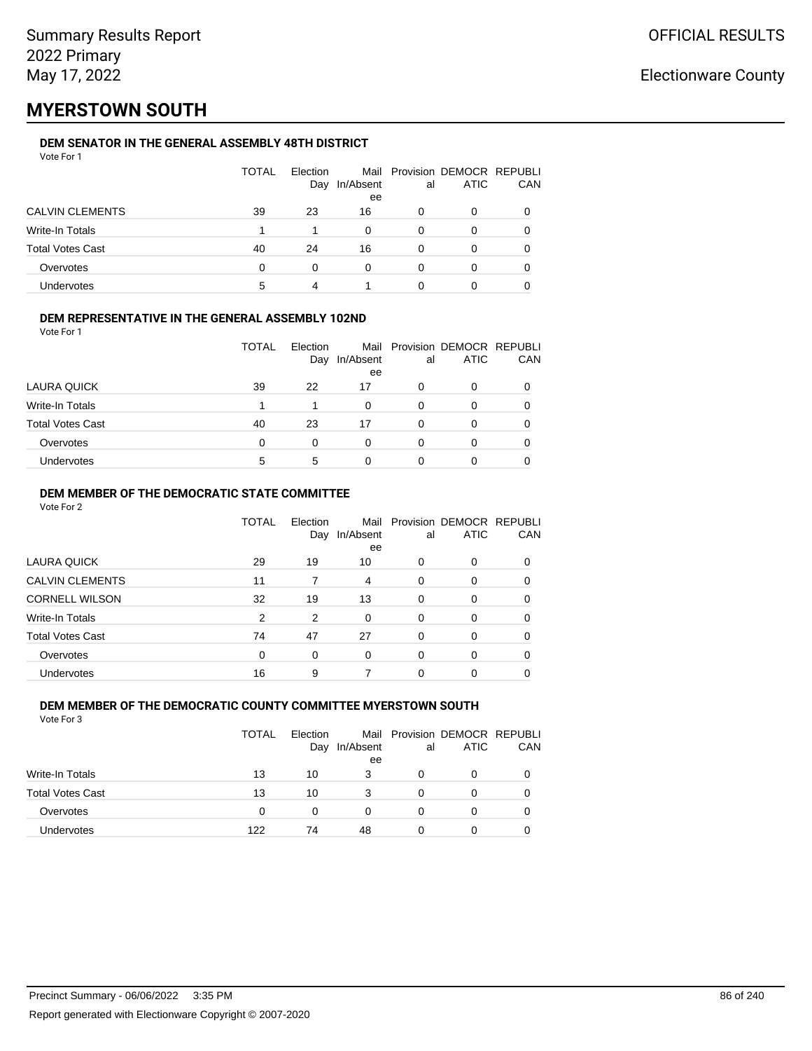Summary Results Report
2022 Primary
May 17, 2022

OFFICIAL RESULTS

Electionware County

# MYERSTOWN SOUTH

### DEM SENATOR IN THE GENERAL ASSEMBLY 48TH DISTRICT

Vote For 1

| | TOTAL | Election Day | Mail In/Absentee | Provisional | DEMOCRATIC | REPUBLICAN |
|---|---|---|---|---|---|---|
| CALVIN CLEMENTS | 39 | 23 | 16 | 0 | 0 | 0 |
| Write-In Totals | 1 | 1 | 0 | 0 | 0 | 0 |
| Total Votes Cast | 40 | 24 | 16 | 0 | 0 | 0 |
| Overvotes | 0 | 0 | 0 | 0 | 0 | 0 |
| Undervotes | 5 | 4 | 1 | 0 | 0 | 0 |

### DEM REPRESENTATIVE IN THE GENERAL ASSEMBLY 102ND

Vote For 1

| | TOTAL | Election Day | Mail In/Absentee | Provisional | DEMOCRATIC | REPUBLICAN |
|---|---|---|---|---|---|---|
| LAURA QUICK | 39 | 22 | 17 | 0 | 0 | 0 |
| Write-In Totals | 1 | 1 | 0 | 0 | 0 | 0 |
| Total Votes Cast | 40 | 23 | 17 | 0 | 0 | 0 |
| Overvotes | 0 | 0 | 0 | 0 | 0 | 0 |
| Undervotes | 5 | 5 | 0 | 0 | 0 | 0 |

### DEM MEMBER OF THE DEMOCRATIC STATE COMMITTEE

Vote For 2

| | TOTAL | Election Day | Mail In/Absentee | Provisional | DEMOCRATIC | REPUBLICAN |
|---|---|---|---|---|---|---|
| LAURA QUICK | 29 | 19 | 10 | 0 | 0 | 0 |
| CALVIN CLEMENTS | 11 | 7 | 4 | 0 | 0 | 0 |
| CORNELL WILSON | 32 | 19 | 13 | 0 | 0 | 0 |
| Write-In Totals | 2 | 2 | 0 | 0 | 0 | 0 |
| Total Votes Cast | 74 | 47 | 27 | 0 | 0 | 0 |
| Overvotes | 0 | 0 | 0 | 0 | 0 | 0 |
| Undervotes | 16 | 9 | 7 | 0 | 0 | 0 |

### DEM MEMBER OF THE DEMOCRATIC COUNTY COMMITTEE MYERSTOWN SOUTH

Vote For 3

| | TOTAL | Election Day | Mail In/Absentee | Provisional | DEMOCRATIC | REPUBLICAN |
|---|---|---|---|---|---|---|
| Write-In Totals | 13 | 10 | 3 | 0 | 0 | 0 |
| Total Votes Cast | 13 | 10 | 3 | 0 | 0 | 0 |
| Overvotes | 0 | 0 | 0 | 0 | 0 | 0 |
| Undervotes | 122 | 74 | 48 | 0 | 0 | 0 |

Precinct Summary - 06/06/2022 3:35 PM

Report generated with Electionware Copyright © 2007-2020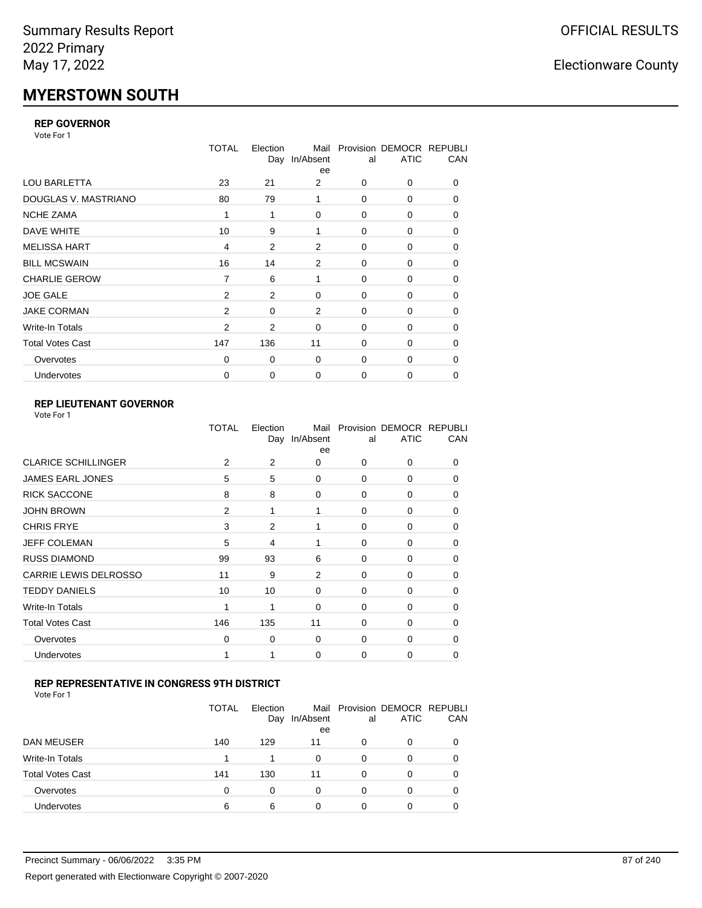Summary Results Report
2022 Primary
May 17, 2022

OFFICIAL RESULTS

Electionware County

# MYERSTOWN SOUTH

### REP GOVERNOR

Vote For 1

| | TOTAL | Election Day | Mail In/Absentee | Provisional | DEMOCRATIC | REPUBLICAN |
|---|---|---|---|---|---|---|
| LOU BARLETTA | 23 | 21 | 2 | 0 | 0 | 0 |
| DOUGLAS V. MASTRIANO | 80 | 79 | 1 | 0 | 0 | 0 |
| NCHE ZAMA | 1 | 1 | 0 | 0 | 0 | 0 |
| DAVE WHITE | 10 | 9 | 1 | 0 | 0 | 0 |
| MELISSA HART | 4 | 2 | 2 | 0 | 0 | 0 |
| BILL MCSWAIN | 16 | 14 | 2 | 0 | 0 | 0 |
| CHARLIE GEROW | 7 | 6 | 1 | 0 | 0 | 0 |
| JOE GALE | 2 | 2 | 0 | 0 | 0 | 0 |
| JAKE CORMAN | 2 | 0 | 2 | 0 | 0 | 0 |
| Write-In Totals | 2 | 2 | 0 | 0 | 0 | 0 |
| Total Votes Cast | 147 | 136 | 11 | 0 | 0 | 0 |
| Overvotes | 0 | 0 | 0 | 0 | 0 | 0 |
| Undervotes | 0 | 0 | 0 | 0 | 0 | 0 |

### REP LIEUTENANT GOVERNOR

Vote For 1

| | TOTAL | Election Day | Mail In/Absentee | Provisional | DEMOCRATIC | REPUBLICAN |
|---|---|---|---|---|---|---|
| CLARICE SCHILLINGER | 2 | 2 | 0 | 0 | 0 | 0 |
| JAMES EARL JONES | 5 | 5 | 0 | 0 | 0 | 0 |
| RICK SACCONE | 8 | 8 | 0 | 0 | 0 | 0 |
| JOHN BROWN | 2 | 1 | 1 | 0 | 0 | 0 |
| CHRIS FRYE | 3 | 2 | 1 | 0 | 0 | 0 |
| JEFF COLEMAN | 5 | 4 | 1 | 0 | 0 | 0 |
| RUSS DIAMOND | 99 | 93 | 6 | 0 | 0 | 0 |
| CARRIE LEWIS DELROSSO | 11 | 9 | 2 | 0 | 0 | 0 |
| TEDDY DANIELS | 10 | 10 | 0 | 0 | 0 | 0 |
| Write-In Totals | 1 | 1 | 0 | 0 | 0 | 0 |
| Total Votes Cast | 146 | 135 | 11 | 0 | 0 | 0 |
| Overvotes | 0 | 0 | 0 | 0 | 0 | 0 |
| Undervotes | 1 | 1 | 0 | 0 | 0 | 0 |

### REP REPRESENTATIVE IN CONGRESS 9TH DISTRICT

Vote For 1

| | TOTAL | Election Day | Mail In/Absentee | Provisional | DEMOCRATIC | REPUBLICAN |
|---|---|---|---|---|---|---|
| DAN MEUSER | 140 | 129 | 11 | 0 | 0 | 0 |
| Write-In Totals | 1 | 1 | 0 | 0 | 0 | 0 |
| Total Votes Cast | 141 | 130 | 11 | 0 | 0 | 0 |
| Overvotes | 0 | 0 | 0 | 0 | 0 | 0 |
| Undervotes | 6 | 6 | 0 | 0 | 0 | 0 |

Precinct Summary - 06/06/2022 3:35 PM

Report generated with Electionware Copyright © 2007-2020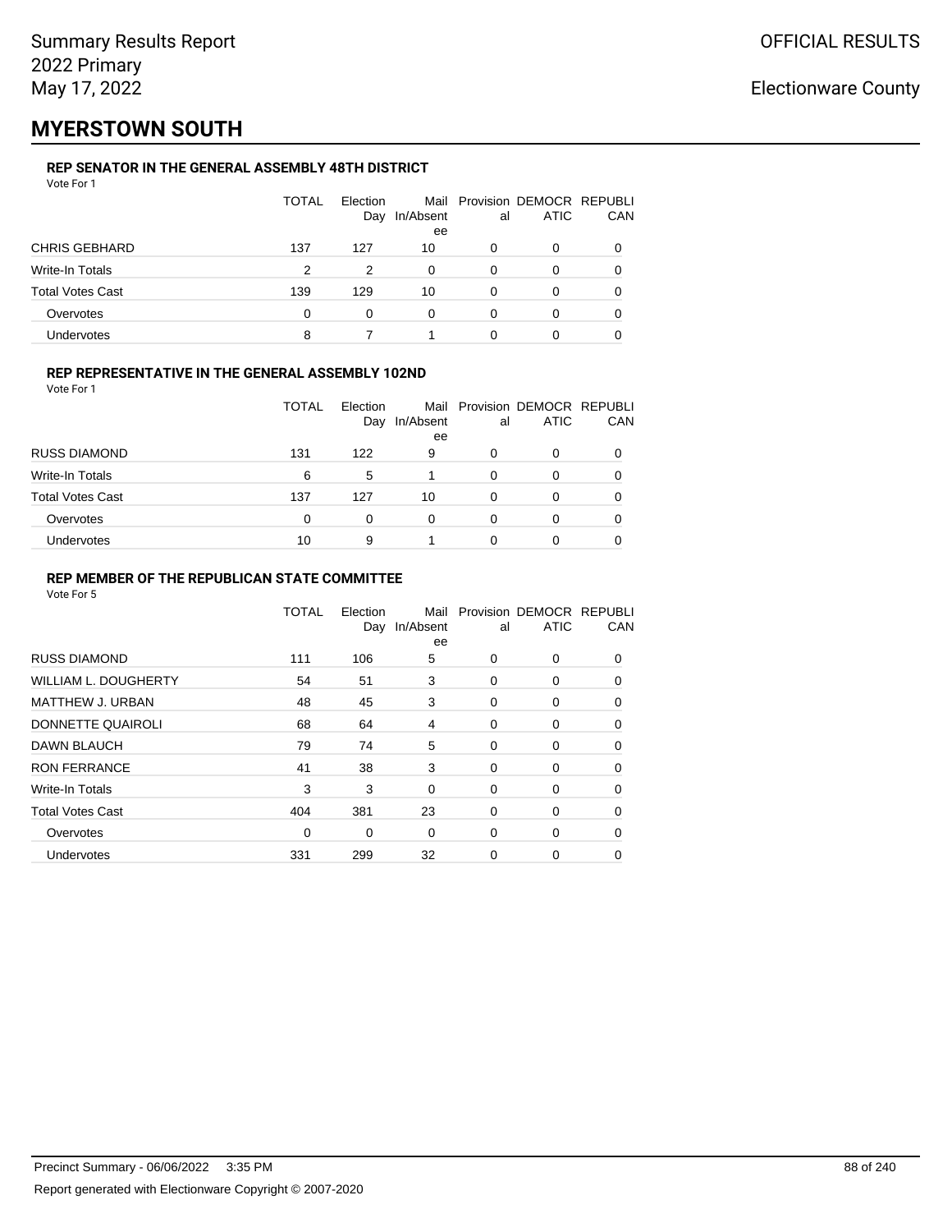# MYERSTOWN SOUTH

### REP SENATOR IN THE GENERAL ASSEMBLY 48TH DISTRICT

Vote For 1

| | TOTAL | Election Day | Mail In/Absentee | Provisional | DEMOCRATIC | REPUBLICAN |
|---|---|---|---|---|---|---|
| CHRIS GEBHARD | 137 | 127 | 10 | 0 | 0 | 0 |
| Write-In Totals | 2 | 2 | 0 | 0 | 0 | 0 |
| Total Votes Cast | 139 | 129 | 10 | 0 | 0 | 0 |
| Overvotes | 0 | 0 | 0 | 0 | 0 | 0 |
| Undervotes | 8 | 7 | 1 | 0 | 0 | 0 |

### REP REPRESENTATIVE IN THE GENERAL ASSEMBLY 102ND

Vote For 1

| | TOTAL | Election Day | Mail In/Absentee | Provisional | DEMOCRATIC | REPUBLICAN |
|---|---|---|---|---|---|---|
| RUSS DIAMOND | 131 | 122 | 9 | 0 | 0 | 0 |
| Write-In Totals | 6 | 5 | 1 | 0 | 0 | 0 |
| Total Votes Cast | 137 | 127 | 10 | 0 | 0 | 0 |
| Overvotes | 0 | 0 | 0 | 0 | 0 | 0 |
| Undervotes | 10 | 9 | 1 | 0 | 0 | 0 |

### REP MEMBER OF THE REPUBLICAN STATE COMMITTEE

Vote For 5

| | TOTAL | Election Day | Mail In/Absentee | Provisional | DEMOCRATIC | REPUBLICAN |
|---|---|---|---|---|---|---|
| RUSS DIAMOND | 111 | 106 | 5 | 0 | 0 | 0 |
| WILLIAM L. DOUGHERTY | 54 | 51 | 3 | 0 | 0 | 0 |
| MATTHEW J. URBAN | 48 | 45 | 3 | 0 | 0 | 0 |
| DONNETTE QUAIROLI | 68 | 64 | 4 | 0 | 0 | 0 |
| DAWN BLAUCH | 79 | 74 | 5 | 0 | 0 | 0 |
| RON FERRANCE | 41 | 38 | 3 | 0 | 0 | 0 |
| Write-In Totals | 3 | 3 | 0 | 0 | 0 | 0 |
| Total Votes Cast | 404 | 381 | 23 | 0 | 0 | 0 |
| Overvotes | 0 | 0 | 0 | 0 | 0 | 0 |
| Undervotes | 331 | 299 | 32 | 0 | 0 | 0 |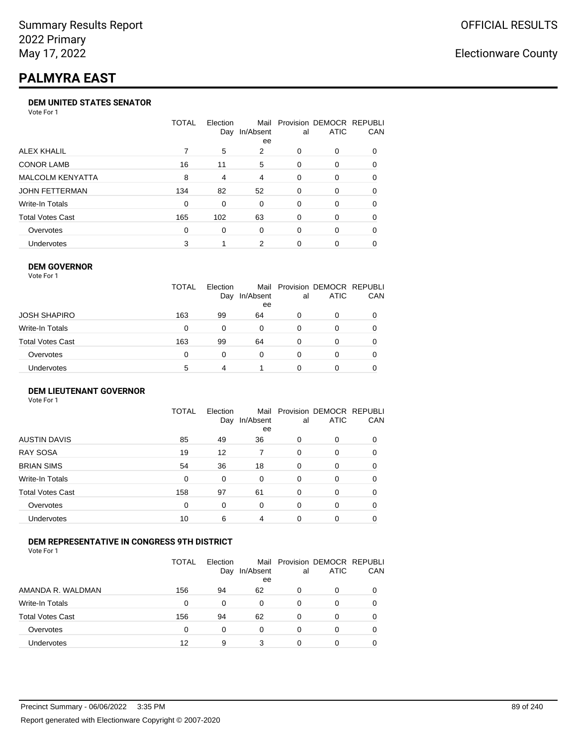# PALMYRA EAST

Summary Results Report
2022 Primary
May 17, 2022

OFFICIAL RESULTS

Electionware County

### DEM UNITED STATES SENATOR

Vote For 1

| | TOTAL | Election Day | Mail In/Absentee | Provisional | DEMOCRATIC | REPUBLICAN |
|---|---|---|---|---|---|---|
| ALEX KHALIL | 7 | 5 | 2 | 0 | 0 | 0 |
| CONOR LAMB | 16 | 11 | 5 | 0 | 0 | 0 |
| MALCOLM KENYATTA | 8 | 4 | 4 | 0 | 0 | 0 |
| JOHN FETTERMAN | 134 | 82 | 52 | 0 | 0 | 0 |
| Write-In Totals | 0 | 0 | 0 | 0 | 0 | 0 |
| Total Votes Cast | 165 | 102 | 63 | 0 | 0 | 0 |
| Overvotes | 0 | 0 | 0 | 0 | 0 | 0 |
| Undervotes | 3 | 1 | 2 | 0 | 0 | 0 |

### DEM GOVERNOR

Vote For 1

| | TOTAL | Election Day | Mail In/Absentee | Provisional | DEMOCRATIC | REPUBLICAN |
|---|---|---|---|---|---|---|
| JOSH SHAPIRO | 163 | 99 | 64 | 0 | 0 | 0 |
| Write-In Totals | 0 | 0 | 0 | 0 | 0 | 0 |
| Total Votes Cast | 163 | 99 | 64 | 0 | 0 | 0 |
| Overvotes | 0 | 0 | 0 | 0 | 0 | 0 |
| Undervotes | 5 | 4 | 1 | 0 | 0 | 0 |

### DEM LIEUTENANT GOVERNOR

Vote For 1

| | TOTAL | Election Day | Mail In/Absentee | Provisional | DEMOCRATIC | REPUBLICAN |
|---|---|---|---|---|---|---|
| AUSTIN DAVIS | 85 | 49 | 36 | 0 | 0 | 0 |
| RAY SOSA | 19 | 12 | 7 | 0 | 0 | 0 |
| BRIAN SIMS | 54 | 36 | 18 | 0 | 0 | 0 |
| Write-In Totals | 0 | 0 | 0 | 0 | 0 | 0 |
| Total Votes Cast | 158 | 97 | 61 | 0 | 0 | 0 |
| Overvotes | 0 | 0 | 0 | 0 | 0 | 0 |
| Undervotes | 10 | 6 | 4 | 0 | 0 | 0 |

### DEM REPRESENTATIVE IN CONGRESS 9TH DISTRICT

Vote For 1

| | TOTAL | Election Day | Mail In/Absentee | Provisional | DEMOCRATIC | REPUBLICAN |
|---|---|---|---|---|---|---|
| AMANDA R. WALDMAN | 156 | 94 | 62 | 0 | 0 | 0 |
| Write-In Totals | 0 | 0 | 0 | 0 | 0 | 0 |
| Total Votes Cast | 156 | 94 | 62 | 0 | 0 | 0 |
| Overvotes | 0 | 0 | 0 | 0 | 0 | 0 |
| Undervotes | 12 | 9 | 3 | 0 | 0 | 0 |

Precinct Summary - 06/06/2022 3:35 PM

Report generated with Electionware Copyright © 2007-2020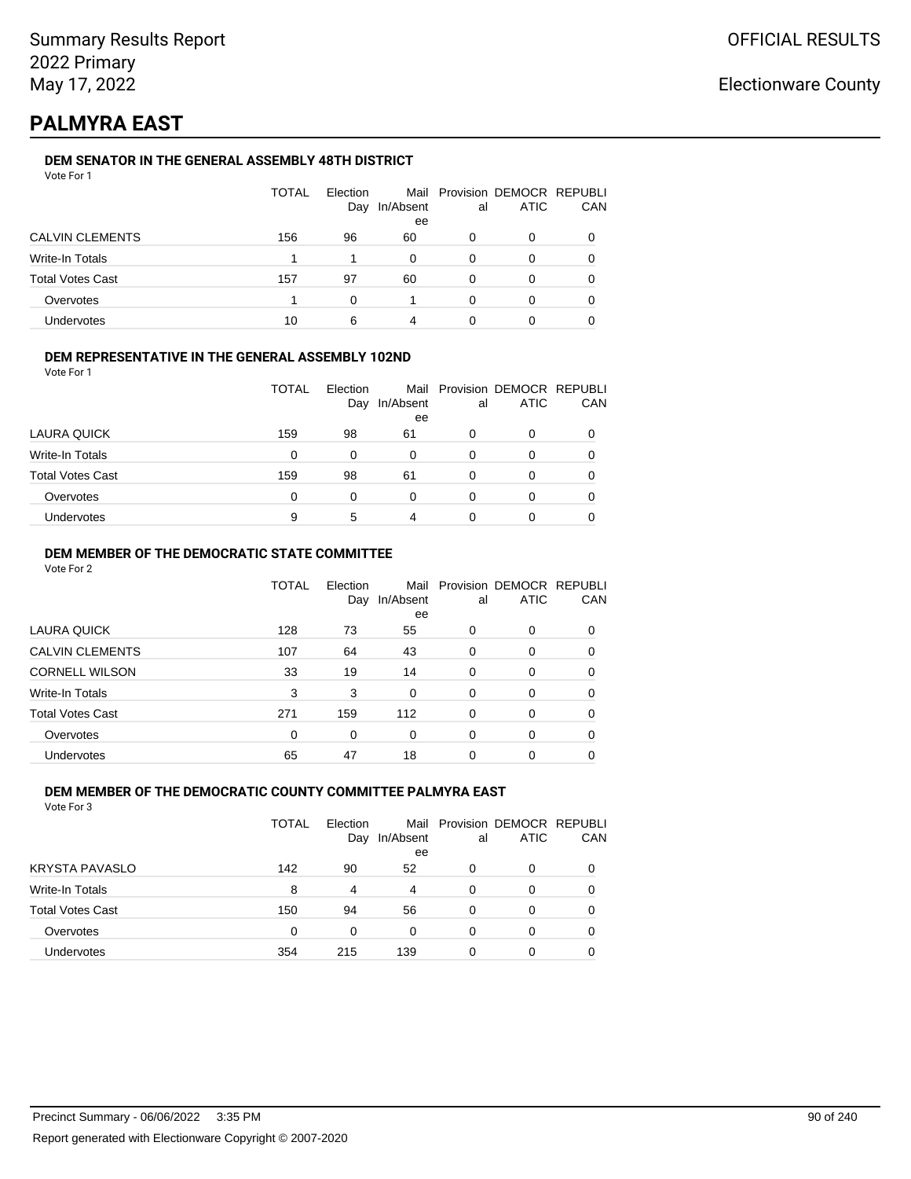Summary Results Report
2022 Primary
May 17, 2022

OFFICIAL RESULTS

Electionware County

# PALMYRA EAST

### DEM SENATOR IN THE GENERAL ASSEMBLY 48TH DISTRICT

Vote For 1

| | TOTAL | Election Day | Mail In/Absentee | Provisional | DEMOCRATIC | REPUBLICAN |
|---|---|---|---|---|---|---|
| CALVIN CLEMENTS | 156 | 96 | 60 | 0 | 0 | 0 |
| Write-In Totals | 1 | 1 | 0 | 0 | 0 | 0 |
| Total Votes Cast | 157 | 97 | 60 | 0 | 0 | 0 |
| Overvotes | 1 | 0 | 1 | 0 | 0 | 0 |
| Undervotes | 10 | 6 | 4 | 0 | 0 | 0 |

### DEM REPRESENTATIVE IN THE GENERAL ASSEMBLY 102ND

Vote For 1

| | TOTAL | Election Day | Mail In/Absentee | Provisional | DEMOCRATIC | REPUBLICAN |
|---|---|---|---|---|---|---|
| LAURA QUICK | 159 | 98 | 61 | 0 | 0 | 0 |
| Write-In Totals | 0 | 0 | 0 | 0 | 0 | 0 |
| Total Votes Cast | 159 | 98 | 61 | 0 | 0 | 0 |
| Overvotes | 0 | 0 | 0 | 0 | 0 | 0 |
| Undervotes | 9 | 5 | 4 | 0 | 0 | 0 |

### DEM MEMBER OF THE DEMOCRATIC STATE COMMITTEE

Vote For 2

| | TOTAL | Election Day | Mail In/Absentee | Provisional | DEMOCRATIC | REPUBLICAN |
|---|---|---|---|---|---|---|
| LAURA QUICK | 128 | 73 | 55 | 0 | 0 | 0 |
| CALVIN CLEMENTS | 107 | 64 | 43 | 0 | 0 | 0 |
| CORNELL WILSON | 33 | 19 | 14 | 0 | 0 | 0 |
| Write-In Totals | 3 | 3 | 0 | 0 | 0 | 0 |
| Total Votes Cast | 271 | 159 | 112 | 0 | 0 | 0 |
| Overvotes | 0 | 0 | 0 | 0 | 0 | 0 |
| Undervotes | 65 | 47 | 18 | 0 | 0 | 0 |

### DEM MEMBER OF THE DEMOCRATIC COUNTY COMMITTEE PALMYRA EAST

Vote For 3

| | TOTAL | Election Day | Mail In/Absentee | Provisional | DEMOCRATIC | REPUBLICAN |
|---|---|---|---|---|---|---|
| KRYSTA PAVASLO | 142 | 90 | 52 | 0 | 0 | 0 |
| Write-In Totals | 8 | 4 | 4 | 0 | 0 | 0 |
| Total Votes Cast | 150 | 94 | 56 | 0 | 0 | 0 |
| Overvotes | 0 | 0 | 0 | 0 | 0 | 0 |
| Undervotes | 354 | 215 | 139 | 0 | 0 | 0 |

Precinct Summary - 06/06/2022 3:35 PM

Report generated with Electionware Copyright © 2007-2020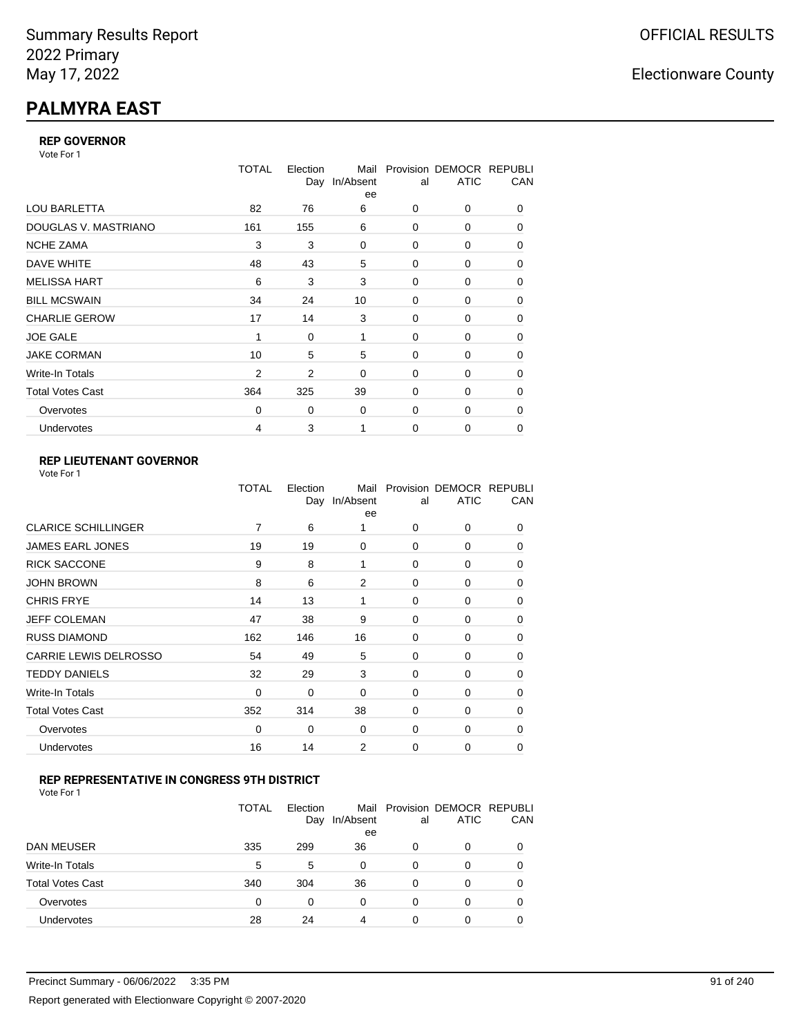Summary Results Report
2022 Primary
May 17, 2022

OFFICIAL RESULTS

Electionware County

# PALMYRA EAST

### REP GOVERNOR

Vote For 1

| | TOTAL | Election Day | Mail In/Absentee | Provisional | DEMOCRATIC | REPUBLICAN |
|---|---|---|---|---|---|---|
| LOU BARLETTA | 82 | 76 | 6 | 0 | 0 | 0 |
| DOUGLAS V. MASTRIANO | 161 | 155 | 6 | 0 | 0 | 0 |
| NCHE ZAMA | 3 | 3 | 0 | 0 | 0 | 0 |
| DAVE WHITE | 48 | 43 | 5 | 0 | 0 | 0 |
| MELISSA HART | 6 | 3 | 3 | 0 | 0 | 0 |
| BILL MCSWAIN | 34 | 24 | 10 | 0 | 0 | 0 |
| CHARLIE GEROW | 17 | 14 | 3 | 0 | 0 | 0 |
| JOE GALE | 1 | 0 | 1 | 0 | 0 | 0 |
| JAKE CORMAN | 10 | 5 | 5 | 0 | 0 | 0 |
| Write-In Totals | 2 | 2 | 0 | 0 | 0 | 0 |
| Total Votes Cast | 364 | 325 | 39 | 0 | 0 | 0 |
| Overvotes | 0 | 0 | 0 | 0 | 0 | 0 |
| Undervotes | 4 | 3 | 1 | 0 | 0 | 0 |

### REP LIEUTENANT GOVERNOR

Vote For 1

| | TOTAL | Election Day | Mail In/Absentee | Provisional | DEMOCRATIC | REPUBLICAN |
|---|---|---|---|---|---|---|
| CLARICE SCHILLINGER | 7 | 6 | 1 | 0 | 0 | 0 |
| JAMES EARL JONES | 19 | 19 | 0 | 0 | 0 | 0 |
| RICK SACCONE | 9 | 8 | 1 | 0 | 0 | 0 |
| JOHN BROWN | 8 | 6 | 2 | 0 | 0 | 0 |
| CHRIS FRYE | 14 | 13 | 1 | 0 | 0 | 0 |
| JEFF COLEMAN | 47 | 38 | 9 | 0 | 0 | 0 |
| RUSS DIAMOND | 162 | 146 | 16 | 0 | 0 | 0 |
| CARRIE LEWIS DELROSSO | 54 | 49 | 5 | 0 | 0 | 0 |
| TEDDY DANIELS | 32 | 29 | 3 | 0 | 0 | 0 |
| Write-In Totals | 0 | 0 | 0 | 0 | 0 | 0 |
| Total Votes Cast | 352 | 314 | 38 | 0 | 0 | 0 |
| Overvotes | 0 | 0 | 0 | 0 | 0 | 0 |
| Undervotes | 16 | 14 | 2 | 0 | 0 | 0 |

### REP REPRESENTATIVE IN CONGRESS 9TH DISTRICT

Vote For 1

| | TOTAL | Election Day | Mail In/Absentee | Provisional | DEMOCRATIC | REPUBLICAN |
|---|---|---|---|---|---|---|
| DAN MEUSER | 335 | 299 | 36 | 0 | 0 | 0 |
| Write-In Totals | 5 | 5 | 0 | 0 | 0 | 0 |
| Total Votes Cast | 340 | 304 | 36 | 0 | 0 | 0 |
| Overvotes | 0 | 0 | 0 | 0 | 0 | 0 |
| Undervotes | 28 | 24 | 4 | 0 | 0 | 0 |

Precinct Summary - 06/06/2022 3:35 PM

Report generated with Electionware Copyright © 2007-2020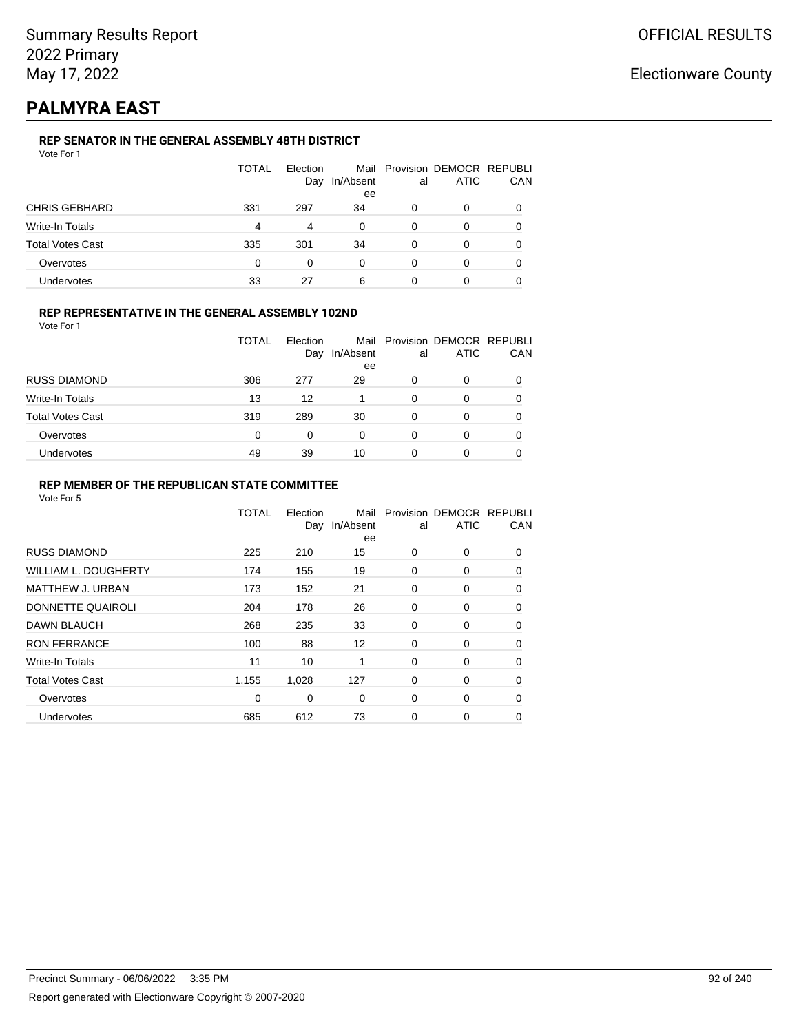# PALMYRA EAST

### REP SENATOR IN THE GENERAL ASSEMBLY 48TH DISTRICT

Vote For 1

| | TOTAL | Election Day | Mail In/Absentee | Provisional | DEMOCRATIC | REPUBLICAN |
|---|---|---|---|---|---|---|
| CHRIS GEBHARD | 331 | 297 | 34 | 0 | 0 | 0 |
| Write-In Totals | 4 | 4 | 0 | 0 | 0 | 0 |
| Total Votes Cast | 335 | 301 | 34 | 0 | 0 | 0 |
| Overvotes | 0 | 0 | 0 | 0 | 0 | 0 |
| Undervotes | 33 | 27 | 6 | 0 | 0 | 0 |

### REP REPRESENTATIVE IN THE GENERAL ASSEMBLY 102ND

Vote For 1

| | TOTAL | Election Day | Mail In/Absentee | Provisional | DEMOCRATIC | REPUBLICAN |
|---|---|---|---|---|---|---|
| RUSS DIAMOND | 306 | 277 | 29 | 0 | 0 | 0 |
| Write-In Totals | 13 | 12 | 1 | 0 | 0 | 0 |
| Total Votes Cast | 319 | 289 | 30 | 0 | 0 | 0 |
| Overvotes | 0 | 0 | 0 | 0 | 0 | 0 |
| Undervotes | 49 | 39 | 10 | 0 | 0 | 0 |

### REP MEMBER OF THE REPUBLICAN STATE COMMITTEE

Vote For 5

| | TOTAL | Election Day | Mail In/Absentee | Provisional | DEMOCRATIC | REPUBLICAN |
|---|---|---|---|---|---|---|
| RUSS DIAMOND | 225 | 210 | 15 | 0 | 0 | 0 |
| WILLIAM L. DOUGHERTY | 174 | 155 | 19 | 0 | 0 | 0 |
| MATTHEW J. URBAN | 173 | 152 | 21 | 0 | 0 | 0 |
| DONNETTE QUAIROLI | 204 | 178 | 26 | 0 | 0 | 0 |
| DAWN BLAUCH | 268 | 235 | 33 | 0 | 0 | 0 |
| RON FERRANCE | 100 | 88 | 12 | 0 | 0 | 0 |
| Write-In Totals | 11 | 10 | 1 | 0 | 0 | 0 |
| Total Votes Cast | 1,155 | 1,028 | 127 | 0 | 0 | 0 |
| Overvotes | 0 | 0 | 0 | 0 | 0 | 0 |
| Undervotes | 685 | 612 | 73 | 0 | 0 | 0 |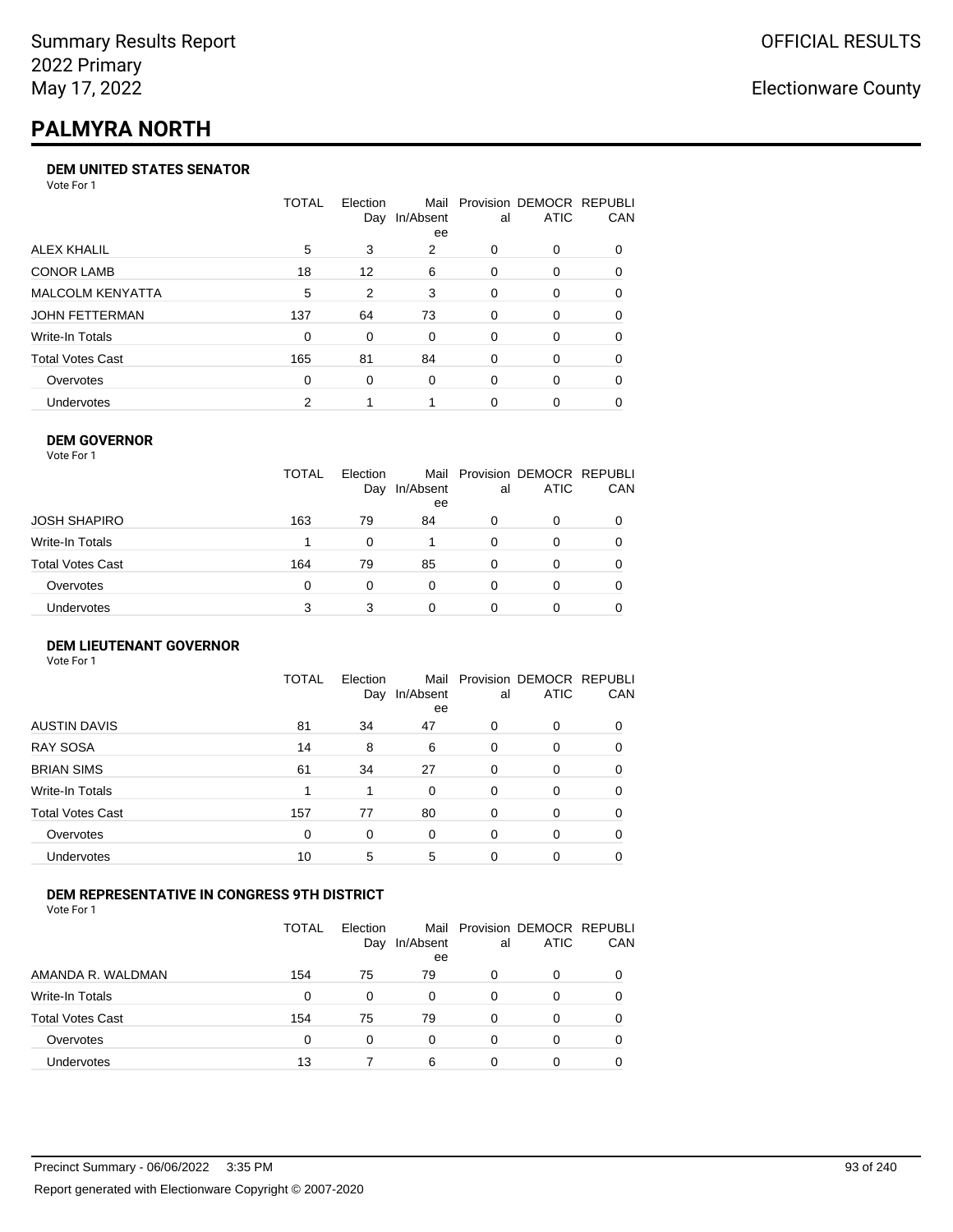# PALMYRA NORTH

### DEM UNITED STATES SENATOR

Vote For 1

| | TOTAL | Election Day | Mail In/Absentee | Provisional | DEMOCRATIC | REPUBLICAN |
|---|---|---|---|---|---|---|
| ALEX KHALIL | 5 | 3 | 2 | 0 | 0 | 0 |
| CONOR LAMB | 18 | 12 | 6 | 0 | 0 | 0 |
| MALCOLM KENYATTA | 5 | 2 | 3 | 0 | 0 | 0 |
| JOHN FETTERMAN | 137 | 64 | 73 | 0 | 0 | 0 |
| Write-In Totals | 0 | 0 | 0 | 0 | 0 | 0 |
| Total Votes Cast | 165 | 81 | 84 | 0 | 0 | 0 |
| Overvotes | 0 | 0 | 0 | 0 | 0 | 0 |
| Undervotes | 2 | 1 | 1 | 0 | 0 | 0 |

### DEM GOVERNOR

Vote For 1

| | TOTAL | Election Day | Mail In/Absentee | Provisional | DEMOCRATIC | REPUBLICAN |
|---|---|---|---|---|---|---|
| JOSH SHAPIRO | 163 | 79 | 84 | 0 | 0 | 0 |
| Write-In Totals | 1 | 0 | 1 | 0 | 0 | 0 |
| Total Votes Cast | 164 | 79 | 85 | 0 | 0 | 0 |
| Overvotes | 0 | 0 | 0 | 0 | 0 | 0 |
| Undervotes | 3 | 3 | 0 | 0 | 0 | 0 |

### DEM LIEUTENANT GOVERNOR

Vote For 1

| | TOTAL | Election Day | Mail In/Absentee | Provisional | DEMOCRATIC | REPUBLICAN |
|---|---|---|---|---|---|---|
| AUSTIN DAVIS | 81 | 34 | 47 | 0 | 0 | 0 |
| RAY SOSA | 14 | 8 | 6 | 0 | 0 | 0 |
| BRIAN SIMS | 61 | 34 | 27 | 0 | 0 | 0 |
| Write-In Totals | 1 | 1 | 0 | 0 | 0 | 0 |
| Total Votes Cast | 157 | 77 | 80 | 0 | 0 | 0 |
| Overvotes | 0 | 0 | 0 | 0 | 0 | 0 |
| Undervotes | 10 | 5 | 5 | 0 | 0 | 0 |

### DEM REPRESENTATIVE IN CONGRESS 9TH DISTRICT

Vote For 1

| | TOTAL | Election Day | Mail In/Absentee | Provisional | DEMOCRATIC | REPUBLICAN |
|---|---|---|---|---|---|---|
| AMANDA R. WALDMAN | 154 | 75 | 79 | 0 | 0 | 0 |
| Write-In Totals | 0 | 0 | 0 | 0 | 0 | 0 |
| Total Votes Cast | 154 | 75 | 79 | 0 | 0 | 0 |
| Overvotes | 0 | 0 | 0 | 0 | 0 | 0 |
| Undervotes | 13 | 7 | 6 | 0 | 0 | 0 |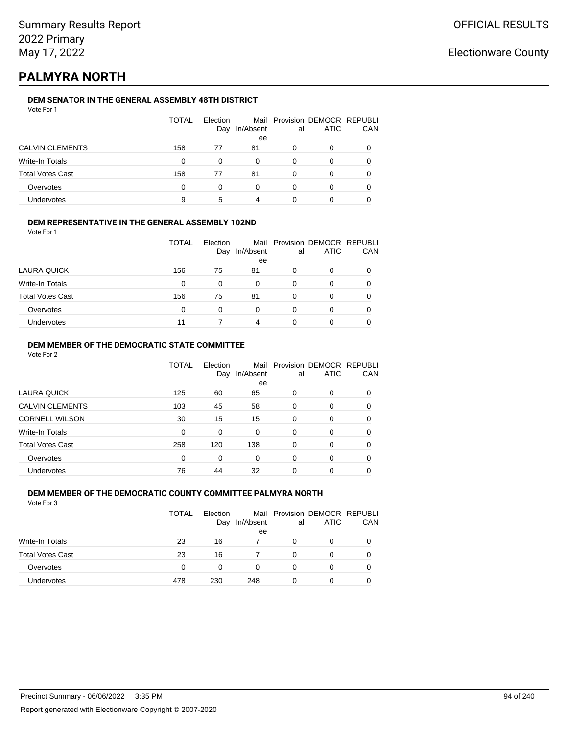# PALMYRA NORTH

### DEM SENATOR IN THE GENERAL ASSEMBLY 48TH DISTRICT

Vote For 1

| | TOTAL | Election Day | Mail In/Absentee | Provisional | DEMOCRATIC | REPUBLICAN |
|---|---|---|---|---|---|---|
| CALVIN CLEMENTS | 158 | 77 | 81 | 0 | 0 | 0 |
| Write-In Totals | 0 | 0 | 0 | 0 | 0 | 0 |
| Total Votes Cast | 158 | 77 | 81 | 0 | 0 | 0 |
| Overvotes | 0 | 0 | 0 | 0 | 0 | 0 |
| Undervotes | 9 | 5 | 4 | 0 | 0 | 0 |

### DEM REPRESENTATIVE IN THE GENERAL ASSEMBLY 102ND

Vote For 1

| | TOTAL | Election Day | Mail In/Absentee | Provisional | DEMOCRATIC | REPUBLICAN |
|---|---|---|---|---|---|---|
| LAURA QUICK | 156 | 75 | 81 | 0 | 0 | 0 |
| Write-In Totals | 0 | 0 | 0 | 0 | 0 | 0 |
| Total Votes Cast | 156 | 75 | 81 | 0 | 0 | 0 |
| Overvotes | 0 | 0 | 0 | 0 | 0 | 0 |
| Undervotes | 11 | 7 | 4 | 0 | 0 | 0 |

### DEM MEMBER OF THE DEMOCRATIC STATE COMMITTEE

Vote For 2

| | TOTAL | Election Day | Mail In/Absentee | Provisional | DEMOCRATIC | REPUBLICAN |
|---|---|---|---|---|---|---|
| LAURA QUICK | 125 | 60 | 65 | 0 | 0 | 0 |
| CALVIN CLEMENTS | 103 | 45 | 58 | 0 | 0 | 0 |
| CORNELL WILSON | 30 | 15 | 15 | 0 | 0 | 0 |
| Write-In Totals | 0 | 0 | 0 | 0 | 0 | 0 |
| Total Votes Cast | 258 | 120 | 138 | 0 | 0 | 0 |
| Overvotes | 0 | 0 | 0 | 0 | 0 | 0 |
| Undervotes | 76 | 44 | 32 | 0 | 0 | 0 |

### DEM MEMBER OF THE DEMOCRATIC COUNTY COMMITTEE PALMYRA NORTH

Vote For 3

| | TOTAL | Election Day | Mail In/Absentee | Provisional | DEMOCRATIC | REPUBLICAN |
|---|---|---|---|---|---|---|
| Write-In Totals | 23 | 16 | 7 | 0 | 0 | 0 |
| Total Votes Cast | 23 | 16 | 7 | 0 | 0 | 0 |
| Overvotes | 0 | 0 | 0 | 0 | 0 | 0 |
| Undervotes | 478 | 230 | 248 | 0 | 0 | 0 |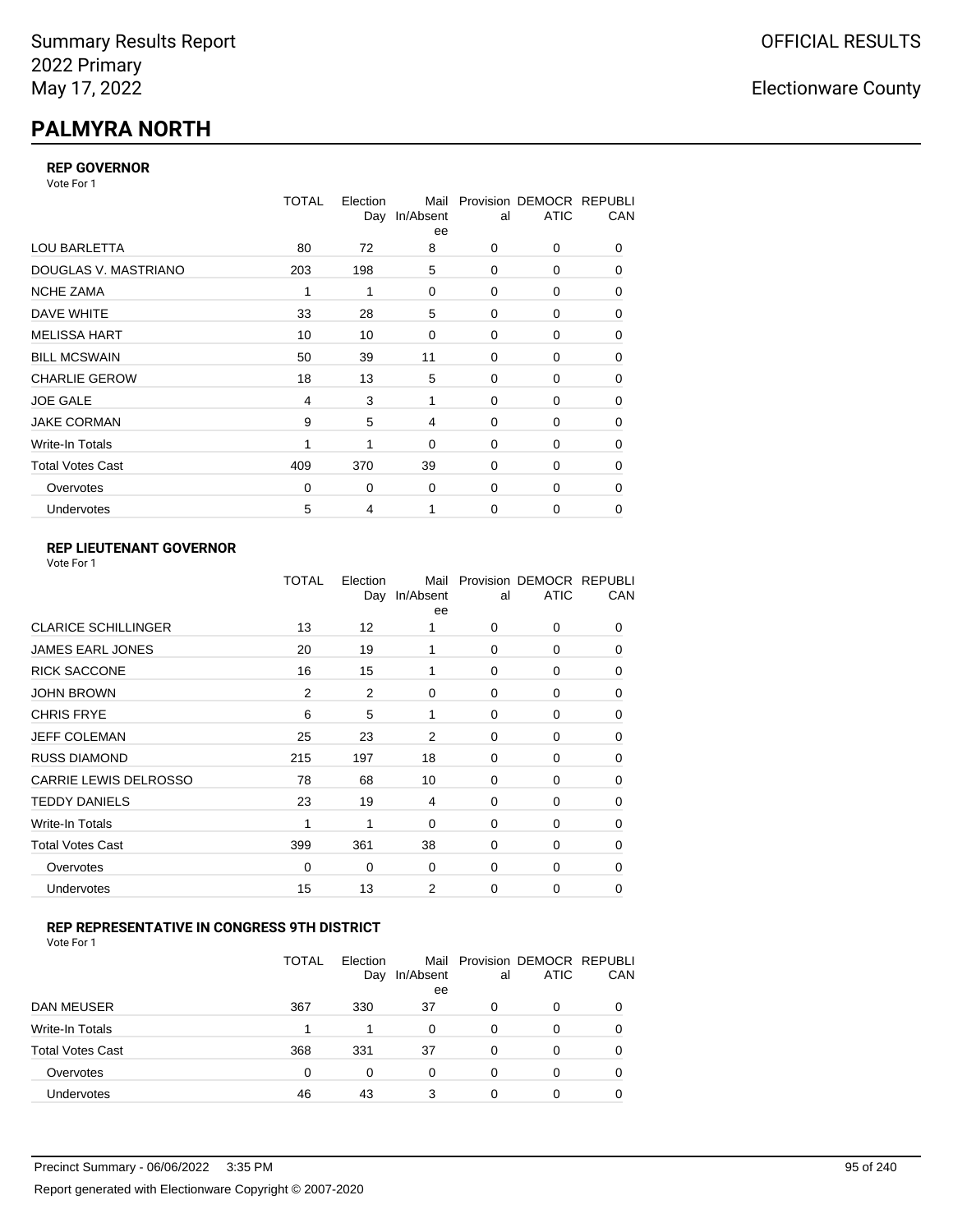Summary Results Report
2022 Primary
May 17, 2022

OFFICIAL RESULTS

Electionware County

# PALMYRA NORTH

### REP GOVERNOR

Vote For 1

| | TOTAL | Election Day | Mail In/Absentee | Provisional | DEMOCRATIC | REPUBLICAN |
|---|---|---|---|---|---|---|
| LOU BARLETTA | 80 | 72 | 8 | 0 | 0 | 0 |
| DOUGLAS V. MASTRIANO | 203 | 198 | 5 | 0 | 0 | 0 |
| NCHE ZAMA | 1 | 1 | 0 | 0 | 0 | 0 |
| DAVE WHITE | 33 | 28 | 5 | 0 | 0 | 0 |
| MELISSA HART | 10 | 10 | 0 | 0 | 0 | 0 |
| BILL MCSWAIN | 50 | 39 | 11 | 0 | 0 | 0 |
| CHARLIE GEROW | 18 | 13 | 5 | 0 | 0 | 0 |
| JOE GALE | 4 | 3 | 1 | 0 | 0 | 0 |
| JAKE CORMAN | 9 | 5 | 4 | 0 | 0 | 0 |
| Write-In Totals | 1 | 1 | 0 | 0 | 0 | 0 |
| Total Votes Cast | 409 | 370 | 39 | 0 | 0 | 0 |
| Overvotes | 0 | 0 | 0 | 0 | 0 | 0 |
| Undervotes | 5 | 4 | 1 | 0 | 0 | 0 |

### REP LIEUTENANT GOVERNOR

Vote For 1

| | TOTAL | Election Day | Mail In/Absentee | Provisional | DEMOCRATIC | REPUBLICAN |
|---|---|---|---|---|---|---|
| CLARICE SCHILLINGER | 13 | 12 | 1 | 0 | 0 | 0 |
| JAMES EARL JONES | 20 | 19 | 1 | 0 | 0 | 0 |
| RICK SACCONE | 16 | 15 | 1 | 0 | 0 | 0 |
| JOHN BROWN | 2 | 2 | 0 | 0 | 0 | 0 |
| CHRIS FRYE | 6 | 5 | 1 | 0 | 0 | 0 |
| JEFF COLEMAN | 25 | 23 | 2 | 0 | 0 | 0 |
| RUSS DIAMOND | 215 | 197 | 18 | 0 | 0 | 0 |
| CARRIE LEWIS DELROSSO | 78 | 68 | 10 | 0 | 0 | 0 |
| TEDDY DANIELS | 23 | 19 | 4 | 0 | 0 | 0 |
| Write-In Totals | 1 | 1 | 0 | 0 | 0 | 0 |
| Total Votes Cast | 399 | 361 | 38 | 0 | 0 | 0 |
| Overvotes | 0 | 0 | 0 | 0 | 0 | 0 |
| Undervotes | 15 | 13 | 2 | 0 | 0 | 0 |

### REP REPRESENTATIVE IN CONGRESS 9TH DISTRICT

Vote For 1

| | TOTAL | Election Day | Mail In/Absentee | Provisional | DEMOCRATIC | REPUBLICAN |
|---|---|---|---|---|---|---|
| DAN MEUSER | 367 | 330 | 37 | 0 | 0 | 0 |
| Write-In Totals | 1 | 1 | 0 | 0 | 0 | 0 |
| Total Votes Cast | 368 | 331 | 37 | 0 | 0 | 0 |
| Overvotes | 0 | 0 | 0 | 0 | 0 | 0 |
| Undervotes | 46 | 43 | 3 | 0 | 0 | 0 |

Precinct Summary - 06/06/2022 3:35 PM

Report generated with Electionware Copyright © 2007-2020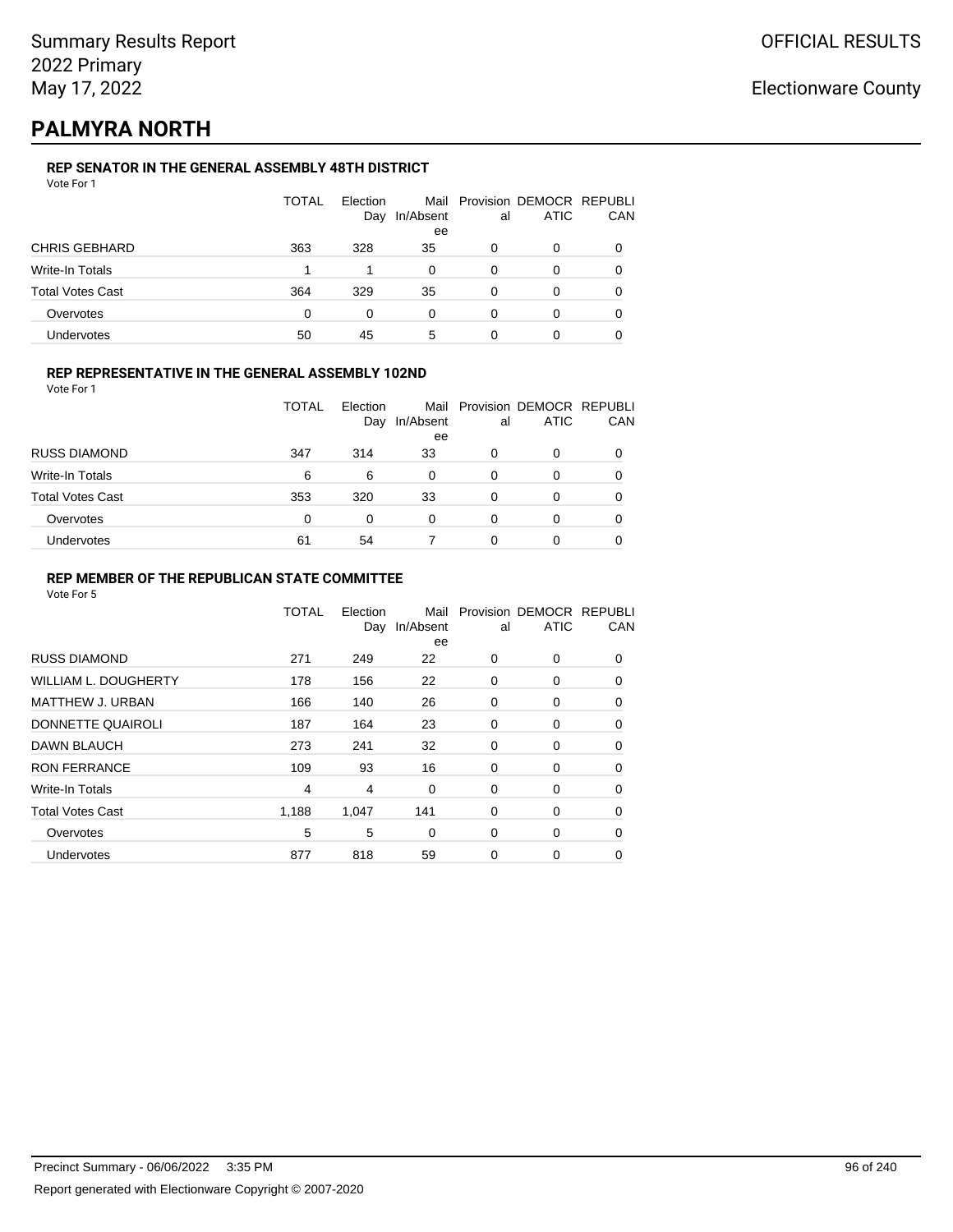Summary Results Report
2022 Primary
May 17, 2022

OFFICIAL RESULTS

Electionware County

# PALMYRA NORTH

### REP SENATOR IN THE GENERAL ASSEMBLY 48TH DISTRICT

Vote For 1

| | TOTAL | Election Day | Mail In/Absentee | Provisional | DEMOCRATIC | REPUBLICAN |
|---|---|---|---|---|---|---|
| CHRIS GEBHARD | 363 | 328 | 35 | 0 | 0 | 0 |
| Write-In Totals | 1 | 1 | 0 | 0 | 0 | 0 |
| Total Votes Cast | 364 | 329 | 35 | 0 | 0 | 0 |
| Overvotes | 0 | 0 | 0 | 0 | 0 | 0 |
| Undervotes | 50 | 45 | 5 | 0 | 0 | 0 |

### REP REPRESENTATIVE IN THE GENERAL ASSEMBLY 102ND

Vote For 1

| | TOTAL | Election Day | Mail In/Absentee | Provisional | DEMOCRATIC | REPUBLICAN |
|---|---|---|---|---|---|---|
| RUSS DIAMOND | 347 | 314 | 33 | 0 | 0 | 0 |
| Write-In Totals | 6 | 6 | 0 | 0 | 0 | 0 |
| Total Votes Cast | 353 | 320 | 33 | 0 | 0 | 0 |
| Overvotes | 0 | 0 | 0 | 0 | 0 | 0 |
| Undervotes | 61 | 54 | 7 | 0 | 0 | 0 |

### REP MEMBER OF THE REPUBLICAN STATE COMMITTEE

Vote For 5

| | TOTAL | Election Day | Mail In/Absentee | Provisional | DEMOCRATIC | REPUBLICAN |
|---|---|---|---|---|---|---|
| RUSS DIAMOND | 271 | 249 | 22 | 0 | 0 | 0 |
| WILLIAM L. DOUGHERTY | 178 | 156 | 22 | 0 | 0 | 0 |
| MATTHEW J. URBAN | 166 | 140 | 26 | 0 | 0 | 0 |
| DONNETTE QUAIROLI | 187 | 164 | 23 | 0 | 0 | 0 |
| DAWN BLAUCH | 273 | 241 | 32 | 0 | 0 | 0 |
| RON FERRANCE | 109 | 93 | 16 | 0 | 0 | 0 |
| Write-In Totals | 4 | 4 | 0 | 0 | 0 | 0 |
| Total Votes Cast | 1,188 | 1,047 | 141 | 0 | 0 | 0 |
| Overvotes | 5 | 5 | 0 | 0 | 0 | 0 |
| Undervotes | 877 | 818 | 59 | 0 | 0 | 0 |

Precinct Summary - 06/06/2022 3:35 PM

Report generated with Electionware Copyright © 2007-2020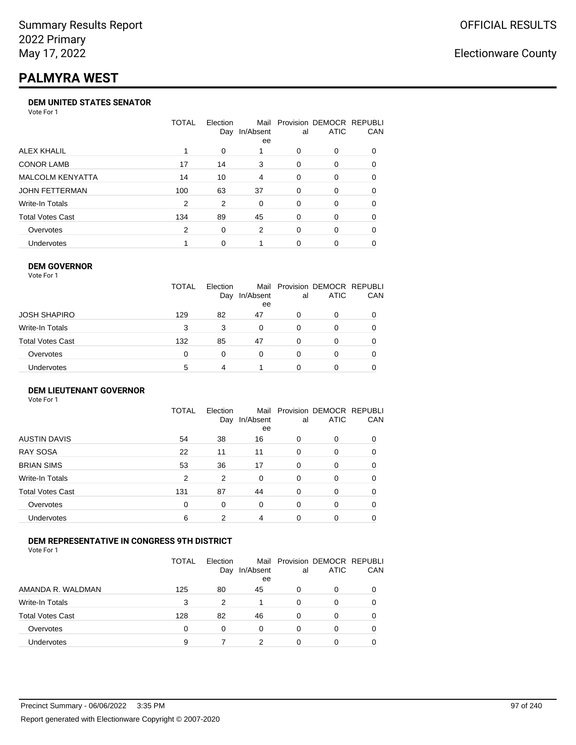Summary Results Report
2022 Primary
May 17, 2022

OFFICIAL RESULTS

Electionware County

# PALMYRA WEST

### DEM UNITED STATES SENATOR

Vote For 1

| | TOTAL | Election Day | Mail In/Absentee | Provisional | DEMOCRATIC | REPUBLICAN |
|---|---|---|---|---|---|---|
| ALEX KHALIL | 1 | 0 | 1 | 0 | 0 | 0 |
| CONOR LAMB | 17 | 14 | 3 | 0 | 0 | 0 |
| MALCOLM KENYATTA | 14 | 10 | 4 | 0 | 0 | 0 |
| JOHN FETTERMAN | 100 | 63 | 37 | 0 | 0 | 0 |
| Write-In Totals | 2 | 2 | 0 | 0 | 0 | 0 |
| Total Votes Cast | 134 | 89 | 45 | 0 | 0 | 0 |
| Overvotes | 2 | 0 | 2 | 0 | 0 | 0 |
| Undervotes | 1 | 0 | 1 | 0 | 0 | 0 |

### DEM GOVERNOR

Vote For 1

| | TOTAL | Election Day | Mail In/Absentee | Provisional | DEMOCRATIC | REPUBLICAN |
|---|---|---|---|---|---|---|
| JOSH SHAPIRO | 129 | 82 | 47 | 0 | 0 | 0 |
| Write-In Totals | 3 | 3 | 0 | 0 | 0 | 0 |
| Total Votes Cast | 132 | 85 | 47 | 0 | 0 | 0 |
| Overvotes | 0 | 0 | 0 | 0 | 0 | 0 |
| Undervotes | 5 | 4 | 1 | 0 | 0 | 0 |

### DEM LIEUTENANT GOVERNOR

Vote For 1

| | TOTAL | Election Day | Mail In/Absentee | Provisional | DEMOCRATIC | REPUBLICAN |
|---|---|---|---|---|---|---|
| AUSTIN DAVIS | 54 | 38 | 16 | 0 | 0 | 0 |
| RAY SOSA | 22 | 11 | 11 | 0 | 0 | 0 |
| BRIAN SIMS | 53 | 36 | 17 | 0 | 0 | 0 |
| Write-In Totals | 2 | 2 | 0 | 0 | 0 | 0 |
| Total Votes Cast | 131 | 87 | 44 | 0 | 0 | 0 |
| Overvotes | 0 | 0 | 0 | 0 | 0 | 0 |
| Undervotes | 6 | 2 | 4 | 0 | 0 | 0 |

### DEM REPRESENTATIVE IN CONGRESS 9TH DISTRICT

Vote For 1

| | TOTAL | Election Day | Mail In/Absentee | Provisional | DEMOCRATIC | REPUBLICAN |
|---|---|---|---|---|---|---|
| AMANDA R. WALDMAN | 125 | 80 | 45 | 0 | 0 | 0 |
| Write-In Totals | 3 | 2 | 1 | 0 | 0 | 0 |
| Total Votes Cast | 128 | 82 | 46 | 0 | 0 | 0 |
| Overvotes | 0 | 0 | 0 | 0 | 0 | 0 |
| Undervotes | 9 | 7 | 2 | 0 | 0 | 0 |

Precinct Summary - 06/06/2022 3:35 PM

Report generated with Electionware Copyright © 2007-2020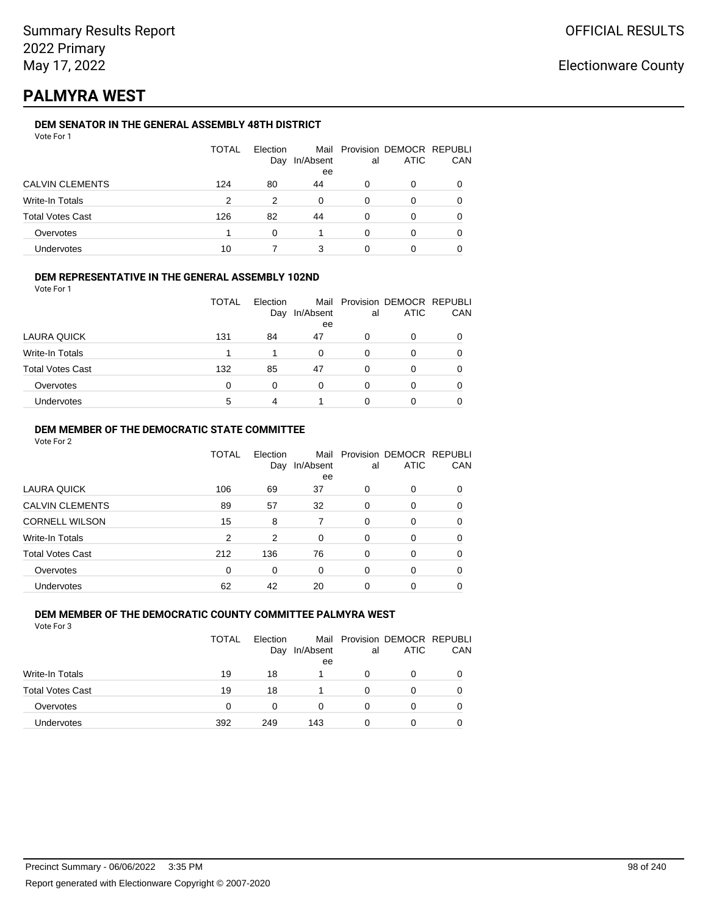Summary Results Report
2022 Primary
May 17, 2022

OFFICIAL RESULTS

Electionware County

# PALMYRA WEST

### DEM SENATOR IN THE GENERAL ASSEMBLY 48TH DISTRICT

Vote For 1

| | TOTAL | Election Day | Mail In/Absentee | Provisional | DEMOCRATIC | REPUBLICAN |
|---|---|---|---|---|---|---|
| CALVIN CLEMENTS | 124 | 80 | 44 | 0 | 0 | 0 |
| Write-In Totals | 2 | 2 | 0 | 0 | 0 | 0 |
| Total Votes Cast | 126 | 82 | 44 | 0 | 0 | 0 |
| Overvotes | 1 | 0 | 1 | 0 | 0 | 0 |
| Undervotes | 10 | 7 | 3 | 0 | 0 | 0 |

### DEM REPRESENTATIVE IN THE GENERAL ASSEMBLY 102ND

Vote For 1

| | TOTAL | Election Day | Mail In/Absentee | Provisional | DEMOCRATIC | REPUBLICAN |
|---|---|---|---|---|---|---|
| LAURA QUICK | 131 | 84 | 47 | 0 | 0 | 0 |
| Write-In Totals | 1 | 1 | 0 | 0 | 0 | 0 |
| Total Votes Cast | 132 | 85 | 47 | 0 | 0 | 0 |
| Overvotes | 0 | 0 | 0 | 0 | 0 | 0 |
| Undervotes | 5 | 4 | 1 | 0 | 0 | 0 |

### DEM MEMBER OF THE DEMOCRATIC STATE COMMITTEE

Vote For 2

| | TOTAL | Election Day | Mail In/Absentee | Provisional | DEMOCRATIC | REPUBLICAN |
|---|---|---|---|---|---|---|
| LAURA QUICK | 106 | 69 | 37 | 0 | 0 | 0 |
| CALVIN CLEMENTS | 89 | 57 | 32 | 0 | 0 | 0 |
| CORNELL WILSON | 15 | 8 | 7 | 0 | 0 | 0 |
| Write-In Totals | 2 | 2 | 0 | 0 | 0 | 0 |
| Total Votes Cast | 212 | 136 | 76 | 0 | 0 | 0 |
| Overvotes | 0 | 0 | 0 | 0 | 0 | 0 |
| Undervotes | 62 | 42 | 20 | 0 | 0 | 0 |

### DEM MEMBER OF THE DEMOCRATIC COUNTY COMMITTEE PALMYRA WEST

Vote For 3

| | TOTAL | Election Day | Mail In/Absentee | Provisional | DEMOCRATIC | REPUBLICAN |
|---|---|---|---|---|---|---|
| Write-In Totals | 19 | 18 | 1 | 0 | 0 | 0 |
| Total Votes Cast | 19 | 18 | 1 | 0 | 0 | 0 |
| Overvotes | 0 | 0 | 0 | 0 | 0 | 0 |
| Undervotes | 392 | 249 | 143 | 0 | 0 | 0 |

Precinct Summary - 06/06/2022 3:35 PM

Report generated with Electionware Copyright © 2007-2020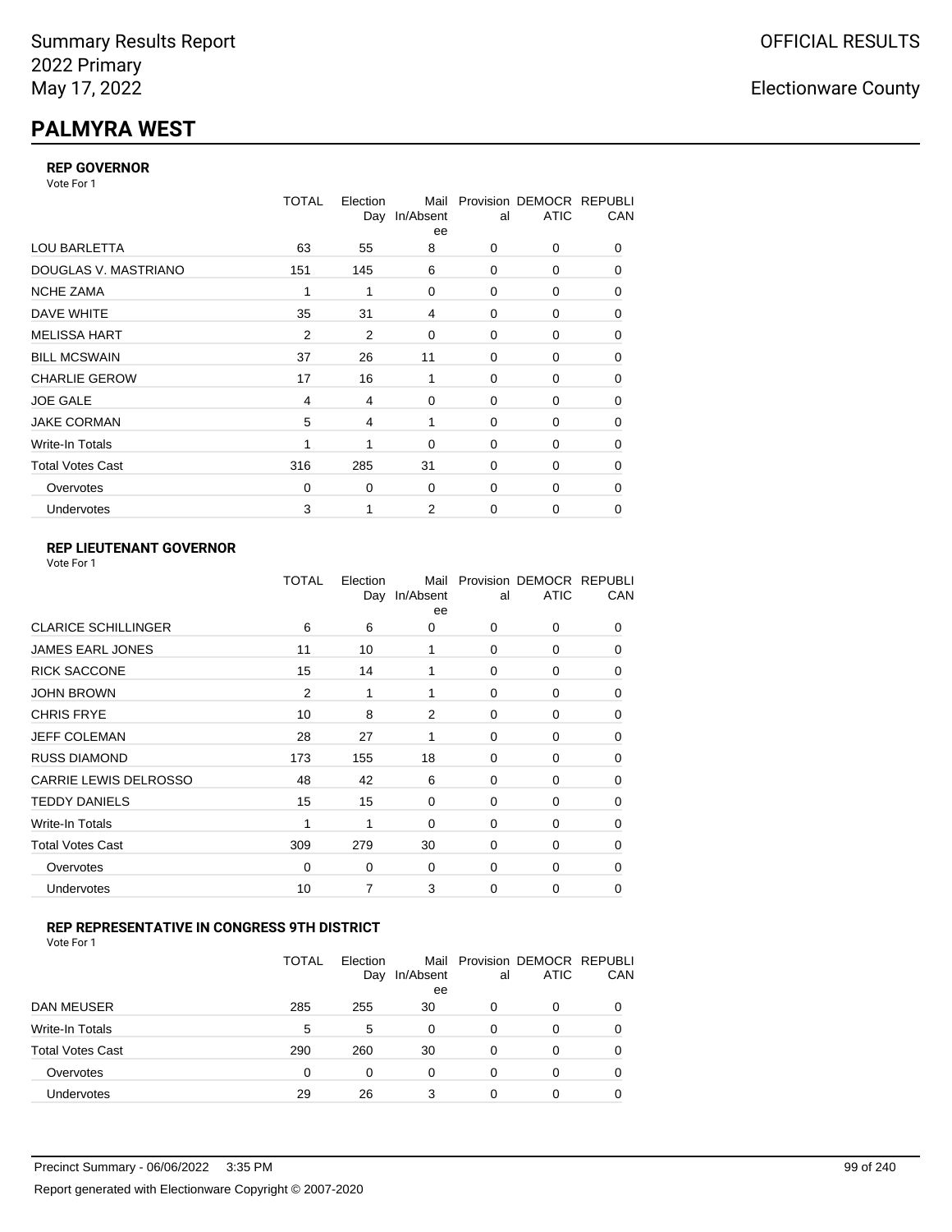# PALMYRA WEST

### REP GOVERNOR

Vote For 1

| | TOTAL | Election Day | Mail In/Absentee | Provisional | DEMOCRATIC | REPUBLICAN |
|---|---|---|---|---|---|---|
| LOU BARLETTA | 63 | 55 | 8 | 0 | 0 | 0 |
| DOUGLAS V. MASTRIANO | 151 | 145 | 6 | 0 | 0 | 0 |
| NCHE ZAMA | 1 | 1 | 0 | 0 | 0 | 0 |
| DAVE WHITE | 35 | 31 | 4 | 0 | 0 | 0 |
| MELISSA HART | 2 | 2 | 0 | 0 | 0 | 0 |
| BILL MCSWAIN | 37 | 26 | 11 | 0 | 0 | 0 |
| CHARLIE GEROW | 17 | 16 | 1 | 0 | 0 | 0 |
| JOE GALE | 4 | 4 | 0 | 0 | 0 | 0 |
| JAKE CORMAN | 5 | 4 | 1 | 0 | 0 | 0 |
| Write-In Totals | 1 | 1 | 0 | 0 | 0 | 0 |
| Total Votes Cast | 316 | 285 | 31 | 0 | 0 | 0 |
| Overvotes | 0 | 0 | 0 | 0 | 0 | 0 |
| Undervotes | 3 | 1 | 2 | 0 | 0 | 0 |

### REP LIEUTENANT GOVERNOR

Vote For 1

| | TOTAL | Election Day | Mail In/Absentee | Provisional | DEMOCRATIC | REPUBLICAN |
|---|---|---|---|---|---|---|
| CLARICE SCHILLINGER | 6 | 6 | 0 | 0 | 0 | 0 |
| JAMES EARL JONES | 11 | 10 | 1 | 0 | 0 | 0 |
| RICK SACCONE | 15 | 14 | 1 | 0 | 0 | 0 |
| JOHN BROWN | 2 | 1 | 1 | 0 | 0 | 0 |
| CHRIS FRYE | 10 | 8 | 2 | 0 | 0 | 0 |
| JEFF COLEMAN | 28 | 27 | 1 | 0 | 0 | 0 |
| RUSS DIAMOND | 173 | 155 | 18 | 0 | 0 | 0 |
| CARRIE LEWIS DELROSSO | 48 | 42 | 6 | 0 | 0 | 0 |
| TEDDY DANIELS | 15 | 15 | 0 | 0 | 0 | 0 |
| Write-In Totals | 1 | 1 | 0 | 0 | 0 | 0 |
| Total Votes Cast | 309 | 279 | 30 | 0 | 0 | 0 |
| Overvotes | 0 | 0 | 0 | 0 | 0 | 0 |
| Undervotes | 10 | 7 | 3 | 0 | 0 | 0 |

### REP REPRESENTATIVE IN CONGRESS 9TH DISTRICT

Vote For 1

| | TOTAL | Election Day | Mail In/Absentee | Provisional | DEMOCRATIC | REPUBLICAN |
|---|---|---|---|---|---|---|
| DAN MEUSER | 285 | 255 | 30 | 0 | 0 | 0 |
| Write-In Totals | 5 | 5 | 0 | 0 | 0 | 0 |
| Total Votes Cast | 290 | 260 | 30 | 0 | 0 | 0 |
| Overvotes | 0 | 0 | 0 | 0 | 0 | 0 |
| Undervotes | 29 | 26 | 3 | 0 | 0 | 0 |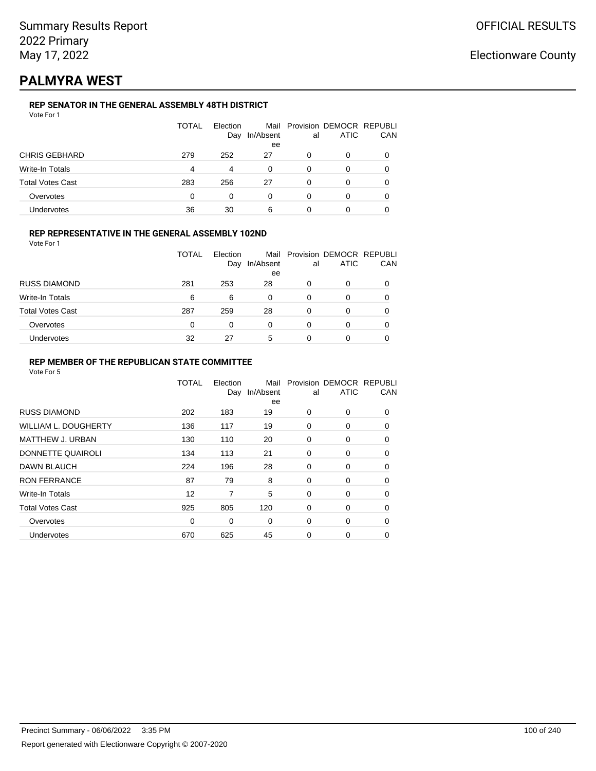Summary Results Report
2022 Primary
May 17, 2022

OFFICIAL RESULTS

Electionware County

# PALMYRA WEST

### REP SENATOR IN THE GENERAL ASSEMBLY 48TH DISTRICT

Vote For 1

| | TOTAL | Election Day | Mail In/Absentee | Provisional | DEMOCRATIC | REPUBLICAN |
|---|---|---|---|---|---|---|
| CHRIS GEBHARD | 279 | 252 | 27 | 0 | 0 | 0 |
| Write-In Totals | 4 | 4 | 0 | 0 | 0 | 0 |
| Total Votes Cast | 283 | 256 | 27 | 0 | 0 | 0 |
| Overvotes | 0 | 0 | 0 | 0 | 0 | 0 |
| Undervotes | 36 | 30 | 6 | 0 | 0 | 0 |

### REP REPRESENTATIVE IN THE GENERAL ASSEMBLY 102ND

Vote For 1

| | TOTAL | Election Day | Mail In/Absentee | Provisional | DEMOCRATIC | REPUBLICAN |
|---|---|---|---|---|---|---|
| RUSS DIAMOND | 281 | 253 | 28 | 0 | 0 | 0 |
| Write-In Totals | 6 | 6 | 0 | 0 | 0 | 0 |
| Total Votes Cast | 287 | 259 | 28 | 0 | 0 | 0 |
| Overvotes | 0 | 0 | 0 | 0 | 0 | 0 |
| Undervotes | 32 | 27 | 5 | 0 | 0 | 0 |

### REP MEMBER OF THE REPUBLICAN STATE COMMITTEE

Vote For 5

| | TOTAL | Election Day | Mail In/Absentee | Provisional | DEMOCRATIC | REPUBLICAN |
|---|---|---|---|---|---|---|
| RUSS DIAMOND | 202 | 183 | 19 | 0 | 0 | 0 |
| WILLIAM L. DOUGHERTY | 136 | 117 | 19 | 0 | 0 | 0 |
| MATTHEW J. URBAN | 130 | 110 | 20 | 0 | 0 | 0 |
| DONNETTE QUAIROLI | 134 | 113 | 21 | 0 | 0 | 0 |
| DAWN BLAUCH | 224 | 196 | 28 | 0 | 0 | 0 |
| RON FERRANCE | 87 | 79 | 8 | 0 | 0 | 0 |
| Write-In Totals | 12 | 7 | 5 | 0 | 0 | 0 |
| Total Votes Cast | 925 | 805 | 120 | 0 | 0 | 0 |
| Overvotes | 0 | 0 | 0 | 0 | 0 | 0 |
| Undervotes | 670 | 625 | 45 | 0 | 0 | 0 |

Precinct Summary - 06/06/2022 3:35 PM

Report generated with Electionware Copyright © 2007-2020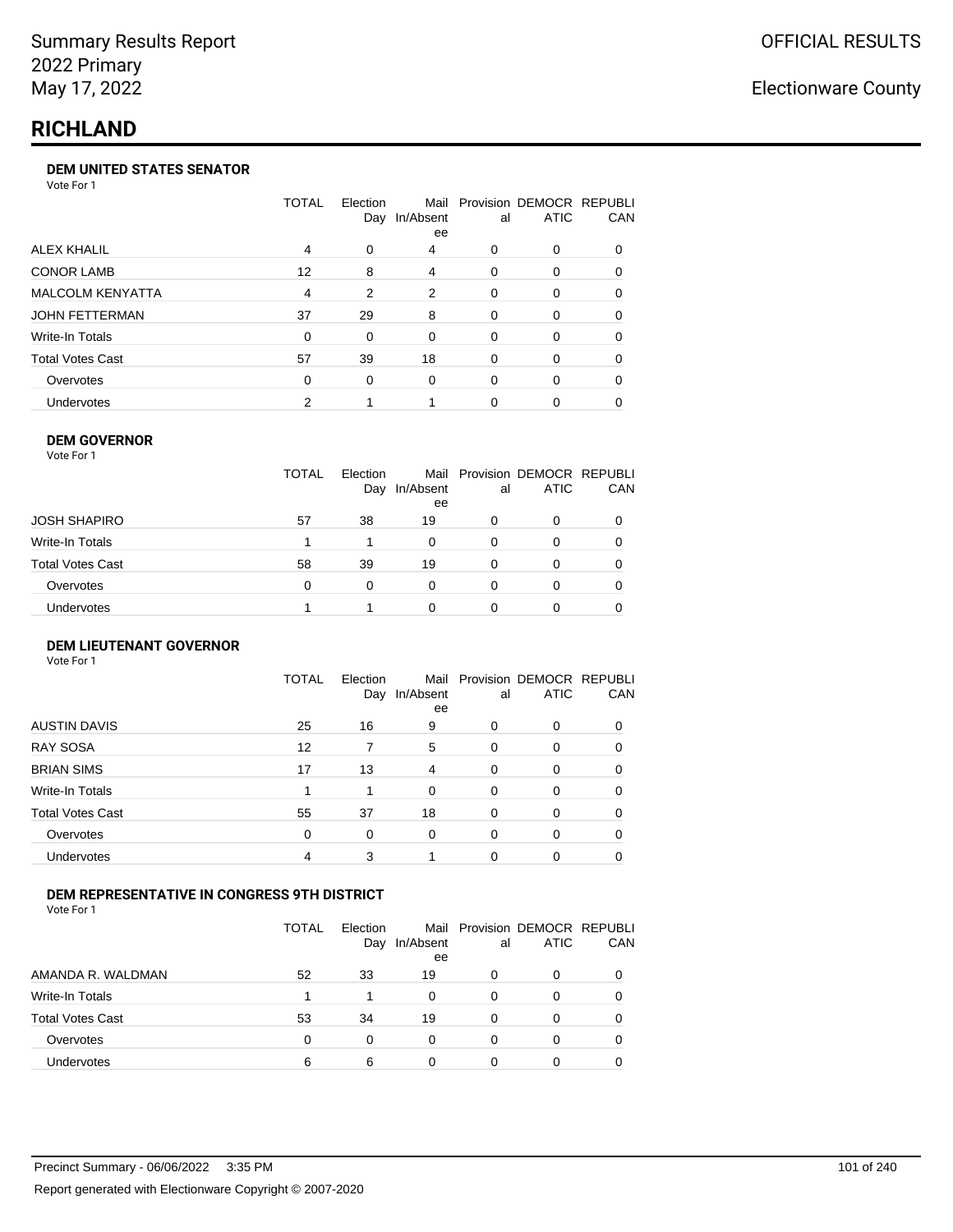Summary Results Report
2022 Primary
May 17, 2022

OFFICIAL RESULTS

Electionware County

# RICHLAND

### DEM UNITED STATES SENATOR

Vote For 1

| | TOTAL | Election Day | Mail In/Absentee | Provisional | DEMOCRATIC | REPUBLICAN |
|---|---|---|---|---|---|---|
| ALEX KHALIL | 4 | 0 | 4 | 0 | 0 | 0 |
| CONOR LAMB | 12 | 8 | 4 | 0 | 0 | 0 |
| MALCOLM KENYATTA | 4 | 2 | 2 | 0 | 0 | 0 |
| JOHN FETTERMAN | 37 | 29 | 8 | 0 | 0 | 0 |
| Write-In Totals | 0 | 0 | 0 | 0 | 0 | 0 |
| Total Votes Cast | 57 | 39 | 18 | 0 | 0 | 0 |
| Overvotes | 0 | 0 | 0 | 0 | 0 | 0 |
| Undervotes | 2 | 1 | 1 | 0 | 0 | 0 |

### DEM GOVERNOR

Vote For 1

| | TOTAL | Election Day | Mail In/Absentee | Provisional | DEMOCRATIC | REPUBLICAN |
|---|---|---|---|---|---|---|
| JOSH SHAPIRO | 57 | 38 | 19 | 0 | 0 | 0 |
| Write-In Totals | 1 | 1 | 0 | 0 | 0 | 0 |
| Total Votes Cast | 58 | 39 | 19 | 0 | 0 | 0 |
| Overvotes | 0 | 0 | 0 | 0 | 0 | 0 |
| Undervotes | 1 | 1 | 0 | 0 | 0 | 0 |

### DEM LIEUTENANT GOVERNOR

Vote For 1

| | TOTAL | Election Day | Mail In/Absentee | Provisional | DEMOCRATIC | REPUBLICAN |
|---|---|---|---|---|---|---|
| AUSTIN DAVIS | 25 | 16 | 9 | 0 | 0 | 0 |
| RAY SOSA | 12 | 7 | 5 | 0 | 0 | 0 |
| BRIAN SIMS | 17 | 13 | 4 | 0 | 0 | 0 |
| Write-In Totals | 1 | 1 | 0 | 0 | 0 | 0 |
| Total Votes Cast | 55 | 37 | 18 | 0 | 0 | 0 |
| Overvotes | 0 | 0 | 0 | 0 | 0 | 0 |
| Undervotes | 4 | 3 | 1 | 0 | 0 | 0 |

### DEM REPRESENTATIVE IN CONGRESS 9TH DISTRICT

Vote For 1

| | TOTAL | Election Day | Mail In/Absentee | Provisional | DEMOCRATIC | REPUBLICAN |
|---|---|---|---|---|---|---|
| AMANDA R. WALDMAN | 52 | 33 | 19 | 0 | 0 | 0 |
| Write-In Totals | 1 | 1 | 0 | 0 | 0 | 0 |
| Total Votes Cast | 53 | 34 | 19 | 0 | 0 | 0 |
| Overvotes | 0 | 0 | 0 | 0 | 0 | 0 |
| Undervotes | 6 | 6 | 0 | 0 | 0 | 0 |

Precinct Summary - 06/06/2022 3:35 PM

Report generated with Electionware Copyright © 2007-2020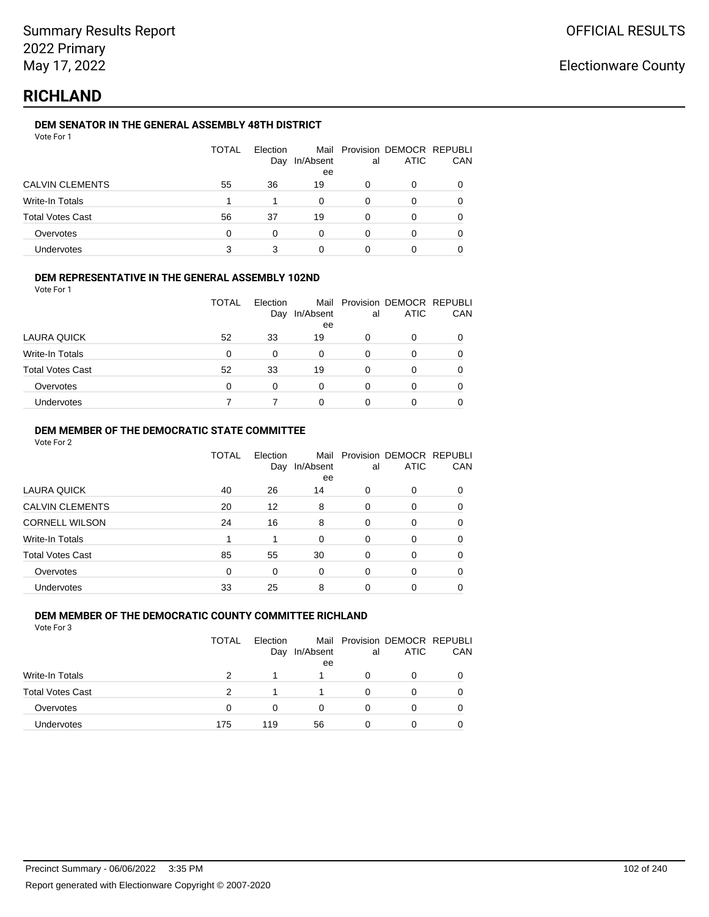Summary Results Report
2022 Primary
May 17, 2022

OFFICIAL RESULTS

Electionware County

# RICHLAND

### DEM SENATOR IN THE GENERAL ASSEMBLY 48TH DISTRICT

Vote For 1

| | TOTAL | Election Day | Mail In/Absentee | Provisional | DEMOCRATIC | REPUBLICAN |
|---|---|---|---|---|---|---|
| CALVIN CLEMENTS | 55 | 36 | 19 | 0 | 0 | 0 |
| Write-In Totals | 1 | 1 | 0 | 0 | 0 | 0 |
| Total Votes Cast | 56 | 37 | 19 | 0 | 0 | 0 |
| Overvotes | 0 | 0 | 0 | 0 | 0 | 0 |
| Undervotes | 3 | 3 | 0 | 0 | 0 | 0 |

### DEM REPRESENTATIVE IN THE GENERAL ASSEMBLY 102ND

Vote For 1

| | TOTAL | Election Day | Mail In/Absentee | Provisional | DEMOCRATIC | REPUBLICAN |
|---|---|---|---|---|---|---|
| LAURA QUICK | 52 | 33 | 19 | 0 | 0 | 0 |
| Write-In Totals | 0 | 0 | 0 | 0 | 0 | 0 |
| Total Votes Cast | 52 | 33 | 19 | 0 | 0 | 0 |
| Overvotes | 0 | 0 | 0 | 0 | 0 | 0 |
| Undervotes | 7 | 7 | 0 | 0 | 0 | 0 |

### DEM MEMBER OF THE DEMOCRATIC STATE COMMITTEE

Vote For 2

| | TOTAL | Election Day | Mail In/Absentee | Provisional | DEMOCRATIC | REPUBLICAN |
|---|---|---|---|---|---|---|
| LAURA QUICK | 40 | 26 | 14 | 0 | 0 | 0 |
| CALVIN CLEMENTS | 20 | 12 | 8 | 0 | 0 | 0 |
| CORNELL WILSON | 24 | 16 | 8 | 0 | 0 | 0 |
| Write-In Totals | 1 | 1 | 0 | 0 | 0 | 0 |
| Total Votes Cast | 85 | 55 | 30 | 0 | 0 | 0 |
| Overvotes | 0 | 0 | 0 | 0 | 0 | 0 |
| Undervotes | 33 | 25 | 8 | 0 | 0 | 0 |

### DEM MEMBER OF THE DEMOCRATIC COUNTY COMMITTEE RICHLAND

Vote For 3

| | TOTAL | Election Day | Mail In/Absentee | Provisional | DEMOCRATIC | REPUBLICAN |
|---|---|---|---|---|---|---|
| Write-In Totals | 2 | 1 | 1 | 0 | 0 | 0 |
| Total Votes Cast | 2 | 1 | 1 | 0 | 0 | 0 |
| Overvotes | 0 | 0 | 0 | 0 | 0 | 0 |
| Undervotes | 175 | 119 | 56 | 0 | 0 | 0 |

Precinct Summary - 06/06/2022 3:35 PM

Report generated with Electionware Copyright © 2007-2020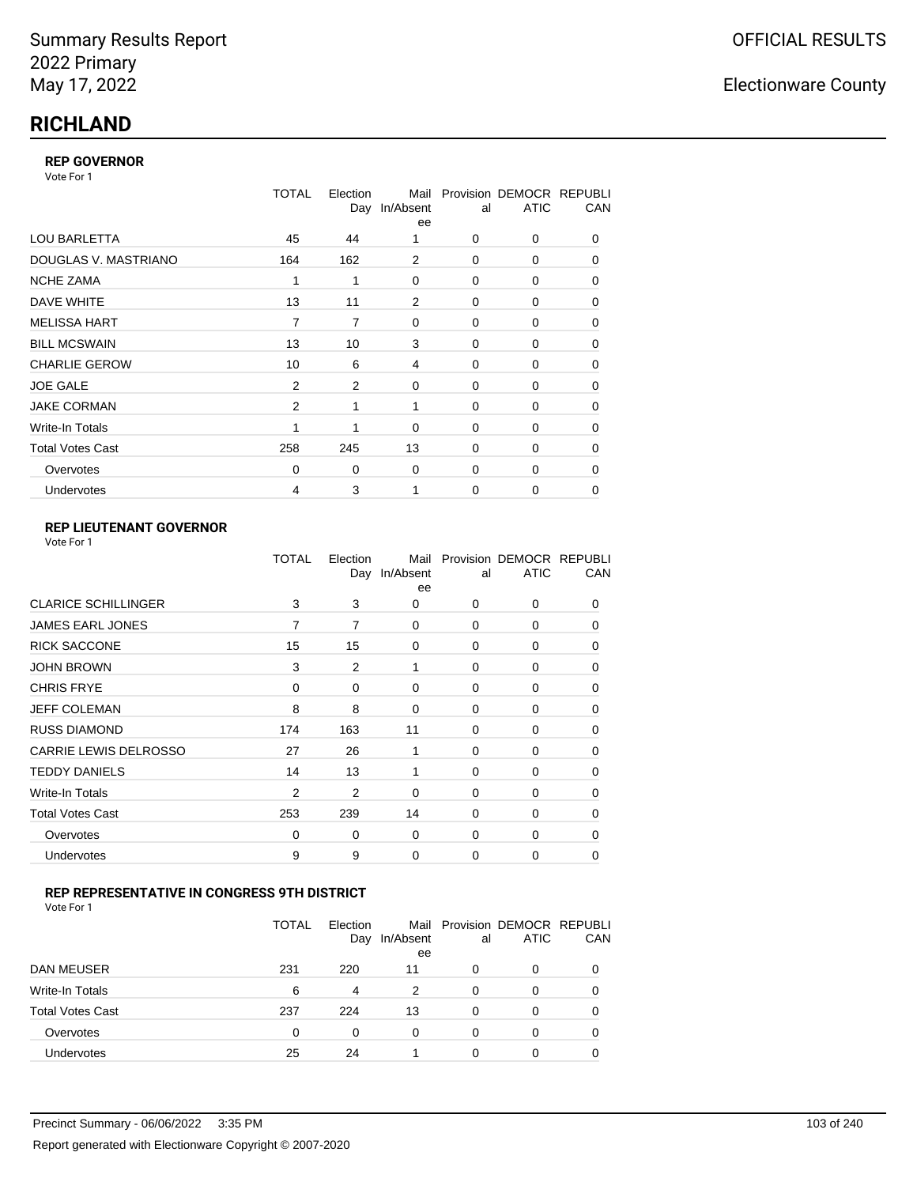Summary Results Report
2022 Primary
May 17, 2022

OFFICIAL RESULTS

Electionware County

# RICHLAND

### REP GOVERNOR

Vote For 1

| | TOTAL | Election Day | Mail In/Absentee | Provisional | DEMOCRATIC | REPUBLICAN |
|---|---|---|---|---|---|---|
| LOU BARLETTA | 45 | 44 | 1 | 0 | 0 | 0 |
| DOUGLAS V. MASTRIANO | 164 | 162 | 2 | 0 | 0 | 0 |
| NCHE ZAMA | 1 | 1 | 0 | 0 | 0 | 0 |
| DAVE WHITE | 13 | 11 | 2 | 0 | 0 | 0 |
| MELISSA HART | 7 | 7 | 0 | 0 | 0 | 0 |
| BILL MCSWAIN | 13 | 10 | 3 | 0 | 0 | 0 |
| CHARLIE GEROW | 10 | 6 | 4 | 0 | 0 | 0 |
| JOE GALE | 2 | 2 | 0 | 0 | 0 | 0 |
| JAKE CORMAN | 2 | 1 | 1 | 0 | 0 | 0 |
| Write-In Totals | 1 | 1 | 0 | 0 | 0 | 0 |
| Total Votes Cast | 258 | 245 | 13 | 0 | 0 | 0 |
| Overvotes | 0 | 0 | 0 | 0 | 0 | 0 |
| Undervotes | 4 | 3 | 1 | 0 | 0 | 0 |

### REP LIEUTENANT GOVERNOR

Vote For 1

| | TOTAL | Election Day | Mail In/Absentee | Provisional | DEMOCRATIC | REPUBLICAN |
|---|---|---|---|---|---|---|
| CLARICE SCHILLINGER | 3 | 3 | 0 | 0 | 0 | 0 |
| JAMES EARL JONES | 7 | 7 | 0 | 0 | 0 | 0 |
| RICK SACCONE | 15 | 15 | 0 | 0 | 0 | 0 |
| JOHN BROWN | 3 | 2 | 1 | 0 | 0 | 0 |
| CHRIS FRYE | 0 | 0 | 0 | 0 | 0 | 0 |
| JEFF COLEMAN | 8 | 8 | 0 | 0 | 0 | 0 |
| RUSS DIAMOND | 174 | 163 | 11 | 0 | 0 | 0 |
| CARRIE LEWIS DELROSSO | 27 | 26 | 1 | 0 | 0 | 0 |
| TEDDY DANIELS | 14 | 13 | 1 | 0 | 0 | 0 |
| Write-In Totals | 2 | 2 | 0 | 0 | 0 | 0 |
| Total Votes Cast | 253 | 239 | 14 | 0 | 0 | 0 |
| Overvotes | 0 | 0 | 0 | 0 | 0 | 0 |
| Undervotes | 9 | 9 | 0 | 0 | 0 | 0 |

### REP REPRESENTATIVE IN CONGRESS 9TH DISTRICT

Vote For 1

| | TOTAL | Election Day | Mail In/Absentee | Provisional | DEMOCRATIC | REPUBLICAN |
|---|---|---|---|---|---|---|
| DAN MEUSER | 231 | 220 | 11 | 0 | 0 | 0 |
| Write-In Totals | 6 | 4 | 2 | 0 | 0 | 0 |
| Total Votes Cast | 237 | 224 | 13 | 0 | 0 | 0 |
| Overvotes | 0 | 0 | 0 | 0 | 0 | 0 |
| Undervotes | 25 | 24 | 1 | 0 | 0 | 0 |

Precinct Summary - 06/06/2022 3:35 PM

Report generated with Electionware Copyright © 2007-2020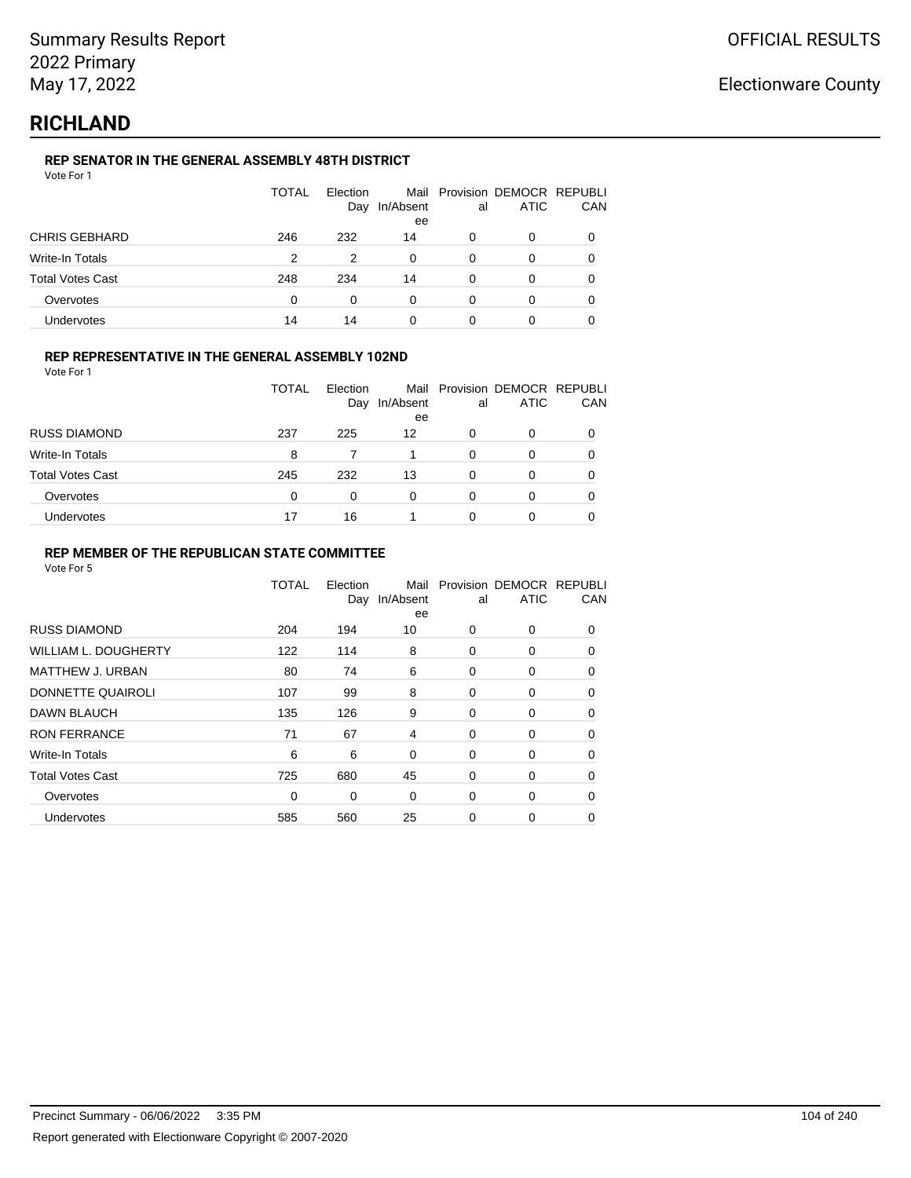# RICHLAND

### REP SENATOR IN THE GENERAL ASSEMBLY 48TH DISTRICT

Vote For 1

| | TOTAL | Election Day | Mail In/Absentee | Provisional | DEMOCRATIC | REPUBLICAN |
|---|---|---|---|---|---|---|
| CHRIS GEBHARD | 246 | 232 | 14 | 0 | 0 | 0 |
| Write-In Totals | 2 | 2 | 0 | 0 | 0 | 0 |
| Total Votes Cast | 248 | 234 | 14 | 0 | 0 | 0 |
| Overvotes | 0 | 0 | 0 | 0 | 0 | 0 |
| Undervotes | 14 | 14 | 0 | 0 | 0 | 0 |

### REP REPRESENTATIVE IN THE GENERAL ASSEMBLY 102ND

Vote For 1

| | TOTAL | Election Day | Mail In/Absentee | Provisional | DEMOCRATIC | REPUBLICAN |
|---|---|---|---|---|---|---|
| RUSS DIAMOND | 237 | 225 | 12 | 0 | 0 | 0 |
| Write-In Totals | 8 | 7 | 1 | 0 | 0 | 0 |
| Total Votes Cast | 245 | 232 | 13 | 0 | 0 | 0 |
| Overvotes | 0 | 0 | 0 | 0 | 0 | 0 |
| Undervotes | 17 | 16 | 1 | 0 | 0 | 0 |

### REP MEMBER OF THE REPUBLICAN STATE COMMITTEE

Vote For 5

| | TOTAL | Election Day | Mail In/Absentee | Provisional | DEMOCRATIC | REPUBLICAN |
|---|---|---|---|---|---|---|
| RUSS DIAMOND | 204 | 194 | 10 | 0 | 0 | 0 |
| WILLIAM L. DOUGHERTY | 122 | 114 | 8 | 0 | 0 | 0 |
| MATTHEW J. URBAN | 80 | 74 | 6 | 0 | 0 | 0 |
| DONNETTE QUAIROLI | 107 | 99 | 8 | 0 | 0 | 0 |
| DAWN BLAUCH | 135 | 126 | 9 | 0 | 0 | 0 |
| RON FERRANCE | 71 | 67 | 4 | 0 | 0 | 0 |
| Write-In Totals | 6 | 6 | 0 | 0 | 0 | 0 |
| Total Votes Cast | 725 | 680 | 45 | 0 | 0 | 0 |
| Overvotes | 0 | 0 | 0 | 0 | 0 | 0 |
| Undervotes | 585 | 560 | 25 | 0 | 0 | 0 |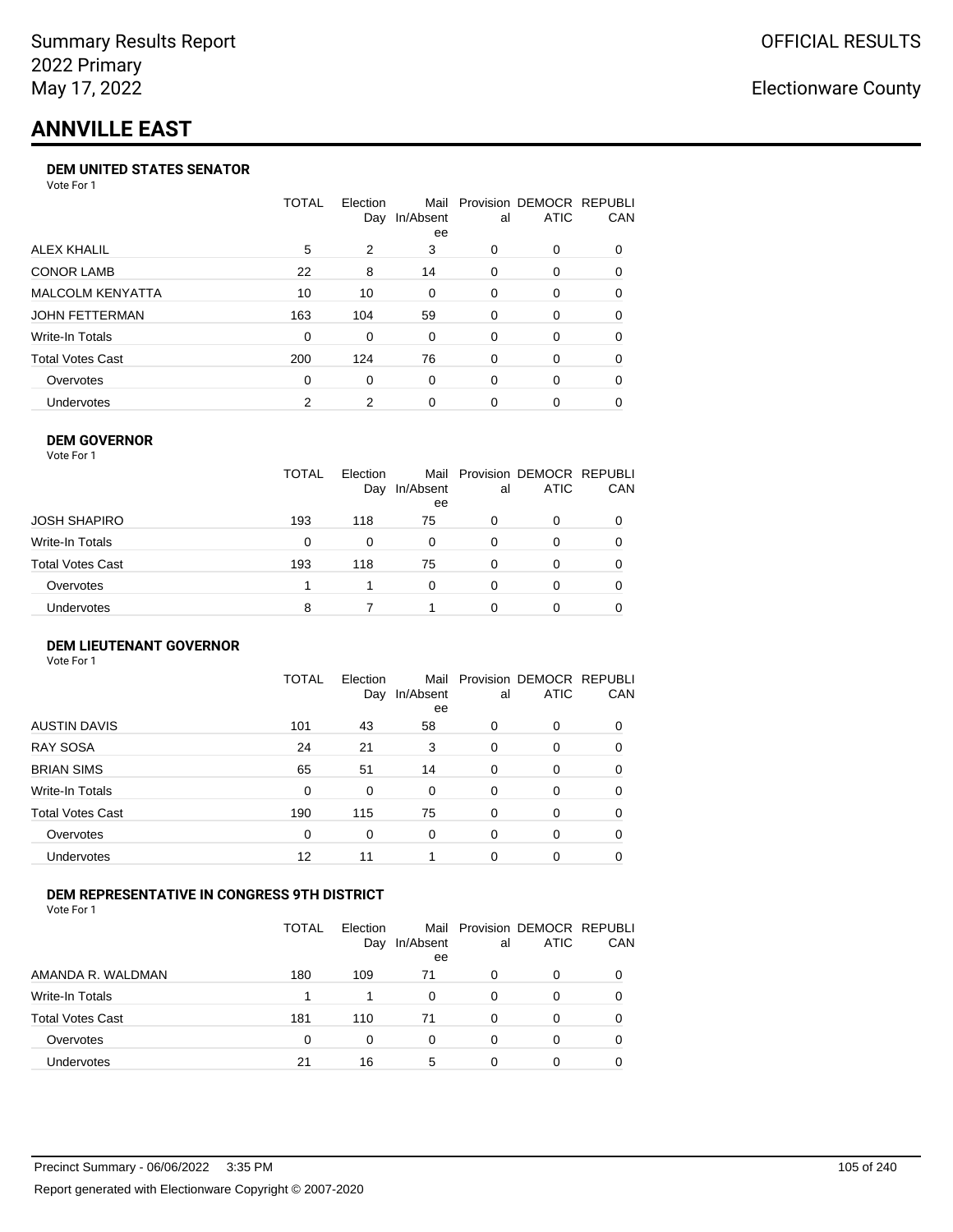# ANNVILLE EAST

### DEM UNITED STATES SENATOR

Vote For 1

| | TOTAL | Election Day | Mail In/Absentee | Provisional | DEMOCRATIC | REPUBLICAN |
|---|---|---|---|---|---|---|
| ALEX KHALIL | 5 | 2 | 3 | 0 | 0 | 0 |
| CONOR LAMB | 22 | 8 | 14 | 0 | 0 | 0 |
| MALCOLM KENYATTA | 10 | 10 | 0 | 0 | 0 | 0 |
| JOHN FETTERMAN | 163 | 104 | 59 | 0 | 0 | 0 |
| Write-In Totals | 0 | 0 | 0 | 0 | 0 | 0 |
| Total Votes Cast | 200 | 124 | 76 | 0 | 0 | 0 |
| Overvotes | 0 | 0 | 0 | 0 | 0 | 0 |
| Undervotes | 2 | 2 | 0 | 0 | 0 | 0 |

### DEM GOVERNOR

Vote For 1

| | TOTAL | Election Day | Mail In/Absentee | Provisional | DEMOCRATIC | REPUBLICAN |
|---|---|---|---|---|---|---|
| JOSH SHAPIRO | 193 | 118 | 75 | 0 | 0 | 0 |
| Write-In Totals | 0 | 0 | 0 | 0 | 0 | 0 |
| Total Votes Cast | 193 | 118 | 75 | 0 | 0 | 0 |
| Overvotes | 1 | 1 | 0 | 0 | 0 | 0 |
| Undervotes | 8 | 7 | 1 | 0 | 0 | 0 |

### DEM LIEUTENANT GOVERNOR

Vote For 1

| | TOTAL | Election Day | Mail In/Absentee | Provisional | DEMOCRATIC | REPUBLICAN |
|---|---|---|---|---|---|---|
| AUSTIN DAVIS | 101 | 43 | 58 | 0 | 0 | 0 |
| RAY SOSA | 24 | 21 | 3 | 0 | 0 | 0 |
| BRIAN SIMS | 65 | 51 | 14 | 0 | 0 | 0 |
| Write-In Totals | 0 | 0 | 0 | 0 | 0 | 0 |
| Total Votes Cast | 190 | 115 | 75 | 0 | 0 | 0 |
| Overvotes | 0 | 0 | 0 | 0 | 0 | 0 |
| Undervotes | 12 | 11 | 1 | 0 | 0 | 0 |

### DEM REPRESENTATIVE IN CONGRESS 9TH DISTRICT

Vote For 1

| | TOTAL | Election Day | Mail In/Absentee | Provisional | DEMOCRATIC | REPUBLICAN |
|---|---|---|---|---|---|---|
| AMANDA R. WALDMAN | 180 | 109 | 71 | 0 | 0 | 0 |
| Write-In Totals | 1 | 1 | 0 | 0 | 0 | 0 |
| Total Votes Cast | 181 | 110 | 71 | 0 | 0 | 0 |
| Overvotes | 0 | 0 | 0 | 0 | 0 | 0 |
| Undervotes | 21 | 16 | 5 | 0 | 0 | 0 |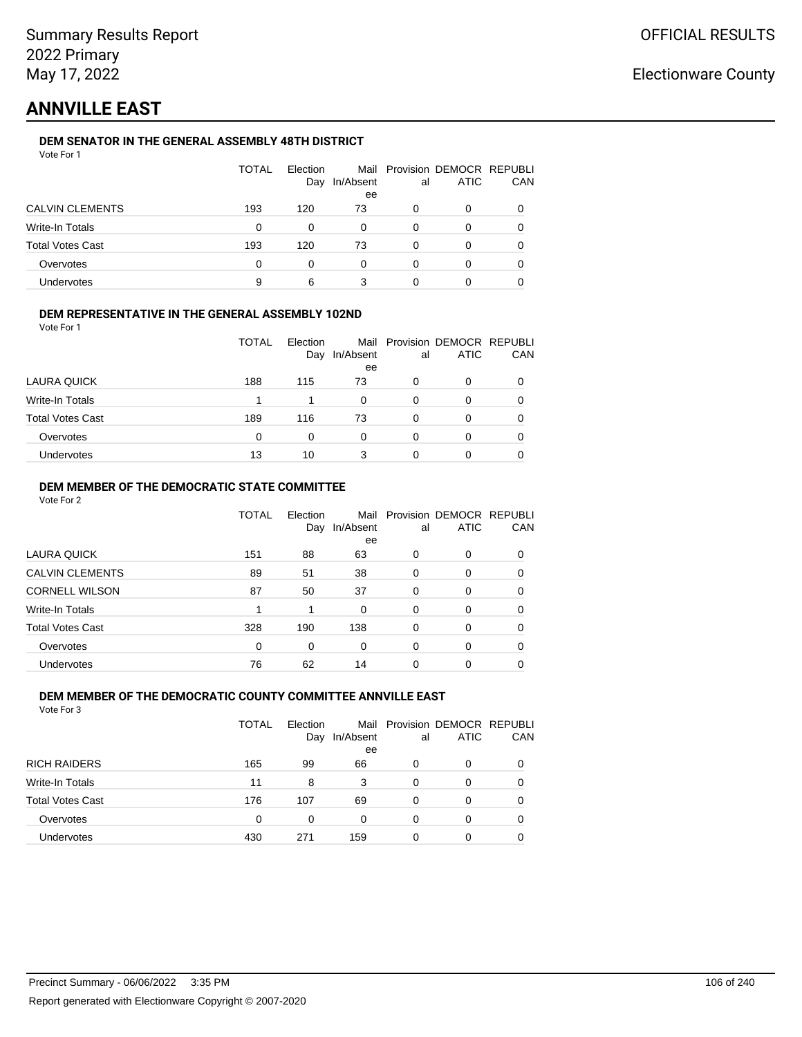Summary Results Report
2022 Primary
May 17, 2022

OFFICIAL RESULTS

Electionware County

# ANNVILLE EAST

### DEM SENATOR IN THE GENERAL ASSEMBLY 48TH DISTRICT

Vote For 1

| | TOTAL | Election Day | Mail In/Absentee | Provisional | DEMOCRATIC | REPUBLICAN |
|---|---|---|---|---|---|---|
| CALVIN CLEMENTS | 193 | 120 | 73 | 0 | 0 | 0 |
| Write-In Totals | 0 | 0 | 0 | 0 | 0 | 0 |
| Total Votes Cast | 193 | 120 | 73 | 0 | 0 | 0 |
| Overvotes | 0 | 0 | 0 | 0 | 0 | 0 |
| Undervotes | 9 | 6 | 3 | 0 | 0 | 0 |

### DEM REPRESENTATIVE IN THE GENERAL ASSEMBLY 102ND

Vote For 1

| | TOTAL | Election Day | Mail In/Absentee | Provisional | DEMOCRATIC | REPUBLICAN |
|---|---|---|---|---|---|---|
| LAURA QUICK | 188 | 115 | 73 | 0 | 0 | 0 |
| Write-In Totals | 1 | 1 | 0 | 0 | 0 | 0 |
| Total Votes Cast | 189 | 116 | 73 | 0 | 0 | 0 |
| Overvotes | 0 | 0 | 0 | 0 | 0 | 0 |
| Undervotes | 13 | 10 | 3 | 0 | 0 | 0 |

### DEM MEMBER OF THE DEMOCRATIC STATE COMMITTEE

Vote For 2

| | TOTAL | Election Day | Mail In/Absentee | Provisional | DEMOCRATIC | REPUBLICAN |
|---|---|---|---|---|---|---|
| LAURA QUICK | 151 | 88 | 63 | 0 | 0 | 0 |
| CALVIN CLEMENTS | 89 | 51 | 38 | 0 | 0 | 0 |
| CORNELL WILSON | 87 | 50 | 37 | 0 | 0 | 0 |
| Write-In Totals | 1 | 1 | 0 | 0 | 0 | 0 |
| Total Votes Cast | 328 | 190 | 138 | 0 | 0 | 0 |
| Overvotes | 0 | 0 | 0 | 0 | 0 | 0 |
| Undervotes | 76 | 62 | 14 | 0 | 0 | 0 |

### DEM MEMBER OF THE DEMOCRATIC COUNTY COMMITTEE ANNVILLE EAST

Vote For 3

| | TOTAL | Election Day | Mail In/Absentee | Provisional | DEMOCRATIC | REPUBLICAN |
|---|---|---|---|---|---|---|
| RICH RAIDERS | 165 | 99 | 66 | 0 | 0 | 0 |
| Write-In Totals | 11 | 8 | 3 | 0 | 0 | 0 |
| Total Votes Cast | 176 | 107 | 69 | 0 | 0 | 0 |
| Overvotes | 0 | 0 | 0 | 0 | 0 | 0 |
| Undervotes | 430 | 271 | 159 | 0 | 0 | 0 |

Precinct Summary - 06/06/2022 3:35 PM

Report generated with Electionware Copyright © 2007-2020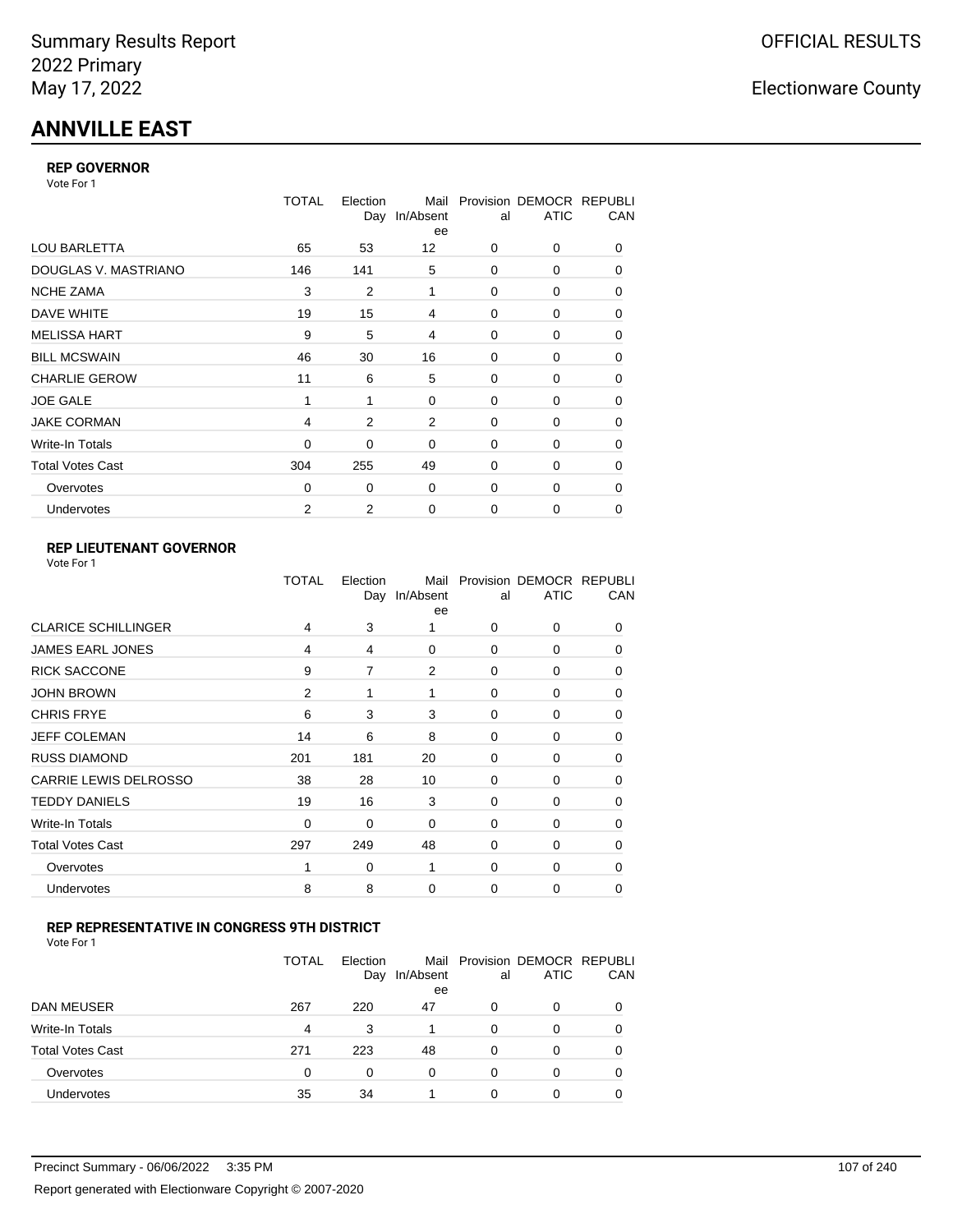Summary Results Report
2022 Primary
May 17, 2022

OFFICIAL RESULTS

Electionware County

# ANNVILLE EAST

### REP GOVERNOR

Vote For 1

| | TOTAL | Election Day | Mail In/Absentee | Provisional | DEMOCRATIC | REPUBLICAN |
|---|---|---|---|---|---|---|
| LOU BARLETTA | 65 | 53 | 12 | 0 | 0 | 0 |
| DOUGLAS V. MASTRIANO | 146 | 141 | 5 | 0 | 0 | 0 |
| NCHE ZAMA | 3 | 2 | 1 | 0 | 0 | 0 |
| DAVE WHITE | 19 | 15 | 4 | 0 | 0 | 0 |
| MELISSA HART | 9 | 5 | 4 | 0 | 0 | 0 |
| BILL MCSWAIN | 46 | 30 | 16 | 0 | 0 | 0 |
| CHARLIE GEROW | 11 | 6 | 5 | 0 | 0 | 0 |
| JOE GALE | 1 | 1 | 0 | 0 | 0 | 0 |
| JAKE CORMAN | 4 | 2 | 2 | 0 | 0 | 0 |
| Write-In Totals | 0 | 0 | 0 | 0 | 0 | 0 |
| Total Votes Cast | 304 | 255 | 49 | 0 | 0 | 0 |
| Overvotes | 0 | 0 | 0 | 0 | 0 | 0 |
| Undervotes | 2 | 2 | 0 | 0 | 0 | 0 |

### REP LIEUTENANT GOVERNOR

Vote For 1

| | TOTAL | Election Day | Mail In/Absentee | Provisional | DEMOCRATIC | REPUBLICAN |
|---|---|---|---|---|---|---|
| CLARICE SCHILLINGER | 4 | 3 | 1 | 0 | 0 | 0 |
| JAMES EARL JONES | 4 | 4 | 0 | 0 | 0 | 0 |
| RICK SACCONE | 9 | 7 | 2 | 0 | 0 | 0 |
| JOHN BROWN | 2 | 1 | 1 | 0 | 0 | 0 |
| CHRIS FRYE | 6 | 3 | 3 | 0 | 0 | 0 |
| JEFF COLEMAN | 14 | 6 | 8 | 0 | 0 | 0 |
| RUSS DIAMOND | 201 | 181 | 20 | 0 | 0 | 0 |
| CARRIE LEWIS DELROSSO | 38 | 28 | 10 | 0 | 0 | 0 |
| TEDDY DANIELS | 19 | 16 | 3 | 0 | 0 | 0 |
| Write-In Totals | 0 | 0 | 0 | 0 | 0 | 0 |
| Total Votes Cast | 297 | 249 | 48 | 0 | 0 | 0 |
| Overvotes | 1 | 0 | 1 | 0 | 0 | 0 |
| Undervotes | 8 | 8 | 0 | 0 | 0 | 0 |

### REP REPRESENTATIVE IN CONGRESS 9TH DISTRICT

Vote For 1

| | TOTAL | Election Day | Mail In/Absentee | Provisional | DEMOCRATIC | REPUBLICAN |
|---|---|---|---|---|---|---|
| DAN MEUSER | 267 | 220 | 47 | 0 | 0 | 0 |
| Write-In Totals | 4 | 3 | 1 | 0 | 0 | 0 |
| Total Votes Cast | 271 | 223 | 48 | 0 | 0 | 0 |
| Overvotes | 0 | 0 | 0 | 0 | 0 | 0 |
| Undervotes | 35 | 34 | 1 | 0 | 0 | 0 |

Precinct Summary - 06/06/2022 3:35 PM

Report generated with Electionware Copyright © 2007-2020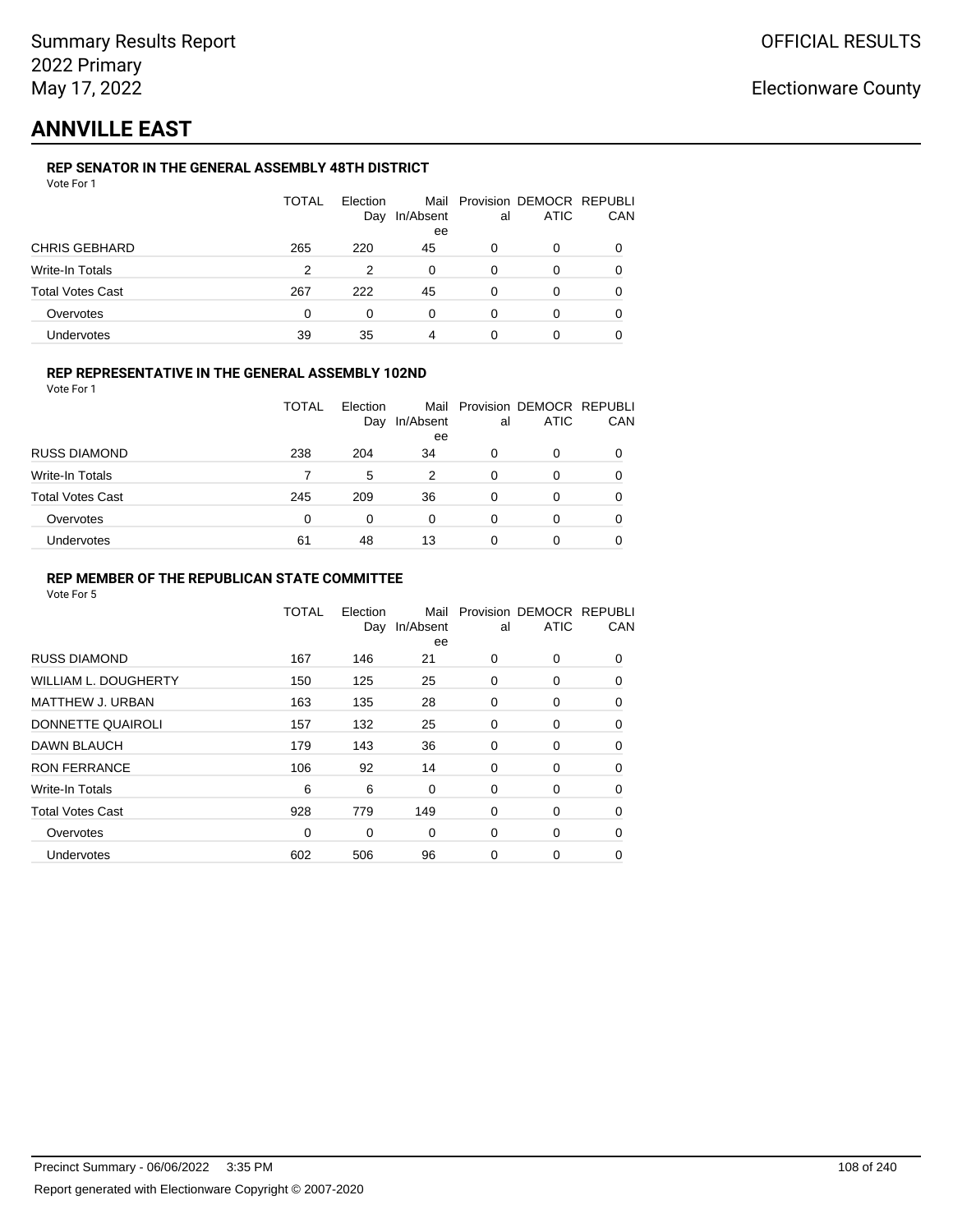Summary Results Report
2022 Primary
May 17, 2022

OFFICIAL RESULTS

Electionware County

# ANNVILLE EAST

### REP SENATOR IN THE GENERAL ASSEMBLY 48TH DISTRICT

Vote For 1

| | TOTAL | Election Day | Mail In/Absentee | Provisional | DEMOCRATIC | REPUBLICAN |
|---|---|---|---|---|---|---|
| CHRIS GEBHARD | 265 | 220 | 45 | 0 | 0 | 0 |
| Write-In Totals | 2 | 2 | 0 | 0 | 0 | 0 |
| Total Votes Cast | 267 | 222 | 45 | 0 | 0 | 0 |
| Overvotes | 0 | 0 | 0 | 0 | 0 | 0 |
| Undervotes | 39 | 35 | 4 | 0 | 0 | 0 |

### REP REPRESENTATIVE IN THE GENERAL ASSEMBLY 102ND

Vote For 1

| | TOTAL | Election Day | Mail In/Absentee | Provisional | DEMOCRATIC | REPUBLICAN |
|---|---|---|---|---|---|---|
| RUSS DIAMOND | 238 | 204 | 34 | 0 | 0 | 0 |
| Write-In Totals | 7 | 5 | 2 | 0 | 0 | 0 |
| Total Votes Cast | 245 | 209 | 36 | 0 | 0 | 0 |
| Overvotes | 0 | 0 | 0 | 0 | 0 | 0 |
| Undervotes | 61 | 48 | 13 | 0 | 0 | 0 |

### REP MEMBER OF THE REPUBLICAN STATE COMMITTEE

Vote For 5

| | TOTAL | Election Day | Mail In/Absentee | Provisional | DEMOCRATIC | REPUBLICAN |
|---|---|---|---|---|---|---|
| RUSS DIAMOND | 167 | 146 | 21 | 0 | 0 | 0 |
| WILLIAM L. DOUGHERTY | 150 | 125 | 25 | 0 | 0 | 0 |
| MATTHEW J. URBAN | 163 | 135 | 28 | 0 | 0 | 0 |
| DONNETTE QUAIROLI | 157 | 132 | 25 | 0 | 0 | 0 |
| DAWN BLAUCH | 179 | 143 | 36 | 0 | 0 | 0 |
| RON FERRANCE | 106 | 92 | 14 | 0 | 0 | 0 |
| Write-In Totals | 6 | 6 | 0 | 0 | 0 | 0 |
| Total Votes Cast | 928 | 779 | 149 | 0 | 0 | 0 |
| Overvotes | 0 | 0 | 0 | 0 | 0 | 0 |
| Undervotes | 602 | 506 | 96 | 0 | 0 | 0 |

Precinct Summary - 06/06/2022 3:35 PM

Report generated with Electionware Copyright © 2007-2020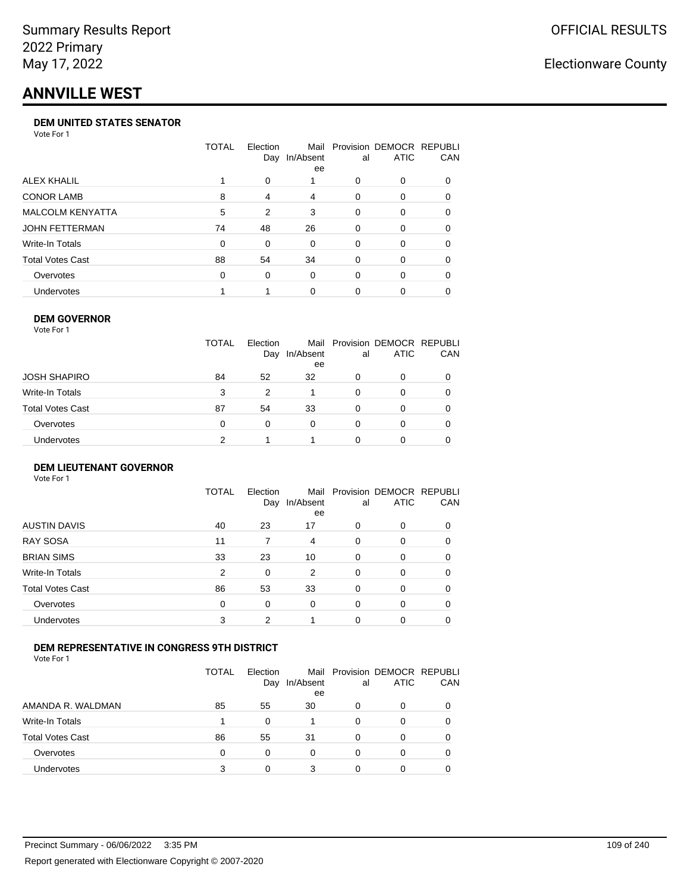Summary Results Report
2022 Primary
May 17, 2022

OFFICIAL RESULTS

Electionware County

# ANNVILLE WEST

### DEM UNITED STATES SENATOR

Vote For 1

| | TOTAL | Election Day | Mail In/Absentee | Provisional | DEMOCRATIC | REPUBLICAN |
|---|---|---|---|---|---|---|
| ALEX KHALIL | 1 | 0 | 1 | 0 | 0 | 0 |
| CONOR LAMB | 8 | 4 | 4 | 0 | 0 | 0 |
| MALCOLM KENYATTA | 5 | 2 | 3 | 0 | 0 | 0 |
| JOHN FETTERMAN | 74 | 48 | 26 | 0 | 0 | 0 |
| Write-In Totals | 0 | 0 | 0 | 0 | 0 | 0 |
| Total Votes Cast | 88 | 54 | 34 | 0 | 0 | 0 |
| Overvotes | 0 | 0 | 0 | 0 | 0 | 0 |
| Undervotes | 1 | 1 | 0 | 0 | 0 | 0 |

### DEM GOVERNOR

Vote For 1

| | TOTAL | Election Day | Mail In/Absentee | Provisional | DEMOCRATIC | REPUBLICAN |
|---|---|---|---|---|---|---|
| JOSH SHAPIRO | 84 | 52 | 32 | 0 | 0 | 0 |
| Write-In Totals | 3 | 2 | 1 | 0 | 0 | 0 |
| Total Votes Cast | 87 | 54 | 33 | 0 | 0 | 0 |
| Overvotes | 0 | 0 | 0 | 0 | 0 | 0 |
| Undervotes | 2 | 1 | 1 | 0 | 0 | 0 |

### DEM LIEUTENANT GOVERNOR

Vote For 1

| | TOTAL | Election Day | Mail In/Absentee | Provisional | DEMOCRATIC | REPUBLICAN |
|---|---|---|---|---|---|---|
| AUSTIN DAVIS | 40 | 23 | 17 | 0 | 0 | 0 |
| RAY SOSA | 11 | 7 | 4 | 0 | 0 | 0 |
| BRIAN SIMS | 33 | 23 | 10 | 0 | 0 | 0 |
| Write-In Totals | 2 | 0 | 2 | 0 | 0 | 0 |
| Total Votes Cast | 86 | 53 | 33 | 0 | 0 | 0 |
| Overvotes | 0 | 0 | 0 | 0 | 0 | 0 |
| Undervotes | 3 | 2 | 1 | 0 | 0 | 0 |

### DEM REPRESENTATIVE IN CONGRESS 9TH DISTRICT

Vote For 1

| | TOTAL | Election Day | Mail In/Absentee | Provisional | DEMOCRATIC | REPUBLICAN |
|---|---|---|---|---|---|---|
| AMANDA R. WALDMAN | 85 | 55 | 30 | 0 | 0 | 0 |
| Write-In Totals | 1 | 0 | 1 | 0 | 0 | 0 |
| Total Votes Cast | 86 | 55 | 31 | 0 | 0 | 0 |
| Overvotes | 0 | 0 | 0 | 0 | 0 | 0 |
| Undervotes | 3 | 0 | 3 | 0 | 0 | 0 |

Precinct Summary - 06/06/2022 3:35 PM

Report generated with Electionware Copyright © 2007-2020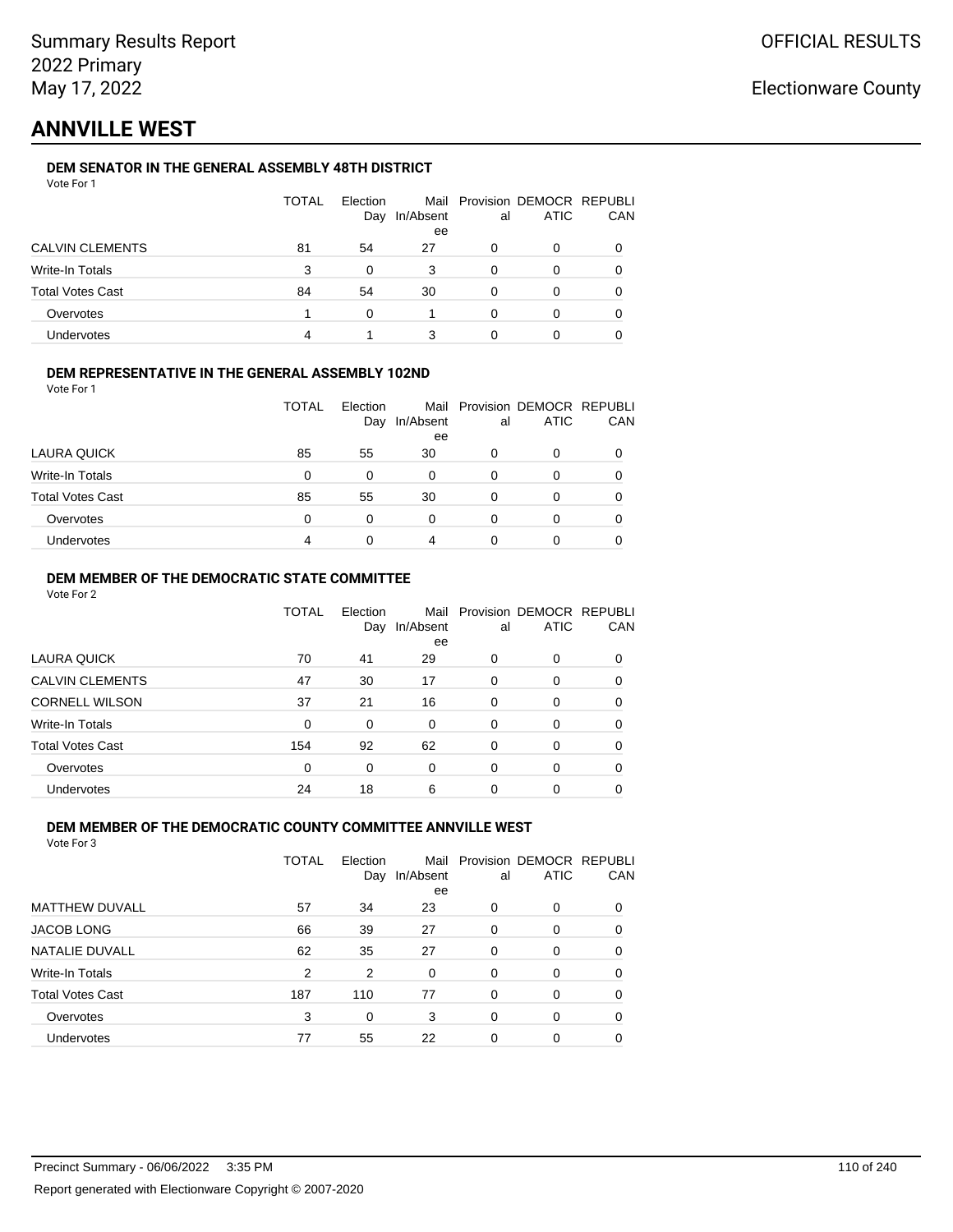Summary Results Report
2022 Primary
May 17, 2022

OFFICIAL RESULTS

Electionware County

# ANNVILLE WEST

### DEM SENATOR IN THE GENERAL ASSEMBLY 48TH DISTRICT

Vote For 1

| | TOTAL | Election Day | Mail In/Absentee | Provisional | DEMOCRATIC | REPUBLICAN |
|---|---|---|---|---|---|---|
| CALVIN CLEMENTS | 81 | 54 | 27 | 0 | 0 | 0 |
| Write-In Totals | 3 | 0 | 3 | 0 | 0 | 0 |
| Total Votes Cast | 84 | 54 | 30 | 0 | 0 | 0 |
| Overvotes | 1 | 0 | 1 | 0 | 0 | 0 |
| Undervotes | 4 | 1 | 3 | 0 | 0 | 0 |

### DEM REPRESENTATIVE IN THE GENERAL ASSEMBLY 102ND

Vote For 1

| | TOTAL | Election Day | Mail In/Absentee | Provisional | DEMOCRATIC | REPUBLICAN |
|---|---|---|---|---|---|---|
| LAURA QUICK | 85 | 55 | 30 | 0 | 0 | 0 |
| Write-In Totals | 0 | 0 | 0 | 0 | 0 | 0 |
| Total Votes Cast | 85 | 55 | 30 | 0 | 0 | 0 |
| Overvotes | 0 | 0 | 0 | 0 | 0 | 0 |
| Undervotes | 4 | 0 | 4 | 0 | 0 | 0 |

### DEM MEMBER OF THE DEMOCRATIC STATE COMMITTEE

Vote For 2

| | TOTAL | Election Day | Mail In/Absentee | Provisional | DEMOCRATIC | REPUBLICAN |
|---|---|---|---|---|---|---|
| LAURA QUICK | 70 | 41 | 29 | 0 | 0 | 0 |
| CALVIN CLEMENTS | 47 | 30 | 17 | 0 | 0 | 0 |
| CORNELL WILSON | 37 | 21 | 16 | 0 | 0 | 0 |
| Write-In Totals | 0 | 0 | 0 | 0 | 0 | 0 |
| Total Votes Cast | 154 | 92 | 62 | 0 | 0 | 0 |
| Overvotes | 0 | 0 | 0 | 0 | 0 | 0 |
| Undervotes | 24 | 18 | 6 | 0 | 0 | 0 |

### DEM MEMBER OF THE DEMOCRATIC COUNTY COMMITTEE ANNVILLE WEST

Vote For 3

| | TOTAL | Election Day | Mail In/Absentee | Provisional | DEMOCRATIC | REPUBLICAN |
|---|---|---|---|---|---|---|
| MATTHEW DUVALL | 57 | 34 | 23 | 0 | 0 | 0 |
| JACOB LONG | 66 | 39 | 27 | 0 | 0 | 0 |
| NATALIE DUVALL | 62 | 35 | 27 | 0 | 0 | 0 |
| Write-In Totals | 2 | 2 | 0 | 0 | 0 | 0 |
| Total Votes Cast | 187 | 110 | 77 | 0 | 0 | 0 |
| Overvotes | 3 | 0 | 3 | 0 | 0 | 0 |
| Undervotes | 77 | 55 | 22 | 0 | 0 | 0 |

Precinct Summary - 06/06/2022 3:35 PM

Report generated with Electionware Copyright © 2007-2020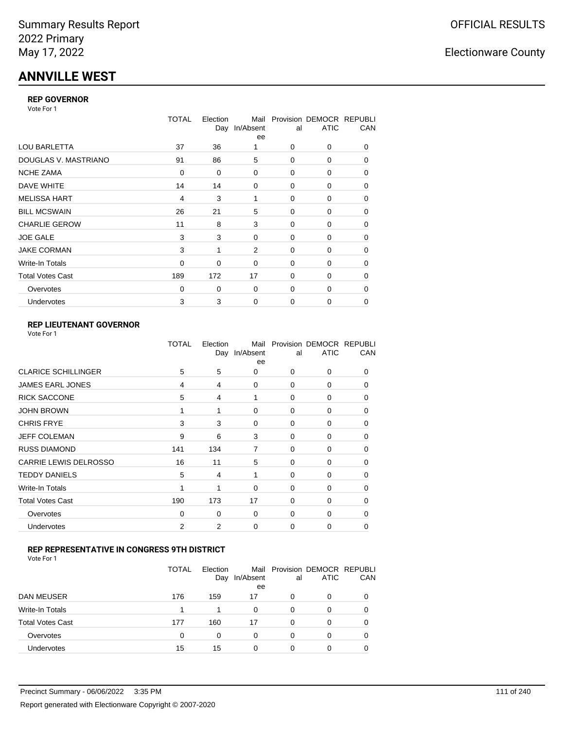Summary Results Report
2022 Primary
May 17, 2022

OFFICIAL RESULTS

Electionware County

# ANNVILLE WEST

### REP GOVERNOR

Vote For 1

| | TOTAL | Election Day | Mail In/Absentee | Provisional | DEMOCRATIC | REPUBLICAN |
|---|---|---|---|---|---|---|
| LOU BARLETTA | 37 | 36 | 1 | 0 | 0 | 0 |
| DOUGLAS V. MASTRIANO | 91 | 86 | 5 | 0 | 0 | 0 |
| NCHE ZAMA | 0 | 0 | 0 | 0 | 0 | 0 |
| DAVE WHITE | 14 | 14 | 0 | 0 | 0 | 0 |
| MELISSA HART | 4 | 3 | 1 | 0 | 0 | 0 |
| BILL MCSWAIN | 26 | 21 | 5 | 0 | 0 | 0 |
| CHARLIE GEROW | 11 | 8 | 3 | 0 | 0 | 0 |
| JOE GALE | 3 | 3 | 0 | 0 | 0 | 0 |
| JAKE CORMAN | 3 | 1 | 2 | 0 | 0 | 0 |
| Write-In Totals | 0 | 0 | 0 | 0 | 0 | 0 |
| Total Votes Cast | 189 | 172 | 17 | 0 | 0 | 0 |
| Overvotes | 0 | 0 | 0 | 0 | 0 | 0 |
| Undervotes | 3 | 3 | 0 | 0 | 0 | 0 |

### REP LIEUTENANT GOVERNOR

Vote For 1

| | TOTAL | Election Day | Mail In/Absentee | Provisional | DEMOCRATIC | REPUBLICAN |
|---|---|---|---|---|---|---|
| CLARICE SCHILLINGER | 5 | 5 | 0 | 0 | 0 | 0 |
| JAMES EARL JONES | 4 | 4 | 0 | 0 | 0 | 0 |
| RICK SACCONE | 5 | 4 | 1 | 0 | 0 | 0 |
| JOHN BROWN | 1 | 1 | 0 | 0 | 0 | 0 |
| CHRIS FRYE | 3 | 3 | 0 | 0 | 0 | 0 |
| JEFF COLEMAN | 9 | 6 | 3 | 0 | 0 | 0 |
| RUSS DIAMOND | 141 | 134 | 7 | 0 | 0 | 0 |
| CARRIE LEWIS DELROSSO | 16 | 11 | 5 | 0 | 0 | 0 |
| TEDDY DANIELS | 5 | 4 | 1 | 0 | 0 | 0 |
| Write-In Totals | 1 | 1 | 0 | 0 | 0 | 0 |
| Total Votes Cast | 190 | 173 | 17 | 0 | 0 | 0 |
| Overvotes | 0 | 0 | 0 | 0 | 0 | 0 |
| Undervotes | 2 | 2 | 0 | 0 | 0 | 0 |

### REP REPRESENTATIVE IN CONGRESS 9TH DISTRICT

Vote For 1

| | TOTAL | Election Day | Mail In/Absentee | Provisional | DEMOCRATIC | REPUBLICAN |
|---|---|---|---|---|---|---|
| DAN MEUSER | 176 | 159 | 17 | 0 | 0 | 0 |
| Write-In Totals | 1 | 1 | 0 | 0 | 0 | 0 |
| Total Votes Cast | 177 | 160 | 17 | 0 | 0 | 0 |
| Overvotes | 0 | 0 | 0 | 0 | 0 | 0 |
| Undervotes | 15 | 15 | 0 | 0 | 0 | 0 |

Precinct Summary - 06/06/2022 3:35 PM

Report generated with Electionware Copyright © 2007-2020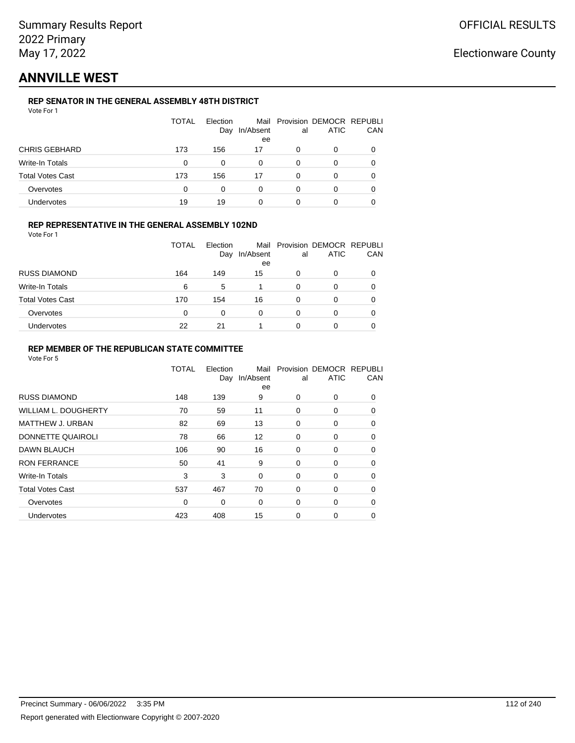Summary Results Report
2022 Primary
May 17, 2022

OFFICIAL RESULTS

Electionware County

# ANNVILLE WEST

### REP SENATOR IN THE GENERAL ASSEMBLY 48TH DISTRICT

Vote For 1

| | TOTAL | Election Day | Mail In/Absentee | Provisional | DEMOCRATIC | REPUBLICAN |
|---|---|---|---|---|---|---|
| CHRIS GEBHARD | 173 | 156 | 17 | 0 | 0 | 0 |
| Write-In Totals | 0 | 0 | 0 | 0 | 0 | 0 |
| Total Votes Cast | 173 | 156 | 17 | 0 | 0 | 0 |
| Overvotes | 0 | 0 | 0 | 0 | 0 | 0 |
| Undervotes | 19 | 19 | 0 | 0 | 0 | 0 |

### REP REPRESENTATIVE IN THE GENERAL ASSEMBLY 102ND

Vote For 1

| | TOTAL | Election Day | Mail In/Absentee | Provisional | DEMOCRATIC | REPUBLICAN |
|---|---|---|---|---|---|---|
| RUSS DIAMOND | 164 | 149 | 15 | 0 | 0 | 0 |
| Write-In Totals | 6 | 5 | 1 | 0 | 0 | 0 |
| Total Votes Cast | 170 | 154 | 16 | 0 | 0 | 0 |
| Overvotes | 0 | 0 | 0 | 0 | 0 | 0 |
| Undervotes | 22 | 21 | 1 | 0 | 0 | 0 |

### REP MEMBER OF THE REPUBLICAN STATE COMMITTEE

Vote For 5

| | TOTAL | Election Day | Mail In/Absentee | Provisional | DEMOCRATIC | REPUBLICAN |
|---|---|---|---|---|---|---|
| RUSS DIAMOND | 148 | 139 | 9 | 0 | 0 | 0 |
| WILLIAM L. DOUGHERTY | 70 | 59 | 11 | 0 | 0 | 0 |
| MATTHEW J. URBAN | 82 | 69 | 13 | 0 | 0 | 0 |
| DONNETTE QUAIROLI | 78 | 66 | 12 | 0 | 0 | 0 |
| DAWN BLAUCH | 106 | 90 | 16 | 0 | 0 | 0 |
| RON FERRANCE | 50 | 41 | 9 | 0 | 0 | 0 |
| Write-In Totals | 3 | 3 | 0 | 0 | 0 | 0 |
| Total Votes Cast | 537 | 467 | 70 | 0 | 0 | 0 |
| Overvotes | 0 | 0 | 0 | 0 | 0 | 0 |
| Undervotes | 423 | 408 | 15 | 0 | 0 | 0 |

Precinct Summary - 06/06/2022 3:35 PM

Report generated with Electionware Copyright © 2007-2020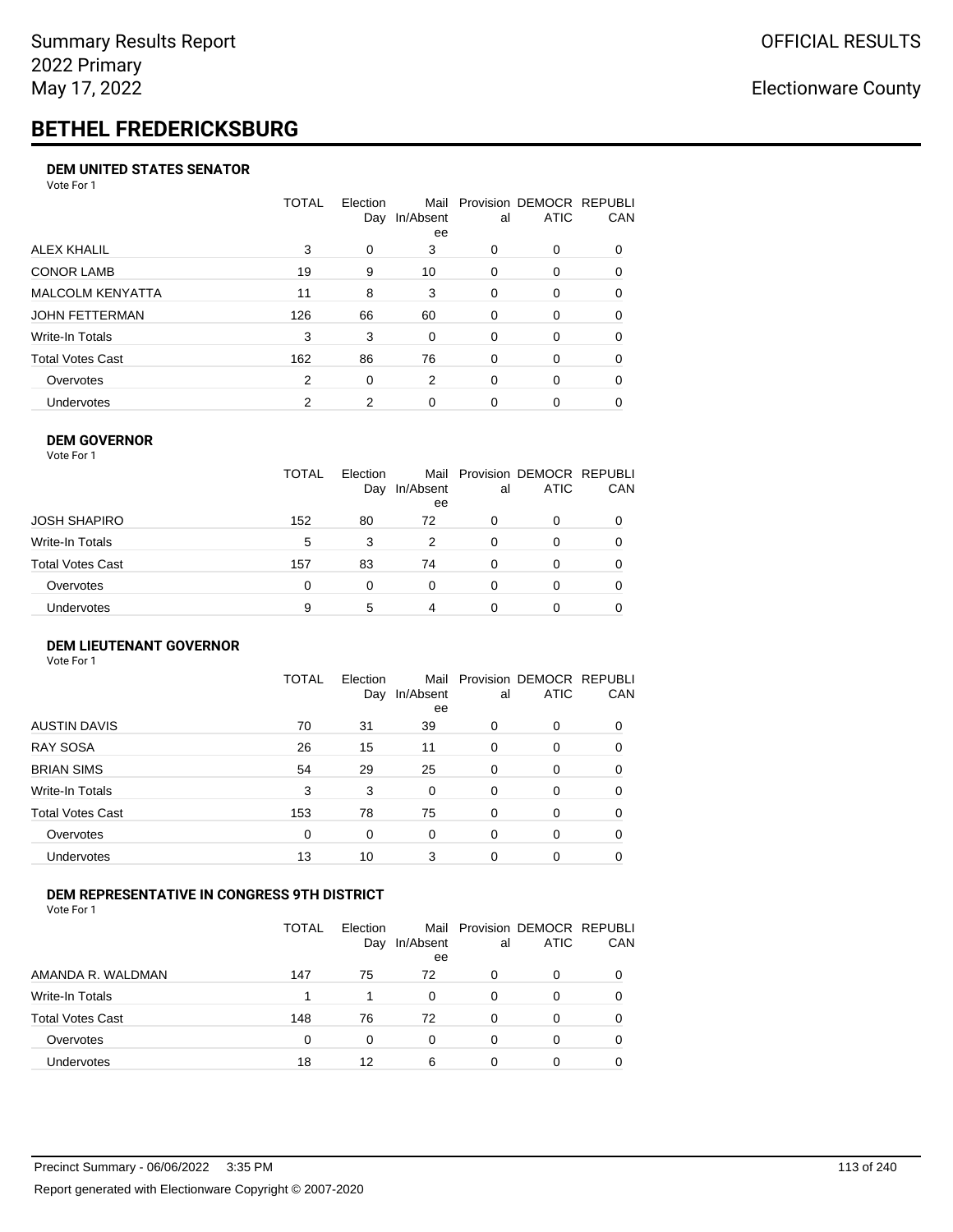# BETHEL FREDERICKSBURG

### DEM UNITED STATES SENATOR

Vote For 1

| | TOTAL | Election Day | Mail In/Absentee | Provisional | DEMOCRATIC | REPUBLICAN |
|---|---|---|---|---|---|---|
| ALEX KHALIL | 3 | 0 | 3 | 0 | 0 | 0 |
| CONOR LAMB | 19 | 9 | 10 | 0 | 0 | 0 |
| MALCOLM KENYATTA | 11 | 8 | 3 | 0 | 0 | 0 |
| JOHN FETTERMAN | 126 | 66 | 60 | 0 | 0 | 0 |
| Write-In Totals | 3 | 3 | 0 | 0 | 0 | 0 |
| Total Votes Cast | 162 | 86 | 76 | 0 | 0 | 0 |
| Overvotes | 2 | 0 | 2 | 0 | 0 | 0 |
| Undervotes | 2 | 2 | 0 | 0 | 0 | 0 |

### DEM GOVERNOR

Vote For 1

| | TOTAL | Election Day | Mail In/Absentee | Provisional | DEMOCRATIC | REPUBLICAN |
|---|---|---|---|---|---|---|
| JOSH SHAPIRO | 152 | 80 | 72 | 0 | 0 | 0 |
| Write-In Totals | 5 | 3 | 2 | 0 | 0 | 0 |
| Total Votes Cast | 157 | 83 | 74 | 0 | 0 | 0 |
| Overvotes | 0 | 0 | 0 | 0 | 0 | 0 |
| Undervotes | 9 | 5 | 4 | 0 | 0 | 0 |

### DEM LIEUTENANT GOVERNOR

Vote For 1

| | TOTAL | Election Day | Mail In/Absentee | Provisional | DEMOCRATIC | REPUBLICAN |
|---|---|---|---|---|---|---|
| AUSTIN DAVIS | 70 | 31 | 39 | 0 | 0 | 0 |
| RAY SOSA | 26 | 15 | 11 | 0 | 0 | 0 |
| BRIAN SIMS | 54 | 29 | 25 | 0 | 0 | 0 |
| Write-In Totals | 3 | 3 | 0 | 0 | 0 | 0 |
| Total Votes Cast | 153 | 78 | 75 | 0 | 0 | 0 |
| Overvotes | 0 | 0 | 0 | 0 | 0 | 0 |
| Undervotes | 13 | 10 | 3 | 0 | 0 | 0 |

### DEM REPRESENTATIVE IN CONGRESS 9TH DISTRICT

Vote For 1

| | TOTAL | Election Day | Mail In/Absentee | Provisional | DEMOCRATIC | REPUBLICAN |
|---|---|---|---|---|---|---|
| AMANDA R. WALDMAN | 147 | 75 | 72 | 0 | 0 | 0 |
| Write-In Totals | 1 | 1 | 0 | 0 | 0 | 0 |
| Total Votes Cast | 148 | 76 | 72 | 0 | 0 | 0 |
| Overvotes | 0 | 0 | 0 | 0 | 0 | 0 |
| Undervotes | 18 | 12 | 6 | 0 | 0 | 0 |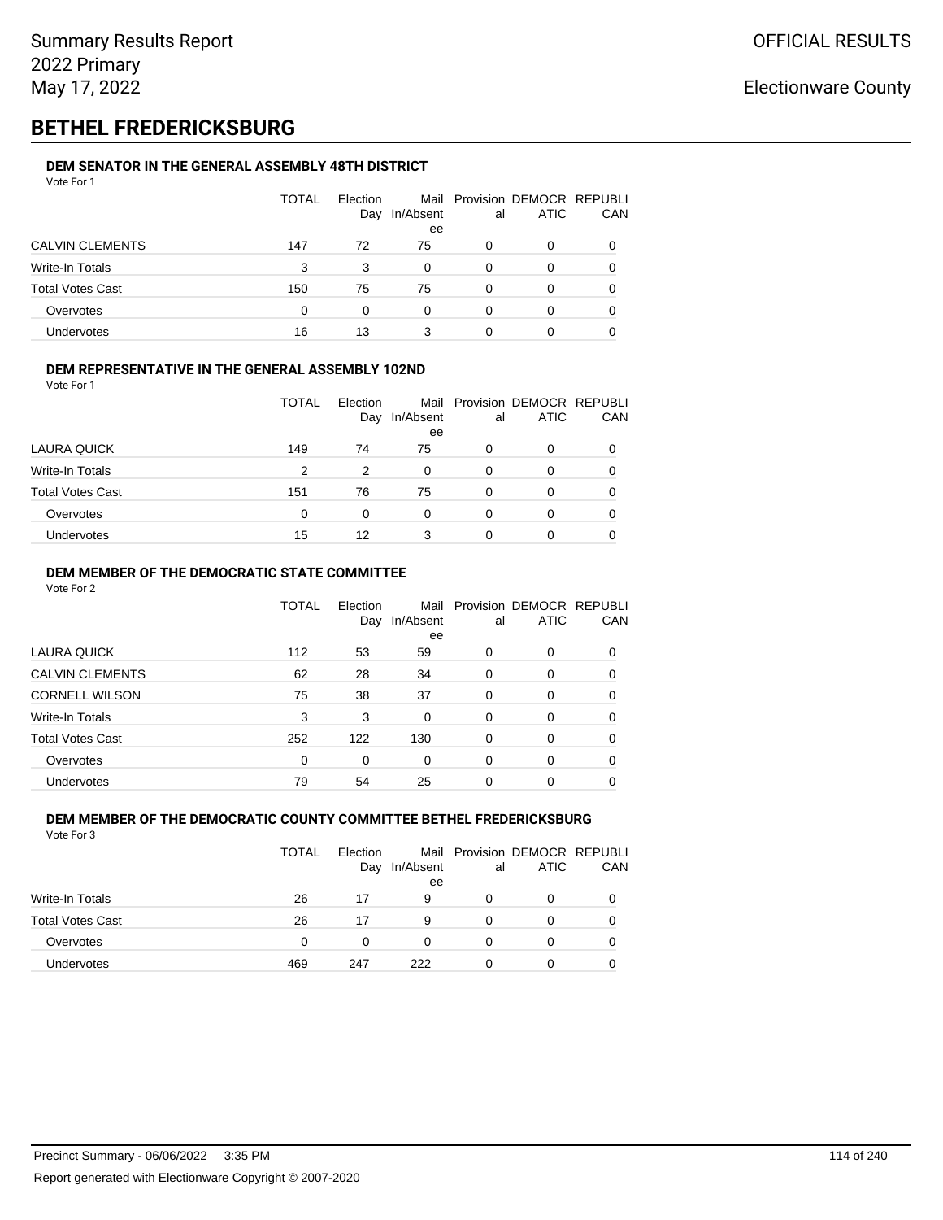Summary Results Report
2022 Primary
May 17, 2022

OFFICIAL RESULTS

Electionware County

# BETHEL FREDERICKSBURG

### DEM SENATOR IN THE GENERAL ASSEMBLY 48TH DISTRICT

Vote For 1

| | TOTAL | Election Day | Mail In/Absentee | Provisional | DEMOCRATIC | REPUBLICAN |
|---|---|---|---|---|---|---|
| CALVIN CLEMENTS | 147 | 72 | 75 | 0 | 0 | 0 |
| Write-In Totals | 3 | 3 | 0 | 0 | 0 | 0 |
| Total Votes Cast | 150 | 75 | 75 | 0 | 0 | 0 |
| Overvotes | 0 | 0 | 0 | 0 | 0 | 0 |
| Undervotes | 16 | 13 | 3 | 0 | 0 | 0 |

### DEM REPRESENTATIVE IN THE GENERAL ASSEMBLY 102ND

Vote For 1

| | TOTAL | Election Day | Mail In/Absentee | Provisional | DEMOCRATIC | REPUBLICAN |
|---|---|---|---|---|---|---|
| LAURA QUICK | 149 | 74 | 75 | 0 | 0 | 0 |
| Write-In Totals | 2 | 2 | 0 | 0 | 0 | 0 |
| Total Votes Cast | 151 | 76 | 75 | 0 | 0 | 0 |
| Overvotes | 0 | 0 | 0 | 0 | 0 | 0 |
| Undervotes | 15 | 12 | 3 | 0 | 0 | 0 |

### DEM MEMBER OF THE DEMOCRATIC STATE COMMITTEE

Vote For 2

| | TOTAL | Election Day | Mail In/Absentee | Provisional | DEMOCRATIC | REPUBLICAN |
|---|---|---|---|---|---|---|
| LAURA QUICK | 112 | 53 | 59 | 0 | 0 | 0 |
| CALVIN CLEMENTS | 62 | 28 | 34 | 0 | 0 | 0 |
| CORNELL WILSON | 75 | 38 | 37 | 0 | 0 | 0 |
| Write-In Totals | 3 | 3 | 0 | 0 | 0 | 0 |
| Total Votes Cast | 252 | 122 | 130 | 0 | 0 | 0 |
| Overvotes | 0 | 0 | 0 | 0 | 0 | 0 |
| Undervotes | 79 | 54 | 25 | 0 | 0 | 0 |

### DEM MEMBER OF THE DEMOCRATIC COUNTY COMMITTEE BETHEL FREDERICKSBURG

Vote For 3

| | TOTAL | Election Day | Mail In/Absentee | Provisional | DEMOCRATIC | REPUBLICAN |
|---|---|---|---|---|---|---|
| Write-In Totals | 26 | 17 | 9 | 0 | 0 | 0 |
| Total Votes Cast | 26 | 17 | 9 | 0 | 0 | 0 |
| Overvotes | 0 | 0 | 0 | 0 | 0 | 0 |
| Undervotes | 469 | 247 | 222 | 0 | 0 | 0 |

Precinct Summary - 06/06/2022 3:35 PM

Report generated with Electionware Copyright © 2007-2020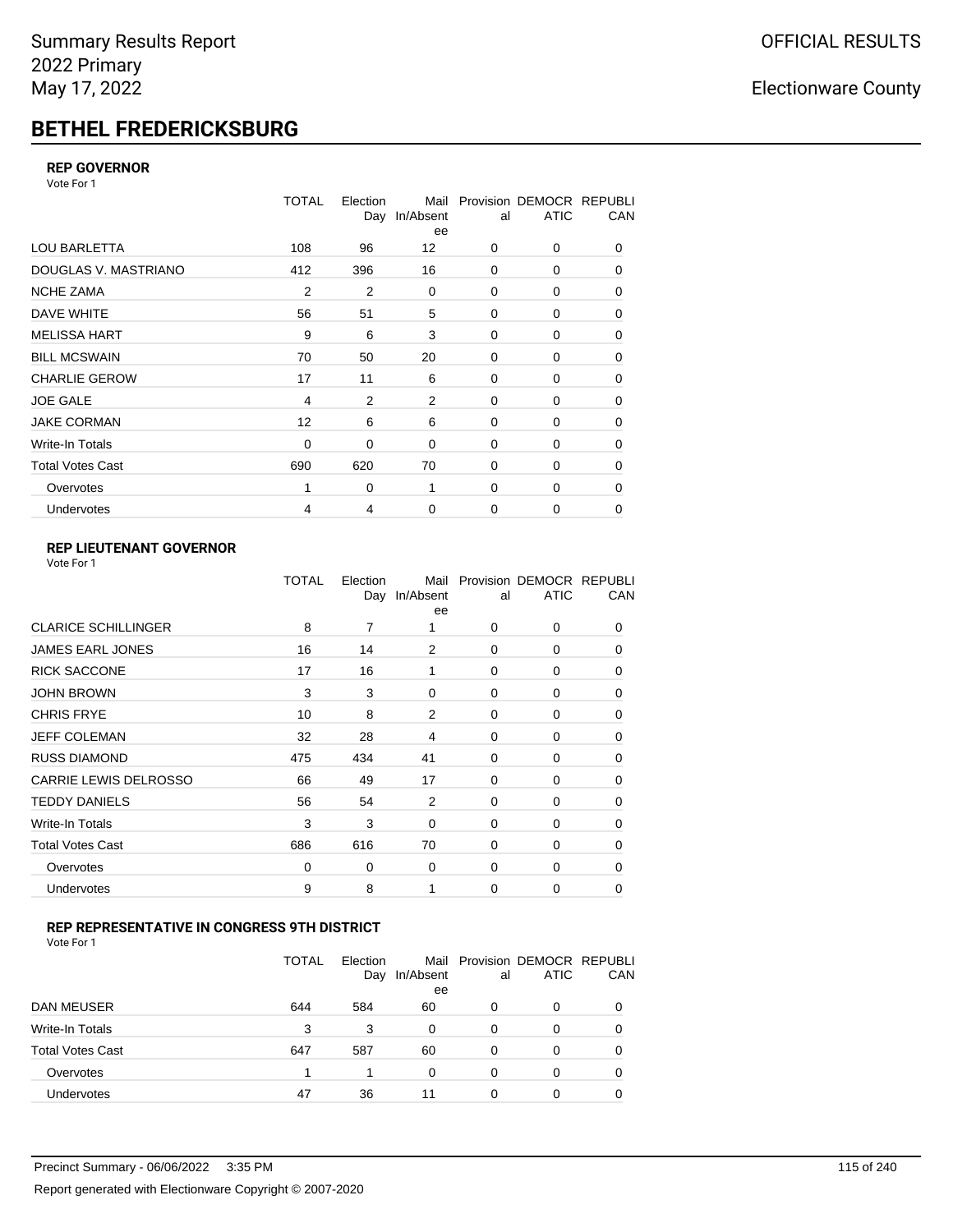Summary Results Report
2022 Primary
May 17, 2022

OFFICIAL RESULTS

Electionware County

# BETHEL FREDERICKSBURG

### REP GOVERNOR

Vote For 1

| | TOTAL | Election Day | Mail In/Absentee | Provisional | DEMOCRATIC | REPUBLICAN |
|---|---|---|---|---|---|---|
| LOU BARLETTA | 108 | 96 | 12 | 0 | 0 | 0 |
| DOUGLAS V. MASTRIANO | 412 | 396 | 16 | 0 | 0 | 0 |
| NCHE ZAMA | 2 | 2 | 0 | 0 | 0 | 0 |
| DAVE WHITE | 56 | 51 | 5 | 0 | 0 | 0 |
| MELISSA HART | 9 | 6 | 3 | 0 | 0 | 0 |
| BILL MCSWAIN | 70 | 50 | 20 | 0 | 0 | 0 |
| CHARLIE GEROW | 17 | 11 | 6 | 0 | 0 | 0 |
| JOE GALE | 4 | 2 | 2 | 0 | 0 | 0 |
| JAKE CORMAN | 12 | 6 | 6 | 0 | 0 | 0 |
| Write-In Totals | 0 | 0 | 0 | 0 | 0 | 0 |
| Total Votes Cast | 690 | 620 | 70 | 0 | 0 | 0 |
| Overvotes | 1 | 0 | 1 | 0 | 0 | 0 |
| Undervotes | 4 | 4 | 0 | 0 | 0 | 0 |

### REP LIEUTENANT GOVERNOR

Vote For 1

| | TOTAL | Election Day | Mail In/Absentee | Provisional | DEMOCRATIC | REPUBLICAN |
|---|---|---|---|---|---|---|
| CLARICE SCHILLINGER | 8 | 7 | 1 | 0 | 0 | 0 |
| JAMES EARL JONES | 16 | 14 | 2 | 0 | 0 | 0 |
| RICK SACCONE | 17 | 16 | 1 | 0 | 0 | 0 |
| JOHN BROWN | 3 | 3 | 0 | 0 | 0 | 0 |
| CHRIS FRYE | 10 | 8 | 2 | 0 | 0 | 0 |
| JEFF COLEMAN | 32 | 28 | 4 | 0 | 0 | 0 |
| RUSS DIAMOND | 475 | 434 | 41 | 0 | 0 | 0 |
| CARRIE LEWIS DELROSSO | 66 | 49 | 17 | 0 | 0 | 0 |
| TEDDY DANIELS | 56 | 54 | 2 | 0 | 0 | 0 |
| Write-In Totals | 3 | 3 | 0 | 0 | 0 | 0 |
| Total Votes Cast | 686 | 616 | 70 | 0 | 0 | 0 |
| Overvotes | 0 | 0 | 0 | 0 | 0 | 0 |
| Undervotes | 9 | 8 | 1 | 0 | 0 | 0 |

### REP REPRESENTATIVE IN CONGRESS 9TH DISTRICT

Vote For 1

| | TOTAL | Election Day | Mail In/Absentee | Provisional | DEMOCRATIC | REPUBLICAN |
|---|---|---|---|---|---|---|
| DAN MEUSER | 644 | 584 | 60 | 0 | 0 | 0 |
| Write-In Totals | 3 | 3 | 0 | 0 | 0 | 0 |
| Total Votes Cast | 647 | 587 | 60 | 0 | 0 | 0 |
| Overvotes | 1 | 1 | 0 | 0 | 0 | 0 |
| Undervotes | 47 | 36 | 11 | 0 | 0 | 0 |

Precinct Summary - 06/06/2022 3:35 PM

Report generated with Electionware Copyright © 2007-2020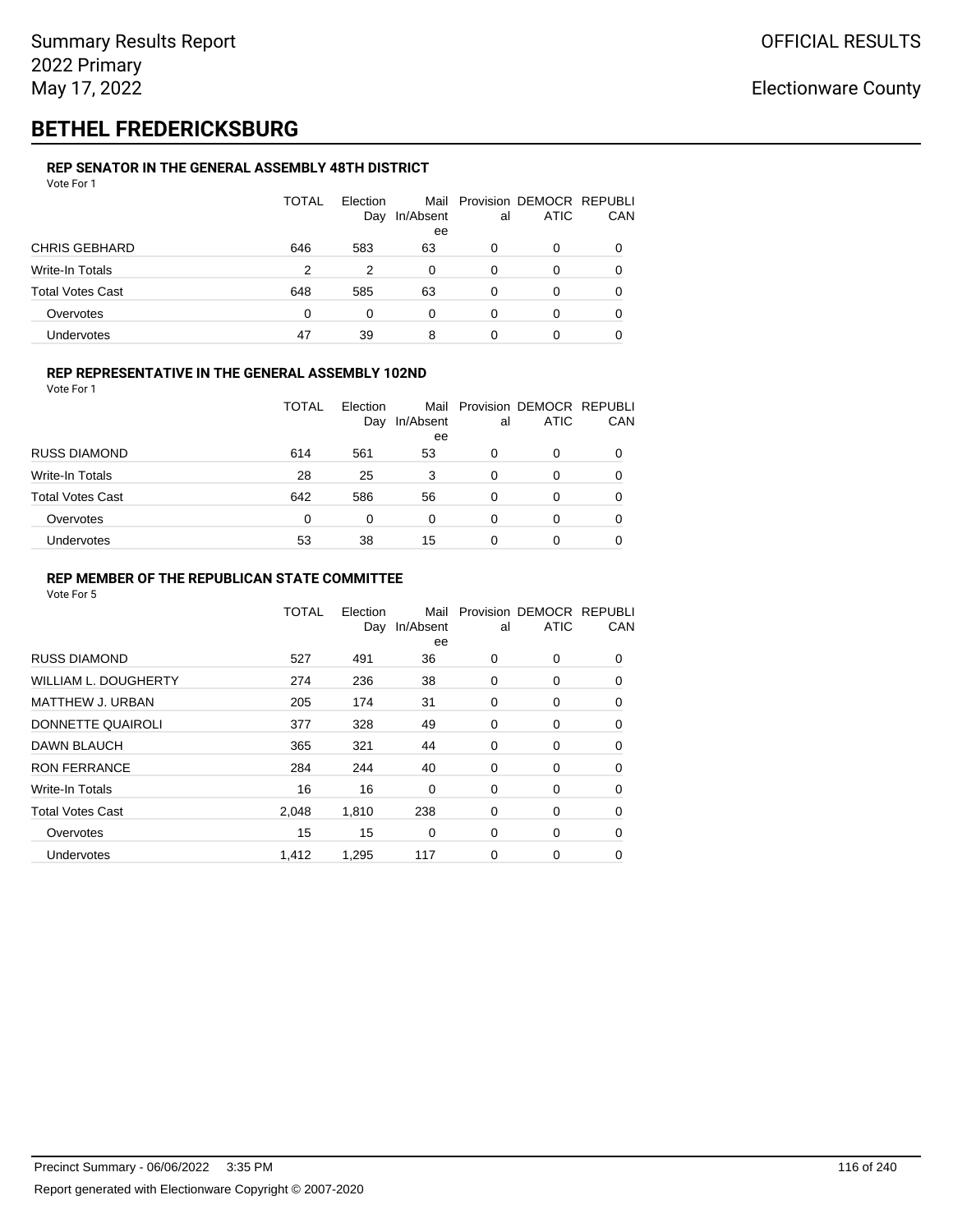Summary Results Report
2022 Primary
May 17, 2022

OFFICIAL RESULTS

Electionware County

# BETHEL FREDERICKSBURG

### REP SENATOR IN THE GENERAL ASSEMBLY 48TH DISTRICT

Vote For 1

| | TOTAL | Election Day | Mail In/Absentee | Provisional | DEMOCRATIC | REPUBLICAN |
|---|---|---|---|---|---|---|
| CHRIS GEBHARD | 646 | 583 | 63 | 0 | 0 | 0 |
| Write-In Totals | 2 | 2 | 0 | 0 | 0 | 0 |
| Total Votes Cast | 648 | 585 | 63 | 0 | 0 | 0 |
| Overvotes | 0 | 0 | 0 | 0 | 0 | 0 |
| Undervotes | 47 | 39 | 8 | 0 | 0 | 0 |

### REP REPRESENTATIVE IN THE GENERAL ASSEMBLY 102ND

Vote For 1

| | TOTAL | Election Day | Mail In/Absentee | Provisional | DEMOCRATIC | REPUBLICAN |
|---|---|---|---|---|---|---|
| RUSS DIAMOND | 614 | 561 | 53 | 0 | 0 | 0 |
| Write-In Totals | 28 | 25 | 3 | 0 | 0 | 0 |
| Total Votes Cast | 642 | 586 | 56 | 0 | 0 | 0 |
| Overvotes | 0 | 0 | 0 | 0 | 0 | 0 |
| Undervotes | 53 | 38 | 15 | 0 | 0 | 0 |

### REP MEMBER OF THE REPUBLICAN STATE COMMITTEE

Vote For 5

| | TOTAL | Election Day | Mail In/Absentee | Provisional | DEMOCRATIC | REPUBLICAN |
|---|---|---|---|---|---|---|
| RUSS DIAMOND | 527 | 491 | 36 | 0 | 0 | 0 |
| WILLIAM L. DOUGHERTY | 274 | 236 | 38 | 0 | 0 | 0 |
| MATTHEW J. URBAN | 205 | 174 | 31 | 0 | 0 | 0 |
| DONNETTE QUAIROLI | 377 | 328 | 49 | 0 | 0 | 0 |
| DAWN BLAUCH | 365 | 321 | 44 | 0 | 0 | 0 |
| RON FERRANCE | 284 | 244 | 40 | 0 | 0 | 0 |
| Write-In Totals | 16 | 16 | 0 | 0 | 0 | 0 |
| Total Votes Cast | 2,048 | 1,810 | 238 | 0 | 0 | 0 |
| Overvotes | 15 | 15 | 0 | 0 | 0 | 0 |
| Undervotes | 1,412 | 1,295 | 117 | 0 | 0 | 0 |

Precinct Summary - 06/06/2022 3:35 PM

Report generated with Electionware Copyright © 2007-2020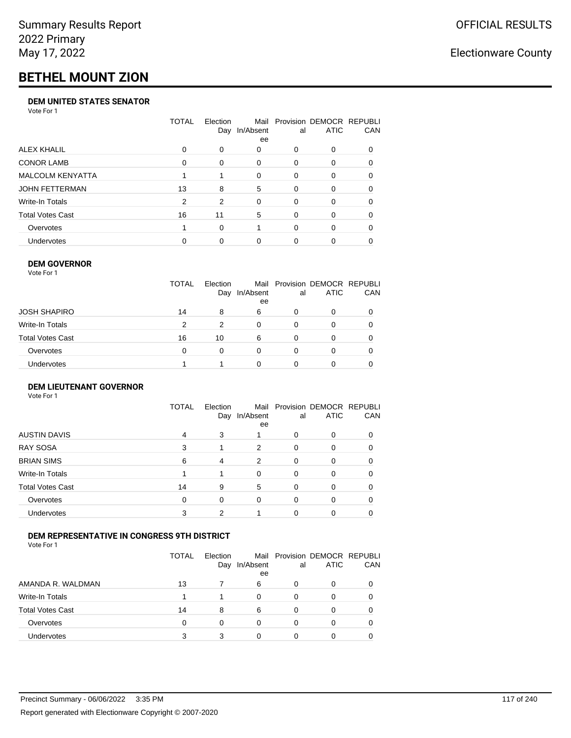# BETHEL MOUNT ZION

### DEM UNITED STATES SENATOR

Vote For 1

| | TOTAL | Election Day | Mail In/Absentee | Provisional | DEMOCRATIC | REPUBLICAN |
|---|---|---|---|---|---|---|
| ALEX KHALIL | 0 | 0 | 0 | 0 | 0 | 0 |
| CONOR LAMB | 0 | 0 | 0 | 0 | 0 | 0 |
| MALCOLM KENYATTA | 1 | 1 | 0 | 0 | 0 | 0 |
| JOHN FETTERMAN | 13 | 8 | 5 | 0 | 0 | 0 |
| Write-In Totals | 2 | 2 | 0 | 0 | 0 | 0 |
| Total Votes Cast | 16 | 11 | 5 | 0 | 0 | 0 |
| Overvotes | 1 | 0 | 1 | 0 | 0 | 0 |
| Undervotes | 0 | 0 | 0 | 0 | 0 | 0 |

### DEM GOVERNOR

Vote For 1

| | TOTAL | Election Day | Mail In/Absentee | Provisional | DEMOCRATIC | REPUBLICAN |
|---|---|---|---|---|---|---|
| JOSH SHAPIRO | 14 | 8 | 6 | 0 | 0 | 0 |
| Write-In Totals | 2 | 2 | 0 | 0 | 0 | 0 |
| Total Votes Cast | 16 | 10 | 6 | 0 | 0 | 0 |
| Overvotes | 0 | 0 | 0 | 0 | 0 | 0 |
| Undervotes | 1 | 1 | 0 | 0 | 0 | 0 |

### DEM LIEUTENANT GOVERNOR

Vote For 1

| | TOTAL | Election Day | Mail In/Absentee | Provisional | DEMOCRATIC | REPUBLICAN |
|---|---|---|---|---|---|---|
| AUSTIN DAVIS | 4 | 3 | 1 | 0 | 0 | 0 |
| RAY SOSA | 3 | 1 | 2 | 0 | 0 | 0 |
| BRIAN SIMS | 6 | 4 | 2 | 0 | 0 | 0 |
| Write-In Totals | 1 | 1 | 0 | 0 | 0 | 0 |
| Total Votes Cast | 14 | 9 | 5 | 0 | 0 | 0 |
| Overvotes | 0 | 0 | 0 | 0 | 0 | 0 |
| Undervotes | 3 | 2 | 1 | 0 | 0 | 0 |

### DEM REPRESENTATIVE IN CONGRESS 9TH DISTRICT

Vote For 1

| | TOTAL | Election Day | Mail In/Absentee | Provisional | DEMOCRATIC | REPUBLICAN |
|---|---|---|---|---|---|---|
| AMANDA R. WALDMAN | 13 | 7 | 6 | 0 | 0 | 0 |
| Write-In Totals | 1 | 1 | 0 | 0 | 0 | 0 |
| Total Votes Cast | 14 | 8 | 6 | 0 | 0 | 0 |
| Overvotes | 0 | 0 | 0 | 0 | 0 | 0 |
| Undervotes | 3 | 3 | 0 | 0 | 0 | 0 |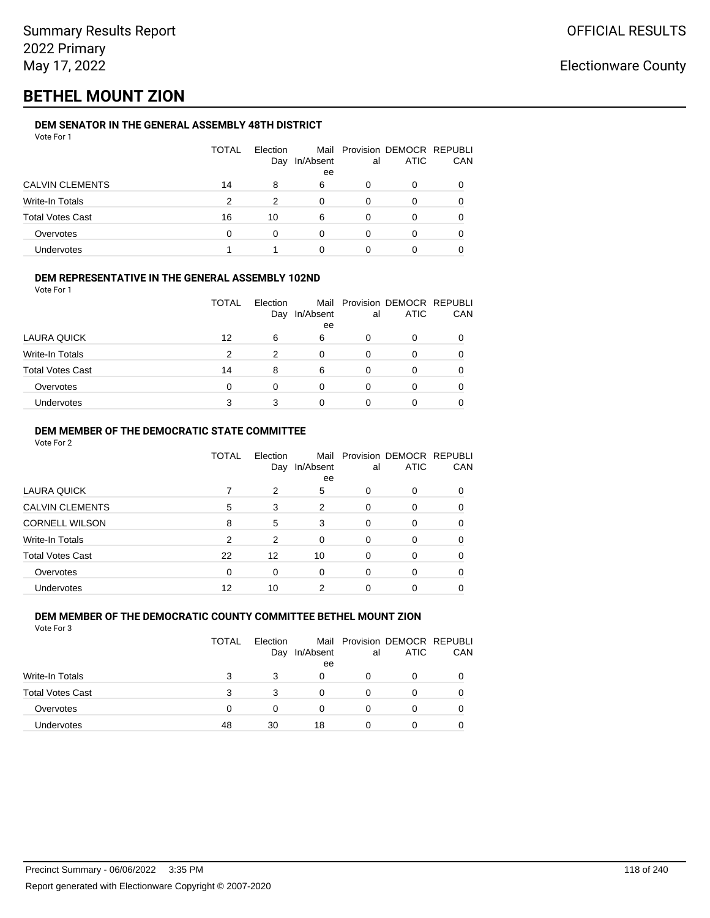# BETHEL MOUNT ZION

### DEM SENATOR IN THE GENERAL ASSEMBLY 48TH DISTRICT

Vote For 1

| | TOTAL | Election Day | Mail In/Absentee | Provisional | DEMOCRATIC | REPUBLICAN |
|---|---|---|---|---|---|---|
| CALVIN CLEMENTS | 14 | 8 | 6 | 0 | 0 | 0 |
| Write-In Totals | 2 | 2 | 0 | 0 | 0 | 0 |
| Total Votes Cast | 16 | 10 | 6 | 0 | 0 | 0 |
| Overvotes | 0 | 0 | 0 | 0 | 0 | 0 |
| Undervotes | 1 | 1 | 0 | 0 | 0 | 0 |

### DEM REPRESENTATIVE IN THE GENERAL ASSEMBLY 102ND

Vote For 1

| | TOTAL | Election Day | Mail In/Absentee | Provisional | DEMOCRATIC | REPUBLICAN |
|---|---|---|---|---|---|---|
| LAURA QUICK | 12 | 6 | 6 | 0 | 0 | 0 |
| Write-In Totals | 2 | 2 | 0 | 0 | 0 | 0 |
| Total Votes Cast | 14 | 8 | 6 | 0 | 0 | 0 |
| Overvotes | 0 | 0 | 0 | 0 | 0 | 0 |
| Undervotes | 3 | 3 | 0 | 0 | 0 | 0 |

### DEM MEMBER OF THE DEMOCRATIC STATE COMMITTEE

Vote For 2

| | TOTAL | Election Day | Mail In/Absentee | Provisional | DEMOCRATIC | REPUBLICAN |
|---|---|---|---|---|---|---|
| LAURA QUICK | 7 | 2 | 5 | 0 | 0 | 0 |
| CALVIN CLEMENTS | 5 | 3 | 2 | 0 | 0 | 0 |
| CORNELL WILSON | 8 | 5 | 3 | 0 | 0 | 0 |
| Write-In Totals | 2 | 2 | 0 | 0 | 0 | 0 |
| Total Votes Cast | 22 | 12 | 10 | 0 | 0 | 0 |
| Overvotes | 0 | 0 | 0 | 0 | 0 | 0 |
| Undervotes | 12 | 10 | 2 | 0 | 0 | 0 |

### DEM MEMBER OF THE DEMOCRATIC COUNTY COMMITTEE BETHEL MOUNT ZION

Vote For 3

| | TOTAL | Election Day | Mail In/Absentee | Provisional | DEMOCRATIC | REPUBLICAN |
|---|---|---|---|---|---|---|
| Write-In Totals | 3 | 3 | 0 | 0 | 0 | 0 |
| Total Votes Cast | 3 | 3 | 0 | 0 | 0 | 0 |
| Overvotes | 0 | 0 | 0 | 0 | 0 | 0 |
| Undervotes | 48 | 30 | 18 | 0 | 0 | 0 |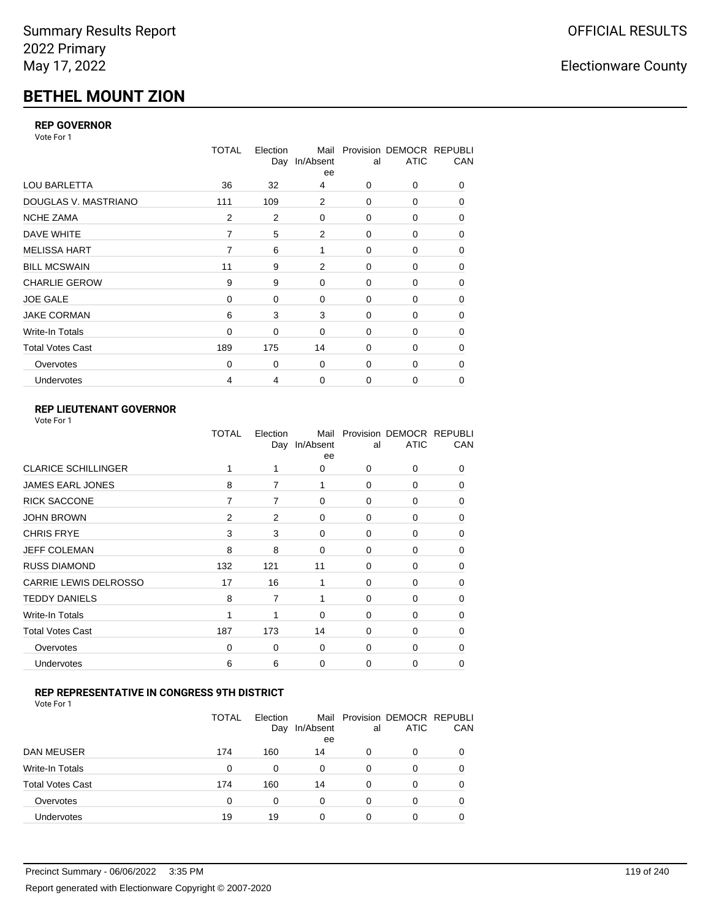Summary Results Report
2022 Primary
May 17, 2022

OFFICIAL RESULTS

Electionware County

# BETHEL MOUNT ZION

### REP GOVERNOR

Vote For 1

| | TOTAL | Election Day | Mail In/Absentee | Provisional | DEMOCRATIC | REPUBLICAN |
|---|---|---|---|---|---|---|
| LOU BARLETTA | 36 | 32 | 4 | 0 | 0 | 0 |
| DOUGLAS V. MASTRIANO | 111 | 109 | 2 | 0 | 0 | 0 |
| NCHE ZAMA | 2 | 2 | 0 | 0 | 0 | 0 |
| DAVE WHITE | 7 | 5 | 2 | 0 | 0 | 0 |
| MELISSA HART | 7 | 6 | 1 | 0 | 0 | 0 |
| BILL MCSWAIN | 11 | 9 | 2 | 0 | 0 | 0 |
| CHARLIE GEROW | 9 | 9 | 0 | 0 | 0 | 0 |
| JOE GALE | 0 | 0 | 0 | 0 | 0 | 0 |
| JAKE CORMAN | 6 | 3 | 3 | 0 | 0 | 0 |
| Write-In Totals | 0 | 0 | 0 | 0 | 0 | 0 |
| Total Votes Cast | 189 | 175 | 14 | 0 | 0 | 0 |
| Overvotes | 0 | 0 | 0 | 0 | 0 | 0 |
| Undervotes | 4 | 4 | 0 | 0 | 0 | 0 |

### REP LIEUTENANT GOVERNOR

Vote For 1

| | TOTAL | Election Day | Mail In/Absentee | Provisional | DEMOCRATIC | REPUBLICAN |
|---|---|---|---|---|---|---|
| CLARICE SCHILLINGER | 1 | 1 | 0 | 0 | 0 | 0 |
| JAMES EARL JONES | 8 | 7 | 1 | 0 | 0 | 0 |
| RICK SACCONE | 7 | 7 | 0 | 0 | 0 | 0 |
| JOHN BROWN | 2 | 2 | 0 | 0 | 0 | 0 |
| CHRIS FRYE | 3 | 3 | 0 | 0 | 0 | 0 |
| JEFF COLEMAN | 8 | 8 | 0 | 0 | 0 | 0 |
| RUSS DIAMOND | 132 | 121 | 11 | 0 | 0 | 0 |
| CARRIE LEWIS DELROSSO | 17 | 16 | 1 | 0 | 0 | 0 |
| TEDDY DANIELS | 8 | 7 | 1 | 0 | 0 | 0 |
| Write-In Totals | 1 | 1 | 0 | 0 | 0 | 0 |
| Total Votes Cast | 187 | 173 | 14 | 0 | 0 | 0 |
| Overvotes | 0 | 0 | 0 | 0 | 0 | 0 |
| Undervotes | 6 | 6 | 0 | 0 | 0 | 0 |

### REP REPRESENTATIVE IN CONGRESS 9TH DISTRICT

Vote For 1

| | TOTAL | Election Day | Mail In/Absentee | Provisional | DEMOCRATIC | REPUBLICAN |
|---|---|---|---|---|---|---|
| DAN MEUSER | 174 | 160 | 14 | 0 | 0 | 0 |
| Write-In Totals | 0 | 0 | 0 | 0 | 0 | 0 |
| Total Votes Cast | 174 | 160 | 14 | 0 | 0 | 0 |
| Overvotes | 0 | 0 | 0 | 0 | 0 | 0 |
| Undervotes | 19 | 19 | 0 | 0 | 0 | 0 |

Precinct Summary - 06/06/2022 3:35 PM

Report generated with Electionware Copyright © 2007-2020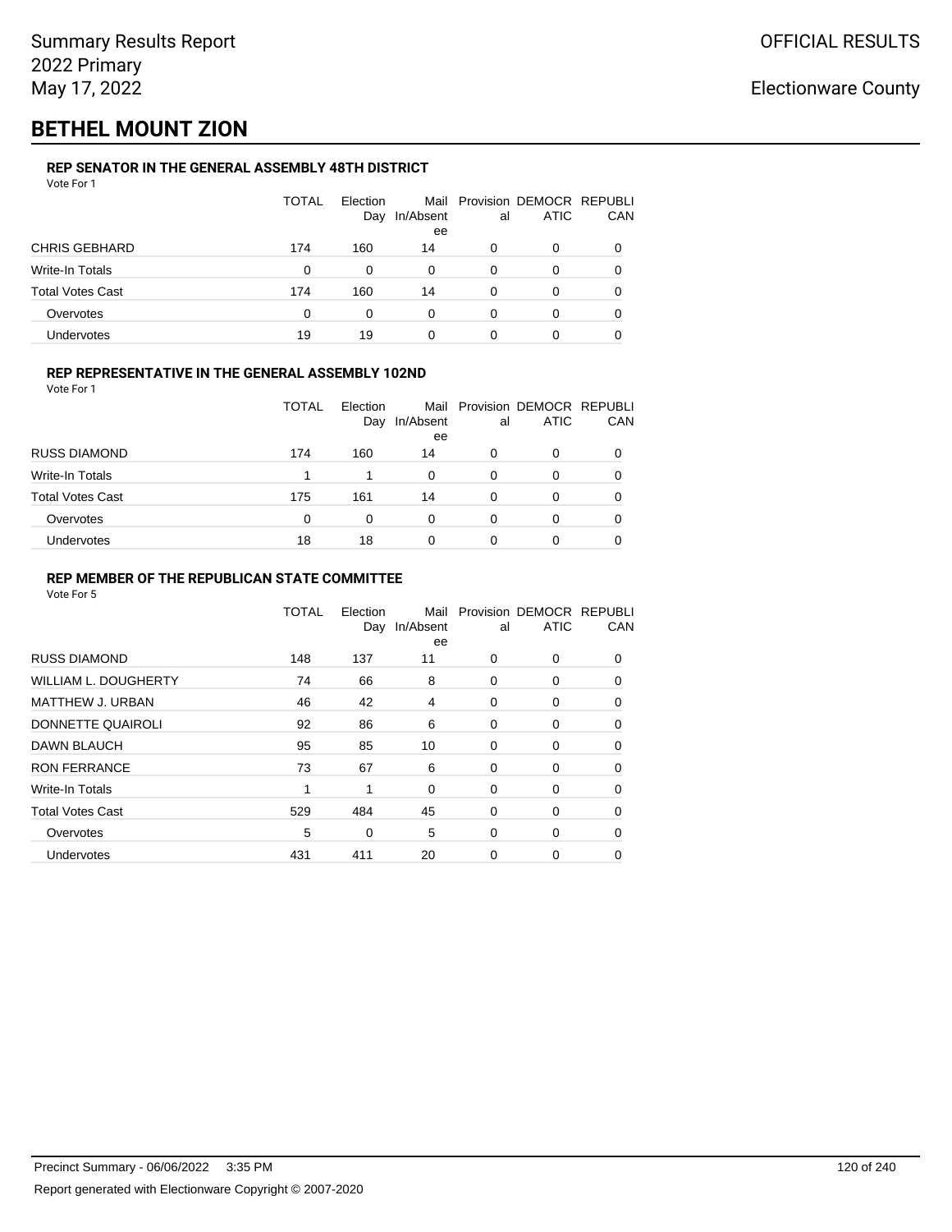# BETHEL MOUNT ZION

### REP SENATOR IN THE GENERAL ASSEMBLY 48TH DISTRICT

Vote For 1

| | TOTAL | Election Day | Mail In/Absentee | Provisional | DEMOCRATIC | REPUBLICAN |
|---|---|---|---|---|---|---|
| CHRIS GEBHARD | 174 | 160 | 14 | 0 | 0 | 0 |
| Write-In Totals | 0 | 0 | 0 | 0 | 0 | 0 |
| Total Votes Cast | 174 | 160 | 14 | 0 | 0 | 0 |
| Overvotes | 0 | 0 | 0 | 0 | 0 | 0 |
| Undervotes | 19 | 19 | 0 | 0 | 0 | 0 |

### REP REPRESENTATIVE IN THE GENERAL ASSEMBLY 102ND

Vote For 1

| | TOTAL | Election Day | Mail In/Absentee | Provisional | DEMOCRATIC | REPUBLICAN |
|---|---|---|---|---|---|---|
| RUSS DIAMOND | 174 | 160 | 14 | 0 | 0 | 0 |
| Write-In Totals | 1 | 1 | 0 | 0 | 0 | 0 |
| Total Votes Cast | 175 | 161 | 14 | 0 | 0 | 0 |
| Overvotes | 0 | 0 | 0 | 0 | 0 | 0 |
| Undervotes | 18 | 18 | 0 | 0 | 0 | 0 |

### REP MEMBER OF THE REPUBLICAN STATE COMMITTEE

Vote For 5

| | TOTAL | Election Day | Mail In/Absentee | Provisional | DEMOCRATIC | REPUBLICAN |
|---|---|---|---|---|---|---|
| RUSS DIAMOND | 148 | 137 | 11 | 0 | 0 | 0 |
| WILLIAM L. DOUGHERTY | 74 | 66 | 8 | 0 | 0 | 0 |
| MATTHEW J. URBAN | 46 | 42 | 4 | 0 | 0 | 0 |
| DONNETTE QUAIROLI | 92 | 86 | 6 | 0 | 0 | 0 |
| DAWN BLAUCH | 95 | 85 | 10 | 0 | 0 | 0 |
| RON FERRANCE | 73 | 67 | 6 | 0 | 0 | 0 |
| Write-In Totals | 1 | 1 | 0 | 0 | 0 | 0 |
| Total Votes Cast | 529 | 484 | 45 | 0 | 0 | 0 |
| Overvotes | 5 | 0 | 5 | 0 | 0 | 0 |
| Undervotes | 431 | 411 | 20 | 0 | 0 | 0 |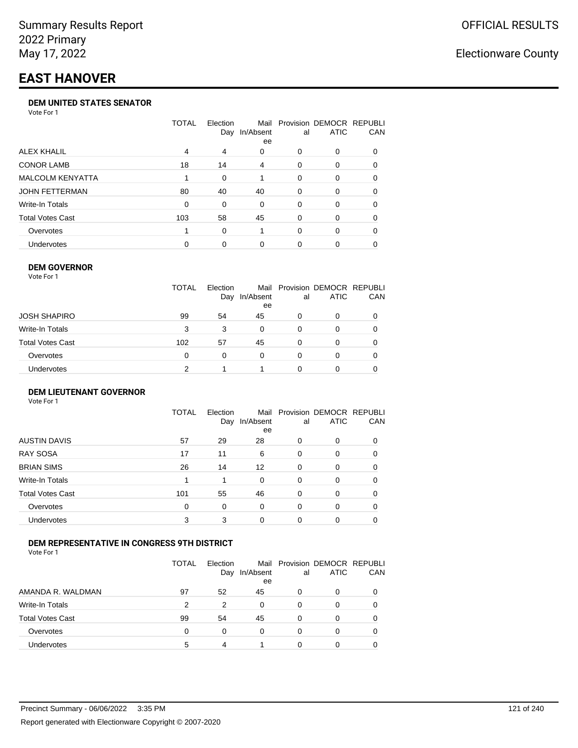Summary Results Report
2022 Primary
May 17, 2022

OFFICIAL RESULTS

Electionware County

# EAST HANOVER

### DEM UNITED STATES SENATOR

Vote For 1

| | TOTAL | Election Day | Mail In/Absentee | Provisional | DEMOCRATIC | REPUBLICAN |
|---|---|---|---|---|---|---|
| ALEX KHALIL | 4 | 4 | 0 | 0 | 0 | 0 |
| CONOR LAMB | 18 | 14 | 4 | 0 | 0 | 0 |
| MALCOLM KENYATTA | 1 | 0 | 1 | 0 | 0 | 0 |
| JOHN FETTERMAN | 80 | 40 | 40 | 0 | 0 | 0 |
| Write-In Totals | 0 | 0 | 0 | 0 | 0 | 0 |
| Total Votes Cast | 103 | 58 | 45 | 0 | 0 | 0 |
| Overvotes | 1 | 0 | 1 | 0 | 0 | 0 |
| Undervotes | 0 | 0 | 0 | 0 | 0 | 0 |

### DEM GOVERNOR

Vote For 1

| | TOTAL | Election Day | Mail In/Absentee | Provisional | DEMOCRATIC | REPUBLICAN |
|---|---|---|---|---|---|---|
| JOSH SHAPIRO | 99 | 54 | 45 | 0 | 0 | 0 |
| Write-In Totals | 3 | 3 | 0 | 0 | 0 | 0 |
| Total Votes Cast | 102 | 57 | 45 | 0 | 0 | 0 |
| Overvotes | 0 | 0 | 0 | 0 | 0 | 0 |
| Undervotes | 2 | 1 | 1 | 0 | 0 | 0 |

### DEM LIEUTENANT GOVERNOR

Vote For 1

| | TOTAL | Election Day | Mail In/Absentee | Provisional | DEMOCRATIC | REPUBLICAN |
|---|---|---|---|---|---|---|
| AUSTIN DAVIS | 57 | 29 | 28 | 0 | 0 | 0 |
| RAY SOSA | 17 | 11 | 6 | 0 | 0 | 0 |
| BRIAN SIMS | 26 | 14 | 12 | 0 | 0 | 0 |
| Write-In Totals | 1 | 1 | 0 | 0 | 0 | 0 |
| Total Votes Cast | 101 | 55 | 46 | 0 | 0 | 0 |
| Overvotes | 0 | 0 | 0 | 0 | 0 | 0 |
| Undervotes | 3 | 3 | 0 | 0 | 0 | 0 |

### DEM REPRESENTATIVE IN CONGRESS 9TH DISTRICT

Vote For 1

| | TOTAL | Election Day | Mail In/Absentee | Provisional | DEMOCRATIC | REPUBLICAN |
|---|---|---|---|---|---|---|
| AMANDA R. WALDMAN | 97 | 52 | 45 | 0 | 0 | 0 |
| Write-In Totals | 2 | 2 | 0 | 0 | 0 | 0 |
| Total Votes Cast | 99 | 54 | 45 | 0 | 0 | 0 |
| Overvotes | 0 | 0 | 0 | 0 | 0 | 0 |
| Undervotes | 5 | 4 | 1 | 0 | 0 | 0 |

Precinct Summary - 06/06/2022 3:35 PM

Report generated with Electionware Copyright © 2007-2020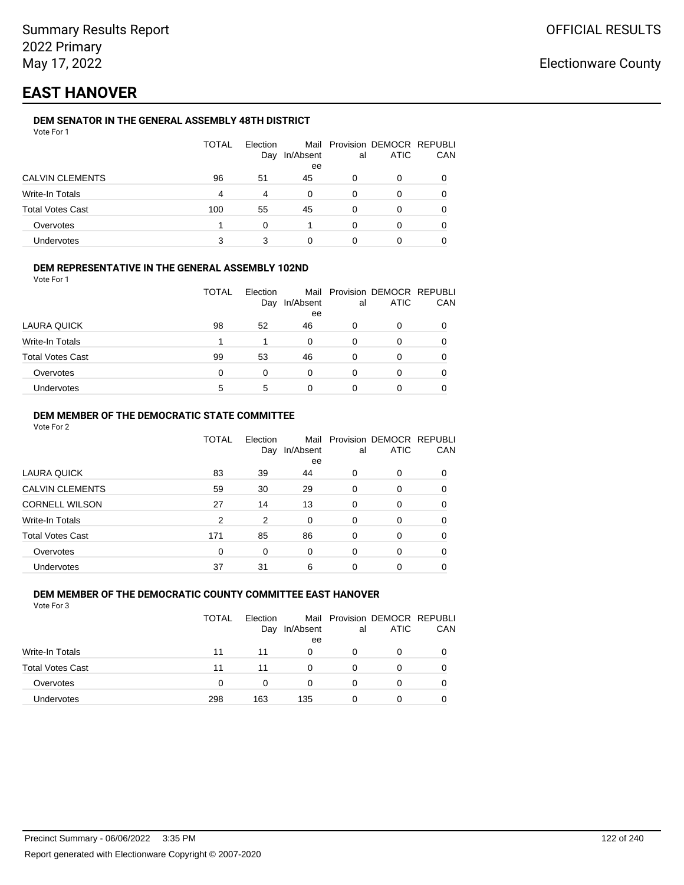Summary Results Report
2022 Primary
May 17, 2022

OFFICIAL RESULTS

Electionware County

# EAST HANOVER

### DEM SENATOR IN THE GENERAL ASSEMBLY 48TH DISTRICT

Vote For 1

| | TOTAL | Election Day | Mail In/Absentee | Provisional | DEMOCRATIC | REPUBLICAN |
|---|---|---|---|---|---|---|
| CALVIN CLEMENTS | 96 | 51 | 45 | 0 | 0 | 0 |
| Write-In Totals | 4 | 4 | 0 | 0 | 0 | 0 |
| Total Votes Cast | 100 | 55 | 45 | 0 | 0 | 0 |
| Overvotes | 1 | 0 | 1 | 0 | 0 | 0 |
| Undervotes | 3 | 3 | 0 | 0 | 0 | 0 |

### DEM REPRESENTATIVE IN THE GENERAL ASSEMBLY 102ND

Vote For 1

| | TOTAL | Election Day | Mail In/Absentee | Provisional | DEMOCRATIC | REPUBLICAN |
|---|---|---|---|---|---|---|
| LAURA QUICK | 98 | 52 | 46 | 0 | 0 | 0 |
| Write-In Totals | 1 | 1 | 0 | 0 | 0 | 0 |
| Total Votes Cast | 99 | 53 | 46 | 0 | 0 | 0 |
| Overvotes | 0 | 0 | 0 | 0 | 0 | 0 |
| Undervotes | 5 | 5 | 0 | 0 | 0 | 0 |

### DEM MEMBER OF THE DEMOCRATIC STATE COMMITTEE

Vote For 2

| | TOTAL | Election Day | Mail In/Absentee | Provisional | DEMOCRATIC | REPUBLICAN |
|---|---|---|---|---|---|---|
| LAURA QUICK | 83 | 39 | 44 | 0 | 0 | 0 |
| CALVIN CLEMENTS | 59 | 30 | 29 | 0 | 0 | 0 |
| CORNELL WILSON | 27 | 14 | 13 | 0 | 0 | 0 |
| Write-In Totals | 2 | 2 | 0 | 0 | 0 | 0 |
| Total Votes Cast | 171 | 85 | 86 | 0 | 0 | 0 |
| Overvotes | 0 | 0 | 0 | 0 | 0 | 0 |
| Undervotes | 37 | 31 | 6 | 0 | 0 | 0 |

### DEM MEMBER OF THE DEMOCRATIC COUNTY COMMITTEE EAST HANOVER

Vote For 3

| | TOTAL | Election Day | Mail In/Absentee | Provisional | DEMOCRATIC | REPUBLICAN |
|---|---|---|---|---|---|---|
| Write-In Totals | 11 | 11 | 0 | 0 | 0 | 0 |
| Total Votes Cast | 11 | 11 | 0 | 0 | 0 | 0 |
| Overvotes | 0 | 0 | 0 | 0 | 0 | 0 |
| Undervotes | 298 | 163 | 135 | 0 | 0 | 0 |

Precinct Summary - 06/06/2022 3:35 PM

Report generated with Electionware Copyright © 2007-2020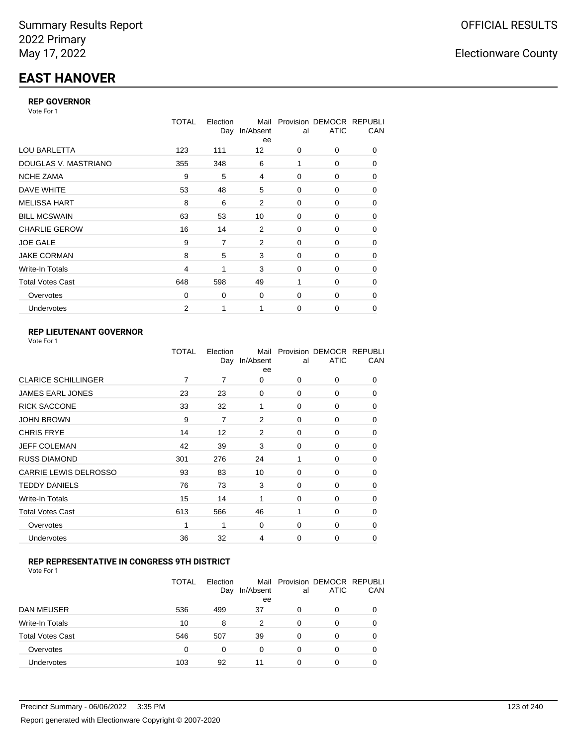Summary Results Report
2022 Primary
May 17, 2022

OFFICIAL RESULTS

Electionware County

# EAST HANOVER

### REP GOVERNOR

Vote For 1

| | TOTAL | Election Day | Mail In/Absentee | Provisional | DEMOCRATIC | REPUBLICAN |
|---|---|---|---|---|---|---|
| LOU BARLETTA | 123 | 111 | 12 | 0 | 0 | 0 |
| DOUGLAS V. MASTRIANO | 355 | 348 | 6 | 1 | 0 | 0 |
| NCHE ZAMA | 9 | 5 | 4 | 0 | 0 | 0 |
| DAVE WHITE | 53 | 48 | 5 | 0 | 0 | 0 |
| MELISSA HART | 8 | 6 | 2 | 0 | 0 | 0 |
| BILL MCSWAIN | 63 | 53 | 10 | 0 | 0 | 0 |
| CHARLIE GEROW | 16 | 14 | 2 | 0 | 0 | 0 |
| JOE GALE | 9 | 7 | 2 | 0 | 0 | 0 |
| JAKE CORMAN | 8 | 5 | 3 | 0 | 0 | 0 |
| Write-In Totals | 4 | 1 | 3 | 0 | 0 | 0 |
| Total Votes Cast | 648 | 598 | 49 | 1 | 0 | 0 |
| Overvotes | 0 | 0 | 0 | 0 | 0 | 0 |
| Undervotes | 2 | 1 | 1 | 0 | 0 | 0 |

### REP LIEUTENANT GOVERNOR

Vote For 1

| | TOTAL | Election Day | Mail In/Absentee | Provisional | DEMOCRATIC | REPUBLICAN |
|---|---|---|---|---|---|---|
| CLARICE SCHILLINGER | 7 | 7 | 0 | 0 | 0 | 0 |
| JAMES EARL JONES | 23 | 23 | 0 | 0 | 0 | 0 |
| RICK SACCONE | 33 | 32 | 1 | 0 | 0 | 0 |
| JOHN BROWN | 9 | 7 | 2 | 0 | 0 | 0 |
| CHRIS FRYE | 14 | 12 | 2 | 0 | 0 | 0 |
| JEFF COLEMAN | 42 | 39 | 3 | 0 | 0 | 0 |
| RUSS DIAMOND | 301 | 276 | 24 | 1 | 0 | 0 |
| CARRIE LEWIS DELROSSO | 93 | 83 | 10 | 0 | 0 | 0 |
| TEDDY DANIELS | 76 | 73 | 3 | 0 | 0 | 0 |
| Write-In Totals | 15 | 14 | 1 | 0 | 0 | 0 |
| Total Votes Cast | 613 | 566 | 46 | 1 | 0 | 0 |
| Overvotes | 1 | 1 | 0 | 0 | 0 | 0 |
| Undervotes | 36 | 32 | 4 | 0 | 0 | 0 |

### REP REPRESENTATIVE IN CONGRESS 9TH DISTRICT

Vote For 1

| | TOTAL | Election Day | Mail In/Absentee | Provisional | DEMOCRATIC | REPUBLICAN |
|---|---|---|---|---|---|---|
| DAN MEUSER | 536 | 499 | 37 | 0 | 0 | 0 |
| Write-In Totals | 10 | 8 | 2 | 0 | 0 | 0 |
| Total Votes Cast | 546 | 507 | 39 | 0 | 0 | 0 |
| Overvotes | 0 | 0 | 0 | 0 | 0 | 0 |
| Undervotes | 103 | 92 | 11 | 0 | 0 | 0 |

Precinct Summary - 06/06/2022 3:35 PM

Report generated with Electionware Copyright © 2007-2020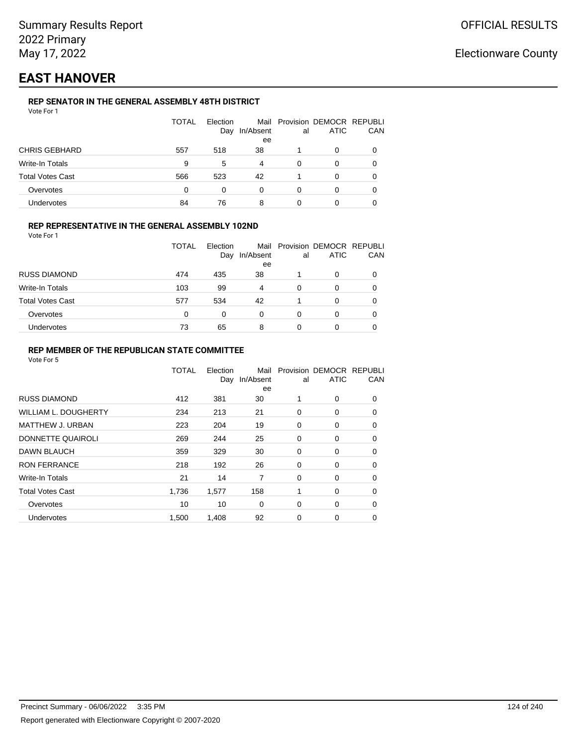Summary Results Report
2022 Primary
May 17, 2022

OFFICIAL RESULTS

Electionware County

# EAST HANOVER

### REP SENATOR IN THE GENERAL ASSEMBLY 48TH DISTRICT

Vote For 1

| | TOTAL | Election Day | Mail In/Absentee | Provisional | DEMOCRATIC | REPUBLICAN |
|---|---|---|---|---|---|---|
| CHRIS GEBHARD | 557 | 518 | 38 | 1 | 0 | 0 |
| Write-In Totals | 9 | 5 | 4 | 0 | 0 | 0 |
| Total Votes Cast | 566 | 523 | 42 | 1 | 0 | 0 |
| Overvotes | 0 | 0 | 0 | 0 | 0 | 0 |
| Undervotes | 84 | 76 | 8 | 0 | 0 | 0 |

### REP REPRESENTATIVE IN THE GENERAL ASSEMBLY 102ND

Vote For 1

| | TOTAL | Election Day | Mail In/Absentee | Provisional | DEMOCRATIC | REPUBLICAN |
|---|---|---|---|---|---|---|
| RUSS DIAMOND | 474 | 435 | 38 | 1 | 0 | 0 |
| Write-In Totals | 103 | 99 | 4 | 0 | 0 | 0 |
| Total Votes Cast | 577 | 534 | 42 | 1 | 0 | 0 |
| Overvotes | 0 | 0 | 0 | 0 | 0 | 0 |
| Undervotes | 73 | 65 | 8 | 0 | 0 | 0 |

### REP MEMBER OF THE REPUBLICAN STATE COMMITTEE

Vote For 5

| | TOTAL | Election Day | Mail In/Absentee | Provisional | DEMOCRATIC | REPUBLICAN |
|---|---|---|---|---|---|---|
| RUSS DIAMOND | 412 | 381 | 30 | 1 | 0 | 0 |
| WILLIAM L. DOUGHERTY | 234 | 213 | 21 | 0 | 0 | 0 |
| MATTHEW J. URBAN | 223 | 204 | 19 | 0 | 0 | 0 |
| DONNETTE QUAIROLI | 269 | 244 | 25 | 0 | 0 | 0 |
| DAWN BLAUCH | 359 | 329 | 30 | 0 | 0 | 0 |
| RON FERRANCE | 218 | 192 | 26 | 0 | 0 | 0 |
| Write-In Totals | 21 | 14 | 7 | 0 | 0 | 0 |
| Total Votes Cast | 1,736 | 1,577 | 158 | 1 | 0 | 0 |
| Overvotes | 10 | 10 | 0 | 0 | 0 | 0 |
| Undervotes | 1,500 | 1,408 | 92 | 0 | 0 | 0 |

Precinct Summary - 06/06/2022 3:35 PM

Report generated with Electionware Copyright © 2007-2020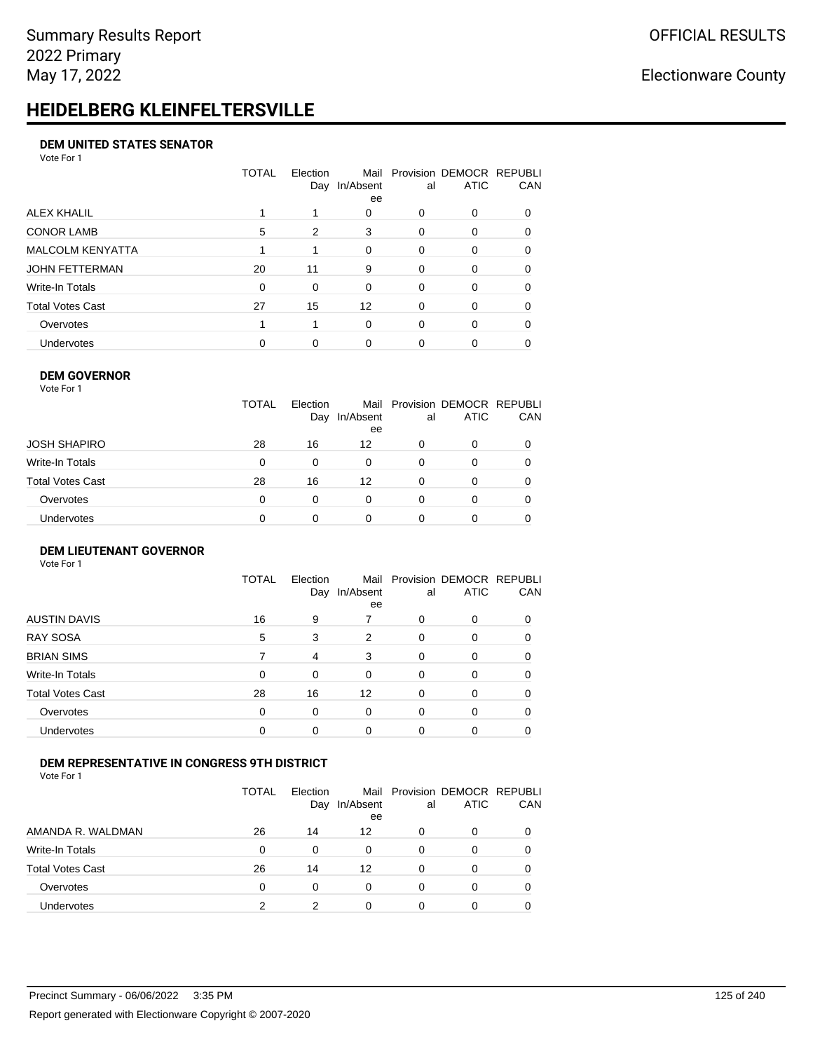# HEIDELBERG KLEINFELTERSVILLE

### DEM UNITED STATES SENATOR

Vote For 1

| | TOTAL | Election Day | Mail In/Absentee | Provisional | DEMOCRATIC | REPUBLICAN |
|---|---|---|---|---|---|---|
| ALEX KHALIL | 1 | 1 | 0 | 0 | 0 | 0 |
| CONOR LAMB | 5 | 2 | 3 | 0 | 0 | 0 |
| MALCOLM KENYATTA | 1 | 1 | 0 | 0 | 0 | 0 |
| JOHN FETTERMAN | 20 | 11 | 9 | 0 | 0 | 0 |
| Write-In Totals | 0 | 0 | 0 | 0 | 0 | 0 |
| Total Votes Cast | 27 | 15 | 12 | 0 | 0 | 0 |
| Overvotes | 1 | 1 | 0 | 0 | 0 | 0 |
| Undervotes | 0 | 0 | 0 | 0 | 0 | 0 |

### DEM GOVERNOR

Vote For 1

| | TOTAL | Election Day | Mail In/Absentee | Provisional | DEMOCRATIC | REPUBLICAN |
|---|---|---|---|---|---|---|
| JOSH SHAPIRO | 28 | 16 | 12 | 0 | 0 | 0 |
| Write-In Totals | 0 | 0 | 0 | 0 | 0 | 0 |
| Total Votes Cast | 28 | 16 | 12 | 0 | 0 | 0 |
| Overvotes | 0 | 0 | 0 | 0 | 0 | 0 |
| Undervotes | 0 | 0 | 0 | 0 | 0 | 0 |

### DEM LIEUTENANT GOVERNOR

Vote For 1

| | TOTAL | Election Day | Mail In/Absentee | Provisional | DEMOCRATIC | REPUBLICAN |
|---|---|---|---|---|---|---|
| AUSTIN DAVIS | 16 | 9 | 7 | 0 | 0 | 0 |
| RAY SOSA | 5 | 3 | 2 | 0 | 0 | 0 |
| BRIAN SIMS | 7 | 4 | 3 | 0 | 0 | 0 |
| Write-In Totals | 0 | 0 | 0 | 0 | 0 | 0 |
| Total Votes Cast | 28 | 16 | 12 | 0 | 0 | 0 |
| Overvotes | 0 | 0 | 0 | 0 | 0 | 0 |
| Undervotes | 0 | 0 | 0 | 0 | 0 | 0 |

### DEM REPRESENTATIVE IN CONGRESS 9TH DISTRICT

Vote For 1

| | TOTAL | Election Day | Mail In/Absentee | Provisional | DEMOCRATIC | REPUBLICAN |
|---|---|---|---|---|---|---|
| AMANDA R. WALDMAN | 26 | 14 | 12 | 0 | 0 | 0 |
| Write-In Totals | 0 | 0 | 0 | 0 | 0 | 0 |
| Total Votes Cast | 26 | 14 | 12 | 0 | 0 | 0 |
| Overvotes | 0 | 0 | 0 | 0 | 0 | 0 |
| Undervotes | 2 | 2 | 0 | 0 | 0 | 0 |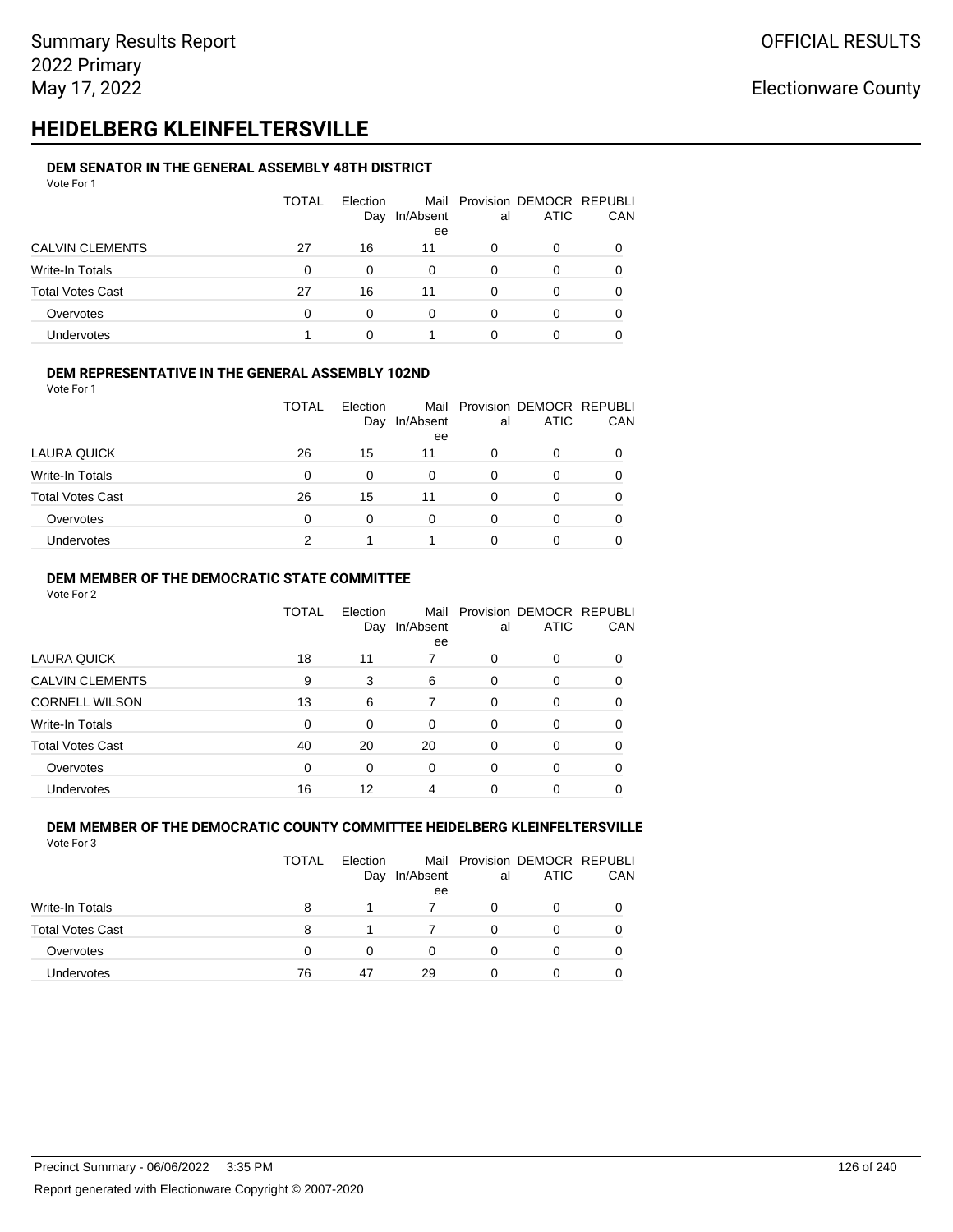# HEIDELBERG KLEINFELTERSVILLE

### DEM SENATOR IN THE GENERAL ASSEMBLY 48TH DISTRICT

Vote For 1

| | TOTAL | Election Day | Mail In/Absentee | Provisional | DEMOCRATIC | REPUBLICAN |
|---|---|---|---|---|---|---|
| CALVIN CLEMENTS | 27 | 16 | 11 | 0 | 0 | 0 |
| Write-In Totals | 0 | 0 | 0 | 0 | 0 | 0 |
| Total Votes Cast | 27 | 16 | 11 | 0 | 0 | 0 |
| Overvotes | 0 | 0 | 0 | 0 | 0 | 0 |
| Undervotes | 1 | 0 | 1 | 0 | 0 | 0 |

### DEM REPRESENTATIVE IN THE GENERAL ASSEMBLY 102ND

Vote For 1

| | TOTAL | Election Day | Mail In/Absentee | Provisional | DEMOCRATIC | REPUBLICAN |
|---|---|---|---|---|---|---|
| LAURA QUICK | 26 | 15 | 11 | 0 | 0 | 0 |
| Write-In Totals | 0 | 0 | 0 | 0 | 0 | 0 |
| Total Votes Cast | 26 | 15 | 11 | 0 | 0 | 0 |
| Overvotes | 0 | 0 | 0 | 0 | 0 | 0 |
| Undervotes | 2 | 1 | 1 | 0 | 0 | 0 |

### DEM MEMBER OF THE DEMOCRATIC STATE COMMITTEE

Vote For 2

| | TOTAL | Election Day | Mail In/Absentee | Provisional | DEMOCRATIC | REPUBLICAN |
|---|---|---|---|---|---|---|
| LAURA QUICK | 18 | 11 | 7 | 0 | 0 | 0 |
| CALVIN CLEMENTS | 9 | 3 | 6 | 0 | 0 | 0 |
| CORNELL WILSON | 13 | 6 | 7 | 0 | 0 | 0 |
| Write-In Totals | 0 | 0 | 0 | 0 | 0 | 0 |
| Total Votes Cast | 40 | 20 | 20 | 0 | 0 | 0 |
| Overvotes | 0 | 0 | 0 | 0 | 0 | 0 |
| Undervotes | 16 | 12 | 4 | 0 | 0 | 0 |

### DEM MEMBER OF THE DEMOCRATIC COUNTY COMMITTEE HEIDELBERG KLEINFELTERSVILLE

Vote For 3

| | TOTAL | Election Day | Mail In/Absentee | Provisional | DEMOCRATIC | REPUBLICAN |
|---|---|---|---|---|---|---|
| Write-In Totals | 8 | 1 | 7 | 0 | 0 | 0 |
| Total Votes Cast | 8 | 1 | 7 | 0 | 0 | 0 |
| Overvotes | 0 | 0 | 0 | 0 | 0 | 0 |
| Undervotes | 76 | 47 | 29 | 0 | 0 | 0 |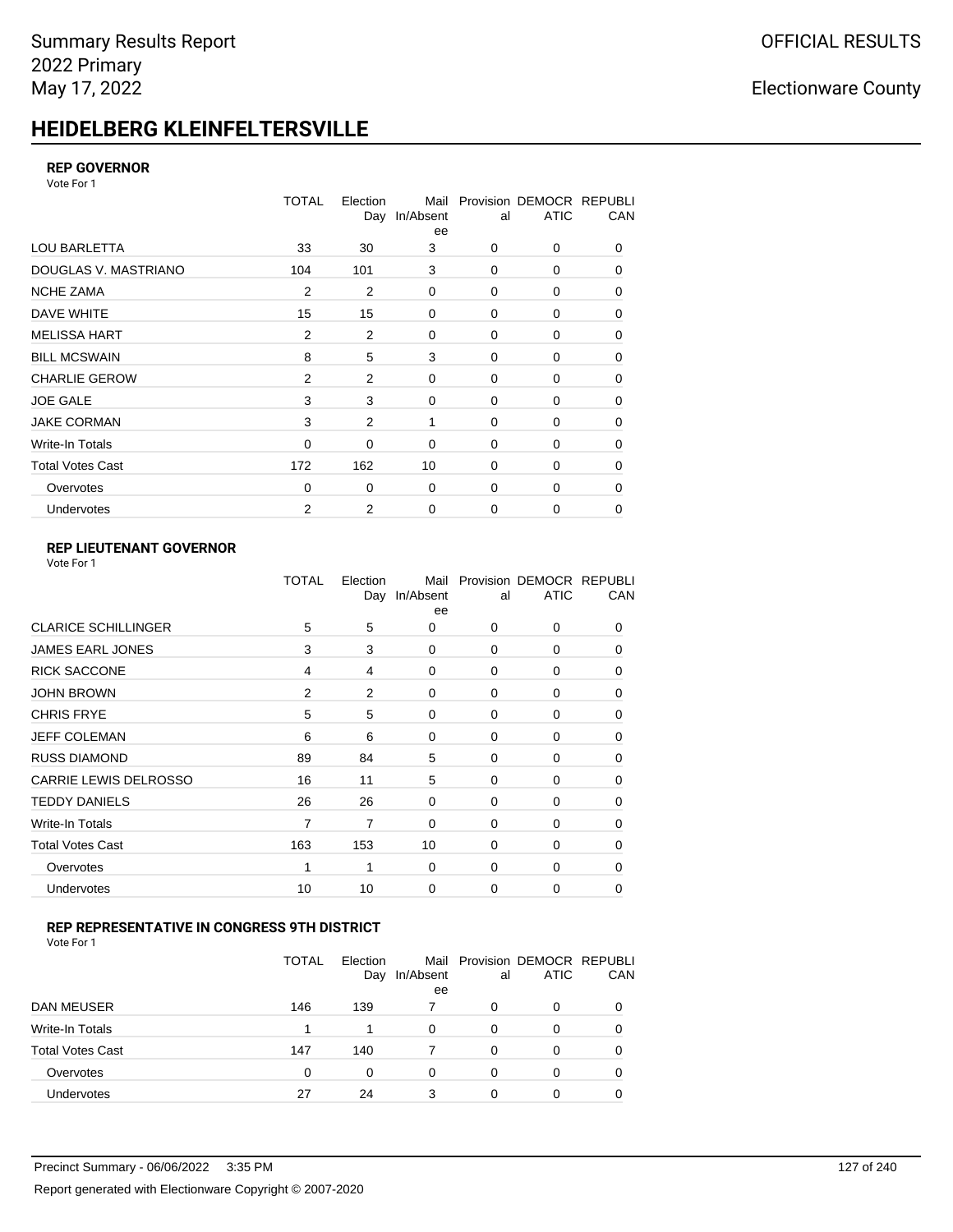# HEIDELBERG KLEINFELTERSVILLE

### REP GOVERNOR

Vote For 1

| | TOTAL | Election Day | Mail In/Absentee | Provisional | DEMOCRATIC | REPUBLICAN |
|---|---|---|---|---|---|---|
| LOU BARLETTA | 33 | 30 | 3 | 0 | 0 | 0 |
| DOUGLAS V. MASTRIANO | 104 | 101 | 3 | 0 | 0 | 0 |
| NCHE ZAMA | 2 | 2 | 0 | 0 | 0 | 0 |
| DAVE WHITE | 15 | 15 | 0 | 0 | 0 | 0 |
| MELISSA HART | 2 | 2 | 0 | 0 | 0 | 0 |
| BILL MCSWAIN | 8 | 5 | 3 | 0 | 0 | 0 |
| CHARLIE GEROW | 2 | 2 | 0 | 0 | 0 | 0 |
| JOE GALE | 3 | 3 | 0 | 0 | 0 | 0 |
| JAKE CORMAN | 3 | 2 | 1 | 0 | 0 | 0 |
| Write-In Totals | 0 | 0 | 0 | 0 | 0 | 0 |
| Total Votes Cast | 172 | 162 | 10 | 0 | 0 | 0 |
| Overvotes | 0 | 0 | 0 | 0 | 0 | 0 |
| Undervotes | 2 | 2 | 0 | 0 | 0 | 0 |

### REP LIEUTENANT GOVERNOR

Vote For 1

| | TOTAL | Election Day | Mail In/Absentee | Provisional | DEMOCRATIC | REPUBLICAN |
|---|---|---|---|---|---|---|
| CLARICE SCHILLINGER | 5 | 5 | 0 | 0 | 0 | 0 |
| JAMES EARL JONES | 3 | 3 | 0 | 0 | 0 | 0 |
| RICK SACCONE | 4 | 4 | 0 | 0 | 0 | 0 |
| JOHN BROWN | 2 | 2 | 0 | 0 | 0 | 0 |
| CHRIS FRYE | 5 | 5 | 0 | 0 | 0 | 0 |
| JEFF COLEMAN | 6 | 6 | 0 | 0 | 0 | 0 |
| RUSS DIAMOND | 89 | 84 | 5 | 0 | 0 | 0 |
| CARRIE LEWIS DELROSSO | 16 | 11 | 5 | 0 | 0 | 0 |
| TEDDY DANIELS | 26 | 26 | 0 | 0 | 0 | 0 |
| Write-In Totals | 7 | 7 | 0 | 0 | 0 | 0 |
| Total Votes Cast | 163 | 153 | 10 | 0 | 0 | 0 |
| Overvotes | 1 | 1 | 0 | 0 | 0 | 0 |
| Undervotes | 10 | 10 | 0 | 0 | 0 | 0 |

### REP REPRESENTATIVE IN CONGRESS 9TH DISTRICT

Vote For 1

| | TOTAL | Election Day | Mail In/Absentee | Provisional | DEMOCRATIC | REPUBLICAN |
|---|---|---|---|---|---|---|
| DAN MEUSER | 146 | 139 | 7 | 0 | 0 | 0 |
| Write-In Totals | 1 | 1 | 0 | 0 | 0 | 0 |
| Total Votes Cast | 147 | 140 | 7 | 0 | 0 | 0 |
| Overvotes | 0 | 0 | 0 | 0 | 0 | 0 |
| Undervotes | 27 | 24 | 3 | 0 | 0 | 0 |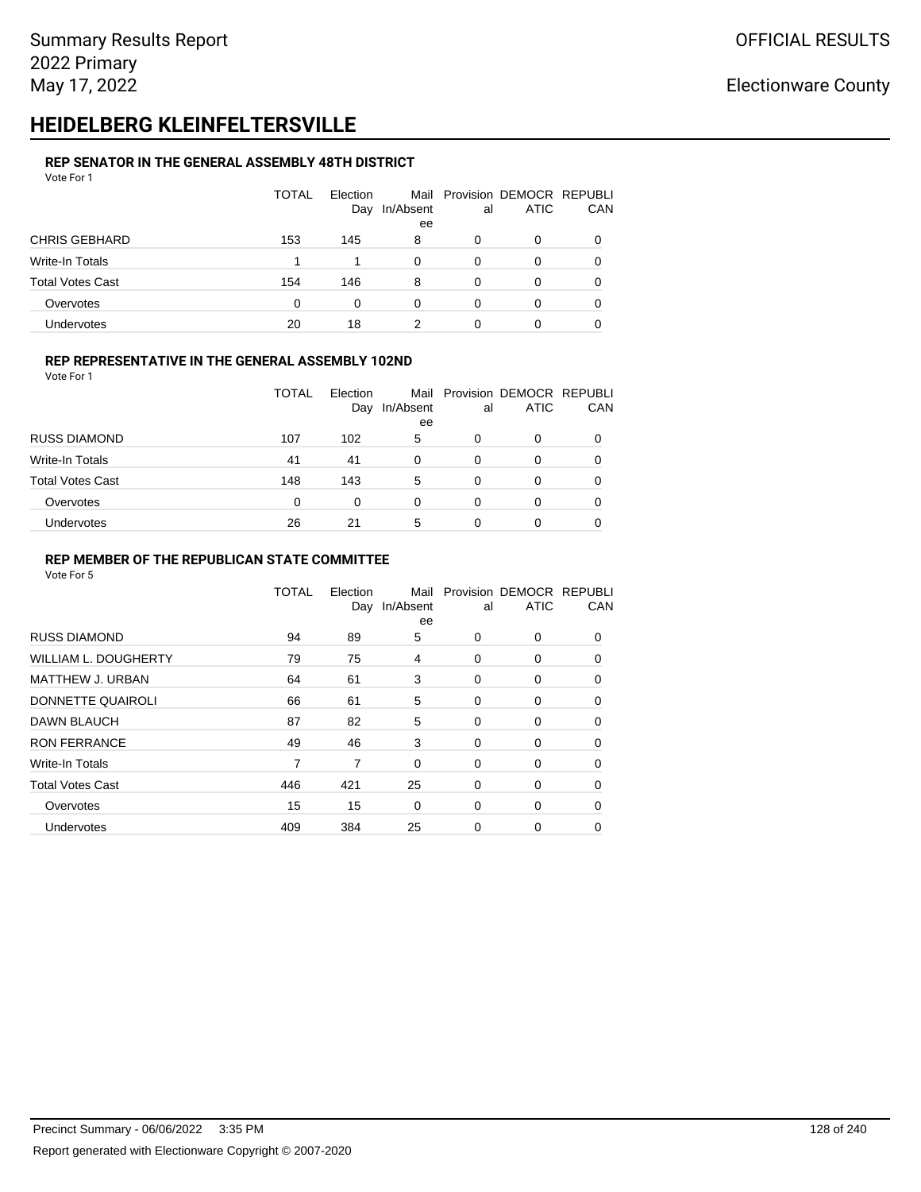Summary Results Report
2022 Primary
May 17, 2022

OFFICIAL RESULTS

Electionware County

# HEIDELBERG KLEINFELTERSVILLE

### REP SENATOR IN THE GENERAL ASSEMBLY 48TH DISTRICT

Vote For 1

| | TOTAL | Election Day | Mail In/Absentee | Provisional | DEMOCRATIC | REPUBLICAN |
|---|---|---|---|---|---|---|
| CHRIS GEBHARD | 153 | 145 | 8 | 0 | 0 | 0 |
| Write-In Totals | 1 | 1 | 0 | 0 | 0 | 0 |
| Total Votes Cast | 154 | 146 | 8 | 0 | 0 | 0 |
| Overvotes | 0 | 0 | 0 | 0 | 0 | 0 |
| Undervotes | 20 | 18 | 2 | 0 | 0 | 0 |

### REP REPRESENTATIVE IN THE GENERAL ASSEMBLY 102ND

Vote For 1

| | TOTAL | Election Day | Mail In/Absentee | Provisional | DEMOCRATIC | REPUBLICAN |
|---|---|---|---|---|---|---|
| RUSS DIAMOND | 107 | 102 | 5 | 0 | 0 | 0 |
| Write-In Totals | 41 | 41 | 0 | 0 | 0 | 0 |
| Total Votes Cast | 148 | 143 | 5 | 0 | 0 | 0 |
| Overvotes | 0 | 0 | 0 | 0 | 0 | 0 |
| Undervotes | 26 | 21 | 5 | 0 | 0 | 0 |

### REP MEMBER OF THE REPUBLICAN STATE COMMITTEE

Vote For 5

| | TOTAL | Election Day | Mail In/Absentee | Provisional | DEMOCRATIC | REPUBLICAN |
|---|---|---|---|---|---|---|
| RUSS DIAMOND | 94 | 89 | 5 | 0 | 0 | 0 |
| WILLIAM L. DOUGHERTY | 79 | 75 | 4 | 0 | 0 | 0 |
| MATTHEW J. URBAN | 64 | 61 | 3 | 0 | 0 | 0 |
| DONNETTE QUAIROLI | 66 | 61 | 5 | 0 | 0 | 0 |
| DAWN BLAUCH | 87 | 82 | 5 | 0 | 0 | 0 |
| RON FERRANCE | 49 | 46 | 3 | 0 | 0 | 0 |
| Write-In Totals | 7 | 7 | 0 | 0 | 0 | 0 |
| Total Votes Cast | 446 | 421 | 25 | 0 | 0 | 0 |
| Overvotes | 15 | 15 | 0 | 0 | 0 | 0 |
| Undervotes | 409 | 384 | 25 | 0 | 0 | 0 |

Precinct Summary - 06/06/2022 3:35 PM

Report generated with Electionware Copyright © 2007-2020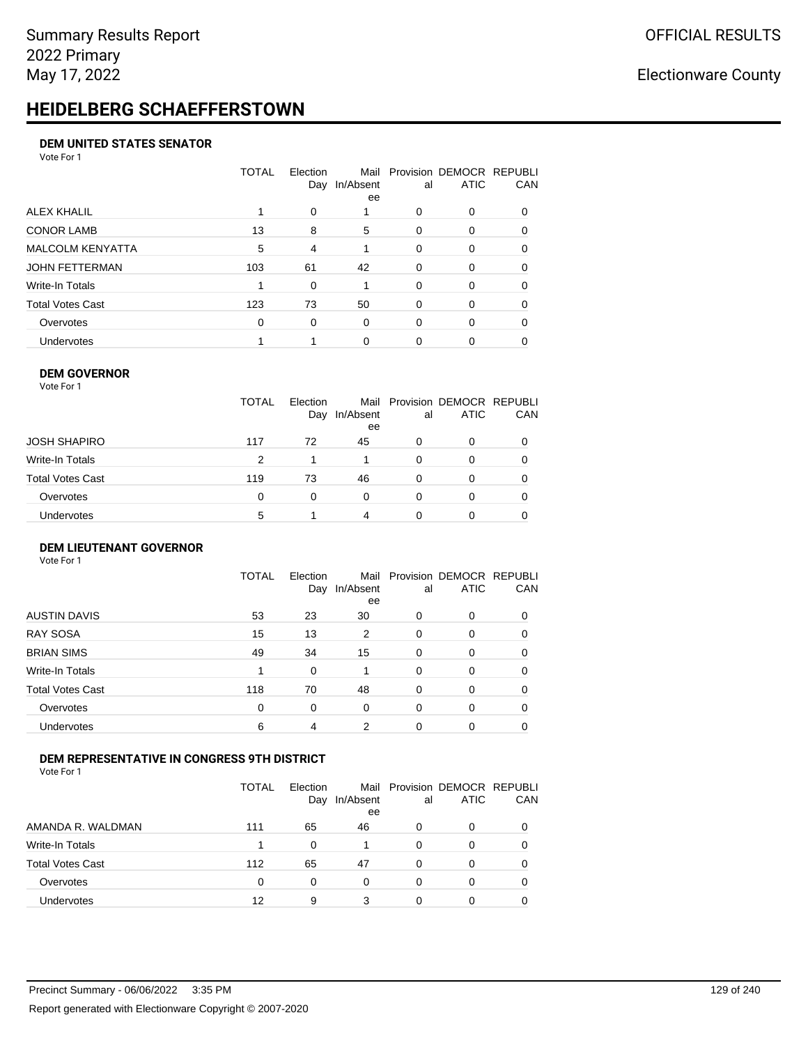Summary Results Report
2022 Primary
May 17, 2022

OFFICIAL RESULTS

Electionware County

# HEIDELBERG SCHAEFFERSTOWN

### DEM UNITED STATES SENATOR

Vote For 1

| | TOTAL | Election Day | Mail In/Absentee | Provisional | DEMOCRATIC | REPUBLICAN |
|---|---|---|---|---|---|---|
| ALEX KHALIL | 1 | 0 | 1 | 0 | 0 | 0 |
| CONOR LAMB | 13 | 8 | 5 | 0 | 0 | 0 |
| MALCOLM KENYATTA | 5 | 4 | 1 | 0 | 0 | 0 |
| JOHN FETTERMAN | 103 | 61 | 42 | 0 | 0 | 0 |
| Write-In Totals | 1 | 0 | 1 | 0 | 0 | 0 |
| Total Votes Cast | 123 | 73 | 50 | 0 | 0 | 0 |
| Overvotes | 0 | 0 | 0 | 0 | 0 | 0 |
| Undervotes | 1 | 1 | 0 | 0 | 0 | 0 |

### DEM GOVERNOR

Vote For 1

| | TOTAL | Election Day | Mail In/Absentee | Provisional | DEMOCRATIC | REPUBLICAN |
|---|---|---|---|---|---|---|
| JOSH SHAPIRO | 117 | 72 | 45 | 0 | 0 | 0 |
| Write-In Totals | 2 | 1 | 1 | 0 | 0 | 0 |
| Total Votes Cast | 119 | 73 | 46 | 0 | 0 | 0 |
| Overvotes | 0 | 0 | 0 | 0 | 0 | 0 |
| Undervotes | 5 | 1 | 4 | 0 | 0 | 0 |

### DEM LIEUTENANT GOVERNOR

Vote For 1

| | TOTAL | Election Day | Mail In/Absentee | Provisional | DEMOCRATIC | REPUBLICAN |
|---|---|---|---|---|---|---|
| AUSTIN DAVIS | 53 | 23 | 30 | 0 | 0 | 0 |
| RAY SOSA | 15 | 13 | 2 | 0 | 0 | 0 |
| BRIAN SIMS | 49 | 34 | 15 | 0 | 0 | 0 |
| Write-In Totals | 1 | 0 | 1 | 0 | 0 | 0 |
| Total Votes Cast | 118 | 70 | 48 | 0 | 0 | 0 |
| Overvotes | 0 | 0 | 0 | 0 | 0 | 0 |
| Undervotes | 6 | 4 | 2 | 0 | 0 | 0 |

### DEM REPRESENTATIVE IN CONGRESS 9TH DISTRICT

Vote For 1

| | TOTAL | Election Day | Mail In/Absentee | Provisional | DEMOCRATIC | REPUBLICAN |
|---|---|---|---|---|---|---|
| AMANDA R. WALDMAN | 111 | 65 | 46 | 0 | 0 | 0 |
| Write-In Totals | 1 | 0 | 1 | 0 | 0 | 0 |
| Total Votes Cast | 112 | 65 | 47 | 0 | 0 | 0 |
| Overvotes | 0 | 0 | 0 | 0 | 0 | 0 |
| Undervotes | 12 | 9 | 3 | 0 | 0 | 0 |

Precinct Summary - 06/06/2022 3:35 PM

Report generated with Electionware Copyright © 2007-2020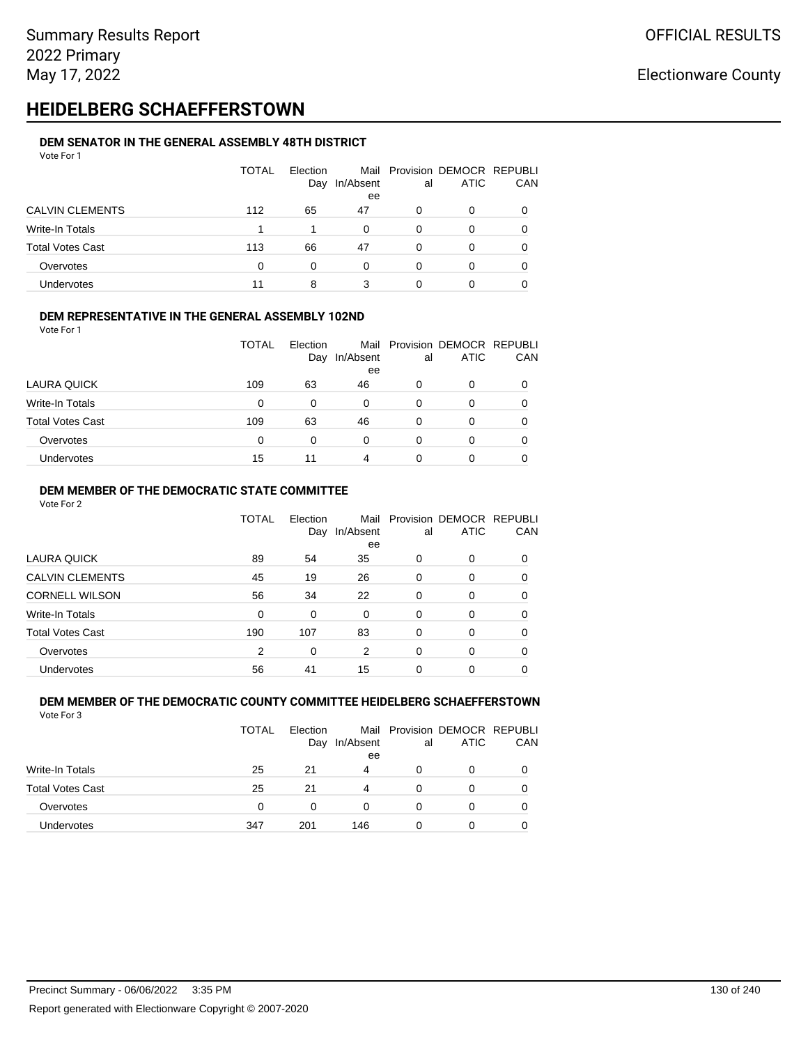Summary Results Report
2022 Primary
May 17, 2022

OFFICIAL RESULTS

Electionware County

# HEIDELBERG SCHAEFFERSTOWN

### DEM SENATOR IN THE GENERAL ASSEMBLY 48TH DISTRICT

Vote For 1

| | TOTAL | Election Day | Mail In/Absentee | Provisional | DEMOCRATIC | REPUBLICAN |
|---|---|---|---|---|---|---|
| CALVIN CLEMENTS | 112 | 65 | 47 | 0 | 0 | 0 |
| Write-In Totals | 1 | 1 | 0 | 0 | 0 | 0 |
| Total Votes Cast | 113 | 66 | 47 | 0 | 0 | 0 |
| Overvotes | 0 | 0 | 0 | 0 | 0 | 0 |
| Undervotes | 11 | 8 | 3 | 0 | 0 | 0 |

### DEM REPRESENTATIVE IN THE GENERAL ASSEMBLY 102ND

Vote For 1

| | TOTAL | Election Day | Mail In/Absentee | Provisional | DEMOCRATIC | REPUBLICAN |
|---|---|---|---|---|---|---|
| LAURA QUICK | 109 | 63 | 46 | 0 | 0 | 0 |
| Write-In Totals | 0 | 0 | 0 | 0 | 0 | 0 |
| Total Votes Cast | 109 | 63 | 46 | 0 | 0 | 0 |
| Overvotes | 0 | 0 | 0 | 0 | 0 | 0 |
| Undervotes | 15 | 11 | 4 | 0 | 0 | 0 |

### DEM MEMBER OF THE DEMOCRATIC STATE COMMITTEE

Vote For 2

| | TOTAL | Election Day | Mail In/Absentee | Provisional | DEMOCRATIC | REPUBLICAN |
|---|---|---|---|---|---|---|
| LAURA QUICK | 89 | 54 | 35 | 0 | 0 | 0 |
| CALVIN CLEMENTS | 45 | 19 | 26 | 0 | 0 | 0 |
| CORNELL WILSON | 56 | 34 | 22 | 0 | 0 | 0 |
| Write-In Totals | 0 | 0 | 0 | 0 | 0 | 0 |
| Total Votes Cast | 190 | 107 | 83 | 0 | 0 | 0 |
| Overvotes | 2 | 0 | 2 | 0 | 0 | 0 |
| Undervotes | 56 | 41 | 15 | 0 | 0 | 0 |

### DEM MEMBER OF THE DEMOCRATIC COUNTY COMMITTEE HEIDELBERG SCHAEFFERSTOWN

Vote For 3

| | TOTAL | Election Day | Mail In/Absentee | Provisional | DEMOCRATIC | REPUBLICAN |
|---|---|---|---|---|---|---|
| Write-In Totals | 25 | 21 | 4 | 0 | 0 | 0 |
| Total Votes Cast | 25 | 21 | 4 | 0 | 0 | 0 |
| Overvotes | 0 | 0 | 0 | 0 | 0 | 0 |
| Undervotes | 347 | 201 | 146 | 0 | 0 | 0 |

Precinct Summary - 06/06/2022 3:35 PM

Report generated with Electionware Copyright © 2007-2020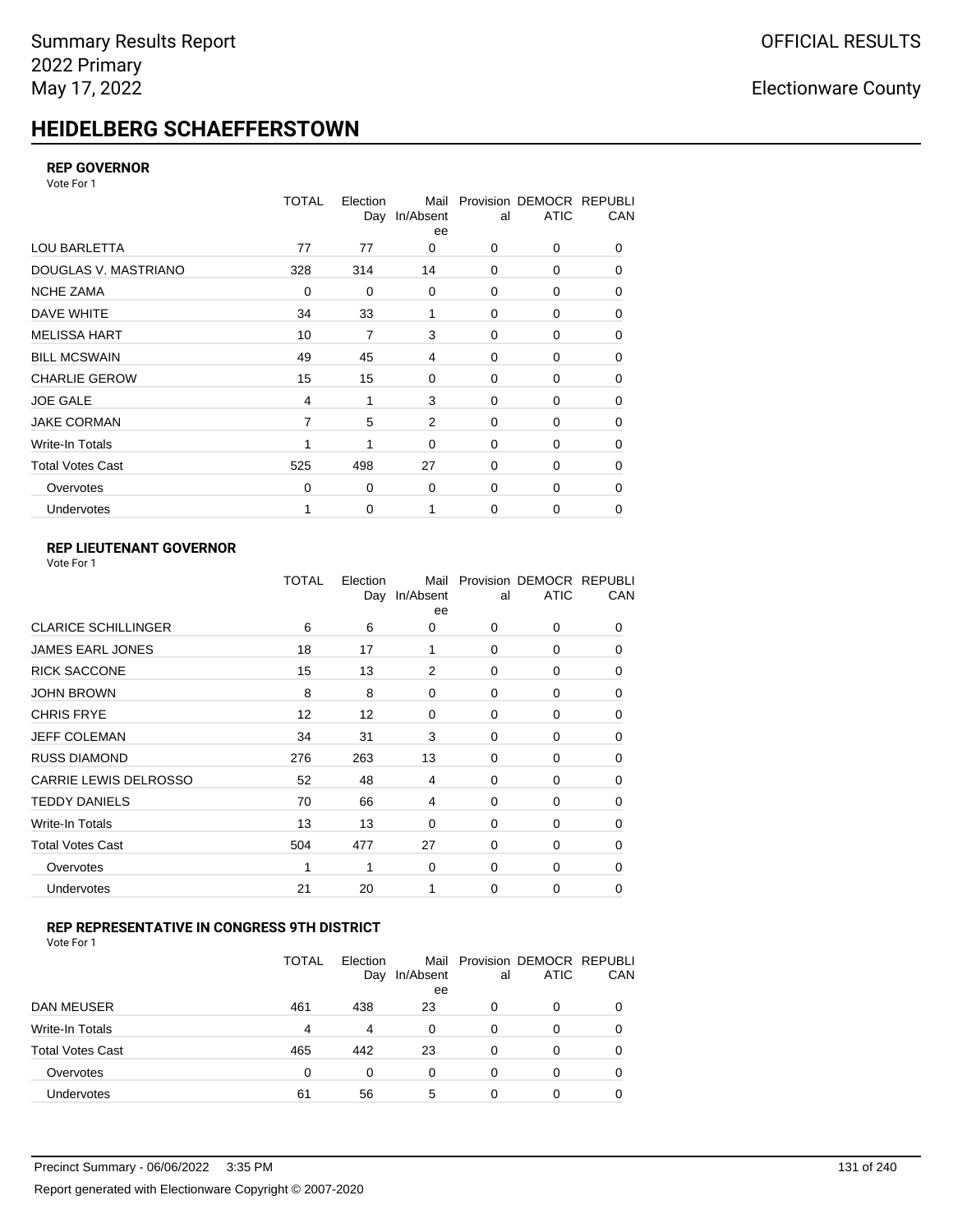# HEIDELBERG SCHAEFFERSTOWN

### REP GOVERNOR

Vote For 1

| | TOTAL | Election Day | Mail In/Absentee | Provisional | DEMOCRATIC | REPUBLICAN |
|---|---|---|---|---|---|---|
| LOU BARLETTA | 77 | 77 | 0 | 0 | 0 | 0 |
| DOUGLAS V. MASTRIANO | 328 | 314 | 14 | 0 | 0 | 0 |
| NCHE ZAMA | 0 | 0 | 0 | 0 | 0 | 0 |
| DAVE WHITE | 34 | 33 | 1 | 0 | 0 | 0 |
| MELISSA HART | 10 | 7 | 3 | 0 | 0 | 0 |
| BILL MCSWAIN | 49 | 45 | 4 | 0 | 0 | 0 |
| CHARLIE GEROW | 15 | 15 | 0 | 0 | 0 | 0 |
| JOE GALE | 4 | 1 | 3 | 0 | 0 | 0 |
| JAKE CORMAN | 7 | 5 | 2 | 0 | 0 | 0 |
| Write-In Totals | 1 | 1 | 0 | 0 | 0 | 0 |
| Total Votes Cast | 525 | 498 | 27 | 0 | 0 | 0 |
| Overvotes | 0 | 0 | 0 | 0 | 0 | 0 |
| Undervotes | 1 | 0 | 1 | 0 | 0 | 0 |

### REP LIEUTENANT GOVERNOR

Vote For 1

| | TOTAL | Election Day | Mail In/Absentee | Provisional | DEMOCRATIC | REPUBLICAN |
|---|---|---|---|---|---|---|
| CLARICE SCHILLINGER | 6 | 6 | 0 | 0 | 0 | 0 |
| JAMES EARL JONES | 18 | 17 | 1 | 0 | 0 | 0 |
| RICK SACCONE | 15 | 13 | 2 | 0 | 0 | 0 |
| JOHN BROWN | 8 | 8 | 0 | 0 | 0 | 0 |
| CHRIS FRYE | 12 | 12 | 0 | 0 | 0 | 0 |
| JEFF COLEMAN | 34 | 31 | 3 | 0 | 0 | 0 |
| RUSS DIAMOND | 276 | 263 | 13 | 0 | 0 | 0 |
| CARRIE LEWIS DELROSSO | 52 | 48 | 4 | 0 | 0 | 0 |
| TEDDY DANIELS | 70 | 66 | 4 | 0 | 0 | 0 |
| Write-In Totals | 13 | 13 | 0 | 0 | 0 | 0 |
| Total Votes Cast | 504 | 477 | 27 | 0 | 0 | 0 |
| Overvotes | 1 | 1 | 0 | 0 | 0 | 0 |
| Undervotes | 21 | 20 | 1 | 0 | 0 | 0 |

### REP REPRESENTATIVE IN CONGRESS 9TH DISTRICT

Vote For 1

| | TOTAL | Election Day | Mail In/Absentee | Provisional | DEMOCRATIC | REPUBLICAN |
|---|---|---|---|---|---|---|
| DAN MEUSER | 461 | 438 | 23 | 0 | 0 | 0 |
| Write-In Totals | 4 | 4 | 0 | 0 | 0 | 0 |
| Total Votes Cast | 465 | 442 | 23 | 0 | 0 | 0 |
| Overvotes | 0 | 0 | 0 | 0 | 0 | 0 |
| Undervotes | 61 | 56 | 5 | 0 | 0 | 0 |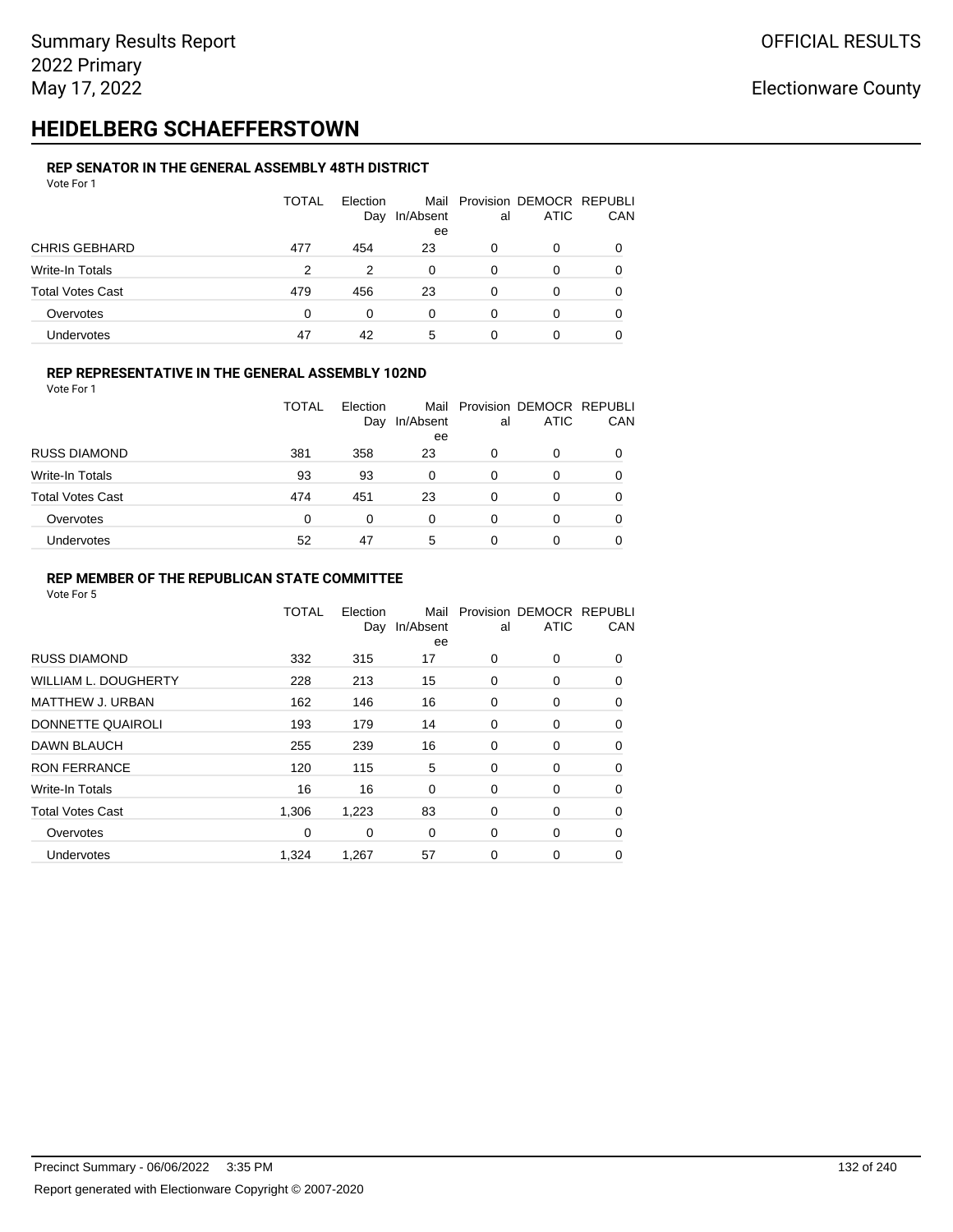Summary Results Report
2022 Primary
May 17, 2022

OFFICIAL RESULTS

Electionware County

# HEIDELBERG SCHAEFFERSTOWN

### REP SENATOR IN THE GENERAL ASSEMBLY 48TH DISTRICT

Vote For 1

| | TOTAL | Election Day | Mail In/Absentee | Provisional | DEMOCRATIC | REPUBLICAN |
|---|---|---|---|---|---|---|
| CHRIS GEBHARD | 477 | 454 | 23 | 0 | 0 | 0 |
| Write-In Totals | 2 | 2 | 0 | 0 | 0 | 0 |
| Total Votes Cast | 479 | 456 | 23 | 0 | 0 | 0 |
| Overvotes | 0 | 0 | 0 | 0 | 0 | 0 |
| Undervotes | 47 | 42 | 5 | 0 | 0 | 0 |

### REP REPRESENTATIVE IN THE GENERAL ASSEMBLY 102ND

Vote For 1

| | TOTAL | Election Day | Mail In/Absentee | Provisional | DEMOCRATIC | REPUBLICAN |
|---|---|---|---|---|---|---|
| RUSS DIAMOND | 381 | 358 | 23 | 0 | 0 | 0 |
| Write-In Totals | 93 | 93 | 0 | 0 | 0 | 0 |
| Total Votes Cast | 474 | 451 | 23 | 0 | 0 | 0 |
| Overvotes | 0 | 0 | 0 | 0 | 0 | 0 |
| Undervotes | 52 | 47 | 5 | 0 | 0 | 0 |

### REP MEMBER OF THE REPUBLICAN STATE COMMITTEE

Vote For 5

| | TOTAL | Election Day | Mail In/Absentee | Provisional | DEMOCRATIC | REPUBLICAN |
|---|---|---|---|---|---|---|
| RUSS DIAMOND | 332 | 315 | 17 | 0 | 0 | 0 |
| WILLIAM L. DOUGHERTY | 228 | 213 | 15 | 0 | 0 | 0 |
| MATTHEW J. URBAN | 162 | 146 | 16 | 0 | 0 | 0 |
| DONNETTE QUAIROLI | 193 | 179 | 14 | 0 | 0 | 0 |
| DAWN BLAUCH | 255 | 239 | 16 | 0 | 0 | 0 |
| RON FERRANCE | 120 | 115 | 5 | 0 | 0 | 0 |
| Write-In Totals | 16 | 16 | 0 | 0 | 0 | 0 |
| Total Votes Cast | 1,306 | 1,223 | 83 | 0 | 0 | 0 |
| Overvotes | 0 | 0 | 0 | 0 | 0 | 0 |
| Undervotes | 1,324 | 1,267 | 57 | 0 | 0 | 0 |

Precinct Summary - 06/06/2022 3:35 PM

Report generated with Electionware Copyright © 2007-2020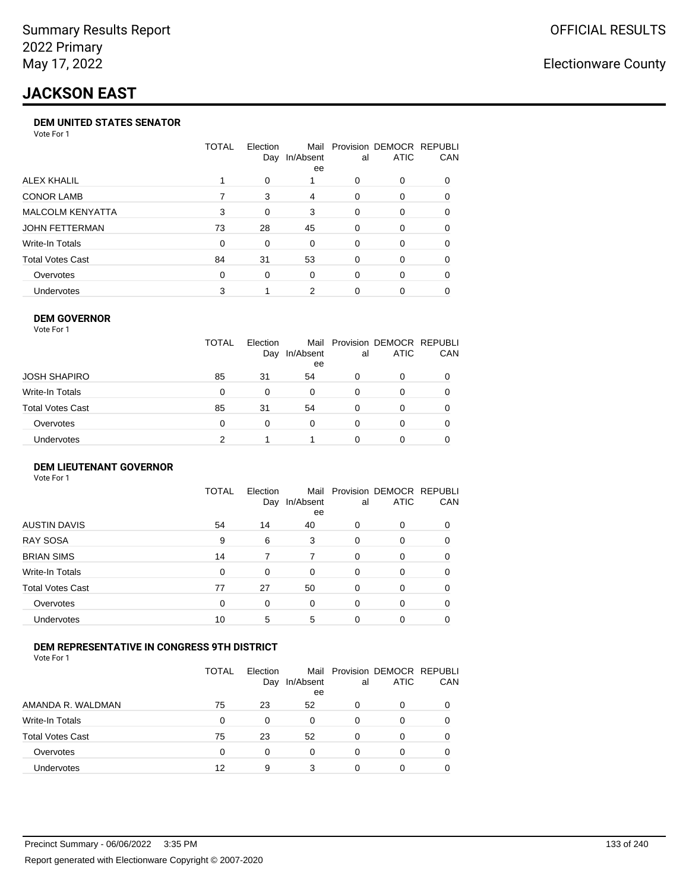# JACKSON EAST

### DEM UNITED STATES SENATOR

Vote For 1

| | TOTAL | Election Day | Mail In/Absentee | Provisional | DEMOCRATIC | REPUBLICAN |
|---|---|---|---|---|---|---|
| ALEX KHALIL | 1 | 0 | 1 | 0 | 0 | 0 |
| CONOR LAMB | 7 | 3 | 4 | 0 | 0 | 0 |
| MALCOLM KENYATTA | 3 | 0 | 3 | 0 | 0 | 0 |
| JOHN FETTERMAN | 73 | 28 | 45 | 0 | 0 | 0 |
| Write-In Totals | 0 | 0 | 0 | 0 | 0 | 0 |
| Total Votes Cast | 84 | 31 | 53 | 0 | 0 | 0 |
| Overvotes | 0 | 0 | 0 | 0 | 0 | 0 |
| Undervotes | 3 | 1 | 2 | 0 | 0 | 0 |

### DEM GOVERNOR

Vote For 1

| | TOTAL | Election Day | Mail In/Absentee | Provisional | DEMOCRATIC | REPUBLICAN |
|---|---|---|---|---|---|---|
| JOSH SHAPIRO | 85 | 31 | 54 | 0 | 0 | 0 |
| Write-In Totals | 0 | 0 | 0 | 0 | 0 | 0 |
| Total Votes Cast | 85 | 31 | 54 | 0 | 0 | 0 |
| Overvotes | 0 | 0 | 0 | 0 | 0 | 0 |
| Undervotes | 2 | 1 | 1 | 0 | 0 | 0 |

### DEM LIEUTENANT GOVERNOR

Vote For 1

| | TOTAL | Election Day | Mail In/Absentee | Provisional | DEMOCRATIC | REPUBLICAN |
|---|---|---|---|---|---|---|
| AUSTIN DAVIS | 54 | 14 | 40 | 0 | 0 | 0 |
| RAY SOSA | 9 | 6 | 3 | 0 | 0 | 0 |
| BRIAN SIMS | 14 | 7 | 7 | 0 | 0 | 0 |
| Write-In Totals | 0 | 0 | 0 | 0 | 0 | 0 |
| Total Votes Cast | 77 | 27 | 50 | 0 | 0 | 0 |
| Overvotes | 0 | 0 | 0 | 0 | 0 | 0 |
| Undervotes | 10 | 5 | 5 | 0 | 0 | 0 |

### DEM REPRESENTATIVE IN CONGRESS 9TH DISTRICT

Vote For 1

| | TOTAL | Election Day | Mail In/Absentee | Provisional | DEMOCRATIC | REPUBLICAN |
|---|---|---|---|---|---|---|
| AMANDA R. WALDMAN | 75 | 23 | 52 | 0 | 0 | 0 |
| Write-In Totals | 0 | 0 | 0 | 0 | 0 | 0 |
| Total Votes Cast | 75 | 23 | 52 | 0 | 0 | 0 |
| Overvotes | 0 | 0 | 0 | 0 | 0 | 0 |
| Undervotes | 12 | 9 | 3 | 0 | 0 | 0 |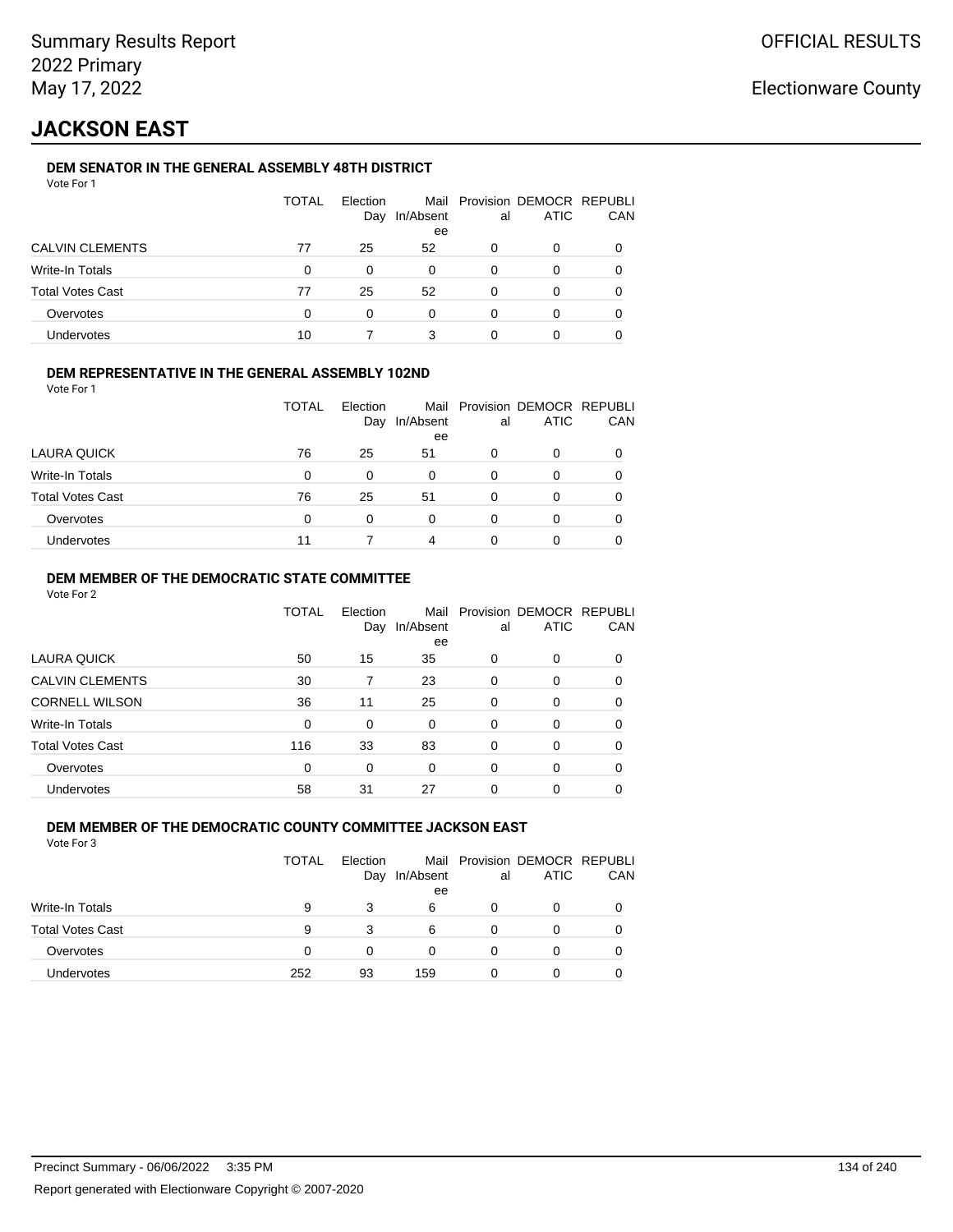Summary Results Report
2022 Primary
May 17, 2022

OFFICIAL RESULTS

Electionware County

# JACKSON EAST

### DEM SENATOR IN THE GENERAL ASSEMBLY 48TH DISTRICT

Vote For 1

| | TOTAL | Election Day | Mail In/Absentee | Provisional | DEMOCRATIC | REPUBLICAN |
|---|---|---|---|---|---|---|
| CALVIN CLEMENTS | 77 | 25 | 52 | 0 | 0 | 0 |
| Write-In Totals | 0 | 0 | 0 | 0 | 0 | 0 |
| Total Votes Cast | 77 | 25 | 52 | 0 | 0 | 0 |
| Overvotes | 0 | 0 | 0 | 0 | 0 | 0 |
| Undervotes | 10 | 7 | 3 | 0 | 0 | 0 |

### DEM REPRESENTATIVE IN THE GENERAL ASSEMBLY 102ND

Vote For 1

| | TOTAL | Election Day | Mail In/Absentee | Provisional | DEMOCRATIC | REPUBLICAN |
|---|---|---|---|---|---|---|
| LAURA QUICK | 76 | 25 | 51 | 0 | 0 | 0 |
| Write-In Totals | 0 | 0 | 0 | 0 | 0 | 0 |
| Total Votes Cast | 76 | 25 | 51 | 0 | 0 | 0 |
| Overvotes | 0 | 0 | 0 | 0 | 0 | 0 |
| Undervotes | 11 | 7 | 4 | 0 | 0 | 0 |

### DEM MEMBER OF THE DEMOCRATIC STATE COMMITTEE

Vote For 2

| | TOTAL | Election Day | Mail In/Absentee | Provisional | DEMOCRATIC | REPUBLICAN |
|---|---|---|---|---|---|---|
| LAURA QUICK | 50 | 15 | 35 | 0 | 0 | 0 |
| CALVIN CLEMENTS | 30 | 7 | 23 | 0 | 0 | 0 |
| CORNELL WILSON | 36 | 11 | 25 | 0 | 0 | 0 |
| Write-In Totals | 0 | 0 | 0 | 0 | 0 | 0 |
| Total Votes Cast | 116 | 33 | 83 | 0 | 0 | 0 |
| Overvotes | 0 | 0 | 0 | 0 | 0 | 0 |
| Undervotes | 58 | 31 | 27 | 0 | 0 | 0 |

### DEM MEMBER OF THE DEMOCRATIC COUNTY COMMITTEE JACKSON EAST

Vote For 3

| | TOTAL | Election Day | Mail In/Absentee | Provisional | DEMOCRATIC | REPUBLICAN |
|---|---|---|---|---|---|---|
| Write-In Totals | 9 | 3 | 6 | 0 | 0 | 0 |
| Total Votes Cast | 9 | 3 | 6 | 0 | 0 | 0 |
| Overvotes | 0 | 0 | 0 | 0 | 0 | 0 |
| Undervotes | 252 | 93 | 159 | 0 | 0 | 0 |

Precinct Summary - 06/06/2022 3:35 PM

Report generated with Electionware Copyright © 2007-2020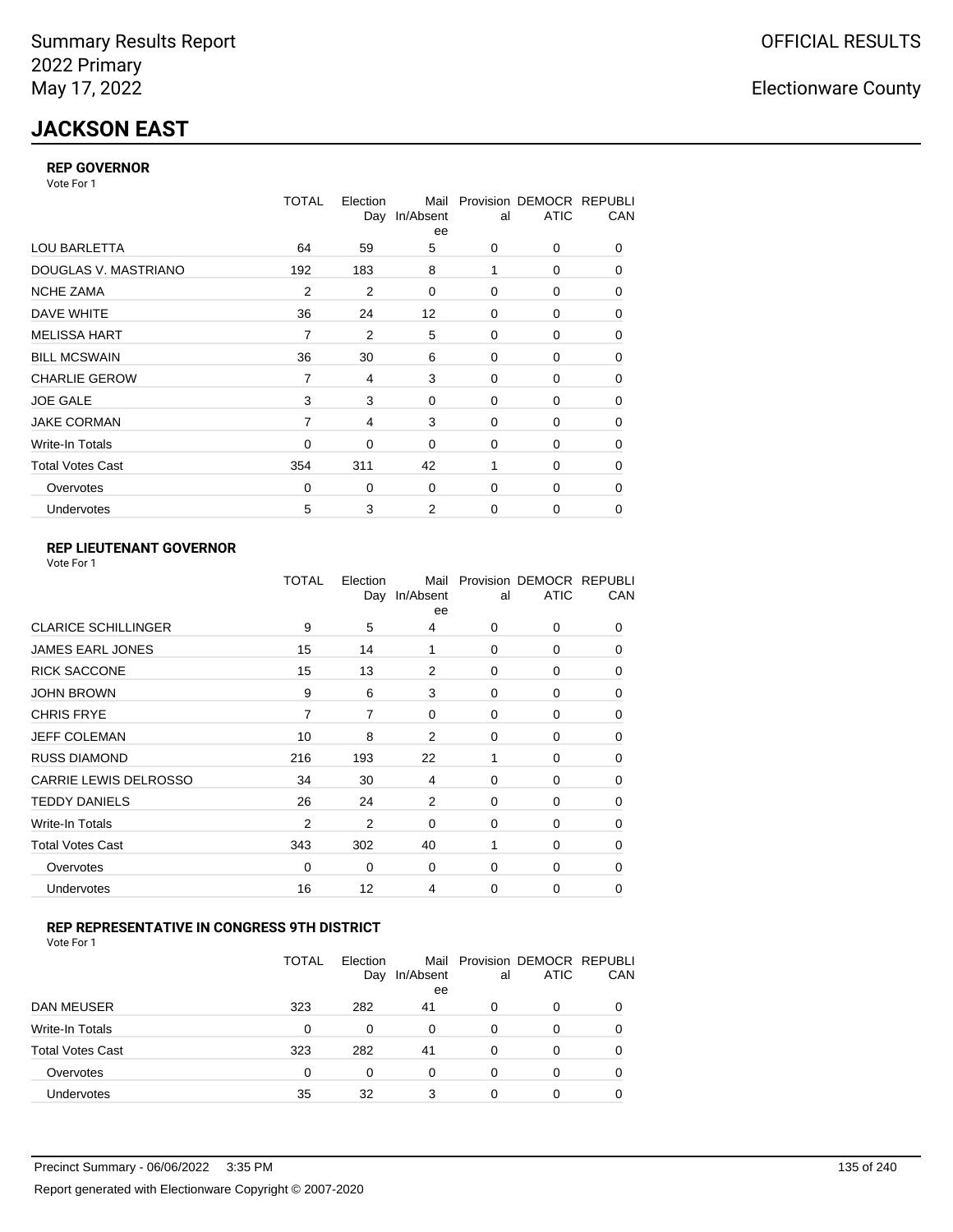# JACKSON EAST

### REP GOVERNOR

Vote For 1

| | TOTAL | Election Day | Mail In/Absentee | Provisional | DEMOCRATIC | REPUBLICAN |
|---|---|---|---|---|---|---|
| LOU BARLETTA | 64 | 59 | 5 | 0 | 0 | 0 |
| DOUGLAS V. MASTRIANO | 192 | 183 | 8 | 1 | 0 | 0 |
| NCHE ZAMA | 2 | 2 | 0 | 0 | 0 | 0 |
| DAVE WHITE | 36 | 24 | 12 | 0 | 0 | 0 |
| MELISSA HART | 7 | 2 | 5 | 0 | 0 | 0 |
| BILL MCSWAIN | 36 | 30 | 6 | 0 | 0 | 0 |
| CHARLIE GEROW | 7 | 4 | 3 | 0 | 0 | 0 |
| JOE GALE | 3 | 3 | 0 | 0 | 0 | 0 |
| JAKE CORMAN | 7 | 4 | 3 | 0 | 0 | 0 |
| Write-In Totals | 0 | 0 | 0 | 0 | 0 | 0 |
| Total Votes Cast | 354 | 311 | 42 | 1 | 0 | 0 |
| Overvotes | 0 | 0 | 0 | 0 | 0 | 0 |
| Undervotes | 5 | 3 | 2 | 0 | 0 | 0 |

### REP LIEUTENANT GOVERNOR

Vote For 1

| | TOTAL | Election Day | Mail In/Absentee | Provisional | DEMOCRATIC | REPUBLICAN |
|---|---|---|---|---|---|---|
| CLARICE SCHILLINGER | 9 | 5 | 4 | 0 | 0 | 0 |
| JAMES EARL JONES | 15 | 14 | 1 | 0 | 0 | 0 |
| RICK SACCONE | 15 | 13 | 2 | 0 | 0 | 0 |
| JOHN BROWN | 9 | 6 | 3 | 0 | 0 | 0 |
| CHRIS FRYE | 7 | 7 | 0 | 0 | 0 | 0 |
| JEFF COLEMAN | 10 | 8 | 2 | 0 | 0 | 0 |
| RUSS DIAMOND | 216 | 193 | 22 | 1 | 0 | 0 |
| CARRIE LEWIS DELROSSO | 34 | 30 | 4 | 0 | 0 | 0 |
| TEDDY DANIELS | 26 | 24 | 2 | 0 | 0 | 0 |
| Write-In Totals | 2 | 2 | 0 | 0 | 0 | 0 |
| Total Votes Cast | 343 | 302 | 40 | 1 | 0 | 0 |
| Overvotes | 0 | 0 | 0 | 0 | 0 | 0 |
| Undervotes | 16 | 12 | 4 | 0 | 0 | 0 |

### REP REPRESENTATIVE IN CONGRESS 9TH DISTRICT

Vote For 1

| | TOTAL | Election Day | Mail In/Absentee | Provisional | DEMOCRATIC | REPUBLICAN |
|---|---|---|---|---|---|---|
| DAN MEUSER | 323 | 282 | 41 | 0 | 0 | 0 |
| Write-In Totals | 0 | 0 | 0 | 0 | 0 | 0 |
| Total Votes Cast | 323 | 282 | 41 | 0 | 0 | 0 |
| Overvotes | 0 | 0 | 0 | 0 | 0 | 0 |
| Undervotes | 35 | 32 | 3 | 0 | 0 | 0 |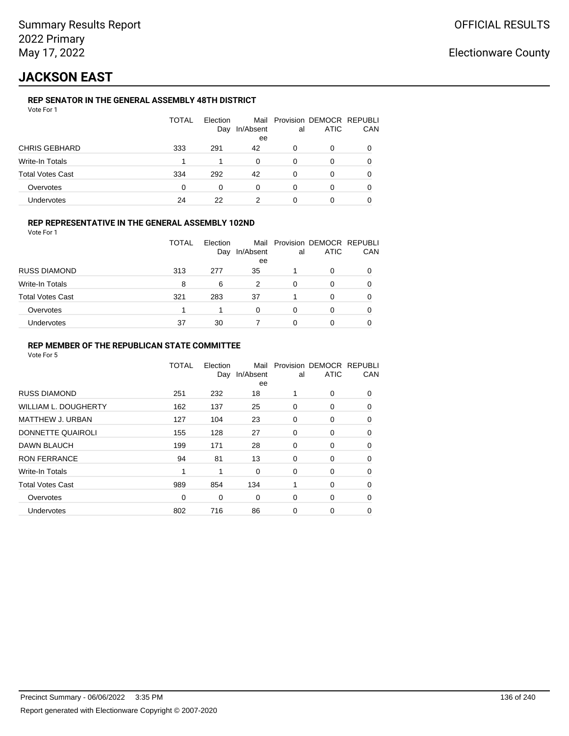Summary Results Report
2022 Primary
May 17, 2022

OFFICIAL RESULTS

Electionware County

# JACKSON EAST

### REP SENATOR IN THE GENERAL ASSEMBLY 48TH DISTRICT

Vote For 1

| | TOTAL | Election Day | Mail In/Absentee | Provisional | DEMOCRATIC | REPUBLICAN |
|---|---|---|---|---|---|---|
| CHRIS GEBHARD | 333 | 291 | 42 | 0 | 0 | 0 |
| Write-In Totals | 1 | 1 | 0 | 0 | 0 | 0 |
| Total Votes Cast | 334 | 292 | 42 | 0 | 0 | 0 |
| Overvotes | 0 | 0 | 0 | 0 | 0 | 0 |
| Undervotes | 24 | 22 | 2 | 0 | 0 | 0 |

### REP REPRESENTATIVE IN THE GENERAL ASSEMBLY 102ND

Vote For 1

| | TOTAL | Election Day | Mail In/Absentee | Provisional | DEMOCRATIC | REPUBLICAN |
|---|---|---|---|---|---|---|
| RUSS DIAMOND | 313 | 277 | 35 | 1 | 0 | 0 |
| Write-In Totals | 8 | 6 | 2 | 0 | 0 | 0 |
| Total Votes Cast | 321 | 283 | 37 | 1 | 0 | 0 |
| Overvotes | 1 | 1 | 0 | 0 | 0 | 0 |
| Undervotes | 37 | 30 | 7 | 0 | 0 | 0 |

### REP MEMBER OF THE REPUBLICAN STATE COMMITTEE

Vote For 5

| | TOTAL | Election Day | Mail In/Absentee | Provisional | DEMOCRATIC | REPUBLICAN |
|---|---|---|---|---|---|---|
| RUSS DIAMOND | 251 | 232 | 18 | 1 | 0 | 0 |
| WILLIAM L. DOUGHERTY | 162 | 137 | 25 | 0 | 0 | 0 |
| MATTHEW J. URBAN | 127 | 104 | 23 | 0 | 0 | 0 |
| DONNETTE QUAIROLI | 155 | 128 | 27 | 0 | 0 | 0 |
| DAWN BLAUCH | 199 | 171 | 28 | 0 | 0 | 0 |
| RON FERRANCE | 94 | 81 | 13 | 0 | 0 | 0 |
| Write-In Totals | 1 | 1 | 0 | 0 | 0 | 0 |
| Total Votes Cast | 989 | 854 | 134 | 1 | 0 | 0 |
| Overvotes | 0 | 0 | 0 | 0 | 0 | 0 |
| Undervotes | 802 | 716 | 86 | 0 | 0 | 0 |

Precinct Summary - 06/06/2022 3:35 PM

Report generated with Electionware Copyright © 2007-2020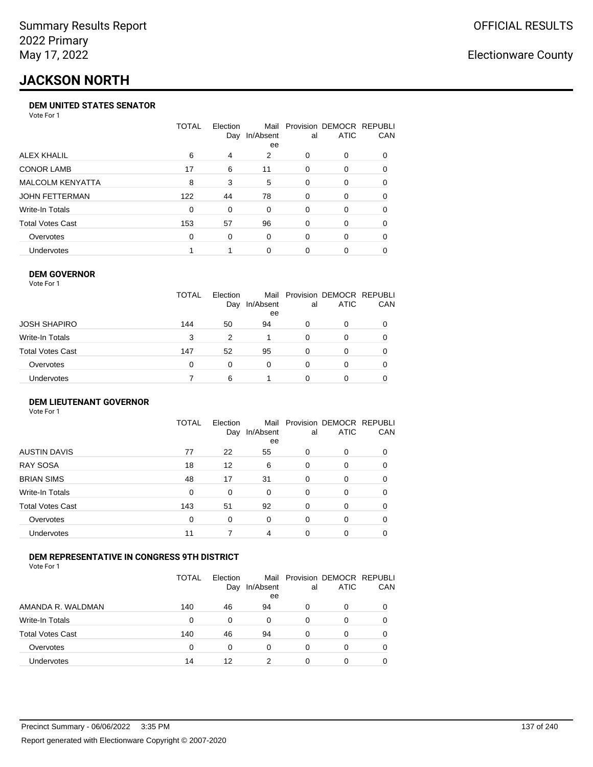# JACKSON NORTH

### DEM UNITED STATES SENATOR

Vote For 1

| | TOTAL | Election Day | Mail In/Absentee | Provisional | DEMOCRATIC | REPUBLICAN |
|---|---|---|---|---|---|---|
| ALEX KHALIL | 6 | 4 | 2 | 0 | 0 | 0 |
| CONOR LAMB | 17 | 6 | 11 | 0 | 0 | 0 |
| MALCOLM KENYATTA | 8 | 3 | 5 | 0 | 0 | 0 |
| JOHN FETTERMAN | 122 | 44 | 78 | 0 | 0 | 0 |
| Write-In Totals | 0 | 0 | 0 | 0 | 0 | 0 |
| Total Votes Cast | 153 | 57 | 96 | 0 | 0 | 0 |
| Overvotes | 0 | 0 | 0 | 0 | 0 | 0 |
| Undervotes | 1 | 1 | 0 | 0 | 0 | 0 |

### DEM GOVERNOR

Vote For 1

| | TOTAL | Election Day | Mail In/Absentee | Provisional | DEMOCRATIC | REPUBLICAN |
|---|---|---|---|---|---|---|
| JOSH SHAPIRO | 144 | 50 | 94 | 0 | 0 | 0 |
| Write-In Totals | 3 | 2 | 1 | 0 | 0 | 0 |
| Total Votes Cast | 147 | 52 | 95 | 0 | 0 | 0 |
| Overvotes | 0 | 0 | 0 | 0 | 0 | 0 |
| Undervotes | 7 | 6 | 1 | 0 | 0 | 0 |

### DEM LIEUTENANT GOVERNOR

Vote For 1

| | TOTAL | Election Day | Mail In/Absentee | Provisional | DEMOCRATIC | REPUBLICAN |
|---|---|---|---|---|---|---|
| AUSTIN DAVIS | 77 | 22 | 55 | 0 | 0 | 0 |
| RAY SOSA | 18 | 12 | 6 | 0 | 0 | 0 |
| BRIAN SIMS | 48 | 17 | 31 | 0 | 0 | 0 |
| Write-In Totals | 0 | 0 | 0 | 0 | 0 | 0 |
| Total Votes Cast | 143 | 51 | 92 | 0 | 0 | 0 |
| Overvotes | 0 | 0 | 0 | 0 | 0 | 0 |
| Undervotes | 11 | 7 | 4 | 0 | 0 | 0 |

### DEM REPRESENTATIVE IN CONGRESS 9TH DISTRICT

Vote For 1

| | TOTAL | Election Day | Mail In/Absentee | Provisional | DEMOCRATIC | REPUBLICAN |
|---|---|---|---|---|---|---|
| AMANDA R. WALDMAN | 140 | 46 | 94 | 0 | 0 | 0 |
| Write-In Totals | 0 | 0 | 0 | 0 | 0 | 0 |
| Total Votes Cast | 140 | 46 | 94 | 0 | 0 | 0 |
| Overvotes | 0 | 0 | 0 | 0 | 0 | 0 |
| Undervotes | 14 | 12 | 2 | 0 | 0 | 0 |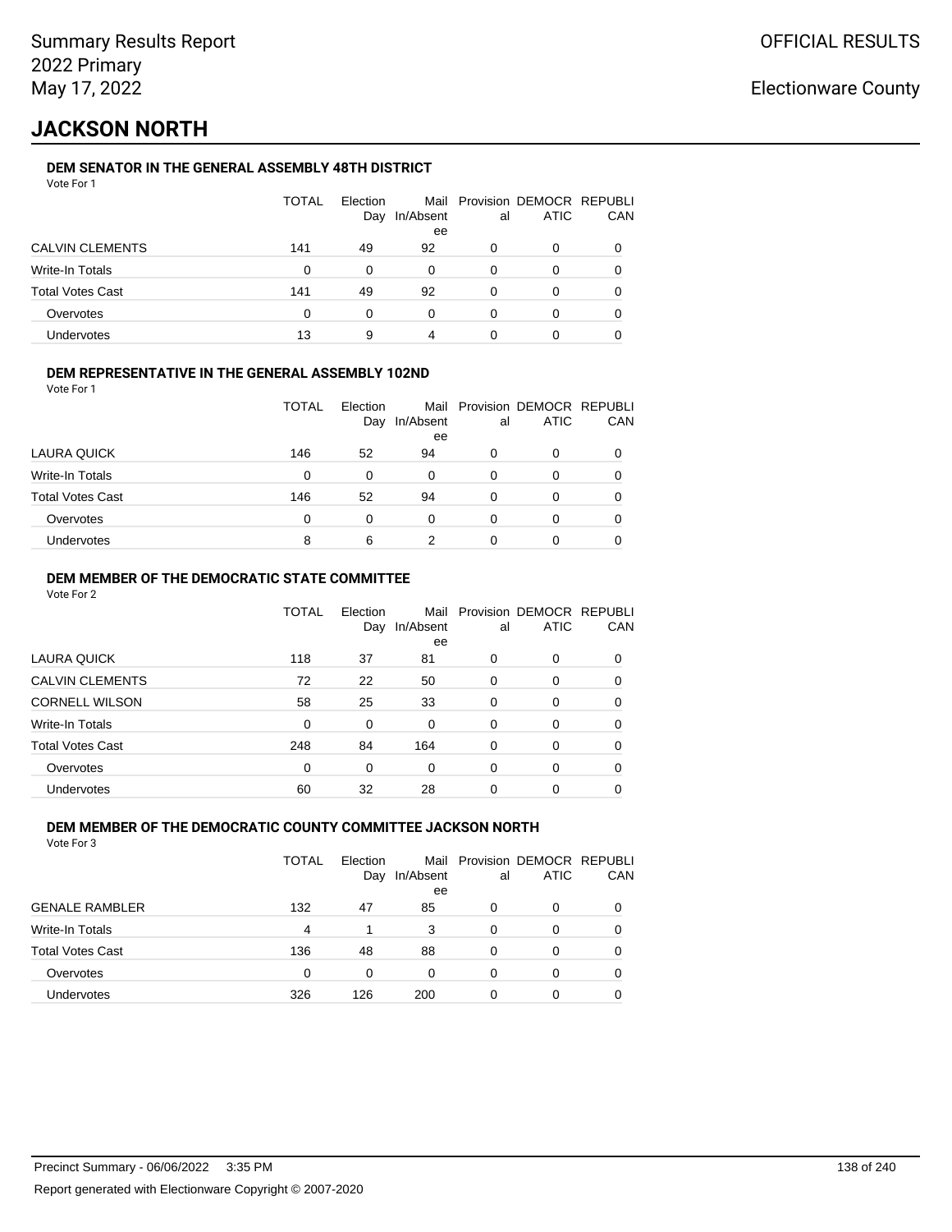Summary Results Report
2022 Primary
May 17, 2022

OFFICIAL RESULTS

Electionware County

# JACKSON NORTH

### DEM SENATOR IN THE GENERAL ASSEMBLY 48TH DISTRICT

Vote For 1

| | TOTAL | Election Day | Mail In/Absentee | Provisional | DEMOCRATIC | REPUBLICAN |
|---|---|---|---|---|---|---|
| CALVIN CLEMENTS | 141 | 49 | 92 | 0 | 0 | 0 |
| Write-In Totals | 0 | 0 | 0 | 0 | 0 | 0 |
| Total Votes Cast | 141 | 49 | 92 | 0 | 0 | 0 |
| Overvotes | 0 | 0 | 0 | 0 | 0 | 0 |
| Undervotes | 13 | 9 | 4 | 0 | 0 | 0 |

### DEM REPRESENTATIVE IN THE GENERAL ASSEMBLY 102ND

Vote For 1

| | TOTAL | Election Day | Mail In/Absentee | Provisional | DEMOCRATIC | REPUBLICAN |
|---|---|---|---|---|---|---|
| LAURA QUICK | 146 | 52 | 94 | 0 | 0 | 0 |
| Write-In Totals | 0 | 0 | 0 | 0 | 0 | 0 |
| Total Votes Cast | 146 | 52 | 94 | 0 | 0 | 0 |
| Overvotes | 0 | 0 | 0 | 0 | 0 | 0 |
| Undervotes | 8 | 6 | 2 | 0 | 0 | 0 |

### DEM MEMBER OF THE DEMOCRATIC STATE COMMITTEE

Vote For 2

| | TOTAL | Election Day | Mail In/Absentee | Provisional | DEMOCRATIC | REPUBLICAN |
|---|---|---|---|---|---|---|
| LAURA QUICK | 118 | 37 | 81 | 0 | 0 | 0 |
| CALVIN CLEMENTS | 72 | 22 | 50 | 0 | 0 | 0 |
| CORNELL WILSON | 58 | 25 | 33 | 0 | 0 | 0 |
| Write-In Totals | 0 | 0 | 0 | 0 | 0 | 0 |
| Total Votes Cast | 248 | 84 | 164 | 0 | 0 | 0 |
| Overvotes | 0 | 0 | 0 | 0 | 0 | 0 |
| Undervotes | 60 | 32 | 28 | 0 | 0 | 0 |

### DEM MEMBER OF THE DEMOCRATIC COUNTY COMMITTEE JACKSON NORTH

Vote For 3

| | TOTAL | Election Day | Mail In/Absentee | Provisional | DEMOCRATIC | REPUBLICAN |
|---|---|---|---|---|---|---|
| GENALE RAMBLER | 132 | 47 | 85 | 0 | 0 | 0 |
| Write-In Totals | 4 | 1 | 3 | 0 | 0 | 0 |
| Total Votes Cast | 136 | 48 | 88 | 0 | 0 | 0 |
| Overvotes | 0 | 0 | 0 | 0 | 0 | 0 |
| Undervotes | 326 | 126 | 200 | 0 | 0 | 0 |

Precinct Summary - 06/06/2022 3:35 PM

Report generated with Electionware Copyright © 2007-2020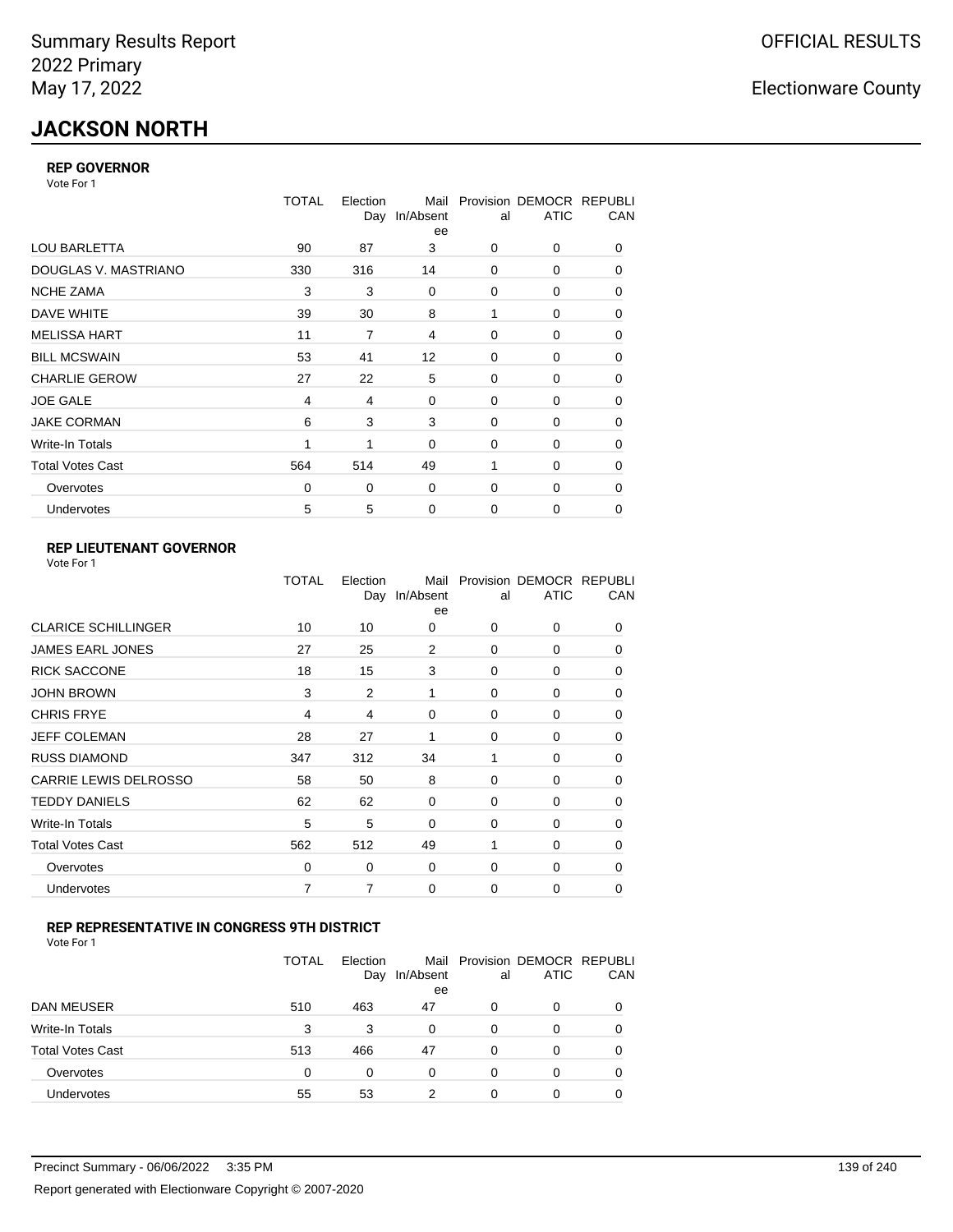# JACKSON NORTH

### REP GOVERNOR

Vote For 1

| | TOTAL | Election Day | Mail In/Absentee | Provisional | DEMOCRATIC | REPUBLICAN |
|---|---|---|---|---|---|---|
| LOU BARLETTA | 90 | 87 | 3 | 0 | 0 | 0 |
| DOUGLAS V. MASTRIANO | 330 | 316 | 14 | 0 | 0 | 0 |
| NCHE ZAMA | 3 | 3 | 0 | 0 | 0 | 0 |
| DAVE WHITE | 39 | 30 | 8 | 1 | 0 | 0 |
| MELISSA HART | 11 | 7 | 4 | 0 | 0 | 0 |
| BILL MCSWAIN | 53 | 41 | 12 | 0 | 0 | 0 |
| CHARLIE GEROW | 27 | 22 | 5 | 0 | 0 | 0 |
| JOE GALE | 4 | 4 | 0 | 0 | 0 | 0 |
| JAKE CORMAN | 6 | 3 | 3 | 0 | 0 | 0 |
| Write-In Totals | 1 | 1 | 0 | 0 | 0 | 0 |
| Total Votes Cast | 564 | 514 | 49 | 1 | 0 | 0 |
| Overvotes | 0 | 0 | 0 | 0 | 0 | 0 |
| Undervotes | 5 | 5 | 0 | 0 | 0 | 0 |

### REP LIEUTENANT GOVERNOR

Vote For 1

| | TOTAL | Election Day | Mail In/Absentee | Provisional | DEMOCRATIC | REPUBLICAN |
|---|---|---|---|---|---|---|
| CLARICE SCHILLINGER | 10 | 10 | 0 | 0 | 0 | 0 |
| JAMES EARL JONES | 27 | 25 | 2 | 0 | 0 | 0 |
| RICK SACCONE | 18 | 15 | 3 | 0 | 0 | 0 |
| JOHN BROWN | 3 | 2 | 1 | 0 | 0 | 0 |
| CHRIS FRYE | 4 | 4 | 0 | 0 | 0 | 0 |
| JEFF COLEMAN | 28 | 27 | 1 | 0 | 0 | 0 |
| RUSS DIAMOND | 347 | 312 | 34 | 1 | 0 | 0 |
| CARRIE LEWIS DELROSSO | 58 | 50 | 8 | 0 | 0 | 0 |
| TEDDY DANIELS | 62 | 62 | 0 | 0 | 0 | 0 |
| Write-In Totals | 5 | 5 | 0 | 0 | 0 | 0 |
| Total Votes Cast | 562 | 512 | 49 | 1 | 0 | 0 |
| Overvotes | 0 | 0 | 0 | 0 | 0 | 0 |
| Undervotes | 7 | 7 | 0 | 0 | 0 | 0 |

### REP REPRESENTATIVE IN CONGRESS 9TH DISTRICT

Vote For 1

| | TOTAL | Election Day | Mail In/Absentee | Provisional | DEMOCRATIC | REPUBLICAN |
|---|---|---|---|---|---|---|
| DAN MEUSER | 510 | 463 | 47 | 0 | 0 | 0 |
| Write-In Totals | 3 | 3 | 0 | 0 | 0 | 0 |
| Total Votes Cast | 513 | 466 | 47 | 0 | 0 | 0 |
| Overvotes | 0 | 0 | 0 | 0 | 0 | 0 |
| Undervotes | 55 | 53 | 2 | 0 | 0 | 0 |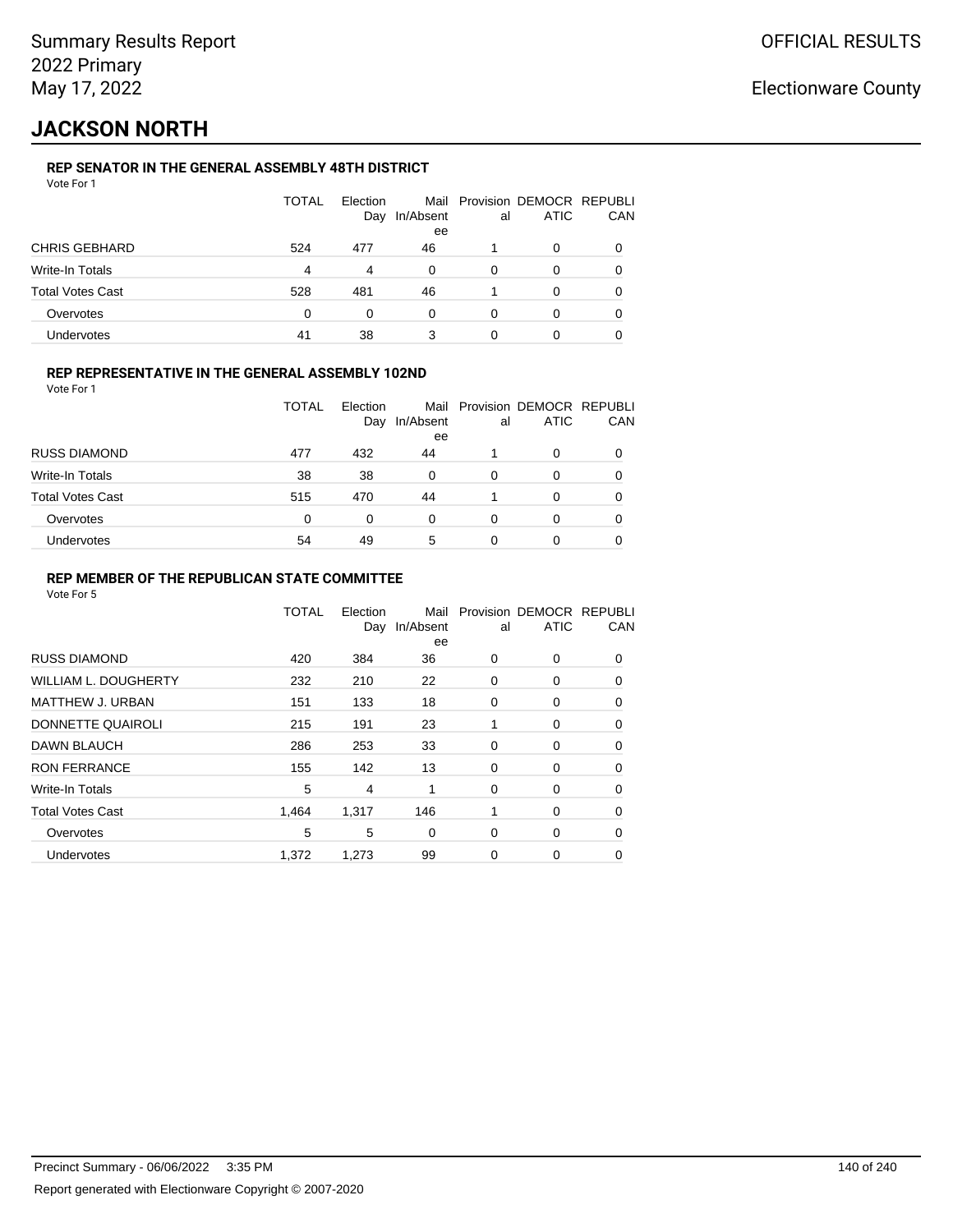# JACKSON NORTH

### REP SENATOR IN THE GENERAL ASSEMBLY 48TH DISTRICT

Vote For 1

| | TOTAL | Election Day | Mail In/Absentee | Provisional | DEMOCRATIC | REPUBLICAN |
|---|---|---|---|---|---|---|
| CHRIS GEBHARD | 524 | 477 | 46 | 1 | 0 | 0 |
| Write-In Totals | 4 | 4 | 0 | 0 | 0 | 0 |
| Total Votes Cast | 528 | 481 | 46 | 1 | 0 | 0 |
| Overvotes | 0 | 0 | 0 | 0 | 0 | 0 |
| Undervotes | 41 | 38 | 3 | 0 | 0 | 0 |

### REP REPRESENTATIVE IN THE GENERAL ASSEMBLY 102ND

Vote For 1

| | TOTAL | Election Day | Mail In/Absentee | Provisional | DEMOCRATIC | REPUBLICAN |
|---|---|---|---|---|---|---|
| RUSS DIAMOND | 477 | 432 | 44 | 1 | 0 | 0 |
| Write-In Totals | 38 | 38 | 0 | 0 | 0 | 0 |
| Total Votes Cast | 515 | 470 | 44 | 1 | 0 | 0 |
| Overvotes | 0 | 0 | 0 | 0 | 0 | 0 |
| Undervotes | 54 | 49 | 5 | 0 | 0 | 0 |

### REP MEMBER OF THE REPUBLICAN STATE COMMITTEE

Vote For 5

| | TOTAL | Election Day | Mail In/Absentee | Provisional | DEMOCRATIC | REPUBLICAN |
|---|---|---|---|---|---|---|
| RUSS DIAMOND | 420 | 384 | 36 | 0 | 0 | 0 |
| WILLIAM L. DOUGHERTY | 232 | 210 | 22 | 0 | 0 | 0 |
| MATTHEW J. URBAN | 151 | 133 | 18 | 0 | 0 | 0 |
| DONNETTE QUAIROLI | 215 | 191 | 23 | 1 | 0 | 0 |
| DAWN BLAUCH | 286 | 253 | 33 | 0 | 0 | 0 |
| RON FERRANCE | 155 | 142 | 13 | 0 | 0 | 0 |
| Write-In Totals | 5 | 4 | 1 | 0 | 0 | 0 |
| Total Votes Cast | 1,464 | 1,317 | 146 | 1 | 0 | 0 |
| Overvotes | 5 | 5 | 0 | 0 | 0 | 0 |
| Undervotes | 1,372 | 1,273 | 99 | 0 | 0 | 0 |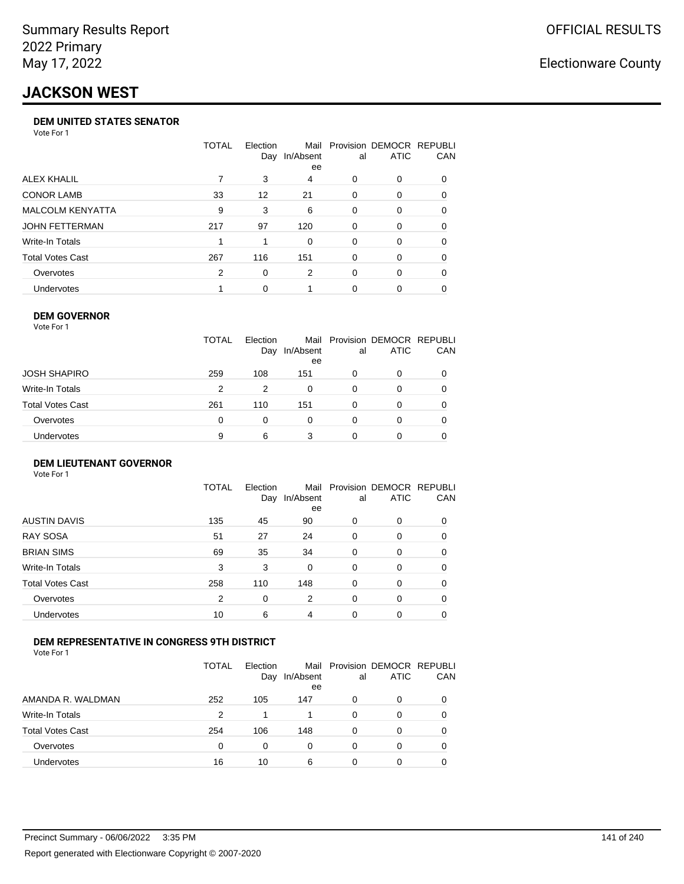Summary Results Report
2022 Primary
May 17, 2022

OFFICIAL RESULTS

Electionware County

# JACKSON WEST

### DEM UNITED STATES SENATOR

Vote For 1

| | TOTAL | Election Day | Mail In/Absentee | Provisional | DEMOCRATIC | REPUBLICAN |
|---|---|---|---|---|---|---|
| ALEX KHALIL | 7 | 3 | 4 | 0 | 0 | 0 |
| CONOR LAMB | 33 | 12 | 21 | 0 | 0 | 0 |
| MALCOLM KENYATTA | 9 | 3 | 6 | 0 | 0 | 0 |
| JOHN FETTERMAN | 217 | 97 | 120 | 0 | 0 | 0 |
| Write-In Totals | 1 | 1 | 0 | 0 | 0 | 0 |
| Total Votes Cast | 267 | 116 | 151 | 0 | 0 | 0 |
| Overvotes | 2 | 0 | 2 | 0 | 0 | 0 |
| Undervotes | 1 | 0 | 1 | 0 | 0 | 0 |

### DEM GOVERNOR

Vote For 1

| | TOTAL | Election Day | Mail In/Absentee | Provisional | DEMOCRATIC | REPUBLICAN |
|---|---|---|---|---|---|---|
| JOSH SHAPIRO | 259 | 108 | 151 | 0 | 0 | 0 |
| Write-In Totals | 2 | 2 | 0 | 0 | 0 | 0 |
| Total Votes Cast | 261 | 110 | 151 | 0 | 0 | 0 |
| Overvotes | 0 | 0 | 0 | 0 | 0 | 0 |
| Undervotes | 9 | 6 | 3 | 0 | 0 | 0 |

### DEM LIEUTENANT GOVERNOR

Vote For 1

| | TOTAL | Election Day | Mail In/Absentee | Provisional | DEMOCRATIC | REPUBLICAN |
|---|---|---|---|---|---|---|
| AUSTIN DAVIS | 135 | 45 | 90 | 0 | 0 | 0 |
| RAY SOSA | 51 | 27 | 24 | 0 | 0 | 0 |
| BRIAN SIMS | 69 | 35 | 34 | 0 | 0 | 0 |
| Write-In Totals | 3 | 3 | 0 | 0 | 0 | 0 |
| Total Votes Cast | 258 | 110 | 148 | 0 | 0 | 0 |
| Overvotes | 2 | 0 | 2 | 0 | 0 | 0 |
| Undervotes | 10 | 6 | 4 | 0 | 0 | 0 |

### DEM REPRESENTATIVE IN CONGRESS 9TH DISTRICT

Vote For 1

| | TOTAL | Election Day | Mail In/Absentee | Provisional | DEMOCRATIC | REPUBLICAN |
|---|---|---|---|---|---|---|
| AMANDA R. WALDMAN | 252 | 105 | 147 | 0 | 0 | 0 |
| Write-In Totals | 2 | 1 | 1 | 0 | 0 | 0 |
| Total Votes Cast | 254 | 106 | 148 | 0 | 0 | 0 |
| Overvotes | 0 | 0 | 0 | 0 | 0 | 0 |
| Undervotes | 16 | 10 | 6 | 0 | 0 | 0 |

Precinct Summary - 06/06/2022 3:35 PM

Report generated with Electionware Copyright © 2007-2020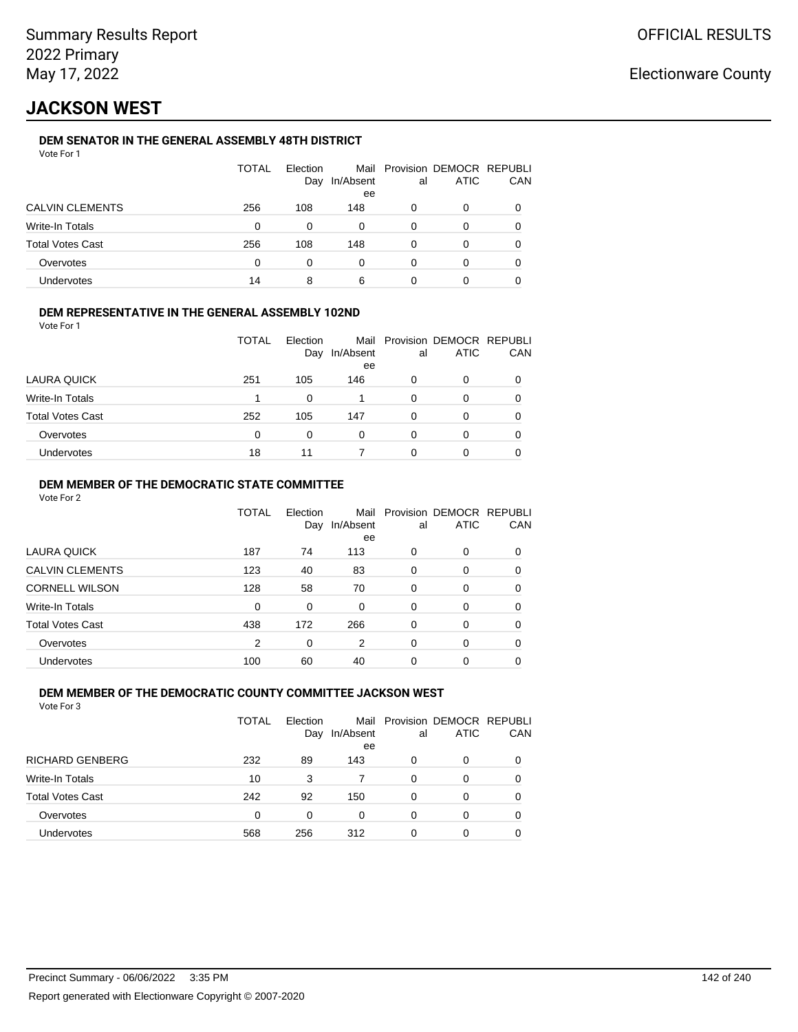Summary Results Report
2022 Primary
May 17, 2022

OFFICIAL RESULTS

Electionware County

# JACKSON WEST

### DEM SENATOR IN THE GENERAL ASSEMBLY 48TH DISTRICT

Vote For 1

| | TOTAL | Election Day | Mail In/Absentee | Provisional | DEMOCRATIC | REPUBLICAN |
|---|---|---|---|---|---|---|
| CALVIN CLEMENTS | 256 | 108 | 148 | 0 | 0 | 0 |
| Write-In Totals | 0 | 0 | 0 | 0 | 0 | 0 |
| Total Votes Cast | 256 | 108 | 148 | 0 | 0 | 0 |
| Overvotes | 0 | 0 | 0 | 0 | 0 | 0 |
| Undervotes | 14 | 8 | 6 | 0 | 0 | 0 |

### DEM REPRESENTATIVE IN THE GENERAL ASSEMBLY 102ND

Vote For 1

| | TOTAL | Election Day | Mail In/Absentee | Provisional | DEMOCRATIC | REPUBLICAN |
|---|---|---|---|---|---|---|
| LAURA QUICK | 251 | 105 | 146 | 0 | 0 | 0 |
| Write-In Totals | 1 | 0 | 1 | 0 | 0 | 0 |
| Total Votes Cast | 252 | 105 | 147 | 0 | 0 | 0 |
| Overvotes | 0 | 0 | 0 | 0 | 0 | 0 |
| Undervotes | 18 | 11 | 7 | 0 | 0 | 0 |

### DEM MEMBER OF THE DEMOCRATIC STATE COMMITTEE

Vote For 2

| | TOTAL | Election Day | Mail In/Absentee | Provisional | DEMOCRATIC | REPUBLICAN |
|---|---|---|---|---|---|---|
| LAURA QUICK | 187 | 74 | 113 | 0 | 0 | 0 |
| CALVIN CLEMENTS | 123 | 40 | 83 | 0 | 0 | 0 |
| CORNELL WILSON | 128 | 58 | 70 | 0 | 0 | 0 |
| Write-In Totals | 0 | 0 | 0 | 0 | 0 | 0 |
| Total Votes Cast | 438 | 172 | 266 | 0 | 0 | 0 |
| Overvotes | 2 | 0 | 2 | 0 | 0 | 0 |
| Undervotes | 100 | 60 | 40 | 0 | 0 | 0 |

### DEM MEMBER OF THE DEMOCRATIC COUNTY COMMITTEE JACKSON WEST

Vote For 3

| | TOTAL | Election Day | Mail In/Absentee | Provisional | DEMOCRATIC | REPUBLICAN |
|---|---|---|---|---|---|---|
| RICHARD GENBERG | 232 | 89 | 143 | 0 | 0 | 0 |
| Write-In Totals | 10 | 3 | 7 | 0 | 0 | 0 |
| Total Votes Cast | 242 | 92 | 150 | 0 | 0 | 0 |
| Overvotes | 0 | 0 | 0 | 0 | 0 | 0 |
| Undervotes | 568 | 256 | 312 | 0 | 0 | 0 |

Precinct Summary - 06/06/2022 3:35 PM

Report generated with Electionware Copyright © 2007-2020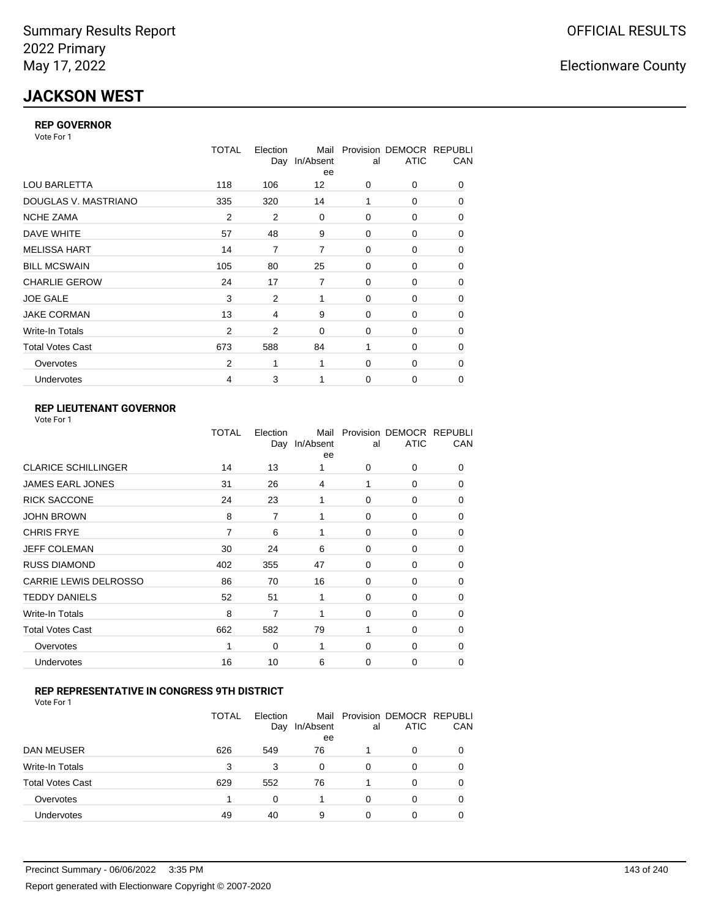Summary Results Report
2022 Primary
May 17, 2022

OFFICIAL RESULTS

Electionware County

# JACKSON WEST

### REP GOVERNOR

Vote For 1

| | TOTAL | Election Day | Mail In/Absentee | Provisional | DEMOCRATIC | REPUBLICAN |
|---|---|---|---|---|---|---|
| LOU BARLETTA | 118 | 106 | 12 | 0 | 0 | 0 |
| DOUGLAS V. MASTRIANO | 335 | 320 | 14 | 1 | 0 | 0 |
| NCHE ZAMA | 2 | 2 | 0 | 0 | 0 | 0 |
| DAVE WHITE | 57 | 48 | 9 | 0 | 0 | 0 |
| MELISSA HART | 14 | 7 | 7 | 0 | 0 | 0 |
| BILL MCSWAIN | 105 | 80 | 25 | 0 | 0 | 0 |
| CHARLIE GEROW | 24 | 17 | 7 | 0 | 0 | 0 |
| JOE GALE | 3 | 2 | 1 | 0 | 0 | 0 |
| JAKE CORMAN | 13 | 4 | 9 | 0 | 0 | 0 |
| Write-In Totals | 2 | 2 | 0 | 0 | 0 | 0 |
| Total Votes Cast | 673 | 588 | 84 | 1 | 0 | 0 |
| Overvotes | 2 | 1 | 1 | 0 | 0 | 0 |
| Undervotes | 4 | 3 | 1 | 0 | 0 | 0 |

### REP LIEUTENANT GOVERNOR

Vote For 1

| | TOTAL | Election Day | Mail In/Absentee | Provisional | DEMOCRATIC | REPUBLICAN |
|---|---|---|---|---|---|---|
| CLARICE SCHILLINGER | 14 | 13 | 1 | 0 | 0 | 0 |
| JAMES EARL JONES | 31 | 26 | 4 | 1 | 0 | 0 |
| RICK SACCONE | 24 | 23 | 1 | 0 | 0 | 0 |
| JOHN BROWN | 8 | 7 | 1 | 0 | 0 | 0 |
| CHRIS FRYE | 7 | 6 | 1 | 0 | 0 | 0 |
| JEFF COLEMAN | 30 | 24 | 6 | 0 | 0 | 0 |
| RUSS DIAMOND | 402 | 355 | 47 | 0 | 0 | 0 |
| CARRIE LEWIS DELROSSO | 86 | 70 | 16 | 0 | 0 | 0 |
| TEDDY DANIELS | 52 | 51 | 1 | 0 | 0 | 0 |
| Write-In Totals | 8 | 7 | 1 | 0 | 0 | 0 |
| Total Votes Cast | 662 | 582 | 79 | 1 | 0 | 0 |
| Overvotes | 1 | 0 | 1 | 0 | 0 | 0 |
| Undervotes | 16 | 10 | 6 | 0 | 0 | 0 |

### REP REPRESENTATIVE IN CONGRESS 9TH DISTRICT

Vote For 1

| | TOTAL | Election Day | Mail In/Absentee | Provisional | DEMOCRATIC | REPUBLICAN |
|---|---|---|---|---|---|---|
| DAN MEUSER | 626 | 549 | 76 | 1 | 0 | 0 |
| Write-In Totals | 3 | 3 | 0 | 0 | 0 | 0 |
| Total Votes Cast | 629 | 552 | 76 | 1 | 0 | 0 |
| Overvotes | 1 | 0 | 1 | 0 | 0 | 0 |
| Undervotes | 49 | 40 | 9 | 0 | 0 | 0 |

Precinct Summary - 06/06/2022 3:35 PM

Report generated with Electionware Copyright © 2007-2020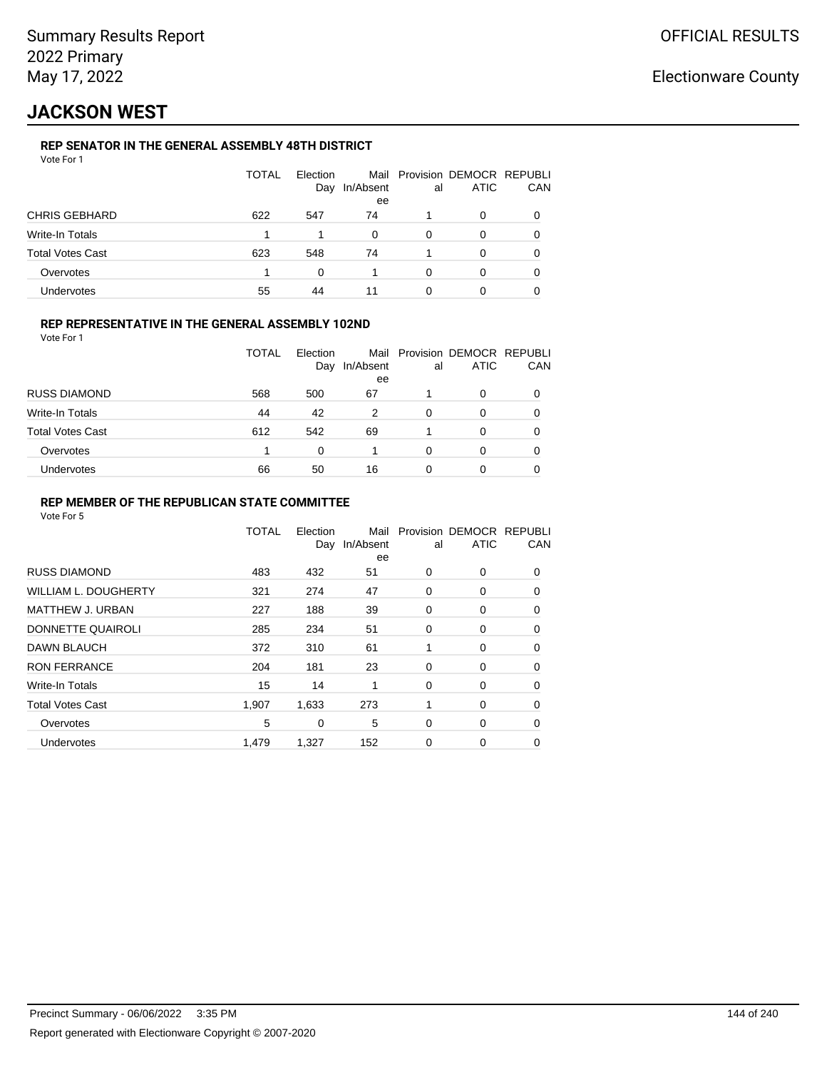# JACKSON WEST

### REP SENATOR IN THE GENERAL ASSEMBLY 48TH DISTRICT

Vote For 1

| | TOTAL | Election Day | Mail In/Absentee | Provisional | DEMOCRATIC | REPUBLICAN |
|---|---|---|---|---|---|---|
| CHRIS GEBHARD | 622 | 547 | 74 | 1 | 0 | 0 |
| Write-In Totals | 1 | 1 | 0 | 0 | 0 | 0 |
| Total Votes Cast | 623 | 548 | 74 | 1 | 0 | 0 |
| Overvotes | 1 | 0 | 1 | 0 | 0 | 0 |
| Undervotes | 55 | 44 | 11 | 0 | 0 | 0 |

### REP REPRESENTATIVE IN THE GENERAL ASSEMBLY 102ND

Vote For 1

| | TOTAL | Election Day | Mail In/Absentee | Provisional | DEMOCRATIC | REPUBLICAN |
|---|---|---|---|---|---|---|
| RUSS DIAMOND | 568 | 500 | 67 | 1 | 0 | 0 |
| Write-In Totals | 44 | 42 | 2 | 0 | 0 | 0 |
| Total Votes Cast | 612 | 542 | 69 | 1 | 0 | 0 |
| Overvotes | 1 | 0 | 1 | 0 | 0 | 0 |
| Undervotes | 66 | 50 | 16 | 0 | 0 | 0 |

### REP MEMBER OF THE REPUBLICAN STATE COMMITTEE

Vote For 5

| | TOTAL | Election Day | Mail In/Absentee | Provisional | DEMOCRATIC | REPUBLICAN |
|---|---|---|---|---|---|---|
| RUSS DIAMOND | 483 | 432 | 51 | 0 | 0 | 0 |
| WILLIAM L. DOUGHERTY | 321 | 274 | 47 | 0 | 0 | 0 |
| MATTHEW J. URBAN | 227 | 188 | 39 | 0 | 0 | 0 |
| DONNETTE QUAIROLI | 285 | 234 | 51 | 0 | 0 | 0 |
| DAWN BLAUCH | 372 | 310 | 61 | 1 | 0 | 0 |
| RON FERRANCE | 204 | 181 | 23 | 0 | 0 | 0 |
| Write-In Totals | 15 | 14 | 1 | 0 | 0 | 0 |
| Total Votes Cast | 1,907 | 1,633 | 273 | 1 | 0 | 0 |
| Overvotes | 5 | 0 | 5 | 0 | 0 | 0 |
| Undervotes | 1,479 | 1,327 | 152 | 0 | 0 | 0 |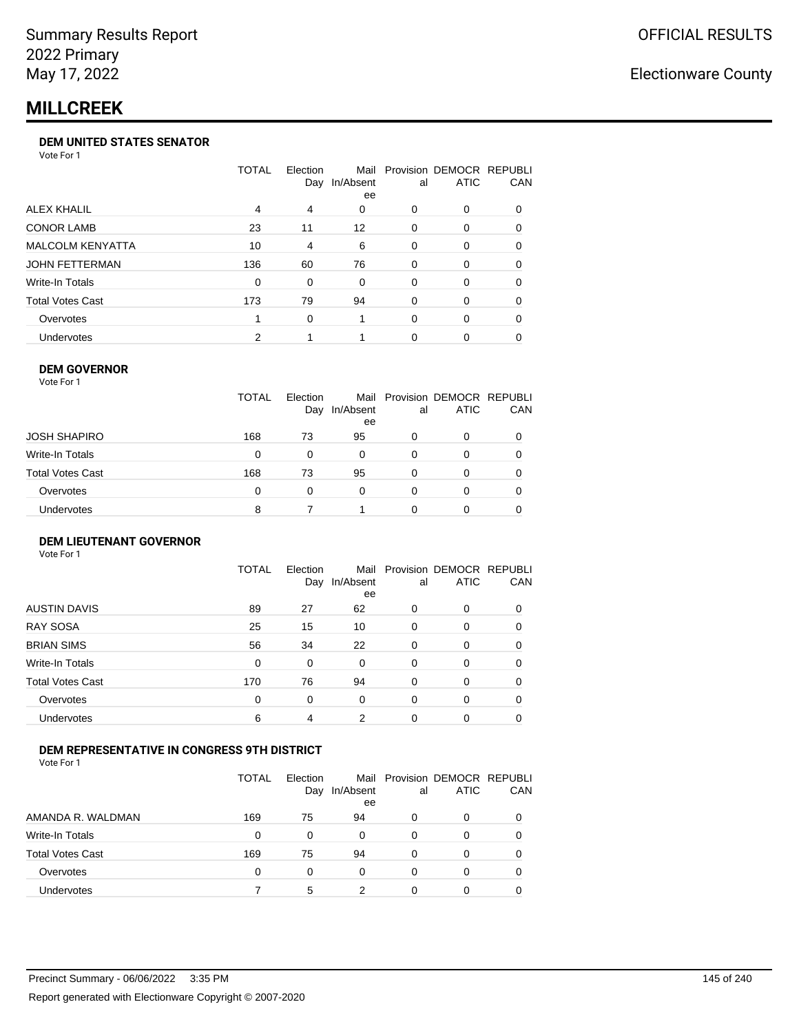Summary Results Report
2022 Primary
May 17, 2022

OFFICIAL RESULTS

Electionware County

# MILLCREEK

### DEM UNITED STATES SENATOR

Vote For 1

| | TOTAL | Election Day | Mail In/Absentee | Provisional | DEMOCRATIC | REPUBLICAN |
|---|---|---|---|---|---|---|
| ALEX KHALIL | 4 | 4 | 0 | 0 | 0 | 0 |
| CONOR LAMB | 23 | 11 | 12 | 0 | 0 | 0 |
| MALCOLM KENYATTA | 10 | 4 | 6 | 0 | 0 | 0 |
| JOHN FETTERMAN | 136 | 60 | 76 | 0 | 0 | 0 |
| Write-In Totals | 0 | 0 | 0 | 0 | 0 | 0 |
| Total Votes Cast | 173 | 79 | 94 | 0 | 0 | 0 |
| Overvotes | 1 | 0 | 1 | 0 | 0 | 0 |
| Undervotes | 2 | 1 | 1 | 0 | 0 | 0 |

### DEM GOVERNOR

Vote For 1

| | TOTAL | Election Day | Mail In/Absentee | Provisional | DEMOCRATIC | REPUBLICAN |
|---|---|---|---|---|---|---|
| JOSH SHAPIRO | 168 | 73 | 95 | 0 | 0 | 0 |
| Write-In Totals | 0 | 0 | 0 | 0 | 0 | 0 |
| Total Votes Cast | 168 | 73 | 95 | 0 | 0 | 0 |
| Overvotes | 0 | 0 | 0 | 0 | 0 | 0 |
| Undervotes | 8 | 7 | 1 | 0 | 0 | 0 |

### DEM LIEUTENANT GOVERNOR

Vote For 1

| | TOTAL | Election Day | Mail In/Absentee | Provisional | DEMOCRATIC | REPUBLICAN |
|---|---|---|---|---|---|---|
| AUSTIN DAVIS | 89 | 27 | 62 | 0 | 0 | 0 |
| RAY SOSA | 25 | 15 | 10 | 0 | 0 | 0 |
| BRIAN SIMS | 56 | 34 | 22 | 0 | 0 | 0 |
| Write-In Totals | 0 | 0 | 0 | 0 | 0 | 0 |
| Total Votes Cast | 170 | 76 | 94 | 0 | 0 | 0 |
| Overvotes | 0 | 0 | 0 | 0 | 0 | 0 |
| Undervotes | 6 | 4 | 2 | 0 | 0 | 0 |

### DEM REPRESENTATIVE IN CONGRESS 9TH DISTRICT

Vote For 1

| | TOTAL | Election Day | Mail In/Absentee | Provisional | DEMOCRATIC | REPUBLICAN |
|---|---|---|---|---|---|---|
| AMANDA R. WALDMAN | 169 | 75 | 94 | 0 | 0 | 0 |
| Write-In Totals | 0 | 0 | 0 | 0 | 0 | 0 |
| Total Votes Cast | 169 | 75 | 94 | 0 | 0 | 0 |
| Overvotes | 0 | 0 | 0 | 0 | 0 | 0 |
| Undervotes | 7 | 5 | 2 | 0 | 0 | 0 |

Precinct Summary - 06/06/2022 3:35 PM

Report generated with Electionware Copyright © 2007-2020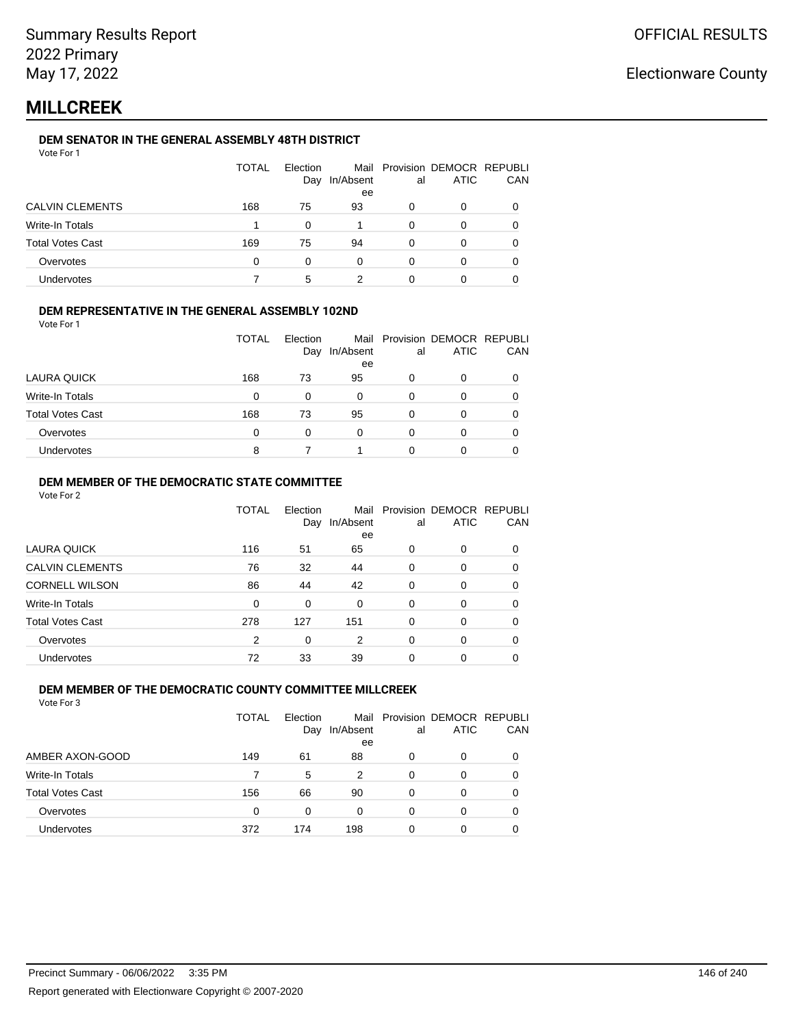Summary Results Report
2022 Primary
May 17, 2022

OFFICIAL RESULTS

Electionware County

# MILLCREEK

### DEM SENATOR IN THE GENERAL ASSEMBLY 48TH DISTRICT

Vote For 1

| | TOTAL | Election Day | Mail In/Absentee | Provisional | DEMOCRATIC | REPUBLICAN |
|---|---|---|---|---|---|---|
| CALVIN CLEMENTS | 168 | 75 | 93 | 0 | 0 | 0 |
| Write-In Totals | 1 | 0 | 1 | 0 | 0 | 0 |
| Total Votes Cast | 169 | 75 | 94 | 0 | 0 | 0 |
| Overvotes | 0 | 0 | 0 | 0 | 0 | 0 |
| Undervotes | 7 | 5 | 2 | 0 | 0 | 0 |

### DEM REPRESENTATIVE IN THE GENERAL ASSEMBLY 102ND

Vote For 1

| | TOTAL | Election Day | Mail In/Absentee | Provisional | DEMOCRATIC | REPUBLICAN |
|---|---|---|---|---|---|---|
| LAURA QUICK | 168 | 73 | 95 | 0 | 0 | 0 |
| Write-In Totals | 0 | 0 | 0 | 0 | 0 | 0 |
| Total Votes Cast | 168 | 73 | 95 | 0 | 0 | 0 |
| Overvotes | 0 | 0 | 0 | 0 | 0 | 0 |
| Undervotes | 8 | 7 | 1 | 0 | 0 | 0 |

### DEM MEMBER OF THE DEMOCRATIC STATE COMMITTEE

Vote For 2

| | TOTAL | Election Day | Mail In/Absentee | Provisional | DEMOCRATIC | REPUBLICAN |
|---|---|---|---|---|---|---|
| LAURA QUICK | 116 | 51 | 65 | 0 | 0 | 0 |
| CALVIN CLEMENTS | 76 | 32 | 44 | 0 | 0 | 0 |
| CORNELL WILSON | 86 | 44 | 42 | 0 | 0 | 0 |
| Write-In Totals | 0 | 0 | 0 | 0 | 0 | 0 |
| Total Votes Cast | 278 | 127 | 151 | 0 | 0 | 0 |
| Overvotes | 2 | 0 | 2 | 0 | 0 | 0 |
| Undervotes | 72 | 33 | 39 | 0 | 0 | 0 |

### DEM MEMBER OF THE DEMOCRATIC COUNTY COMMITTEE MILLCREEK

Vote For 3

| | TOTAL | Election Day | Mail In/Absentee | Provisional | DEMOCRATIC | REPUBLICAN |
|---|---|---|---|---|---|---|
| AMBER AXON-GOOD | 149 | 61 | 88 | 0 | 0 | 0 |
| Write-In Totals | 7 | 5 | 2 | 0 | 0 | 0 |
| Total Votes Cast | 156 | 66 | 90 | 0 | 0 | 0 |
| Overvotes | 0 | 0 | 0 | 0 | 0 | 0 |
| Undervotes | 372 | 174 | 198 | 0 | 0 | 0 |

Precinct Summary - 06/06/2022 3:35 PM

Report generated with Electionware Copyright © 2007-2020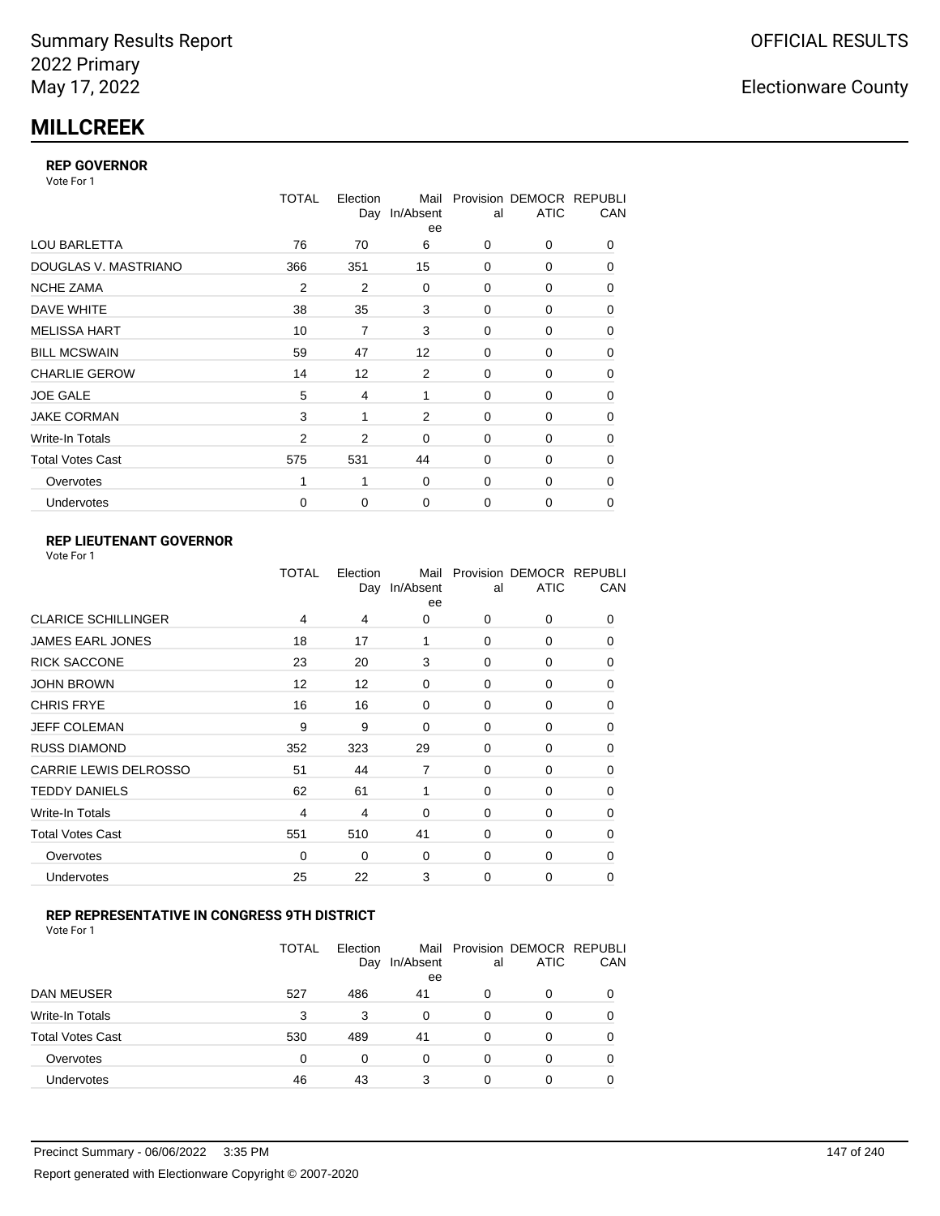Summary Results Report
2022 Primary
May 17, 2022

OFFICIAL RESULTS

Electionware County

# MILLCREEK

### REP GOVERNOR

Vote For 1

| | TOTAL | Election Day | Mail In/Absentee | Provisional | DEMOCRATIC | REPUBLICAN |
|---|---|---|---|---|---|---|
| LOU BARLETTA | 76 | 70 | 6 | 0 | 0 | 0 |
| DOUGLAS V. MASTRIANO | 366 | 351 | 15 | 0 | 0 | 0 |
| NCHE ZAMA | 2 | 2 | 0 | 0 | 0 | 0 |
| DAVE WHITE | 38 | 35 | 3 | 0 | 0 | 0 |
| MELISSA HART | 10 | 7 | 3 | 0 | 0 | 0 |
| BILL MCSWAIN | 59 | 47 | 12 | 0 | 0 | 0 |
| CHARLIE GEROW | 14 | 12 | 2 | 0 | 0 | 0 |
| JOE GALE | 5 | 4 | 1 | 0 | 0 | 0 |
| JAKE CORMAN | 3 | 1 | 2 | 0 | 0 | 0 |
| Write-In Totals | 2 | 2 | 0 | 0 | 0 | 0 |
| Total Votes Cast | 575 | 531 | 44 | 0 | 0 | 0 |
| Overvotes | 1 | 1 | 0 | 0 | 0 | 0 |
| Undervotes | 0 | 0 | 0 | 0 | 0 | 0 |

### REP LIEUTENANT GOVERNOR

Vote For 1

| | TOTAL | Election Day | Mail In/Absentee | Provisional | DEMOCRATIC | REPUBLICAN |
|---|---|---|---|---|---|---|
| CLARICE SCHILLINGER | 4 | 4 | 0 | 0 | 0 | 0 |
| JAMES EARL JONES | 18 | 17 | 1 | 0 | 0 | 0 |
| RICK SACCONE | 23 | 20 | 3 | 0 | 0 | 0 |
| JOHN BROWN | 12 | 12 | 0 | 0 | 0 | 0 |
| CHRIS FRYE | 16 | 16 | 0 | 0 | 0 | 0 |
| JEFF COLEMAN | 9 | 9 | 0 | 0 | 0 | 0 |
| RUSS DIAMOND | 352 | 323 | 29 | 0 | 0 | 0 |
| CARRIE LEWIS DELROSSO | 51 | 44 | 7 | 0 | 0 | 0 |
| TEDDY DANIELS | 62 | 61 | 1 | 0 | 0 | 0 |
| Write-In Totals | 4 | 4 | 0 | 0 | 0 | 0 |
| Total Votes Cast | 551 | 510 | 41 | 0 | 0 | 0 |
| Overvotes | 0 | 0 | 0 | 0 | 0 | 0 |
| Undervotes | 25 | 22 | 3 | 0 | 0 | 0 |

### REP REPRESENTATIVE IN CONGRESS 9TH DISTRICT

Vote For 1

| | TOTAL | Election Day | Mail In/Absentee | Provisional | DEMOCRATIC | REPUBLICAN |
|---|---|---|---|---|---|---|
| DAN MEUSER | 527 | 486 | 41 | 0 | 0 | 0 |
| Write-In Totals | 3 | 3 | 0 | 0 | 0 | 0 |
| Total Votes Cast | 530 | 489 | 41 | 0 | 0 | 0 |
| Overvotes | 0 | 0 | 0 | 0 | 0 | 0 |
| Undervotes | 46 | 43 | 3 | 0 | 0 | 0 |

Precinct Summary - 06/06/2022 3:35 PM

Report generated with Electionware Copyright © 2007-2020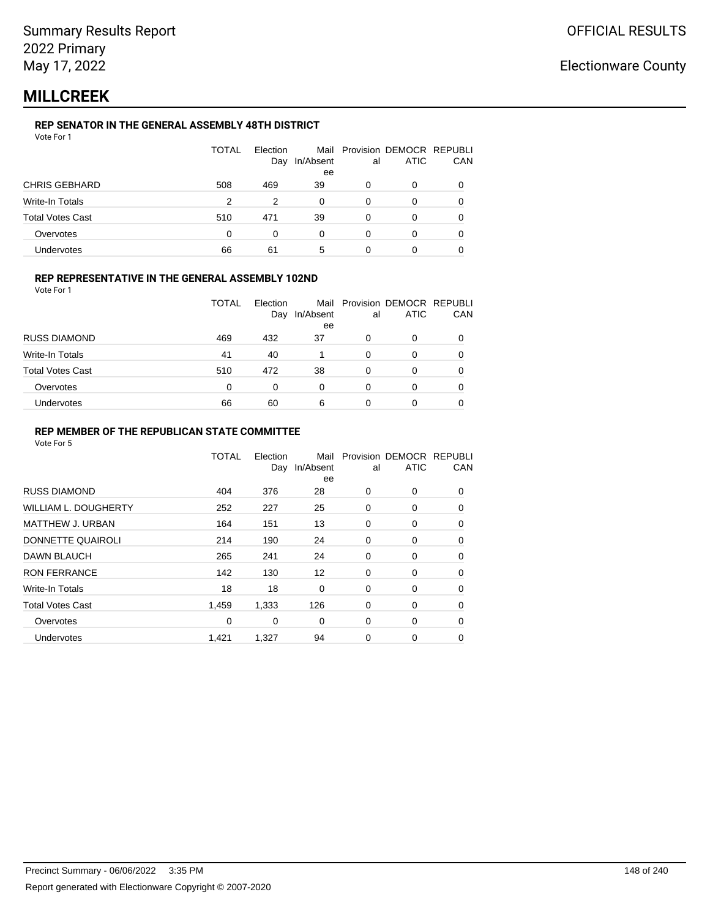Summary Results Report
2022 Primary
May 17, 2022

OFFICIAL RESULTS

Electionware County

# MILLCREEK

### REP SENATOR IN THE GENERAL ASSEMBLY 48TH DISTRICT

Vote For 1

| | TOTAL | Election Day | Mail In/Absentee | Provisional | DEMOCRATIC | REPUBLICAN |
|---|---|---|---|---|---|---|
| CHRIS GEBHARD | 508 | 469 | 39 | 0 | 0 | 0 |
| Write-In Totals | 2 | 2 | 0 | 0 | 0 | 0 |
| Total Votes Cast | 510 | 471 | 39 | 0 | 0 | 0 |
| Overvotes | 0 | 0 | 0 | 0 | 0 | 0 |
| Undervotes | 66 | 61 | 5 | 0 | 0 | 0 |

### REP REPRESENTATIVE IN THE GENERAL ASSEMBLY 102ND

Vote For 1

| | TOTAL | Election Day | Mail In/Absentee | Provisional | DEMOCRATIC | REPUBLICAN |
|---|---|---|---|---|---|---|
| RUSS DIAMOND | 469 | 432 | 37 | 0 | 0 | 0 |
| Write-In Totals | 41 | 40 | 1 | 0 | 0 | 0 |
| Total Votes Cast | 510 | 472 | 38 | 0 | 0 | 0 |
| Overvotes | 0 | 0 | 0 | 0 | 0 | 0 |
| Undervotes | 66 | 60 | 6 | 0 | 0 | 0 |

### REP MEMBER OF THE REPUBLICAN STATE COMMITTEE

Vote For 5

| | TOTAL | Election Day | Mail In/Absentee | Provisional | DEMOCRATIC | REPUBLICAN |
|---|---|---|---|---|---|---|
| RUSS DIAMOND | 404 | 376 | 28 | 0 | 0 | 0 |
| WILLIAM L. DOUGHERTY | 252 | 227 | 25 | 0 | 0 | 0 |
| MATTHEW J. URBAN | 164 | 151 | 13 | 0 | 0 | 0 |
| DONNETTE QUAIROLI | 214 | 190 | 24 | 0 | 0 | 0 |
| DAWN BLAUCH | 265 | 241 | 24 | 0 | 0 | 0 |
| RON FERRANCE | 142 | 130 | 12 | 0 | 0 | 0 |
| Write-In Totals | 18 | 18 | 0 | 0 | 0 | 0 |
| Total Votes Cast | 1,459 | 1,333 | 126 | 0 | 0 | 0 |
| Overvotes | 0 | 0 | 0 | 0 | 0 | 0 |
| Undervotes | 1,421 | 1,327 | 94 | 0 | 0 | 0 |

Precinct Summary - 06/06/2022 3:35 PM

Report generated with Electionware Copyright © 2007-2020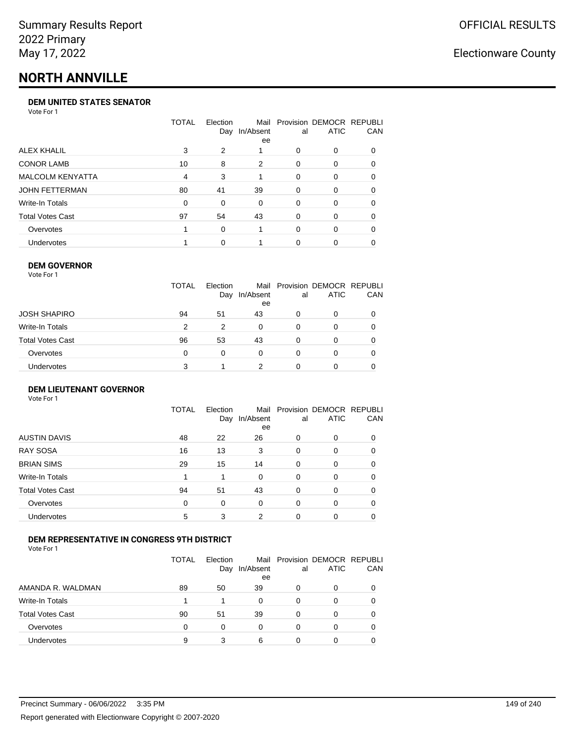Summary Results Report
2022 Primary
May 17, 2022

OFFICIAL RESULTS

Electionware County

# NORTH ANNVILLE

### DEM UNITED STATES SENATOR

Vote For 1

| | TOTAL | Election Day | Mail In/Absentee | Provisional | DEMOCRATIC | REPUBLICAN |
|---|---|---|---|---|---|---|
| ALEX KHALIL | 3 | 2 | 1 | 0 | 0 | 0 |
| CONOR LAMB | 10 | 8 | 2 | 0 | 0 | 0 |
| MALCOLM KENYATTA | 4 | 3 | 1 | 0 | 0 | 0 |
| JOHN FETTERMAN | 80 | 41 | 39 | 0 | 0 | 0 |
| Write-In Totals | 0 | 0 | 0 | 0 | 0 | 0 |
| Total Votes Cast | 97 | 54 | 43 | 0 | 0 | 0 |
| Overvotes | 1 | 0 | 1 | 0 | 0 | 0 |
| Undervotes | 1 | 0 | 1 | 0 | 0 | 0 |

### DEM GOVERNOR

Vote For 1

| | TOTAL | Election Day | Mail In/Absentee | Provisional | DEMOCRATIC | REPUBLICAN |
|---|---|---|---|---|---|---|
| JOSH SHAPIRO | 94 | 51 | 43 | 0 | 0 | 0 |
| Write-In Totals | 2 | 2 | 0 | 0 | 0 | 0 |
| Total Votes Cast | 96 | 53 | 43 | 0 | 0 | 0 |
| Overvotes | 0 | 0 | 0 | 0 | 0 | 0 |
| Undervotes | 3 | 1 | 2 | 0 | 0 | 0 |

### DEM LIEUTENANT GOVERNOR

Vote For 1

| | TOTAL | Election Day | Mail In/Absentee | Provisional | DEMOCRATIC | REPUBLICAN |
|---|---|---|---|---|---|---|
| AUSTIN DAVIS | 48 | 22 | 26 | 0 | 0 | 0 |
| RAY SOSA | 16 | 13 | 3 | 0 | 0 | 0 |
| BRIAN SIMS | 29 | 15 | 14 | 0 | 0 | 0 |
| Write-In Totals | 1 | 1 | 0 | 0 | 0 | 0 |
| Total Votes Cast | 94 | 51 | 43 | 0 | 0 | 0 |
| Overvotes | 0 | 0 | 0 | 0 | 0 | 0 |
| Undervotes | 5 | 3 | 2 | 0 | 0 | 0 |

### DEM REPRESENTATIVE IN CONGRESS 9TH DISTRICT

Vote For 1

| | TOTAL | Election Day | Mail In/Absentee | Provisional | DEMOCRATIC | REPUBLICAN |
|---|---|---|---|---|---|---|
| AMANDA R. WALDMAN | 89 | 50 | 39 | 0 | 0 | 0 |
| Write-In Totals | 1 | 1 | 0 | 0 | 0 | 0 |
| Total Votes Cast | 90 | 51 | 39 | 0 | 0 | 0 |
| Overvotes | 0 | 0 | 0 | 0 | 0 | 0 |
| Undervotes | 9 | 3 | 6 | 0 | 0 | 0 |

Precinct Summary - 06/06/2022 3:35 PM

Report generated with Electionware Copyright © 2007-2020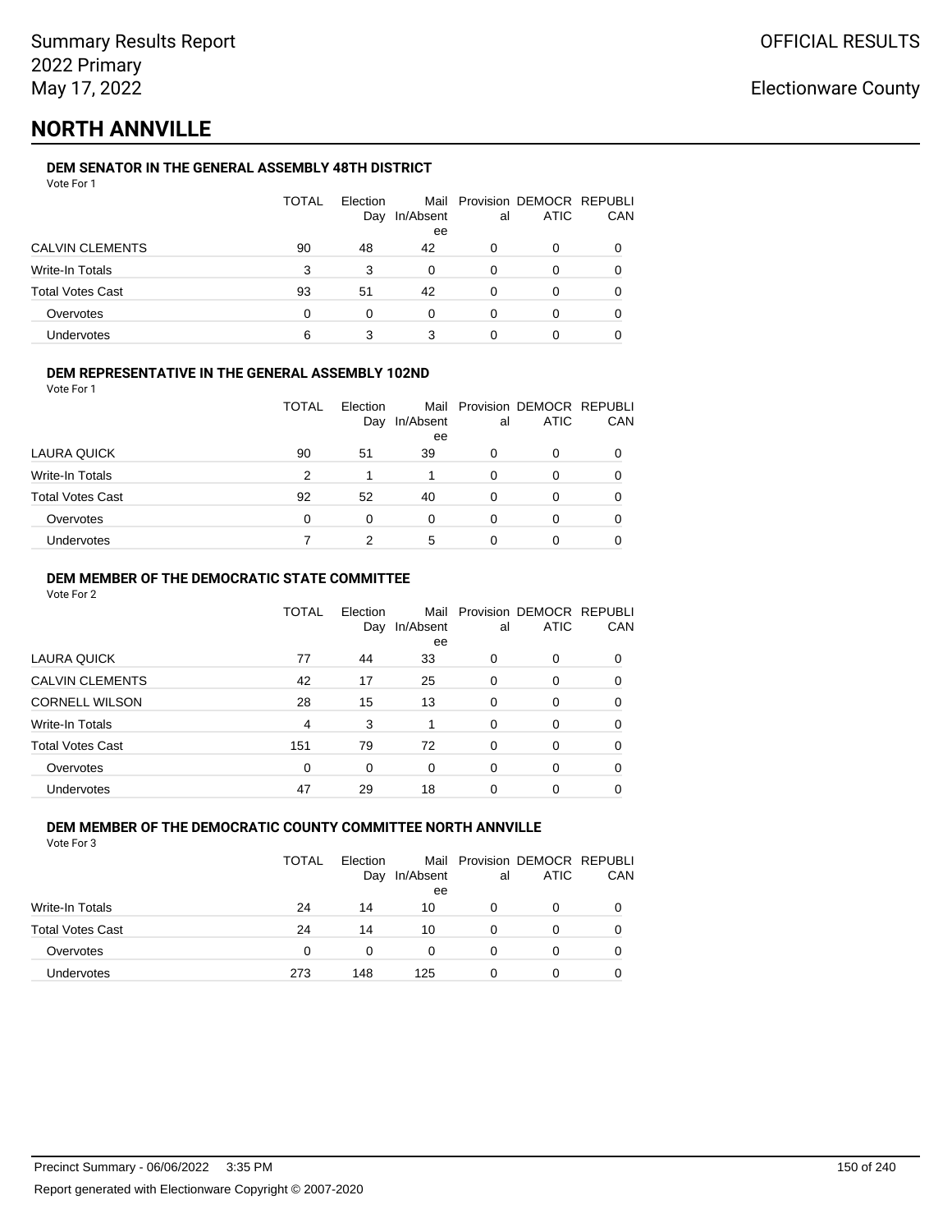Summary Results Report
2022 Primary
May 17, 2022

OFFICIAL RESULTS

Electionware County

# NORTH ANNVILLE

### DEM SENATOR IN THE GENERAL ASSEMBLY 48TH DISTRICT

Vote For 1

| | TOTAL | Election Day | Mail In/Absentee | Provisional | DEMOCRATIC | REPUBLICAN |
|---|---|---|---|---|---|---|
| CALVIN CLEMENTS | 90 | 48 | 42 | 0 | 0 | 0 |
| Write-In Totals | 3 | 3 | 0 | 0 | 0 | 0 |
| Total Votes Cast | 93 | 51 | 42 | 0 | 0 | 0 |
| Overvotes | 0 | 0 | 0 | 0 | 0 | 0 |
| Undervotes | 6 | 3 | 3 | 0 | 0 | 0 |

### DEM REPRESENTATIVE IN THE GENERAL ASSEMBLY 102ND

Vote For 1

| | TOTAL | Election Day | Mail In/Absentee | Provisional | DEMOCRATIC | REPUBLICAN |
|---|---|---|---|---|---|---|
| LAURA QUICK | 90 | 51 | 39 | 0 | 0 | 0 |
| Write-In Totals | 2 | 1 | 1 | 0 | 0 | 0 |
| Total Votes Cast | 92 | 52 | 40 | 0 | 0 | 0 |
| Overvotes | 0 | 0 | 0 | 0 | 0 | 0 |
| Undervotes | 7 | 2 | 5 | 0 | 0 | 0 |

### DEM MEMBER OF THE DEMOCRATIC STATE COMMITTEE

Vote For 2

| | TOTAL | Election Day | Mail In/Absentee | Provisional | DEMOCRATIC | REPUBLICAN |
|---|---|---|---|---|---|---|
| LAURA QUICK | 77 | 44 | 33 | 0 | 0 | 0 |
| CALVIN CLEMENTS | 42 | 17 | 25 | 0 | 0 | 0 |
| CORNELL WILSON | 28 | 15 | 13 | 0 | 0 | 0 |
| Write-In Totals | 4 | 3 | 1 | 0 | 0 | 0 |
| Total Votes Cast | 151 | 79 | 72 | 0 | 0 | 0 |
| Overvotes | 0 | 0 | 0 | 0 | 0 | 0 |
| Undervotes | 47 | 29 | 18 | 0 | 0 | 0 |

### DEM MEMBER OF THE DEMOCRATIC COUNTY COMMITTEE NORTH ANNVILLE

Vote For 3

| | TOTAL | Election Day | Mail In/Absentee | Provisional | DEMOCRATIC | REPUBLICAN |
|---|---|---|---|---|---|---|
| Write-In Totals | 24 | 14 | 10 | 0 | 0 | 0 |
| Total Votes Cast | 24 | 14 | 10 | 0 | 0 | 0 |
| Overvotes | 0 | 0 | 0 | 0 | 0 | 0 |
| Undervotes | 273 | 148 | 125 | 0 | 0 | 0 |

Precinct Summary - 06/06/2022 3:35 PM

Report generated with Electionware Copyright © 2007-2020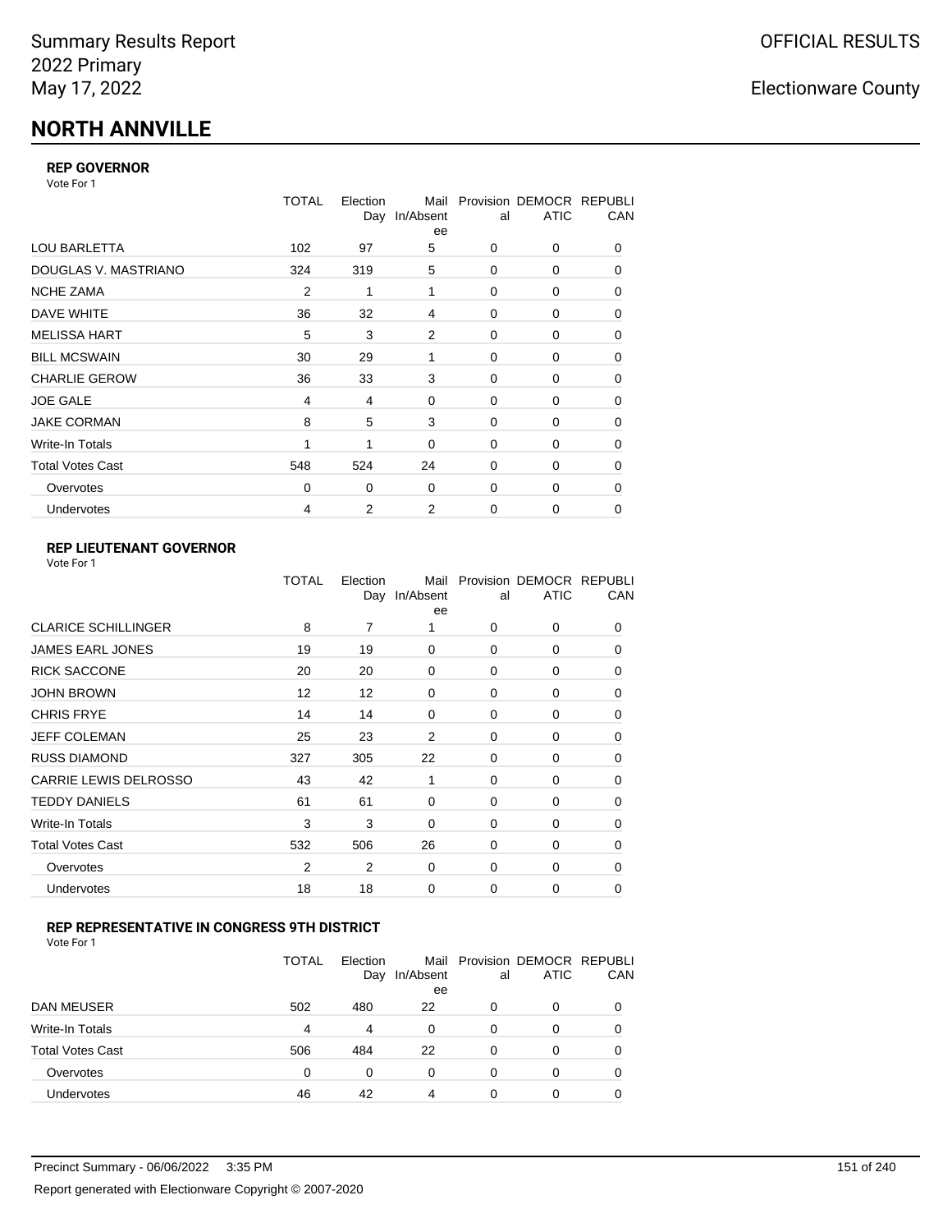# NORTH ANNVILLE

### REP GOVERNOR

Vote For 1

| | TOTAL | Election Day | Mail In/Absentee | Provisional | DEMOCRATIC | REPUBLICAN |
|---|---|---|---|---|---|---|
| LOU BARLETTA | 102 | 97 | 5 | 0 | 0 | 0 |
| DOUGLAS V. MASTRIANO | 324 | 319 | 5 | 0 | 0 | 0 |
| NCHE ZAMA | 2 | 1 | 1 | 0 | 0 | 0 |
| DAVE WHITE | 36 | 32 | 4 | 0 | 0 | 0 |
| MELISSA HART | 5 | 3 | 2 | 0 | 0 | 0 |
| BILL MCSWAIN | 30 | 29 | 1 | 0 | 0 | 0 |
| CHARLIE GEROW | 36 | 33 | 3 | 0 | 0 | 0 |
| JOE GALE | 4 | 4 | 0 | 0 | 0 | 0 |
| JAKE CORMAN | 8 | 5 | 3 | 0 | 0 | 0 |
| Write-In Totals | 1 | 1 | 0 | 0 | 0 | 0 |
| Total Votes Cast | 548 | 524 | 24 | 0 | 0 | 0 |
| Overvotes | 0 | 0 | 0 | 0 | 0 | 0 |
| Undervotes | 4 | 2 | 2 | 0 | 0 | 0 |

### REP LIEUTENANT GOVERNOR

Vote For 1

| | TOTAL | Election Day | Mail In/Absentee | Provisional | DEMOCRATIC | REPUBLICAN |
|---|---|---|---|---|---|---|
| CLARICE SCHILLINGER | 8 | 7 | 1 | 0 | 0 | 0 |
| JAMES EARL JONES | 19 | 19 | 0 | 0 | 0 | 0 |
| RICK SACCONE | 20 | 20 | 0 | 0 | 0 | 0 |
| JOHN BROWN | 12 | 12 | 0 | 0 | 0 | 0 |
| CHRIS FRYE | 14 | 14 | 0 | 0 | 0 | 0 |
| JEFF COLEMAN | 25 | 23 | 2 | 0 | 0 | 0 |
| RUSS DIAMOND | 327 | 305 | 22 | 0 | 0 | 0 |
| CARRIE LEWIS DELROSSO | 43 | 42 | 1 | 0 | 0 | 0 |
| TEDDY DANIELS | 61 | 61 | 0 | 0 | 0 | 0 |
| Write-In Totals | 3 | 3 | 0 | 0 | 0 | 0 |
| Total Votes Cast | 532 | 506 | 26 | 0 | 0 | 0 |
| Overvotes | 2 | 2 | 0 | 0 | 0 | 0 |
| Undervotes | 18 | 18 | 0 | 0 | 0 | 0 |

### REP REPRESENTATIVE IN CONGRESS 9TH DISTRICT

Vote For 1

| | TOTAL | Election Day | Mail In/Absentee | Provisional | DEMOCRATIC | REPUBLICAN |
|---|---|---|---|---|---|---|
| DAN MEUSER | 502 | 480 | 22 | 0 | 0 | 0 |
| Write-In Totals | 4 | 4 | 0 | 0 | 0 | 0 |
| Total Votes Cast | 506 | 484 | 22 | 0 | 0 | 0 |
| Overvotes | 0 | 0 | 0 | 0 | 0 | 0 |
| Undervotes | 46 | 42 | 4 | 0 | 0 | 0 |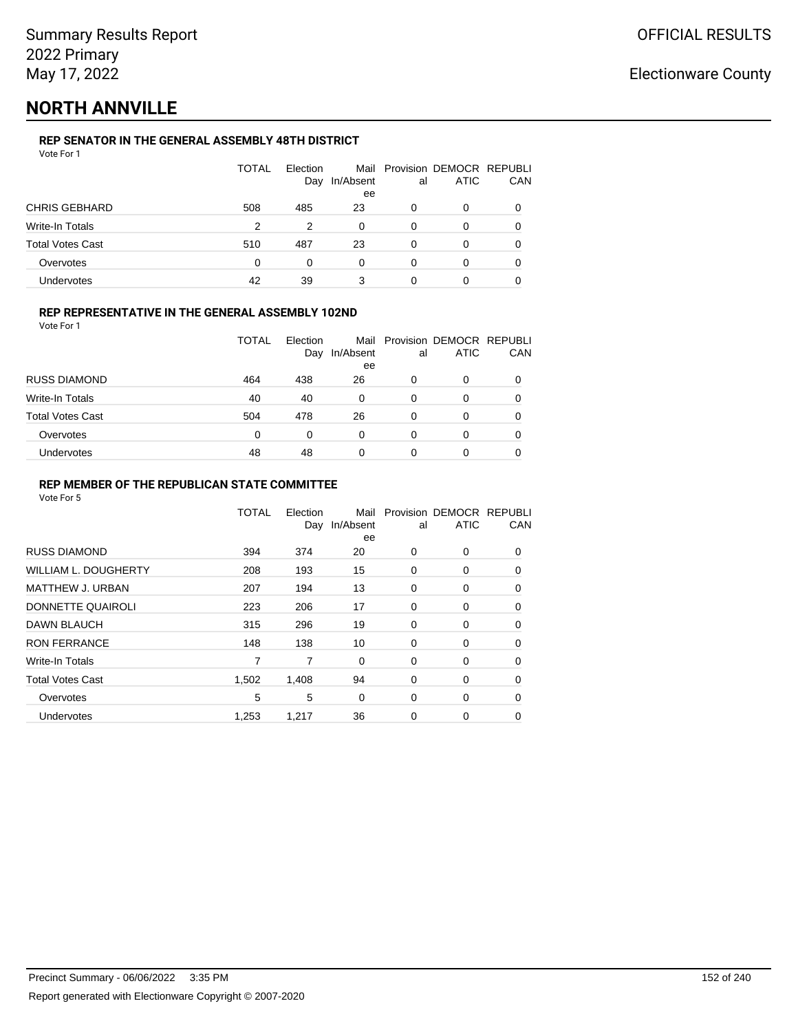Summary Results Report
2022 Primary
May 17, 2022

OFFICIAL RESULTS

Electionware County

# NORTH ANNVILLE

### REP SENATOR IN THE GENERAL ASSEMBLY 48TH DISTRICT

Vote For 1

| | TOTAL | Election Day | Mail In/Absentee | Provisional | DEMOCRATIC | REPUBLICAN |
|---|---|---|---|---|---|---|
| CHRIS GEBHARD | 508 | 485 | 23 | 0 | 0 | 0 |
| Write-In Totals | 2 | 2 | 0 | 0 | 0 | 0 |
| Total Votes Cast | 510 | 487 | 23 | 0 | 0 | 0 |
| Overvotes | 0 | 0 | 0 | 0 | 0 | 0 |
| Undervotes | 42 | 39 | 3 | 0 | 0 | 0 |

### REP REPRESENTATIVE IN THE GENERAL ASSEMBLY 102ND

Vote For 1

| | TOTAL | Election Day | Mail In/Absentee | Provisional | DEMOCRATIC | REPUBLICAN |
|---|---|---|---|---|---|---|
| RUSS DIAMOND | 464 | 438 | 26 | 0 | 0 | 0 |
| Write-In Totals | 40 | 40 | 0 | 0 | 0 | 0 |
| Total Votes Cast | 504 | 478 | 26 | 0 | 0 | 0 |
| Overvotes | 0 | 0 | 0 | 0 | 0 | 0 |
| Undervotes | 48 | 48 | 0 | 0 | 0 | 0 |

### REP MEMBER OF THE REPUBLICAN STATE COMMITTEE

Vote For 5

| | TOTAL | Election Day | Mail In/Absentee | Provisional | DEMOCRATIC | REPUBLICAN |
|---|---|---|---|---|---|---|
| RUSS DIAMOND | 394 | 374 | 20 | 0 | 0 | 0 |
| WILLIAM L. DOUGHERTY | 208 | 193 | 15 | 0 | 0 | 0 |
| MATTHEW J. URBAN | 207 | 194 | 13 | 0 | 0 | 0 |
| DONNETTE QUAIROLI | 223 | 206 | 17 | 0 | 0 | 0 |
| DAWN BLAUCH | 315 | 296 | 19 | 0 | 0 | 0 |
| RON FERRANCE | 148 | 138 | 10 | 0 | 0 | 0 |
| Write-In Totals | 7 | 7 | 0 | 0 | 0 | 0 |
| Total Votes Cast | 1,502 | 1,408 | 94 | 0 | 0 | 0 |
| Overvotes | 5 | 5 | 0 | 0 | 0 | 0 |
| Undervotes | 1,253 | 1,217 | 36 | 0 | 0 | 0 |

Precinct Summary - 06/06/2022 3:35 PM

Report generated with Electionware Copyright © 2007-2020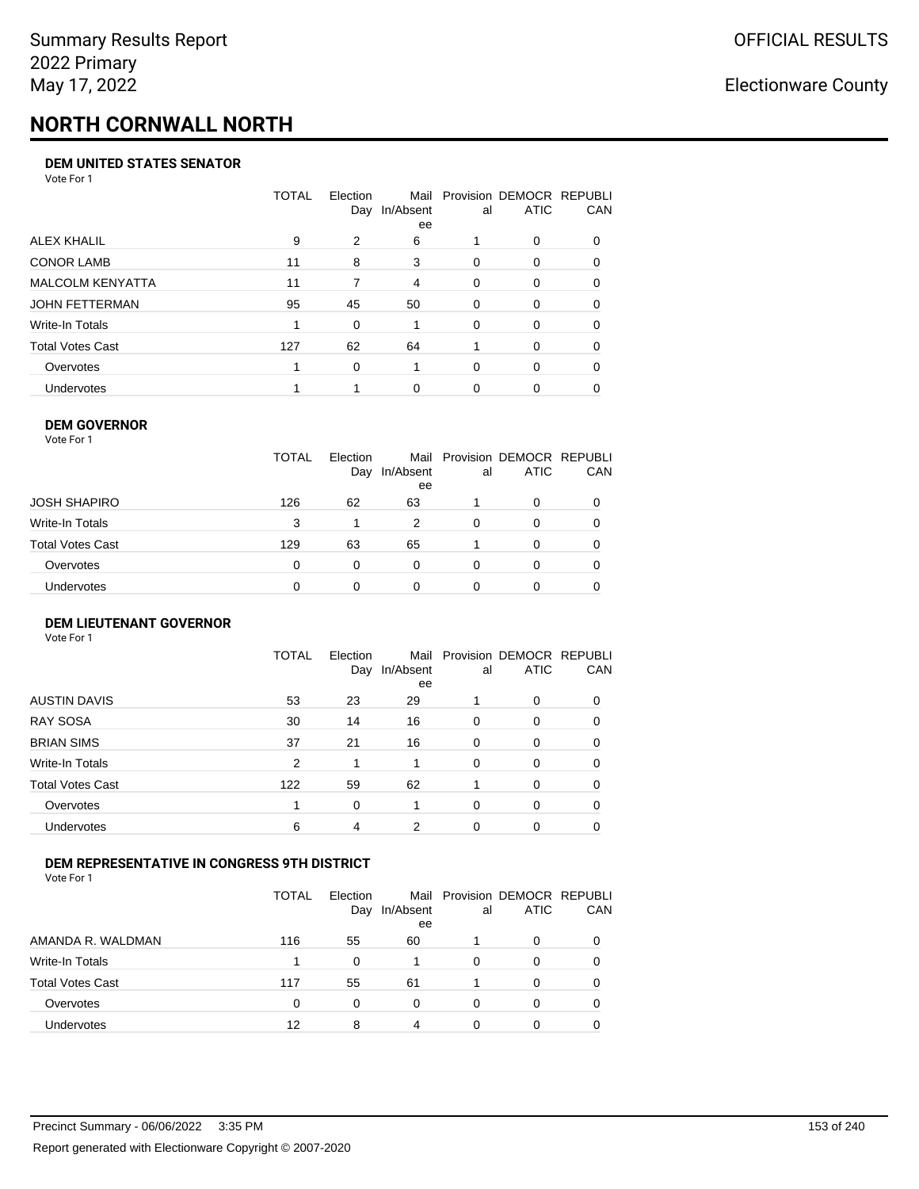# NORTH CORNWALL NORTH

### DEM UNITED STATES SENATOR

Vote For 1

| | TOTAL | Election Day | Mail In/Absentee | Provisional | DEMOCRATIC | REPUBLICAN |
|---|---|---|---|---|---|---|
| ALEX KHALIL | 9 | 2 | 6 | 1 | 0 | 0 |
| CONOR LAMB | 11 | 8 | 3 | 0 | 0 | 0 |
| MALCOLM KENYATTA | 11 | 7 | 4 | 0 | 0 | 0 |
| JOHN FETTERMAN | 95 | 45 | 50 | 0 | 0 | 0 |
| Write-In Totals | 1 | 0 | 1 | 0 | 0 | 0 |
| Total Votes Cast | 127 | 62 | 64 | 1 | 0 | 0 |
| Overvotes | 1 | 0 | 1 | 0 | 0 | 0 |
| Undervotes | 1 | 1 | 0 | 0 | 0 | 0 |

### DEM GOVERNOR

Vote For 1

| | TOTAL | Election Day | Mail In/Absentee | Provisional | DEMOCRATIC | REPUBLICAN |
|---|---|---|---|---|---|---|
| JOSH SHAPIRO | 126 | 62 | 63 | 1 | 0 | 0 |
| Write-In Totals | 3 | 1 | 2 | 0 | 0 | 0 |
| Total Votes Cast | 129 | 63 | 65 | 1 | 0 | 0 |
| Overvotes | 0 | 0 | 0 | 0 | 0 | 0 |
| Undervotes | 0 | 0 | 0 | 0 | 0 | 0 |

### DEM LIEUTENANT GOVERNOR

Vote For 1

| | TOTAL | Election Day | Mail In/Absentee | Provisional | DEMOCRATIC | REPUBLICAN |
|---|---|---|---|---|---|---|
| AUSTIN DAVIS | 53 | 23 | 29 | 1 | 0 | 0 |
| RAY SOSA | 30 | 14 | 16 | 0 | 0 | 0 |
| BRIAN SIMS | 37 | 21 | 16 | 0 | 0 | 0 |
| Write-In Totals | 2 | 1 | 1 | 0 | 0 | 0 |
| Total Votes Cast | 122 | 59 | 62 | 1 | 0 | 0 |
| Overvotes | 1 | 0 | 1 | 0 | 0 | 0 |
| Undervotes | 6 | 4 | 2 | 0 | 0 | 0 |

### DEM REPRESENTATIVE IN CONGRESS 9TH DISTRICT

Vote For 1

| | TOTAL | Election Day | Mail In/Absentee | Provisional | DEMOCRATIC | REPUBLICAN |
|---|---|---|---|---|---|---|
| AMANDA R. WALDMAN | 116 | 55 | 60 | 1 | 0 | 0 |
| Write-In Totals | 1 | 0 | 1 | 0 | 0 | 0 |
| Total Votes Cast | 117 | 55 | 61 | 1 | 0 | 0 |
| Overvotes | 0 | 0 | 0 | 0 | 0 | 0 |
| Undervotes | 12 | 8 | 4 | 0 | 0 | 0 |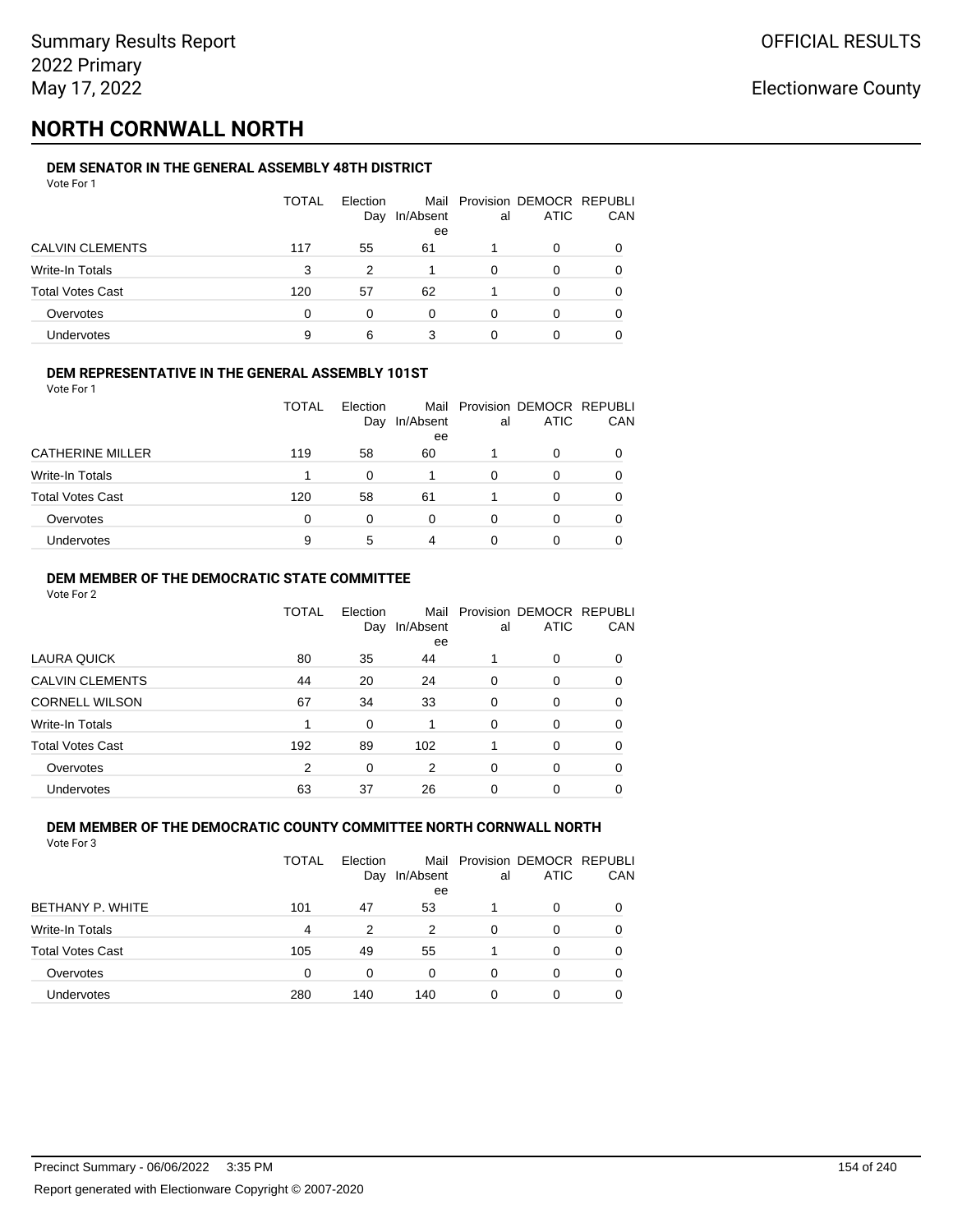Summary Results Report
2022 Primary
May 17, 2022

OFFICIAL RESULTS

Electionware County

# NORTH CORNWALL NORTH

### DEM SENATOR IN THE GENERAL ASSEMBLY 48TH DISTRICT

Vote For 1

| | TOTAL | Election Day | Mail In/Absentee | Provisional | DEMOCRATIC | REPUBLICAN |
|---|---|---|---|---|---|---|
| CALVIN CLEMENTS | 117 | 55 | 61 | 1 | 0 | 0 |
| Write-In Totals | 3 | 2 | 1 | 0 | 0 | 0 |
| Total Votes Cast | 120 | 57 | 62 | 1 | 0 | 0 |
| Overvotes | 0 | 0 | 0 | 0 | 0 | 0 |
| Undervotes | 9 | 6 | 3 | 0 | 0 | 0 |

### DEM REPRESENTATIVE IN THE GENERAL ASSEMBLY 101ST

Vote For 1

| | TOTAL | Election Day | Mail In/Absentee | Provisional | DEMOCRATIC | REPUBLICAN |
|---|---|---|---|---|---|---|
| CATHERINE MILLER | 119 | 58 | 60 | 1 | 0 | 0 |
| Write-In Totals | 1 | 0 | 1 | 0 | 0 | 0 |
| Total Votes Cast | 120 | 58 | 61 | 1 | 0 | 0 |
| Overvotes | 0 | 0 | 0 | 0 | 0 | 0 |
| Undervotes | 9 | 5 | 4 | 0 | 0 | 0 |

### DEM MEMBER OF THE DEMOCRATIC STATE COMMITTEE

Vote For 2

| | TOTAL | Election Day | Mail In/Absentee | Provisional | DEMOCRATIC | REPUBLICAN |
|---|---|---|---|---|---|---|
| LAURA QUICK | 80 | 35 | 44 | 1 | 0 | 0 |
| CALVIN CLEMENTS | 44 | 20 | 24 | 0 | 0 | 0 |
| CORNELL WILSON | 67 | 34 | 33 | 0 | 0 | 0 |
| Write-In Totals | 1 | 0 | 1 | 0 | 0 | 0 |
| Total Votes Cast | 192 | 89 | 102 | 1 | 0 | 0 |
| Overvotes | 2 | 0 | 2 | 0 | 0 | 0 |
| Undervotes | 63 | 37 | 26 | 0 | 0 | 0 |

### DEM MEMBER OF THE DEMOCRATIC COUNTY COMMITTEE NORTH CORNWALL NORTH

Vote For 3

| | TOTAL | Election Day | Mail In/Absentee | Provisional | DEMOCRATIC | REPUBLICAN |
|---|---|---|---|---|---|---|
| BETHANY P. WHITE | 101 | 47 | 53 | 1 | 0 | 0 |
| Write-In Totals | 4 | 2 | 2 | 0 | 0 | 0 |
| Total Votes Cast | 105 | 49 | 55 | 1 | 0 | 0 |
| Overvotes | 0 | 0 | 0 | 0 | 0 | 0 |
| Undervotes | 280 | 140 | 140 | 0 | 0 | 0 |

Precinct Summary - 06/06/2022 3:35 PM

Report generated with Electionware Copyright © 2007-2020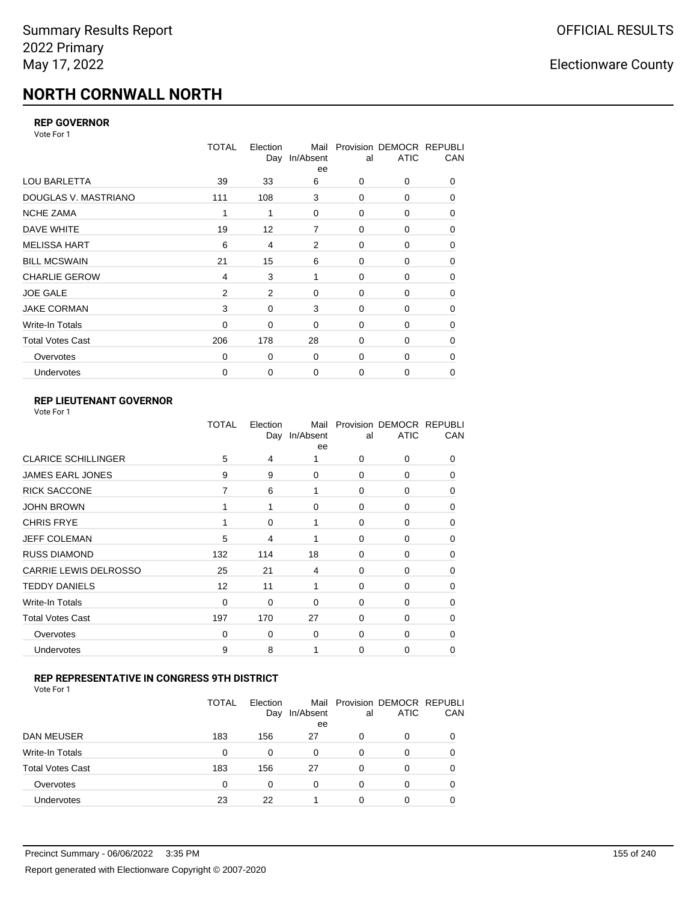# NORTH CORNWALL NORTH

### REP GOVERNOR

Vote For 1

| | TOTAL | Election Day | Mail In/Absentee | Provisional | DEMOCRATIC | REPUBLICAN |
|---|---|---|---|---|---|---|
| LOU BARLETTA | 39 | 33 | 6 | 0 | 0 | 0 |
| DOUGLAS V. MASTRIANO | 111 | 108 | 3 | 0 | 0 | 0 |
| NCHE ZAMA | 1 | 1 | 0 | 0 | 0 | 0 |
| DAVE WHITE | 19 | 12 | 7 | 0 | 0 | 0 |
| MELISSA HART | 6 | 4 | 2 | 0 | 0 | 0 |
| BILL MCSWAIN | 21 | 15 | 6 | 0 | 0 | 0 |
| CHARLIE GEROW | 4 | 3 | 1 | 0 | 0 | 0 |
| JOE GALE | 2 | 2 | 0 | 0 | 0 | 0 |
| JAKE CORMAN | 3 | 0 | 3 | 0 | 0 | 0 |
| Write-In Totals | 0 | 0 | 0 | 0 | 0 | 0 |
| Total Votes Cast | 206 | 178 | 28 | 0 | 0 | 0 |
| Overvotes | 0 | 0 | 0 | 0 | 0 | 0 |
| Undervotes | 0 | 0 | 0 | 0 | 0 | 0 |

### REP LIEUTENANT GOVERNOR

Vote For 1

| | TOTAL | Election Day | Mail In/Absentee | Provisional | DEMOCRATIC | REPUBLICAN |
|---|---|---|---|---|---|---|
| CLARICE SCHILLINGER | 5 | 4 | 1 | 0 | 0 | 0 |
| JAMES EARL JONES | 9 | 9 | 0 | 0 | 0 | 0 |
| RICK SACCONE | 7 | 6 | 1 | 0 | 0 | 0 |
| JOHN BROWN | 1 | 1 | 0 | 0 | 0 | 0 |
| CHRIS FRYE | 1 | 0 | 1 | 0 | 0 | 0 |
| JEFF COLEMAN | 5 | 4 | 1 | 0 | 0 | 0 |
| RUSS DIAMOND | 132 | 114 | 18 | 0 | 0 | 0 |
| CARRIE LEWIS DELROSSO | 25 | 21 | 4 | 0 | 0 | 0 |
| TEDDY DANIELS | 12 | 11 | 1 | 0 | 0 | 0 |
| Write-In Totals | 0 | 0 | 0 | 0 | 0 | 0 |
| Total Votes Cast | 197 | 170 | 27 | 0 | 0 | 0 |
| Overvotes | 0 | 0 | 0 | 0 | 0 | 0 |
| Undervotes | 9 | 8 | 1 | 0 | 0 | 0 |

### REP REPRESENTATIVE IN CONGRESS 9TH DISTRICT

Vote For 1

| | TOTAL | Election Day | Mail In/Absentee | Provisional | DEMOCRATIC | REPUBLICAN |
|---|---|---|---|---|---|---|
| DAN MEUSER | 183 | 156 | 27 | 0 | 0 | 0 |
| Write-In Totals | 0 | 0 | 0 | 0 | 0 | 0 |
| Total Votes Cast | 183 | 156 | 27 | 0 | 0 | 0 |
| Overvotes | 0 | 0 | 0 | 0 | 0 | 0 |
| Undervotes | 23 | 22 | 1 | 0 | 0 | 0 |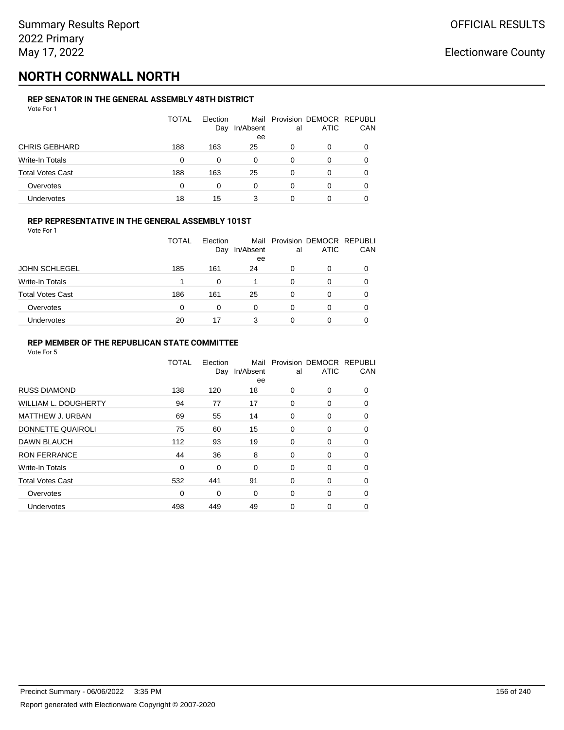Summary Results Report
2022 Primary
May 17, 2022

OFFICIAL RESULTS

Electionware County

# NORTH CORNWALL NORTH

### REP SENATOR IN THE GENERAL ASSEMBLY 48TH DISTRICT

Vote For 1

| | TOTAL | Election Day | Mail In/Absentee | Provisional | DEMOCRATIC | REPUBLICAN |
|---|---|---|---|---|---|---|
| CHRIS GEBHARD | 188 | 163 | 25 | 0 | 0 | 0 |
| Write-In Totals | 0 | 0 | 0 | 0 | 0 | 0 |
| Total Votes Cast | 188 | 163 | 25 | 0 | 0 | 0 |
| Overvotes | 0 | 0 | 0 | 0 | 0 | 0 |
| Undervotes | 18 | 15 | 3 | 0 | 0 | 0 |

### REP REPRESENTATIVE IN THE GENERAL ASSEMBLY 101ST

Vote For 1

| | TOTAL | Election Day | Mail In/Absentee | Provisional | DEMOCRATIC | REPUBLICAN |
|---|---|---|---|---|---|---|
| JOHN SCHLEGEL | 185 | 161 | 24 | 0 | 0 | 0 |
| Write-In Totals | 1 | 0 | 1 | 0 | 0 | 0 |
| Total Votes Cast | 186 | 161 | 25 | 0 | 0 | 0 |
| Overvotes | 0 | 0 | 0 | 0 | 0 | 0 |
| Undervotes | 20 | 17 | 3 | 0 | 0 | 0 |

### REP MEMBER OF THE REPUBLICAN STATE COMMITTEE

Vote For 5

| | TOTAL | Election Day | Mail In/Absentee | Provisional | DEMOCRATIC | REPUBLICAN |
|---|---|---|---|---|---|---|
| RUSS DIAMOND | 138 | 120 | 18 | 0 | 0 | 0 |
| WILLIAM L. DOUGHERTY | 94 | 77 | 17 | 0 | 0 | 0 |
| MATTHEW J. URBAN | 69 | 55 | 14 | 0 | 0 | 0 |
| DONNETTE QUAIROLI | 75 | 60 | 15 | 0 | 0 | 0 |
| DAWN BLAUCH | 112 | 93 | 19 | 0 | 0 | 0 |
| RON FERRANCE | 44 | 36 | 8 | 0 | 0 | 0 |
| Write-In Totals | 0 | 0 | 0 | 0 | 0 | 0 |
| Total Votes Cast | 532 | 441 | 91 | 0 | 0 | 0 |
| Overvotes | 0 | 0 | 0 | 0 | 0 | 0 |
| Undervotes | 498 | 449 | 49 | 0 | 0 | 0 |

Precinct Summary - 06/06/2022 3:35 PM

Report generated with Electionware Copyright © 2007-2020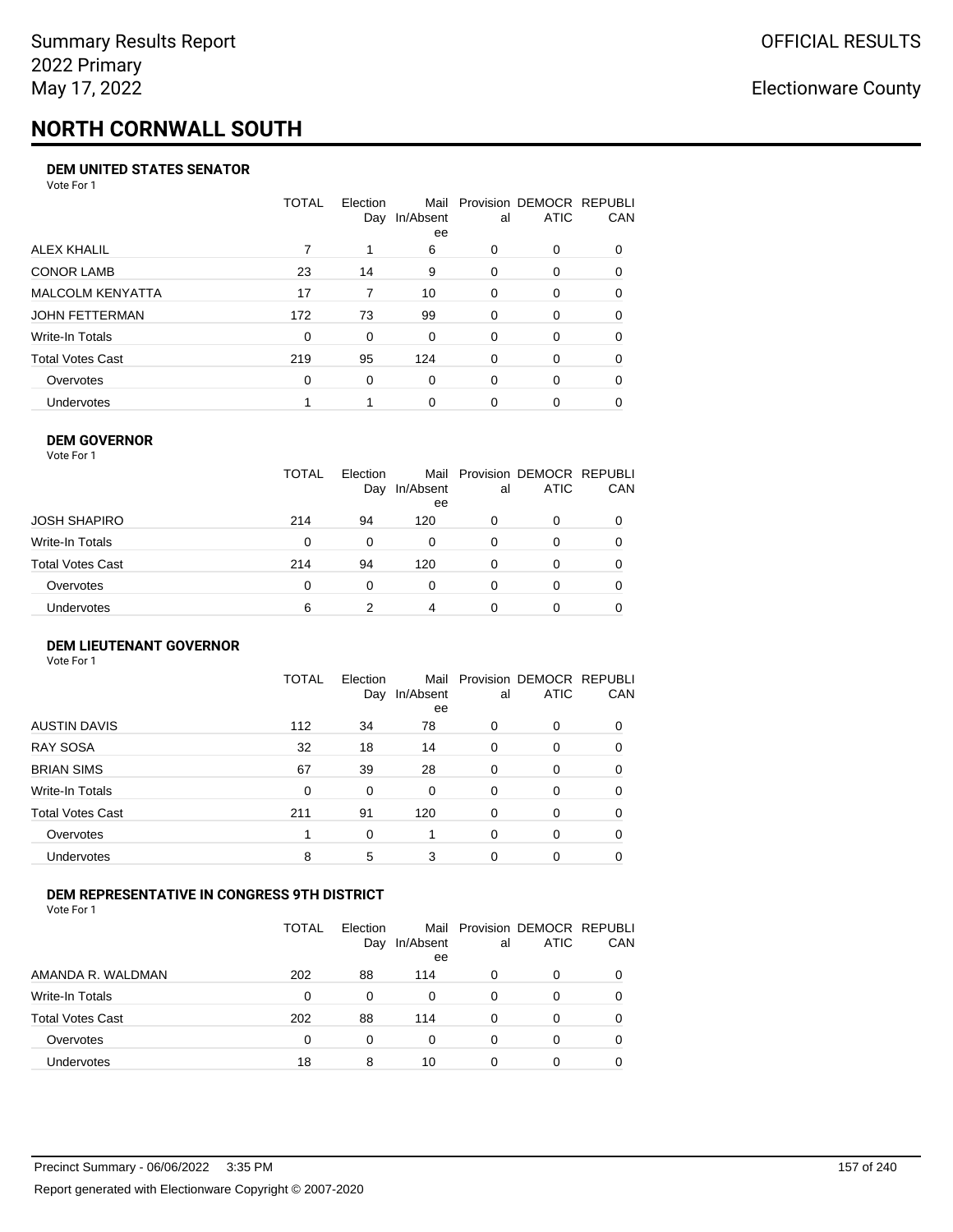# NORTH CORNWALL SOUTH

### DEM UNITED STATES SENATOR

Vote For 1

| | TOTAL | Election Day | Mail In/Absentee | Provisional | DEMOCRATIC | REPUBLICAN |
|---|---|---|---|---|---|---|
| ALEX KHALIL | 7 | 1 | 6 | 0 | 0 | 0 |
| CONOR LAMB | 23 | 14 | 9 | 0 | 0 | 0 |
| MALCOLM KENYATTA | 17 | 7 | 10 | 0 | 0 | 0 |
| JOHN FETTERMAN | 172 | 73 | 99 | 0 | 0 | 0 |
| Write-In Totals | 0 | 0 | 0 | 0 | 0 | 0 |
| Total Votes Cast | 219 | 95 | 124 | 0 | 0 | 0 |
| Overvotes | 0 | 0 | 0 | 0 | 0 | 0 |
| Undervotes | 1 | 1 | 0 | 0 | 0 | 0 |

### DEM GOVERNOR

Vote For 1

| | TOTAL | Election Day | Mail In/Absentee | Provisional | DEMOCRATIC | REPUBLICAN |
|---|---|---|---|---|---|---|
| JOSH SHAPIRO | 214 | 94 | 120 | 0 | 0 | 0 |
| Write-In Totals | 0 | 0 | 0 | 0 | 0 | 0 |
| Total Votes Cast | 214 | 94 | 120 | 0 | 0 | 0 |
| Overvotes | 0 | 0 | 0 | 0 | 0 | 0 |
| Undervotes | 6 | 2 | 4 | 0 | 0 | 0 |

### DEM LIEUTENANT GOVERNOR

Vote For 1

| | TOTAL | Election Day | Mail In/Absentee | Provisional | DEMOCRATIC | REPUBLICAN |
|---|---|---|---|---|---|---|
| AUSTIN DAVIS | 112 | 34 | 78 | 0 | 0 | 0 |
| RAY SOSA | 32 | 18 | 14 | 0 | 0 | 0 |
| BRIAN SIMS | 67 | 39 | 28 | 0 | 0 | 0 |
| Write-In Totals | 0 | 0 | 0 | 0 | 0 | 0 |
| Total Votes Cast | 211 | 91 | 120 | 0 | 0 | 0 |
| Overvotes | 1 | 0 | 1 | 0 | 0 | 0 |
| Undervotes | 8 | 5 | 3 | 0 | 0 | 0 |

### DEM REPRESENTATIVE IN CONGRESS 9TH DISTRICT

Vote For 1

| | TOTAL | Election Day | Mail In/Absentee | Provisional | DEMOCRATIC | REPUBLICAN |
|---|---|---|---|---|---|---|
| AMANDA R. WALDMAN | 202 | 88 | 114 | 0 | 0 | 0 |
| Write-In Totals | 0 | 0 | 0 | 0 | 0 | 0 |
| Total Votes Cast | 202 | 88 | 114 | 0 | 0 | 0 |
| Overvotes | 0 | 0 | 0 | 0 | 0 | 0 |
| Undervotes | 18 | 8 | 10 | 0 | 0 | 0 |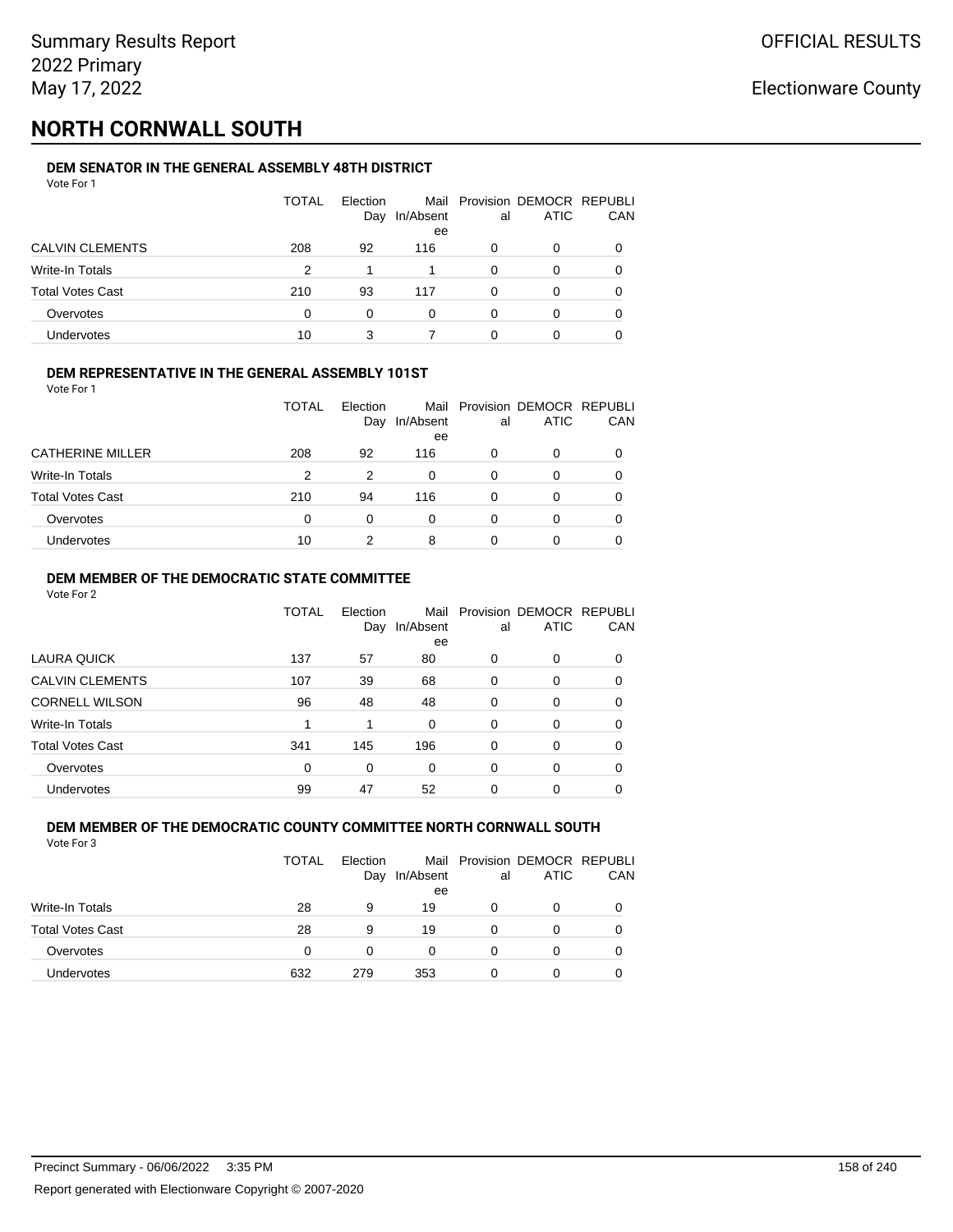# NORTH CORNWALL SOUTH

### DEM SENATOR IN THE GENERAL ASSEMBLY 48TH DISTRICT

Vote For 1

| | TOTAL | Election Day | Mail In/Absentee | Provisional | DEMOCRATIC | REPUBLICAN |
|---|---|---|---|---|---|---|
| CALVIN CLEMENTS | 208 | 92 | 116 | 0 | 0 | 0 |
| Write-In Totals | 2 | 1 | 1 | 0 | 0 | 0 |
| Total Votes Cast | 210 | 93 | 117 | 0 | 0 | 0 |
| Overvotes | 0 | 0 | 0 | 0 | 0 | 0 |
| Undervotes | 10 | 3 | 7 | 0 | 0 | 0 |

### DEM REPRESENTATIVE IN THE GENERAL ASSEMBLY 101ST

Vote For 1

| | TOTAL | Election Day | Mail In/Absentee | Provisional | DEMOCRATIC | REPUBLICAN |
|---|---|---|---|---|---|---|
| CATHERINE MILLER | 208 | 92 | 116 | 0 | 0 | 0 |
| Write-In Totals | 2 | 2 | 0 | 0 | 0 | 0 |
| Total Votes Cast | 210 | 94 | 116 | 0 | 0 | 0 |
| Overvotes | 0 | 0 | 0 | 0 | 0 | 0 |
| Undervotes | 10 | 2 | 8 | 0 | 0 | 0 |

### DEM MEMBER OF THE DEMOCRATIC STATE COMMITTEE

Vote For 2

| | TOTAL | Election Day | Mail In/Absentee | Provisional | DEMOCRATIC | REPUBLICAN |
|---|---|---|---|---|---|---|
| LAURA QUICK | 137 | 57 | 80 | 0 | 0 | 0 |
| CALVIN CLEMENTS | 107 | 39 | 68 | 0 | 0 | 0 |
| CORNELL WILSON | 96 | 48 | 48 | 0 | 0 | 0 |
| Write-In Totals | 1 | 1 | 0 | 0 | 0 | 0 |
| Total Votes Cast | 341 | 145 | 196 | 0 | 0 | 0 |
| Overvotes | 0 | 0 | 0 | 0 | 0 | 0 |
| Undervotes | 99 | 47 | 52 | 0 | 0 | 0 |

### DEM MEMBER OF THE DEMOCRATIC COUNTY COMMITTEE NORTH CORNWALL SOUTH

Vote For 3

| | TOTAL | Election Day | Mail In/Absentee | Provisional | DEMOCRATIC | REPUBLICAN |
|---|---|---|---|---|---|---|
| Write-In Totals | 28 | 9 | 19 | 0 | 0 | 0 |
| Total Votes Cast | 28 | 9 | 19 | 0 | 0 | 0 |
| Overvotes | 0 | 0 | 0 | 0 | 0 | 0 |
| Undervotes | 632 | 279 | 353 | 0 | 0 | 0 |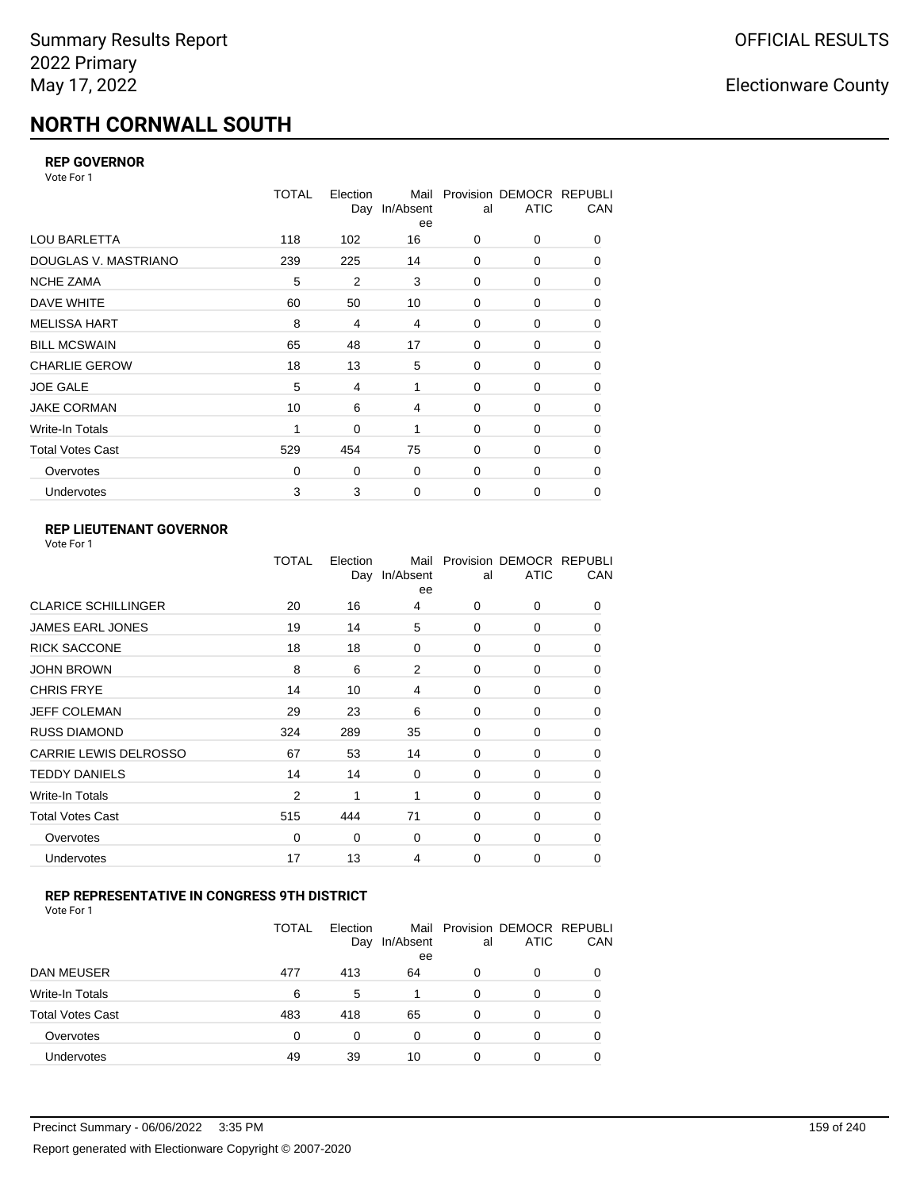Summary Results Report
2022 Primary
May 17, 2022

OFFICIAL RESULTS

Electionware County

# NORTH CORNWALL SOUTH

### REP GOVERNOR

Vote For 1

| | TOTAL | Election Day | Mail In/Absentee | Provisional | DEMOCRATIC | REPUBLICAN |
|---|---|---|---|---|---|---|
| LOU BARLETTA | 118 | 102 | 16 | 0 | 0 | 0 |
| DOUGLAS V. MASTRIANO | 239 | 225 | 14 | 0 | 0 | 0 |
| NCHE ZAMA | 5 | 2 | 3 | 0 | 0 | 0 |
| DAVE WHITE | 60 | 50 | 10 | 0 | 0 | 0 |
| MELISSA HART | 8 | 4 | 4 | 0 | 0 | 0 |
| BILL MCSWAIN | 65 | 48 | 17 | 0 | 0 | 0 |
| CHARLIE GEROW | 18 | 13 | 5 | 0 | 0 | 0 |
| JOE GALE | 5 | 4 | 1 | 0 | 0 | 0 |
| JAKE CORMAN | 10 | 6 | 4 | 0 | 0 | 0 |
| Write-In Totals | 1 | 0 | 1 | 0 | 0 | 0 |
| Total Votes Cast | 529 | 454 | 75 | 0 | 0 | 0 |
| Overvotes | 0 | 0 | 0 | 0 | 0 | 0 |
| Undervotes | 3 | 3 | 0 | 0 | 0 | 0 |

### REP LIEUTENANT GOVERNOR

Vote For 1

| | TOTAL | Election Day | Mail In/Absentee | Provisional | DEMOCRATIC | REPUBLICAN |
|---|---|---|---|---|---|---|
| CLARICE SCHILLINGER | 20 | 16 | 4 | 0 | 0 | 0 |
| JAMES EARL JONES | 19 | 14 | 5 | 0 | 0 | 0 |
| RICK SACCONE | 18 | 18 | 0 | 0 | 0 | 0 |
| JOHN BROWN | 8 | 6 | 2 | 0 | 0 | 0 |
| CHRIS FRYE | 14 | 10 | 4 | 0 | 0 | 0 |
| JEFF COLEMAN | 29 | 23 | 6 | 0 | 0 | 0 |
| RUSS DIAMOND | 324 | 289 | 35 | 0 | 0 | 0 |
| CARRIE LEWIS DELROSSO | 67 | 53 | 14 | 0 | 0 | 0 |
| TEDDY DANIELS | 14 | 14 | 0 | 0 | 0 | 0 |
| Write-In Totals | 2 | 1 | 1 | 0 | 0 | 0 |
| Total Votes Cast | 515 | 444 | 71 | 0 | 0 | 0 |
| Overvotes | 0 | 0 | 0 | 0 | 0 | 0 |
| Undervotes | 17 | 13 | 4 | 0 | 0 | 0 |

### REP REPRESENTATIVE IN CONGRESS 9TH DISTRICT

Vote For 1

| | TOTAL | Election Day | Mail In/Absentee | Provisional | DEMOCRATIC | REPUBLICAN |
|---|---|---|---|---|---|---|
| DAN MEUSER | 477 | 413 | 64 | 0 | 0 | 0 |
| Write-In Totals | 6 | 5 | 1 | 0 | 0 | 0 |
| Total Votes Cast | 483 | 418 | 65 | 0 | 0 | 0 |
| Overvotes | 0 | 0 | 0 | 0 | 0 | 0 |
| Undervotes | 49 | 39 | 10 | 0 | 0 | 0 |

Precinct Summary - 06/06/2022 3:35 PM

Report generated with Electionware Copyright © 2007-2020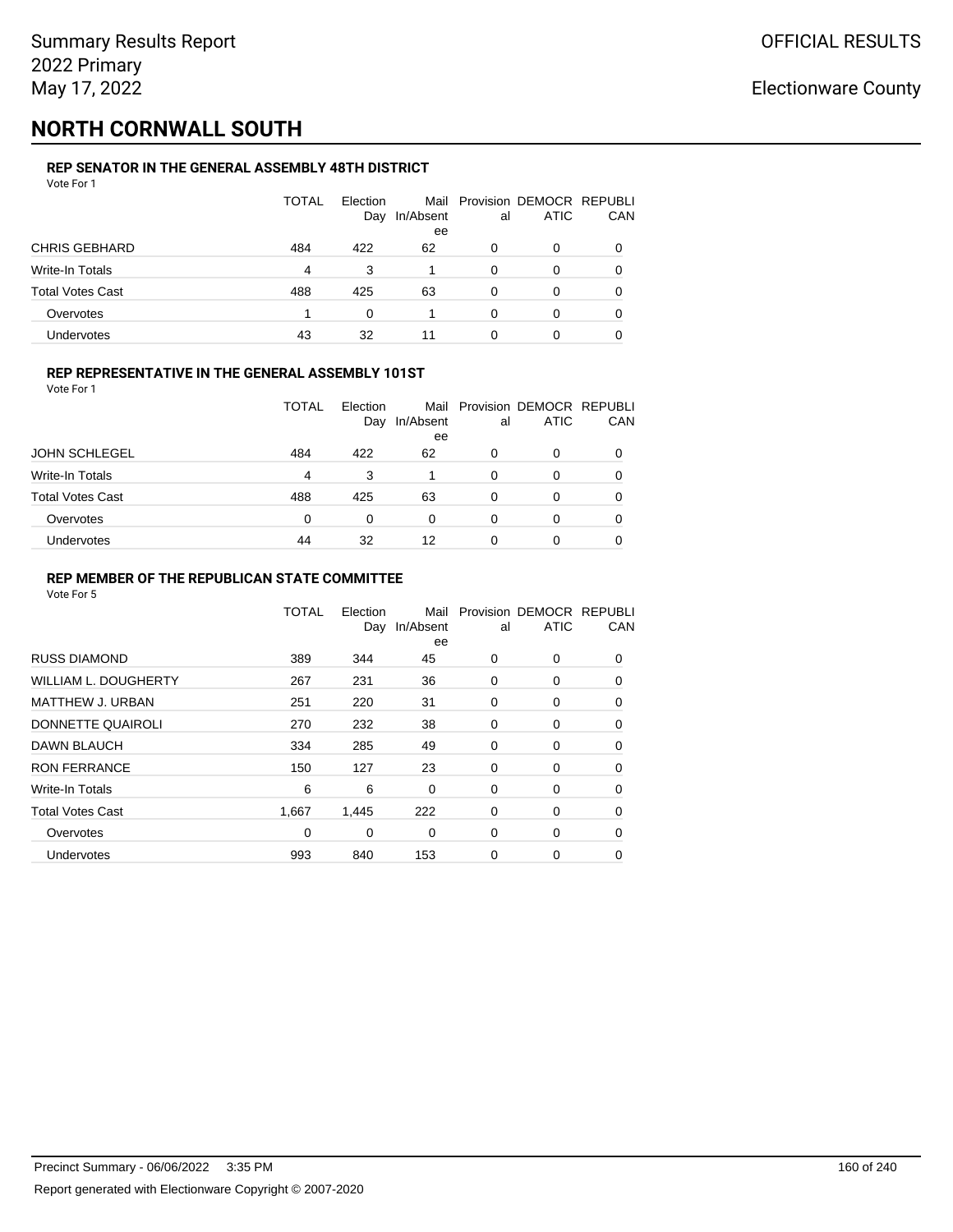Summary Results Report
2022 Primary
May 17, 2022

OFFICIAL RESULTS

Electionware County

# NORTH CORNWALL SOUTH

### REP SENATOR IN THE GENERAL ASSEMBLY 48TH DISTRICT

Vote For 1

| | TOTAL | Election Day | Mail In/Absentee | Provisional | DEMOCRATIC | REPUBLICAN |
|---|---|---|---|---|---|---|
| CHRIS GEBHARD | 484 | 422 | 62 | 0 | 0 | 0 |
| Write-In Totals | 4 | 3 | 1 | 0 | 0 | 0 |
| Total Votes Cast | 488 | 425 | 63 | 0 | 0 | 0 |
| Overvotes | 1 | 0 | 1 | 0 | 0 | 0 |
| Undervotes | 43 | 32 | 11 | 0 | 0 | 0 |

### REP REPRESENTATIVE IN THE GENERAL ASSEMBLY 101ST

Vote For 1

| | TOTAL | Election Day | Mail In/Absentee | Provisional | DEMOCRATIC | REPUBLICAN |
|---|---|---|---|---|---|---|
| JOHN SCHLEGEL | 484 | 422 | 62 | 0 | 0 | 0 |
| Write-In Totals | 4 | 3 | 1 | 0 | 0 | 0 |
| Total Votes Cast | 488 | 425 | 63 | 0 | 0 | 0 |
| Overvotes | 0 | 0 | 0 | 0 | 0 | 0 |
| Undervotes | 44 | 32 | 12 | 0 | 0 | 0 |

### REP MEMBER OF THE REPUBLICAN STATE COMMITTEE

Vote For 5

| | TOTAL | Election Day | Mail In/Absentee | Provisional | DEMOCRATIC | REPUBLICAN |
|---|---|---|---|---|---|---|
| RUSS DIAMOND | 389 | 344 | 45 | 0 | 0 | 0 |
| WILLIAM L. DOUGHERTY | 267 | 231 | 36 | 0 | 0 | 0 |
| MATTHEW J. URBAN | 251 | 220 | 31 | 0 | 0 | 0 |
| DONNETTE QUAIROLI | 270 | 232 | 38 | 0 | 0 | 0 |
| DAWN BLAUCH | 334 | 285 | 49 | 0 | 0 | 0 |
| RON FERRANCE | 150 | 127 | 23 | 0 | 0 | 0 |
| Write-In Totals | 6 | 6 | 0 | 0 | 0 | 0 |
| Total Votes Cast | 1,667 | 1,445 | 222 | 0 | 0 | 0 |
| Overvotes | 0 | 0 | 0 | 0 | 0 | 0 |
| Undervotes | 993 | 840 | 153 | 0 | 0 | 0 |

Precinct Summary - 06/06/2022 3:35 PM

Report generated with Electionware Copyright © 2007-2020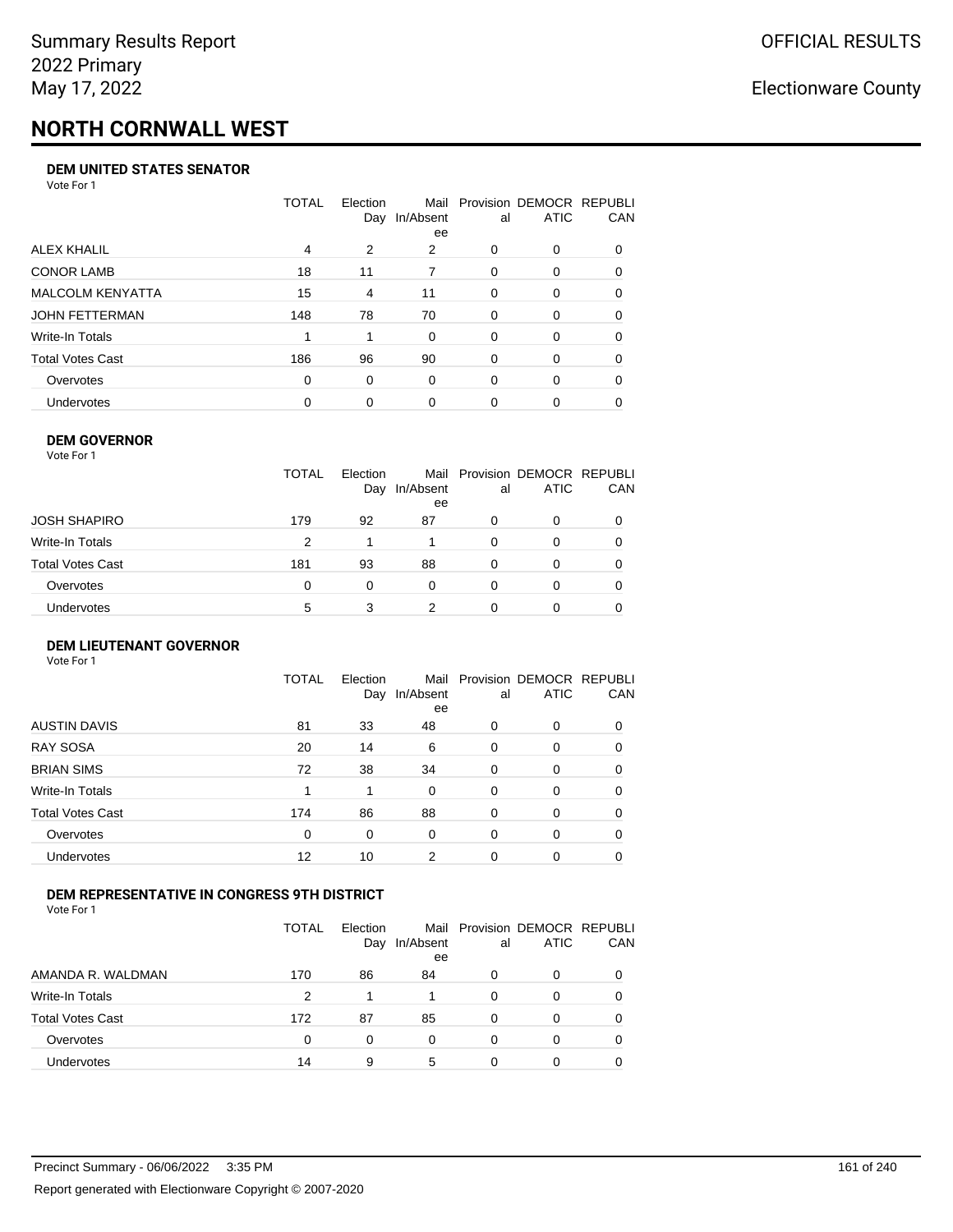Summary Results Report
2022 Primary
May 17, 2022

OFFICIAL RESULTS

Electionware County

# NORTH CORNWALL WEST

### DEM UNITED STATES SENATOR

Vote For 1

| | TOTAL | Election Day | Mail In/Absentee | Provisional | DEMOCRATIC | REPUBLICAN |
|---|---|---|---|---|---|---|
| ALEX KHALIL | 4 | 2 | 2 | 0 | 0 | 0 |
| CONOR LAMB | 18 | 11 | 7 | 0 | 0 | 0 |
| MALCOLM KENYATTA | 15 | 4 | 11 | 0 | 0 | 0 |
| JOHN FETTERMAN | 148 | 78 | 70 | 0 | 0 | 0 |
| Write-In Totals | 1 | 1 | 0 | 0 | 0 | 0 |
| Total Votes Cast | 186 | 96 | 90 | 0 | 0 | 0 |
| Overvotes | 0 | 0 | 0 | 0 | 0 | 0 |
| Undervotes | 0 | 0 | 0 | 0 | 0 | 0 |

### DEM GOVERNOR

Vote For 1

| | TOTAL | Election Day | Mail In/Absentee | Provisional | DEMOCRATIC | REPUBLICAN |
|---|---|---|---|---|---|---|
| JOSH SHAPIRO | 179 | 92 | 87 | 0 | 0 | 0 |
| Write-In Totals | 2 | 1 | 1 | 0 | 0 | 0 |
| Total Votes Cast | 181 | 93 | 88 | 0 | 0 | 0 |
| Overvotes | 0 | 0 | 0 | 0 | 0 | 0 |
| Undervotes | 5 | 3 | 2 | 0 | 0 | 0 |

### DEM LIEUTENANT GOVERNOR

Vote For 1

| | TOTAL | Election Day | Mail In/Absentee | Provisional | DEMOCRATIC | REPUBLICAN |
|---|---|---|---|---|---|---|
| AUSTIN DAVIS | 81 | 33 | 48 | 0 | 0 | 0 |
| RAY SOSA | 20 | 14 | 6 | 0 | 0 | 0 |
| BRIAN SIMS | 72 | 38 | 34 | 0 | 0 | 0 |
| Write-In Totals | 1 | 1 | 0 | 0 | 0 | 0 |
| Total Votes Cast | 174 | 86 | 88 | 0 | 0 | 0 |
| Overvotes | 0 | 0 | 0 | 0 | 0 | 0 |
| Undervotes | 12 | 10 | 2 | 0 | 0 | 0 |

### DEM REPRESENTATIVE IN CONGRESS 9TH DISTRICT

Vote For 1

| | TOTAL | Election Day | Mail In/Absentee | Provisional | DEMOCRATIC | REPUBLICAN |
|---|---|---|---|---|---|---|
| AMANDA R. WALDMAN | 170 | 86 | 84 | 0 | 0 | 0 |
| Write-In Totals | 2 | 1 | 1 | 0 | 0 | 0 |
| Total Votes Cast | 172 | 87 | 85 | 0 | 0 | 0 |
| Overvotes | 0 | 0 | 0 | 0 | 0 | 0 |
| Undervotes | 14 | 9 | 5 | 0 | 0 | 0 |

Precinct Summary - 06/06/2022 3:35 PM

Report generated with Electionware Copyright © 2007-2020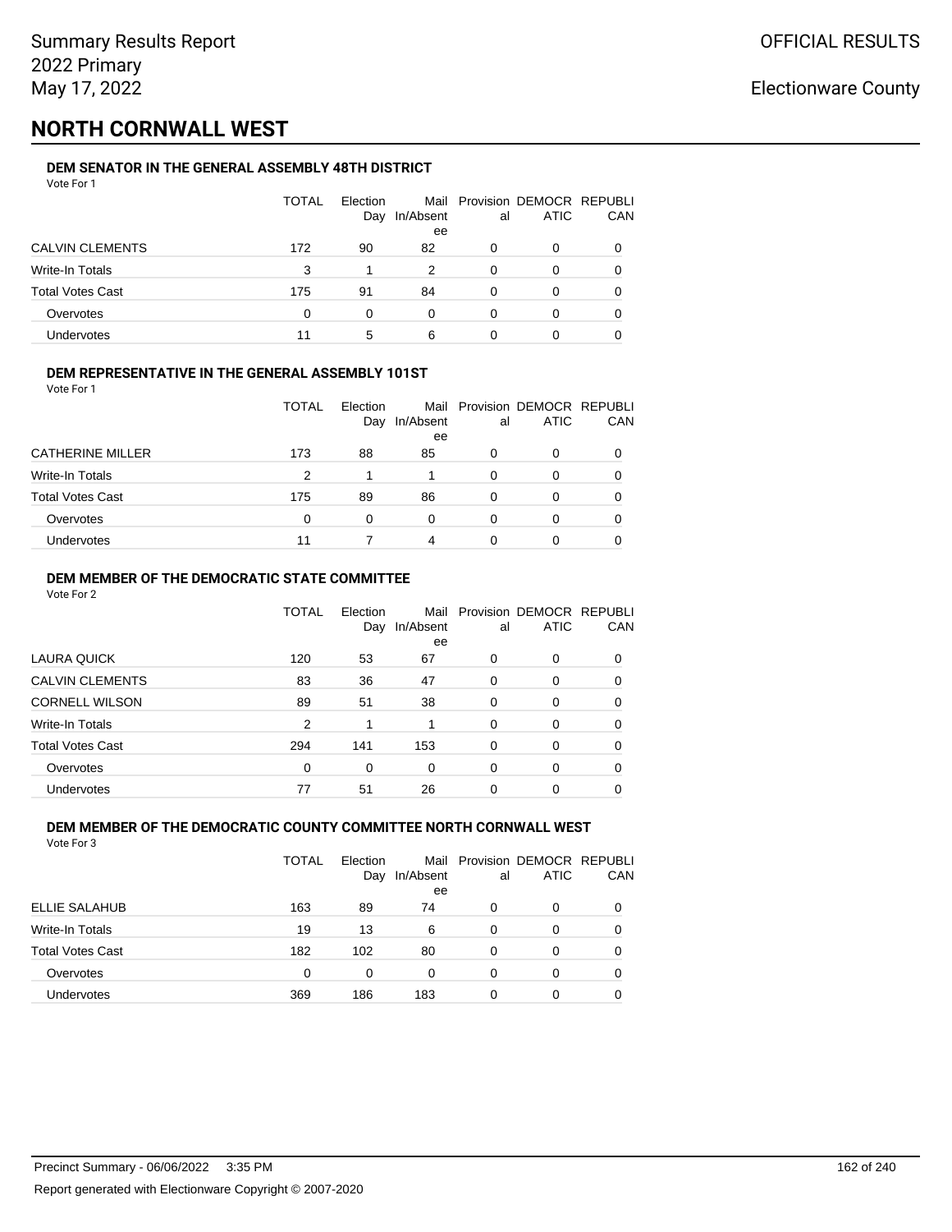Summary Results Report
2022 Primary
May 17, 2022

OFFICIAL RESULTS

Electionware County

# NORTH CORNWALL WEST

### DEM SENATOR IN THE GENERAL ASSEMBLY 48TH DISTRICT

Vote For 1

| | TOTAL | Election Day | Mail In/Absentee | Provisional | DEMOCRATIC | REPUBLICAN |
|---|---|---|---|---|---|---|
| CALVIN CLEMENTS | 172 | 90 | 82 | 0 | 0 | 0 |
| Write-In Totals | 3 | 1 | 2 | 0 | 0 | 0 |
| Total Votes Cast | 175 | 91 | 84 | 0 | 0 | 0 |
| Overvotes | 0 | 0 | 0 | 0 | 0 | 0 |
| Undervotes | 11 | 5 | 6 | 0 | 0 | 0 |

### DEM REPRESENTATIVE IN THE GENERAL ASSEMBLY 101ST

Vote For 1

| | TOTAL | Election Day | Mail In/Absentee | Provisional | DEMOCRATIC | REPUBLICAN |
|---|---|---|---|---|---|---|
| CATHERINE MILLER | 173 | 88 | 85 | 0 | 0 | 0 |
| Write-In Totals | 2 | 1 | 1 | 0 | 0 | 0 |
| Total Votes Cast | 175 | 89 | 86 | 0 | 0 | 0 |
| Overvotes | 0 | 0 | 0 | 0 | 0 | 0 |
| Undervotes | 11 | 7 | 4 | 0 | 0 | 0 |

### DEM MEMBER OF THE DEMOCRATIC STATE COMMITTEE

Vote For 2

| | TOTAL | Election Day | Mail In/Absentee | Provisional | DEMOCRATIC | REPUBLICAN |
|---|---|---|---|---|---|---|
| LAURA QUICK | 120 | 53 | 67 | 0 | 0 | 0 |
| CALVIN CLEMENTS | 83 | 36 | 47 | 0 | 0 | 0 |
| CORNELL WILSON | 89 | 51 | 38 | 0 | 0 | 0 |
| Write-In Totals | 2 | 1 | 1 | 0 | 0 | 0 |
| Total Votes Cast | 294 | 141 | 153 | 0 | 0 | 0 |
| Overvotes | 0 | 0 | 0 | 0 | 0 | 0 |
| Undervotes | 77 | 51 | 26 | 0 | 0 | 0 |

### DEM MEMBER OF THE DEMOCRATIC COUNTY COMMITTEE NORTH CORNWALL WEST

Vote For 3

| | TOTAL | Election Day | Mail In/Absentee | Provisional | DEMOCRATIC | REPUBLICAN |
|---|---|---|---|---|---|---|
| ELLIE SALAHUB | 163 | 89 | 74 | 0 | 0 | 0 |
| Write-In Totals | 19 | 13 | 6 | 0 | 0 | 0 |
| Total Votes Cast | 182 | 102 | 80 | 0 | 0 | 0 |
| Overvotes | 0 | 0 | 0 | 0 | 0 | 0 |
| Undervotes | 369 | 186 | 183 | 0 | 0 | 0 |

Precinct Summary - 06/06/2022 3:35 PM

Report generated with Electionware Copyright © 2007-2020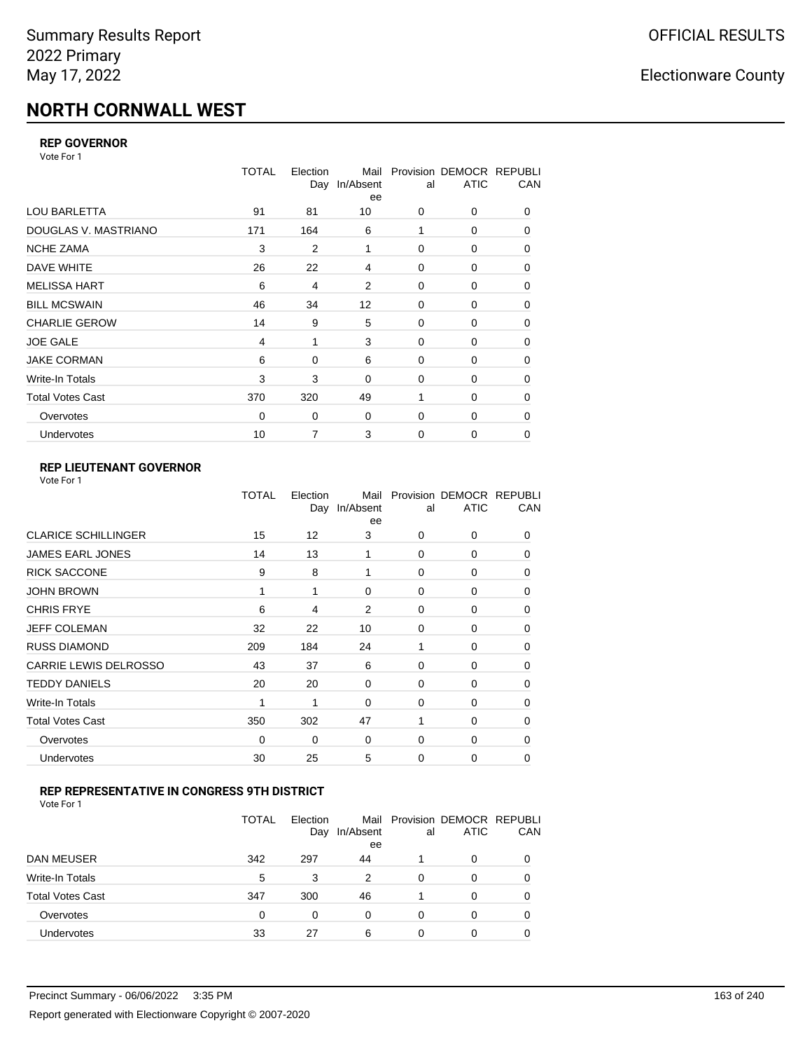# NORTH CORNWALL WEST

### REP GOVERNOR

Vote For 1

| | TOTAL | Election Day | Mail In/Absentee | Provisional | DEMOCRATIC | REPUBLICAN |
|---|---|---|---|---|---|---|
| LOU BARLETTA | 91 | 81 | 10 | 0 | 0 | 0 |
| DOUGLAS V. MASTRIANO | 171 | 164 | 6 | 1 | 0 | 0 |
| NCHE ZAMA | 3 | 2 | 1 | 0 | 0 | 0 |
| DAVE WHITE | 26 | 22 | 4 | 0 | 0 | 0 |
| MELISSA HART | 6 | 4 | 2 | 0 | 0 | 0 |
| BILL MCSWAIN | 46 | 34 | 12 | 0 | 0 | 0 |
| CHARLIE GEROW | 14 | 9 | 5 | 0 | 0 | 0 |
| JOE GALE | 4 | 1 | 3 | 0 | 0 | 0 |
| JAKE CORMAN | 6 | 0 | 6 | 0 | 0 | 0 |
| Write-In Totals | 3 | 3 | 0 | 0 | 0 | 0 |
| Total Votes Cast | 370 | 320 | 49 | 1 | 0 | 0 |
| Overvotes | 0 | 0 | 0 | 0 | 0 | 0 |
| Undervotes | 10 | 7 | 3 | 0 | 0 | 0 |

### REP LIEUTENANT GOVERNOR

Vote For 1

| | TOTAL | Election Day | Mail In/Absentee | Provisional | DEMOCRATIC | REPUBLICAN |
|---|---|---|---|---|---|---|
| CLARICE SCHILLINGER | 15 | 12 | 3 | 0 | 0 | 0 |
| JAMES EARL JONES | 14 | 13 | 1 | 0 | 0 | 0 |
| RICK SACCONE | 9 | 8 | 1 | 0 | 0 | 0 |
| JOHN BROWN | 1 | 1 | 0 | 0 | 0 | 0 |
| CHRIS FRYE | 6 | 4 | 2 | 0 | 0 | 0 |
| JEFF COLEMAN | 32 | 22 | 10 | 0 | 0 | 0 |
| RUSS DIAMOND | 209 | 184 | 24 | 1 | 0 | 0 |
| CARRIE LEWIS DELROSSO | 43 | 37 | 6 | 0 | 0 | 0 |
| TEDDY DANIELS | 20 | 20 | 0 | 0 | 0 | 0 |
| Write-In Totals | 1 | 1 | 0 | 0 | 0 | 0 |
| Total Votes Cast | 350 | 302 | 47 | 1 | 0 | 0 |
| Overvotes | 0 | 0 | 0 | 0 | 0 | 0 |
| Undervotes | 30 | 25 | 5 | 0 | 0 | 0 |

### REP REPRESENTATIVE IN CONGRESS 9TH DISTRICT

Vote For 1

| | TOTAL | Election Day | Mail In/Absentee | Provisional | DEMOCRATIC | REPUBLICAN |
|---|---|---|---|---|---|---|
| DAN MEUSER | 342 | 297 | 44 | 1 | 0 | 0 |
| Write-In Totals | 5 | 3 | 2 | 0 | 0 | 0 |
| Total Votes Cast | 347 | 300 | 46 | 1 | 0 | 0 |
| Overvotes | 0 | 0 | 0 | 0 | 0 | 0 |
| Undervotes | 33 | 27 | 6 | 0 | 0 | 0 |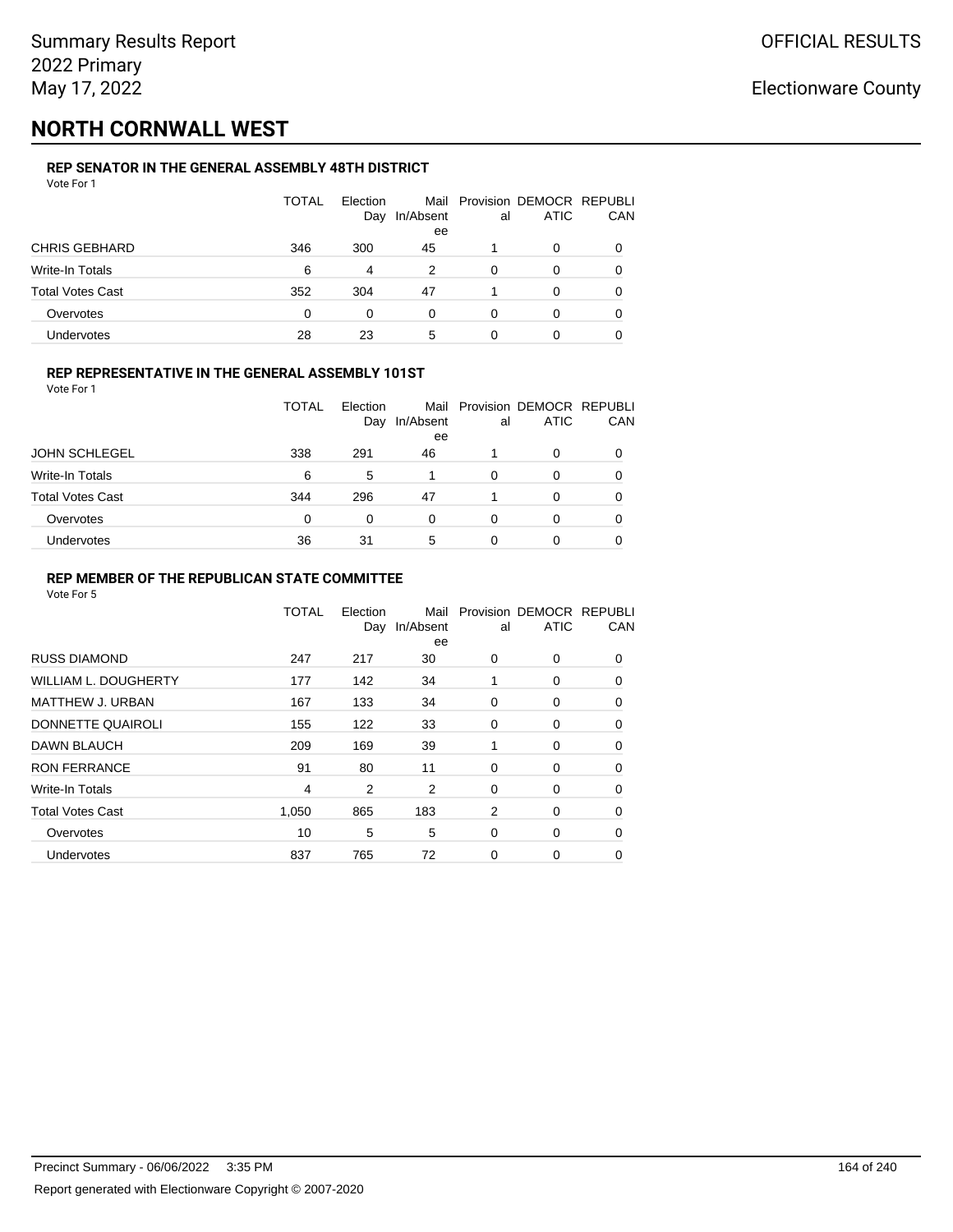Summary Results Report
2022 Primary
May 17, 2022

OFFICIAL RESULTS

Electionware County

# NORTH CORNWALL WEST

### REP SENATOR IN THE GENERAL ASSEMBLY 48TH DISTRICT

Vote For 1

| | TOTAL | Election Day | Mail In/Absentee | Provisional | DEMOCRATIC | REPUBLICAN |
|---|---|---|---|---|---|---|
| CHRIS GEBHARD | 346 | 300 | 45 | 1 | 0 | 0 |
| Write-In Totals | 6 | 4 | 2 | 0 | 0 | 0 |
| Total Votes Cast | 352 | 304 | 47 | 1 | 0 | 0 |
| Overvotes | 0 | 0 | 0 | 0 | 0 | 0 |
| Undervotes | 28 | 23 | 5 | 0 | 0 | 0 |

### REP REPRESENTATIVE IN THE GENERAL ASSEMBLY 101ST

Vote For 1

| | TOTAL | Election Day | Mail In/Absentee | Provisional | DEMOCRATIC | REPUBLICAN |
|---|---|---|---|---|---|---|
| JOHN SCHLEGEL | 338 | 291 | 46 | 1 | 0 | 0 |
| Write-In Totals | 6 | 5 | 1 | 0 | 0 | 0 |
| Total Votes Cast | 344 | 296 | 47 | 1 | 0 | 0 |
| Overvotes | 0 | 0 | 0 | 0 | 0 | 0 |
| Undervotes | 36 | 31 | 5 | 0 | 0 | 0 |

### REP MEMBER OF THE REPUBLICAN STATE COMMITTEE

Vote For 5

| | TOTAL | Election Day | Mail In/Absentee | Provisional | DEMOCRATIC | REPUBLICAN |
|---|---|---|---|---|---|---|
| RUSS DIAMOND | 247 | 217 | 30 | 0 | 0 | 0 |
| WILLIAM L. DOUGHERTY | 177 | 142 | 34 | 1 | 0 | 0 |
| MATTHEW J. URBAN | 167 | 133 | 34 | 0 | 0 | 0 |
| DONNETTE QUAIROLI | 155 | 122 | 33 | 0 | 0 | 0 |
| DAWN BLAUCH | 209 | 169 | 39 | 1 | 0 | 0 |
| RON FERRANCE | 91 | 80 | 11 | 0 | 0 | 0 |
| Write-In Totals | 4 | 2 | 2 | 0 | 0 | 0 |
| Total Votes Cast | 1,050 | 865 | 183 | 2 | 0 | 0 |
| Overvotes | 10 | 5 | 5 | 0 | 0 | 0 |
| Undervotes | 837 | 765 | 72 | 0 | 0 | 0 |

Precinct Summary - 06/06/2022 3:35 PM

Report generated with Electionware Copyright © 2007-2020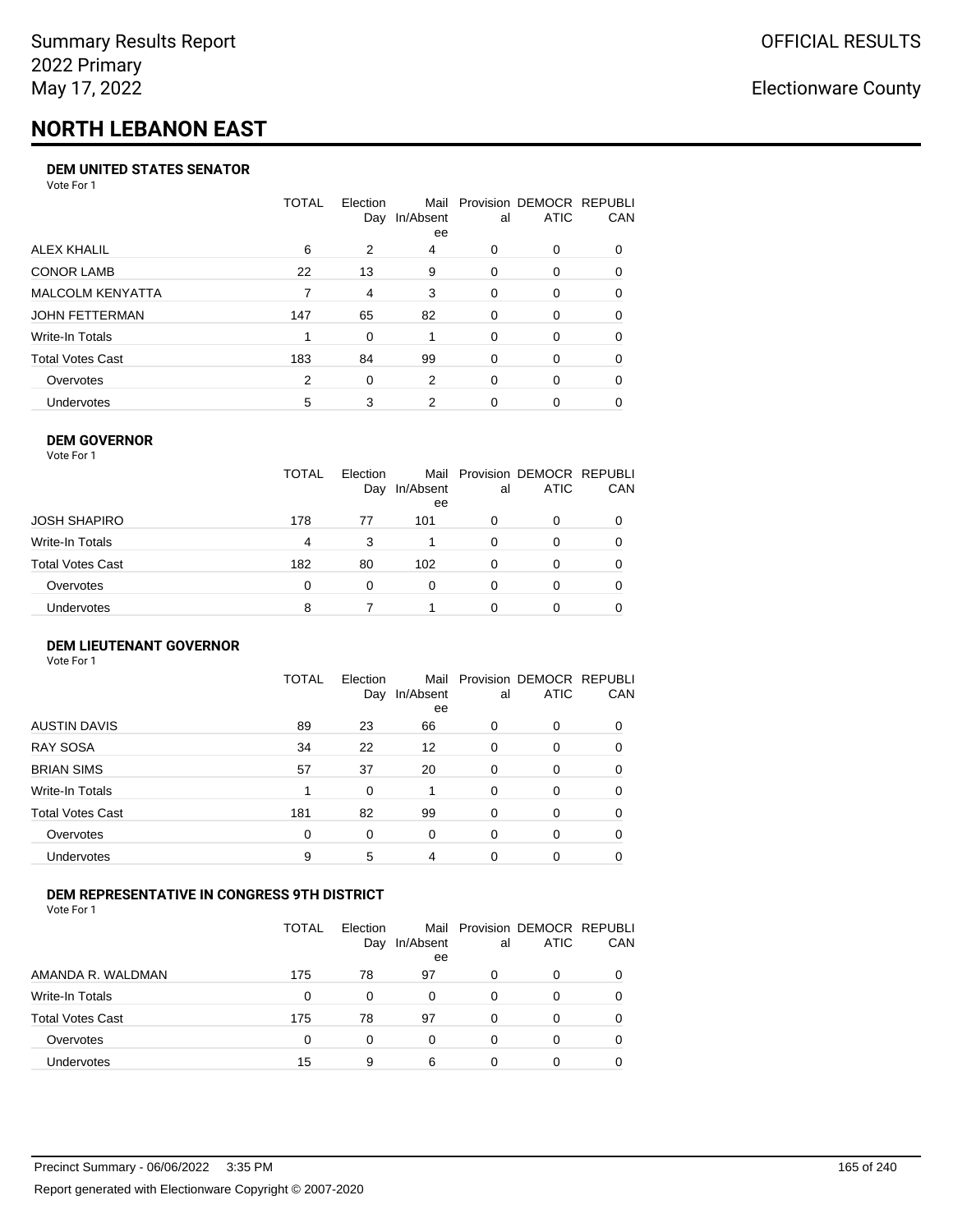Summary Results Report
2022 Primary
May 17, 2022

OFFICIAL RESULTS

Electionware County

# NORTH LEBANON EAST

### DEM UNITED STATES SENATOR

Vote For 1

| | TOTAL | Election Day | Mail In/Absentee | Provisional | DEMOCRATIC | REPUBLICAN |
|---|---|---|---|---|---|---|
| ALEX KHALIL | 6 | 2 | 4 | 0 | 0 | 0 |
| CONOR LAMB | 22 | 13 | 9 | 0 | 0 | 0 |
| MALCOLM KENYATTA | 7 | 4 | 3 | 0 | 0 | 0 |
| JOHN FETTERMAN | 147 | 65 | 82 | 0 | 0 | 0 |
| Write-In Totals | 1 | 0 | 1 | 0 | 0 | 0 |
| Total Votes Cast | 183 | 84 | 99 | 0 | 0 | 0 |
| Overvotes | 2 | 0 | 2 | 0 | 0 | 0 |
| Undervotes | 5 | 3 | 2 | 0 | 0 | 0 |

### DEM GOVERNOR

Vote For 1

| | TOTAL | Election Day | Mail In/Absentee | Provisional | DEMOCRATIC | REPUBLICAN |
|---|---|---|---|---|---|---|
| JOSH SHAPIRO | 178 | 77 | 101 | 0 | 0 | 0 |
| Write-In Totals | 4 | 3 | 1 | 0 | 0 | 0 |
| Total Votes Cast | 182 | 80 | 102 | 0 | 0 | 0 |
| Overvotes | 0 | 0 | 0 | 0 | 0 | 0 |
| Undervotes | 8 | 7 | 1 | 0 | 0 | 0 |

### DEM LIEUTENANT GOVERNOR

Vote For 1

| | TOTAL | Election Day | Mail In/Absentee | Provisional | DEMOCRATIC | REPUBLICAN |
|---|---|---|---|---|---|---|
| AUSTIN DAVIS | 89 | 23 | 66 | 0 | 0 | 0 |
| RAY SOSA | 34 | 22 | 12 | 0 | 0 | 0 |
| BRIAN SIMS | 57 | 37 | 20 | 0 | 0 | 0 |
| Write-In Totals | 1 | 0 | 1 | 0 | 0 | 0 |
| Total Votes Cast | 181 | 82 | 99 | 0 | 0 | 0 |
| Overvotes | 0 | 0 | 0 | 0 | 0 | 0 |
| Undervotes | 9 | 5 | 4 | 0 | 0 | 0 |

### DEM REPRESENTATIVE IN CONGRESS 9TH DISTRICT

Vote For 1

| | TOTAL | Election Day | Mail In/Absentee | Provisional | DEMOCRATIC | REPUBLICAN |
|---|---|---|---|---|---|---|
| AMANDA R. WALDMAN | 175 | 78 | 97 | 0 | 0 | 0 |
| Write-In Totals | 0 | 0 | 0 | 0 | 0 | 0 |
| Total Votes Cast | 175 | 78 | 97 | 0 | 0 | 0 |
| Overvotes | 0 | 0 | 0 | 0 | 0 | 0 |
| Undervotes | 15 | 9 | 6 | 0 | 0 | 0 |

Precinct Summary - 06/06/2022 3:35 PM

Report generated with Electionware Copyright © 2007-2020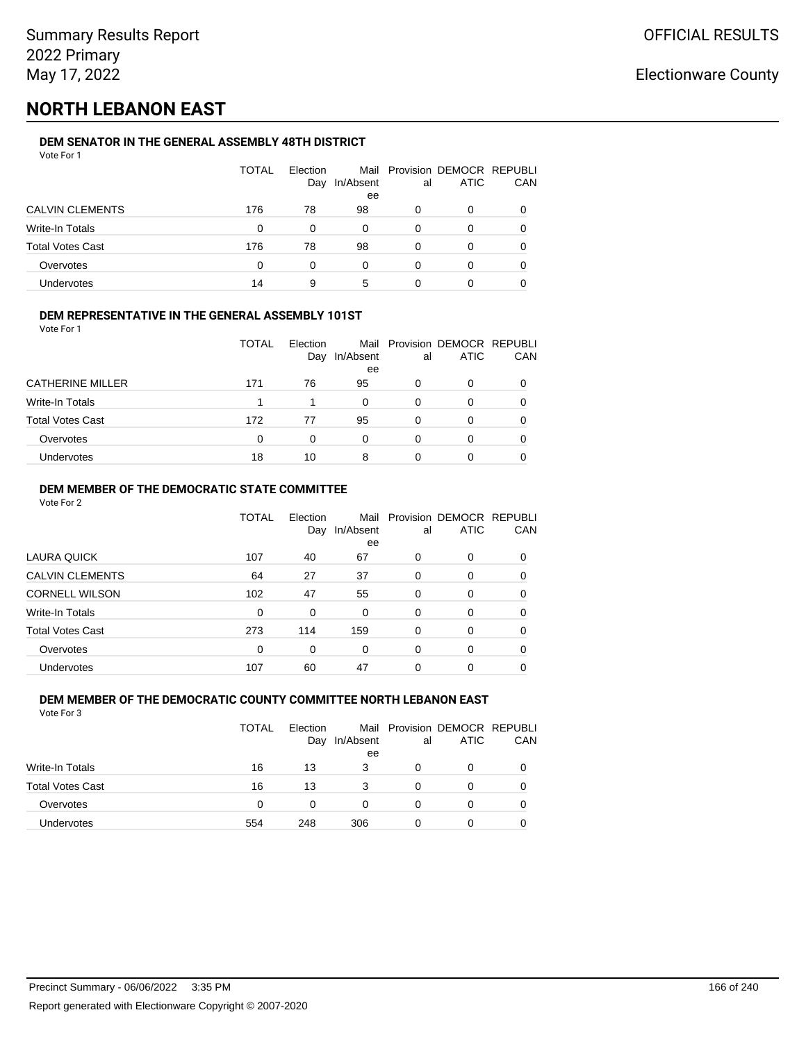Summary Results Report
2022 Primary
May 17, 2022

OFFICIAL RESULTS

Electionware County

# NORTH LEBANON EAST

### DEM SENATOR IN THE GENERAL ASSEMBLY 48TH DISTRICT

Vote For 1

| | TOTAL | Election Day | Mail In/Absentee | Provisional | DEMOCRATIC | REPUBLICAN |
|---|---|---|---|---|---|---|
| CALVIN CLEMENTS | 176 | 78 | 98 | 0 | 0 | 0 |
| Write-In Totals | 0 | 0 | 0 | 0 | 0 | 0 |
| Total Votes Cast | 176 | 78 | 98 | 0 | 0 | 0 |
| Overvotes | 0 | 0 | 0 | 0 | 0 | 0 |
| Undervotes | 14 | 9 | 5 | 0 | 0 | 0 |

### DEM REPRESENTATIVE IN THE GENERAL ASSEMBLY 101ST

Vote For 1

| | TOTAL | Election Day | Mail In/Absentee | Provisional | DEMOCRATIC | REPUBLICAN |
|---|---|---|---|---|---|---|
| CATHERINE MILLER | 171 | 76 | 95 | 0 | 0 | 0 |
| Write-In Totals | 1 | 1 | 0 | 0 | 0 | 0 |
| Total Votes Cast | 172 | 77 | 95 | 0 | 0 | 0 |
| Overvotes | 0 | 0 | 0 | 0 | 0 | 0 |
| Undervotes | 18 | 10 | 8 | 0 | 0 | 0 |

### DEM MEMBER OF THE DEMOCRATIC STATE COMMITTEE

Vote For 2

| | TOTAL | Election Day | Mail In/Absentee | Provisional | DEMOCRATIC | REPUBLICAN |
|---|---|---|---|---|---|---|
| LAURA QUICK | 107 | 40 | 67 | 0 | 0 | 0 |
| CALVIN CLEMENTS | 64 | 27 | 37 | 0 | 0 | 0 |
| CORNELL WILSON | 102 | 47 | 55 | 0 | 0 | 0 |
| Write-In Totals | 0 | 0 | 0 | 0 | 0 | 0 |
| Total Votes Cast | 273 | 114 | 159 | 0 | 0 | 0 |
| Overvotes | 0 | 0 | 0 | 0 | 0 | 0 |
| Undervotes | 107 | 60 | 47 | 0 | 0 | 0 |

### DEM MEMBER OF THE DEMOCRATIC COUNTY COMMITTEE NORTH LEBANON EAST

Vote For 3

| | TOTAL | Election Day | Mail In/Absentee | Provisional | DEMOCRATIC | REPUBLICAN |
|---|---|---|---|---|---|---|
| Write-In Totals | 16 | 13 | 3 | 0 | 0 | 0 |
| Total Votes Cast | 16 | 13 | 3 | 0 | 0 | 0 |
| Overvotes | 0 | 0 | 0 | 0 | 0 | 0 |
| Undervotes | 554 | 248 | 306 | 0 | 0 | 0 |

Precinct Summary - 06/06/2022 3:35 PM

Report generated with Electionware Copyright © 2007-2020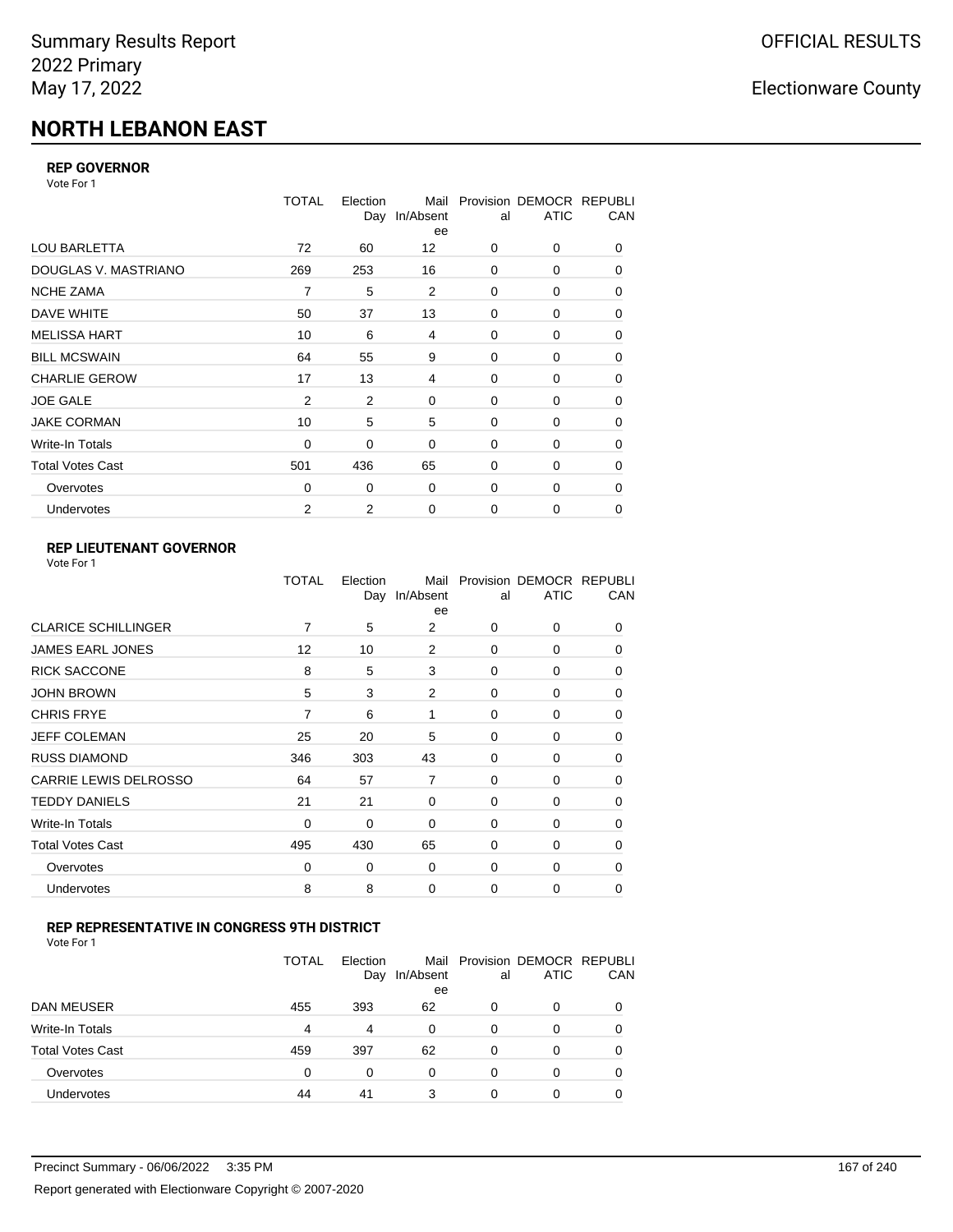Summary Results Report
2022 Primary
May 17, 2022

OFFICIAL RESULTS

Electionware County

# NORTH LEBANON EAST

### REP GOVERNOR

Vote For 1

| | TOTAL | Election Day | Mail In/Absentee | Provisional | DEMOCRATIC | REPUBLICAN |
|---|---|---|---|---|---|---|
| LOU BARLETTA | 72 | 60 | 12 | 0 | 0 | 0 |
| DOUGLAS V. MASTRIANO | 269 | 253 | 16 | 0 | 0 | 0 |
| NCHE ZAMA | 7 | 5 | 2 | 0 | 0 | 0 |
| DAVE WHITE | 50 | 37 | 13 | 0 | 0 | 0 |
| MELISSA HART | 10 | 6 | 4 | 0 | 0 | 0 |
| BILL MCSWAIN | 64 | 55 | 9 | 0 | 0 | 0 |
| CHARLIE GEROW | 17 | 13 | 4 | 0 | 0 | 0 |
| JOE GALE | 2 | 2 | 0 | 0 | 0 | 0 |
| JAKE CORMAN | 10 | 5 | 5 | 0 | 0 | 0 |
| Write-In Totals | 0 | 0 | 0 | 0 | 0 | 0 |
| Total Votes Cast | 501 | 436 | 65 | 0 | 0 | 0 |
| Overvotes | 0 | 0 | 0 | 0 | 0 | 0 |
| Undervotes | 2 | 2 | 0 | 0 | 0 | 0 |

### REP LIEUTENANT GOVERNOR

Vote For 1

| | TOTAL | Election Day | Mail In/Absentee | Provisional | DEMOCRATIC | REPUBLICAN |
|---|---|---|---|---|---|---|
| CLARICE SCHILLINGER | 7 | 5 | 2 | 0 | 0 | 0 |
| JAMES EARL JONES | 12 | 10 | 2 | 0 | 0 | 0 |
| RICK SACCONE | 8 | 5 | 3 | 0 | 0 | 0 |
| JOHN BROWN | 5 | 3 | 2 | 0 | 0 | 0 |
| CHRIS FRYE | 7 | 6 | 1 | 0 | 0 | 0 |
| JEFF COLEMAN | 25 | 20 | 5 | 0 | 0 | 0 |
| RUSS DIAMOND | 346 | 303 | 43 | 0 | 0 | 0 |
| CARRIE LEWIS DELROSSO | 64 | 57 | 7 | 0 | 0 | 0 |
| TEDDY DANIELS | 21 | 21 | 0 | 0 | 0 | 0 |
| Write-In Totals | 0 | 0 | 0 | 0 | 0 | 0 |
| Total Votes Cast | 495 | 430 | 65 | 0 | 0 | 0 |
| Overvotes | 0 | 0 | 0 | 0 | 0 | 0 |
| Undervotes | 8 | 8 | 0 | 0 | 0 | 0 |

### REP REPRESENTATIVE IN CONGRESS 9TH DISTRICT

Vote For 1

| | TOTAL | Election Day | Mail In/Absentee | Provisional | DEMOCRATIC | REPUBLICAN |
|---|---|---|---|---|---|---|
| DAN MEUSER | 455 | 393 | 62 | 0 | 0 | 0 |
| Write-In Totals | 4 | 4 | 0 | 0 | 0 | 0 |
| Total Votes Cast | 459 | 397 | 62 | 0 | 0 | 0 |
| Overvotes | 0 | 0 | 0 | 0 | 0 | 0 |
| Undervotes | 44 | 41 | 3 | 0 | 0 | 0 |

Precinct Summary - 06/06/2022 3:35 PM

Report generated with Electionware Copyright © 2007-2020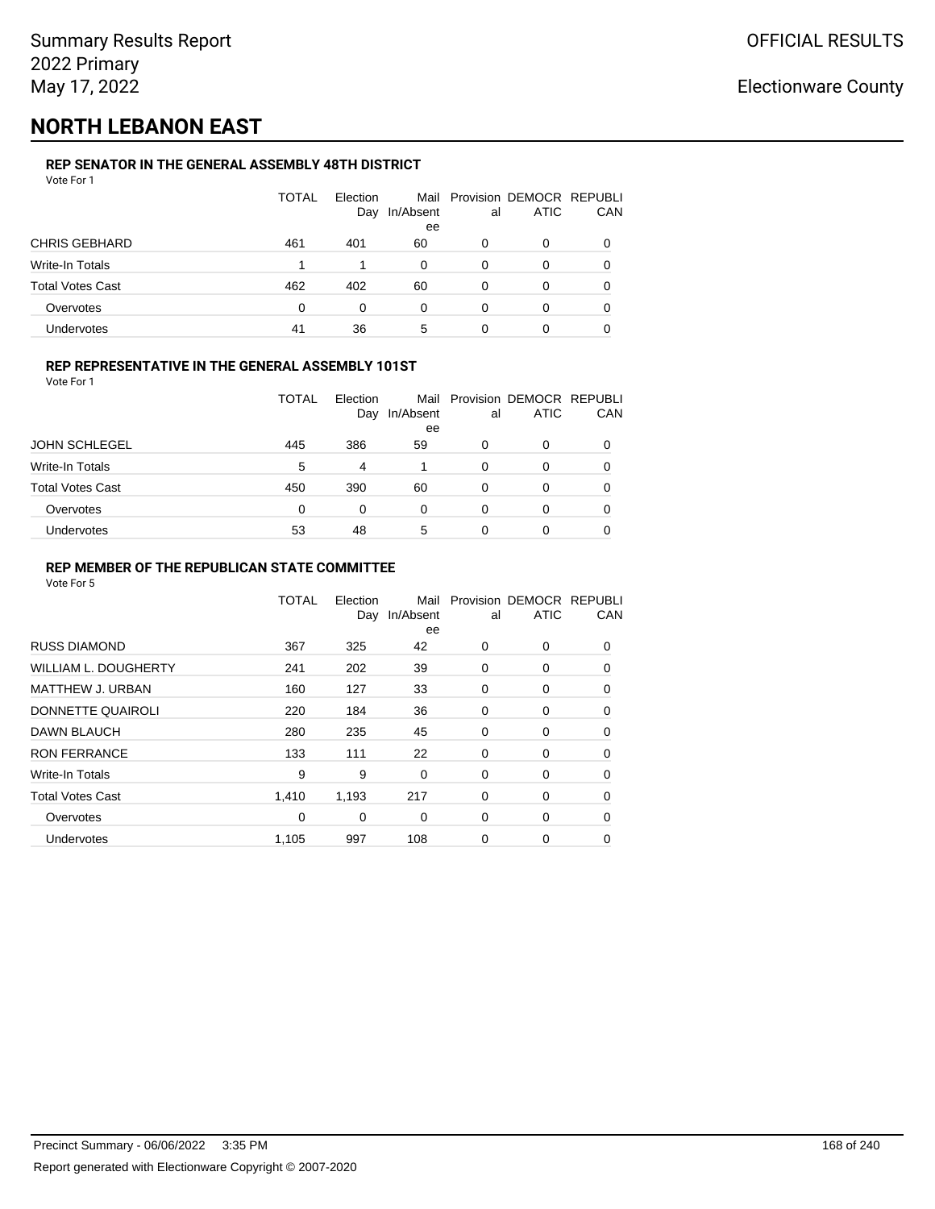# NORTH LEBANON EAST

### REP SENATOR IN THE GENERAL ASSEMBLY 48TH DISTRICT

Vote For 1

| | TOTAL | Election Day | Mail In/Absentee | Provisional | DEMOCRATIC | REPUBLICAN |
|---|---|---|---|---|---|---|
| CHRIS GEBHARD | 461 | 401 | 60 | 0 | 0 | 0 |
| Write-In Totals | 1 | 1 | 0 | 0 | 0 | 0 |
| Total Votes Cast | 462 | 402 | 60 | 0 | 0 | 0 |
| Overvotes | 0 | 0 | 0 | 0 | 0 | 0 |
| Undervotes | 41 | 36 | 5 | 0 | 0 | 0 |

### REP REPRESENTATIVE IN THE GENERAL ASSEMBLY 101ST

Vote For 1

| | TOTAL | Election Day | Mail In/Absentee | Provisional | DEMOCRATIC | REPUBLICAN |
|---|---|---|---|---|---|---|
| JOHN SCHLEGEL | 445 | 386 | 59 | 0 | 0 | 0 |
| Write-In Totals | 5 | 4 | 1 | 0 | 0 | 0 |
| Total Votes Cast | 450 | 390 | 60 | 0 | 0 | 0 |
| Overvotes | 0 | 0 | 0 | 0 | 0 | 0 |
| Undervotes | 53 | 48 | 5 | 0 | 0 | 0 |

### REP MEMBER OF THE REPUBLICAN STATE COMMITTEE

Vote For 5

| | TOTAL | Election Day | Mail In/Absentee | Provisional | DEMOCRATIC | REPUBLICAN |
|---|---|---|---|---|---|---|
| RUSS DIAMOND | 367 | 325 | 42 | 0 | 0 | 0 |
| WILLIAM L. DOUGHERTY | 241 | 202 | 39 | 0 | 0 | 0 |
| MATTHEW J. URBAN | 160 | 127 | 33 | 0 | 0 | 0 |
| DONNETTE QUAIROLI | 220 | 184 | 36 | 0 | 0 | 0 |
| DAWN BLAUCH | 280 | 235 | 45 | 0 | 0 | 0 |
| RON FERRANCE | 133 | 111 | 22 | 0 | 0 | 0 |
| Write-In Totals | 9 | 9 | 0 | 0 | 0 | 0 |
| Total Votes Cast | 1,410 | 1,193 | 217 | 0 | 0 | 0 |
| Overvotes | 0 | 0 | 0 | 0 | 0 | 0 |
| Undervotes | 1,105 | 997 | 108 | 0 | 0 | 0 |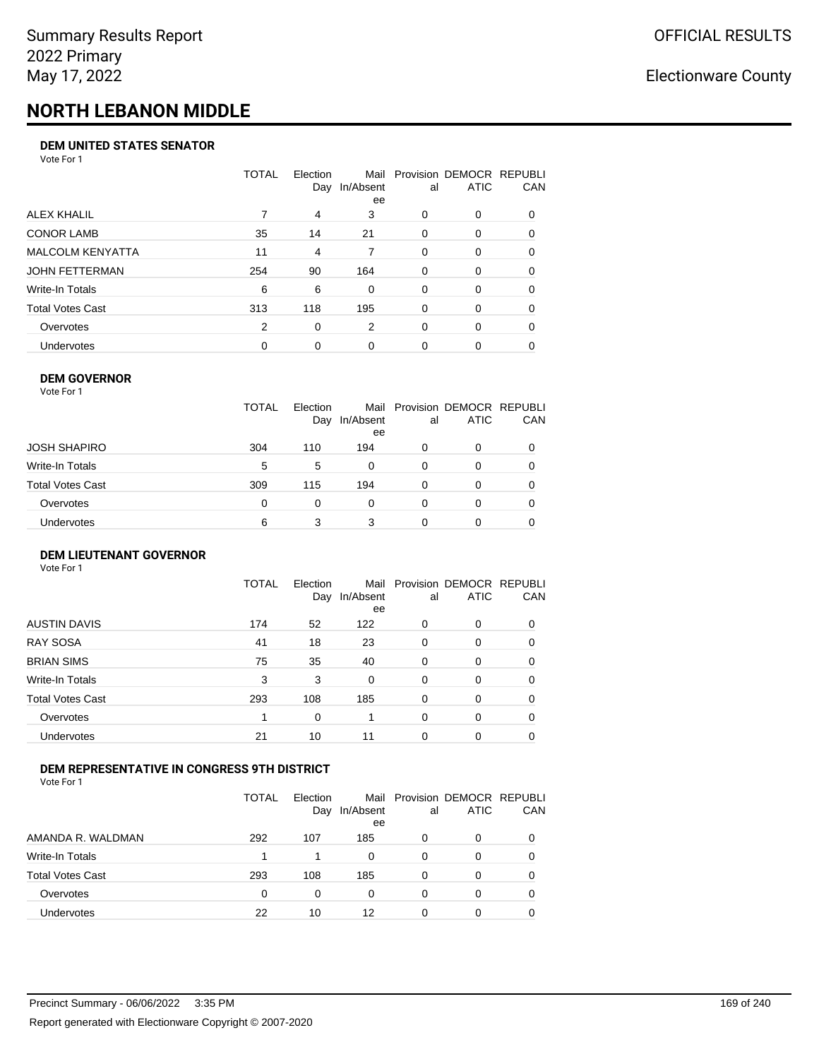# NORTH LEBANON MIDDLE

### DEM UNITED STATES SENATOR

Vote For 1

| | TOTAL | Election Day | Mail In/Absentee | Provisional | DEMOCRATIC | REPUBLICAN |
|---|---|---|---|---|---|---|
| ALEX KHALIL | 7 | 4 | 3 | 0 | 0 | 0 |
| CONOR LAMB | 35 | 14 | 21 | 0 | 0 | 0 |
| MALCOLM KENYATTA | 11 | 4 | 7 | 0 | 0 | 0 |
| JOHN FETTERMAN | 254 | 90 | 164 | 0 | 0 | 0 |
| Write-In Totals | 6 | 6 | 0 | 0 | 0 | 0 |
| Total Votes Cast | 313 | 118 | 195 | 0 | 0 | 0 |
| Overvotes | 2 | 0 | 2 | 0 | 0 | 0 |
| Undervotes | 0 | 0 | 0 | 0 | 0 | 0 |

### DEM GOVERNOR

Vote For 1

| | TOTAL | Election Day | Mail In/Absentee | Provisional | DEMOCRATIC | REPUBLICAN |
|---|---|---|---|---|---|---|
| JOSH SHAPIRO | 304 | 110 | 194 | 0 | 0 | 0 |
| Write-In Totals | 5 | 5 | 0 | 0 | 0 | 0 |
| Total Votes Cast | 309 | 115 | 194 | 0 | 0 | 0 |
| Overvotes | 0 | 0 | 0 | 0 | 0 | 0 |
| Undervotes | 6 | 3 | 3 | 0 | 0 | 0 |

### DEM LIEUTENANT GOVERNOR

Vote For 1

| | TOTAL | Election Day | Mail In/Absentee | Provisional | DEMOCRATIC | REPUBLICAN |
|---|---|---|---|---|---|---|
| AUSTIN DAVIS | 174 | 52 | 122 | 0 | 0 | 0 |
| RAY SOSA | 41 | 18 | 23 | 0 | 0 | 0 |
| BRIAN SIMS | 75 | 35 | 40 | 0 | 0 | 0 |
| Write-In Totals | 3 | 3 | 0 | 0 | 0 | 0 |
| Total Votes Cast | 293 | 108 | 185 | 0 | 0 | 0 |
| Overvotes | 1 | 0 | 1 | 0 | 0 | 0 |
| Undervotes | 21 | 10 | 11 | 0 | 0 | 0 |

### DEM REPRESENTATIVE IN CONGRESS 9TH DISTRICT

Vote For 1

| | TOTAL | Election Day | Mail In/Absentee | Provisional | DEMOCRATIC | REPUBLICAN |
|---|---|---|---|---|---|---|
| AMANDA R. WALDMAN | 292 | 107 | 185 | 0 | 0 | 0 |
| Write-In Totals | 1 | 1 | 0 | 0 | 0 | 0 |
| Total Votes Cast | 293 | 108 | 185 | 0 | 0 | 0 |
| Overvotes | 0 | 0 | 0 | 0 | 0 | 0 |
| Undervotes | 22 | 10 | 12 | 0 | 0 | 0 |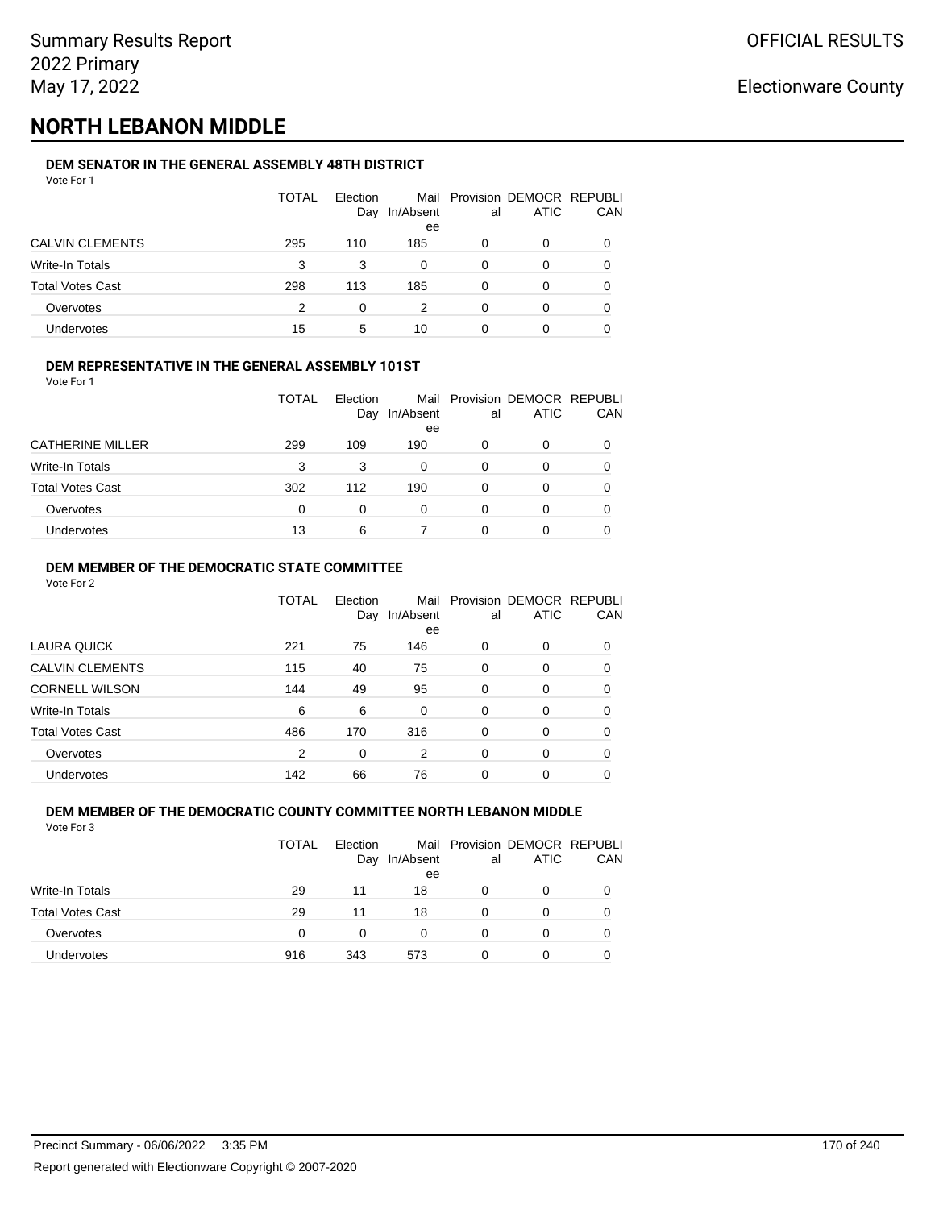Summary Results Report
2022 Primary
May 17, 2022

OFFICIAL RESULTS

Electionware County

# NORTH LEBANON MIDDLE

### DEM SENATOR IN THE GENERAL ASSEMBLY 48TH DISTRICT

Vote For 1

| | TOTAL | Election Day | Mail In/Absentee | Provisional | DEMOCRATIC | REPUBLICAN |
|---|---|---|---|---|---|---|
| CALVIN CLEMENTS | 295 | 110 | 185 | 0 | 0 | 0 |
| Write-In Totals | 3 | 3 | 0 | 0 | 0 | 0 |
| Total Votes Cast | 298 | 113 | 185 | 0 | 0 | 0 |
| Overvotes | 2 | 0 | 2 | 0 | 0 | 0 |
| Undervotes | 15 | 5 | 10 | 0 | 0 | 0 |

### DEM REPRESENTATIVE IN THE GENERAL ASSEMBLY 101ST

Vote For 1

| | TOTAL | Election Day | Mail In/Absentee | Provisional | DEMOCRATIC | REPUBLICAN |
|---|---|---|---|---|---|---|
| CATHERINE MILLER | 299 | 109 | 190 | 0 | 0 | 0 |
| Write-In Totals | 3 | 3 | 0 | 0 | 0 | 0 |
| Total Votes Cast | 302 | 112 | 190 | 0 | 0 | 0 |
| Overvotes | 0 | 0 | 0 | 0 | 0 | 0 |
| Undervotes | 13 | 6 | 7 | 0 | 0 | 0 |

### DEM MEMBER OF THE DEMOCRATIC STATE COMMITTEE

Vote For 2

| | TOTAL | Election Day | Mail In/Absentee | Provisional | DEMOCRATIC | REPUBLICAN |
|---|---|---|---|---|---|---|
| LAURA QUICK | 221 | 75 | 146 | 0 | 0 | 0 |
| CALVIN CLEMENTS | 115 | 40 | 75 | 0 | 0 | 0 |
| CORNELL WILSON | 144 | 49 | 95 | 0 | 0 | 0 |
| Write-In Totals | 6 | 6 | 0 | 0 | 0 | 0 |
| Total Votes Cast | 486 | 170 | 316 | 0 | 0 | 0 |
| Overvotes | 2 | 0 | 2 | 0 | 0 | 0 |
| Undervotes | 142 | 66 | 76 | 0 | 0 | 0 |

### DEM MEMBER OF THE DEMOCRATIC COUNTY COMMITTEE NORTH LEBANON MIDDLE

Vote For 3

| | TOTAL | Election Day | Mail In/Absentee | Provisional | DEMOCRATIC | REPUBLICAN |
|---|---|---|---|---|---|---|
| Write-In Totals | 29 | 11 | 18 | 0 | 0 | 0 |
| Total Votes Cast | 29 | 11 | 18 | 0 | 0 | 0 |
| Overvotes | 0 | 0 | 0 | 0 | 0 | 0 |
| Undervotes | 916 | 343 | 573 | 0 | 0 | 0 |

Precinct Summary - 06/06/2022 3:35 PM

Report generated with Electionware Copyright © 2007-2020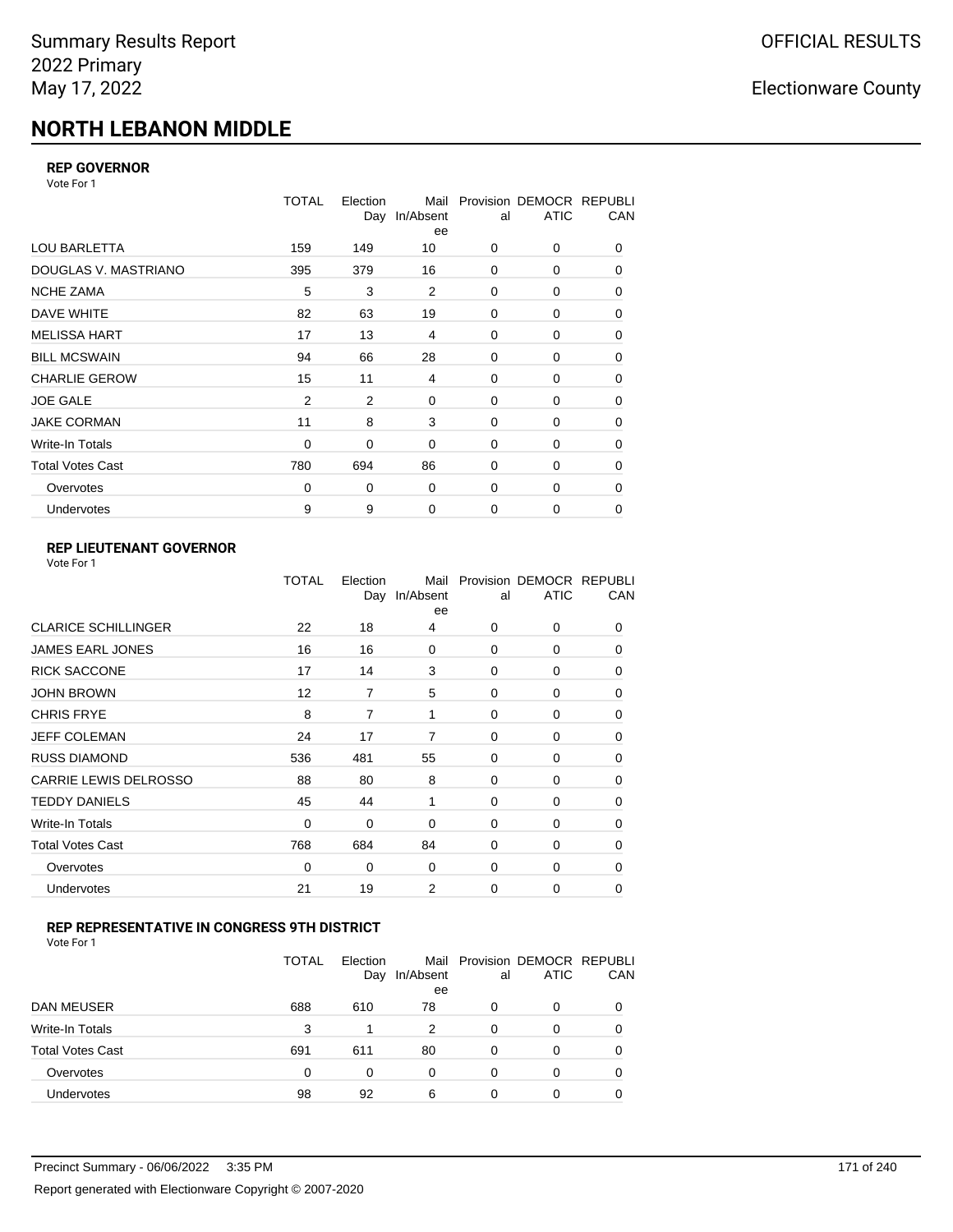# NORTH LEBANON MIDDLE

### REP GOVERNOR

Vote For 1

| | TOTAL | Election Day | Mail In/Absentee | Provisional | DEMOCRATIC | REPUBLICAN |
|---|---|---|---|---|---|---|
| LOU BARLETTA | 159 | 149 | 10 | 0 | 0 | 0 |
| DOUGLAS V. MASTRIANO | 395 | 379 | 16 | 0 | 0 | 0 |
| NCHE ZAMA | 5 | 3 | 2 | 0 | 0 | 0 |
| DAVE WHITE | 82 | 63 | 19 | 0 | 0 | 0 |
| MELISSA HART | 17 | 13 | 4 | 0 | 0 | 0 |
| BILL MCSWAIN | 94 | 66 | 28 | 0 | 0 | 0 |
| CHARLIE GEROW | 15 | 11 | 4 | 0 | 0 | 0 |
| JOE GALE | 2 | 2 | 0 | 0 | 0 | 0 |
| JAKE CORMAN | 11 | 8 | 3 | 0 | 0 | 0 |
| Write-In Totals | 0 | 0 | 0 | 0 | 0 | 0 |
| Total Votes Cast | 780 | 694 | 86 | 0 | 0 | 0 |
| Overvotes | 0 | 0 | 0 | 0 | 0 | 0 |
| Undervotes | 9 | 9 | 0 | 0 | 0 | 0 |

### REP LIEUTENANT GOVERNOR

Vote For 1

| | TOTAL | Election Day | Mail In/Absentee | Provisional | DEMOCRATIC | REPUBLICAN |
|---|---|---|---|---|---|---|
| CLARICE SCHILLINGER | 22 | 18 | 4 | 0 | 0 | 0 |
| JAMES EARL JONES | 16 | 16 | 0 | 0 | 0 | 0 |
| RICK SACCONE | 17 | 14 | 3 | 0 | 0 | 0 |
| JOHN BROWN | 12 | 7 | 5 | 0 | 0 | 0 |
| CHRIS FRYE | 8 | 7 | 1 | 0 | 0 | 0 |
| JEFF COLEMAN | 24 | 17 | 7 | 0 | 0 | 0 |
| RUSS DIAMOND | 536 | 481 | 55 | 0 | 0 | 0 |
| CARRIE LEWIS DELROSSO | 88 | 80 | 8 | 0 | 0 | 0 |
| TEDDY DANIELS | 45 | 44 | 1 | 0 | 0 | 0 |
| Write-In Totals | 0 | 0 | 0 | 0 | 0 | 0 |
| Total Votes Cast | 768 | 684 | 84 | 0 | 0 | 0 |
| Overvotes | 0 | 0 | 0 | 0 | 0 | 0 |
| Undervotes | 21 | 19 | 2 | 0 | 0 | 0 |

### REP REPRESENTATIVE IN CONGRESS 9TH DISTRICT

Vote For 1

| | TOTAL | Election Day | Mail In/Absentee | Provisional | DEMOCRATIC | REPUBLICAN |
|---|---|---|---|---|---|---|
| DAN MEUSER | 688 | 610 | 78 | 0 | 0 | 0 |
| Write-In Totals | 3 | 1 | 2 | 0 | 0 | 0 |
| Total Votes Cast | 691 | 611 | 80 | 0 | 0 | 0 |
| Overvotes | 0 | 0 | 0 | 0 | 0 | 0 |
| Undervotes | 98 | 92 | 6 | 0 | 0 | 0 |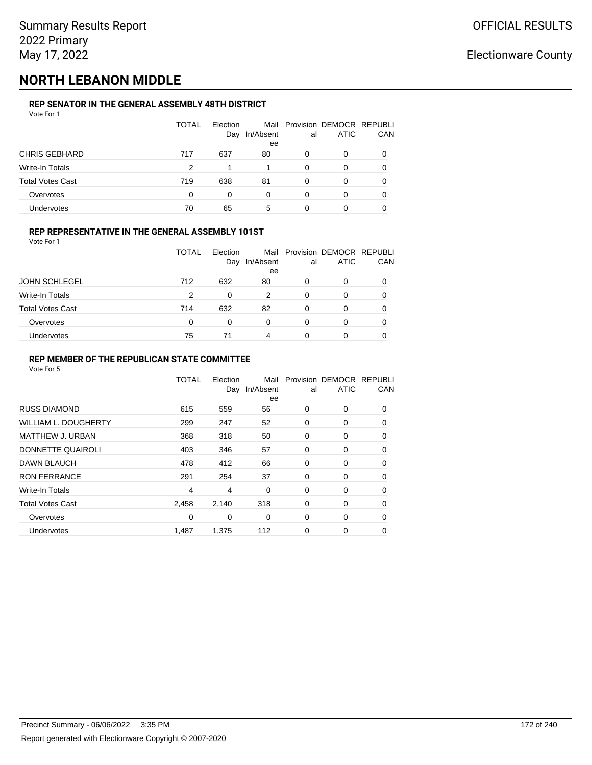Summary Results Report
2022 Primary
May 17, 2022

OFFICIAL RESULTS

Electionware County

# NORTH LEBANON MIDDLE

### REP SENATOR IN THE GENERAL ASSEMBLY 48TH DISTRICT

Vote For 1

| | TOTAL | Election Day | Mail In/Absentee | Provisional | DEMOCRATIC | REPUBLICAN |
|---|---|---|---|---|---|---|
| CHRIS GEBHARD | 717 | 637 | 80 | 0 | 0 | 0 |
| Write-In Totals | 2 | 1 | 1 | 0 | 0 | 0 |
| Total Votes Cast | 719 | 638 | 81 | 0 | 0 | 0 |
| Overvotes | 0 | 0 | 0 | 0 | 0 | 0 |
| Undervotes | 70 | 65 | 5 | 0 | 0 | 0 |

### REP REPRESENTATIVE IN THE GENERAL ASSEMBLY 101ST

Vote For 1

| | TOTAL | Election Day | Mail In/Absentee | Provisional | DEMOCRATIC | REPUBLICAN |
|---|---|---|---|---|---|---|
| JOHN SCHLEGEL | 712 | 632 | 80 | 0 | 0 | 0 |
| Write-In Totals | 2 | 0 | 2 | 0 | 0 | 0 |
| Total Votes Cast | 714 | 632 | 82 | 0 | 0 | 0 |
| Overvotes | 0 | 0 | 0 | 0 | 0 | 0 |
| Undervotes | 75 | 71 | 4 | 0 | 0 | 0 |

### REP MEMBER OF THE REPUBLICAN STATE COMMITTEE

Vote For 5

| | TOTAL | Election Day | Mail In/Absentee | Provisional | DEMOCRATIC | REPUBLICAN |
|---|---|---|---|---|---|---|
| RUSS DIAMOND | 615 | 559 | 56 | 0 | 0 | 0 |
| WILLIAM L. DOUGHERTY | 299 | 247 | 52 | 0 | 0 | 0 |
| MATTHEW J. URBAN | 368 | 318 | 50 | 0 | 0 | 0 |
| DONNETTE QUAIROLI | 403 | 346 | 57 | 0 | 0 | 0 |
| DAWN BLAUCH | 478 | 412 | 66 | 0 | 0 | 0 |
| RON FERRANCE | 291 | 254 | 37 | 0 | 0 | 0 |
| Write-In Totals | 4 | 4 | 0 | 0 | 0 | 0 |
| Total Votes Cast | 2,458 | 2,140 | 318 | 0 | 0 | 0 |
| Overvotes | 0 | 0 | 0 | 0 | 0 | 0 |
| Undervotes | 1,487 | 1,375 | 112 | 0 | 0 | 0 |

Precinct Summary - 06/06/2022 3:35 PM

Report generated with Electionware Copyright © 2007-2020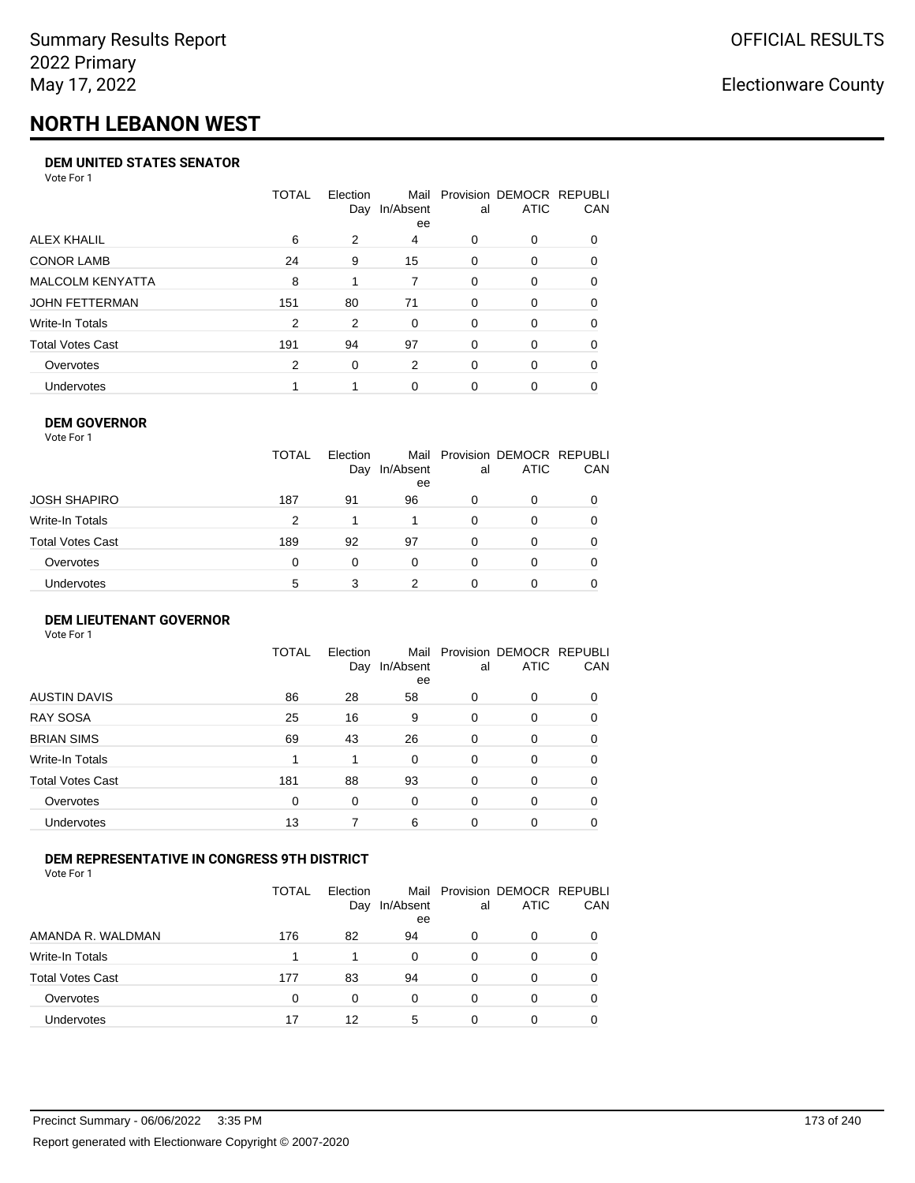# NORTH LEBANON WEST

### DEM UNITED STATES SENATOR

Vote For 1

| | TOTAL | Election Day | Mail In/Absentee | Provisional | DEMOCRATIC | REPUBLICAN |
|---|---|---|---|---|---|---|
| ALEX KHALIL | 6 | 2 | 4 | 0 | 0 | 0 |
| CONOR LAMB | 24 | 9 | 15 | 0 | 0 | 0 |
| MALCOLM KENYATTA | 8 | 1 | 7 | 0 | 0 | 0 |
| JOHN FETTERMAN | 151 | 80 | 71 | 0 | 0 | 0 |
| Write-In Totals | 2 | 2 | 0 | 0 | 0 | 0 |
| Total Votes Cast | 191 | 94 | 97 | 0 | 0 | 0 |
| Overvotes | 2 | 0 | 2 | 0 | 0 | 0 |
| Undervotes | 1 | 1 | 0 | 0 | 0 | 0 |

### DEM GOVERNOR

Vote For 1

| | TOTAL | Election Day | Mail In/Absentee | Provisional | DEMOCRATIC | REPUBLICAN |
|---|---|---|---|---|---|---|
| JOSH SHAPIRO | 187 | 91 | 96 | 0 | 0 | 0 |
| Write-In Totals | 2 | 1 | 1 | 0 | 0 | 0 |
| Total Votes Cast | 189 | 92 | 97 | 0 | 0 | 0 |
| Overvotes | 0 | 0 | 0 | 0 | 0 | 0 |
| Undervotes | 5 | 3 | 2 | 0 | 0 | 0 |

### DEM LIEUTENANT GOVERNOR

Vote For 1

| | TOTAL | Election Day | Mail In/Absentee | Provisional | DEMOCRATIC | REPUBLICAN |
|---|---|---|---|---|---|---|
| AUSTIN DAVIS | 86 | 28 | 58 | 0 | 0 | 0 |
| RAY SOSA | 25 | 16 | 9 | 0 | 0 | 0 |
| BRIAN SIMS | 69 | 43 | 26 | 0 | 0 | 0 |
| Write-In Totals | 1 | 1 | 0 | 0 | 0 | 0 |
| Total Votes Cast | 181 | 88 | 93 | 0 | 0 | 0 |
| Overvotes | 0 | 0 | 0 | 0 | 0 | 0 |
| Undervotes | 13 | 7 | 6 | 0 | 0 | 0 |

### DEM REPRESENTATIVE IN CONGRESS 9TH DISTRICT

Vote For 1

| | TOTAL | Election Day | Mail In/Absentee | Provisional | DEMOCRATIC | REPUBLICAN |
|---|---|---|---|---|---|---|
| AMANDA R. WALDMAN | 176 | 82 | 94 | 0 | 0 | 0 |
| Write-In Totals | 1 | 1 | 0 | 0 | 0 | 0 |
| Total Votes Cast | 177 | 83 | 94 | 0 | 0 | 0 |
| Overvotes | 0 | 0 | 0 | 0 | 0 | 0 |
| Undervotes | 17 | 12 | 5 | 0 | 0 | 0 |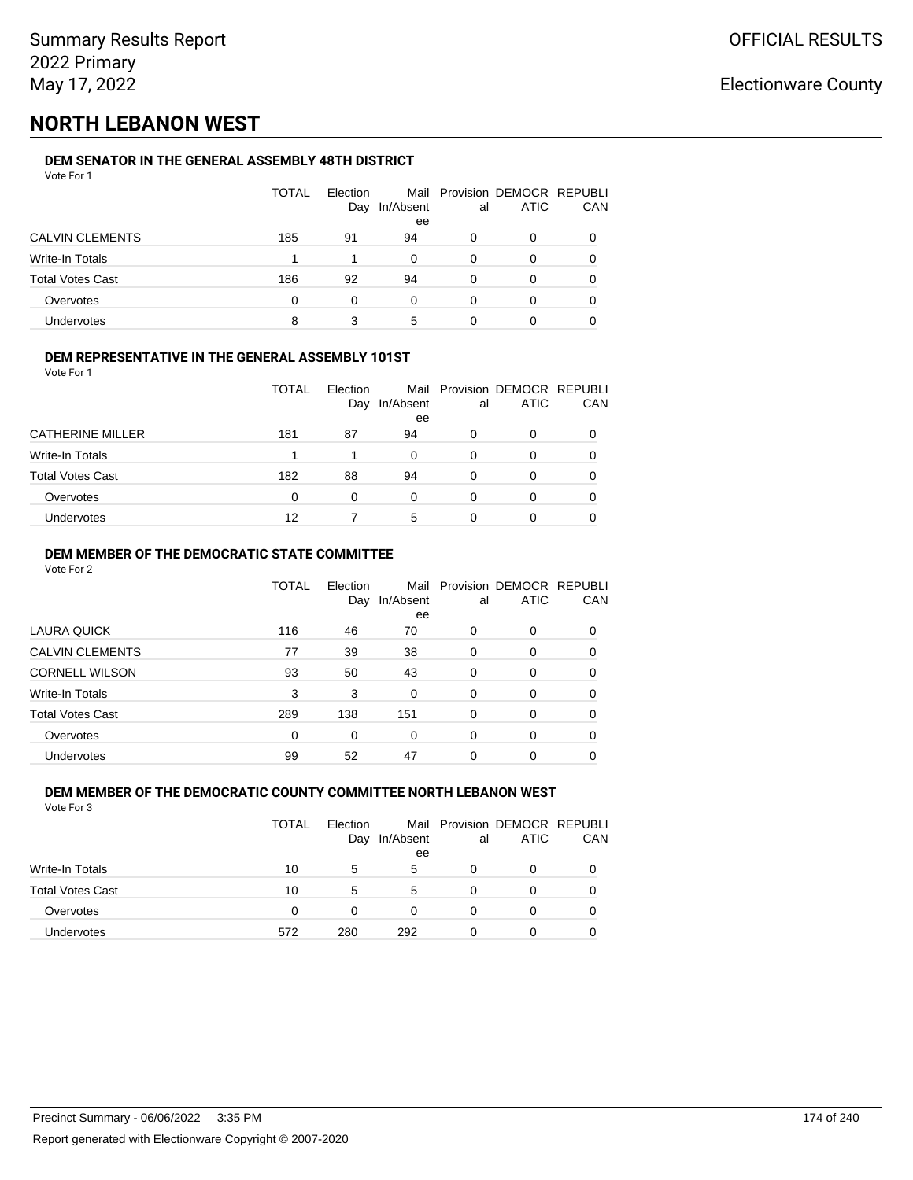Summary Results Report
2022 Primary
May 17, 2022

OFFICIAL RESULTS

Electionware County

# NORTH LEBANON WEST

### DEM SENATOR IN THE GENERAL ASSEMBLY 48TH DISTRICT

Vote For 1

| | TOTAL | Election Day | Mail In/Absentee | Provisional | DEMOCRATIC | REPUBLICAN |
|---|---|---|---|---|---|---|
| CALVIN CLEMENTS | 185 | 91 | 94 | 0 | 0 | 0 |
| Write-In Totals | 1 | 1 | 0 | 0 | 0 | 0 |
| Total Votes Cast | 186 | 92 | 94 | 0 | 0 | 0 |
| Overvotes | 0 | 0 | 0 | 0 | 0 | 0 |
| Undervotes | 8 | 3 | 5 | 0 | 0 | 0 |

### DEM REPRESENTATIVE IN THE GENERAL ASSEMBLY 101ST

Vote For 1

| | TOTAL | Election Day | Mail In/Absentee | Provisional | DEMOCRATIC | REPUBLICAN |
|---|---|---|---|---|---|---|
| CATHERINE MILLER | 181 | 87 | 94 | 0 | 0 | 0 |
| Write-In Totals | 1 | 1 | 0 | 0 | 0 | 0 |
| Total Votes Cast | 182 | 88 | 94 | 0 | 0 | 0 |
| Overvotes | 0 | 0 | 0 | 0 | 0 | 0 |
| Undervotes | 12 | 7 | 5 | 0 | 0 | 0 |

### DEM MEMBER OF THE DEMOCRATIC STATE COMMITTEE

Vote For 2

| | TOTAL | Election Day | Mail In/Absentee | Provisional | DEMOCRATIC | REPUBLICAN |
|---|---|---|---|---|---|---|
| LAURA QUICK | 116 | 46 | 70 | 0 | 0 | 0 |
| CALVIN CLEMENTS | 77 | 39 | 38 | 0 | 0 | 0 |
| CORNELL WILSON | 93 | 50 | 43 | 0 | 0 | 0 |
| Write-In Totals | 3 | 3 | 0 | 0 | 0 | 0 |
| Total Votes Cast | 289 | 138 | 151 | 0 | 0 | 0 |
| Overvotes | 0 | 0 | 0 | 0 | 0 | 0 |
| Undervotes | 99 | 52 | 47 | 0 | 0 | 0 |

### DEM MEMBER OF THE DEMOCRATIC COUNTY COMMITTEE NORTH LEBANON WEST

Vote For 3

| | TOTAL | Election Day | Mail In/Absentee | Provisional | DEMOCRATIC | REPUBLICAN |
|---|---|---|---|---|---|---|
| Write-In Totals | 10 | 5 | 5 | 0 | 0 | 0 |
| Total Votes Cast | 10 | 5 | 5 | 0 | 0 | 0 |
| Overvotes | 0 | 0 | 0 | 0 | 0 | 0 |
| Undervotes | 572 | 280 | 292 | 0 | 0 | 0 |

Precinct Summary - 06/06/2022 3:35 PM

Report generated with Electionware Copyright © 2007-2020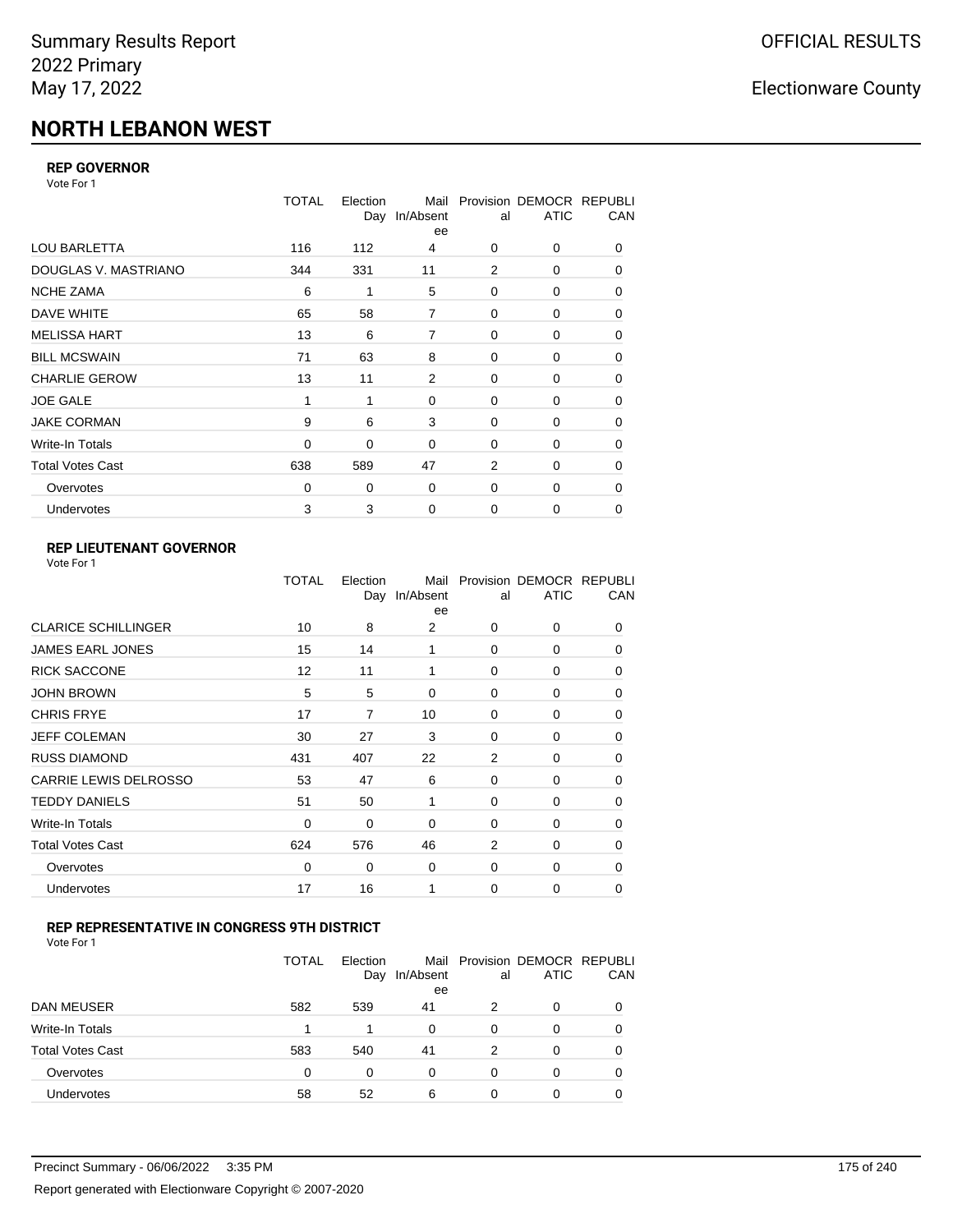# NORTH LEBANON WEST

### REP GOVERNOR

Vote For 1

| | TOTAL | Election Day | Mail In/Absentee | Provisional | DEMOCRATIC | REPUBLICAN |
|---|---|---|---|---|---|---|
| LOU BARLETTA | 116 | 112 | 4 | 0 | 0 | 0 |
| DOUGLAS V. MASTRIANO | 344 | 331 | 11 | 2 | 0 | 0 |
| NCHE ZAMA | 6 | 1 | 5 | 0 | 0 | 0 |
| DAVE WHITE | 65 | 58 | 7 | 0 | 0 | 0 |
| MELISSA HART | 13 | 6 | 7 | 0 | 0 | 0 |
| BILL MCSWAIN | 71 | 63 | 8 | 0 | 0 | 0 |
| CHARLIE GEROW | 13 | 11 | 2 | 0 | 0 | 0 |
| JOE GALE | 1 | 1 | 0 | 0 | 0 | 0 |
| JAKE CORMAN | 9 | 6 | 3 | 0 | 0 | 0 |
| Write-In Totals | 0 | 0 | 0 | 0 | 0 | 0 |
| Total Votes Cast | 638 | 589 | 47 | 2 | 0 | 0 |
| Overvotes | 0 | 0 | 0 | 0 | 0 | 0 |
| Undervotes | 3 | 3 | 0 | 0 | 0 | 0 |

### REP LIEUTENANT GOVERNOR

Vote For 1

| | TOTAL | Election Day | Mail In/Absentee | Provisional | DEMOCRATIC | REPUBLICAN |
|---|---|---|---|---|---|---|
| CLARICE SCHILLINGER | 10 | 8 | 2 | 0 | 0 | 0 |
| JAMES EARL JONES | 15 | 14 | 1 | 0 | 0 | 0 |
| RICK SACCONE | 12 | 11 | 1 | 0 | 0 | 0 |
| JOHN BROWN | 5 | 5 | 0 | 0 | 0 | 0 |
| CHRIS FRYE | 17 | 7 | 10 | 0 | 0 | 0 |
| JEFF COLEMAN | 30 | 27 | 3 | 0 | 0 | 0 |
| RUSS DIAMOND | 431 | 407 | 22 | 2 | 0 | 0 |
| CARRIE LEWIS DELROSSO | 53 | 47 | 6 | 0 | 0 | 0 |
| TEDDY DANIELS | 51 | 50 | 1 | 0 | 0 | 0 |
| Write-In Totals | 0 | 0 | 0 | 0 | 0 | 0 |
| Total Votes Cast | 624 | 576 | 46 | 2 | 0 | 0 |
| Overvotes | 0 | 0 | 0 | 0 | 0 | 0 |
| Undervotes | 17 | 16 | 1 | 0 | 0 | 0 |

### REP REPRESENTATIVE IN CONGRESS 9TH DISTRICT

Vote For 1

| | TOTAL | Election Day | Mail In/Absentee | Provisional | DEMOCRATIC | REPUBLICAN |
|---|---|---|---|---|---|---|
| DAN MEUSER | 582 | 539 | 41 | 2 | 0 | 0 |
| Write-In Totals | 1 | 1 | 0 | 0 | 0 | 0 |
| Total Votes Cast | 583 | 540 | 41 | 2 | 0 | 0 |
| Overvotes | 0 | 0 | 0 | 0 | 0 | 0 |
| Undervotes | 58 | 52 | 6 | 0 | 0 | 0 |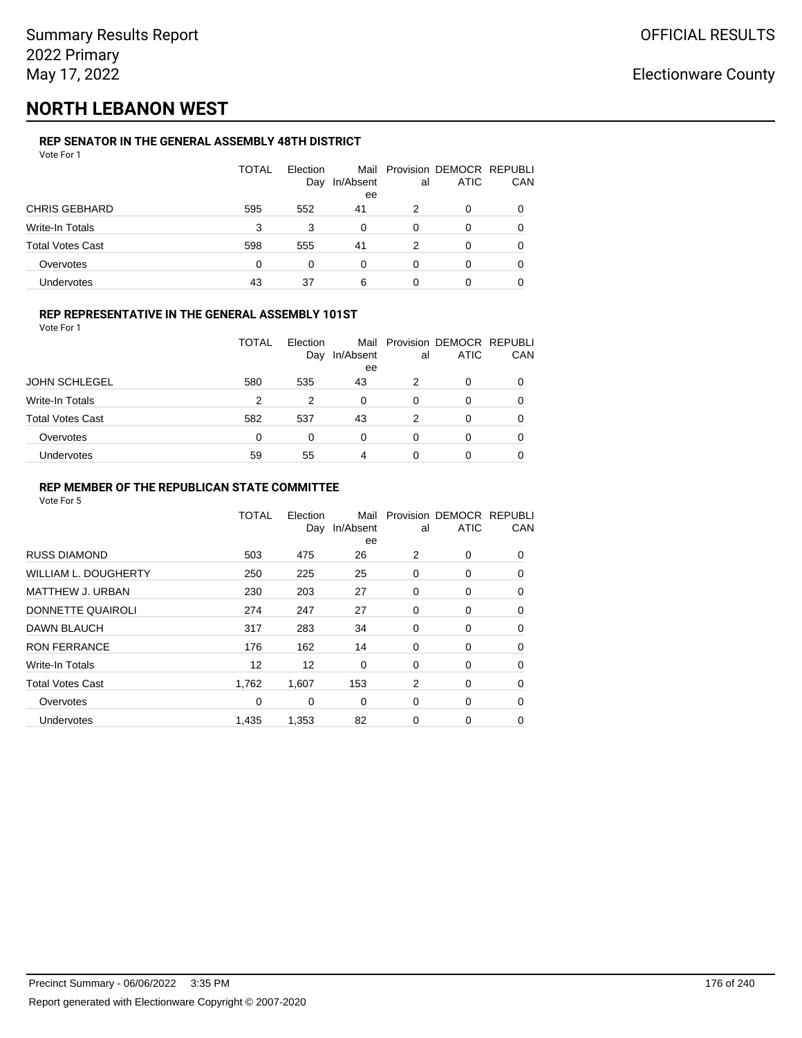# NORTH LEBANON WEST

### REP SENATOR IN THE GENERAL ASSEMBLY 48TH DISTRICT

Vote For 1

| | TOTAL | Election Day | Mail In/Absentee | Provisional | DEMOCRATIC | REPUBLICAN |
|---|---|---|---|---|---|---|
| CHRIS GEBHARD | 595 | 552 | 41 | 2 | 0 | 0 |
| Write-In Totals | 3 | 3 | 0 | 0 | 0 | 0 |
| Total Votes Cast | 598 | 555 | 41 | 2 | 0 | 0 |
| Overvotes | 0 | 0 | 0 | 0 | 0 | 0 |
| Undervotes | 43 | 37 | 6 | 0 | 0 | 0 |

### REP REPRESENTATIVE IN THE GENERAL ASSEMBLY 101ST

Vote For 1

| | TOTAL | Election Day | Mail In/Absentee | Provisional | DEMOCRATIC | REPUBLICAN |
|---|---|---|---|---|---|---|
| JOHN SCHLEGEL | 580 | 535 | 43 | 2 | 0 | 0 |
| Write-In Totals | 2 | 2 | 0 | 0 | 0 | 0 |
| Total Votes Cast | 582 | 537 | 43 | 2 | 0 | 0 |
| Overvotes | 0 | 0 | 0 | 0 | 0 | 0 |
| Undervotes | 59 | 55 | 4 | 0 | 0 | 0 |

### REP MEMBER OF THE REPUBLICAN STATE COMMITTEE

Vote For 5

| | TOTAL | Election Day | Mail In/Absentee | Provisional | DEMOCRATIC | REPUBLICAN |
|---|---|---|---|---|---|---|
| RUSS DIAMOND | 503 | 475 | 26 | 2 | 0 | 0 |
| WILLIAM L. DOUGHERTY | 250 | 225 | 25 | 0 | 0 | 0 |
| MATTHEW J. URBAN | 230 | 203 | 27 | 0 | 0 | 0 |
| DONNETTE QUAIROLI | 274 | 247 | 27 | 0 | 0 | 0 |
| DAWN BLAUCH | 317 | 283 | 34 | 0 | 0 | 0 |
| RON FERRANCE | 176 | 162 | 14 | 0 | 0 | 0 |
| Write-In Totals | 12 | 12 | 0 | 0 | 0 | 0 |
| Total Votes Cast | 1,762 | 1,607 | 153 | 2 | 0 | 0 |
| Overvotes | 0 | 0 | 0 | 0 | 0 | 0 |
| Undervotes | 1,435 | 1,353 | 82 | 0 | 0 | 0 |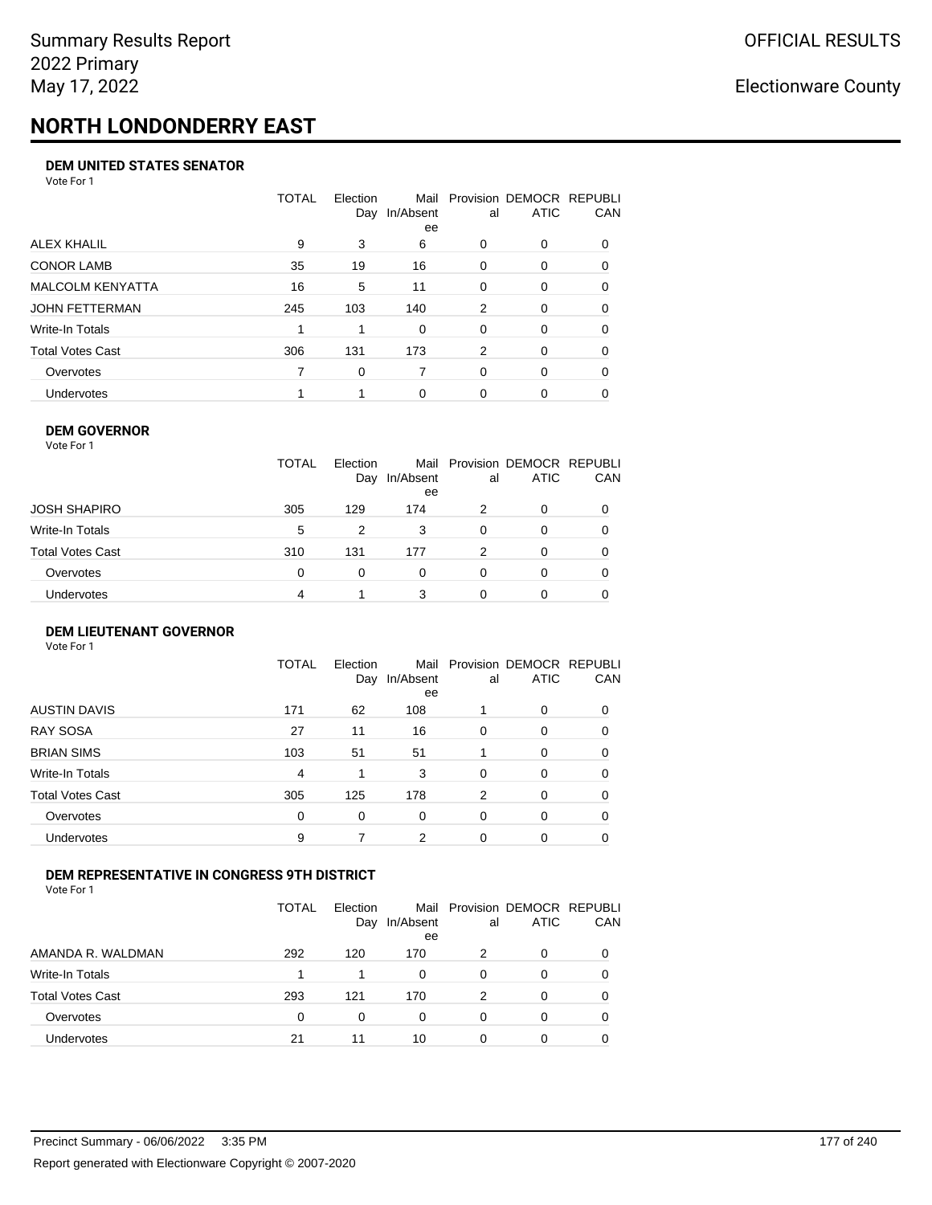Summary Results Report
2022 Primary
May 17, 2022

OFFICIAL RESULTS

Electionware County

# NORTH LONDONDERRY EAST

### DEM UNITED STATES SENATOR

Vote For 1

| | TOTAL | Election Day | Mail In/Absentee | Provisional | DEMOCRATIC | REPUBLICAN |
|---|---|---|---|---|---|---|
| ALEX KHALIL | 9 | 3 | 6 | 0 | 0 | 0 |
| CONOR LAMB | 35 | 19 | 16 | 0 | 0 | 0 |
| MALCOLM KENYATTA | 16 | 5 | 11 | 0 | 0 | 0 |
| JOHN FETTERMAN | 245 | 103 | 140 | 2 | 0 | 0 |
| Write-In Totals | 1 | 1 | 0 | 0 | 0 | 0 |
| Total Votes Cast | 306 | 131 | 173 | 2 | 0 | 0 |
| Overvotes | 7 | 0 | 7 | 0 | 0 | 0 |
| Undervotes | 1 | 1 | 0 | 0 | 0 | 0 |

### DEM GOVERNOR

Vote For 1

| | TOTAL | Election Day | Mail In/Absentee | Provisional | DEMOCRATIC | REPUBLICAN |
|---|---|---|---|---|---|---|
| JOSH SHAPIRO | 305 | 129 | 174 | 2 | 0 | 0 |
| Write-In Totals | 5 | 2 | 3 | 0 | 0 | 0 |
| Total Votes Cast | 310 | 131 | 177 | 2 | 0 | 0 |
| Overvotes | 0 | 0 | 0 | 0 | 0 | 0 |
| Undervotes | 4 | 1 | 3 | 0 | 0 | 0 |

### DEM LIEUTENANT GOVERNOR

Vote For 1

| | TOTAL | Election Day | Mail In/Absentee | Provisional | DEMOCRATIC | REPUBLICAN |
|---|---|---|---|---|---|---|
| AUSTIN DAVIS | 171 | 62 | 108 | 1 | 0 | 0 |
| RAY SOSA | 27 | 11 | 16 | 0 | 0 | 0 |
| BRIAN SIMS | 103 | 51 | 51 | 1 | 0 | 0 |
| Write-In Totals | 4 | 1 | 3 | 0 | 0 | 0 |
| Total Votes Cast | 305 | 125 | 178 | 2 | 0 | 0 |
| Overvotes | 0 | 0 | 0 | 0 | 0 | 0 |
| Undervotes | 9 | 7 | 2 | 0 | 0 | 0 |

### DEM REPRESENTATIVE IN CONGRESS 9TH DISTRICT

Vote For 1

| | TOTAL | Election Day | Mail In/Absentee | Provisional | DEMOCRATIC | REPUBLICAN |
|---|---|---|---|---|---|---|
| AMANDA R. WALDMAN | 292 | 120 | 170 | 2 | 0 | 0 |
| Write-In Totals | 1 | 1 | 0 | 0 | 0 | 0 |
| Total Votes Cast | 293 | 121 | 170 | 2 | 0 | 0 |
| Overvotes | 0 | 0 | 0 | 0 | 0 | 0 |
| Undervotes | 21 | 11 | 10 | 0 | 0 | 0 |

Precinct Summary - 06/06/2022 3:35 PM

Report generated with Electionware Copyright © 2007-2020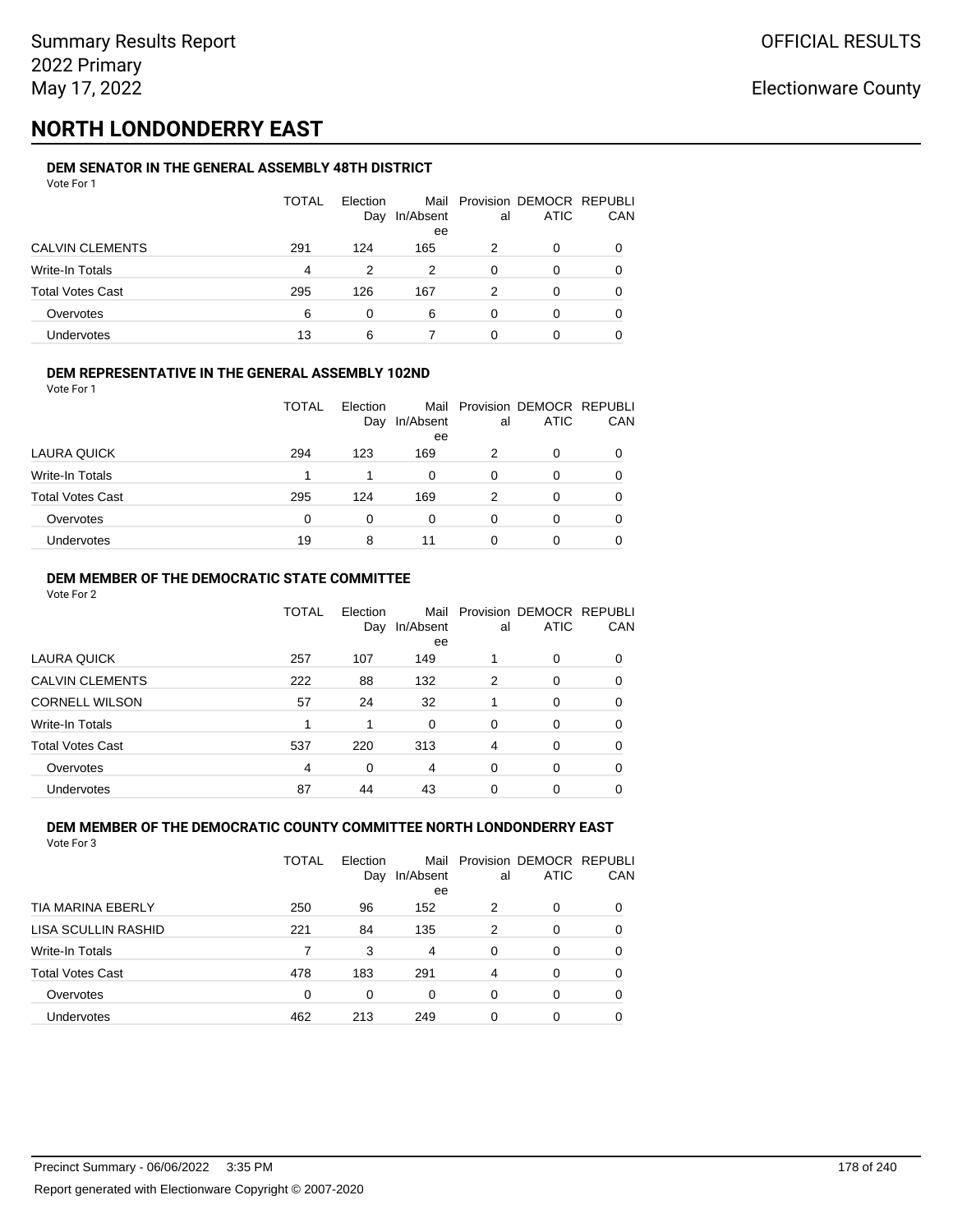# NORTH LONDONDERRY EAST

### DEM SENATOR IN THE GENERAL ASSEMBLY 48TH DISTRICT

Vote For 1

| | TOTAL | Election Day | Mail In/Absentee | Provisional | DEMOCRATIC | REPUBLICAN |
|---|---|---|---|---|---|---|
| CALVIN CLEMENTS | 291 | 124 | 165 | 2 | 0 | 0 |
| Write-In Totals | 4 | 2 | 2 | 0 | 0 | 0 |
| Total Votes Cast | 295 | 126 | 167 | 2 | 0 | 0 |
| Overvotes | 6 | 0 | 6 | 0 | 0 | 0 |
| Undervotes | 13 | 6 | 7 | 0 | 0 | 0 |

### DEM REPRESENTATIVE IN THE GENERAL ASSEMBLY 102ND

Vote For 1

| | TOTAL | Election Day | Mail In/Absentee | Provisional | DEMOCRATIC | REPUBLICAN |
|---|---|---|---|---|---|---|
| LAURA QUICK | 294 | 123 | 169 | 2 | 0 | 0 |
| Write-In Totals | 1 | 1 | 0 | 0 | 0 | 0 |
| Total Votes Cast | 295 | 124 | 169 | 2 | 0 | 0 |
| Overvotes | 0 | 0 | 0 | 0 | 0 | 0 |
| Undervotes | 19 | 8 | 11 | 0 | 0 | 0 |

### DEM MEMBER OF THE DEMOCRATIC STATE COMMITTEE

Vote For 2

| | TOTAL | Election Day | Mail In/Absentee | Provisional | DEMOCRATIC | REPUBLICAN |
|---|---|---|---|---|---|---|
| LAURA QUICK | 257 | 107 | 149 | 1 | 0 | 0 |
| CALVIN CLEMENTS | 222 | 88 | 132 | 2 | 0 | 0 |
| CORNELL WILSON | 57 | 24 | 32 | 1 | 0 | 0 |
| Write-In Totals | 1 | 1 | 0 | 0 | 0 | 0 |
| Total Votes Cast | 537 | 220 | 313 | 4 | 0 | 0 |
| Overvotes | 4 | 0 | 4 | 0 | 0 | 0 |
| Undervotes | 87 | 44 | 43 | 0 | 0 | 0 |

### DEM MEMBER OF THE DEMOCRATIC COUNTY COMMITTEE NORTH LONDONDERRY EAST

Vote For 3

| | TOTAL | Election Day | Mail In/Absentee | Provisional | DEMOCRATIC | REPUBLICAN |
|---|---|---|---|---|---|---|
| TIA MARINA EBERLY | 250 | 96 | 152 | 2 | 0 | 0 |
| LISA SCULLIN RASHID | 221 | 84 | 135 | 2 | 0 | 0 |
| Write-In Totals | 7 | 3 | 4 | 0 | 0 | 0 |
| Total Votes Cast | 478 | 183 | 291 | 4 | 0 | 0 |
| Overvotes | 0 | 0 | 0 | 0 | 0 | 0 |
| Undervotes | 462 | 213 | 249 | 0 | 0 | 0 |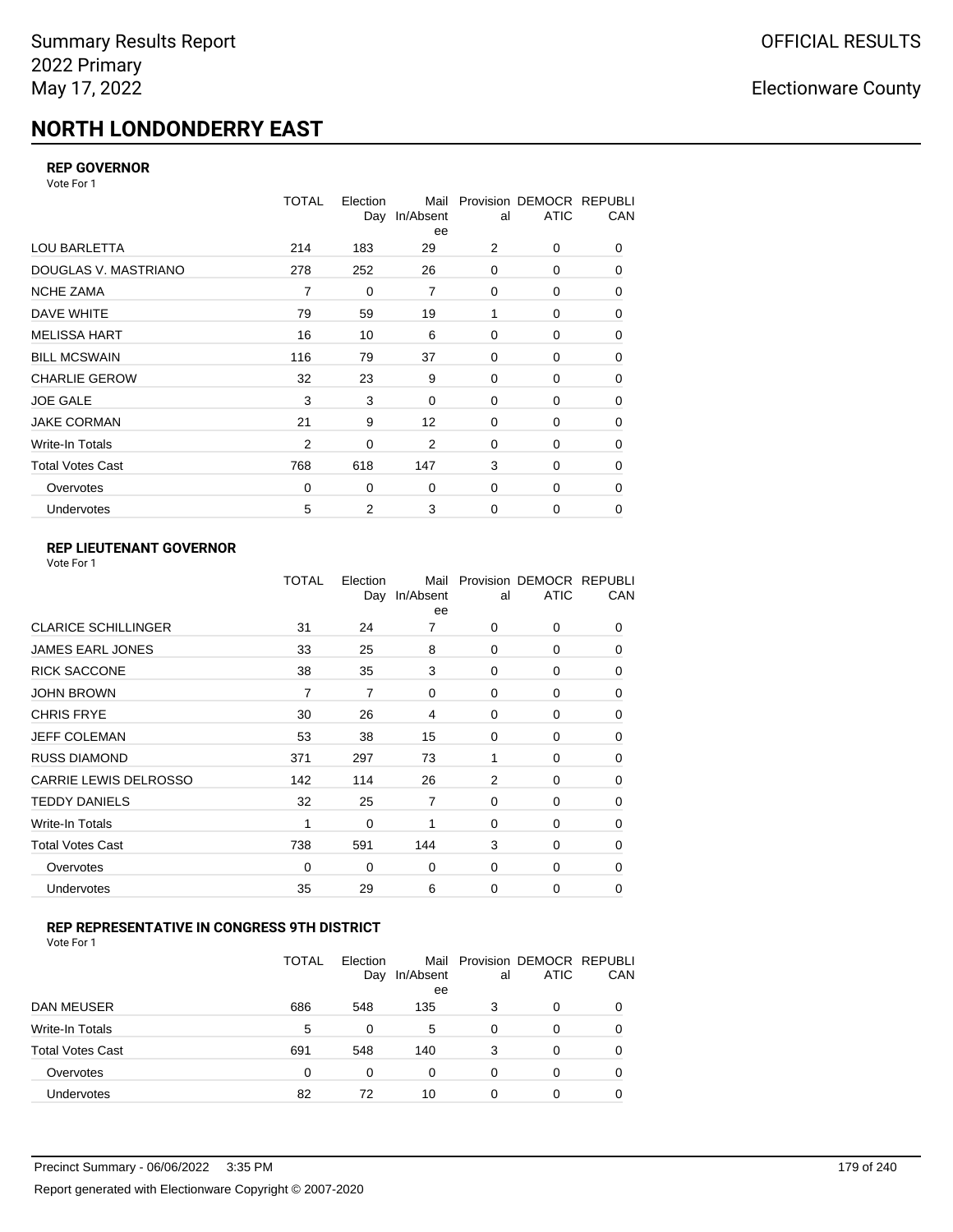# NORTH LONDONDERRY EAST

### REP GOVERNOR

Vote For 1

| | TOTAL | Election Day | Mail In/Absentee | Provisional | DEMOCRATIC | REPUBLICAN |
|---|---|---|---|---|---|---|
| LOU BARLETTA | 214 | 183 | 29 | 2 | 0 | 0 |
| DOUGLAS V. MASTRIANO | 278 | 252 | 26 | 0 | 0 | 0 |
| NCHE ZAMA | 7 | 0 | 7 | 0 | 0 | 0 |
| DAVE WHITE | 79 | 59 | 19 | 1 | 0 | 0 |
| MELISSA HART | 16 | 10 | 6 | 0 | 0 | 0 |
| BILL MCSWAIN | 116 | 79 | 37 | 0 | 0 | 0 |
| CHARLIE GEROW | 32 | 23 | 9 | 0 | 0 | 0 |
| JOE GALE | 3 | 3 | 0 | 0 | 0 | 0 |
| JAKE CORMAN | 21 | 9 | 12 | 0 | 0 | 0 |
| Write-In Totals | 2 | 0 | 2 | 0 | 0 | 0 |
| Total Votes Cast | 768 | 618 | 147 | 3 | 0 | 0 |
| Overvotes | 0 | 0 | 0 | 0 | 0 | 0 |
| Undervotes | 5 | 2 | 3 | 0 | 0 | 0 |

### REP LIEUTENANT GOVERNOR

Vote For 1

| | TOTAL | Election Day | Mail In/Absentee | Provisional | DEMOCRATIC | REPUBLICAN |
|---|---|---|---|---|---|---|
| CLARICE SCHILLINGER | 31 | 24 | 7 | 0 | 0 | 0 |
| JAMES EARL JONES | 33 | 25 | 8 | 0 | 0 | 0 |
| RICK SACCONE | 38 | 35 | 3 | 0 | 0 | 0 |
| JOHN BROWN | 7 | 7 | 0 | 0 | 0 | 0 |
| CHRIS FRYE | 30 | 26 | 4 | 0 | 0 | 0 |
| JEFF COLEMAN | 53 | 38 | 15 | 0 | 0 | 0 |
| RUSS DIAMOND | 371 | 297 | 73 | 1 | 0 | 0 |
| CARRIE LEWIS DELROSSO | 142 | 114 | 26 | 2 | 0 | 0 |
| TEDDY DANIELS | 32 | 25 | 7 | 0 | 0 | 0 |
| Write-In Totals | 1 | 0 | 1 | 0 | 0 | 0 |
| Total Votes Cast | 738 | 591 | 144 | 3 | 0 | 0 |
| Overvotes | 0 | 0 | 0 | 0 | 0 | 0 |
| Undervotes | 35 | 29 | 6 | 0 | 0 | 0 |

### REP REPRESENTATIVE IN CONGRESS 9TH DISTRICT

Vote For 1

| | TOTAL | Election Day | Mail In/Absentee | Provisional | DEMOCRATIC | REPUBLICAN |
|---|---|---|---|---|---|---|
| DAN MEUSER | 686 | 548 | 135 | 3 | 0 | 0 |
| Write-In Totals | 5 | 0 | 5 | 0 | 0 | 0 |
| Total Votes Cast | 691 | 548 | 140 | 3 | 0 | 0 |
| Overvotes | 0 | 0 | 0 | 0 | 0 | 0 |
| Undervotes | 82 | 72 | 10 | 0 | 0 | 0 |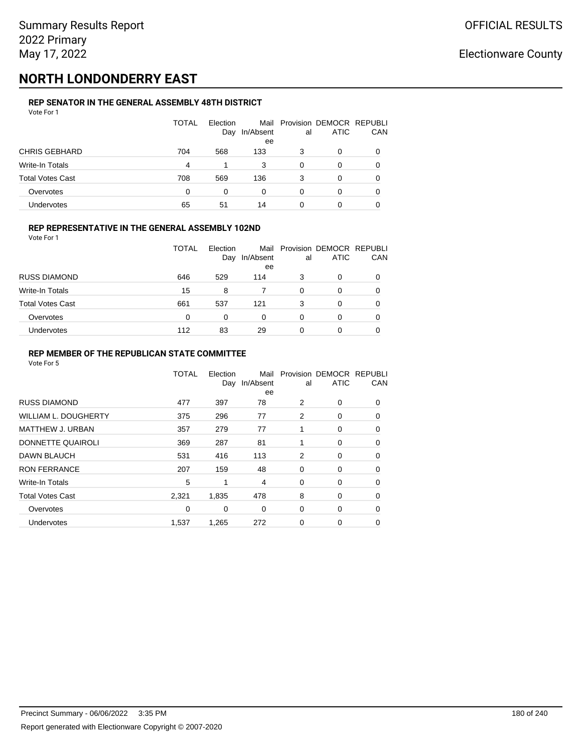Summary Results Report
2022 Primary
May 17, 2022

OFFICIAL RESULTS

Electionware County

# NORTH LONDONDERRY EAST

### REP SENATOR IN THE GENERAL ASSEMBLY 48TH DISTRICT

Vote For 1

| | TOTAL | Election Day | Mail In/Absentee | Provisional | DEMOCRATIC | REPUBLICAN |
|---|---|---|---|---|---|---|
| CHRIS GEBHARD | 704 | 568 | 133 | 3 | 0 | 0 |
| Write-In Totals | 4 | 1 | 3 | 0 | 0 | 0 |
| Total Votes Cast | 708 | 569 | 136 | 3 | 0 | 0 |
| Overvotes | 0 | 0 | 0 | 0 | 0 | 0 |
| Undervotes | 65 | 51 | 14 | 0 | 0 | 0 |

### REP REPRESENTATIVE IN THE GENERAL ASSEMBLY 102ND

Vote For 1

| | TOTAL | Election Day | Mail In/Absentee | Provisional | DEMOCRATIC | REPUBLICAN |
|---|---|---|---|---|---|---|
| RUSS DIAMOND | 646 | 529 | 114 | 3 | 0 | 0 |
| Write-In Totals | 15 | 8 | 7 | 0 | 0 | 0 |
| Total Votes Cast | 661 | 537 | 121 | 3 | 0 | 0 |
| Overvotes | 0 | 0 | 0 | 0 | 0 | 0 |
| Undervotes | 112 | 83 | 29 | 0 | 0 | 0 |

### REP MEMBER OF THE REPUBLICAN STATE COMMITTEE

Vote For 5

| | TOTAL | Election Day | Mail In/Absentee | Provisional | DEMOCRATIC | REPUBLICAN |
|---|---|---|---|---|---|---|
| RUSS DIAMOND | 477 | 397 | 78 | 2 | 0 | 0 |
| WILLIAM L. DOUGHERTY | 375 | 296 | 77 | 2 | 0 | 0 |
| MATTHEW J. URBAN | 357 | 279 | 77 | 1 | 0 | 0 |
| DONNETTE QUAIROLI | 369 | 287 | 81 | 1 | 0 | 0 |
| DAWN BLAUCH | 531 | 416 | 113 | 2 | 0 | 0 |
| RON FERRANCE | 207 | 159 | 48 | 0 | 0 | 0 |
| Write-In Totals | 5 | 1 | 4 | 0 | 0 | 0 |
| Total Votes Cast | 2,321 | 1,835 | 478 | 8 | 0 | 0 |
| Overvotes | 0 | 0 | 0 | 0 | 0 | 0 |
| Undervotes | 1,537 | 1,265 | 272 | 0 | 0 | 0 |

Precinct Summary - 06/06/2022 3:35 PM

Report generated with Electionware Copyright © 2007-2020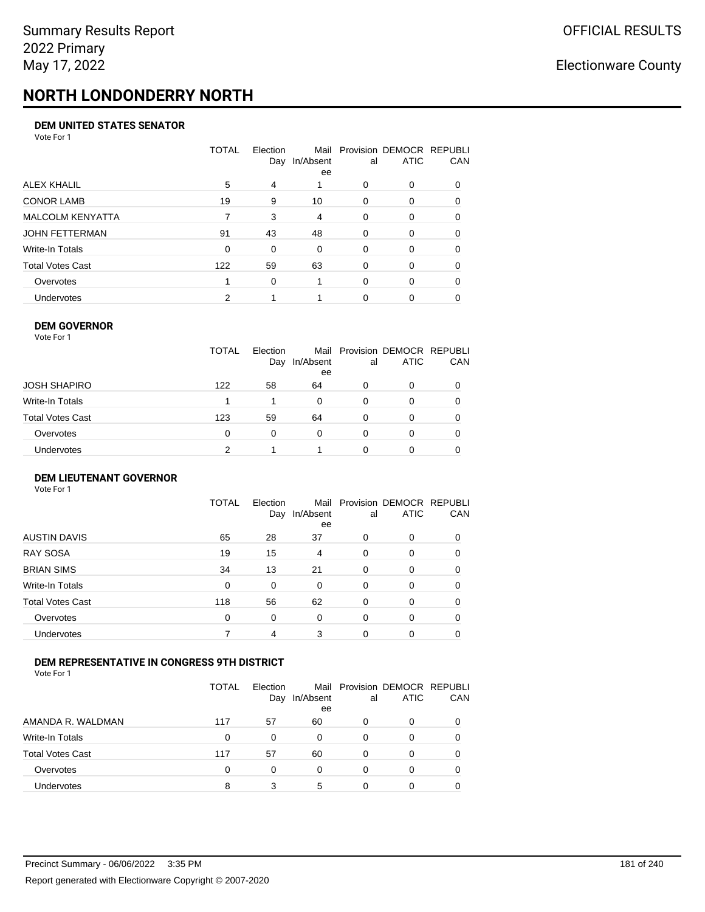# NORTH LONDONDERRY NORTH

### DEM UNITED STATES SENATOR

Vote For 1

| | TOTAL | Election Day | Mail In/Absentee | Provisional | DEMOCRATIC | REPUBLICAN |
|---|---|---|---|---|---|---|
| ALEX KHALIL | 5 | 4 | 1 | 0 | 0 | 0 |
| CONOR LAMB | 19 | 9 | 10 | 0 | 0 | 0 |
| MALCOLM KENYATTA | 7 | 3 | 4 | 0 | 0 | 0 |
| JOHN FETTERMAN | 91 | 43 | 48 | 0 | 0 | 0 |
| Write-In Totals | 0 | 0 | 0 | 0 | 0 | 0 |
| Total Votes Cast | 122 | 59 | 63 | 0 | 0 | 0 |
| Overvotes | 1 | 0 | 1 | 0 | 0 | 0 |
| Undervotes | 2 | 1 | 1 | 0 | 0 | 0 |

### DEM GOVERNOR

Vote For 1

| | TOTAL | Election Day | Mail In/Absentee | Provisional | DEMOCRATIC | REPUBLICAN |
|---|---|---|---|---|---|---|
| JOSH SHAPIRO | 122 | 58 | 64 | 0 | 0 | 0 |
| Write-In Totals | 1 | 1 | 0 | 0 | 0 | 0 |
| Total Votes Cast | 123 | 59 | 64 | 0 | 0 | 0 |
| Overvotes | 0 | 0 | 0 | 0 | 0 | 0 |
| Undervotes | 2 | 1 | 1 | 0 | 0 | 0 |

### DEM LIEUTENANT GOVERNOR

Vote For 1

| | TOTAL | Election Day | Mail In/Absentee | Provisional | DEMOCRATIC | REPUBLICAN |
|---|---|---|---|---|---|---|
| AUSTIN DAVIS | 65 | 28 | 37 | 0 | 0 | 0 |
| RAY SOSA | 19 | 15 | 4 | 0 | 0 | 0 |
| BRIAN SIMS | 34 | 13 | 21 | 0 | 0 | 0 |
| Write-In Totals | 0 | 0 | 0 | 0 | 0 | 0 |
| Total Votes Cast | 118 | 56 | 62 | 0 | 0 | 0 |
| Overvotes | 0 | 0 | 0 | 0 | 0 | 0 |
| Undervotes | 7 | 4 | 3 | 0 | 0 | 0 |

### DEM REPRESENTATIVE IN CONGRESS 9TH DISTRICT

Vote For 1

| | TOTAL | Election Day | Mail In/Absentee | Provisional | DEMOCRATIC | REPUBLICAN |
|---|---|---|---|---|---|---|
| AMANDA R. WALDMAN | 117 | 57 | 60 | 0 | 0 | 0 |
| Write-In Totals | 0 | 0 | 0 | 0 | 0 | 0 |
| Total Votes Cast | 117 | 57 | 60 | 0 | 0 | 0 |
| Overvotes | 0 | 0 | 0 | 0 | 0 | 0 |
| Undervotes | 8 | 3 | 5 | 0 | 0 | 0 |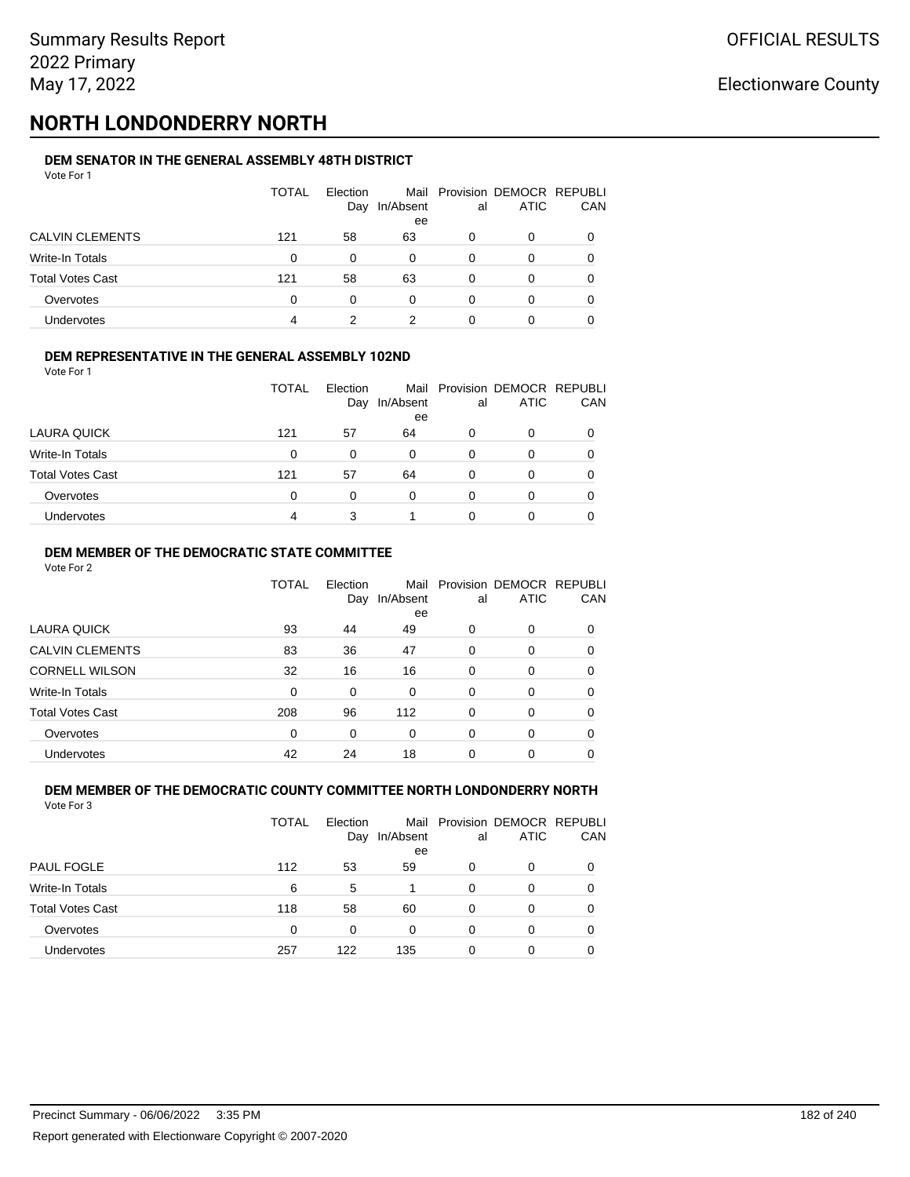# NORTH LONDONDERRY NORTH

### DEM SENATOR IN THE GENERAL ASSEMBLY 48TH DISTRICT

Vote For 1

| | TOTAL | Election Day | Mail In/Absentee | Provisional | DEMOCRATIC | REPUBLICAN |
|---|---|---|---|---|---|---|
| CALVIN CLEMENTS | 121 | 58 | 63 | 0 | 0 | 0 |
| Write-In Totals | 0 | 0 | 0 | 0 | 0 | 0 |
| Total Votes Cast | 121 | 58 | 63 | 0 | 0 | 0 |
| Overvotes | 0 | 0 | 0 | 0 | 0 | 0 |
| Undervotes | 4 | 2 | 2 | 0 | 0 | 0 |

### DEM REPRESENTATIVE IN THE GENERAL ASSEMBLY 102ND

Vote For 1

| | TOTAL | Election Day | Mail In/Absentee | Provisional | DEMOCRATIC | REPUBLICAN |
|---|---|---|---|---|---|---|
| LAURA QUICK | 121 | 57 | 64 | 0 | 0 | 0 |
| Write-In Totals | 0 | 0 | 0 | 0 | 0 | 0 |
| Total Votes Cast | 121 | 57 | 64 | 0 | 0 | 0 |
| Overvotes | 0 | 0 | 0 | 0 | 0 | 0 |
| Undervotes | 4 | 3 | 1 | 0 | 0 | 0 |

### DEM MEMBER OF THE DEMOCRATIC STATE COMMITTEE

Vote For 2

| | TOTAL | Election Day | Mail In/Absentee | Provisional | DEMOCRATIC | REPUBLICAN |
|---|---|---|---|---|---|---|
| LAURA QUICK | 93 | 44 | 49 | 0 | 0 | 0 |
| CALVIN CLEMENTS | 83 | 36 | 47 | 0 | 0 | 0 |
| CORNELL WILSON | 32 | 16 | 16 | 0 | 0 | 0 |
| Write-In Totals | 0 | 0 | 0 | 0 | 0 | 0 |
| Total Votes Cast | 208 | 96 | 112 | 0 | 0 | 0 |
| Overvotes | 0 | 0 | 0 | 0 | 0 | 0 |
| Undervotes | 42 | 24 | 18 | 0 | 0 | 0 |

### DEM MEMBER OF THE DEMOCRATIC COUNTY COMMITTEE NORTH LONDONDERRY NORTH

Vote For 3

| | TOTAL | Election Day | Mail In/Absentee | Provisional | DEMOCRATIC | REPUBLICAN |
|---|---|---|---|---|---|---|
| PAUL FOGLE | 112 | 53 | 59 | 0 | 0 | 0 |
| Write-In Totals | 6 | 5 | 1 | 0 | 0 | 0 |
| Total Votes Cast | 118 | 58 | 60 | 0 | 0 | 0 |
| Overvotes | 0 | 0 | 0 | 0 | 0 | 0 |
| Undervotes | 257 | 122 | 135 | 0 | 0 | 0 |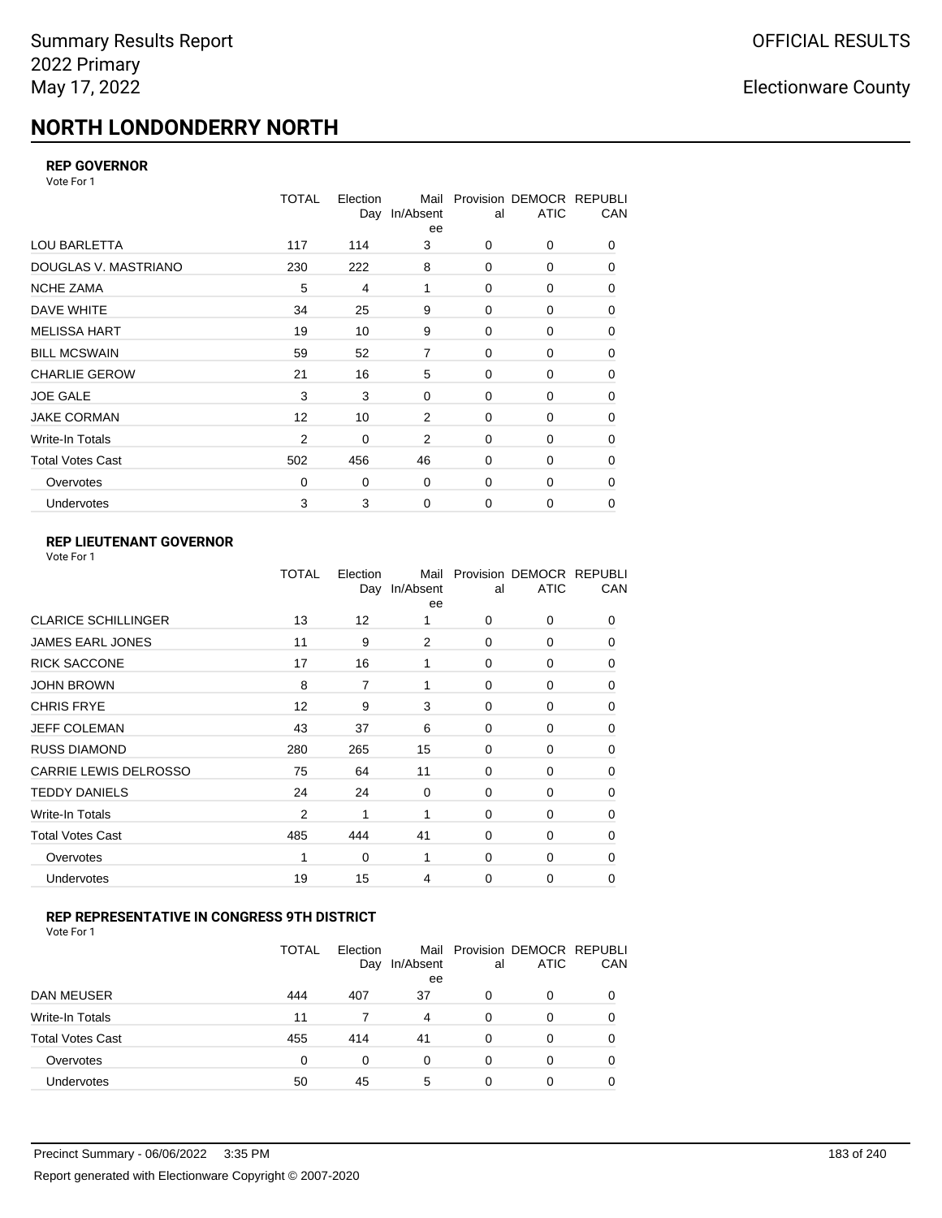# NORTH LONDONDERRY NORTH

### REP GOVERNOR

Vote For 1

| | TOTAL | Election Day | Mail In/Absentee | Provisional | DEMOCRATIC | REPUBLICAN |
|---|---|---|---|---|---|---|
| LOU BARLETTA | 117 | 114 | 3 | 0 | 0 | 0 |
| DOUGLAS V. MASTRIANO | 230 | 222 | 8 | 0 | 0 | 0 |
| NCHE ZAMA | 5 | 4 | 1 | 0 | 0 | 0 |
| DAVE WHITE | 34 | 25 | 9 | 0 | 0 | 0 |
| MELISSA HART | 19 | 10 | 9 | 0 | 0 | 0 |
| BILL MCSWAIN | 59 | 52 | 7 | 0 | 0 | 0 |
| CHARLIE GEROW | 21 | 16 | 5 | 0 | 0 | 0 |
| JOE GALE | 3 | 3 | 0 | 0 | 0 | 0 |
| JAKE CORMAN | 12 | 10 | 2 | 0 | 0 | 0 |
| Write-In Totals | 2 | 0 | 2 | 0 | 0 | 0 |
| Total Votes Cast | 502 | 456 | 46 | 0 | 0 | 0 |
| Overvotes | 0 | 0 | 0 | 0 | 0 | 0 |
| Undervotes | 3 | 3 | 0 | 0 | 0 | 0 |

### REP LIEUTENANT GOVERNOR

Vote For 1

| | TOTAL | Election Day | Mail In/Absentee | Provisional | DEMOCRATIC | REPUBLICAN |
|---|---|---|---|---|---|---|
| CLARICE SCHILLINGER | 13 | 12 | 1 | 0 | 0 | 0 |
| JAMES EARL JONES | 11 | 9 | 2 | 0 | 0 | 0 |
| RICK SACCONE | 17 | 16 | 1 | 0 | 0 | 0 |
| JOHN BROWN | 8 | 7 | 1 | 0 | 0 | 0 |
| CHRIS FRYE | 12 | 9 | 3 | 0 | 0 | 0 |
| JEFF COLEMAN | 43 | 37 | 6 | 0 | 0 | 0 |
| RUSS DIAMOND | 280 | 265 | 15 | 0 | 0 | 0 |
| CARRIE LEWIS DELROSSO | 75 | 64 | 11 | 0 | 0 | 0 |
| TEDDY DANIELS | 24 | 24 | 0 | 0 | 0 | 0 |
| Write-In Totals | 2 | 1 | 1 | 0 | 0 | 0 |
| Total Votes Cast | 485 | 444 | 41 | 0 | 0 | 0 |
| Overvotes | 1 | 0 | 1 | 0 | 0 | 0 |
| Undervotes | 19 | 15 | 4 | 0 | 0 | 0 |

### REP REPRESENTATIVE IN CONGRESS 9TH DISTRICT

Vote For 1

| | TOTAL | Election Day | Mail In/Absentee | Provisional | DEMOCRATIC | REPUBLICAN |
|---|---|---|---|---|---|---|
| DAN MEUSER | 444 | 407 | 37 | 0 | 0 | 0 |
| Write-In Totals | 11 | 7 | 4 | 0 | 0 | 0 |
| Total Votes Cast | 455 | 414 | 41 | 0 | 0 | 0 |
| Overvotes | 0 | 0 | 0 | 0 | 0 | 0 |
| Undervotes | 50 | 45 | 5 | 0 | 0 | 0 |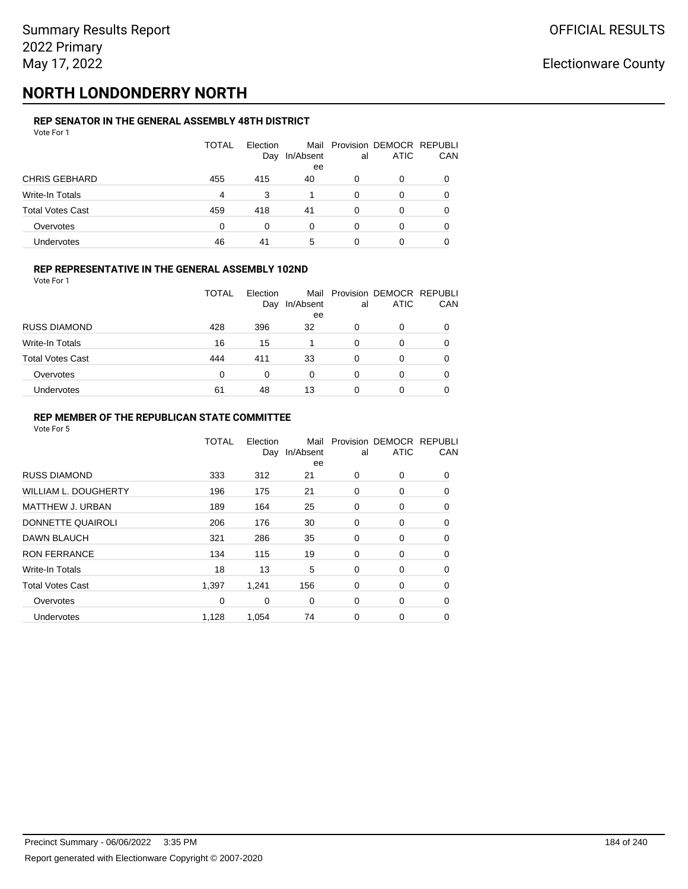Summary Results Report
2022 Primary
May 17, 2022

OFFICIAL RESULTS

Electionware County

# NORTH LONDONDERRY NORTH

### REP SENATOR IN THE GENERAL ASSEMBLY 48TH DISTRICT

Vote For 1

| | TOTAL | Election Day | Mail In/Absentee | Provisional | DEMOCRATIC | REPUBLICAN |
|---|---|---|---|---|---|---|
| CHRIS GEBHARD | 455 | 415 | 40 | 0 | 0 | 0 |
| Write-In Totals | 4 | 3 | 1 | 0 | 0 | 0 |
| Total Votes Cast | 459 | 418 | 41 | 0 | 0 | 0 |
| Overvotes | 0 | 0 | 0 | 0 | 0 | 0 |
| Undervotes | 46 | 41 | 5 | 0 | 0 | 0 |

### REP REPRESENTATIVE IN THE GENERAL ASSEMBLY 102ND

Vote For 1

| | TOTAL | Election Day | Mail In/Absentee | Provisional | DEMOCRATIC | REPUBLICAN |
|---|---|---|---|---|---|---|
| RUSS DIAMOND | 428 | 396 | 32 | 0 | 0 | 0 |
| Write-In Totals | 16 | 15 | 1 | 0 | 0 | 0 |
| Total Votes Cast | 444 | 411 | 33 | 0 | 0 | 0 |
| Overvotes | 0 | 0 | 0 | 0 | 0 | 0 |
| Undervotes | 61 | 48 | 13 | 0 | 0 | 0 |

### REP MEMBER OF THE REPUBLICAN STATE COMMITTEE

Vote For 5

| | TOTAL | Election Day | Mail In/Absentee | Provisional | DEMOCRATIC | REPUBLICAN |
|---|---|---|---|---|---|---|
| RUSS DIAMOND | 333 | 312 | 21 | 0 | 0 | 0 |
| WILLIAM L. DOUGHERTY | 196 | 175 | 21 | 0 | 0 | 0 |
| MATTHEW J. URBAN | 189 | 164 | 25 | 0 | 0 | 0 |
| DONNETTE QUAIROLI | 206 | 176 | 30 | 0 | 0 | 0 |
| DAWN BLAUCH | 321 | 286 | 35 | 0 | 0 | 0 |
| RON FERRANCE | 134 | 115 | 19 | 0 | 0 | 0 |
| Write-In Totals | 18 | 13 | 5 | 0 | 0 | 0 |
| Total Votes Cast | 1,397 | 1,241 | 156 | 0 | 0 | 0 |
| Overvotes | 0 | 0 | 0 | 0 | 0 | 0 |
| Undervotes | 1,128 | 1,054 | 74 | 0 | 0 | 0 |

Precinct Summary - 06/06/2022 3:35 PM

Report generated with Electionware Copyright © 2007-2020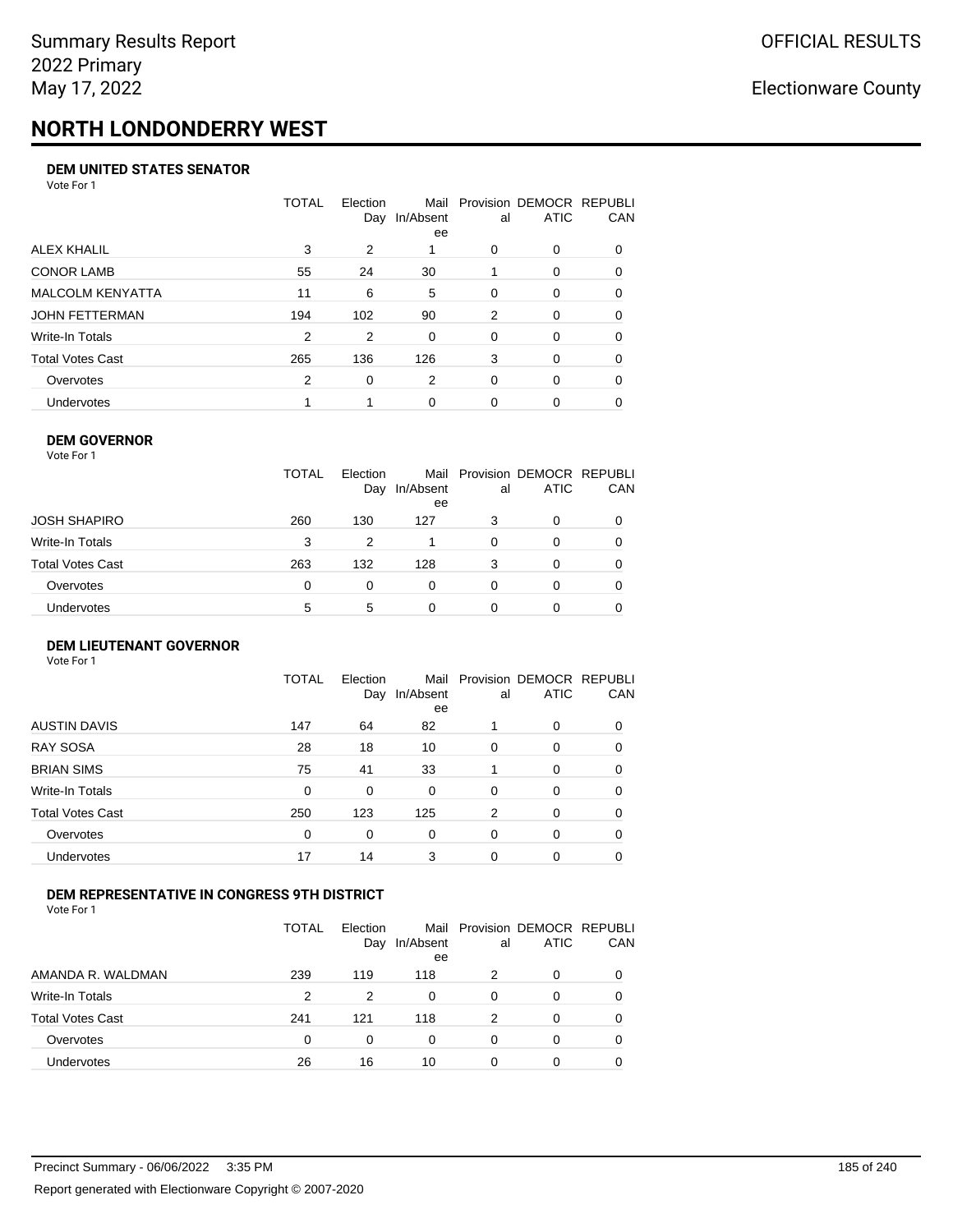# NORTH LONDONDERRY WEST

### DEM UNITED STATES SENATOR

Vote For 1

| | TOTAL | Election Day | Mail In/Absentee | Provisional | DEMOCRATIC | REPUBLICAN |
|---|---|---|---|---|---|---|
| ALEX KHALIL | 3 | 2 | 1 | 0 | 0 | 0 |
| CONOR LAMB | 55 | 24 | 30 | 1 | 0 | 0 |
| MALCOLM KENYATTA | 11 | 6 | 5 | 0 | 0 | 0 |
| JOHN FETTERMAN | 194 | 102 | 90 | 2 | 0 | 0 |
| Write-In Totals | 2 | 2 | 0 | 0 | 0 | 0 |
| Total Votes Cast | 265 | 136 | 126 | 3 | 0 | 0 |
| Overvotes | 2 | 0 | 2 | 0 | 0 | 0 |
| Undervotes | 1 | 1 | 0 | 0 | 0 | 0 |

### DEM GOVERNOR

Vote For 1

| | TOTAL | Election Day | Mail In/Absentee | Provisional | DEMOCRATIC | REPUBLICAN |
|---|---|---|---|---|---|---|
| JOSH SHAPIRO | 260 | 130 | 127 | 3 | 0 | 0 |
| Write-In Totals | 3 | 2 | 1 | 0 | 0 | 0 |
| Total Votes Cast | 263 | 132 | 128 | 3 | 0 | 0 |
| Overvotes | 0 | 0 | 0 | 0 | 0 | 0 |
| Undervotes | 5 | 5 | 0 | 0 | 0 | 0 |

### DEM LIEUTENANT GOVERNOR

Vote For 1

| | TOTAL | Election Day | Mail In/Absentee | Provisional | DEMOCRATIC | REPUBLICAN |
|---|---|---|---|---|---|---|
| AUSTIN DAVIS | 147 | 64 | 82 | 1 | 0 | 0 |
| RAY SOSA | 28 | 18 | 10 | 0 | 0 | 0 |
| BRIAN SIMS | 75 | 41 | 33 | 1 | 0 | 0 |
| Write-In Totals | 0 | 0 | 0 | 0 | 0 | 0 |
| Total Votes Cast | 250 | 123 | 125 | 2 | 0 | 0 |
| Overvotes | 0 | 0 | 0 | 0 | 0 | 0 |
| Undervotes | 17 | 14 | 3 | 0 | 0 | 0 |

### DEM REPRESENTATIVE IN CONGRESS 9TH DISTRICT

Vote For 1

| | TOTAL | Election Day | Mail In/Absentee | Provisional | DEMOCRATIC | REPUBLICAN |
|---|---|---|---|---|---|---|
| AMANDA R. WALDMAN | 239 | 119 | 118 | 2 | 0 | 0 |
| Write-In Totals | 2 | 2 | 0 | 0 | 0 | 0 |
| Total Votes Cast | 241 | 121 | 118 | 2 | 0 | 0 |
| Overvotes | 0 | 0 | 0 | 0 | 0 | 0 |
| Undervotes | 26 | 16 | 10 | 0 | 0 | 0 |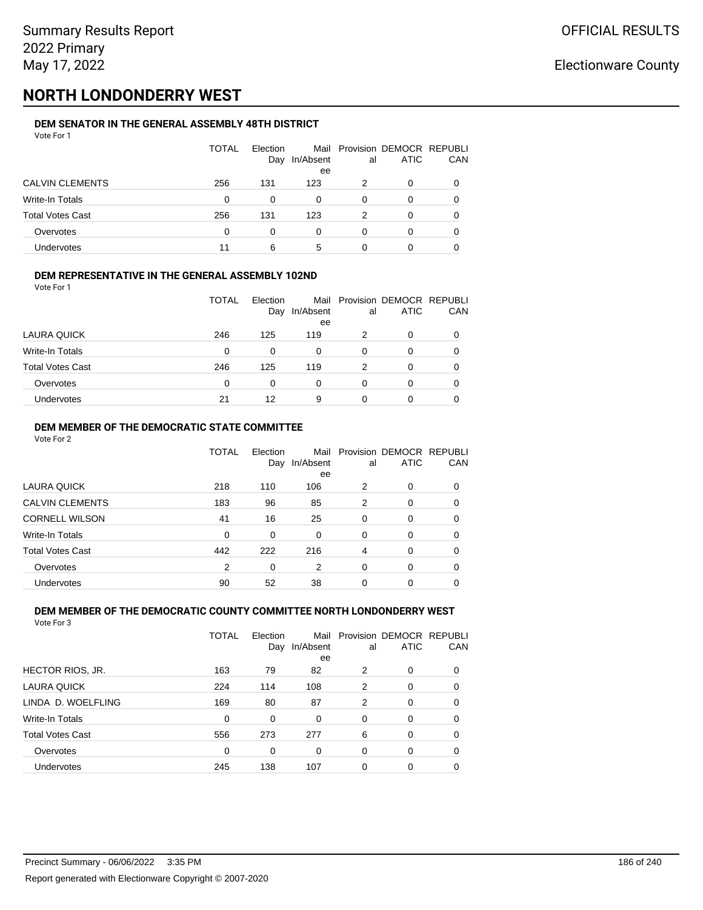# NORTH LONDONDERRY WEST

### DEM SENATOR IN THE GENERAL ASSEMBLY 48TH DISTRICT

Vote For 1

| | TOTAL | Election Day | Mail In/Absentee | Provisional | DEMOCRATIC | REPUBLICAN |
|---|---|---|---|---|---|---|
| CALVIN CLEMENTS | 256 | 131 | 123 | 2 | 0 | 0 |
| Write-In Totals | 0 | 0 | 0 | 0 | 0 | 0 |
| Total Votes Cast | 256 | 131 | 123 | 2 | 0 | 0 |
| Overvotes | 0 | 0 | 0 | 0 | 0 | 0 |
| Undervotes | 11 | 6 | 5 | 0 | 0 | 0 |

### DEM REPRESENTATIVE IN THE GENERAL ASSEMBLY 102ND

Vote For 1

| | TOTAL | Election Day | Mail In/Absentee | Provisional | DEMOCRATIC | REPUBLICAN |
|---|---|---|---|---|---|---|
| LAURA QUICK | 246 | 125 | 119 | 2 | 0 | 0 |
| Write-In Totals | 0 | 0 | 0 | 0 | 0 | 0 |
| Total Votes Cast | 246 | 125 | 119 | 2 | 0 | 0 |
| Overvotes | 0 | 0 | 0 | 0 | 0 | 0 |
| Undervotes | 21 | 12 | 9 | 0 | 0 | 0 |

### DEM MEMBER OF THE DEMOCRATIC STATE COMMITTEE

Vote For 2

| | TOTAL | Election Day | Mail In/Absentee | Provisional | DEMOCRATIC | REPUBLICAN |
|---|---|---|---|---|---|---|
| LAURA QUICK | 218 | 110 | 106 | 2 | 0 | 0 |
| CALVIN CLEMENTS | 183 | 96 | 85 | 2 | 0 | 0 |
| CORNELL WILSON | 41 | 16 | 25 | 0 | 0 | 0 |
| Write-In Totals | 0 | 0 | 0 | 0 | 0 | 0 |
| Total Votes Cast | 442 | 222 | 216 | 4 | 0 | 0 |
| Overvotes | 2 | 0 | 2 | 0 | 0 | 0 |
| Undervotes | 90 | 52 | 38 | 0 | 0 | 0 |

### DEM MEMBER OF THE DEMOCRATIC COUNTY COMMITTEE NORTH LONDONDERRY WEST

Vote For 3

| | TOTAL | Election Day | Mail In/Absentee | Provisional | DEMOCRATIC | REPUBLICAN |
|---|---|---|---|---|---|---|
| HECTOR RIOS, JR. | 163 | 79 | 82 | 2 | 0 | 0 |
| LAURA QUICK | 224 | 114 | 108 | 2 | 0 | 0 |
| LINDA D. WOELFLING | 169 | 80 | 87 | 2 | 0 | 0 |
| Write-In Totals | 0 | 0 | 0 | 0 | 0 | 0 |
| Total Votes Cast | 556 | 273 | 277 | 6 | 0 | 0 |
| Overvotes | 0 | 0 | 0 | 0 | 0 | 0 |
| Undervotes | 245 | 138 | 107 | 0 | 0 | 0 |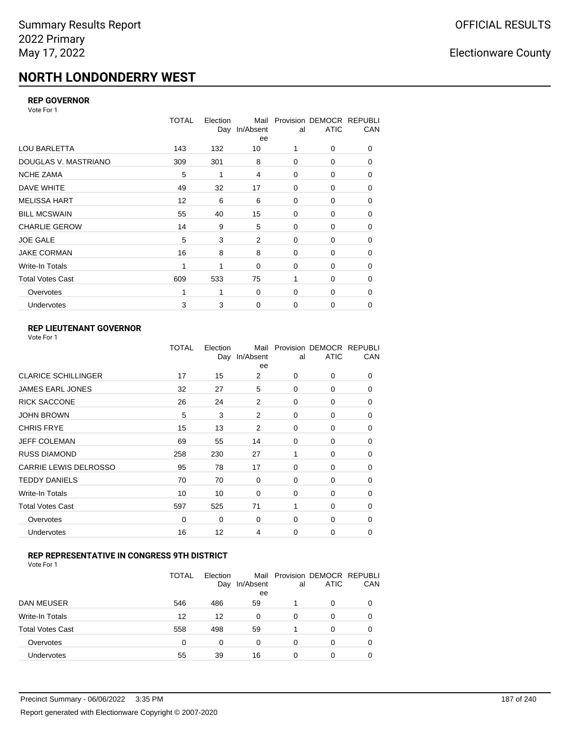# NORTH LONDONDERRY WEST

### REP GOVERNOR

Vote For 1

| | TOTAL | Election Day | Mail In/Absentee | Provisional | DEMOCRATIC | REPUBLICAN |
|---|---|---|---|---|---|---|
| LOU BARLETTA | 143 | 132 | 10 | 1 | 0 | 0 |
| DOUGLAS V. MASTRIANO | 309 | 301 | 8 | 0 | 0 | 0 |
| NCHE ZAMA | 5 | 1 | 4 | 0 | 0 | 0 |
| DAVE WHITE | 49 | 32 | 17 | 0 | 0 | 0 |
| MELISSA HART | 12 | 6 | 6 | 0 | 0 | 0 |
| BILL MCSWAIN | 55 | 40 | 15 | 0 | 0 | 0 |
| CHARLIE GEROW | 14 | 9 | 5 | 0 | 0 | 0 |
| JOE GALE | 5 | 3 | 2 | 0 | 0 | 0 |
| JAKE CORMAN | 16 | 8 | 8 | 0 | 0 | 0 |
| Write-In Totals | 1 | 1 | 0 | 0 | 0 | 0 |
| Total Votes Cast | 609 | 533 | 75 | 1 | 0 | 0 |
| Overvotes | 1 | 1 | 0 | 0 | 0 | 0 |
| Undervotes | 3 | 3 | 0 | 0 | 0 | 0 |

### REP LIEUTENANT GOVERNOR

Vote For 1

| | TOTAL | Election Day | Mail In/Absentee | Provisional | DEMOCRATIC | REPUBLICAN |
|---|---|---|---|---|---|---|
| CLARICE SCHILLINGER | 17 | 15 | 2 | 0 | 0 | 0 |
| JAMES EARL JONES | 32 | 27 | 5 | 0 | 0 | 0 |
| RICK SACCONE | 26 | 24 | 2 | 0 | 0 | 0 |
| JOHN BROWN | 5 | 3 | 2 | 0 | 0 | 0 |
| CHRIS FRYE | 15 | 13 | 2 | 0 | 0 | 0 |
| JEFF COLEMAN | 69 | 55 | 14 | 0 | 0 | 0 |
| RUSS DIAMOND | 258 | 230 | 27 | 1 | 0 | 0 |
| CARRIE LEWIS DELROSSO | 95 | 78 | 17 | 0 | 0 | 0 |
| TEDDY DANIELS | 70 | 70 | 0 | 0 | 0 | 0 |
| Write-In Totals | 10 | 10 | 0 | 0 | 0 | 0 |
| Total Votes Cast | 597 | 525 | 71 | 1 | 0 | 0 |
| Overvotes | 0 | 0 | 0 | 0 | 0 | 0 |
| Undervotes | 16 | 12 | 4 | 0 | 0 | 0 |

### REP REPRESENTATIVE IN CONGRESS 9TH DISTRICT

Vote For 1

| | TOTAL | Election Day | Mail In/Absentee | Provisional | DEMOCRATIC | REPUBLICAN |
|---|---|---|---|---|---|---|
| DAN MEUSER | 546 | 486 | 59 | 1 | 0 | 0 |
| Write-In Totals | 12 | 12 | 0 | 0 | 0 | 0 |
| Total Votes Cast | 558 | 498 | 59 | 1 | 0 | 0 |
| Overvotes | 0 | 0 | 0 | 0 | 0 | 0 |
| Undervotes | 55 | 39 | 16 | 0 | 0 | 0 |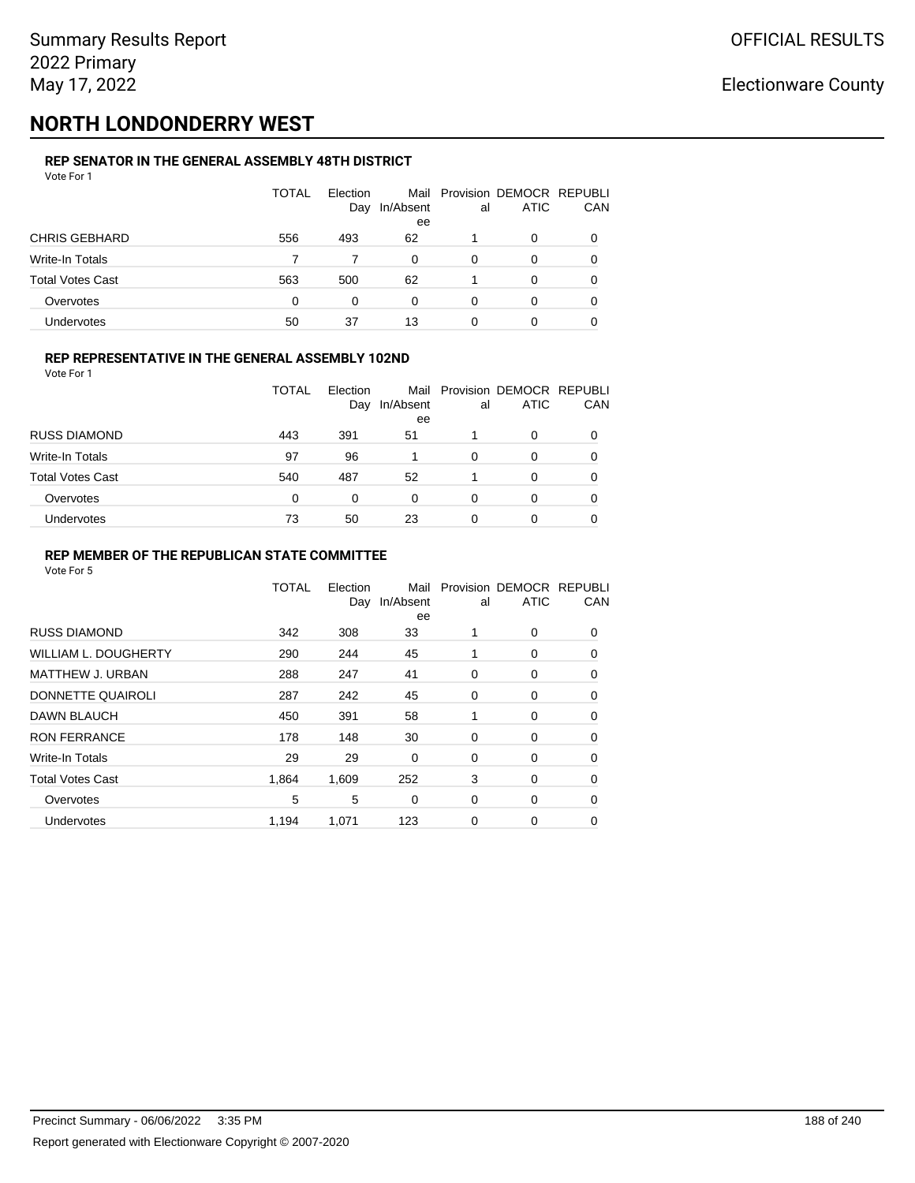# NORTH LONDONDERRY WEST

### REP SENATOR IN THE GENERAL ASSEMBLY 48TH DISTRICT

Vote For 1

| | TOTAL | Election Day | Mail In/Absentee | Provisional | DEMOCRATIC | REPUBLICAN |
|---|---|---|---|---|---|---|
| CHRIS GEBHARD | 556 | 493 | 62 | 1 | 0 | 0 |
| Write-In Totals | 7 | 7 | 0 | 0 | 0 | 0 |
| Total Votes Cast | 563 | 500 | 62 | 1 | 0 | 0 |
| Overvotes | 0 | 0 | 0 | 0 | 0 | 0 |
| Undervotes | 50 | 37 | 13 | 0 | 0 | 0 |

### REP REPRESENTATIVE IN THE GENERAL ASSEMBLY 102ND

Vote For 1

| | TOTAL | Election Day | Mail In/Absentee | Provisional | DEMOCRATIC | REPUBLICAN |
|---|---|---|---|---|---|---|
| RUSS DIAMOND | 443 | 391 | 51 | 1 | 0 | 0 |
| Write-In Totals | 97 | 96 | 1 | 0 | 0 | 0 |
| Total Votes Cast | 540 | 487 | 52 | 1 | 0 | 0 |
| Overvotes | 0 | 0 | 0 | 0 | 0 | 0 |
| Undervotes | 73 | 50 | 23 | 0 | 0 | 0 |

### REP MEMBER OF THE REPUBLICAN STATE COMMITTEE

Vote For 5

| | TOTAL | Election Day | Mail In/Absentee | Provisional | DEMOCRATIC | REPUBLICAN |
|---|---|---|---|---|---|---|
| RUSS DIAMOND | 342 | 308 | 33 | 1 | 0 | 0 |
| WILLIAM L. DOUGHERTY | 290 | 244 | 45 | 1 | 0 | 0 |
| MATTHEW J. URBAN | 288 | 247 | 41 | 0 | 0 | 0 |
| DONNETTE QUAIROLI | 287 | 242 | 45 | 0 | 0 | 0 |
| DAWN BLAUCH | 450 | 391 | 58 | 1 | 0 | 0 |
| RON FERRANCE | 178 | 148 | 30 | 0 | 0 | 0 |
| Write-In Totals | 29 | 29 | 0 | 0 | 0 | 0 |
| Total Votes Cast | 1,864 | 1,609 | 252 | 3 | 0 | 0 |
| Overvotes | 5 | 5 | 0 | 0 | 0 | 0 |
| Undervotes | 1,194 | 1,071 | 123 | 0 | 0 | 0 |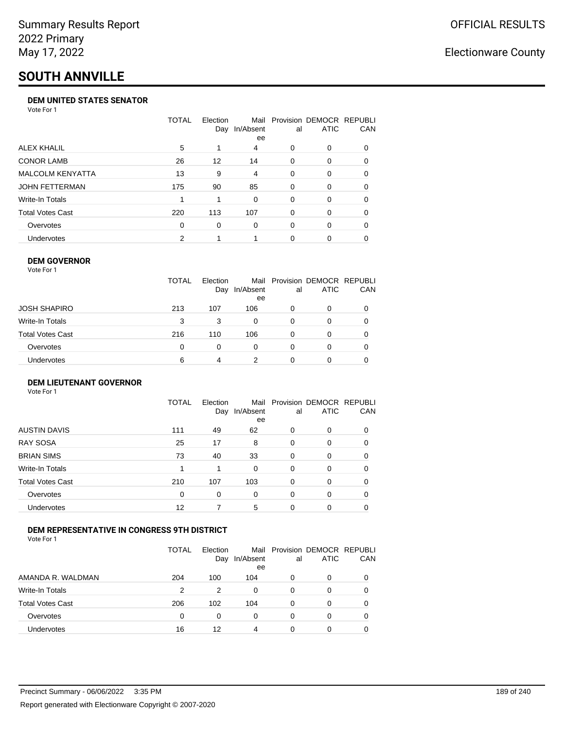Summary Results Report
2022 Primary
May 17, 2022

OFFICIAL RESULTS

Electionware County

# SOUTH ANNVILLE

### DEM UNITED STATES SENATOR

Vote For 1

| | TOTAL | Election Day | Mail In/Absentee | Provisional | DEMOCRATIC | REPUBLICAN |
|---|---|---|---|---|---|---|
| ALEX KHALIL | 5 | 1 | 4 | 0 | 0 | 0 |
| CONOR LAMB | 26 | 12 | 14 | 0 | 0 | 0 |
| MALCOLM KENYATTA | 13 | 9 | 4 | 0 | 0 | 0 |
| JOHN FETTERMAN | 175 | 90 | 85 | 0 | 0 | 0 |
| Write-In Totals | 1 | 1 | 0 | 0 | 0 | 0 |
| Total Votes Cast | 220 | 113 | 107 | 0 | 0 | 0 |
| Overvotes | 0 | 0 | 0 | 0 | 0 | 0 |
| Undervotes | 2 | 1 | 1 | 0 | 0 | 0 |

### DEM GOVERNOR

Vote For 1

| | TOTAL | Election Day | Mail In/Absentee | Provisional | DEMOCRATIC | REPUBLICAN |
|---|---|---|---|---|---|---|
| JOSH SHAPIRO | 213 | 107 | 106 | 0 | 0 | 0 |
| Write-In Totals | 3 | 3 | 0 | 0 | 0 | 0 |
| Total Votes Cast | 216 | 110 | 106 | 0 | 0 | 0 |
| Overvotes | 0 | 0 | 0 | 0 | 0 | 0 |
| Undervotes | 6 | 4 | 2 | 0 | 0 | 0 |

### DEM LIEUTENANT GOVERNOR

Vote For 1

| | TOTAL | Election Day | Mail In/Absentee | Provisional | DEMOCRATIC | REPUBLICAN |
|---|---|---|---|---|---|---|
| AUSTIN DAVIS | 111 | 49 | 62 | 0 | 0 | 0 |
| RAY SOSA | 25 | 17 | 8 | 0 | 0 | 0 |
| BRIAN SIMS | 73 | 40 | 33 | 0 | 0 | 0 |
| Write-In Totals | 1 | 1 | 0 | 0 | 0 | 0 |
| Total Votes Cast | 210 | 107 | 103 | 0 | 0 | 0 |
| Overvotes | 0 | 0 | 0 | 0 | 0 | 0 |
| Undervotes | 12 | 7 | 5 | 0 | 0 | 0 |

### DEM REPRESENTATIVE IN CONGRESS 9TH DISTRICT

Vote For 1

| | TOTAL | Election Day | Mail In/Absentee | Provisional | DEMOCRATIC | REPUBLICAN |
|---|---|---|---|---|---|---|
| AMANDA R. WALDMAN | 204 | 100 | 104 | 0 | 0 | 0 |
| Write-In Totals | 2 | 2 | 0 | 0 | 0 | 0 |
| Total Votes Cast | 206 | 102 | 104 | 0 | 0 | 0 |
| Overvotes | 0 | 0 | 0 | 0 | 0 | 0 |
| Undervotes | 16 | 12 | 4 | 0 | 0 | 0 |

Precinct Summary - 06/06/2022 3:35 PM

Report generated with Electionware Copyright © 2007-2020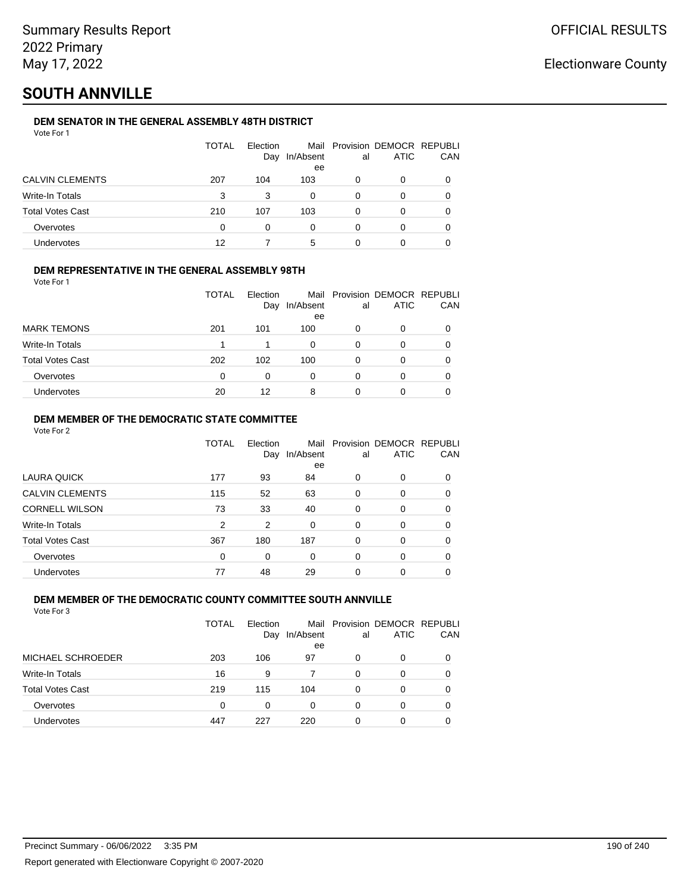# SOUTH ANNVILLE

### DEM SENATOR IN THE GENERAL ASSEMBLY 48TH DISTRICT

Vote For 1

| | TOTAL | Election Day | Mail In/Absentee | Provisional | DEMOCRATIC | REPUBLICAN |
|---|---|---|---|---|---|---|
| CALVIN CLEMENTS | 207 | 104 | 103 | 0 | 0 | 0 |
| Write-In Totals | 3 | 3 | 0 | 0 | 0 | 0 |
| Total Votes Cast | 210 | 107 | 103 | 0 | 0 | 0 |
| Overvotes | 0 | 0 | 0 | 0 | 0 | 0 |
| Undervotes | 12 | 7 | 5 | 0 | 0 | 0 |

### DEM REPRESENTATIVE IN THE GENERAL ASSEMBLY 98TH

Vote For 1

| | TOTAL | Election Day | Mail In/Absentee | Provisional | DEMOCRATIC | REPUBLICAN |
|---|---|---|---|---|---|---|
| MARK TEMONS | 201 | 101 | 100 | 0 | 0 | 0 |
| Write-In Totals | 1 | 1 | 0 | 0 | 0 | 0 |
| Total Votes Cast | 202 | 102 | 100 | 0 | 0 | 0 |
| Overvotes | 0 | 0 | 0 | 0 | 0 | 0 |
| Undervotes | 20 | 12 | 8 | 0 | 0 | 0 |

### DEM MEMBER OF THE DEMOCRATIC STATE COMMITTEE

Vote For 2

| | TOTAL | Election Day | Mail In/Absentee | Provisional | DEMOCRATIC | REPUBLICAN |
|---|---|---|---|---|---|---|
| LAURA QUICK | 177 | 93 | 84 | 0 | 0 | 0 |
| CALVIN CLEMENTS | 115 | 52 | 63 | 0 | 0 | 0 |
| CORNELL WILSON | 73 | 33 | 40 | 0 | 0 | 0 |
| Write-In Totals | 2 | 2 | 0 | 0 | 0 | 0 |
| Total Votes Cast | 367 | 180 | 187 | 0 | 0 | 0 |
| Overvotes | 0 | 0 | 0 | 0 | 0 | 0 |
| Undervotes | 77 | 48 | 29 | 0 | 0 | 0 |

### DEM MEMBER OF THE DEMOCRATIC COUNTY COMMITTEE SOUTH ANNVILLE

Vote For 3

| | TOTAL | Election Day | Mail In/Absentee | Provisional | DEMOCRATIC | REPUBLICAN |
|---|---|---|---|---|---|---|
| MICHAEL SCHROEDER | 203 | 106 | 97 | 0 | 0 | 0 |
| Write-In Totals | 16 | 9 | 7 | 0 | 0 | 0 |
| Total Votes Cast | 219 | 115 | 104 | 0 | 0 | 0 |
| Overvotes | 0 | 0 | 0 | 0 | 0 | 0 |
| Undervotes | 447 | 227 | 220 | 0 | 0 | 0 |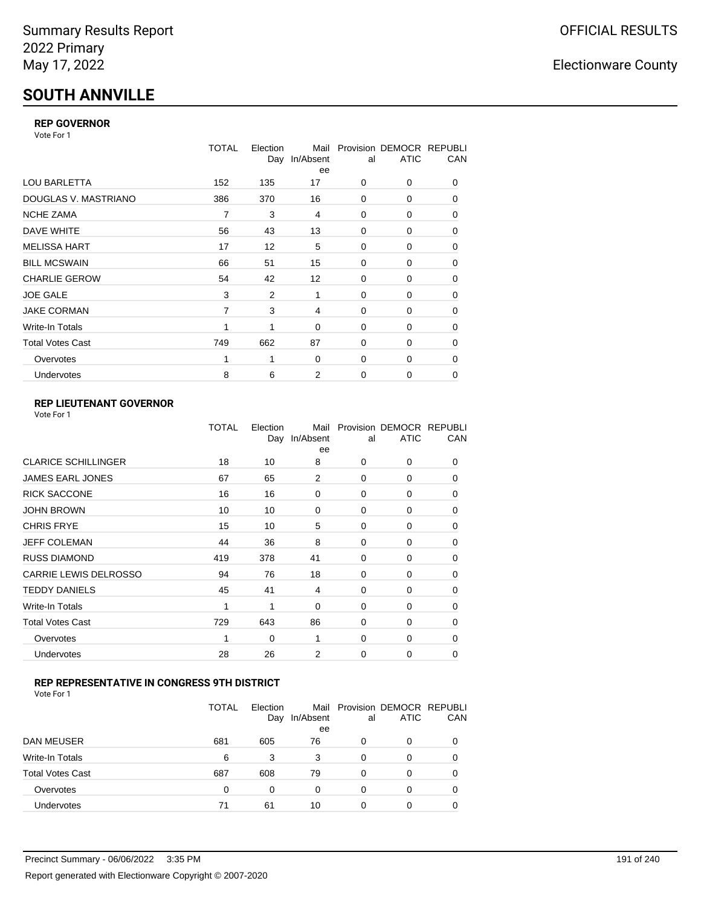# SOUTH ANNVILLE

### REP GOVERNOR

Vote For 1

| | TOTAL | Election Day | Mail In/Absentee | Provisional | DEMOCRATIC | REPUBLICAN |
|---|---|---|---|---|---|---|
| LOU BARLETTA | 152 | 135 | 17 | 0 | 0 | 0 |
| DOUGLAS V. MASTRIANO | 386 | 370 | 16 | 0 | 0 | 0 |
| NCHE ZAMA | 7 | 3 | 4 | 0 | 0 | 0 |
| DAVE WHITE | 56 | 43 | 13 | 0 | 0 | 0 |
| MELISSA HART | 17 | 12 | 5 | 0 | 0 | 0 |
| BILL MCSWAIN | 66 | 51 | 15 | 0 | 0 | 0 |
| CHARLIE GEROW | 54 | 42 | 12 | 0 | 0 | 0 |
| JOE GALE | 3 | 2 | 1 | 0 | 0 | 0 |
| JAKE CORMAN | 7 | 3 | 4 | 0 | 0 | 0 |
| Write-In Totals | 1 | 1 | 0 | 0 | 0 | 0 |
| Total Votes Cast | 749 | 662 | 87 | 0 | 0 | 0 |
| Overvotes | 1 | 1 | 0 | 0 | 0 | 0 |
| Undervotes | 8 | 6 | 2 | 0 | 0 | 0 |

### REP LIEUTENANT GOVERNOR

Vote For 1

| | TOTAL | Election Day | Mail In/Absentee | Provisional | DEMOCRATIC | REPUBLICAN |
|---|---|---|---|---|---|---|
| CLARICE SCHILLINGER | 18 | 10 | 8 | 0 | 0 | 0 |
| JAMES EARL JONES | 67 | 65 | 2 | 0 | 0 | 0 |
| RICK SACCONE | 16 | 16 | 0 | 0 | 0 | 0 |
| JOHN BROWN | 10 | 10 | 0 | 0 | 0 | 0 |
| CHRIS FRYE | 15 | 10 | 5 | 0 | 0 | 0 |
| JEFF COLEMAN | 44 | 36 | 8 | 0 | 0 | 0 |
| RUSS DIAMOND | 419 | 378 | 41 | 0 | 0 | 0 |
| CARRIE LEWIS DELROSSO | 94 | 76 | 18 | 0 | 0 | 0 |
| TEDDY DANIELS | 45 | 41 | 4 | 0 | 0 | 0 |
| Write-In Totals | 1 | 1 | 0 | 0 | 0 | 0 |
| Total Votes Cast | 729 | 643 | 86 | 0 | 0 | 0 |
| Overvotes | 1 | 0 | 1 | 0 | 0 | 0 |
| Undervotes | 28 | 26 | 2 | 0 | 0 | 0 |

### REP REPRESENTATIVE IN CONGRESS 9TH DISTRICT

Vote For 1

| | TOTAL | Election Day | Mail In/Absentee | Provisional | DEMOCRATIC | REPUBLICAN |
|---|---|---|---|---|---|---|
| DAN MEUSER | 681 | 605 | 76 | 0 | 0 | 0 |
| Write-In Totals | 6 | 3 | 3 | 0 | 0 | 0 |
| Total Votes Cast | 687 | 608 | 79 | 0 | 0 | 0 |
| Overvotes | 0 | 0 | 0 | 0 | 0 | 0 |
| Undervotes | 71 | 61 | 10 | 0 | 0 | 0 |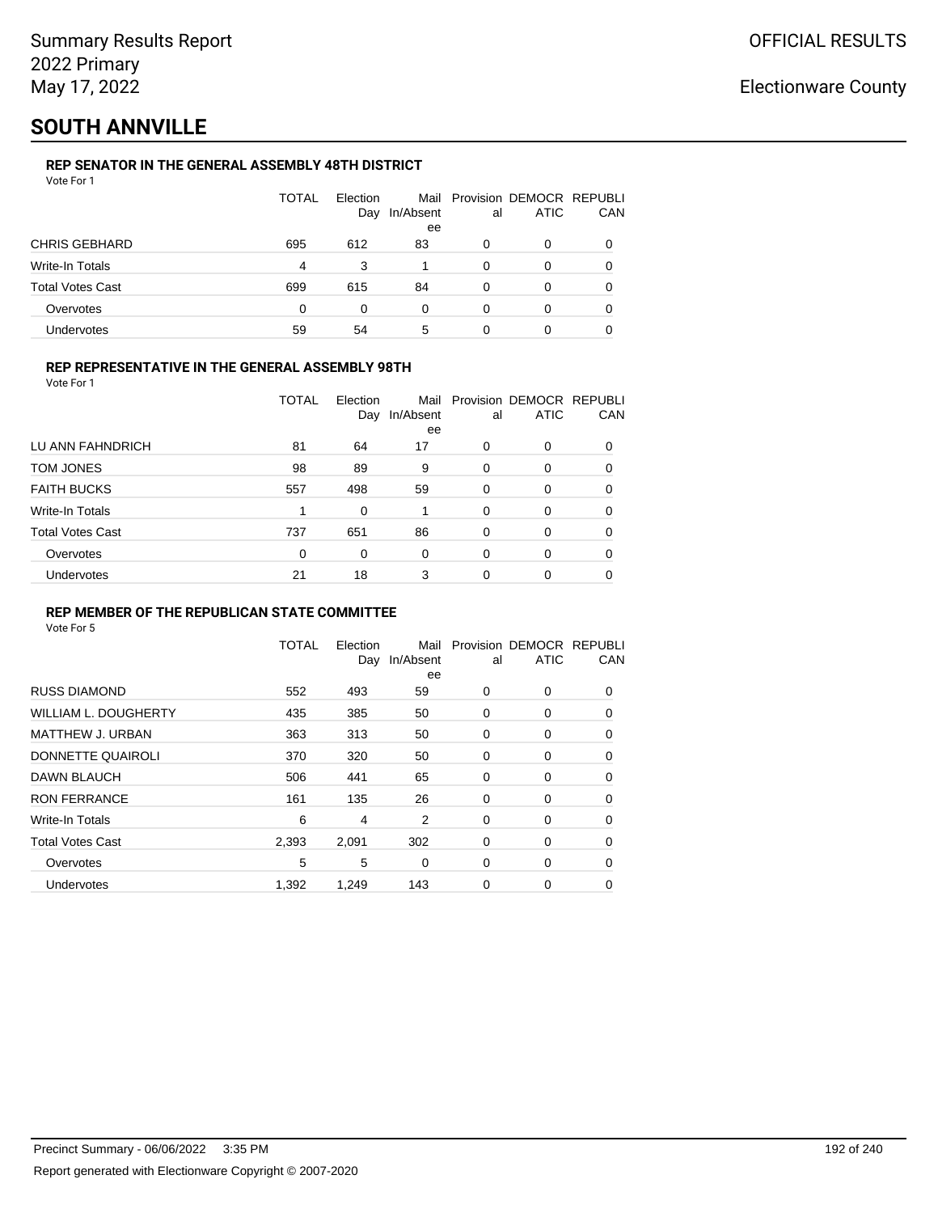Summary Results Report
2022 Primary
May 17, 2022

OFFICIAL RESULTS

Electionware County

# SOUTH ANNVILLE

### REP SENATOR IN THE GENERAL ASSEMBLY 48TH DISTRICT

Vote For 1

| | TOTAL | Election Day | Mail In/Absentee | Provisional | DEMOCRATIC | REPUBLICAN |
|---|---|---|---|---|---|---|
| CHRIS GEBHARD | 695 | 612 | 83 | 0 | 0 | 0 |
| Write-In Totals | 4 | 3 | 1 | 0 | 0 | 0 |
| Total Votes Cast | 699 | 615 | 84 | 0 | 0 | 0 |
| Overvotes | 0 | 0 | 0 | 0 | 0 | 0 |
| Undervotes | 59 | 54 | 5 | 0 | 0 | 0 |

### REP REPRESENTATIVE IN THE GENERAL ASSEMBLY 98TH

Vote For 1

| | TOTAL | Election Day | Mail In/Absentee | Provisional | DEMOCRATIC | REPUBLICAN |
|---|---|---|---|---|---|---|
| LU ANN FAHNDRICH | 81 | 64 | 17 | 0 | 0 | 0 |
| TOM JONES | 98 | 89 | 9 | 0 | 0 | 0 |
| FAITH BUCKS | 557 | 498 | 59 | 0 | 0 | 0 |
| Write-In Totals | 1 | 0 | 1 | 0 | 0 | 0 |
| Total Votes Cast | 737 | 651 | 86 | 0 | 0 | 0 |
| Overvotes | 0 | 0 | 0 | 0 | 0 | 0 |
| Undervotes | 21 | 18 | 3 | 0 | 0 | 0 |

### REP MEMBER OF THE REPUBLICAN STATE COMMITTEE

Vote For 5

| | TOTAL | Election Day | Mail In/Absentee | Provisional | DEMOCRATIC | REPUBLICAN |
|---|---|---|---|---|---|---|
| RUSS DIAMOND | 552 | 493 | 59 | 0 | 0 | 0 |
| WILLIAM L. DOUGHERTY | 435 | 385 | 50 | 0 | 0 | 0 |
| MATTHEW J. URBAN | 363 | 313 | 50 | 0 | 0 | 0 |
| DONNETTE QUAIROLI | 370 | 320 | 50 | 0 | 0 | 0 |
| DAWN BLAUCH | 506 | 441 | 65 | 0 | 0 | 0 |
| RON FERRANCE | 161 | 135 | 26 | 0 | 0 | 0 |
| Write-In Totals | 6 | 4 | 2 | 0 | 0 | 0 |
| Total Votes Cast | 2,393 | 2,091 | 302 | 0 | 0 | 0 |
| Overvotes | 5 | 5 | 0 | 0 | 0 | 0 |
| Undervotes | 1,392 | 1,249 | 143 | 0 | 0 | 0 |

Precinct Summary - 06/06/2022 3:35 PM

Report generated with Electionware Copyright © 2007-2020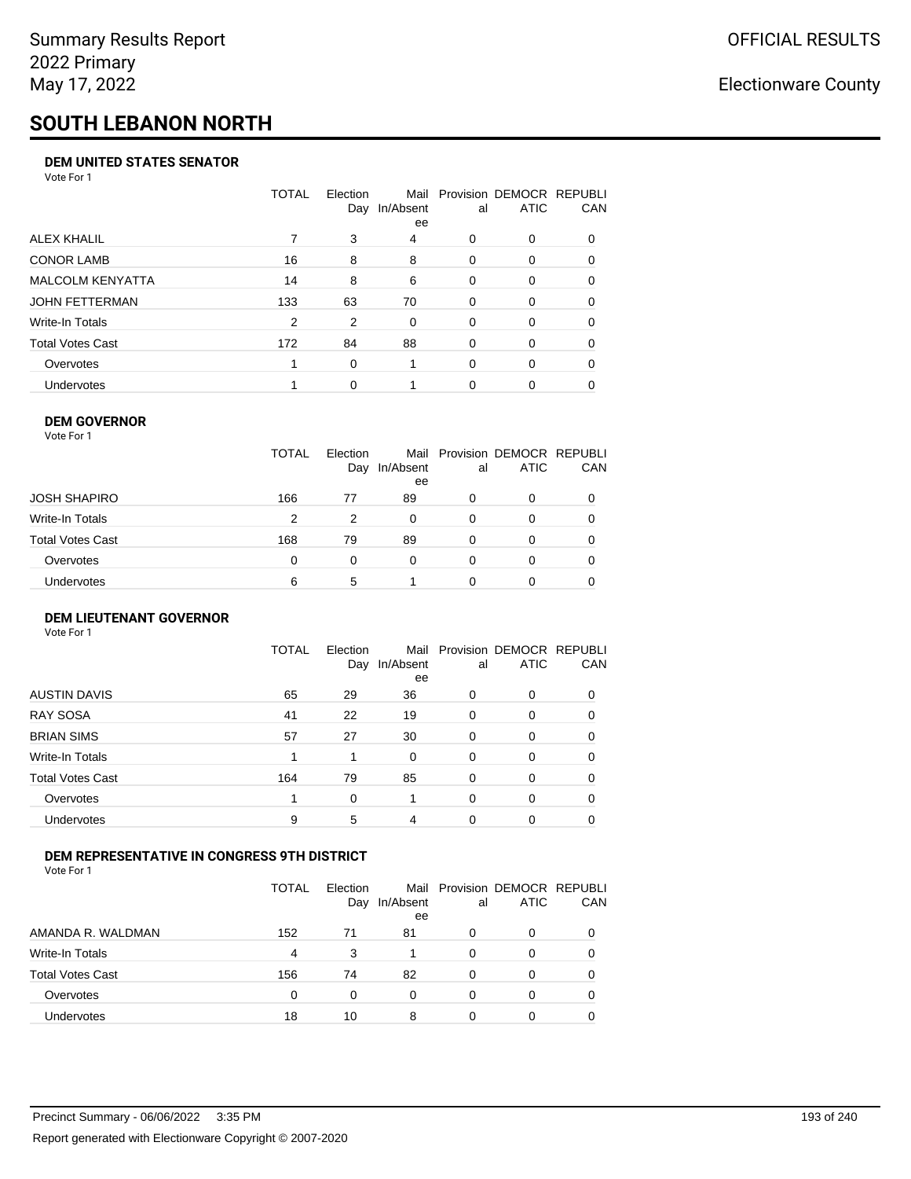Summary Results Report
2022 Primary
May 17, 2022

OFFICIAL RESULTS

Electionware County

# SOUTH LEBANON NORTH

### DEM UNITED STATES SENATOR

Vote For 1

| | TOTAL | Election Day | Mail In/Absentee | Provisional | DEMOCRATIC | REPUBLICAN |
|---|---|---|---|---|---|---|
| ALEX KHALIL | 7 | 3 | 4 | 0 | 0 | 0 |
| CONOR LAMB | 16 | 8 | 8 | 0 | 0 | 0 |
| MALCOLM KENYATTA | 14 | 8 | 6 | 0 | 0 | 0 |
| JOHN FETTERMAN | 133 | 63 | 70 | 0 | 0 | 0 |
| Write-In Totals | 2 | 2 | 0 | 0 | 0 | 0 |
| Total Votes Cast | 172 | 84 | 88 | 0 | 0 | 0 |
| Overvotes | 1 | 0 | 1 | 0 | 0 | 0 |
| Undervotes | 1 | 0 | 1 | 0 | 0 | 0 |

### DEM GOVERNOR

Vote For 1

| | TOTAL | Election Day | Mail In/Absentee | Provisional | DEMOCRATIC | REPUBLICAN |
|---|---|---|---|---|---|---|
| JOSH SHAPIRO | 166 | 77 | 89 | 0 | 0 | 0 |
| Write-In Totals | 2 | 2 | 0 | 0 | 0 | 0 |
| Total Votes Cast | 168 | 79 | 89 | 0 | 0 | 0 |
| Overvotes | 0 | 0 | 0 | 0 | 0 | 0 |
| Undervotes | 6 | 5 | 1 | 0 | 0 | 0 |

### DEM LIEUTENANT GOVERNOR

Vote For 1

| | TOTAL | Election Day | Mail In/Absentee | Provisional | DEMOCRATIC | REPUBLICAN |
|---|---|---|---|---|---|---|
| AUSTIN DAVIS | 65 | 29 | 36 | 0 | 0 | 0 |
| RAY SOSA | 41 | 22 | 19 | 0 | 0 | 0 |
| BRIAN SIMS | 57 | 27 | 30 | 0 | 0 | 0 |
| Write-In Totals | 1 | 1 | 0 | 0 | 0 | 0 |
| Total Votes Cast | 164 | 79 | 85 | 0 | 0 | 0 |
| Overvotes | 1 | 0 | 1 | 0 | 0 | 0 |
| Undervotes | 9 | 5 | 4 | 0 | 0 | 0 |

### DEM REPRESENTATIVE IN CONGRESS 9TH DISTRICT

Vote For 1

| | TOTAL | Election Day | Mail In/Absentee | Provisional | DEMOCRATIC | REPUBLICAN |
|---|---|---|---|---|---|---|
| AMANDA R. WALDMAN | 152 | 71 | 81 | 0 | 0 | 0 |
| Write-In Totals | 4 | 3 | 1 | 0 | 0 | 0 |
| Total Votes Cast | 156 | 74 | 82 | 0 | 0 | 0 |
| Overvotes | 0 | 0 | 0 | 0 | 0 | 0 |
| Undervotes | 18 | 10 | 8 | 0 | 0 | 0 |

Precinct Summary - 06/06/2022 3:35 PM

Report generated with Electionware Copyright © 2007-2020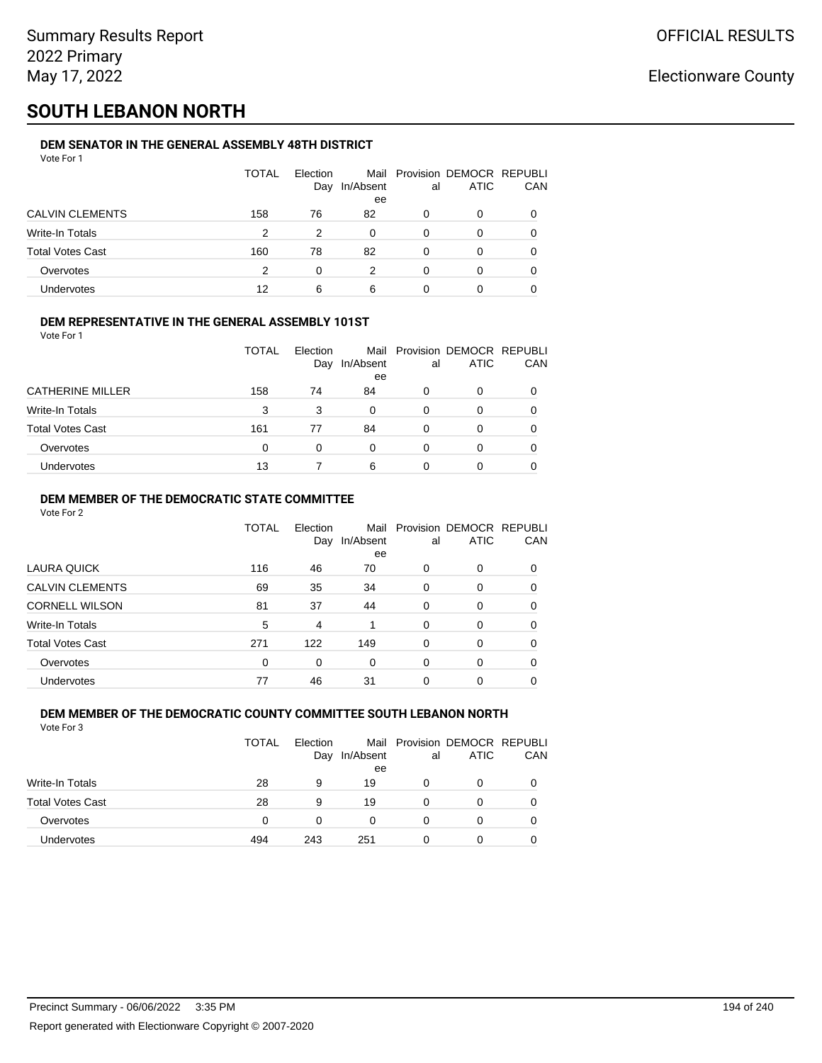Summary Results Report
2022 Primary
May 17, 2022

OFFICIAL RESULTS

Electionware County

# SOUTH LEBANON NORTH

### DEM SENATOR IN THE GENERAL ASSEMBLY 48TH DISTRICT

Vote For 1

| | TOTAL | Election Day | Mail In/Absentee | Provisional | DEMOCRATIC | REPUBLICAN |
|---|---|---|---|---|---|---|
| CALVIN CLEMENTS | 158 | 76 | 82 | 0 | 0 | 0 |
| Write-In Totals | 2 | 2 | 0 | 0 | 0 | 0 |
| Total Votes Cast | 160 | 78 | 82 | 0 | 0 | 0 |
| Overvotes | 2 | 0 | 2 | 0 | 0 | 0 |
| Undervotes | 12 | 6 | 6 | 0 | 0 | 0 |

### DEM REPRESENTATIVE IN THE GENERAL ASSEMBLY 101ST

Vote For 1

| | TOTAL | Election Day | Mail In/Absentee | Provisional | DEMOCRATIC | REPUBLICAN |
|---|---|---|---|---|---|---|
| CATHERINE MILLER | 158 | 74 | 84 | 0 | 0 | 0 |
| Write-In Totals | 3 | 3 | 0 | 0 | 0 | 0 |
| Total Votes Cast | 161 | 77 | 84 | 0 | 0 | 0 |
| Overvotes | 0 | 0 | 0 | 0 | 0 | 0 |
| Undervotes | 13 | 7 | 6 | 0 | 0 | 0 |

### DEM MEMBER OF THE DEMOCRATIC STATE COMMITTEE

Vote For 2

| | TOTAL | Election Day | Mail In/Absentee | Provisional | DEMOCRATIC | REPUBLICAN |
|---|---|---|---|---|---|---|
| LAURA QUICK | 116 | 46 | 70 | 0 | 0 | 0 |
| CALVIN CLEMENTS | 69 | 35 | 34 | 0 | 0 | 0 |
| CORNELL WILSON | 81 | 37 | 44 | 0 | 0 | 0 |
| Write-In Totals | 5 | 4 | 1 | 0 | 0 | 0 |
| Total Votes Cast | 271 | 122 | 149 | 0 | 0 | 0 |
| Overvotes | 0 | 0 | 0 | 0 | 0 | 0 |
| Undervotes | 77 | 46 | 31 | 0 | 0 | 0 |

### DEM MEMBER OF THE DEMOCRATIC COUNTY COMMITTEE SOUTH LEBANON NORTH

Vote For 3

| | TOTAL | Election Day | Mail In/Absentee | Provisional | DEMOCRATIC | REPUBLICAN |
|---|---|---|---|---|---|---|
| Write-In Totals | 28 | 9 | 19 | 0 | 0 | 0 |
| Total Votes Cast | 28 | 9 | 19 | 0 | 0 | 0 |
| Overvotes | 0 | 0 | 0 | 0 | 0 | 0 |
| Undervotes | 494 | 243 | 251 | 0 | 0 | 0 |

Precinct Summary - 06/06/2022 3:35 PM

Report generated with Electionware Copyright © 2007-2020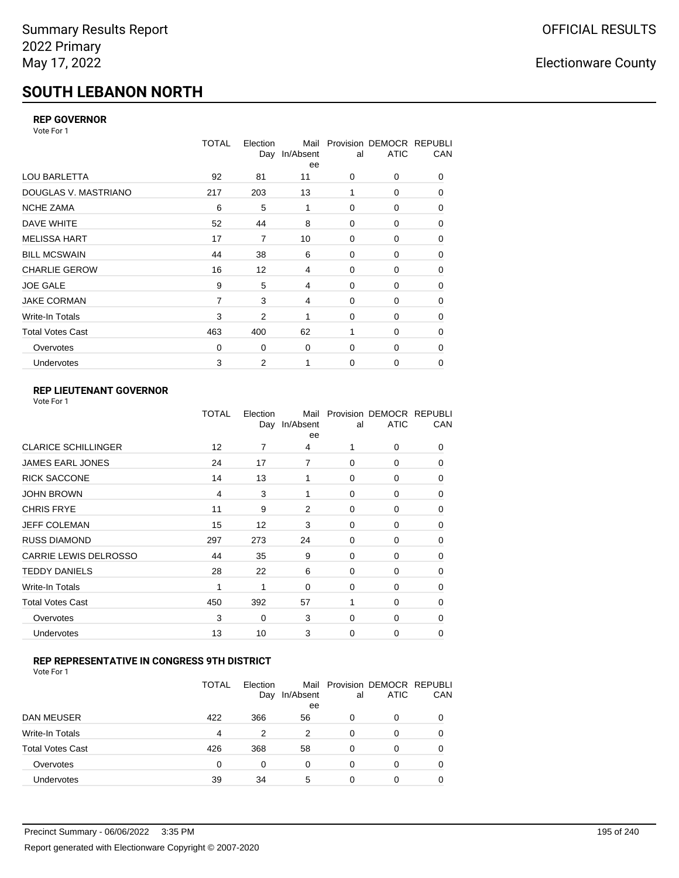# SOUTH LEBANON NORTH

### REP GOVERNOR

Vote For 1

| | TOTAL | Election Day | Mail In/Absentee | Provisional | DEMOCRATIC | REPUBLICAN |
|---|---|---|---|---|---|---|
| LOU BARLETTA | 92 | 81 | 11 | 0 | 0 | 0 |
| DOUGLAS V. MASTRIANO | 217 | 203 | 13 | 1 | 0 | 0 |
| NCHE ZAMA | 6 | 5 | 1 | 0 | 0 | 0 |
| DAVE WHITE | 52 | 44 | 8 | 0 | 0 | 0 |
| MELISSA HART | 17 | 7 | 10 | 0 | 0 | 0 |
| BILL MCSWAIN | 44 | 38 | 6 | 0 | 0 | 0 |
| CHARLIE GEROW | 16 | 12 | 4 | 0 | 0 | 0 |
| JOE GALE | 9 | 5 | 4 | 0 | 0 | 0 |
| JAKE CORMAN | 7 | 3 | 4 | 0 | 0 | 0 |
| Write-In Totals | 3 | 2 | 1 | 0 | 0 | 0 |
| Total Votes Cast | 463 | 400 | 62 | 1 | 0 | 0 |
| Overvotes | 0 | 0 | 0 | 0 | 0 | 0 |
| Undervotes | 3 | 2 | 1 | 0 | 0 | 0 |

### REP LIEUTENANT GOVERNOR

Vote For 1

| | TOTAL | Election Day | Mail In/Absentee | Provisional | DEMOCRATIC | REPUBLICAN |
|---|---|---|---|---|---|---|
| CLARICE SCHILLINGER | 12 | 7 | 4 | 1 | 0 | 0 |
| JAMES EARL JONES | 24 | 17 | 7 | 0 | 0 | 0 |
| RICK SACCONE | 14 | 13 | 1 | 0 | 0 | 0 |
| JOHN BROWN | 4 | 3 | 1 | 0 | 0 | 0 |
| CHRIS FRYE | 11 | 9 | 2 | 0 | 0 | 0 |
| JEFF COLEMAN | 15 | 12 | 3 | 0 | 0 | 0 |
| RUSS DIAMOND | 297 | 273 | 24 | 0 | 0 | 0 |
| CARRIE LEWIS DELROSSO | 44 | 35 | 9 | 0 | 0 | 0 |
| TEDDY DANIELS | 28 | 22 | 6 | 0 | 0 | 0 |
| Write-In Totals | 1 | 1 | 0 | 0 | 0 | 0 |
| Total Votes Cast | 450 | 392 | 57 | 1 | 0 | 0 |
| Overvotes | 3 | 0 | 3 | 0 | 0 | 0 |
| Undervotes | 13 | 10 | 3 | 0 | 0 | 0 |

### REP REPRESENTATIVE IN CONGRESS 9TH DISTRICT

Vote For 1

| | TOTAL | Election Day | Mail In/Absentee | Provisional | DEMOCRATIC | REPUBLICAN |
|---|---|---|---|---|---|---|
| DAN MEUSER | 422 | 366 | 56 | 0 | 0 | 0 |
| Write-In Totals | 4 | 2 | 2 | 0 | 0 | 0 |
| Total Votes Cast | 426 | 368 | 58 | 0 | 0 | 0 |
| Overvotes | 0 | 0 | 0 | 0 | 0 | 0 |
| Undervotes | 39 | 34 | 5 | 0 | 0 | 0 |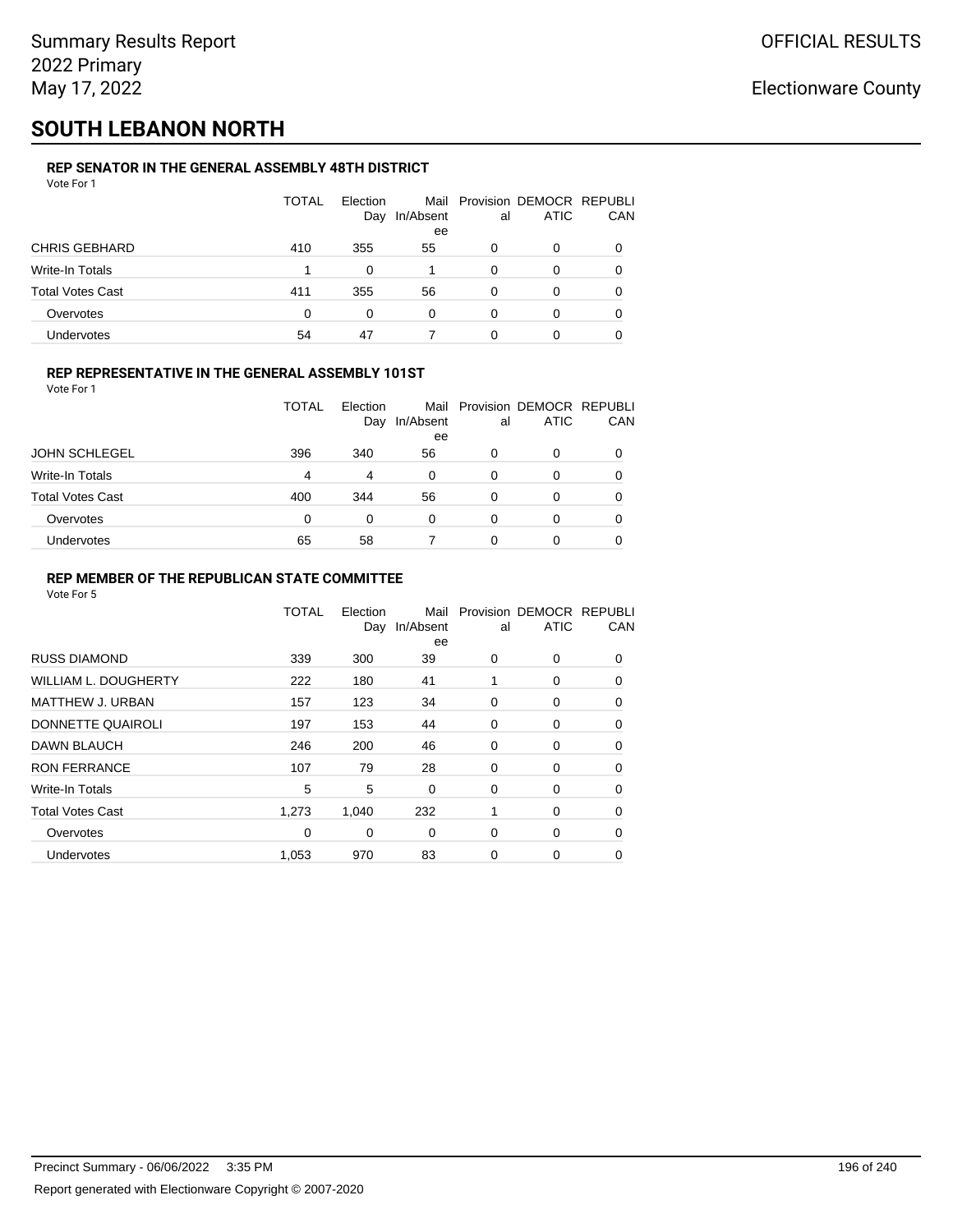Summary Results Report
2022 Primary
May 17, 2022

OFFICIAL RESULTS

Electionware County

# SOUTH LEBANON NORTH

### REP SENATOR IN THE GENERAL ASSEMBLY 48TH DISTRICT

Vote For 1

| | TOTAL | Election Day | Mail In/Absentee | Provisional | DEMOCRATIC | REPUBLICAN |
|---|---|---|---|---|---|---|
| CHRIS GEBHARD | 410 | 355 | 55 | 0 | 0 | 0 |
| Write-In Totals | 1 | 0 | 1 | 0 | 0 | 0 |
| Total Votes Cast | 411 | 355 | 56 | 0 | 0 | 0 |
| Overvotes | 0 | 0 | 0 | 0 | 0 | 0 |
| Undervotes | 54 | 47 | 7 | 0 | 0 | 0 |

### REP REPRESENTATIVE IN THE GENERAL ASSEMBLY 101ST

Vote For 1

| | TOTAL | Election Day | Mail In/Absentee | Provisional | DEMOCRATIC | REPUBLICAN |
|---|---|---|---|---|---|---|
| JOHN SCHLEGEL | 396 | 340 | 56 | 0 | 0 | 0 |
| Write-In Totals | 4 | 4 | 0 | 0 | 0 | 0 |
| Total Votes Cast | 400 | 344 | 56 | 0 | 0 | 0 |
| Overvotes | 0 | 0 | 0 | 0 | 0 | 0 |
| Undervotes | 65 | 58 | 7 | 0 | 0 | 0 |

### REP MEMBER OF THE REPUBLICAN STATE COMMITTEE

Vote For 5

| | TOTAL | Election Day | Mail In/Absentee | Provisional | DEMOCRATIC | REPUBLICAN |
|---|---|---|---|---|---|---|
| RUSS DIAMOND | 339 | 300 | 39 | 0 | 0 | 0 |
| WILLIAM L. DOUGHERTY | 222 | 180 | 41 | 1 | 0 | 0 |
| MATTHEW J. URBAN | 157 | 123 | 34 | 0 | 0 | 0 |
| DONNETTE QUAIROLI | 197 | 153 | 44 | 0 | 0 | 0 |
| DAWN BLAUCH | 246 | 200 | 46 | 0 | 0 | 0 |
| RON FERRANCE | 107 | 79 | 28 | 0 | 0 | 0 |
| Write-In Totals | 5 | 5 | 0 | 0 | 0 | 0 |
| Total Votes Cast | 1,273 | 1,040 | 232 | 1 | 0 | 0 |
| Overvotes | 0 | 0 | 0 | 0 | 0 | 0 |
| Undervotes | 1,053 | 970 | 83 | 0 | 0 | 0 |

Precinct Summary - 06/06/2022 3:35 PM

Report generated with Electionware Copyright © 2007-2020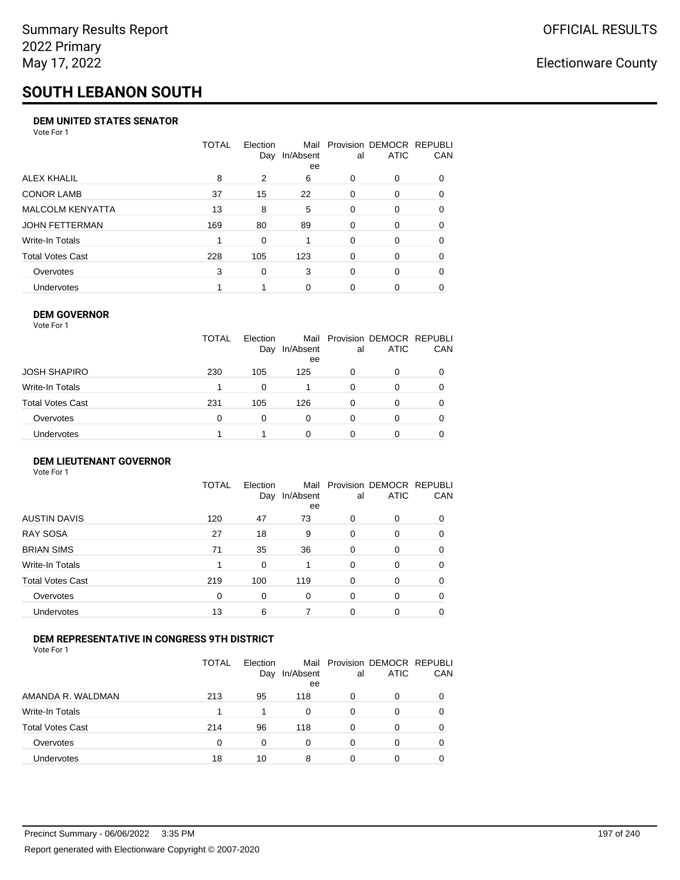# SOUTH LEBANON SOUTH

### DEM UNITED STATES SENATOR

Vote For 1

| | TOTAL | Election Day | Mail In/Absentee | Provisional | DEMOCRATIC | REPUBLICAN |
|---|---|---|---|---|---|---|
| ALEX KHALIL | 8 | 2 | 6 | 0 | 0 | 0 |
| CONOR LAMB | 37 | 15 | 22 | 0 | 0 | 0 |
| MALCOLM KENYATTA | 13 | 8 | 5 | 0 | 0 | 0 |
| JOHN FETTERMAN | 169 | 80 | 89 | 0 | 0 | 0 |
| Write-In Totals | 1 | 0 | 1 | 0 | 0 | 0 |
| Total Votes Cast | 228 | 105 | 123 | 0 | 0 | 0 |
| Overvotes | 3 | 0 | 3 | 0 | 0 | 0 |
| Undervotes | 1 | 1 | 0 | 0 | 0 | 0 |

### DEM GOVERNOR

Vote For 1

| | TOTAL | Election Day | Mail In/Absentee | Provisional | DEMOCRATIC | REPUBLICAN |
|---|---|---|---|---|---|---|
| JOSH SHAPIRO | 230 | 105 | 125 | 0 | 0 | 0 |
| Write-In Totals | 1 | 0 | 1 | 0 | 0 | 0 |
| Total Votes Cast | 231 | 105 | 126 | 0 | 0 | 0 |
| Overvotes | 0 | 0 | 0 | 0 | 0 | 0 |
| Undervotes | 1 | 1 | 0 | 0 | 0 | 0 |

### DEM LIEUTENANT GOVERNOR

Vote For 1

| | TOTAL | Election Day | Mail In/Absentee | Provisional | DEMOCRATIC | REPUBLICAN |
|---|---|---|---|---|---|---|
| AUSTIN DAVIS | 120 | 47 | 73 | 0 | 0 | 0 |
| RAY SOSA | 27 | 18 | 9 | 0 | 0 | 0 |
| BRIAN SIMS | 71 | 35 | 36 | 0 | 0 | 0 |
| Write-In Totals | 1 | 0 | 1 | 0 | 0 | 0 |
| Total Votes Cast | 219 | 100 | 119 | 0 | 0 | 0 |
| Overvotes | 0 | 0 | 0 | 0 | 0 | 0 |
| Undervotes | 13 | 6 | 7 | 0 | 0 | 0 |

### DEM REPRESENTATIVE IN CONGRESS 9TH DISTRICT

Vote For 1

| | TOTAL | Election Day | Mail In/Absentee | Provisional | DEMOCRATIC | REPUBLICAN |
|---|---|---|---|---|---|---|
| AMANDA R. WALDMAN | 213 | 95 | 118 | 0 | 0 | 0 |
| Write-In Totals | 1 | 1 | 0 | 0 | 0 | 0 |
| Total Votes Cast | 214 | 96 | 118 | 0 | 0 | 0 |
| Overvotes | 0 | 0 | 0 | 0 | 0 | 0 |
| Undervotes | 18 | 10 | 8 | 0 | 0 | 0 |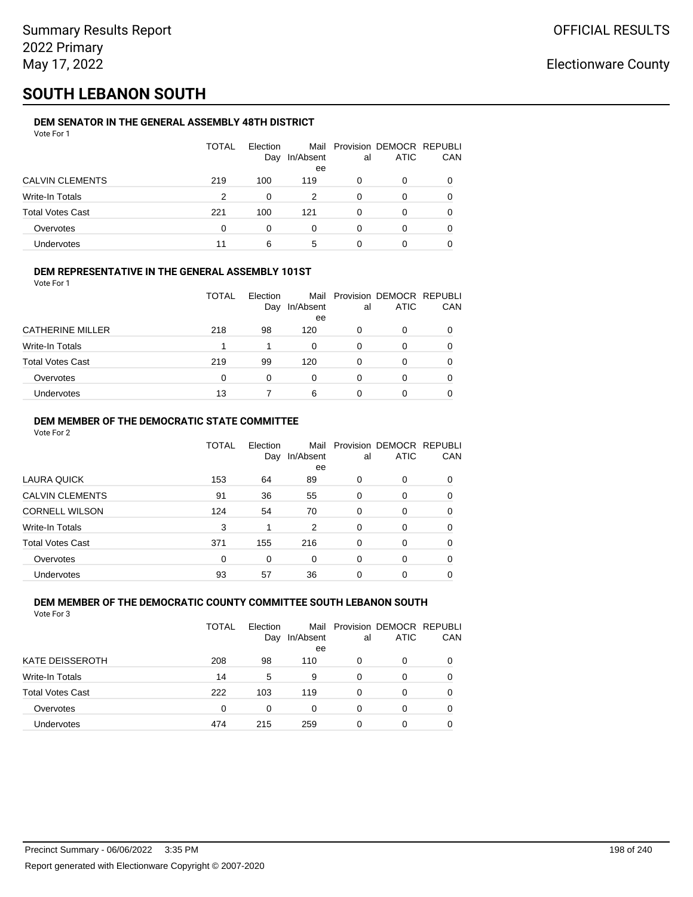Summary Results Report
2022 Primary
May 17, 2022

OFFICIAL RESULTS

Electionware County

# SOUTH LEBANON SOUTH

### DEM SENATOR IN THE GENERAL ASSEMBLY 48TH DISTRICT

Vote For 1

| | TOTAL | Election Day | Mail In/Absentee | Provisional | DEMOCRATIC | REPUBLICAN |
|---|---|---|---|---|---|---|
| CALVIN CLEMENTS | 219 | 100 | 119 | 0 | 0 | 0 |
| Write-In Totals | 2 | 0 | 2 | 0 | 0 | 0 |
| Total Votes Cast | 221 | 100 | 121 | 0 | 0 | 0 |
| Overvotes | 0 | 0 | 0 | 0 | 0 | 0 |
| Undervotes | 11 | 6 | 5 | 0 | 0 | 0 |

### DEM REPRESENTATIVE IN THE GENERAL ASSEMBLY 101ST

Vote For 1

| | TOTAL | Election Day | Mail In/Absentee | Provisional | DEMOCRATIC | REPUBLICAN |
|---|---|---|---|---|---|---|
| CATHERINE MILLER | 218 | 98 | 120 | 0 | 0 | 0 |
| Write-In Totals | 1 | 1 | 0 | 0 | 0 | 0 |
| Total Votes Cast | 219 | 99 | 120 | 0 | 0 | 0 |
| Overvotes | 0 | 0 | 0 | 0 | 0 | 0 |
| Undervotes | 13 | 7 | 6 | 0 | 0 | 0 |

### DEM MEMBER OF THE DEMOCRATIC STATE COMMITTEE

Vote For 2

| | TOTAL | Election Day | Mail In/Absentee | Provisional | DEMOCRATIC | REPUBLICAN |
|---|---|---|---|---|---|---|
| LAURA QUICK | 153 | 64 | 89 | 0 | 0 | 0 |
| CALVIN CLEMENTS | 91 | 36 | 55 | 0 | 0 | 0 |
| CORNELL WILSON | 124 | 54 | 70 | 0 | 0 | 0 |
| Write-In Totals | 3 | 1 | 2 | 0 | 0 | 0 |
| Total Votes Cast | 371 | 155 | 216 | 0 | 0 | 0 |
| Overvotes | 0 | 0 | 0 | 0 | 0 | 0 |
| Undervotes | 93 | 57 | 36 | 0 | 0 | 0 |

### DEM MEMBER OF THE DEMOCRATIC COUNTY COMMITTEE SOUTH LEBANON SOUTH

Vote For 3

| | TOTAL | Election Day | Mail In/Absentee | Provisional | DEMOCRATIC | REPUBLICAN |
|---|---|---|---|---|---|---|
| KATE DEISSEROTH | 208 | 98 | 110 | 0 | 0 | 0 |
| Write-In Totals | 14 | 5 | 9 | 0 | 0 | 0 |
| Total Votes Cast | 222 | 103 | 119 | 0 | 0 | 0 |
| Overvotes | 0 | 0 | 0 | 0 | 0 | 0 |
| Undervotes | 474 | 215 | 259 | 0 | 0 | 0 |

Precinct Summary - 06/06/2022 3:35 PM

Report generated with Electionware Copyright © 2007-2020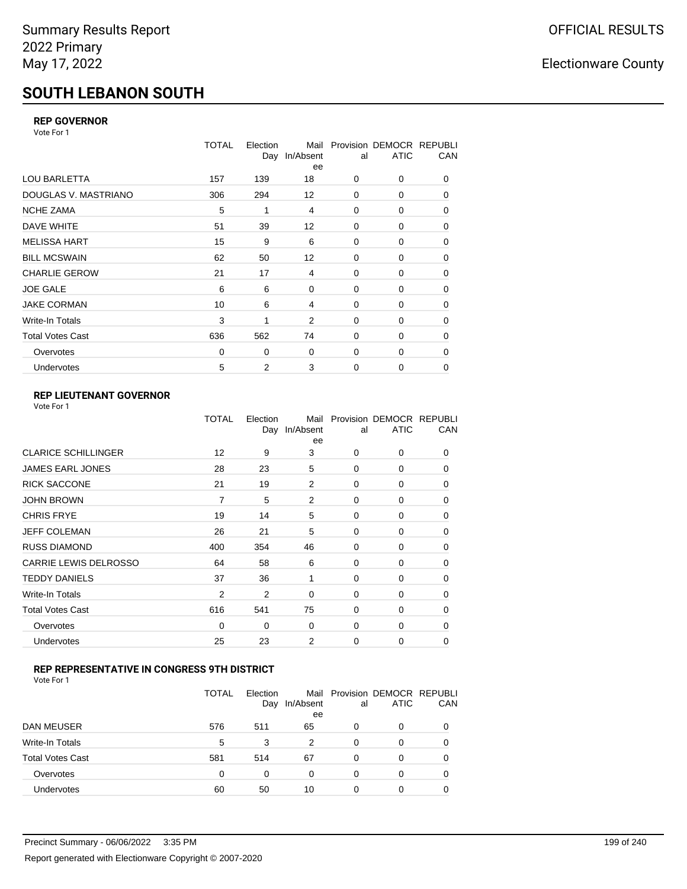Summary Results Report
2022 Primary
May 17, 2022

OFFICIAL RESULTS

Electionware County

# SOUTH LEBANON SOUTH

### REP GOVERNOR

Vote For 1

| | TOTAL | Election Day | Mail In/Absentee | Provisional | DEMOCRATIC | REPUBLICAN |
|---|---|---|---|---|---|---|
| LOU BARLETTA | 157 | 139 | 18 | 0 | 0 | 0 |
| DOUGLAS V. MASTRIANO | 306 | 294 | 12 | 0 | 0 | 0 |
| NCHE ZAMA | 5 | 1 | 4 | 0 | 0 | 0 |
| DAVE WHITE | 51 | 39 | 12 | 0 | 0 | 0 |
| MELISSA HART | 15 | 9 | 6 | 0 | 0 | 0 |
| BILL MCSWAIN | 62 | 50 | 12 | 0 | 0 | 0 |
| CHARLIE GEROW | 21 | 17 | 4 | 0 | 0 | 0 |
| JOE GALE | 6 | 6 | 0 | 0 | 0 | 0 |
| JAKE CORMAN | 10 | 6 | 4 | 0 | 0 | 0 |
| Write-In Totals | 3 | 1 | 2 | 0 | 0 | 0 |
| Total Votes Cast | 636 | 562 | 74 | 0 | 0 | 0 |
| Overvotes | 0 | 0 | 0 | 0 | 0 | 0 |
| Undervotes | 5 | 2 | 3 | 0 | 0 | 0 |

### REP LIEUTENANT GOVERNOR

Vote For 1

| | TOTAL | Election Day | Mail In/Absentee | Provisional | DEMOCRATIC | REPUBLICAN |
|---|---|---|---|---|---|---|
| CLARICE SCHILLINGER | 12 | 9 | 3 | 0 | 0 | 0 |
| JAMES EARL JONES | 28 | 23 | 5 | 0 | 0 | 0 |
| RICK SACCONE | 21 | 19 | 2 | 0 | 0 | 0 |
| JOHN BROWN | 7 | 5 | 2 | 0 | 0 | 0 |
| CHRIS FRYE | 19 | 14 | 5 | 0 | 0 | 0 |
| JEFF COLEMAN | 26 | 21 | 5 | 0 | 0 | 0 |
| RUSS DIAMOND | 400 | 354 | 46 | 0 | 0 | 0 |
| CARRIE LEWIS DELROSSO | 64 | 58 | 6 | 0 | 0 | 0 |
| TEDDY DANIELS | 37 | 36 | 1 | 0 | 0 | 0 |
| Write-In Totals | 2 | 2 | 0 | 0 | 0 | 0 |
| Total Votes Cast | 616 | 541 | 75 | 0 | 0 | 0 |
| Overvotes | 0 | 0 | 0 | 0 | 0 | 0 |
| Undervotes | 25 | 23 | 2 | 0 | 0 | 0 |

### REP REPRESENTATIVE IN CONGRESS 9TH DISTRICT

Vote For 1

| | TOTAL | Election Day | Mail In/Absentee | Provisional | DEMOCRATIC | REPUBLICAN |
|---|---|---|---|---|---|---|
| DAN MEUSER | 576 | 511 | 65 | 0 | 0 | 0 |
| Write-In Totals | 5 | 3 | 2 | 0 | 0 | 0 |
| Total Votes Cast | 581 | 514 | 67 | 0 | 0 | 0 |
| Overvotes | 0 | 0 | 0 | 0 | 0 | 0 |
| Undervotes | 60 | 50 | 10 | 0 | 0 | 0 |

Precinct Summary - 06/06/2022 3:35 PM

Report generated with Electionware Copyright © 2007-2020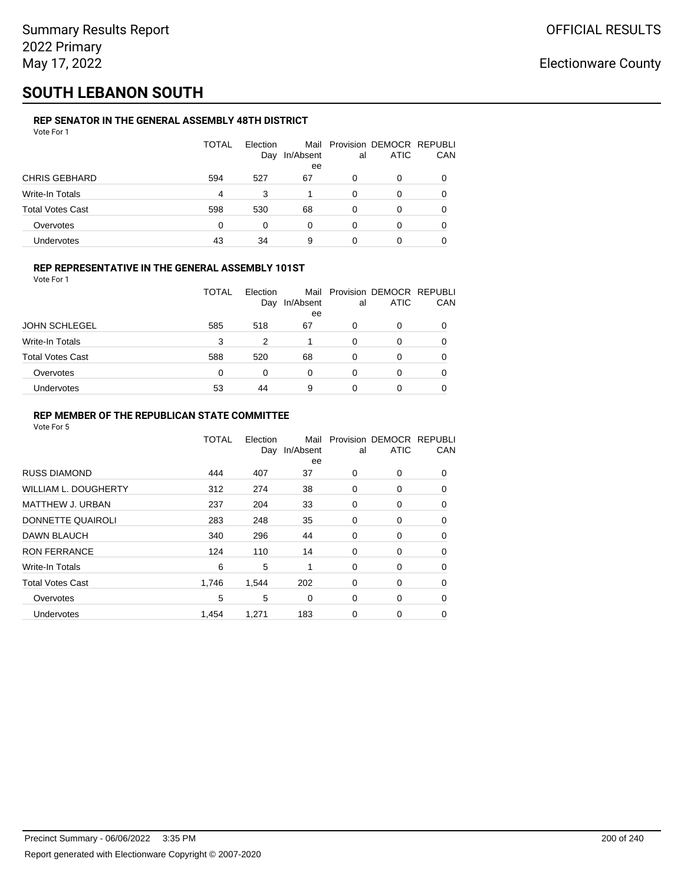Summary Results Report
2022 Primary
May 17, 2022

OFFICIAL RESULTS

Electionware County

# SOUTH LEBANON SOUTH

### REP SENATOR IN THE GENERAL ASSEMBLY 48TH DISTRICT

Vote For 1

| | TOTAL | Election Day | Mail In/Absentee | Provisional | DEMOCRATIC | REPUBLICAN |
|---|---|---|---|---|---|---|
| CHRIS GEBHARD | 594 | 527 | 67 | 0 | 0 | 0 |
| Write-In Totals | 4 | 3 | 1 | 0 | 0 | 0 |
| Total Votes Cast | 598 | 530 | 68 | 0 | 0 | 0 |
| Overvotes | 0 | 0 | 0 | 0 | 0 | 0 |
| Undervotes | 43 | 34 | 9 | 0 | 0 | 0 |

### REP REPRESENTATIVE IN THE GENERAL ASSEMBLY 101ST

Vote For 1

| | TOTAL | Election Day | Mail In/Absentee | Provisional | DEMOCRATIC | REPUBLICAN |
|---|---|---|---|---|---|---|
| JOHN SCHLEGEL | 585 | 518 | 67 | 0 | 0 | 0 |
| Write-In Totals | 3 | 2 | 1 | 0 | 0 | 0 |
| Total Votes Cast | 588 | 520 | 68 | 0 | 0 | 0 |
| Overvotes | 0 | 0 | 0 | 0 | 0 | 0 |
| Undervotes | 53 | 44 | 9 | 0 | 0 | 0 |

### REP MEMBER OF THE REPUBLICAN STATE COMMITTEE

Vote For 5

| | TOTAL | Election Day | Mail In/Absentee | Provisional | DEMOCRATIC | REPUBLICAN |
|---|---|---|---|---|---|---|
| RUSS DIAMOND | 444 | 407 | 37 | 0 | 0 | 0 |
| WILLIAM L. DOUGHERTY | 312 | 274 | 38 | 0 | 0 | 0 |
| MATTHEW J. URBAN | 237 | 204 | 33 | 0 | 0 | 0 |
| DONNETTE QUAIROLI | 283 | 248 | 35 | 0 | 0 | 0 |
| DAWN BLAUCH | 340 | 296 | 44 | 0 | 0 | 0 |
| RON FERRANCE | 124 | 110 | 14 | 0 | 0 | 0 |
| Write-In Totals | 6 | 5 | 1 | 0 | 0 | 0 |
| Total Votes Cast | 1,746 | 1,544 | 202 | 0 | 0 | 0 |
| Overvotes | 5 | 5 | 0 | 0 | 0 | 0 |
| Undervotes | 1,454 | 1,271 | 183 | 0 | 0 | 0 |

Precinct Summary - 06/06/2022 3:35 PM

Report generated with Electionware Copyright © 2007-2020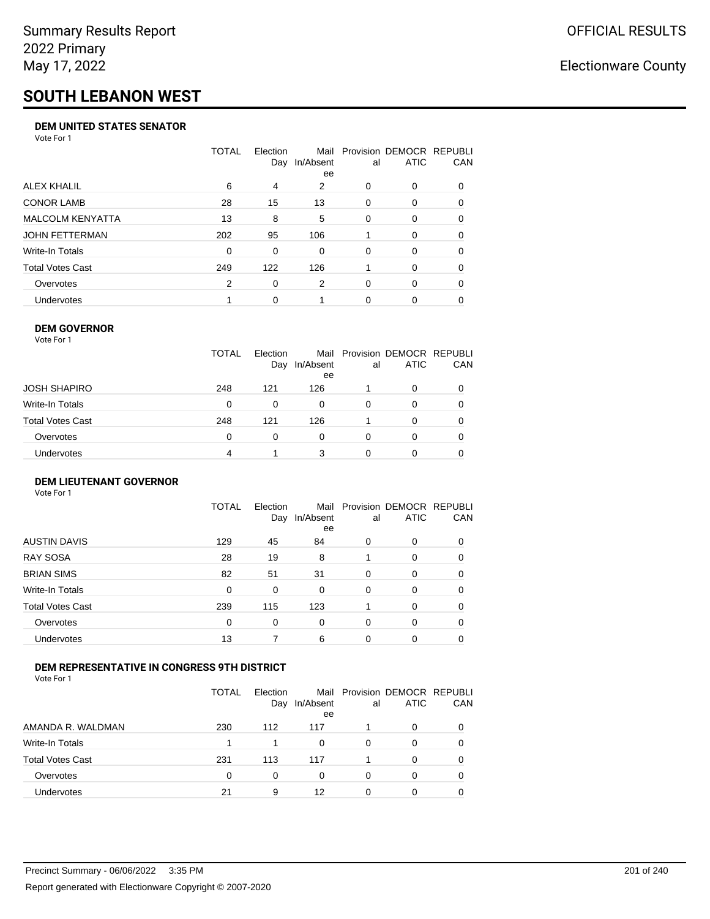# SOUTH LEBANON WEST

### DEM UNITED STATES SENATOR

Vote For 1

| | TOTAL | Election Day | Mail In/Absentee | Provisional | DEMOCRATIC | REPUBLICAN |
|---|---|---|---|---|---|---|
| ALEX KHALIL | 6 | 4 | 2 | 0 | 0 | 0 |
| CONOR LAMB | 28 | 15 | 13 | 0 | 0 | 0 |
| MALCOLM KENYATTA | 13 | 8 | 5 | 0 | 0 | 0 |
| JOHN FETTERMAN | 202 | 95 | 106 | 1 | 0 | 0 |
| Write-In Totals | 0 | 0 | 0 | 0 | 0 | 0 |
| Total Votes Cast | 249 | 122 | 126 | 1 | 0 | 0 |
| Overvotes | 2 | 0 | 2 | 0 | 0 | 0 |
| Undervotes | 1 | 0 | 1 | 0 | 0 | 0 |

### DEM GOVERNOR

Vote For 1

| | TOTAL | Election Day | Mail In/Absentee | Provisional | DEMOCRATIC | REPUBLICAN |
|---|---|---|---|---|---|---|
| JOSH SHAPIRO | 248 | 121 | 126 | 1 | 0 | 0 |
| Write-In Totals | 0 | 0 | 0 | 0 | 0 | 0 |
| Total Votes Cast | 248 | 121 | 126 | 1 | 0 | 0 |
| Overvotes | 0 | 0 | 0 | 0 | 0 | 0 |
| Undervotes | 4 | 1 | 3 | 0 | 0 | 0 |

### DEM LIEUTENANT GOVERNOR

Vote For 1

| | TOTAL | Election Day | Mail In/Absentee | Provisional | DEMOCRATIC | REPUBLICAN |
|---|---|---|---|---|---|---|
| AUSTIN DAVIS | 129 | 45 | 84 | 0 | 0 | 0 |
| RAY SOSA | 28 | 19 | 8 | 1 | 0 | 0 |
| BRIAN SIMS | 82 | 51 | 31 | 0 | 0 | 0 |
| Write-In Totals | 0 | 0 | 0 | 0 | 0 | 0 |
| Total Votes Cast | 239 | 115 | 123 | 1 | 0 | 0 |
| Overvotes | 0 | 0 | 0 | 0 | 0 | 0 |
| Undervotes | 13 | 7 | 6 | 0 | 0 | 0 |

### DEM REPRESENTATIVE IN CONGRESS 9TH DISTRICT

Vote For 1

| | TOTAL | Election Day | Mail In/Absentee | Provisional | DEMOCRATIC | REPUBLICAN |
|---|---|---|---|---|---|---|
| AMANDA R. WALDMAN | 230 | 112 | 117 | 1 | 0 | 0 |
| Write-In Totals | 1 | 1 | 0 | 0 | 0 | 0 |
| Total Votes Cast | 231 | 113 | 117 | 1 | 0 | 0 |
| Overvotes | 0 | 0 | 0 | 0 | 0 | 0 |
| Undervotes | 21 | 9 | 12 | 0 | 0 | 0 |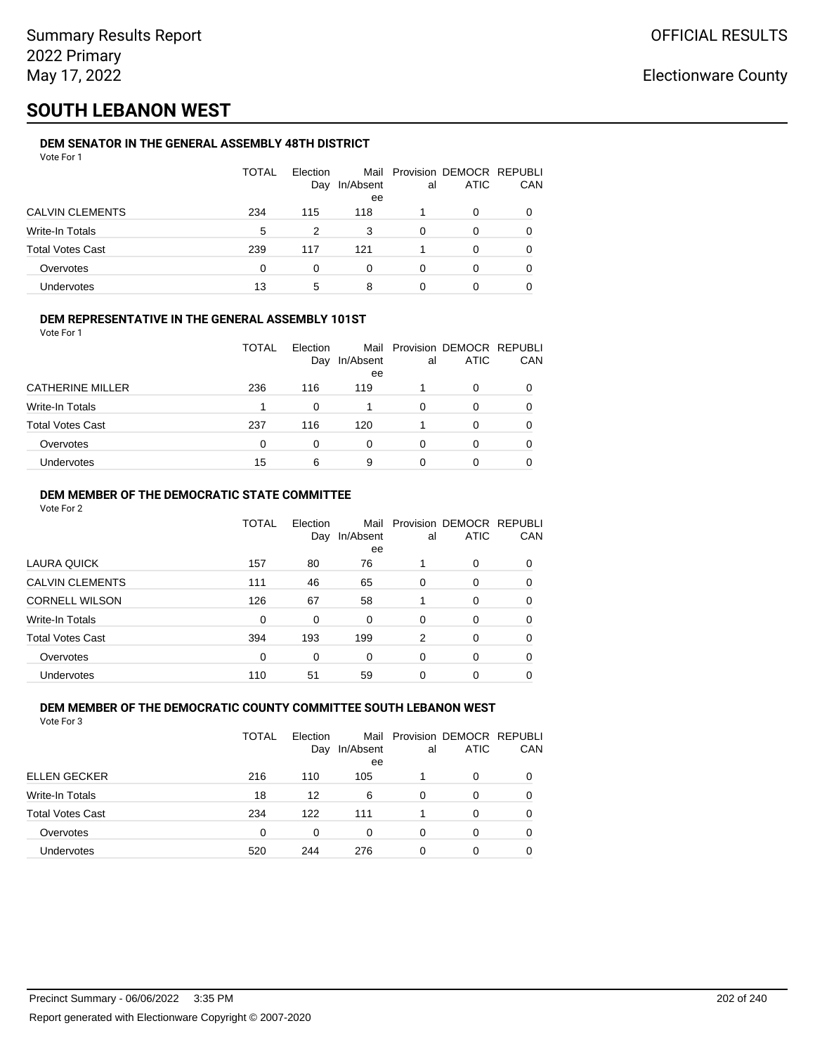Summary Results Report
2022 Primary
May 17, 2022

OFFICIAL RESULTS

Electionware County

# SOUTH LEBANON WEST

### DEM SENATOR IN THE GENERAL ASSEMBLY 48TH DISTRICT

Vote For 1

| | TOTAL | Election Day | Mail In/Absentee | Provisional | DEMOCRATIC | REPUBLICAN |
|---|---|---|---|---|---|---|
| CALVIN CLEMENTS | 234 | 115 | 118 | 1 | 0 | 0 |
| Write-In Totals | 5 | 2 | 3 | 0 | 0 | 0 |
| Total Votes Cast | 239 | 117 | 121 | 1 | 0 | 0 |
| Overvotes | 0 | 0 | 0 | 0 | 0 | 0 |
| Undervotes | 13 | 5 | 8 | 0 | 0 | 0 |

### DEM REPRESENTATIVE IN THE GENERAL ASSEMBLY 101ST

Vote For 1

| | TOTAL | Election Day | Mail In/Absentee | Provisional | DEMOCRATIC | REPUBLICAN |
|---|---|---|---|---|---|---|
| CATHERINE MILLER | 236 | 116 | 119 | 1 | 0 | 0 |
| Write-In Totals | 1 | 0 | 1 | 0 | 0 | 0 |
| Total Votes Cast | 237 | 116 | 120 | 1 | 0 | 0 |
| Overvotes | 0 | 0 | 0 | 0 | 0 | 0 |
| Undervotes | 15 | 6 | 9 | 0 | 0 | 0 |

### DEM MEMBER OF THE DEMOCRATIC STATE COMMITTEE

Vote For 2

| | TOTAL | Election Day | Mail In/Absentee | Provisional | DEMOCRATIC | REPUBLICAN |
|---|---|---|---|---|---|---|
| LAURA QUICK | 157 | 80 | 76 | 1 | 0 | 0 |
| CALVIN CLEMENTS | 111 | 46 | 65 | 0 | 0 | 0 |
| CORNELL WILSON | 126 | 67 | 58 | 1 | 0 | 0 |
| Write-In Totals | 0 | 0 | 0 | 0 | 0 | 0 |
| Total Votes Cast | 394 | 193 | 199 | 2 | 0 | 0 |
| Overvotes | 0 | 0 | 0 | 0 | 0 | 0 |
| Undervotes | 110 | 51 | 59 | 0 | 0 | 0 |

### DEM MEMBER OF THE DEMOCRATIC COUNTY COMMITTEE SOUTH LEBANON WEST

Vote For 3

| | TOTAL | Election Day | Mail In/Absentee | Provisional | DEMOCRATIC | REPUBLICAN |
|---|---|---|---|---|---|---|
| ELLEN GECKER | 216 | 110 | 105 | 1 | 0 | 0 |
| Write-In Totals | 18 | 12 | 6 | 0 | 0 | 0 |
| Total Votes Cast | 234 | 122 | 111 | 1 | 0 | 0 |
| Overvotes | 0 | 0 | 0 | 0 | 0 | 0 |
| Undervotes | 520 | 244 | 276 | 0 | 0 | 0 |

Precinct Summary - 06/06/2022 3:35 PM

Report generated with Electionware Copyright © 2007-2020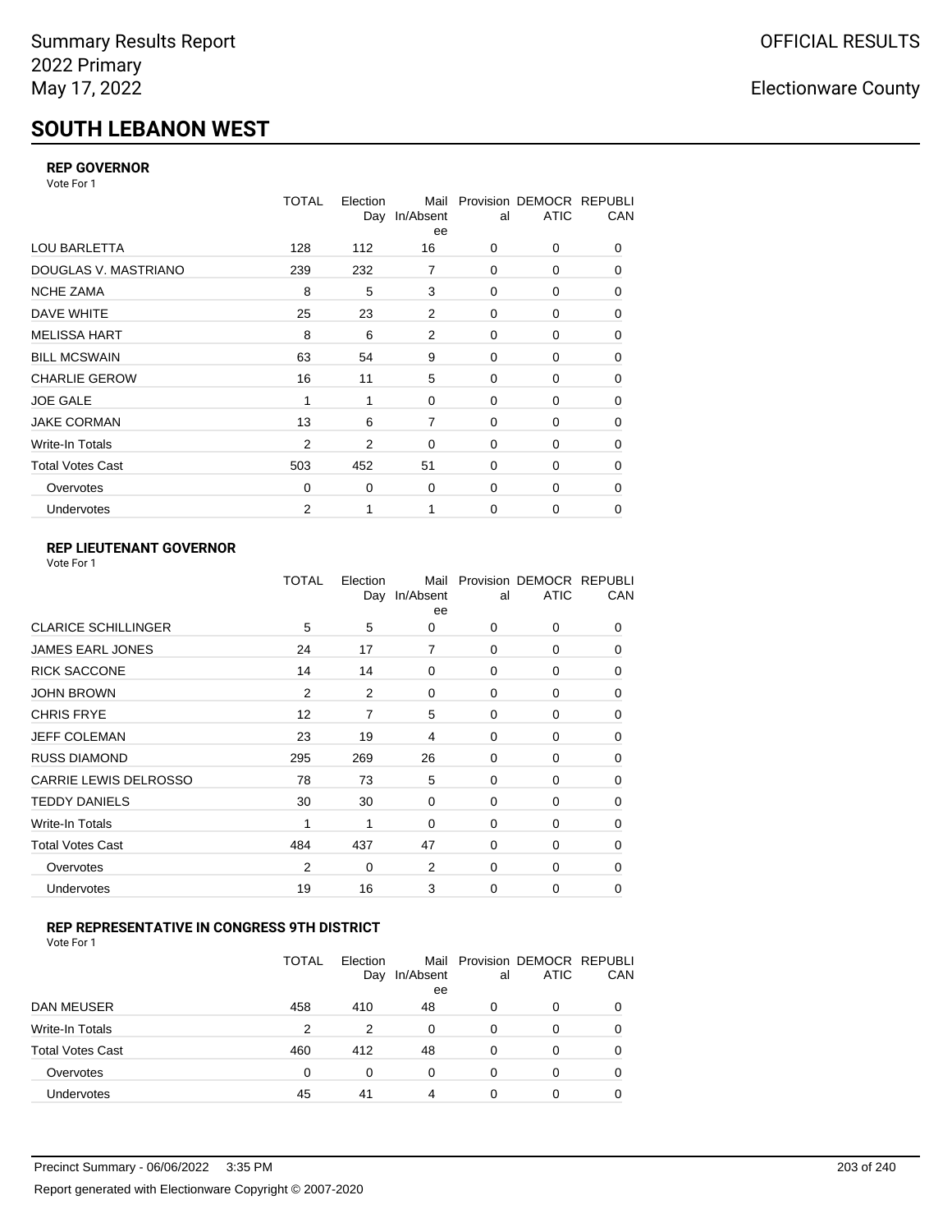# SOUTH LEBANON WEST

### REP GOVERNOR

Vote For 1

| | TOTAL | Election Day | Mail In/Absentee | Provisional | DEMOCRATIC | REPUBLICAN |
|---|---|---|---|---|---|---|
| LOU BARLETTA | 128 | 112 | 16 | 0 | 0 | 0 |
| DOUGLAS V. MASTRIANO | 239 | 232 | 7 | 0 | 0 | 0 |
| NCHE ZAMA | 8 | 5 | 3 | 0 | 0 | 0 |
| DAVE WHITE | 25 | 23 | 2 | 0 | 0 | 0 |
| MELISSA HART | 8 | 6 | 2 | 0 | 0 | 0 |
| BILL MCSWAIN | 63 | 54 | 9 | 0 | 0 | 0 |
| CHARLIE GEROW | 16 | 11 | 5 | 0 | 0 | 0 |
| JOE GALE | 1 | 1 | 0 | 0 | 0 | 0 |
| JAKE CORMAN | 13 | 6 | 7 | 0 | 0 | 0 |
| Write-In Totals | 2 | 2 | 0 | 0 | 0 | 0 |
| Total Votes Cast | 503 | 452 | 51 | 0 | 0 | 0 |
| Overvotes | 0 | 0 | 0 | 0 | 0 | 0 |
| Undervotes | 2 | 1 | 1 | 0 | 0 | 0 |

### REP LIEUTENANT GOVERNOR

Vote For 1

| | TOTAL | Election Day | Mail In/Absentee | Provisional | DEMOCRATIC | REPUBLICAN |
|---|---|---|---|---|---|---|
| CLARICE SCHILLINGER | 5 | 5 | 0 | 0 | 0 | 0 |
| JAMES EARL JONES | 24 | 17 | 7 | 0 | 0 | 0 |
| RICK SACCONE | 14 | 14 | 0 | 0 | 0 | 0 |
| JOHN BROWN | 2 | 2 | 0 | 0 | 0 | 0 |
| CHRIS FRYE | 12 | 7 | 5 | 0 | 0 | 0 |
| JEFF COLEMAN | 23 | 19 | 4 | 0 | 0 | 0 |
| RUSS DIAMOND | 295 | 269 | 26 | 0 | 0 | 0 |
| CARRIE LEWIS DELROSSO | 78 | 73 | 5 | 0 | 0 | 0 |
| TEDDY DANIELS | 30 | 30 | 0 | 0 | 0 | 0 |
| Write-In Totals | 1 | 1 | 0 | 0 | 0 | 0 |
| Total Votes Cast | 484 | 437 | 47 | 0 | 0 | 0 |
| Overvotes | 2 | 0 | 2 | 0 | 0 | 0 |
| Undervotes | 19 | 16 | 3 | 0 | 0 | 0 |

### REP REPRESENTATIVE IN CONGRESS 9TH DISTRICT

Vote For 1

| | TOTAL | Election Day | Mail In/Absentee | Provisional | DEMOCRATIC | REPUBLICAN |
|---|---|---|---|---|---|---|
| DAN MEUSER | 458 | 410 | 48 | 0 | 0 | 0 |
| Write-In Totals | 2 | 2 | 0 | 0 | 0 | 0 |
| Total Votes Cast | 460 | 412 | 48 | 0 | 0 | 0 |
| Overvotes | 0 | 0 | 0 | 0 | 0 | 0 |
| Undervotes | 45 | 41 | 4 | 0 | 0 | 0 |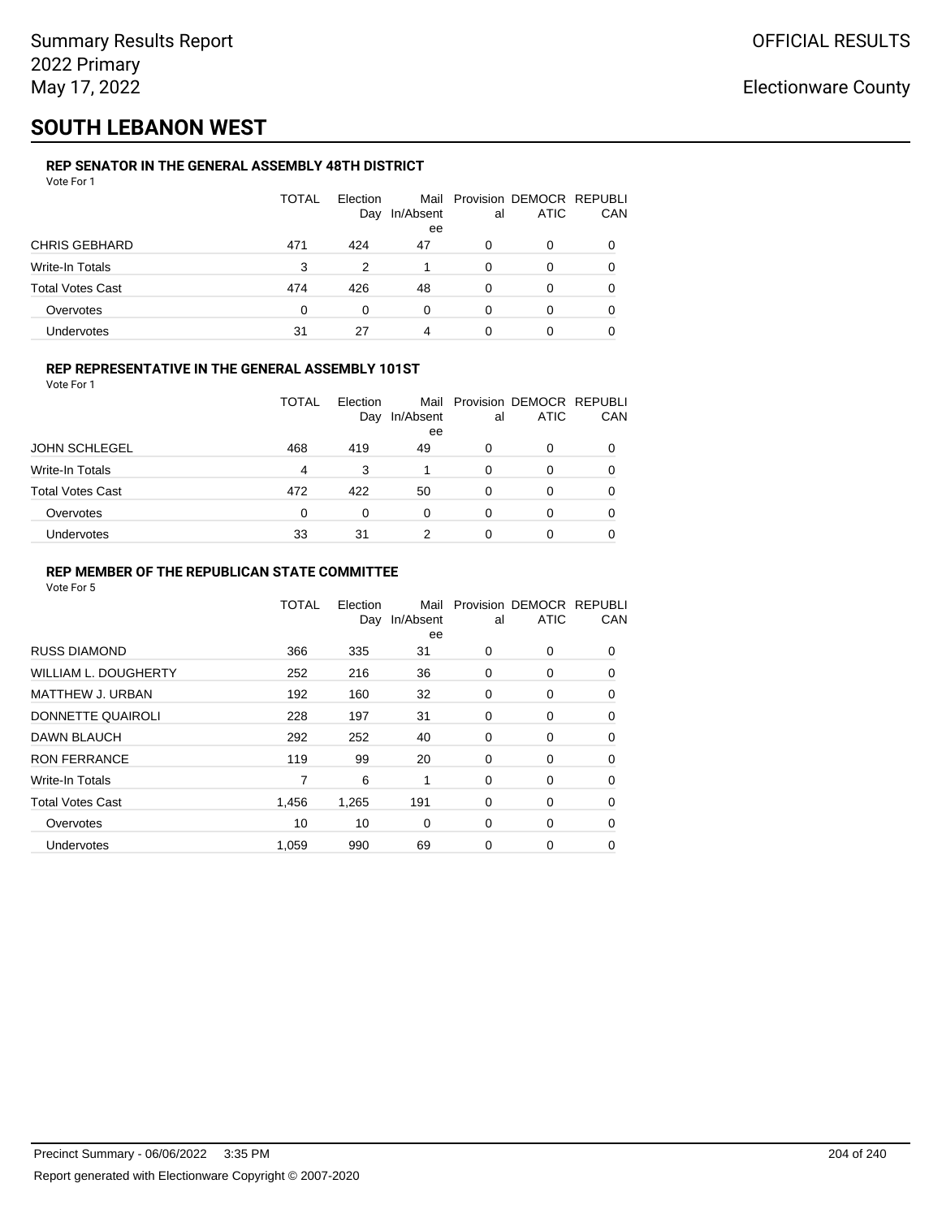Summary Results Report
2022 Primary
May 17, 2022

OFFICIAL RESULTS

Electionware County

# SOUTH LEBANON WEST

### REP SENATOR IN THE GENERAL ASSEMBLY 48TH DISTRICT

Vote For 1

| | TOTAL | Election Day | Mail In/Absentee | Provisional | DEMOCRATIC | REPUBLICAN |
|---|---|---|---|---|---|---|
| CHRIS GEBHARD | 471 | 424 | 47 | 0 | 0 | 0 |
| Write-In Totals | 3 | 2 | 1 | 0 | 0 | 0 |
| Total Votes Cast | 474 | 426 | 48 | 0 | 0 | 0 |
| Overvotes | 0 | 0 | 0 | 0 | 0 | 0 |
| Undervotes | 31 | 27 | 4 | 0 | 0 | 0 |

### REP REPRESENTATIVE IN THE GENERAL ASSEMBLY 101ST

Vote For 1

| | TOTAL | Election Day | Mail In/Absentee | Provisional | DEMOCRATIC | REPUBLICAN |
|---|---|---|---|---|---|---|
| JOHN SCHLEGEL | 468 | 419 | 49 | 0 | 0 | 0 |
| Write-In Totals | 4 | 3 | 1 | 0 | 0 | 0 |
| Total Votes Cast | 472 | 422 | 50 | 0 | 0 | 0 |
| Overvotes | 0 | 0 | 0 | 0 | 0 | 0 |
| Undervotes | 33 | 31 | 2 | 0 | 0 | 0 |

### REP MEMBER OF THE REPUBLICAN STATE COMMITTEE

Vote For 5

| | TOTAL | Election Day | Mail In/Absentee | Provisional | DEMOCRATIC | REPUBLICAN |
|---|---|---|---|---|---|---|
| RUSS DIAMOND | 366 | 335 | 31 | 0 | 0 | 0 |
| WILLIAM L. DOUGHERTY | 252 | 216 | 36 | 0 | 0 | 0 |
| MATTHEW J. URBAN | 192 | 160 | 32 | 0 | 0 | 0 |
| DONNETTE QUAIROLI | 228 | 197 | 31 | 0 | 0 | 0 |
| DAWN BLAUCH | 292 | 252 | 40 | 0 | 0 | 0 |
| RON FERRANCE | 119 | 99 | 20 | 0 | 0 | 0 |
| Write-In Totals | 7 | 6 | 1 | 0 | 0 | 0 |
| Total Votes Cast | 1,456 | 1,265 | 191 | 0 | 0 | 0 |
| Overvotes | 10 | 10 | 0 | 0 | 0 | 0 |
| Undervotes | 1,059 | 990 | 69 | 0 | 0 | 0 |

Precinct Summary - 06/06/2022 3:35 PM

Report generated with Electionware Copyright © 2007-2020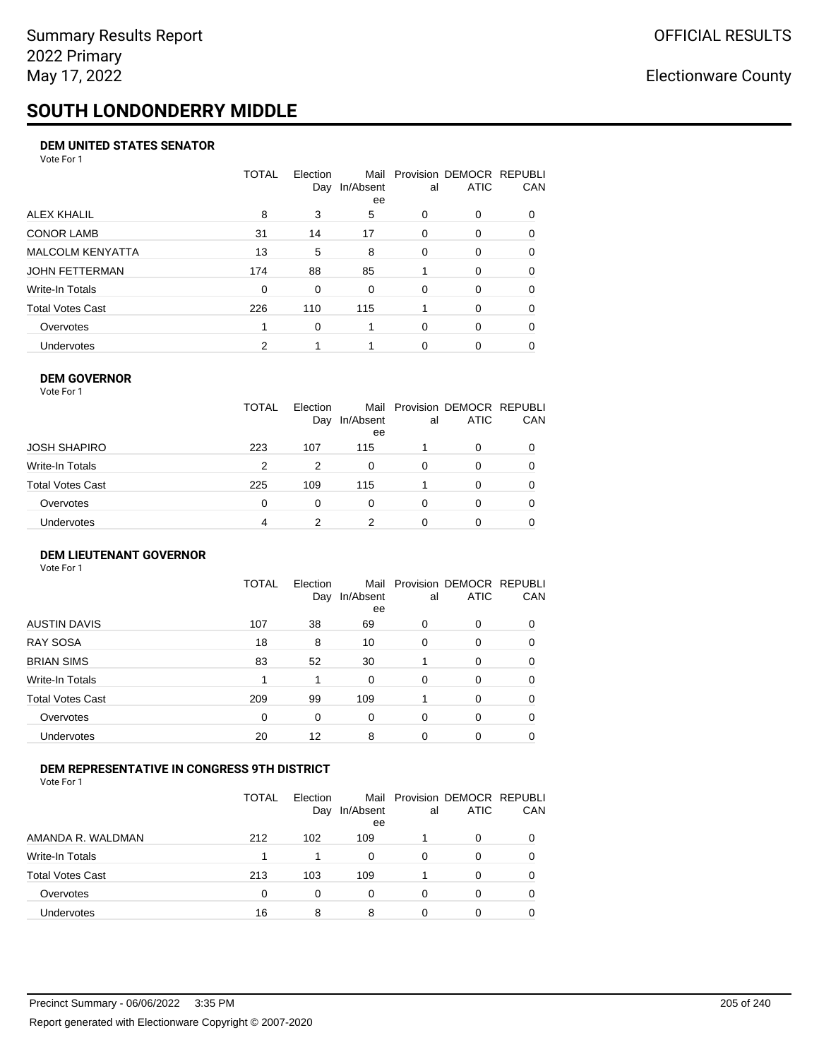# SOUTH LONDONDERRY MIDDLE

### DEM UNITED STATES SENATOR

Vote For 1

| | TOTAL | Election Day | Mail In/Absentee | Provisional | DEMOCRATIC | REPUBLICAN |
|---|---|---|---|---|---|---|
| ALEX KHALIL | 8 | 3 | 5 | 0 | 0 | 0 |
| CONOR LAMB | 31 | 14 | 17 | 0 | 0 | 0 |
| MALCOLM KENYATTA | 13 | 5 | 8 | 0 | 0 | 0 |
| JOHN FETTERMAN | 174 | 88 | 85 | 1 | 0 | 0 |
| Write-In Totals | 0 | 0 | 0 | 0 | 0 | 0 |
| Total Votes Cast | 226 | 110 | 115 | 1 | 0 | 0 |
| Overvotes | 1 | 0 | 1 | 0 | 0 | 0 |
| Undervotes | 2 | 1 | 1 | 0 | 0 | 0 |

### DEM GOVERNOR

Vote For 1

| | TOTAL | Election Day | Mail In/Absentee | Provisional | DEMOCRATIC | REPUBLICAN |
|---|---|---|---|---|---|---|
| JOSH SHAPIRO | 223 | 107 | 115 | 1 | 0 | 0 |
| Write-In Totals | 2 | 2 | 0 | 0 | 0 | 0 |
| Total Votes Cast | 225 | 109 | 115 | 1 | 0 | 0 |
| Overvotes | 0 | 0 | 0 | 0 | 0 | 0 |
| Undervotes | 4 | 2 | 2 | 0 | 0 | 0 |

### DEM LIEUTENANT GOVERNOR

Vote For 1

| | TOTAL | Election Day | Mail In/Absentee | Provisional | DEMOCRATIC | REPUBLICAN |
|---|---|---|---|---|---|---|
| AUSTIN DAVIS | 107 | 38 | 69 | 0 | 0 | 0 |
| RAY SOSA | 18 | 8 | 10 | 0 | 0 | 0 |
| BRIAN SIMS | 83 | 52 | 30 | 1 | 0 | 0 |
| Write-In Totals | 1 | 1 | 0 | 0 | 0 | 0 |
| Total Votes Cast | 209 | 99 | 109 | 1 | 0 | 0 |
| Overvotes | 0 | 0 | 0 | 0 | 0 | 0 |
| Undervotes | 20 | 12 | 8 | 0 | 0 | 0 |

### DEM REPRESENTATIVE IN CONGRESS 9TH DISTRICT

Vote For 1

| | TOTAL | Election Day | Mail In/Absentee | Provisional | DEMOCRATIC | REPUBLICAN |
|---|---|---|---|---|---|---|
| AMANDA R. WALDMAN | 212 | 102 | 109 | 1 | 0 | 0 |
| Write-In Totals | 1 | 1 | 0 | 0 | 0 | 0 |
| Total Votes Cast | 213 | 103 | 109 | 1 | 0 | 0 |
| Overvotes | 0 | 0 | 0 | 0 | 0 | 0 |
| Undervotes | 16 | 8 | 8 | 0 | 0 | 0 |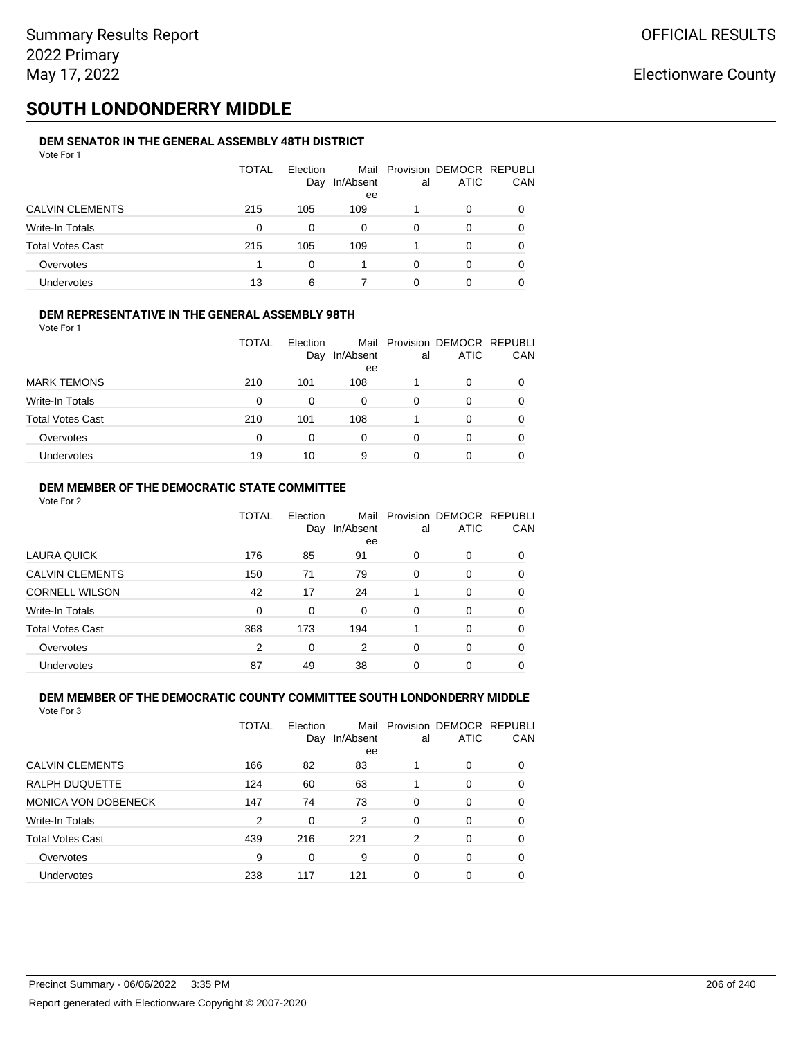# SOUTH LONDONDERRY MIDDLE

### DEM SENATOR IN THE GENERAL ASSEMBLY 48TH DISTRICT

Vote For 1

| | TOTAL | Election Day | Mail In/Absentee | Provisional | DEMOCRATIC | REPUBLICAN |
|---|---|---|---|---|---|---|
| CALVIN CLEMENTS | 215 | 105 | 109 | 1 | 0 | 0 |
| Write-In Totals | 0 | 0 | 0 | 0 | 0 | 0 |
| Total Votes Cast | 215 | 105 | 109 | 1 | 0 | 0 |
| Overvotes | 1 | 0 | 1 | 0 | 0 | 0 |
| Undervotes | 13 | 6 | 7 | 0 | 0 | 0 |

### DEM REPRESENTATIVE IN THE GENERAL ASSEMBLY 98TH

Vote For 1

| | TOTAL | Election Day | Mail In/Absentee | Provisional | DEMOCRATIC | REPUBLICAN |
|---|---|---|---|---|---|---|
| MARK TEMONS | 210 | 101 | 108 | 1 | 0 | 0 |
| Write-In Totals | 0 | 0 | 0 | 0 | 0 | 0 |
| Total Votes Cast | 210 | 101 | 108 | 1 | 0 | 0 |
| Overvotes | 0 | 0 | 0 | 0 | 0 | 0 |
| Undervotes | 19 | 10 | 9 | 0 | 0 | 0 |

### DEM MEMBER OF THE DEMOCRATIC STATE COMMITTEE

Vote For 2

| | TOTAL | Election Day | Mail In/Absentee | Provisional | DEMOCRATIC | REPUBLICAN |
|---|---|---|---|---|---|---|
| LAURA QUICK | 176 | 85 | 91 | 0 | 0 | 0 |
| CALVIN CLEMENTS | 150 | 71 | 79 | 0 | 0 | 0 |
| CORNELL WILSON | 42 | 17 | 24 | 1 | 0 | 0 |
| Write-In Totals | 0 | 0 | 0 | 0 | 0 | 0 |
| Total Votes Cast | 368 | 173 | 194 | 1 | 0 | 0 |
| Overvotes | 2 | 0 | 2 | 0 | 0 | 0 |
| Undervotes | 87 | 49 | 38 | 0 | 0 | 0 |

### DEM MEMBER OF THE DEMOCRATIC COUNTY COMMITTEE SOUTH LONDONDERRY MIDDLE

Vote For 3

| | TOTAL | Election Day | Mail In/Absentee | Provisional | DEMOCRATIC | REPUBLICAN |
|---|---|---|---|---|---|---|
| CALVIN CLEMENTS | 166 | 82 | 83 | 1 | 0 | 0 |
| RALPH DUQUETTE | 124 | 60 | 63 | 1 | 0 | 0 |
| MONICA VON DOBENECK | 147 | 74 | 73 | 0 | 0 | 0 |
| Write-In Totals | 2 | 0 | 2 | 0 | 0 | 0 |
| Total Votes Cast | 439 | 216 | 221 | 2 | 0 | 0 |
| Overvotes | 9 | 0 | 9 | 0 | 0 | 0 |
| Undervotes | 238 | 117 | 121 | 0 | 0 | 0 |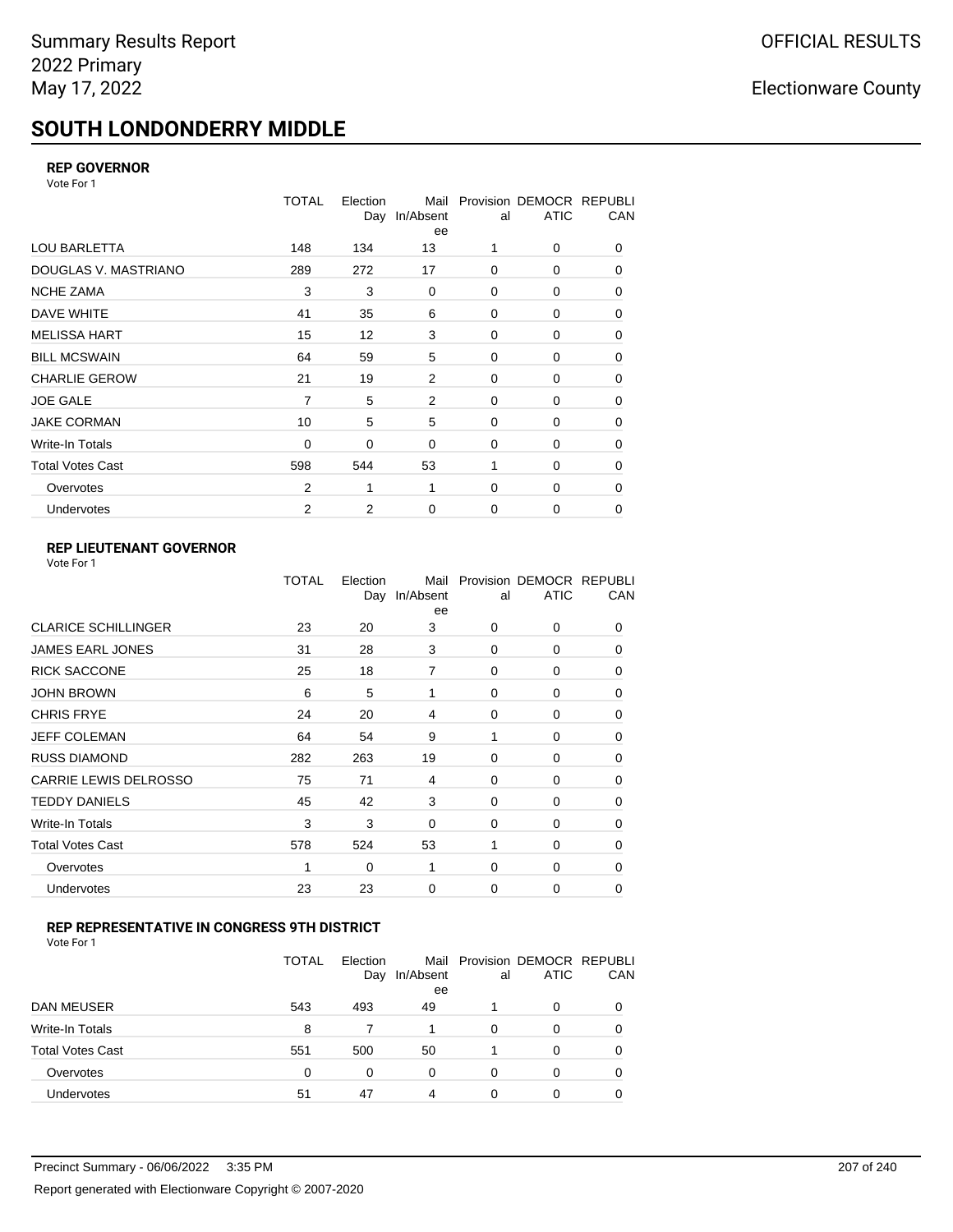# SOUTH LONDONDERRY MIDDLE

### REP GOVERNOR

Vote For 1

| | TOTAL | Election Day | Mail In/Absentee | Provisional | DEMOCRATIC | REPUBLICAN |
|---|---|---|---|---|---|---|
| LOU BARLETTA | 148 | 134 | 13 | 1 | 0 | 0 |
| DOUGLAS V. MASTRIANO | 289 | 272 | 17 | 0 | 0 | 0 |
| NCHE ZAMA | 3 | 3 | 0 | 0 | 0 | 0 |
| DAVE WHITE | 41 | 35 | 6 | 0 | 0 | 0 |
| MELISSA HART | 15 | 12 | 3 | 0 | 0 | 0 |
| BILL MCSWAIN | 64 | 59 | 5 | 0 | 0 | 0 |
| CHARLIE GEROW | 21 | 19 | 2 | 0 | 0 | 0 |
| JOE GALE | 7 | 5 | 2 | 0 | 0 | 0 |
| JAKE CORMAN | 10 | 5 | 5 | 0 | 0 | 0 |
| Write-In Totals | 0 | 0 | 0 | 0 | 0 | 0 |
| Total Votes Cast | 598 | 544 | 53 | 1 | 0 | 0 |
| Overvotes | 2 | 1 | 1 | 0 | 0 | 0 |
| Undervotes | 2 | 2 | 0 | 0 | 0 | 0 |

### REP LIEUTENANT GOVERNOR

Vote For 1

| | TOTAL | Election Day | Mail In/Absentee | Provisional | DEMOCRATIC | REPUBLICAN |
|---|---|---|---|---|---|---|
| CLARICE SCHILLINGER | 23 | 20 | 3 | 0 | 0 | 0 |
| JAMES EARL JONES | 31 | 28 | 3 | 0 | 0 | 0 |
| RICK SACCONE | 25 | 18 | 7 | 0 | 0 | 0 |
| JOHN BROWN | 6 | 5 | 1 | 0 | 0 | 0 |
| CHRIS FRYE | 24 | 20 | 4 | 0 | 0 | 0 |
| JEFF COLEMAN | 64 | 54 | 9 | 1 | 0 | 0 |
| RUSS DIAMOND | 282 | 263 | 19 | 0 | 0 | 0 |
| CARRIE LEWIS DELROSSO | 75 | 71 | 4 | 0 | 0 | 0 |
| TEDDY DANIELS | 45 | 42 | 3 | 0 | 0 | 0 |
| Write-In Totals | 3 | 3 | 0 | 0 | 0 | 0 |
| Total Votes Cast | 578 | 524 | 53 | 1 | 0 | 0 |
| Overvotes | 1 | 0 | 1 | 0 | 0 | 0 |
| Undervotes | 23 | 23 | 0 | 0 | 0 | 0 |

### REP REPRESENTATIVE IN CONGRESS 9TH DISTRICT

Vote For 1

| | TOTAL | Election Day | Mail In/Absentee | Provisional | DEMOCRATIC | REPUBLICAN |
|---|---|---|---|---|---|---|
| DAN MEUSER | 543 | 493 | 49 | 1 | 0 | 0 |
| Write-In Totals | 8 | 7 | 1 | 0 | 0 | 0 |
| Total Votes Cast | 551 | 500 | 50 | 1 | 0 | 0 |
| Overvotes | 0 | 0 | 0 | 0 | 0 | 0 |
| Undervotes | 51 | 47 | 4 | 0 | 0 | 0 |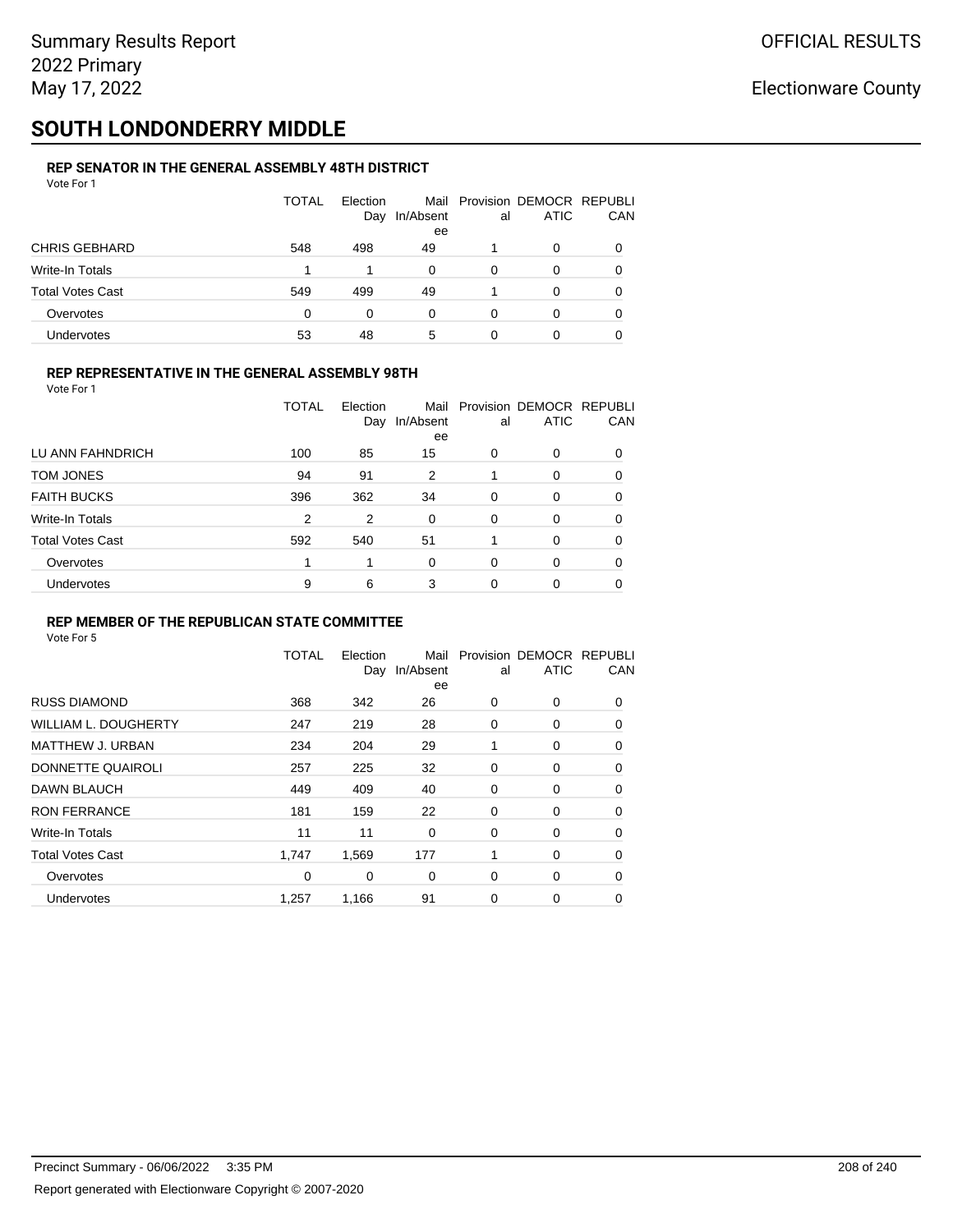Summary Results Report
2022 Primary
May 17, 2022

OFFICIAL RESULTS

Electionware County

# SOUTH LONDONDERRY MIDDLE

### REP SENATOR IN THE GENERAL ASSEMBLY 48TH DISTRICT

Vote For 1

| | TOTAL | Election Day | Mail In/Absentee | Provisional | DEMOCRATIC | REPUBLICAN |
|---|---|---|---|---|---|---|
| CHRIS GEBHARD | 548 | 498 | 49 | 1 | 0 | 0 |
| Write-In Totals | 1 | 1 | 0 | 0 | 0 | 0 |
| Total Votes Cast | 549 | 499 | 49 | 1 | 0 | 0 |
| Overvotes | 0 | 0 | 0 | 0 | 0 | 0 |
| Undervotes | 53 | 48 | 5 | 0 | 0 | 0 |

### REP REPRESENTATIVE IN THE GENERAL ASSEMBLY 98TH

Vote For 1

| | TOTAL | Election Day | Mail In/Absentee | Provisional | DEMOCRATIC | REPUBLICAN |
|---|---|---|---|---|---|---|
| LU ANN FAHNDRICH | 100 | 85 | 15 | 0 | 0 | 0 |
| TOM JONES | 94 | 91 | 2 | 1 | 0 | 0 |
| FAITH BUCKS | 396 | 362 | 34 | 0 | 0 | 0 |
| Write-In Totals | 2 | 2 | 0 | 0 | 0 | 0 |
| Total Votes Cast | 592 | 540 | 51 | 1 | 0 | 0 |
| Overvotes | 1 | 1 | 0 | 0 | 0 | 0 |
| Undervotes | 9 | 6 | 3 | 0 | 0 | 0 |

### REP MEMBER OF THE REPUBLICAN STATE COMMITTEE

Vote For 5

| | TOTAL | Election Day | Mail In/Absentee | Provisional | DEMOCRATIC | REPUBLICAN |
|---|---|---|---|---|---|---|
| RUSS DIAMOND | 368 | 342 | 26 | 0 | 0 | 0 |
| WILLIAM L. DOUGHERTY | 247 | 219 | 28 | 0 | 0 | 0 |
| MATTHEW J. URBAN | 234 | 204 | 29 | 1 | 0 | 0 |
| DONNETTE QUAIROLI | 257 | 225 | 32 | 0 | 0 | 0 |
| DAWN BLAUCH | 449 | 409 | 40 | 0 | 0 | 0 |
| RON FERRANCE | 181 | 159 | 22 | 0 | 0 | 0 |
| Write-In Totals | 11 | 11 | 0 | 0 | 0 | 0 |
| Total Votes Cast | 1,747 | 1,569 | 177 | 1 | 0 | 0 |
| Overvotes | 0 | 0 | 0 | 0 | 0 | 0 |
| Undervotes | 1,257 | 1,166 | 91 | 0 | 0 | 0 |

Precinct Summary - 06/06/2022 3:35 PM

Report generated with Electionware Copyright © 2007-2020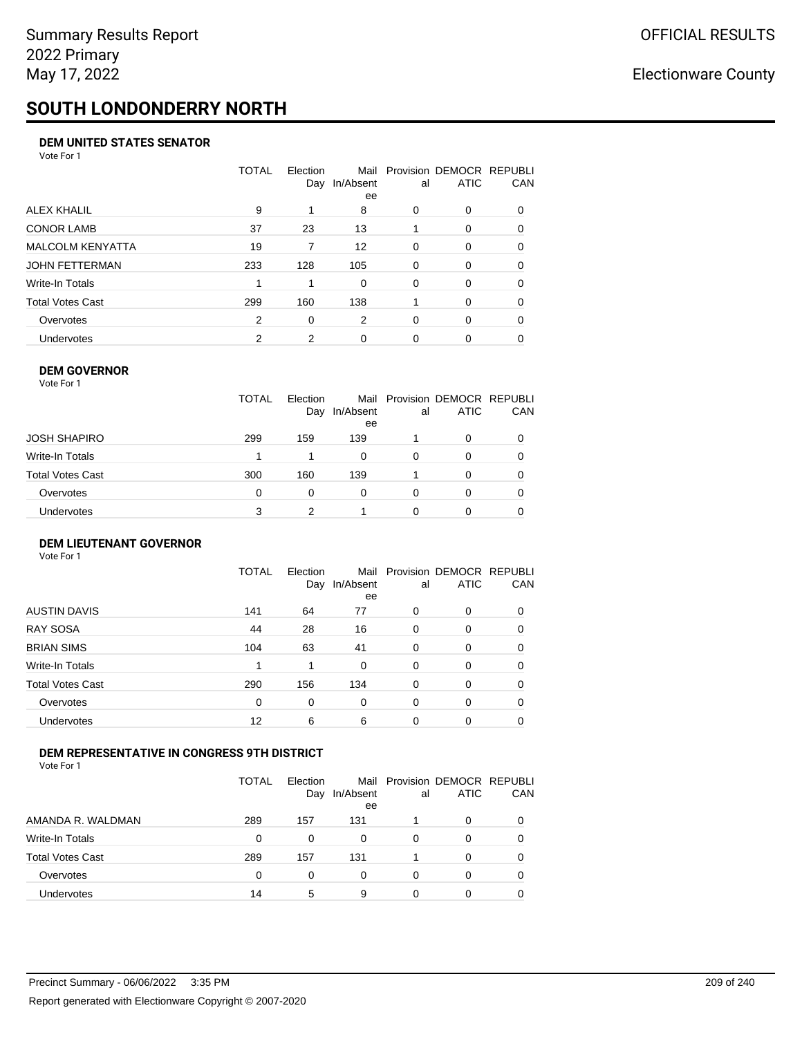# SOUTH LONDONDERRY NORTH

### DEM UNITED STATES SENATOR

Vote For 1

| | TOTAL | Election Day | Mail In/Absentee | Provisional | DEMOCRATIC | REPUBLICAN |
|---|---|---|---|---|---|---|
| ALEX KHALIL | 9 | 1 | 8 | 0 | 0 | 0 |
| CONOR LAMB | 37 | 23 | 13 | 1 | 0 | 0 |
| MALCOLM KENYATTA | 19 | 7 | 12 | 0 | 0 | 0 |
| JOHN FETTERMAN | 233 | 128 | 105 | 0 | 0 | 0 |
| Write-In Totals | 1 | 1 | 0 | 0 | 0 | 0 |
| Total Votes Cast | 299 | 160 | 138 | 1 | 0 | 0 |
| Overvotes | 2 | 0 | 2 | 0 | 0 | 0 |
| Undervotes | 2 | 2 | 0 | 0 | 0 | 0 |

### DEM GOVERNOR

Vote For 1

| | TOTAL | Election Day | Mail In/Absentee | Provisional | DEMOCRATIC | REPUBLICAN |
|---|---|---|---|---|---|---|
| JOSH SHAPIRO | 299 | 159 | 139 | 1 | 0 | 0 |
| Write-In Totals | 1 | 1 | 0 | 0 | 0 | 0 |
| Total Votes Cast | 300 | 160 | 139 | 1 | 0 | 0 |
| Overvotes | 0 | 0 | 0 | 0 | 0 | 0 |
| Undervotes | 3 | 2 | 1 | 0 | 0 | 0 |

### DEM LIEUTENANT GOVERNOR

Vote For 1

| | TOTAL | Election Day | Mail In/Absentee | Provisional | DEMOCRATIC | REPUBLICAN |
|---|---|---|---|---|---|---|
| AUSTIN DAVIS | 141 | 64 | 77 | 0 | 0 | 0 |
| RAY SOSA | 44 | 28 | 16 | 0 | 0 | 0 |
| BRIAN SIMS | 104 | 63 | 41 | 0 | 0 | 0 |
| Write-In Totals | 1 | 1 | 0 | 0 | 0 | 0 |
| Total Votes Cast | 290 | 156 | 134 | 0 | 0 | 0 |
| Overvotes | 0 | 0 | 0 | 0 | 0 | 0 |
| Undervotes | 12 | 6 | 6 | 0 | 0 | 0 |

### DEM REPRESENTATIVE IN CONGRESS 9TH DISTRICT

Vote For 1

| | TOTAL | Election Day | Mail In/Absentee | Provisional | DEMOCRATIC | REPUBLICAN |
|---|---|---|---|---|---|---|
| AMANDA R. WALDMAN | 289 | 157 | 131 | 1 | 0 | 0 |
| Write-In Totals | 0 | 0 | 0 | 0 | 0 | 0 |
| Total Votes Cast | 289 | 157 | 131 | 1 | 0 | 0 |
| Overvotes | 0 | 0 | 0 | 0 | 0 | 0 |
| Undervotes | 14 | 5 | 9 | 0 | 0 | 0 |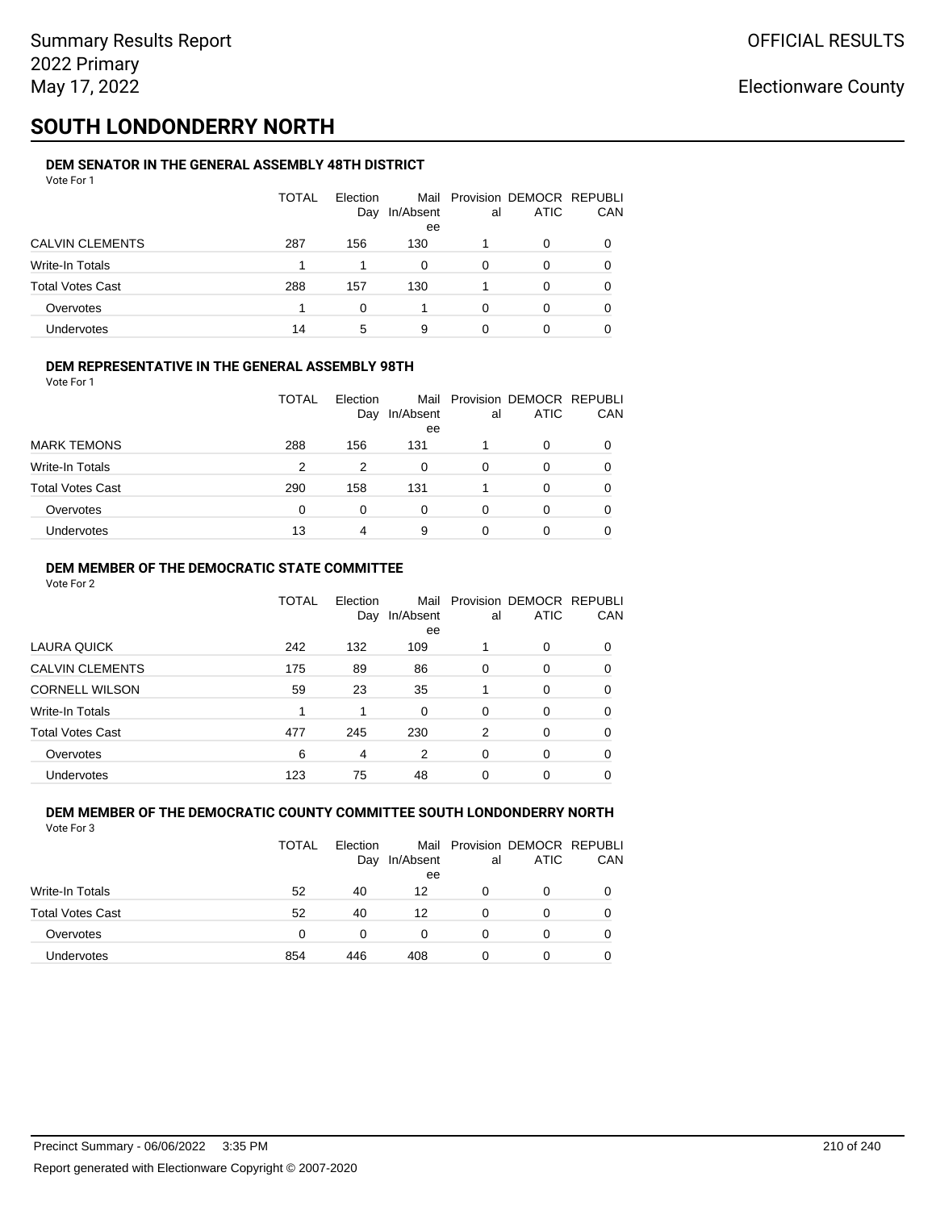# SOUTH LONDONDERRY NORTH

### DEM SENATOR IN THE GENERAL ASSEMBLY 48TH DISTRICT

Vote For 1

| | TOTAL | Election Day | Mail In/Absentee | Provisional | DEMOCRATIC | REPUBLICAN |
|---|---|---|---|---|---|---|
| CALVIN CLEMENTS | 287 | 156 | 130 | 1 | 0 | 0 |
| Write-In Totals | 1 | 1 | 0 | 0 | 0 | 0 |
| Total Votes Cast | 288 | 157 | 130 | 1 | 0 | 0 |
| Overvotes | 1 | 0 | 1 | 0 | 0 | 0 |
| Undervotes | 14 | 5 | 9 | 0 | 0 | 0 |

### DEM REPRESENTATIVE IN THE GENERAL ASSEMBLY 98TH

Vote For 1

| | TOTAL | Election Day | Mail In/Absentee | Provisional | DEMOCRATIC | REPUBLICAN |
|---|---|---|---|---|---|---|
| MARK TEMONS | 288 | 156 | 131 | 1 | 0 | 0 |
| Write-In Totals | 2 | 2 | 0 | 0 | 0 | 0 |
| Total Votes Cast | 290 | 158 | 131 | 1 | 0 | 0 |
| Overvotes | 0 | 0 | 0 | 0 | 0 | 0 |
| Undervotes | 13 | 4 | 9 | 0 | 0 | 0 |

### DEM MEMBER OF THE DEMOCRATIC STATE COMMITTEE

Vote For 2

| | TOTAL | Election Day | Mail In/Absentee | Provisional | DEMOCRATIC | REPUBLICAN |
|---|---|---|---|---|---|---|
| LAURA QUICK | 242 | 132 | 109 | 1 | 0 | 0 |
| CALVIN CLEMENTS | 175 | 89 | 86 | 0 | 0 | 0 |
| CORNELL WILSON | 59 | 23 | 35 | 1 | 0 | 0 |
| Write-In Totals | 1 | 1 | 0 | 0 | 0 | 0 |
| Total Votes Cast | 477 | 245 | 230 | 2 | 0 | 0 |
| Overvotes | 6 | 4 | 2 | 0 | 0 | 0 |
| Undervotes | 123 | 75 | 48 | 0 | 0 | 0 |

### DEM MEMBER OF THE DEMOCRATIC COUNTY COMMITTEE SOUTH LONDONDERRY NORTH

Vote For 3

| | TOTAL | Election Day | Mail In/Absentee | Provisional | DEMOCRATIC | REPUBLICAN |
|---|---|---|---|---|---|---|
| Write-In Totals | 52 | 40 | 12 | 0 | 0 | 0 |
| Total Votes Cast | 52 | 40 | 12 | 0 | 0 | 0 |
| Overvotes | 0 | 0 | 0 | 0 | 0 | 0 |
| Undervotes | 854 | 446 | 408 | 0 | 0 | 0 |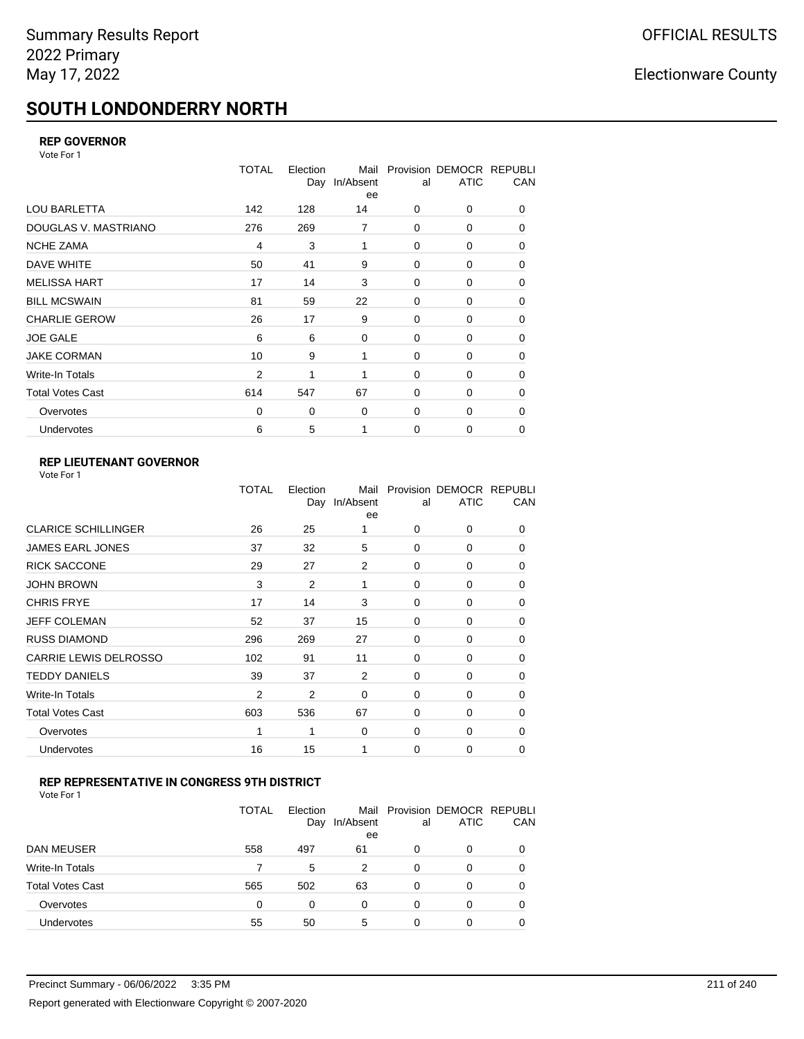# SOUTH LONDONDERRY NORTH

### REP GOVERNOR

Vote For 1

| | TOTAL | Election Day | Mail In/Absentee | Provisional | DEMOCRATIC | REPUBLICAN |
|---|---|---|---|---|---|---|
| LOU BARLETTA | 142 | 128 | 14 | 0 | 0 | 0 |
| DOUGLAS V. MASTRIANO | 276 | 269 | 7 | 0 | 0 | 0 |
| NCHE ZAMA | 4 | 3 | 1 | 0 | 0 | 0 |
| DAVE WHITE | 50 | 41 | 9 | 0 | 0 | 0 |
| MELISSA HART | 17 | 14 | 3 | 0 | 0 | 0 |
| BILL MCSWAIN | 81 | 59 | 22 | 0 | 0 | 0 |
| CHARLIE GEROW | 26 | 17 | 9 | 0 | 0 | 0 |
| JOE GALE | 6 | 6 | 0 | 0 | 0 | 0 |
| JAKE CORMAN | 10 | 9 | 1 | 0 | 0 | 0 |
| Write-In Totals | 2 | 1 | 1 | 0 | 0 | 0 |
| Total Votes Cast | 614 | 547 | 67 | 0 | 0 | 0 |
| Overvotes | 0 | 0 | 0 | 0 | 0 | 0 |
| Undervotes | 6 | 5 | 1 | 0 | 0 | 0 |

### REP LIEUTENANT GOVERNOR

Vote For 1

| | TOTAL | Election Day | Mail In/Absentee | Provisional | DEMOCRATIC | REPUBLICAN |
|---|---|---|---|---|---|---|
| CLARICE SCHILLINGER | 26 | 25 | 1 | 0 | 0 | 0 |
| JAMES EARL JONES | 37 | 32 | 5 | 0 | 0 | 0 |
| RICK SACCONE | 29 | 27 | 2 | 0 | 0 | 0 |
| JOHN BROWN | 3 | 2 | 1 | 0 | 0 | 0 |
| CHRIS FRYE | 17 | 14 | 3 | 0 | 0 | 0 |
| JEFF COLEMAN | 52 | 37 | 15 | 0 | 0 | 0 |
| RUSS DIAMOND | 296 | 269 | 27 | 0 | 0 | 0 |
| CARRIE LEWIS DELROSSO | 102 | 91 | 11 | 0 | 0 | 0 |
| TEDDY DANIELS | 39 | 37 | 2 | 0 | 0 | 0 |
| Write-In Totals | 2 | 2 | 0 | 0 | 0 | 0 |
| Total Votes Cast | 603 | 536 | 67 | 0 | 0 | 0 |
| Overvotes | 1 | 1 | 0 | 0 | 0 | 0 |
| Undervotes | 16 | 15 | 1 | 0 | 0 | 0 |

### REP REPRESENTATIVE IN CONGRESS 9TH DISTRICT

Vote For 1

| | TOTAL | Election Day | Mail In/Absentee | Provisional | DEMOCRATIC | REPUBLICAN |
|---|---|---|---|---|---|---|
| DAN MEUSER | 558 | 497 | 61 | 0 | 0 | 0 |
| Write-In Totals | 7 | 5 | 2 | 0 | 0 | 0 |
| Total Votes Cast | 565 | 502 | 63 | 0 | 0 | 0 |
| Overvotes | 0 | 0 | 0 | 0 | 0 | 0 |
| Undervotes | 55 | 50 | 5 | 0 | 0 | 0 |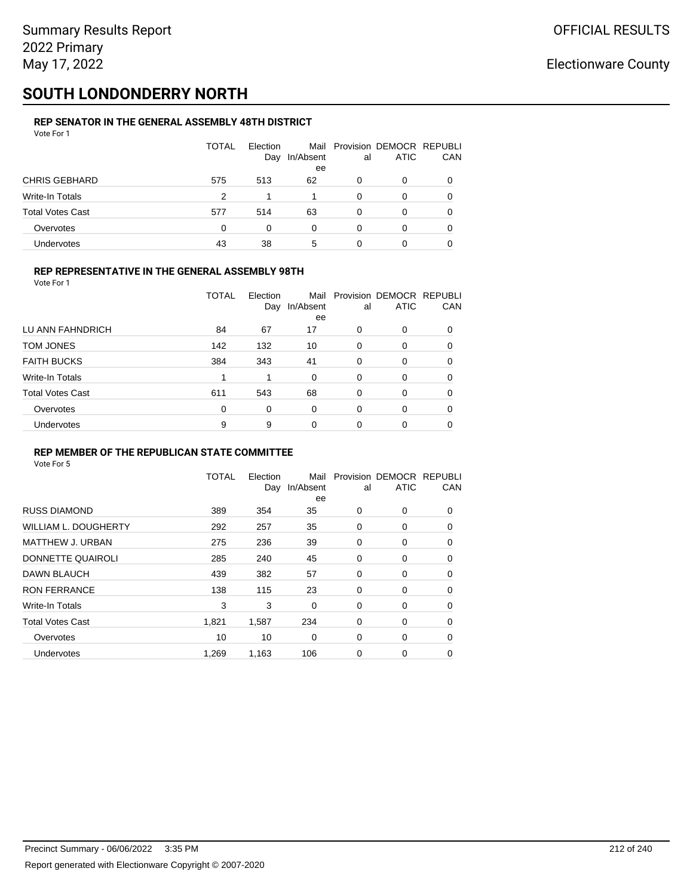Summary Results Report
2022 Primary
May 17, 2022

OFFICIAL RESULTS

Electionware County

# SOUTH LONDONDERRY NORTH

### REP SENATOR IN THE GENERAL ASSEMBLY 48TH DISTRICT

Vote For 1

| | TOTAL | Election Day | Mail In/Absentee | Provisional | DEMOCRATIC | REPUBLICAN |
|---|---|---|---|---|---|---|
| CHRIS GEBHARD | 575 | 513 | 62 | 0 | 0 | 0 |
| Write-In Totals | 2 | 1 | 1 | 0 | 0 | 0 |
| Total Votes Cast | 577 | 514 | 63 | 0 | 0 | 0 |
| Overvotes | 0 | 0 | 0 | 0 | 0 | 0 |
| Undervotes | 43 | 38 | 5 | 0 | 0 | 0 |

### REP REPRESENTATIVE IN THE GENERAL ASSEMBLY 98TH

Vote For 1

| | TOTAL | Election Day | Mail In/Absentee | Provisional | DEMOCRATIC | REPUBLICAN |
|---|---|---|---|---|---|---|
| LU ANN FAHNDRICH | 84 | 67 | 17 | 0 | 0 | 0 |
| TOM JONES | 142 | 132 | 10 | 0 | 0 | 0 |
| FAITH BUCKS | 384 | 343 | 41 | 0 | 0 | 0 |
| Write-In Totals | 1 | 1 | 0 | 0 | 0 | 0 |
| Total Votes Cast | 611 | 543 | 68 | 0 | 0 | 0 |
| Overvotes | 0 | 0 | 0 | 0 | 0 | 0 |
| Undervotes | 9 | 9 | 0 | 0 | 0 | 0 |

### REP MEMBER OF THE REPUBLICAN STATE COMMITTEE

Vote For 5

| | TOTAL | Election Day | Mail In/Absentee | Provisional | DEMOCRATIC | REPUBLICAN |
|---|---|---|---|---|---|---|
| RUSS DIAMOND | 389 | 354 | 35 | 0 | 0 | 0 |
| WILLIAM L. DOUGHERTY | 292 | 257 | 35 | 0 | 0 | 0 |
| MATTHEW J. URBAN | 275 | 236 | 39 | 0 | 0 | 0 |
| DONNETTE QUAIROLI | 285 | 240 | 45 | 0 | 0 | 0 |
| DAWN BLAUCH | 439 | 382 | 57 | 0 | 0 | 0 |
| RON FERRANCE | 138 | 115 | 23 | 0 | 0 | 0 |
| Write-In Totals | 3 | 3 | 0 | 0 | 0 | 0 |
| Total Votes Cast | 1,821 | 1,587 | 234 | 0 | 0 | 0 |
| Overvotes | 10 | 10 | 0 | 0 | 0 | 0 |
| Undervotes | 1,269 | 1,163 | 106 | 0 | 0 | 0 |

Precinct Summary - 06/06/2022 3:35 PM

Report generated with Electionware Copyright © 2007-2020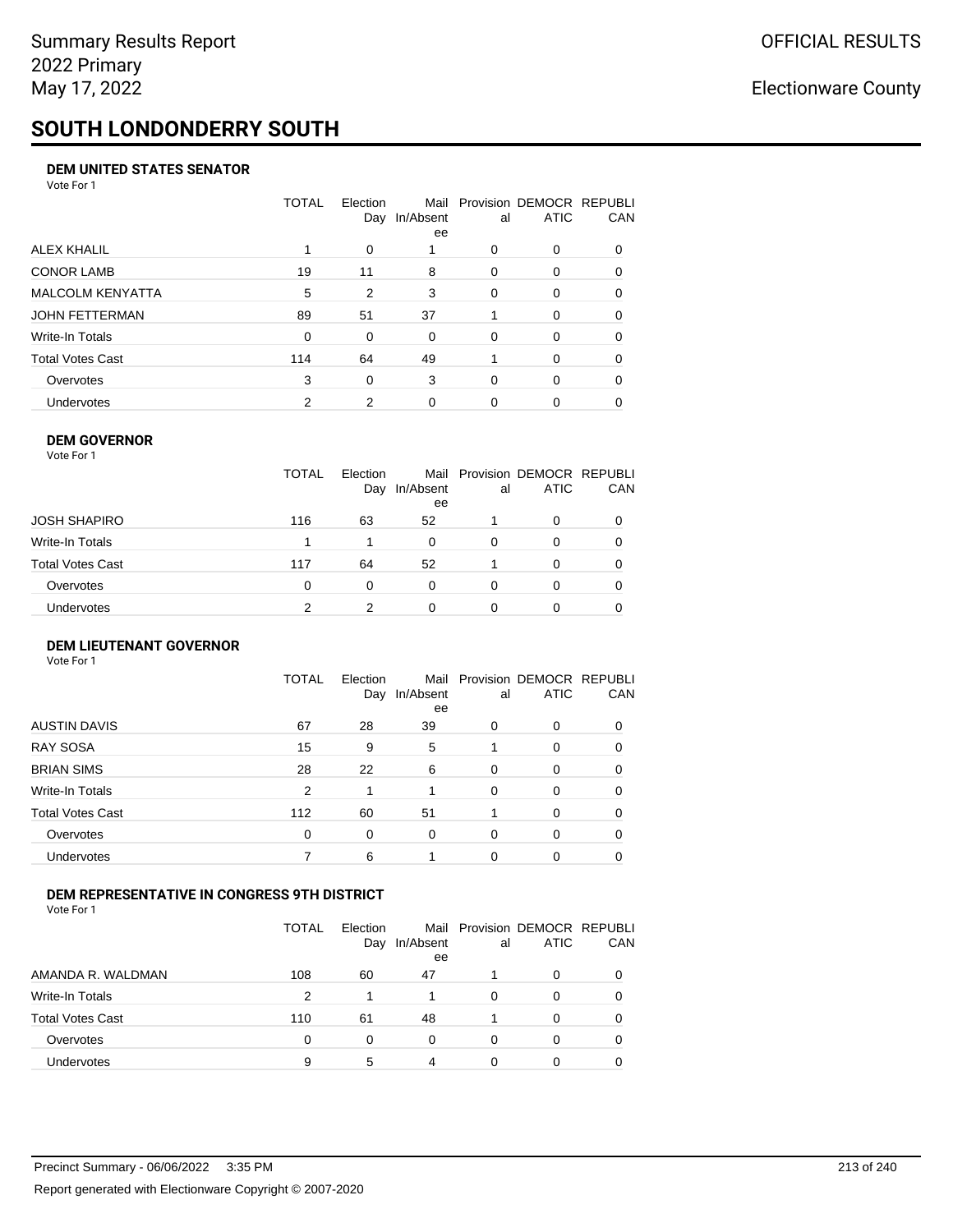Summary Results Report
2022 Primary
May 17, 2022

OFFICIAL RESULTS

Electionware County

# SOUTH LONDONDERRY SOUTH

### DEM UNITED STATES SENATOR

Vote For 1

| | TOTAL | Election Day | Mail In/Absentee | Provisional | DEMOCRATIC | REPUBLICAN |
|---|---|---|---|---|---|---|
| ALEX KHALIL | 1 | 0 | 1 | 0 | 0 | 0 |
| CONOR LAMB | 19 | 11 | 8 | 0 | 0 | 0 |
| MALCOLM KENYATTA | 5 | 2 | 3 | 0 | 0 | 0 |
| JOHN FETTERMAN | 89 | 51 | 37 | 1 | 0 | 0 |
| Write-In Totals | 0 | 0 | 0 | 0 | 0 | 0 |
| Total Votes Cast | 114 | 64 | 49 | 1 | 0 | 0 |
| Overvotes | 3 | 0 | 3 | 0 | 0 | 0 |
| Undervotes | 2 | 2 | 0 | 0 | 0 | 0 |

### DEM GOVERNOR

Vote For 1

| | TOTAL | Election Day | Mail In/Absentee | Provisional | DEMOCRATIC | REPUBLICAN |
|---|---|---|---|---|---|---|
| JOSH SHAPIRO | 116 | 63 | 52 | 1 | 0 | 0 |
| Write-In Totals | 1 | 1 | 0 | 0 | 0 | 0 |
| Total Votes Cast | 117 | 64 | 52 | 1 | 0 | 0 |
| Overvotes | 0 | 0 | 0 | 0 | 0 | 0 |
| Undervotes | 2 | 2 | 0 | 0 | 0 | 0 |

### DEM LIEUTENANT GOVERNOR

Vote For 1

| | TOTAL | Election Day | Mail In/Absentee | Provisional | DEMOCRATIC | REPUBLICAN |
|---|---|---|---|---|---|---|
| AUSTIN DAVIS | 67 | 28 | 39 | 0 | 0 | 0 |
| RAY SOSA | 15 | 9 | 5 | 1 | 0 | 0 |
| BRIAN SIMS | 28 | 22 | 6 | 0 | 0 | 0 |
| Write-In Totals | 2 | 1 | 1 | 0 | 0 | 0 |
| Total Votes Cast | 112 | 60 | 51 | 1 | 0 | 0 |
| Overvotes | 0 | 0 | 0 | 0 | 0 | 0 |
| Undervotes | 7 | 6 | 1 | 0 | 0 | 0 |

### DEM REPRESENTATIVE IN CONGRESS 9TH DISTRICT

Vote For 1

| | TOTAL | Election Day | Mail In/Absentee | Provisional | DEMOCRATIC | REPUBLICAN |
|---|---|---|---|---|---|---|
| AMANDA R. WALDMAN | 108 | 60 | 47 | 1 | 0 | 0 |
| Write-In Totals | 2 | 1 | 1 | 0 | 0 | 0 |
| Total Votes Cast | 110 | 61 | 48 | 1 | 0 | 0 |
| Overvotes | 0 | 0 | 0 | 0 | 0 | 0 |
| Undervotes | 9 | 5 | 4 | 0 | 0 | 0 |

Precinct Summary - 06/06/2022 3:35 PM

Report generated with Electionware Copyright © 2007-2020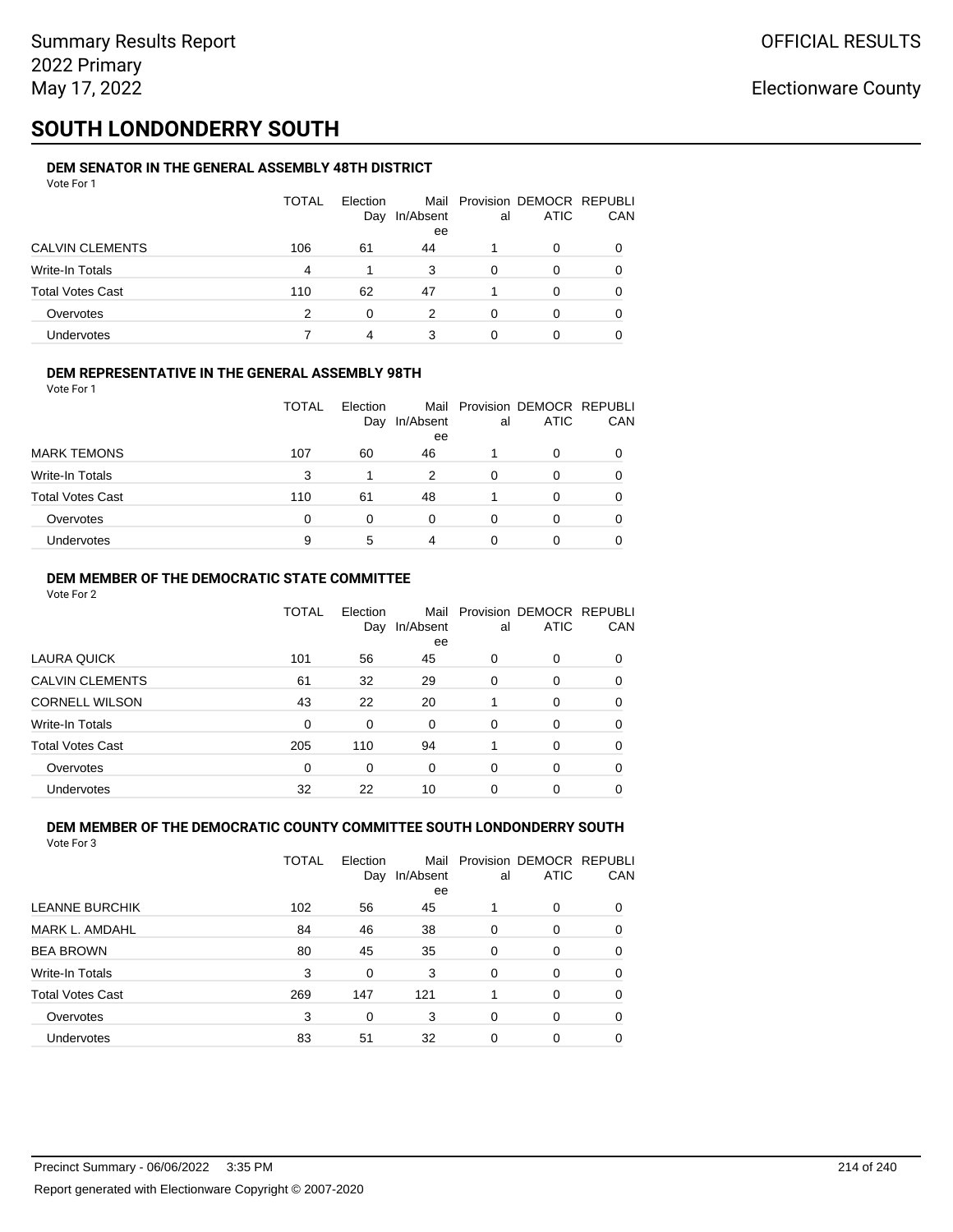Summary Results Report
2022 Primary
May 17, 2022

OFFICIAL RESULTS

Electionware County

# SOUTH LONDONDERRY SOUTH

### DEM SENATOR IN THE GENERAL ASSEMBLY 48TH DISTRICT

Vote For 1

| | TOTAL | Election Day | Mail In/Absentee | Provisional | DEMOCRATIC | REPUBLICAN |
|---|---|---|---|---|---|---|
| CALVIN CLEMENTS | 106 | 61 | 44 | 1 | 0 | 0 |
| Write-In Totals | 4 | 1 | 3 | 0 | 0 | 0 |
| Total Votes Cast | 110 | 62 | 47 | 1 | 0 | 0 |
| Overvotes | 2 | 0 | 2 | 0 | 0 | 0 |
| Undervotes | 7 | 4 | 3 | 0 | 0 | 0 |

### DEM REPRESENTATIVE IN THE GENERAL ASSEMBLY 98TH

Vote For 1

| | TOTAL | Election Day | Mail In/Absentee | Provisional | DEMOCRATIC | REPUBLICAN |
|---|---|---|---|---|---|---|
| MARK TEMONS | 107 | 60 | 46 | 1 | 0 | 0 |
| Write-In Totals | 3 | 1 | 2 | 0 | 0 | 0 |
| Total Votes Cast | 110 | 61 | 48 | 1 | 0 | 0 |
| Overvotes | 0 | 0 | 0 | 0 | 0 | 0 |
| Undervotes | 9 | 5 | 4 | 0 | 0 | 0 |

### DEM MEMBER OF THE DEMOCRATIC STATE COMMITTEE

Vote For 2

| | TOTAL | Election Day | Mail In/Absentee | Provisional | DEMOCRATIC | REPUBLICAN |
|---|---|---|---|---|---|---|
| LAURA QUICK | 101 | 56 | 45 | 0 | 0 | 0 |
| CALVIN CLEMENTS | 61 | 32 | 29 | 0 | 0 | 0 |
| CORNELL WILSON | 43 | 22 | 20 | 1 | 0 | 0 |
| Write-In Totals | 0 | 0 | 0 | 0 | 0 | 0 |
| Total Votes Cast | 205 | 110 | 94 | 1 | 0 | 0 |
| Overvotes | 0 | 0 | 0 | 0 | 0 | 0 |
| Undervotes | 32 | 22 | 10 | 0 | 0 | 0 |

### DEM MEMBER OF THE DEMOCRATIC COUNTY COMMITTEE SOUTH LONDONDERRY SOUTH

Vote For 3

| | TOTAL | Election Day | Mail In/Absentee | Provisional | DEMOCRATIC | REPUBLICAN |
|---|---|---|---|---|---|---|
| LEANNE BURCHIK | 102 | 56 | 45 | 1 | 0 | 0 |
| MARK L. AMDAHL | 84 | 46 | 38 | 0 | 0 | 0 |
| BEA BROWN | 80 | 45 | 35 | 0 | 0 | 0 |
| Write-In Totals | 3 | 0 | 3 | 0 | 0 | 0 |
| Total Votes Cast | 269 | 147 | 121 | 1 | 0 | 0 |
| Overvotes | 3 | 0 | 3 | 0 | 0 | 0 |
| Undervotes | 83 | 51 | 32 | 0 | 0 | 0 |

Precinct Summary - 06/06/2022 3:35 PM

Report generated with Electionware Copyright © 2007-2020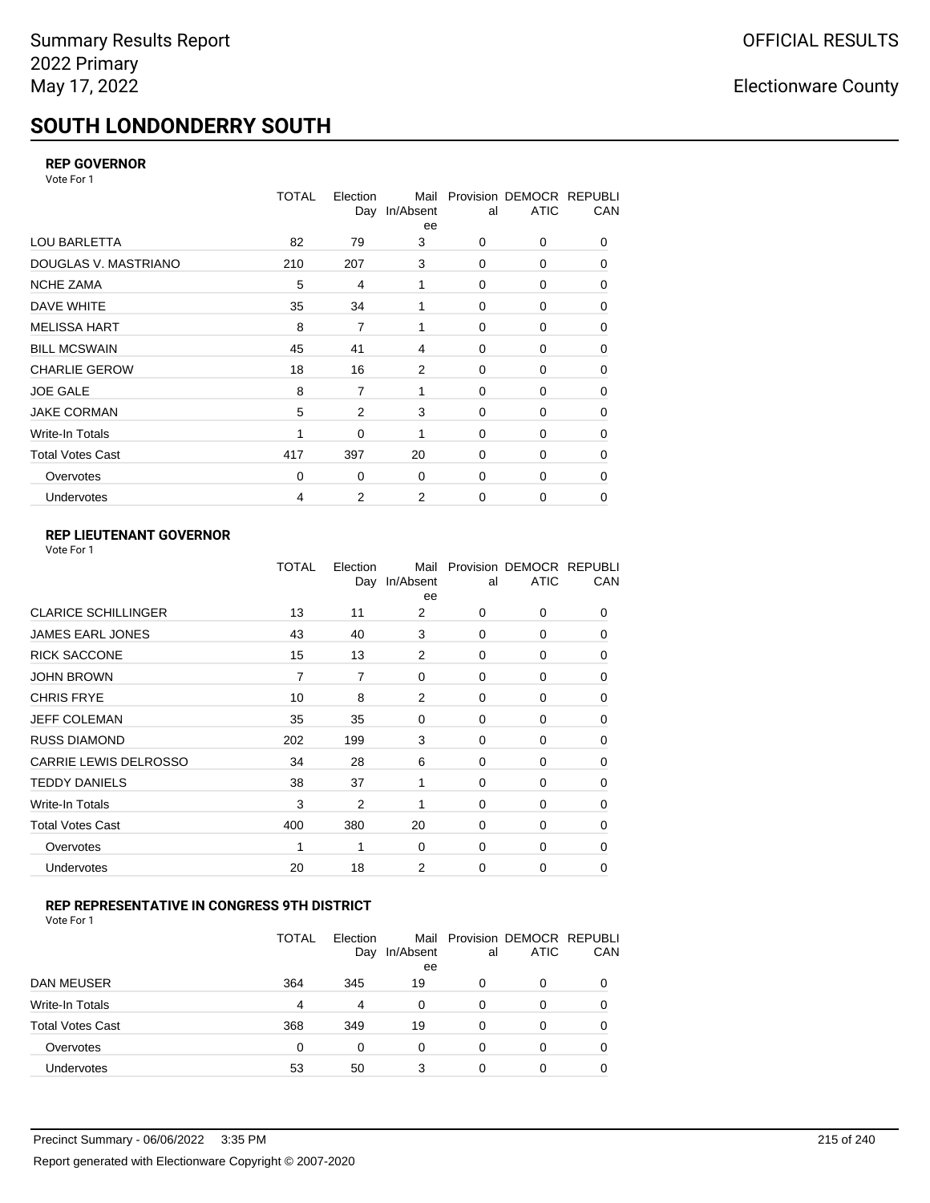# SOUTH LONDONDERRY SOUTH

Summary Results Report
2022 Primary
May 17, 2022

OFFICIAL RESULTS

Electionware County

### REP GOVERNOR

Vote For 1

| | TOTAL | Election Day | Mail In/Absentee | Provisional | DEMOCRATIC | REPUBLICAN |
|---|---|---|---|---|---|---|
| LOU BARLETTA | 82 | 79 | 3 | 0 | 0 | 0 |
| DOUGLAS V. MASTRIANO | 210 | 207 | 3 | 0 | 0 | 0 |
| NCHE ZAMA | 5 | 4 | 1 | 0 | 0 | 0 |
| DAVE WHITE | 35 | 34 | 1 | 0 | 0 | 0 |
| MELISSA HART | 8 | 7 | 1 | 0 | 0 | 0 |
| BILL MCSWAIN | 45 | 41 | 4 | 0 | 0 | 0 |
| CHARLIE GEROW | 18 | 16 | 2 | 0 | 0 | 0 |
| JOE GALE | 8 | 7 | 1 | 0 | 0 | 0 |
| JAKE CORMAN | 5 | 2 | 3 | 0 | 0 | 0 |
| Write-In Totals | 1 | 0 | 1 | 0 | 0 | 0 |
| Total Votes Cast | 417 | 397 | 20 | 0 | 0 | 0 |
| Overvotes | 0 | 0 | 0 | 0 | 0 | 0 |
| Undervotes | 4 | 2 | 2 | 0 | 0 | 0 |

### REP LIEUTENANT GOVERNOR

Vote For 1

| | TOTAL | Election Day | Mail In/Absentee | Provisional | DEMOCRATIC | REPUBLICAN |
|---|---|---|---|---|---|---|
| CLARICE SCHILLINGER | 13 | 11 | 2 | 0 | 0 | 0 |
| JAMES EARL JONES | 43 | 40 | 3 | 0 | 0 | 0 |
| RICK SACCONE | 15 | 13 | 2 | 0 | 0 | 0 |
| JOHN BROWN | 7 | 7 | 0 | 0 | 0 | 0 |
| CHRIS FRYE | 10 | 8 | 2 | 0 | 0 | 0 |
| JEFF COLEMAN | 35 | 35 | 0 | 0 | 0 | 0 |
| RUSS DIAMOND | 202 | 199 | 3 | 0 | 0 | 0 |
| CARRIE LEWIS DELROSSO | 34 | 28 | 6 | 0 | 0 | 0 |
| TEDDY DANIELS | 38 | 37 | 1 | 0 | 0 | 0 |
| Write-In Totals | 3 | 2 | 1 | 0 | 0 | 0 |
| Total Votes Cast | 400 | 380 | 20 | 0 | 0 | 0 |
| Overvotes | 1 | 1 | 0 | 0 | 0 | 0 |
| Undervotes | 20 | 18 | 2 | 0 | 0 | 0 |

### REP REPRESENTATIVE IN CONGRESS 9TH DISTRICT

Vote For 1

| | TOTAL | Election Day | Mail In/Absentee | Provisional | DEMOCRATIC | REPUBLICAN |
|---|---|---|---|---|---|---|
| DAN MEUSER | 364 | 345 | 19 | 0 | 0 | 0 |
| Write-In Totals | 4 | 4 | 0 | 0 | 0 | 0 |
| Total Votes Cast | 368 | 349 | 19 | 0 | 0 | 0 |
| Overvotes | 0 | 0 | 0 | 0 | 0 | 0 |
| Undervotes | 53 | 50 | 3 | 0 | 0 | 0 |

Precinct Summary - 06/06/2022 3:35 PM

Report generated with Electionware Copyright © 2007-2020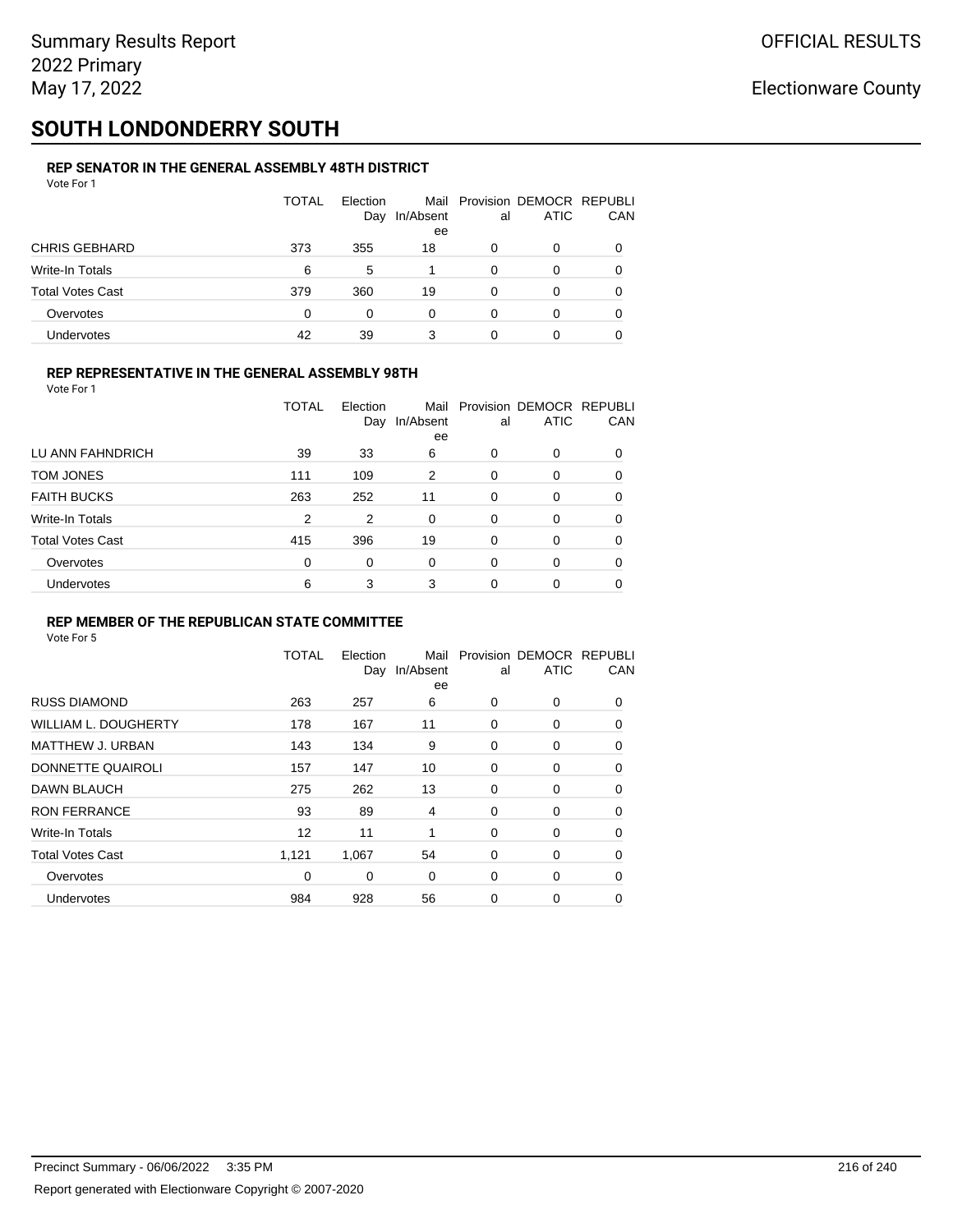Summary Results Report
2022 Primary
May 17, 2022

OFFICIAL RESULTS

Electionware County

# SOUTH LONDONDERRY SOUTH

### REP SENATOR IN THE GENERAL ASSEMBLY 48TH DISTRICT

Vote For 1

| | TOTAL | Election Day | Mail In/Absentee | Provisional | DEMOCRATIC | REPUBLICAN |
|---|---|---|---|---|---|---|
| CHRIS GEBHARD | 373 | 355 | 18 | 0 | 0 | 0 |
| Write-In Totals | 6 | 5 | 1 | 0 | 0 | 0 |
| Total Votes Cast | 379 | 360 | 19 | 0 | 0 | 0 |
| Overvotes | 0 | 0 | 0 | 0 | 0 | 0 |
| Undervotes | 42 | 39 | 3 | 0 | 0 | 0 |

### REP REPRESENTATIVE IN THE GENERAL ASSEMBLY 98TH

Vote For 1

| | TOTAL | Election Day | Mail In/Absentee | Provisional | DEMOCRATIC | REPUBLICAN |
|---|---|---|---|---|---|---|
| LU ANN FAHNDRICH | 39 | 33 | 6 | 0 | 0 | 0 |
| TOM JONES | 111 | 109 | 2 | 0 | 0 | 0 |
| FAITH BUCKS | 263 | 252 | 11 | 0 | 0 | 0 |
| Write-In Totals | 2 | 2 | 0 | 0 | 0 | 0 |
| Total Votes Cast | 415 | 396 | 19 | 0 | 0 | 0 |
| Overvotes | 0 | 0 | 0 | 0 | 0 | 0 |
| Undervotes | 6 | 3 | 3 | 0 | 0 | 0 |

### REP MEMBER OF THE REPUBLICAN STATE COMMITTEE

Vote For 5

| | TOTAL | Election Day | Mail In/Absentee | Provisional | DEMOCRATIC | REPUBLICAN |
|---|---|---|---|---|---|---|
| RUSS DIAMOND | 263 | 257 | 6 | 0 | 0 | 0 |
| WILLIAM L. DOUGHERTY | 178 | 167 | 11 | 0 | 0 | 0 |
| MATTHEW J. URBAN | 143 | 134 | 9 | 0 | 0 | 0 |
| DONNETTE QUAIROLI | 157 | 147 | 10 | 0 | 0 | 0 |
| DAWN BLAUCH | 275 | 262 | 13 | 0 | 0 | 0 |
| RON FERRANCE | 93 | 89 | 4 | 0 | 0 | 0 |
| Write-In Totals | 12 | 11 | 1 | 0 | 0 | 0 |
| Total Votes Cast | 1,121 | 1,067 | 54 | 0 | 0 | 0 |
| Overvotes | 0 | 0 | 0 | 0 | 0 | 0 |
| Undervotes | 984 | 928 | 56 | 0 | 0 | 0 |

Precinct Summary - 06/06/2022 3:35 PM

Report generated with Electionware Copyright © 2007-2020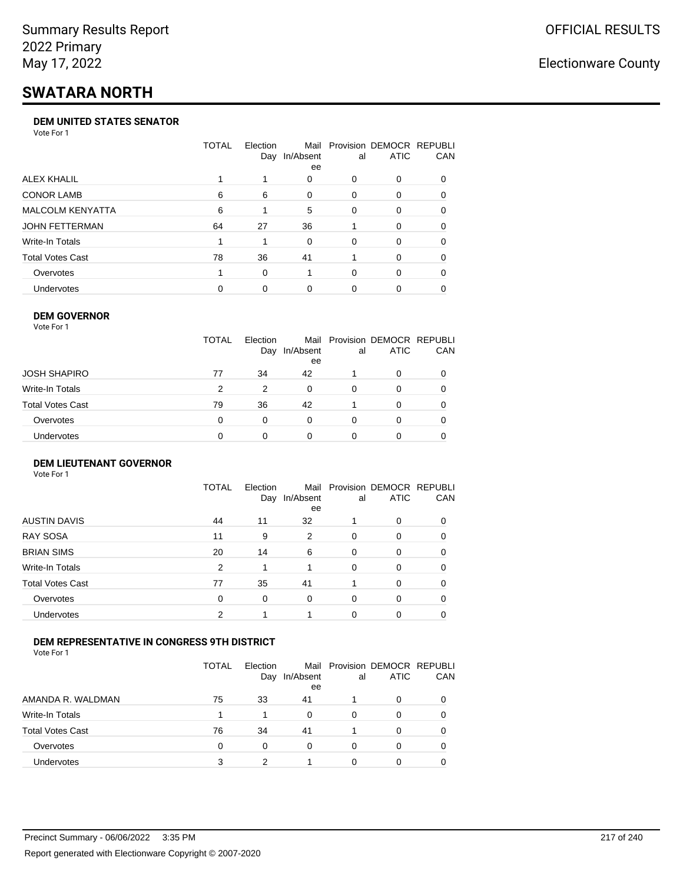# SWATARA NORTH

### DEM UNITED STATES SENATOR

Vote For 1

| | TOTAL | Election Day | Mail In/Absentee | Provisional | DEMOCRATIC | REPUBLICAN |
|---|---|---|---|---|---|---|
| ALEX KHALIL | 1 | 1 | 0 | 0 | 0 | 0 |
| CONOR LAMB | 6 | 6 | 0 | 0 | 0 | 0 |
| MALCOLM KENYATTA | 6 | 1 | 5 | 0 | 0 | 0 |
| JOHN FETTERMAN | 64 | 27 | 36 | 1 | 0 | 0 |
| Write-In Totals | 1 | 1 | 0 | 0 | 0 | 0 |
| Total Votes Cast | 78 | 36 | 41 | 1 | 0 | 0 |
| Overvotes | 1 | 0 | 1 | 0 | 0 | 0 |
| Undervotes | 0 | 0 | 0 | 0 | 0 | 0 |

### DEM GOVERNOR

Vote For 1

| | TOTAL | Election Day | Mail In/Absentee | Provisional | DEMOCRATIC | REPUBLICAN |
|---|---|---|---|---|---|---|
| JOSH SHAPIRO | 77 | 34 | 42 | 1 | 0 | 0 |
| Write-In Totals | 2 | 2 | 0 | 0 | 0 | 0 |
| Total Votes Cast | 79 | 36 | 42 | 1 | 0 | 0 |
| Overvotes | 0 | 0 | 0 | 0 | 0 | 0 |
| Undervotes | 0 | 0 | 0 | 0 | 0 | 0 |

### DEM LIEUTENANT GOVERNOR

Vote For 1

| | TOTAL | Election Day | Mail In/Absentee | Provisional | DEMOCRATIC | REPUBLICAN |
|---|---|---|---|---|---|---|
| AUSTIN DAVIS | 44 | 11 | 32 | 1 | 0 | 0 |
| RAY SOSA | 11 | 9 | 2 | 0 | 0 | 0 |
| BRIAN SIMS | 20 | 14 | 6 | 0 | 0 | 0 |
| Write-In Totals | 2 | 1 | 1 | 0 | 0 | 0 |
| Total Votes Cast | 77 | 35 | 41 | 1 | 0 | 0 |
| Overvotes | 0 | 0 | 0 | 0 | 0 | 0 |
| Undervotes | 2 | 1 | 1 | 0 | 0 | 0 |

### DEM REPRESENTATIVE IN CONGRESS 9TH DISTRICT

Vote For 1

| | TOTAL | Election Day | Mail In/Absentee | Provisional | DEMOCRATIC | REPUBLICAN |
|---|---|---|---|---|---|---|
| AMANDA R. WALDMAN | 75 | 33 | 41 | 1 | 0 | 0 |
| Write-In Totals | 1 | 1 | 0 | 0 | 0 | 0 |
| Total Votes Cast | 76 | 34 | 41 | 1 | 0 | 0 |
| Overvotes | 0 | 0 | 0 | 0 | 0 | 0 |
| Undervotes | 3 | 2 | 1 | 0 | 0 | 0 |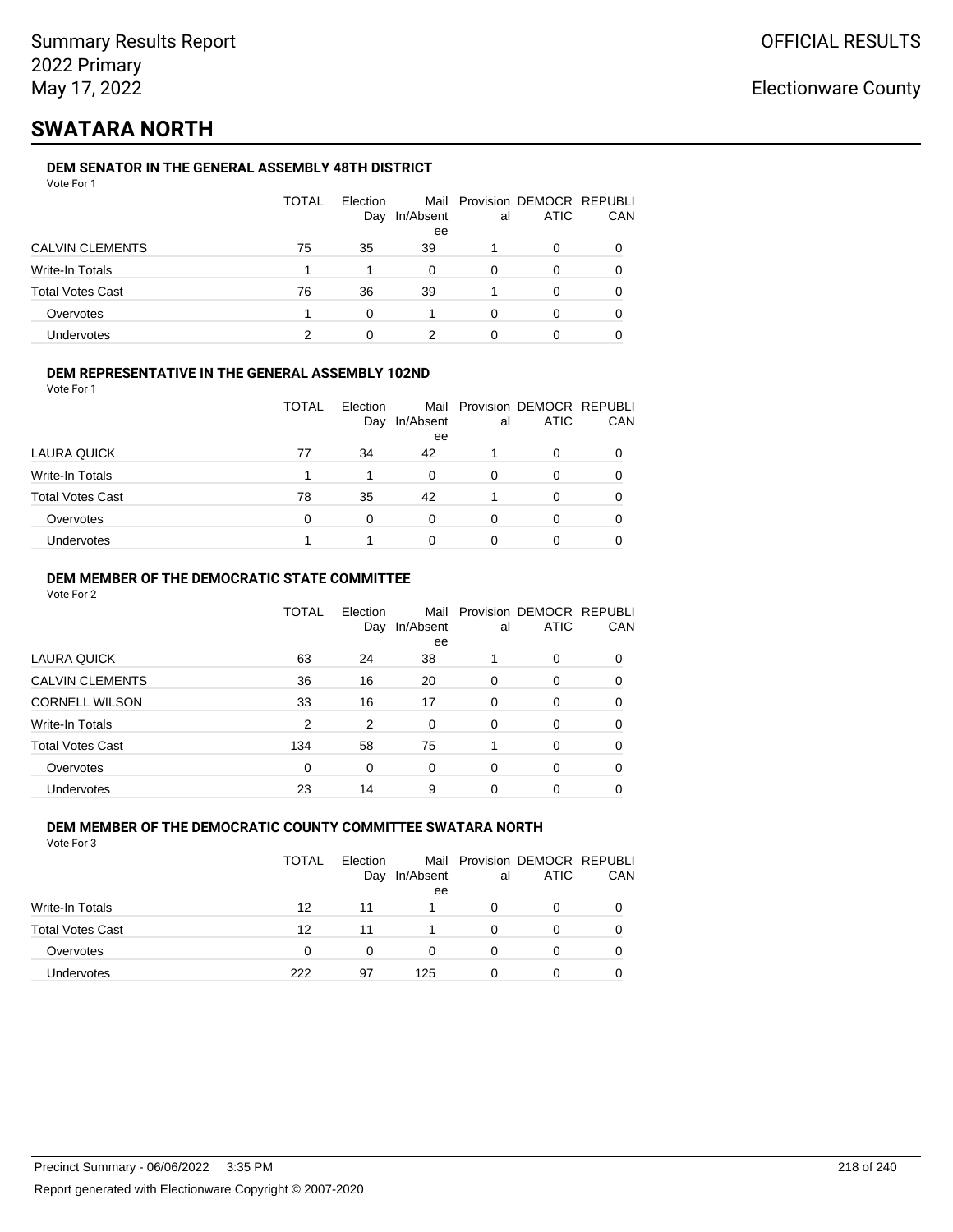Summary Results Report
2022 Primary
May 17, 2022

OFFICIAL RESULTS

Electionware County

# SWATARA NORTH

### DEM SENATOR IN THE GENERAL ASSEMBLY 48TH DISTRICT

Vote For 1

| | TOTAL | Election Day | Mail In/Absentee | Provisional | DEMOCRATIC | REPUBLICAN |
|---|---|---|---|---|---|---|
| CALVIN CLEMENTS | 75 | 35 | 39 | 1 | 0 | 0 |
| Write-In Totals | 1 | 1 | 0 | 0 | 0 | 0 |
| Total Votes Cast | 76 | 36 | 39 | 1 | 0 | 0 |
| Overvotes | 1 | 0 | 1 | 0 | 0 | 0 |
| Undervotes | 2 | 0 | 2 | 0 | 0 | 0 |

### DEM REPRESENTATIVE IN THE GENERAL ASSEMBLY 102ND

Vote For 1

| | TOTAL | Election Day | Mail In/Absentee | Provisional | DEMOCRATIC | REPUBLICAN |
|---|---|---|---|---|---|---|
| LAURA QUICK | 77 | 34 | 42 | 1 | 0 | 0 |
| Write-In Totals | 1 | 1 | 0 | 0 | 0 | 0 |
| Total Votes Cast | 78 | 35 | 42 | 1 | 0 | 0 |
| Overvotes | 0 | 0 | 0 | 0 | 0 | 0 |
| Undervotes | 1 | 1 | 0 | 0 | 0 | 0 |

### DEM MEMBER OF THE DEMOCRATIC STATE COMMITTEE

Vote For 2

| | TOTAL | Election Day | Mail In/Absentee | Provisional | DEMOCRATIC | REPUBLICAN |
|---|---|---|---|---|---|---|
| LAURA QUICK | 63 | 24 | 38 | 1 | 0 | 0 |
| CALVIN CLEMENTS | 36 | 16 | 20 | 0 | 0 | 0 |
| CORNELL WILSON | 33 | 16 | 17 | 0 | 0 | 0 |
| Write-In Totals | 2 | 2 | 0 | 0 | 0 | 0 |
| Total Votes Cast | 134 | 58 | 75 | 1 | 0 | 0 |
| Overvotes | 0 | 0 | 0 | 0 | 0 | 0 |
| Undervotes | 23 | 14 | 9 | 0 | 0 | 0 |

### DEM MEMBER OF THE DEMOCRATIC COUNTY COMMITTEE SWATARA NORTH

Vote For 3

| | TOTAL | Election Day | Mail In/Absentee | Provisional | DEMOCRATIC | REPUBLICAN |
|---|---|---|---|---|---|---|
| Write-In Totals | 12 | 11 | 1 | 0 | 0 | 0 |
| Total Votes Cast | 12 | 11 | 1 | 0 | 0 | 0 |
| Overvotes | 0 | 0 | 0 | 0 | 0 | 0 |
| Undervotes | 222 | 97 | 125 | 0 | 0 | 0 |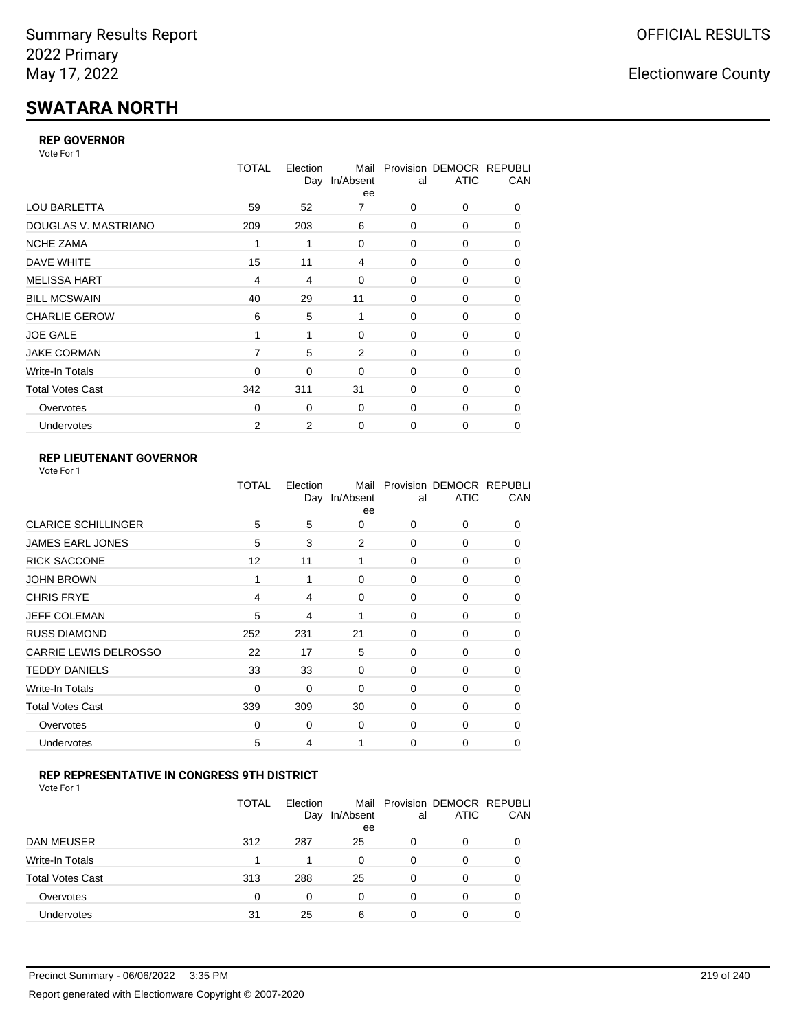Summary Results Report
2022 Primary
May 17, 2022

OFFICIAL RESULTS

Electionware County

# SWATARA NORTH

### REP GOVERNOR

Vote For 1

| | TOTAL | Election Day | Mail In/Absentee | Provisional | DEMOCRATIC | REPUBLICAN |
|---|---|---|---|---|---|---|
| LOU BARLETTA | 59 | 52 | 7 | 0 | 0 | 0 |
| DOUGLAS V. MASTRIANO | 209 | 203 | 6 | 0 | 0 | 0 |
| NCHE ZAMA | 1 | 1 | 0 | 0 | 0 | 0 |
| DAVE WHITE | 15 | 11 | 4 | 0 | 0 | 0 |
| MELISSA HART | 4 | 4 | 0 | 0 | 0 | 0 |
| BILL MCSWAIN | 40 | 29 | 11 | 0 | 0 | 0 |
| CHARLIE GEROW | 6 | 5 | 1 | 0 | 0 | 0 |
| JOE GALE | 1 | 1 | 0 | 0 | 0 | 0 |
| JAKE CORMAN | 7 | 5 | 2 | 0 | 0 | 0 |
| Write-In Totals | 0 | 0 | 0 | 0 | 0 | 0 |
| Total Votes Cast | 342 | 311 | 31 | 0 | 0 | 0 |
| Overvotes | 0 | 0 | 0 | 0 | 0 | 0 |
| Undervotes | 2 | 2 | 0 | 0 | 0 | 0 |

### REP LIEUTENANT GOVERNOR

Vote For 1

| | TOTAL | Election Day | Mail In/Absentee | Provisional | DEMOCRATIC | REPUBLICAN |
|---|---|---|---|---|---|---|
| CLARICE SCHILLINGER | 5 | 5 | 0 | 0 | 0 | 0 |
| JAMES EARL JONES | 5 | 3 | 2 | 0 | 0 | 0 |
| RICK SACCONE | 12 | 11 | 1 | 0 | 0 | 0 |
| JOHN BROWN | 1 | 1 | 0 | 0 | 0 | 0 |
| CHRIS FRYE | 4 | 4 | 0 | 0 | 0 | 0 |
| JEFF COLEMAN | 5 | 4 | 1 | 0 | 0 | 0 |
| RUSS DIAMOND | 252 | 231 | 21 | 0 | 0 | 0 |
| CARRIE LEWIS DELROSSO | 22 | 17 | 5 | 0 | 0 | 0 |
| TEDDY DANIELS | 33 | 33 | 0 | 0 | 0 | 0 |
| Write-In Totals | 0 | 0 | 0 | 0 | 0 | 0 |
| Total Votes Cast | 339 | 309 | 30 | 0 | 0 | 0 |
| Overvotes | 0 | 0 | 0 | 0 | 0 | 0 |
| Undervotes | 5 | 4 | 1 | 0 | 0 | 0 |

### REP REPRESENTATIVE IN CONGRESS 9TH DISTRICT

Vote For 1

| | TOTAL | Election Day | Mail In/Absentee | Provisional | DEMOCRATIC | REPUBLICAN |
|---|---|---|---|---|---|---|
| DAN MEUSER | 312 | 287 | 25 | 0 | 0 | 0 |
| Write-In Totals | 1 | 1 | 0 | 0 | 0 | 0 |
| Total Votes Cast | 313 | 288 | 25 | 0 | 0 | 0 |
| Overvotes | 0 | 0 | 0 | 0 | 0 | 0 |
| Undervotes | 31 | 25 | 6 | 0 | 0 | 0 |

Precinct Summary - 06/06/2022 3:35 PM

Report generated with Electionware Copyright © 2007-2020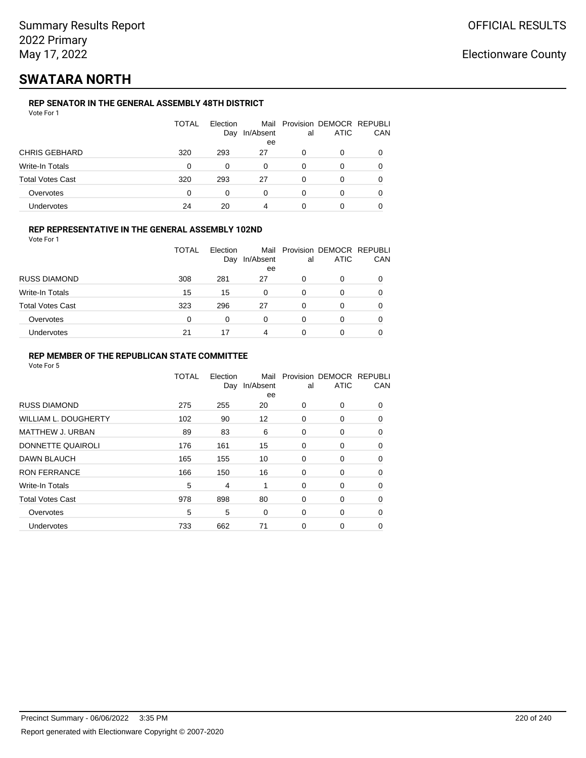Summary Results Report
2022 Primary
May 17, 2022

OFFICIAL RESULTS

Electionware County

# SWATARA NORTH

### REP SENATOR IN THE GENERAL ASSEMBLY 48TH DISTRICT

Vote For 1

| | TOTAL | Election Day | Mail In/Absentee | Provisional | DEMOCRATIC | REPUBLICAN |
|---|---|---|---|---|---|---|
| CHRIS GEBHARD | 320 | 293 | 27 | 0 | 0 | 0 |
| Write-In Totals | 0 | 0 | 0 | 0 | 0 | 0 |
| Total Votes Cast | 320 | 293 | 27 | 0 | 0 | 0 |
| Overvotes | 0 | 0 | 0 | 0 | 0 | 0 |
| Undervotes | 24 | 20 | 4 | 0 | 0 | 0 |

### REP REPRESENTATIVE IN THE GENERAL ASSEMBLY 102ND

Vote For 1

| | TOTAL | Election Day | Mail In/Absentee | Provisional | DEMOCRATIC | REPUBLICAN |
|---|---|---|---|---|---|---|
| RUSS DIAMOND | 308 | 281 | 27 | 0 | 0 | 0 |
| Write-In Totals | 15 | 15 | 0 | 0 | 0 | 0 |
| Total Votes Cast | 323 | 296 | 27 | 0 | 0 | 0 |
| Overvotes | 0 | 0 | 0 | 0 | 0 | 0 |
| Undervotes | 21 | 17 | 4 | 0 | 0 | 0 |

### REP MEMBER OF THE REPUBLICAN STATE COMMITTEE

Vote For 5

| | TOTAL | Election Day | Mail In/Absentee | Provisional | DEMOCRATIC | REPUBLICAN |
|---|---|---|---|---|---|---|
| RUSS DIAMOND | 275 | 255 | 20 | 0 | 0 | 0 |
| WILLIAM L. DOUGHERTY | 102 | 90 | 12 | 0 | 0 | 0 |
| MATTHEW J. URBAN | 89 | 83 | 6 | 0 | 0 | 0 |
| DONNETTE QUAIROLI | 176 | 161 | 15 | 0 | 0 | 0 |
| DAWN BLAUCH | 165 | 155 | 10 | 0 | 0 | 0 |
| RON FERRANCE | 166 | 150 | 16 | 0 | 0 | 0 |
| Write-In Totals | 5 | 4 | 1 | 0 | 0 | 0 |
| Total Votes Cast | 978 | 898 | 80 | 0 | 0 | 0 |
| Overvotes | 5 | 5 | 0 | 0 | 0 | 0 |
| Undervotes | 733 | 662 | 71 | 0 | 0 | 0 |

Precinct Summary - 06/06/2022 3:35 PM

Report generated with Electionware Copyright © 2007-2020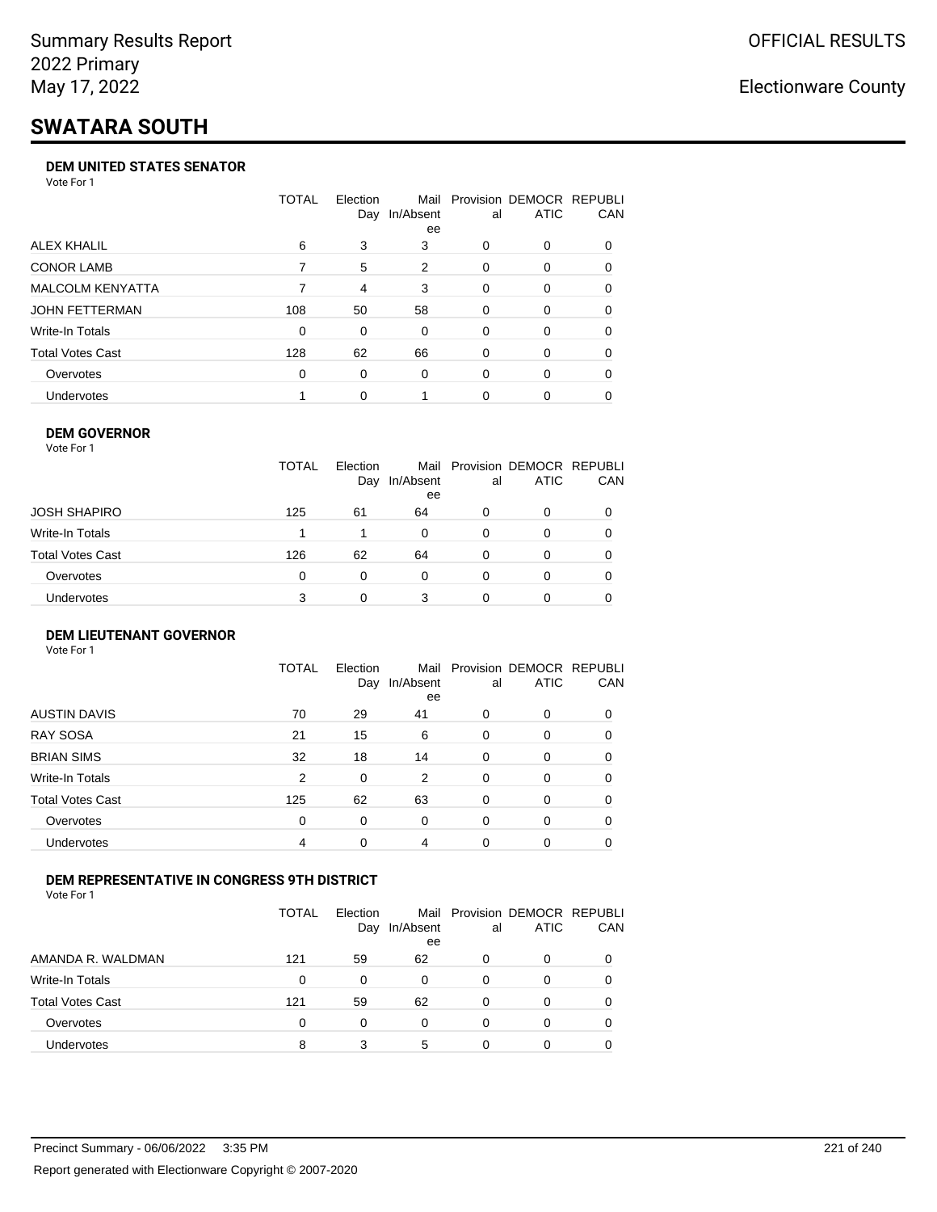Summary Results Report
2022 Primary
May 17, 2022

OFFICIAL RESULTS

Electionware County

# SWATARA SOUTH

### DEM UNITED STATES SENATOR

Vote For 1

| | TOTAL | Election Day | Mail In/Absentee | Provisional | DEMOCRATIC | REPUBLICAN |
|---|---|---|---|---|---|---|
| ALEX KHALIL | 6 | 3 | 3 | 0 | 0 | 0 |
| CONOR LAMB | 7 | 5 | 2 | 0 | 0 | 0 |
| MALCOLM KENYATTA | 7 | 4 | 3 | 0 | 0 | 0 |
| JOHN FETTERMAN | 108 | 50 | 58 | 0 | 0 | 0 |
| Write-In Totals | 0 | 0 | 0 | 0 | 0 | 0 |
| Total Votes Cast | 128 | 62 | 66 | 0 | 0 | 0 |
| Overvotes | 0 | 0 | 0 | 0 | 0 | 0 |
| Undervotes | 1 | 0 | 1 | 0 | 0 | 0 |

### DEM GOVERNOR

Vote For 1

| | TOTAL | Election Day | Mail In/Absentee | Provisional | DEMOCRATIC | REPUBLICAN |
|---|---|---|---|---|---|---|
| JOSH SHAPIRO | 125 | 61 | 64 | 0 | 0 | 0 |
| Write-In Totals | 1 | 1 | 0 | 0 | 0 | 0 |
| Total Votes Cast | 126 | 62 | 64 | 0 | 0 | 0 |
| Overvotes | 0 | 0 | 0 | 0 | 0 | 0 |
| Undervotes | 3 | 0 | 3 | 0 | 0 | 0 |

### DEM LIEUTENANT GOVERNOR

Vote For 1

| | TOTAL | Election Day | Mail In/Absentee | Provisional | DEMOCRATIC | REPUBLICAN |
|---|---|---|---|---|---|---|
| AUSTIN DAVIS | 70 | 29 | 41 | 0 | 0 | 0 |
| RAY SOSA | 21 | 15 | 6 | 0 | 0 | 0 |
| BRIAN SIMS | 32 | 18 | 14 | 0 | 0 | 0 |
| Write-In Totals | 2 | 0 | 2 | 0 | 0 | 0 |
| Total Votes Cast | 125 | 62 | 63 | 0 | 0 | 0 |
| Overvotes | 0 | 0 | 0 | 0 | 0 | 0 |
| Undervotes | 4 | 0 | 4 | 0 | 0 | 0 |

### DEM REPRESENTATIVE IN CONGRESS 9TH DISTRICT

Vote For 1

| | TOTAL | Election Day | Mail In/Absentee | Provisional | DEMOCRATIC | REPUBLICAN |
|---|---|---|---|---|---|---|
| AMANDA R. WALDMAN | 121 | 59 | 62 | 0 | 0 | 0 |
| Write-In Totals | 0 | 0 | 0 | 0 | 0 | 0 |
| Total Votes Cast | 121 | 59 | 62 | 0 | 0 | 0 |
| Overvotes | 0 | 0 | 0 | 0 | 0 | 0 |
| Undervotes | 8 | 3 | 5 | 0 | 0 | 0 |

Precinct Summary - 06/06/2022 3:35 PM

Report generated with Electionware Copyright © 2007-2020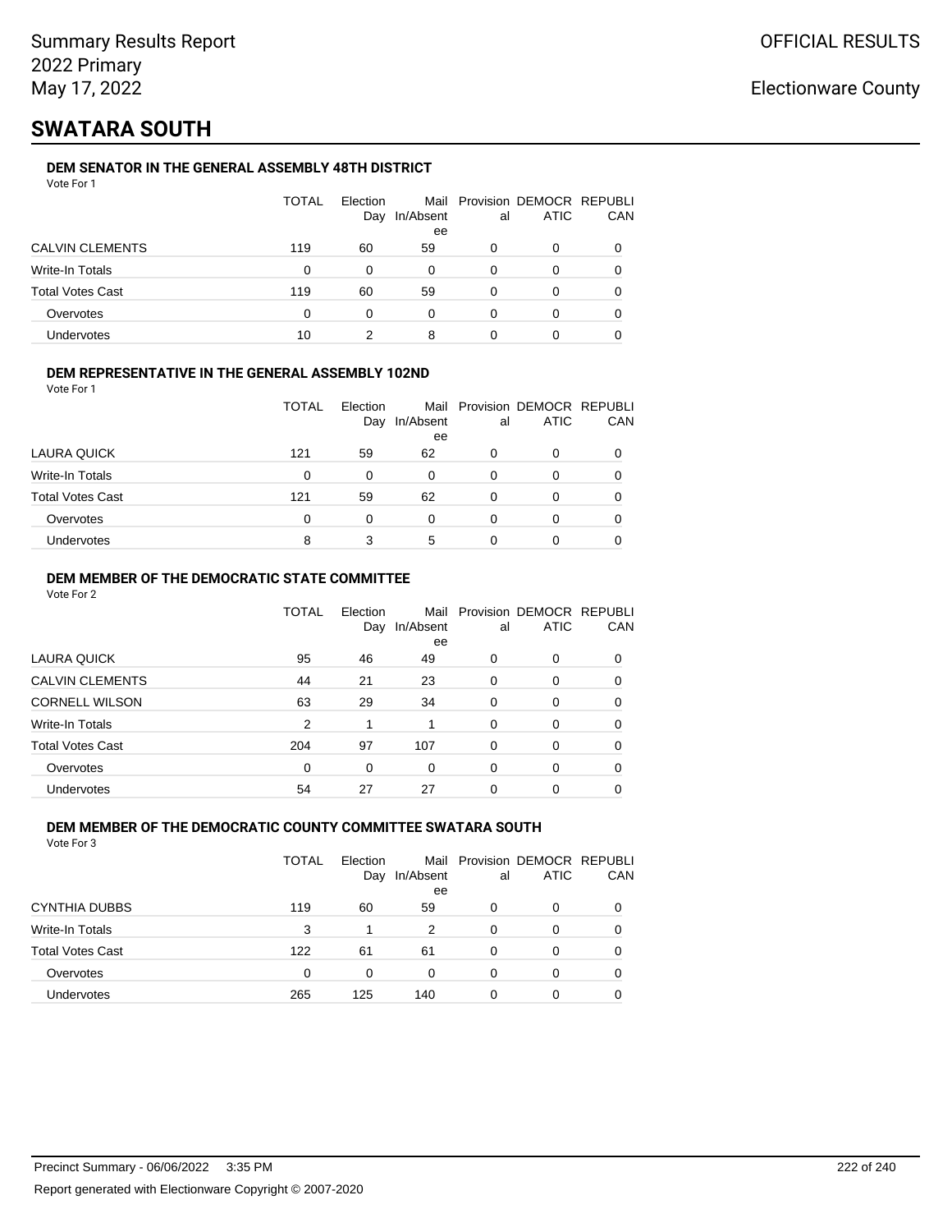Summary Results Report
2022 Primary
May 17, 2022

OFFICIAL RESULTS

Electionware County

# SWATARA SOUTH

### DEM SENATOR IN THE GENERAL ASSEMBLY 48TH DISTRICT

Vote For 1

| | TOTAL | Election Day | Mail In/Absentee | Provisional | DEMOCRATIC | REPUBLICAN |
|---|---|---|---|---|---|---|
| CALVIN CLEMENTS | 119 | 60 | 59 | 0 | 0 | 0 |
| Write-In Totals | 0 | 0 | 0 | 0 | 0 | 0 |
| Total Votes Cast | 119 | 60 | 59 | 0 | 0 | 0 |
| Overvotes | 0 | 0 | 0 | 0 | 0 | 0 |
| Undervotes | 10 | 2 | 8 | 0 | 0 | 0 |

### DEM REPRESENTATIVE IN THE GENERAL ASSEMBLY 102ND

Vote For 1

| | TOTAL | Election Day | Mail In/Absentee | Provisional | DEMOCRATIC | REPUBLICAN |
|---|---|---|---|---|---|---|
| LAURA QUICK | 121 | 59 | 62 | 0 | 0 | 0 |
| Write-In Totals | 0 | 0 | 0 | 0 | 0 | 0 |
| Total Votes Cast | 121 | 59 | 62 | 0 | 0 | 0 |
| Overvotes | 0 | 0 | 0 | 0 | 0 | 0 |
| Undervotes | 8 | 3 | 5 | 0 | 0 | 0 |

### DEM MEMBER OF THE DEMOCRATIC STATE COMMITTEE

Vote For 2

| | TOTAL | Election Day | Mail In/Absentee | Provisional | DEMOCRATIC | REPUBLICAN |
|---|---|---|---|---|---|---|
| LAURA QUICK | 95 | 46 | 49 | 0 | 0 | 0 |
| CALVIN CLEMENTS | 44 | 21 | 23 | 0 | 0 | 0 |
| CORNELL WILSON | 63 | 29 | 34 | 0 | 0 | 0 |
| Write-In Totals | 2 | 1 | 1 | 0 | 0 | 0 |
| Total Votes Cast | 204 | 97 | 107 | 0 | 0 | 0 |
| Overvotes | 0 | 0 | 0 | 0 | 0 | 0 |
| Undervotes | 54 | 27 | 27 | 0 | 0 | 0 |

### DEM MEMBER OF THE DEMOCRATIC COUNTY COMMITTEE SWATARA SOUTH

Vote For 3

| | TOTAL | Election Day | Mail In/Absentee | Provisional | DEMOCRATIC | REPUBLICAN |
|---|---|---|---|---|---|---|
| CYNTHIA DUBBS | 119 | 60 | 59 | 0 | 0 | 0 |
| Write-In Totals | 3 | 1 | 2 | 0 | 0 | 0 |
| Total Votes Cast | 122 | 61 | 61 | 0 | 0 | 0 |
| Overvotes | 0 | 0 | 0 | 0 | 0 | 0 |
| Undervotes | 265 | 125 | 140 | 0 | 0 | 0 |

Precinct Summary - 06/06/2022 3:35 PM

Report generated with Electionware Copyright © 2007-2020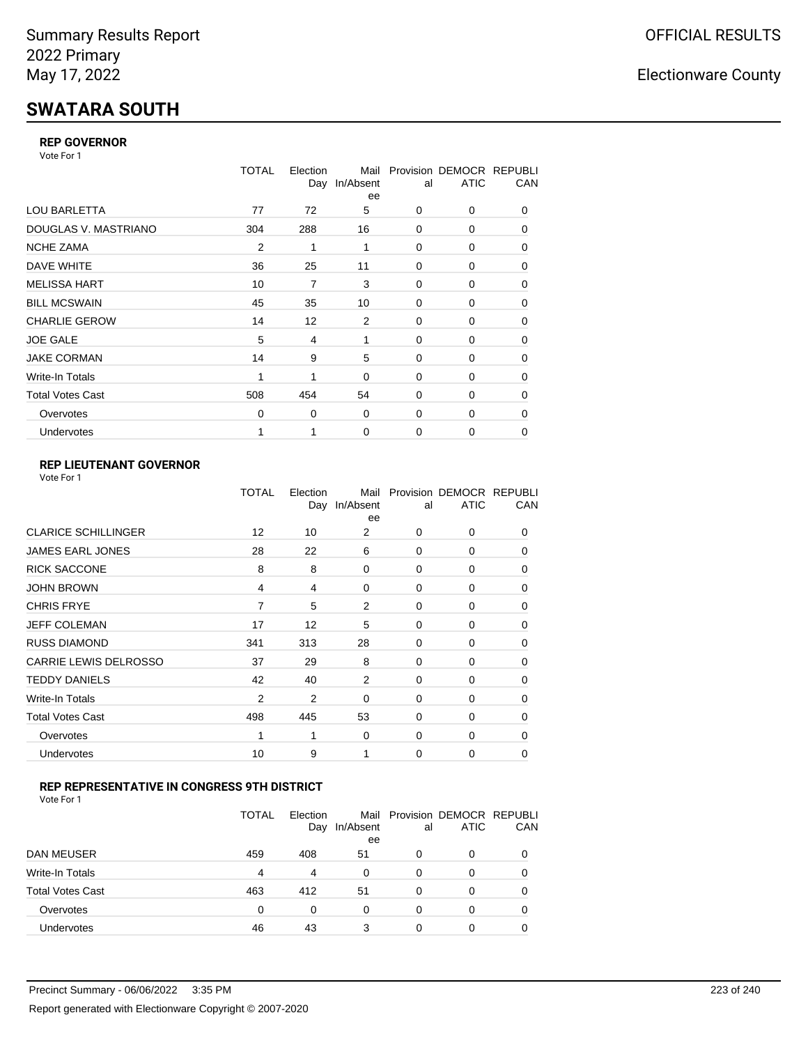Summary Results Report
2022 Primary
May 17, 2022

OFFICIAL RESULTS

Electionware County

# SWATARA SOUTH

### REP GOVERNOR

Vote For 1

| | TOTAL | Election Day | Mail In/Absentee | Provisional | DEMOCRATIC | REPUBLICAN |
|---|---|---|---|---|---|---|
| LOU BARLETTA | 77 | 72 | 5 | 0 | 0 | 0 |
| DOUGLAS V. MASTRIANO | 304 | 288 | 16 | 0 | 0 | 0 |
| NCHE ZAMA | 2 | 1 | 1 | 0 | 0 | 0 |
| DAVE WHITE | 36 | 25 | 11 | 0 | 0 | 0 |
| MELISSA HART | 10 | 7 | 3 | 0 | 0 | 0 |
| BILL MCSWAIN | 45 | 35 | 10 | 0 | 0 | 0 |
| CHARLIE GEROW | 14 | 12 | 2 | 0 | 0 | 0 |
| JOE GALE | 5 | 4 | 1 | 0 | 0 | 0 |
| JAKE CORMAN | 14 | 9 | 5 | 0 | 0 | 0 |
| Write-In Totals | 1 | 1 | 0 | 0 | 0 | 0 |
| Total Votes Cast | 508 | 454 | 54 | 0 | 0 | 0 |
| Overvotes | 0 | 0 | 0 | 0 | 0 | 0 |
| Undervotes | 1 | 1 | 0 | 0 | 0 | 0 |

### REP LIEUTENANT GOVERNOR

Vote For 1

| | TOTAL | Election Day | Mail In/Absentee | Provisional | DEMOCRATIC | REPUBLICAN |
|---|---|---|---|---|---|---|
| CLARICE SCHILLINGER | 12 | 10 | 2 | 0 | 0 | 0 |
| JAMES EARL JONES | 28 | 22 | 6 | 0 | 0 | 0 |
| RICK SACCONE | 8 | 8 | 0 | 0 | 0 | 0 |
| JOHN BROWN | 4 | 4 | 0 | 0 | 0 | 0 |
| CHRIS FRYE | 7 | 5 | 2 | 0 | 0 | 0 |
| JEFF COLEMAN | 17 | 12 | 5 | 0 | 0 | 0 |
| RUSS DIAMOND | 341 | 313 | 28 | 0 | 0 | 0 |
| CARRIE LEWIS DELROSSO | 37 | 29 | 8 | 0 | 0 | 0 |
| TEDDY DANIELS | 42 | 40 | 2 | 0 | 0 | 0 |
| Write-In Totals | 2 | 2 | 0 | 0 | 0 | 0 |
| Total Votes Cast | 498 | 445 | 53 | 0 | 0 | 0 |
| Overvotes | 1 | 1 | 0 | 0 | 0 | 0 |
| Undervotes | 10 | 9 | 1 | 0 | 0 | 0 |

### REP REPRESENTATIVE IN CONGRESS 9TH DISTRICT

Vote For 1

| | TOTAL | Election Day | Mail In/Absentee | Provisional | DEMOCRATIC | REPUBLICAN |
|---|---|---|---|---|---|---|
| DAN MEUSER | 459 | 408 | 51 | 0 | 0 | 0 |
| Write-In Totals | 4 | 4 | 0 | 0 | 0 | 0 |
| Total Votes Cast | 463 | 412 | 51 | 0 | 0 | 0 |
| Overvotes | 0 | 0 | 0 | 0 | 0 | 0 |
| Undervotes | 46 | 43 | 3 | 0 | 0 | 0 |

Precinct Summary - 06/06/2022 3:35 PM

Report generated with Electionware Copyright © 2007-2020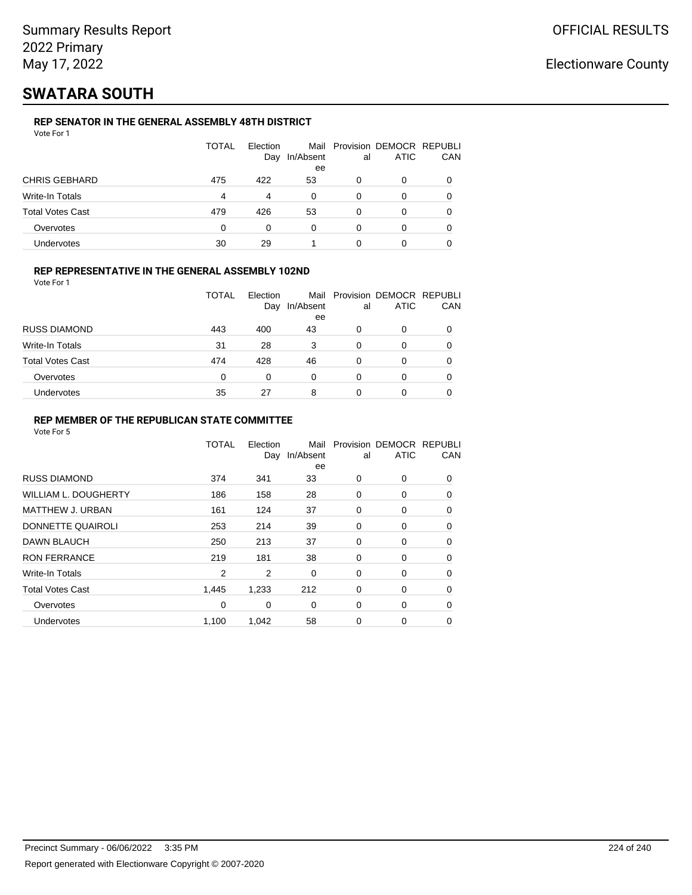Summary Results Report
2022 Primary
May 17, 2022

OFFICIAL RESULTS

Electionware County

# SWATARA SOUTH

### REP SENATOR IN THE GENERAL ASSEMBLY 48TH DISTRICT

Vote For 1

| | TOTAL | Election Day | Mail In/Absentee | Provisional | DEMOCRATIC | REPUBLICAN |
|---|---|---|---|---|---|---|
| CHRIS GEBHARD | 475 | 422 | 53 | 0 | 0 | 0 |
| Write-In Totals | 4 | 4 | 0 | 0 | 0 | 0 |
| Total Votes Cast | 479 | 426 | 53 | 0 | 0 | 0 |
| Overvotes | 0 | 0 | 0 | 0 | 0 | 0 |
| Undervotes | 30 | 29 | 1 | 0 | 0 | 0 |

### REP REPRESENTATIVE IN THE GENERAL ASSEMBLY 102ND

Vote For 1

| | TOTAL | Election Day | Mail In/Absentee | Provisional | DEMOCRATIC | REPUBLICAN |
|---|---|---|---|---|---|---|
| RUSS DIAMOND | 443 | 400 | 43 | 0 | 0 | 0 |
| Write-In Totals | 31 | 28 | 3 | 0 | 0 | 0 |
| Total Votes Cast | 474 | 428 | 46 | 0 | 0 | 0 |
| Overvotes | 0 | 0 | 0 | 0 | 0 | 0 |
| Undervotes | 35 | 27 | 8 | 0 | 0 | 0 |

### REP MEMBER OF THE REPUBLICAN STATE COMMITTEE

Vote For 5

| | TOTAL | Election Day | Mail In/Absentee | Provisional | DEMOCRATIC | REPUBLICAN |
|---|---|---|---|---|---|---|
| RUSS DIAMOND | 374 | 341 | 33 | 0 | 0 | 0 |
| WILLIAM L. DOUGHERTY | 186 | 158 | 28 | 0 | 0 | 0 |
| MATTHEW J. URBAN | 161 | 124 | 37 | 0 | 0 | 0 |
| DONNETTE QUAIROLI | 253 | 214 | 39 | 0 | 0 | 0 |
| DAWN BLAUCH | 250 | 213 | 37 | 0 | 0 | 0 |
| RON FERRANCE | 219 | 181 | 38 | 0 | 0 | 0 |
| Write-In Totals | 2 | 2 | 0 | 0 | 0 | 0 |
| Total Votes Cast | 1,445 | 1,233 | 212 | 0 | 0 | 0 |
| Overvotes | 0 | 0 | 0 | 0 | 0 | 0 |
| Undervotes | 1,100 | 1,042 | 58 | 0 | 0 | 0 |

Precinct Summary - 06/06/2022 3:35 PM

Report generated with Electionware Copyright © 2007-2020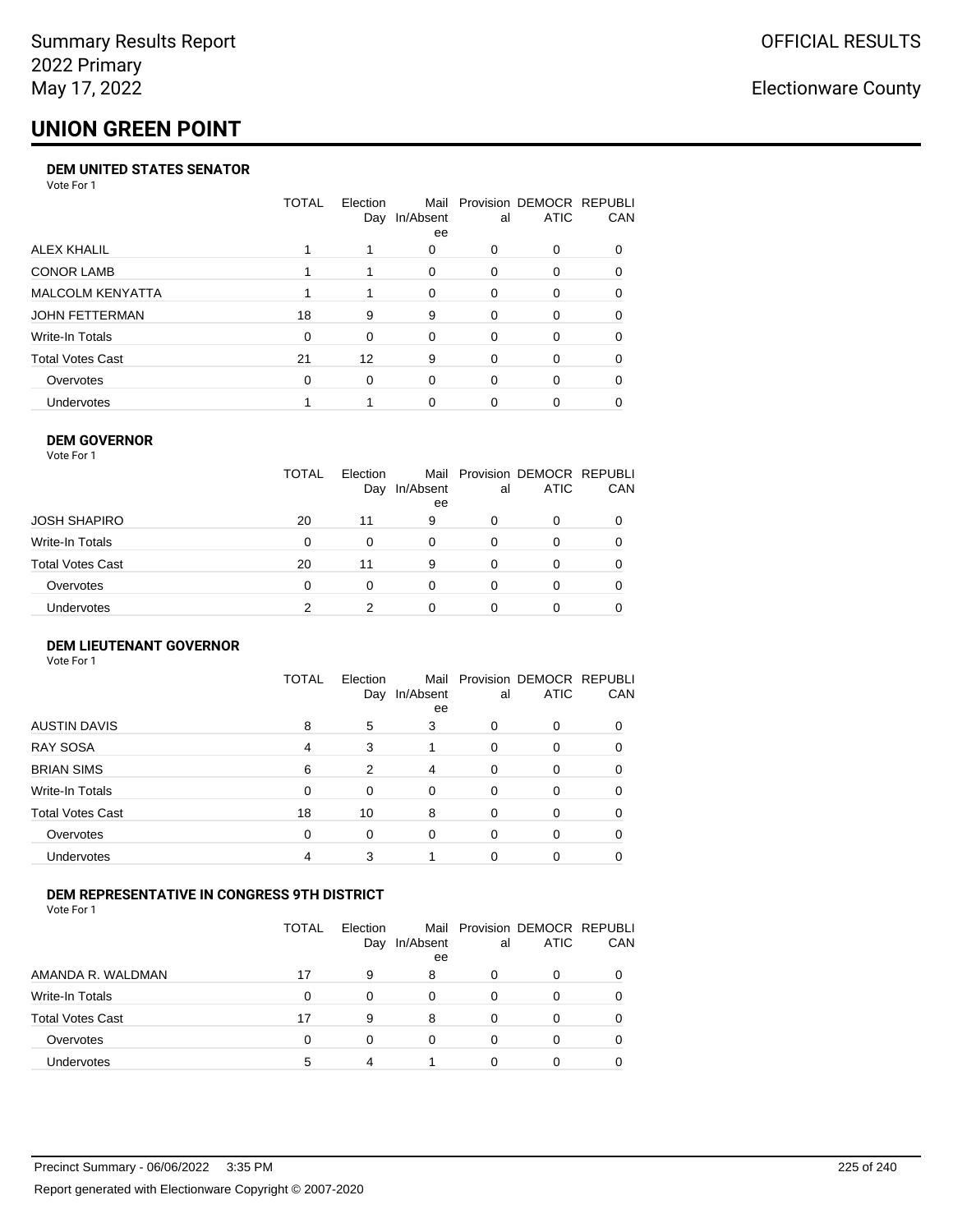Summary Results Report
2022 Primary
May 17, 2022

OFFICIAL RESULTS

Electionware County

# UNION GREEN POINT

### DEM UNITED STATES SENATOR

Vote For 1

| | TOTAL | Election Day | Mail In/Absentee | Provisional | DEMOCRATIC | REPUBLICAN |
|---|---|---|---|---|---|---|
| ALEX KHALIL | 1 | 1 | 0 | 0 | 0 | 0 |
| CONOR LAMB | 1 | 1 | 0 | 0 | 0 | 0 |
| MALCOLM KENYATTA | 1 | 1 | 0 | 0 | 0 | 0 |
| JOHN FETTERMAN | 18 | 9 | 9 | 0 | 0 | 0 |
| Write-In Totals | 0 | 0 | 0 | 0 | 0 | 0 |
| Total Votes Cast | 21 | 12 | 9 | 0 | 0 | 0 |
| Overvotes | 0 | 0 | 0 | 0 | 0 | 0 |
| Undervotes | 1 | 1 | 0 | 0 | 0 | 0 |

### DEM GOVERNOR

Vote For 1

| | TOTAL | Election Day | Mail In/Absentee | Provisional | DEMOCRATIC | REPUBLICAN |
|---|---|---|---|---|---|---|
| JOSH SHAPIRO | 20 | 11 | 9 | 0 | 0 | 0 |
| Write-In Totals | 0 | 0 | 0 | 0 | 0 | 0 |
| Total Votes Cast | 20 | 11 | 9 | 0 | 0 | 0 |
| Overvotes | 0 | 0 | 0 | 0 | 0 | 0 |
| Undervotes | 2 | 2 | 0 | 0 | 0 | 0 |

### DEM LIEUTENANT GOVERNOR

Vote For 1

| | TOTAL | Election Day | Mail In/Absentee | Provisional | DEMOCRATIC | REPUBLICAN |
|---|---|---|---|---|---|---|
| AUSTIN DAVIS | 8 | 5 | 3 | 0 | 0 | 0 |
| RAY SOSA | 4 | 3 | 1 | 0 | 0 | 0 |
| BRIAN SIMS | 6 | 2 | 4 | 0 | 0 | 0 |
| Write-In Totals | 0 | 0 | 0 | 0 | 0 | 0 |
| Total Votes Cast | 18 | 10 | 8 | 0 | 0 | 0 |
| Overvotes | 0 | 0 | 0 | 0 | 0 | 0 |
| Undervotes | 4 | 3 | 1 | 0 | 0 | 0 |

### DEM REPRESENTATIVE IN CONGRESS 9TH DISTRICT

Vote For 1

| | TOTAL | Election Day | Mail In/Absentee | Provisional | DEMOCRATIC | REPUBLICAN |
|---|---|---|---|---|---|---|
| AMANDA R. WALDMAN | 17 | 9 | 8 | 0 | 0 | 0 |
| Write-In Totals | 0 | 0 | 0 | 0 | 0 | 0 |
| Total Votes Cast | 17 | 9 | 8 | 0 | 0 | 0 |
| Overvotes | 0 | 0 | 0 | 0 | 0 | 0 |
| Undervotes | 5 | 4 | 1 | 0 | 0 | 0 |

Precinct Summary - 06/06/2022 3:35 PM

Report generated with Electionware Copyright © 2007-2020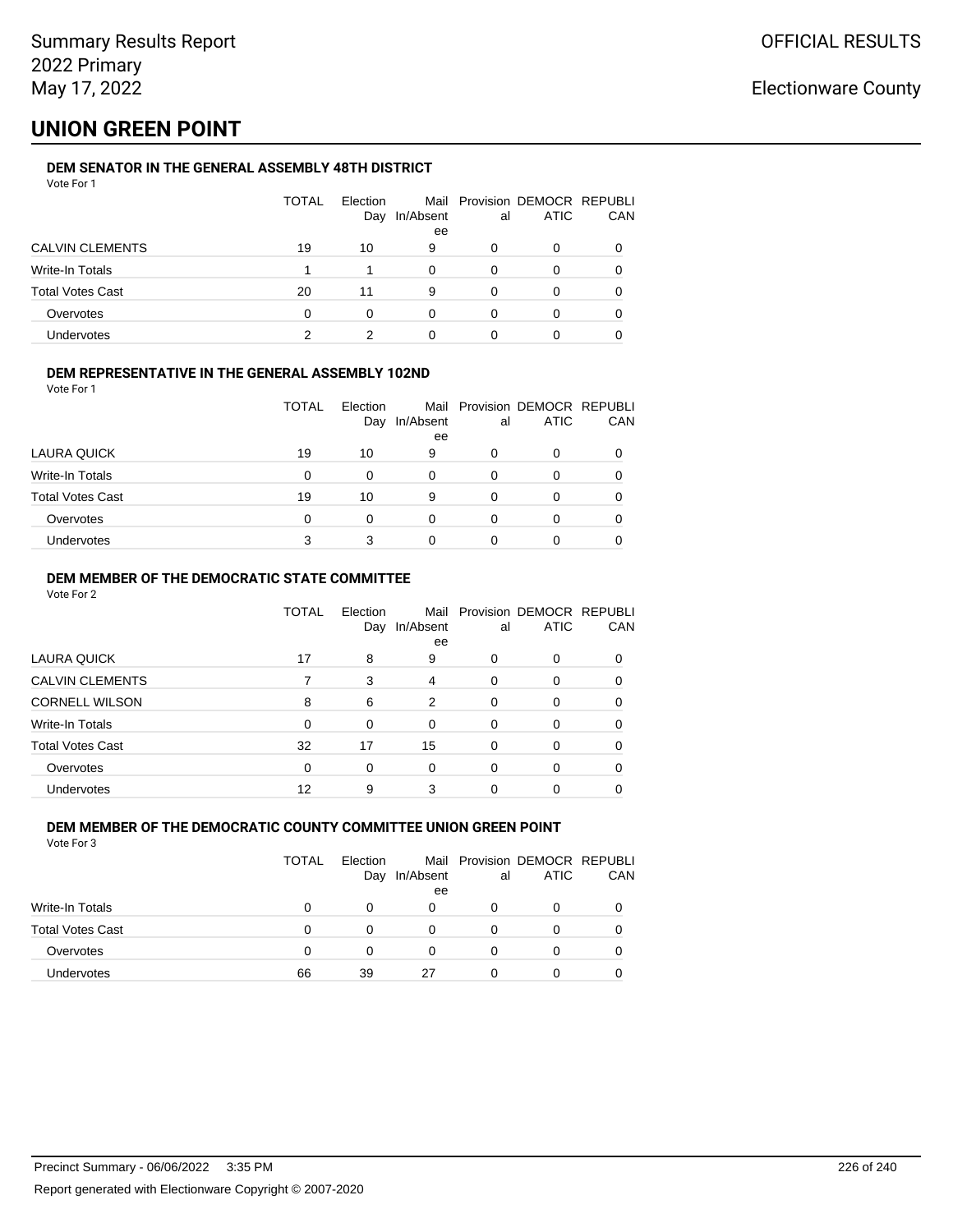Summary Results Report
2022 Primary
May 17, 2022

OFFICIAL RESULTS

Electionware County

# UNION GREEN POINT

### DEM SENATOR IN THE GENERAL ASSEMBLY 48TH DISTRICT

Vote For 1

| | TOTAL | Election Day | Mail In/Absentee | Provisional | DEMOCRATIC | REPUBLICAN |
|---|---|---|---|---|---|---|
| CALVIN CLEMENTS | 19 | 10 | 9 | 0 | 0 | 0 |
| Write-In Totals | 1 | 1 | 0 | 0 | 0 | 0 |
| Total Votes Cast | 20 | 11 | 9 | 0 | 0 | 0 |
| Overvotes | 0 | 0 | 0 | 0 | 0 | 0 |
| Undervotes | 2 | 2 | 0 | 0 | 0 | 0 |

### DEM REPRESENTATIVE IN THE GENERAL ASSEMBLY 102ND

Vote For 1

| | TOTAL | Election Day | Mail In/Absentee | Provisional | DEMOCRATIC | REPUBLICAN |
|---|---|---|---|---|---|---|
| LAURA QUICK | 19 | 10 | 9 | 0 | 0 | 0 |
| Write-In Totals | 0 | 0 | 0 | 0 | 0 | 0 |
| Total Votes Cast | 19 | 10 | 9 | 0 | 0 | 0 |
| Overvotes | 0 | 0 | 0 | 0 | 0 | 0 |
| Undervotes | 3 | 3 | 0 | 0 | 0 | 0 |

### DEM MEMBER OF THE DEMOCRATIC STATE COMMITTEE

Vote For 2

| | TOTAL | Election Day | Mail In/Absentee | Provisional | DEMOCRATIC | REPUBLICAN |
|---|---|---|---|---|---|---|
| LAURA QUICK | 17 | 8 | 9 | 0 | 0 | 0 |
| CALVIN CLEMENTS | 7 | 3 | 4 | 0 | 0 | 0 |
| CORNELL WILSON | 8 | 6 | 2 | 0 | 0 | 0 |
| Write-In Totals | 0 | 0 | 0 | 0 | 0 | 0 |
| Total Votes Cast | 32 | 17 | 15 | 0 | 0 | 0 |
| Overvotes | 0 | 0 | 0 | 0 | 0 | 0 |
| Undervotes | 12 | 9 | 3 | 0 | 0 | 0 |

### DEM MEMBER OF THE DEMOCRATIC COUNTY COMMITTEE UNION GREEN POINT

Vote For 3

| | TOTAL | Election Day | Mail In/Absentee | Provisional | DEMOCRATIC | REPUBLICAN |
|---|---|---|---|---|---|---|
| Write-In Totals | 0 | 0 | 0 | 0 | 0 | 0 |
| Total Votes Cast | 0 | 0 | 0 | 0 | 0 | 0 |
| Overvotes | 0 | 0 | 0 | 0 | 0 | 0 |
| Undervotes | 66 | 39 | 27 | 0 | 0 | 0 |

Precinct Summary - 06/06/2022 3:35 PM

Report generated with Electionware Copyright © 2007-2020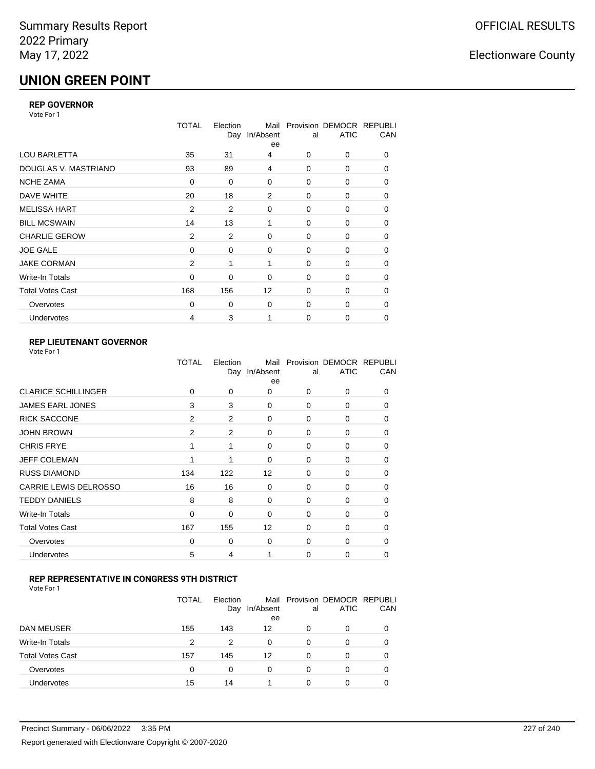# UNION GREEN POINT

### REP GOVERNOR

Vote For 1

| | TOTAL | Election Day | Mail In/Absentee | Provisional | DEMOCRATIC | REPUBLICAN |
|---|---|---|---|---|---|---|
| LOU BARLETTA | 35 | 31 | 4 | 0 | 0 | 0 |
| DOUGLAS V. MASTRIANO | 93 | 89 | 4 | 0 | 0 | 0 |
| NCHE ZAMA | 0 | 0 | 0 | 0 | 0 | 0 |
| DAVE WHITE | 20 | 18 | 2 | 0 | 0 | 0 |
| MELISSA HART | 2 | 2 | 0 | 0 | 0 | 0 |
| BILL MCSWAIN | 14 | 13 | 1 | 0 | 0 | 0 |
| CHARLIE GEROW | 2 | 2 | 0 | 0 | 0 | 0 |
| JOE GALE | 0 | 0 | 0 | 0 | 0 | 0 |
| JAKE CORMAN | 2 | 1 | 1 | 0 | 0 | 0 |
| Write-In Totals | 0 | 0 | 0 | 0 | 0 | 0 |
| Total Votes Cast | 168 | 156 | 12 | 0 | 0 | 0 |
| Overvotes | 0 | 0 | 0 | 0 | 0 | 0 |
| Undervotes | 4 | 3 | 1 | 0 | 0 | 0 |

### REP LIEUTENANT GOVERNOR

Vote For 1

| | TOTAL | Election Day | Mail In/Absentee | Provisional | DEMOCRATIC | REPUBLICAN |
|---|---|---|---|---|---|---|
| CLARICE SCHILLINGER | 0 | 0 | 0 | 0 | 0 | 0 |
| JAMES EARL JONES | 3 | 3 | 0 | 0 | 0 | 0 |
| RICK SACCONE | 2 | 2 | 0 | 0 | 0 | 0 |
| JOHN BROWN | 2 | 2 | 0 | 0 | 0 | 0 |
| CHRIS FRYE | 1 | 1 | 0 | 0 | 0 | 0 |
| JEFF COLEMAN | 1 | 1 | 0 | 0 | 0 | 0 |
| RUSS DIAMOND | 134 | 122 | 12 | 0 | 0 | 0 |
| CARRIE LEWIS DELROSSO | 16 | 16 | 0 | 0 | 0 | 0 |
| TEDDY DANIELS | 8 | 8 | 0 | 0 | 0 | 0 |
| Write-In Totals | 0 | 0 | 0 | 0 | 0 | 0 |
| Total Votes Cast | 167 | 155 | 12 | 0 | 0 | 0 |
| Overvotes | 0 | 0 | 0 | 0 | 0 | 0 |
| Undervotes | 5 | 4 | 1 | 0 | 0 | 0 |

### REP REPRESENTATIVE IN CONGRESS 9TH DISTRICT

Vote For 1

| | TOTAL | Election Day | Mail In/Absentee | Provisional | DEMOCRATIC | REPUBLICAN |
|---|---|---|---|---|---|---|
| DAN MEUSER | 155 | 143 | 12 | 0 | 0 | 0 |
| Write-In Totals | 2 | 2 | 0 | 0 | 0 | 0 |
| Total Votes Cast | 157 | 145 | 12 | 0 | 0 | 0 |
| Overvotes | 0 | 0 | 0 | 0 | 0 | 0 |
| Undervotes | 15 | 14 | 1 | 0 | 0 | 0 |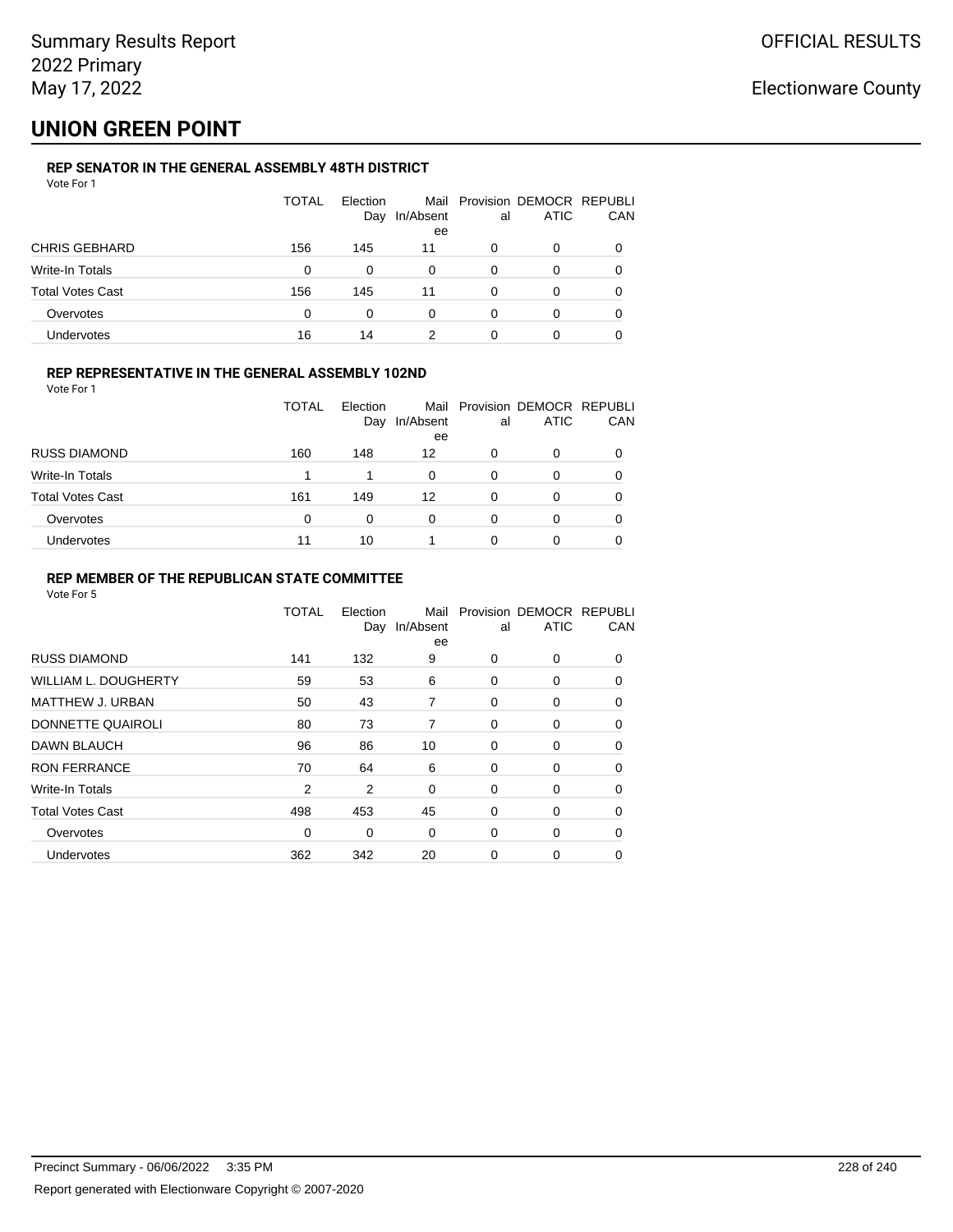Summary Results Report
2022 Primary
May 17, 2022

OFFICIAL RESULTS

Electionware County

# UNION GREEN POINT

### REP SENATOR IN THE GENERAL ASSEMBLY 48TH DISTRICT

Vote For 1

| | TOTAL | Election Day | Mail In/Absentee | Provisional | DEMOCRATIC | REPUBLICAN |
|---|---|---|---|---|---|---|
| CHRIS GEBHARD | 156 | 145 | 11 | 0 | 0 | 0 |
| Write-In Totals | 0 | 0 | 0 | 0 | 0 | 0 |
| Total Votes Cast | 156 | 145 | 11 | 0 | 0 | 0 |
| Overvotes | 0 | 0 | 0 | 0 | 0 | 0 |
| Undervotes | 16 | 14 | 2 | 0 | 0 | 0 |

### REP REPRESENTATIVE IN THE GENERAL ASSEMBLY 102ND

Vote For 1

| | TOTAL | Election Day | Mail In/Absentee | Provisional | DEMOCRATIC | REPUBLICAN |
|---|---|---|---|---|---|---|
| RUSS DIAMOND | 160 | 148 | 12 | 0 | 0 | 0 |
| Write-In Totals | 1 | 1 | 0 | 0 | 0 | 0 |
| Total Votes Cast | 161 | 149 | 12 | 0 | 0 | 0 |
| Overvotes | 0 | 0 | 0 | 0 | 0 | 0 |
| Undervotes | 11 | 10 | 1 | 0 | 0 | 0 |

### REP MEMBER OF THE REPUBLICAN STATE COMMITTEE

Vote For 5

| | TOTAL | Election Day | Mail In/Absentee | Provisional | DEMOCRATIC | REPUBLICAN |
|---|---|---|---|---|---|---|
| RUSS DIAMOND | 141 | 132 | 9 | 0 | 0 | 0 |
| WILLIAM L. DOUGHERTY | 59 | 53 | 6 | 0 | 0 | 0 |
| MATTHEW J. URBAN | 50 | 43 | 7 | 0 | 0 | 0 |
| DONNETTE QUAIROLI | 80 | 73 | 7 | 0 | 0 | 0 |
| DAWN BLAUCH | 96 | 86 | 10 | 0 | 0 | 0 |
| RON FERRANCE | 70 | 64 | 6 | 0 | 0 | 0 |
| Write-In Totals | 2 | 2 | 0 | 0 | 0 | 0 |
| Total Votes Cast | 498 | 453 | 45 | 0 | 0 | 0 |
| Overvotes | 0 | 0 | 0 | 0 | 0 | 0 |
| Undervotes | 362 | 342 | 20 | 0 | 0 | 0 |

Precinct Summary - 06/06/2022 3:35 PM

Report generated with Electionware Copyright © 2007-2020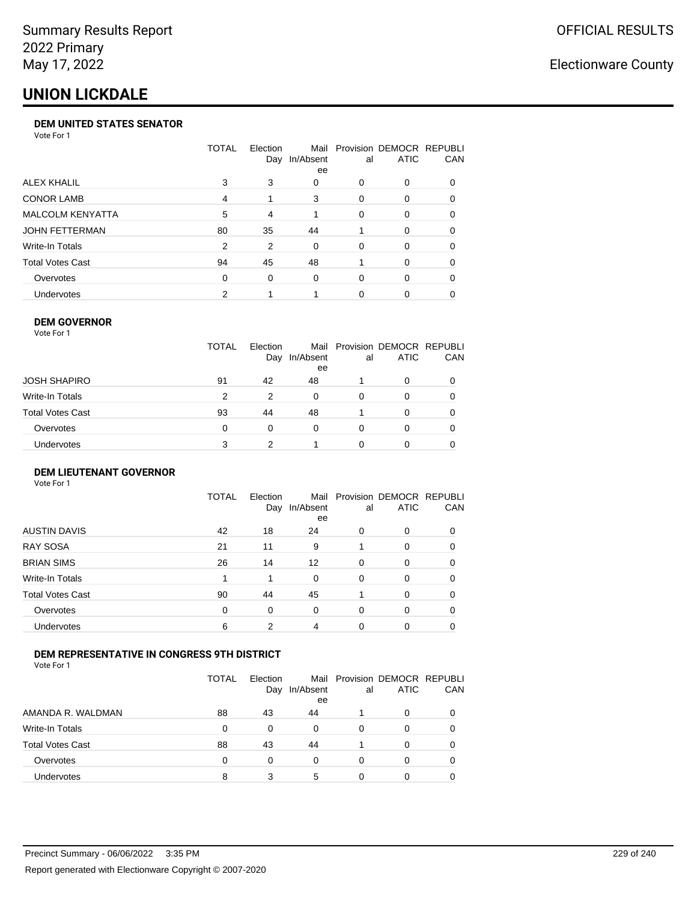Summary Results Report
2022 Primary
May 17, 2022

OFFICIAL RESULTS

Electionware County

# UNION LICKDALE

### DEM UNITED STATES SENATOR

Vote For 1

| | TOTAL | Election Day | Mail In/Absentee | Provisional | DEMOCRATIC | REPUBLICAN |
|---|---|---|---|---|---|---|
| ALEX KHALIL | 3 | 3 | 0 | 0 | 0 | 0 |
| CONOR LAMB | 4 | 1 | 3 | 0 | 0 | 0 |
| MALCOLM KENYATTA | 5 | 4 | 1 | 0 | 0 | 0 |
| JOHN FETTERMAN | 80 | 35 | 44 | 1 | 0 | 0 |
| Write-In Totals | 2 | 2 | 0 | 0 | 0 | 0 |
| Total Votes Cast | 94 | 45 | 48 | 1 | 0 | 0 |
| Overvotes | 0 | 0 | 0 | 0 | 0 | 0 |
| Undervotes | 2 | 1 | 1 | 0 | 0 | 0 |

### DEM GOVERNOR

Vote For 1

| | TOTAL | Election Day | Mail In/Absentee | Provisional | DEMOCRATIC | REPUBLICAN |
|---|---|---|---|---|---|---|
| JOSH SHAPIRO | 91 | 42 | 48 | 1 | 0 | 0 |
| Write-In Totals | 2 | 2 | 0 | 0 | 0 | 0 |
| Total Votes Cast | 93 | 44 | 48 | 1 | 0 | 0 |
| Overvotes | 0 | 0 | 0 | 0 | 0 | 0 |
| Undervotes | 3 | 2 | 1 | 0 | 0 | 0 |

### DEM LIEUTENANT GOVERNOR

Vote For 1

| | TOTAL | Election Day | Mail In/Absentee | Provisional | DEMOCRATIC | REPUBLICAN |
|---|---|---|---|---|---|---|
| AUSTIN DAVIS | 42 | 18 | 24 | 0 | 0 | 0 |
| RAY SOSA | 21 | 11 | 9 | 1 | 0 | 0 |
| BRIAN SIMS | 26 | 14 | 12 | 0 | 0 | 0 |
| Write-In Totals | 1 | 1 | 0 | 0 | 0 | 0 |
| Total Votes Cast | 90 | 44 | 45 | 1 | 0 | 0 |
| Overvotes | 0 | 0 | 0 | 0 | 0 | 0 |
| Undervotes | 6 | 2 | 4 | 0 | 0 | 0 |

### DEM REPRESENTATIVE IN CONGRESS 9TH DISTRICT

Vote For 1

| | TOTAL | Election Day | Mail In/Absentee | Provisional | DEMOCRATIC | REPUBLICAN |
|---|---|---|---|---|---|---|
| AMANDA R. WALDMAN | 88 | 43 | 44 | 1 | 0 | 0 |
| Write-In Totals | 0 | 0 | 0 | 0 | 0 | 0 |
| Total Votes Cast | 88 | 43 | 44 | 1 | 0 | 0 |
| Overvotes | 0 | 0 | 0 | 0 | 0 | 0 |
| Undervotes | 8 | 3 | 5 | 0 | 0 | 0 |

Precinct Summary - 06/06/2022 3:35 PM

Report generated with Electionware Copyright © 2007-2020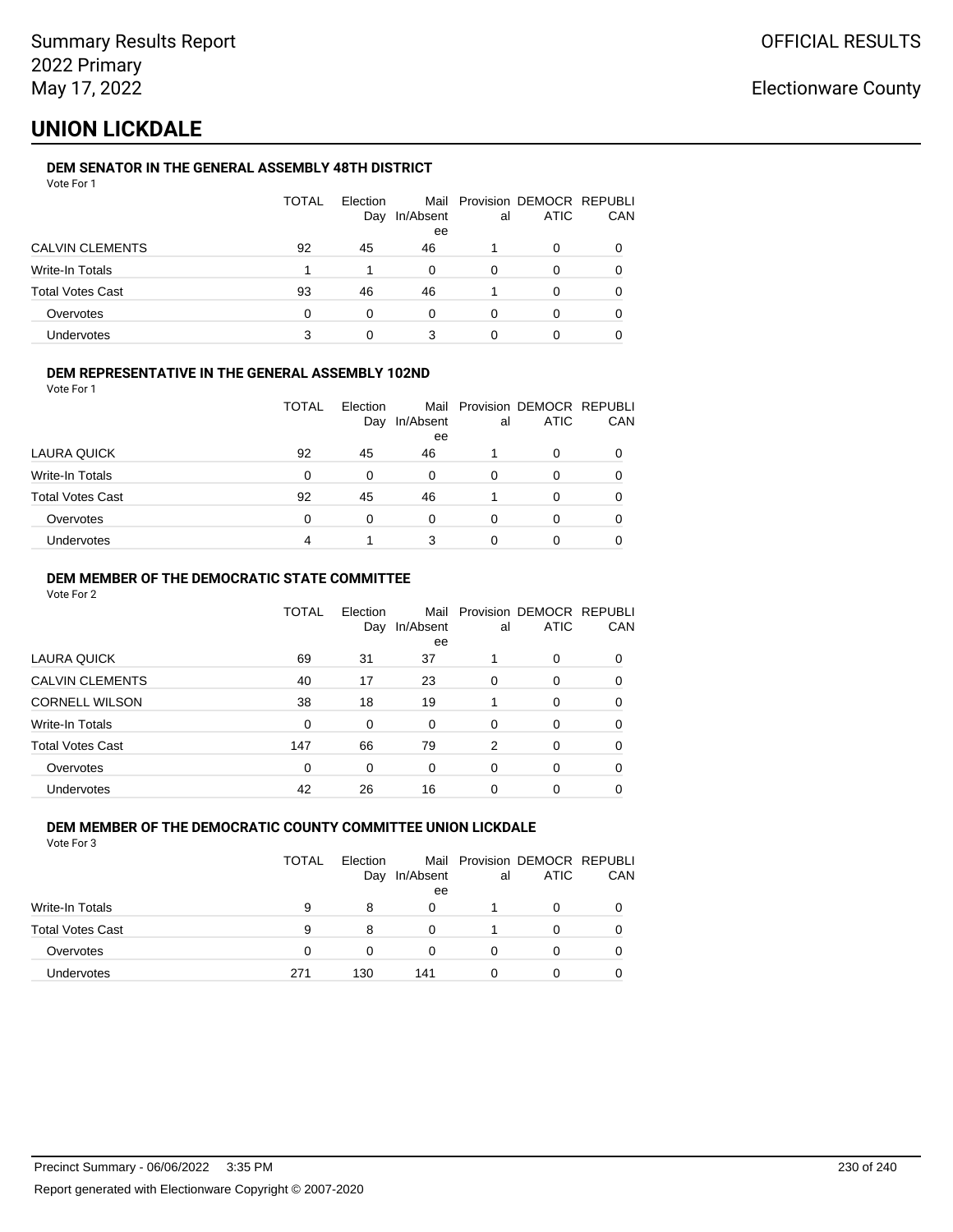Summary Results Report
2022 Primary
May 17, 2022

OFFICIAL RESULTS

Electionware County

# UNION LICKDALE

### DEM SENATOR IN THE GENERAL ASSEMBLY 48TH DISTRICT

Vote For 1

| | TOTAL | Election Day | Mail In/Absentee | Provisional | DEMOCRATIC | REPUBLICAN |
|---|---|---|---|---|---|---|
| CALVIN CLEMENTS | 92 | 45 | 46 | 1 | 0 | 0 |
| Write-In Totals | 1 | 1 | 0 | 0 | 0 | 0 |
| Total Votes Cast | 93 | 46 | 46 | 1 | 0 | 0 |
| Overvotes | 0 | 0 | 0 | 0 | 0 | 0 |
| Undervotes | 3 | 0 | 3 | 0 | 0 | 0 |

### DEM REPRESENTATIVE IN THE GENERAL ASSEMBLY 102ND

Vote For 1

| | TOTAL | Election Day | Mail In/Absentee | Provisional | DEMOCRATIC | REPUBLICAN |
|---|---|---|---|---|---|---|
| LAURA QUICK | 92 | 45 | 46 | 1 | 0 | 0 |
| Write-In Totals | 0 | 0 | 0 | 0 | 0 | 0 |
| Total Votes Cast | 92 | 45 | 46 | 1 | 0 | 0 |
| Overvotes | 0 | 0 | 0 | 0 | 0 | 0 |
| Undervotes | 4 | 1 | 3 | 0 | 0 | 0 |

### DEM MEMBER OF THE DEMOCRATIC STATE COMMITTEE

Vote For 2

| | TOTAL | Election Day | Mail In/Absentee | Provisional | DEMOCRATIC | REPUBLICAN |
|---|---|---|---|---|---|---|
| LAURA QUICK | 69 | 31 | 37 | 1 | 0 | 0 |
| CALVIN CLEMENTS | 40 | 17 | 23 | 0 | 0 | 0 |
| CORNELL WILSON | 38 | 18 | 19 | 1 | 0 | 0 |
| Write-In Totals | 0 | 0 | 0 | 0 | 0 | 0 |
| Total Votes Cast | 147 | 66 | 79 | 2 | 0 | 0 |
| Overvotes | 0 | 0 | 0 | 0 | 0 | 0 |
| Undervotes | 42 | 26 | 16 | 0 | 0 | 0 |

### DEM MEMBER OF THE DEMOCRATIC COUNTY COMMITTEE UNION LICKDALE

Vote For 3

| | TOTAL | Election Day | Mail In/Absentee | Provisional | DEMOCRATIC | REPUBLICAN |
|---|---|---|---|---|---|---|
| Write-In Totals | 9 | 8 | 0 | 1 | 0 | 0 |
| Total Votes Cast | 9 | 8 | 0 | 1 | 0 | 0 |
| Overvotes | 0 | 0 | 0 | 0 | 0 | 0 |
| Undervotes | 271 | 130 | 141 | 0 | 0 | 0 |

Precinct Summary - 06/06/2022 3:35 PM

Report generated with Electionware Copyright © 2007-2020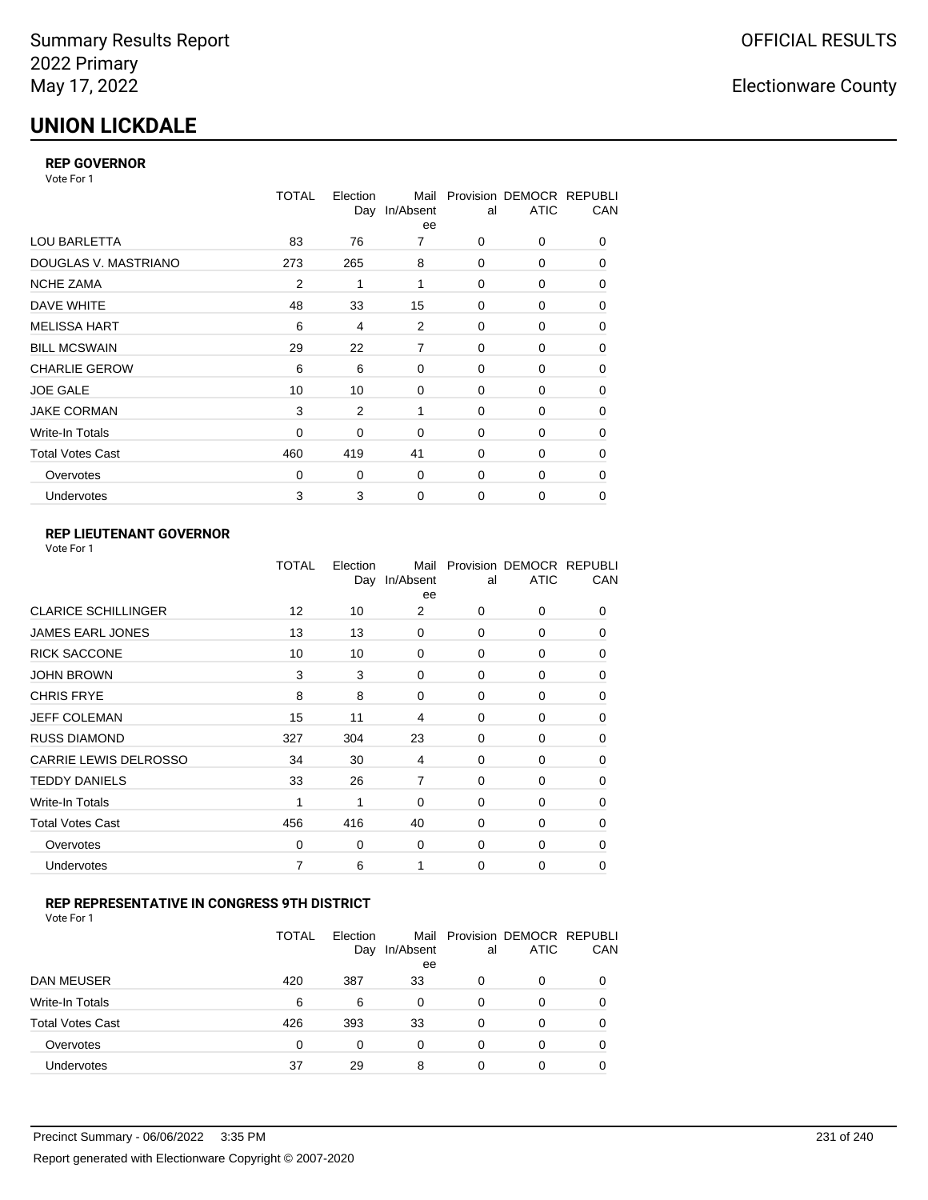Summary Results Report
2022 Primary
May 17, 2022

OFFICIAL RESULTS

Electionware County

# UNION LICKDALE

### REP GOVERNOR

Vote For 1

| | TOTAL | Election Day | Mail In/Absentee | Provisional | DEMOCRATIC | REPUBLICAN |
|---|---|---|---|---|---|---|
| LOU BARLETTA | 83 | 76 | 7 | 0 | 0 | 0 |
| DOUGLAS V. MASTRIANO | 273 | 265 | 8 | 0 | 0 | 0 |
| NCHE ZAMA | 2 | 1 | 1 | 0 | 0 | 0 |
| DAVE WHITE | 48 | 33 | 15 | 0 | 0 | 0 |
| MELISSA HART | 6 | 4 | 2 | 0 | 0 | 0 |
| BILL MCSWAIN | 29 | 22 | 7 | 0 | 0 | 0 |
| CHARLIE GEROW | 6 | 6 | 0 | 0 | 0 | 0 |
| JOE GALE | 10 | 10 | 0 | 0 | 0 | 0 |
| JAKE CORMAN | 3 | 2 | 1 | 0 | 0 | 0 |
| Write-In Totals | 0 | 0 | 0 | 0 | 0 | 0 |
| Total Votes Cast | 460 | 419 | 41 | 0 | 0 | 0 |
| Overvotes | 0 | 0 | 0 | 0 | 0 | 0 |
| Undervotes | 3 | 3 | 0 | 0 | 0 | 0 |

### REP LIEUTENANT GOVERNOR

Vote For 1

| | TOTAL | Election Day | Mail In/Absentee | Provisional | DEMOCRATIC | REPUBLICAN |
|---|---|---|---|---|---|---|
| CLARICE SCHILLINGER | 12 | 10 | 2 | 0 | 0 | 0 |
| JAMES EARL JONES | 13 | 13 | 0 | 0 | 0 | 0 |
| RICK SACCONE | 10 | 10 | 0 | 0 | 0 | 0 |
| JOHN BROWN | 3 | 3 | 0 | 0 | 0 | 0 |
| CHRIS FRYE | 8 | 8 | 0 | 0 | 0 | 0 |
| JEFF COLEMAN | 15 | 11 | 4 | 0 | 0 | 0 |
| RUSS DIAMOND | 327 | 304 | 23 | 0 | 0 | 0 |
| CARRIE LEWIS DELROSSO | 34 | 30 | 4 | 0 | 0 | 0 |
| TEDDY DANIELS | 33 | 26 | 7 | 0 | 0 | 0 |
| Write-In Totals | 1 | 1 | 0 | 0 | 0 | 0 |
| Total Votes Cast | 456 | 416 | 40 | 0 | 0 | 0 |
| Overvotes | 0 | 0 | 0 | 0 | 0 | 0 |
| Undervotes | 7 | 6 | 1 | 0 | 0 | 0 |

### REP REPRESENTATIVE IN CONGRESS 9TH DISTRICT

Vote For 1

| | TOTAL | Election Day | Mail In/Absentee | Provisional | DEMOCRATIC | REPUBLICAN |
|---|---|---|---|---|---|---|
| DAN MEUSER | 420 | 387 | 33 | 0 | 0 | 0 |
| Write-In Totals | 6 | 6 | 0 | 0 | 0 | 0 |
| Total Votes Cast | 426 | 393 | 33 | 0 | 0 | 0 |
| Overvotes | 0 | 0 | 0 | 0 | 0 | 0 |
| Undervotes | 37 | 29 | 8 | 0 | 0 | 0 |

Precinct Summary - 06/06/2022 3:35 PM

Report generated with Electionware Copyright © 2007-2020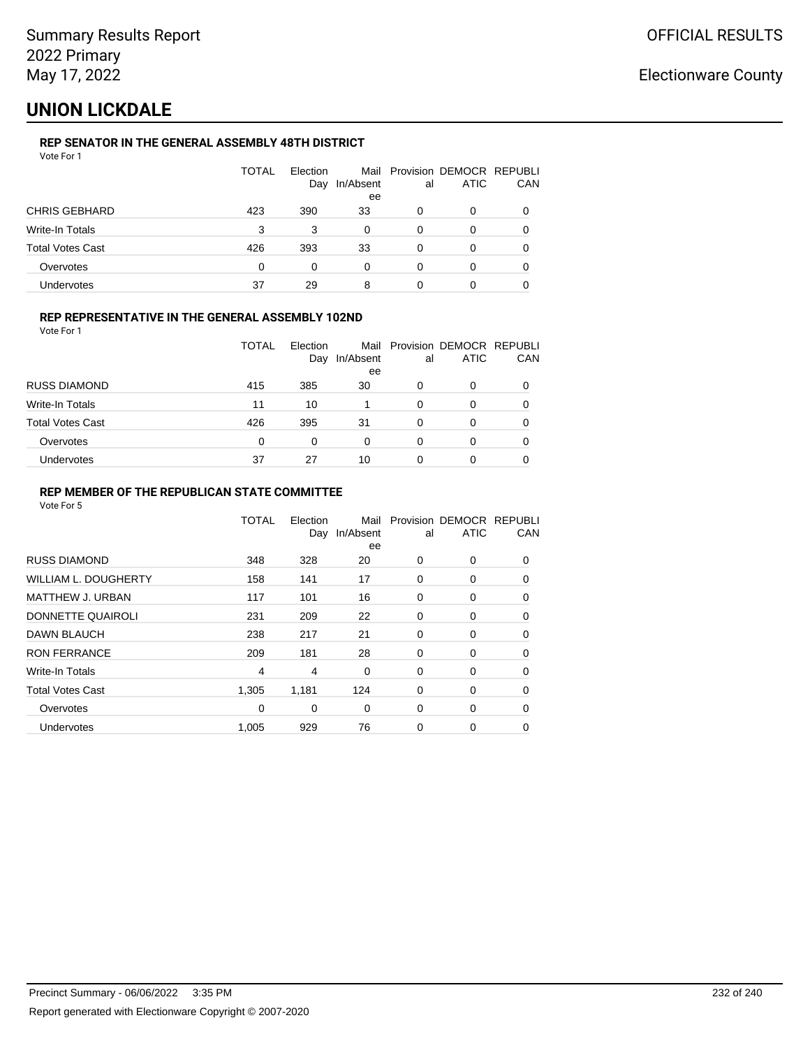Summary Results Report
2022 Primary
May 17, 2022

OFFICIAL RESULTS

Electionware County

# UNION LICKDALE

### REP SENATOR IN THE GENERAL ASSEMBLY 48TH DISTRICT

Vote For 1

| | TOTAL | Election Day | Mail In/Absentee | Provisional | DEMOCRATIC | REPUBLICAN |
|---|---|---|---|---|---|---|
| CHRIS GEBHARD | 423 | 390 | 33 | 0 | 0 | 0 |
| Write-In Totals | 3 | 3 | 0 | 0 | 0 | 0 |
| Total Votes Cast | 426 | 393 | 33 | 0 | 0 | 0 |
| Overvotes | 0 | 0 | 0 | 0 | 0 | 0 |
| Undervotes | 37 | 29 | 8 | 0 | 0 | 0 |

### REP REPRESENTATIVE IN THE GENERAL ASSEMBLY 102ND

Vote For 1

| | TOTAL | Election Day | Mail In/Absentee | Provisional | DEMOCRATIC | REPUBLICAN |
|---|---|---|---|---|---|---|
| RUSS DIAMOND | 415 | 385 | 30 | 0 | 0 | 0 |
| Write-In Totals | 11 | 10 | 1 | 0 | 0 | 0 |
| Total Votes Cast | 426 | 395 | 31 | 0 | 0 | 0 |
| Overvotes | 0 | 0 | 0 | 0 | 0 | 0 |
| Undervotes | 37 | 27 | 10 | 0 | 0 | 0 |

### REP MEMBER OF THE REPUBLICAN STATE COMMITTEE

Vote For 5

| | TOTAL | Election Day | Mail In/Absentee | Provisional | DEMOCRATIC | REPUBLICAN |
|---|---|---|---|---|---|---|
| RUSS DIAMOND | 348 | 328 | 20 | 0 | 0 | 0 |
| WILLIAM L. DOUGHERTY | 158 | 141 | 17 | 0 | 0 | 0 |
| MATTHEW J. URBAN | 117 | 101 | 16 | 0 | 0 | 0 |
| DONNETTE QUAIROLI | 231 | 209 | 22 | 0 | 0 | 0 |
| DAWN BLAUCH | 238 | 217 | 21 | 0 | 0 | 0 |
| RON FERRANCE | 209 | 181 | 28 | 0 | 0 | 0 |
| Write-In Totals | 4 | 4 | 0 | 0 | 0 | 0 |
| Total Votes Cast | 1,305 | 1,181 | 124 | 0 | 0 | 0 |
| Overvotes | 0 | 0 | 0 | 0 | 0 | 0 |
| Undervotes | 1,005 | 929 | 76 | 0 | 0 | 0 |

Precinct Summary - 06/06/2022 3:35 PM

Report generated with Electionware Copyright © 2007-2020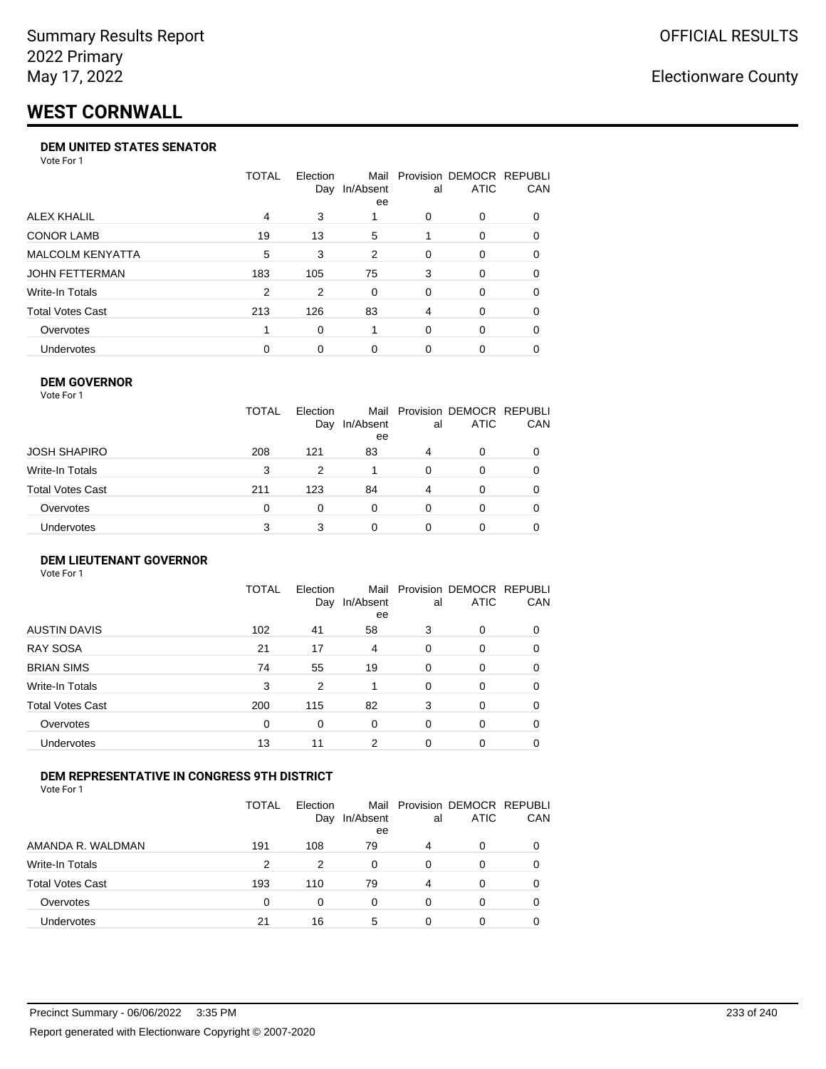Summary Results Report
2022 Primary
May 17, 2022

OFFICIAL RESULTS

Electionware County

# WEST CORNWALL

### DEM UNITED STATES SENATOR

Vote For 1

| | TOTAL | Election Day | Mail In/Absentee | Provisional | DEMOCRATIC | REPUBLICAN |
|---|---|---|---|---|---|---|
| ALEX KHALIL | 4 | 3 | 1 | 0 | 0 | 0 |
| CONOR LAMB | 19 | 13 | 5 | 1 | 0 | 0 |
| MALCOLM KENYATTA | 5 | 3 | 2 | 0 | 0 | 0 |
| JOHN FETTERMAN | 183 | 105 | 75 | 3 | 0 | 0 |
| Write-In Totals | 2 | 2 | 0 | 0 | 0 | 0 |
| Total Votes Cast | 213 | 126 | 83 | 4 | 0 | 0 |
| Overvotes | 1 | 0 | 1 | 0 | 0 | 0 |
| Undervotes | 0 | 0 | 0 | 0 | 0 | 0 |

### DEM GOVERNOR

Vote For 1

| | TOTAL | Election Day | Mail In/Absentee | Provisional | DEMOCRATIC | REPUBLICAN |
|---|---|---|---|---|---|---|
| JOSH SHAPIRO | 208 | 121 | 83 | 4 | 0 | 0 |
| Write-In Totals | 3 | 2 | 1 | 0 | 0 | 0 |
| Total Votes Cast | 211 | 123 | 84 | 4 | 0 | 0 |
| Overvotes | 0 | 0 | 0 | 0 | 0 | 0 |
| Undervotes | 3 | 3 | 0 | 0 | 0 | 0 |

### DEM LIEUTENANT GOVERNOR

Vote For 1

| | TOTAL | Election Day | Mail In/Absentee | Provisional | DEMOCRATIC | REPUBLICAN |
|---|---|---|---|---|---|---|
| AUSTIN DAVIS | 102 | 41 | 58 | 3 | 0 | 0 |
| RAY SOSA | 21 | 17 | 4 | 0 | 0 | 0 |
| BRIAN SIMS | 74 | 55 | 19 | 0 | 0 | 0 |
| Write-In Totals | 3 | 2 | 1 | 0 | 0 | 0 |
| Total Votes Cast | 200 | 115 | 82 | 3 | 0 | 0 |
| Overvotes | 0 | 0 | 0 | 0 | 0 | 0 |
| Undervotes | 13 | 11 | 2 | 0 | 0 | 0 |

### DEM REPRESENTATIVE IN CONGRESS 9TH DISTRICT

Vote For 1

| | TOTAL | Election Day | Mail In/Absentee | Provisional | DEMOCRATIC | REPUBLICAN |
|---|---|---|---|---|---|---|
| AMANDA R. WALDMAN | 191 | 108 | 79 | 4 | 0 | 0 |
| Write-In Totals | 2 | 2 | 0 | 0 | 0 | 0 |
| Total Votes Cast | 193 | 110 | 79 | 4 | 0 | 0 |
| Overvotes | 0 | 0 | 0 | 0 | 0 | 0 |
| Undervotes | 21 | 16 | 5 | 0 | 0 | 0 |

Precinct Summary - 06/06/2022 3:35 PM

Report generated with Electionware Copyright © 2007-2020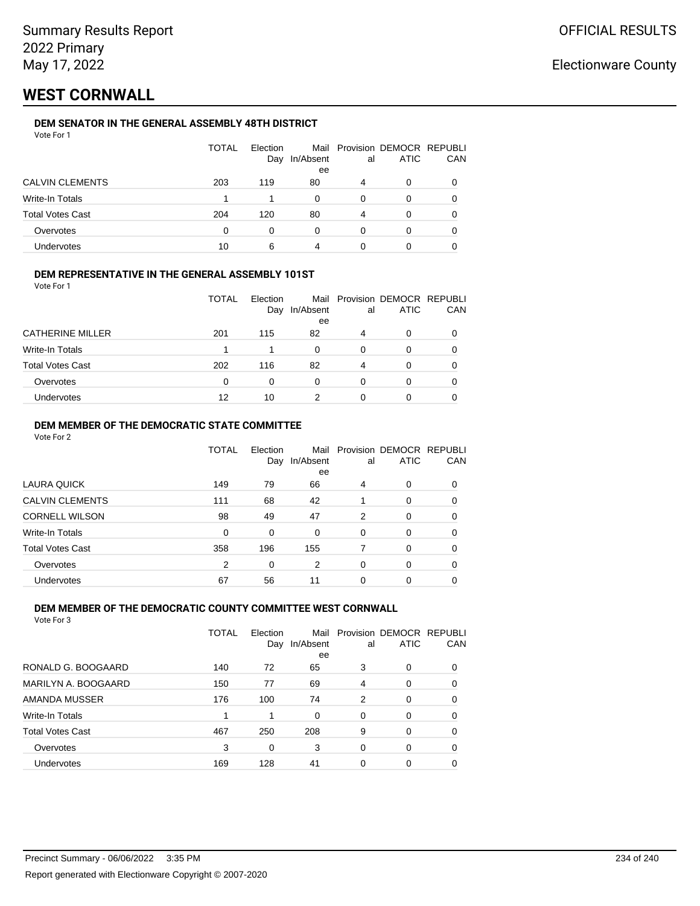Summary Results Report
2022 Primary
May 17, 2022

OFFICIAL RESULTS

Electionware County

# WEST CORNWALL

### DEM SENATOR IN THE GENERAL ASSEMBLY 48TH DISTRICT

Vote For 1

| | TOTAL | Election Day | Mail In/Absentee | Provisional | DEMOCRATIC | REPUBLICAN |
|---|---|---|---|---|---|---|
| CALVIN CLEMENTS | 203 | 119 | 80 | 4 | 0 | 0 |
| Write-In Totals | 1 | 1 | 0 | 0 | 0 | 0 |
| Total Votes Cast | 204 | 120 | 80 | 4 | 0 | 0 |
| Overvotes | 0 | 0 | 0 | 0 | 0 | 0 |
| Undervotes | 10 | 6 | 4 | 0 | 0 | 0 |

### DEM REPRESENTATIVE IN THE GENERAL ASSEMBLY 101ST

Vote For 1

| | TOTAL | Election Day | Mail In/Absentee | Provisional | DEMOCRATIC | REPUBLICAN |
|---|---|---|---|---|---|---|
| CATHERINE MILLER | 201 | 115 | 82 | 4 | 0 | 0 |
| Write-In Totals | 1 | 1 | 0 | 0 | 0 | 0 |
| Total Votes Cast | 202 | 116 | 82 | 4 | 0 | 0 |
| Overvotes | 0 | 0 | 0 | 0 | 0 | 0 |
| Undervotes | 12 | 10 | 2 | 0 | 0 | 0 |

### DEM MEMBER OF THE DEMOCRATIC STATE COMMITTEE

Vote For 2

| | TOTAL | Election Day | Mail In/Absentee | Provisional | DEMOCRATIC | REPUBLICAN |
|---|---|---|---|---|---|---|
| LAURA QUICK | 149 | 79 | 66 | 4 | 0 | 0 |
| CALVIN CLEMENTS | 111 | 68 | 42 | 1 | 0 | 0 |
| CORNELL WILSON | 98 | 49 | 47 | 2 | 0 | 0 |
| Write-In Totals | 0 | 0 | 0 | 0 | 0 | 0 |
| Total Votes Cast | 358 | 196 | 155 | 7 | 0 | 0 |
| Overvotes | 2 | 0 | 2 | 0 | 0 | 0 |
| Undervotes | 67 | 56 | 11 | 0 | 0 | 0 |

### DEM MEMBER OF THE DEMOCRATIC COUNTY COMMITTEE WEST CORNWALL

Vote For 3

| | TOTAL | Election Day | Mail In/Absentee | Provisional | DEMOCRATIC | REPUBLICAN |
|---|---|---|---|---|---|---|
| RONALD G. BOOGAARD | 140 | 72 | 65 | 3 | 0 | 0 |
| MARILYN A. BOOGAARD | 150 | 77 | 69 | 4 | 0 | 0 |
| AMANDA MUSSER | 176 | 100 | 74 | 2 | 0 | 0 |
| Write-In Totals | 1 | 1 | 0 | 0 | 0 | 0 |
| Total Votes Cast | 467 | 250 | 208 | 9 | 0 | 0 |
| Overvotes | 3 | 0 | 3 | 0 | 0 | 0 |
| Undervotes | 169 | 128 | 41 | 0 | 0 | 0 |

Precinct Summary - 06/06/2022 3:35 PM

Report generated with Electionware Copyright © 2007-2020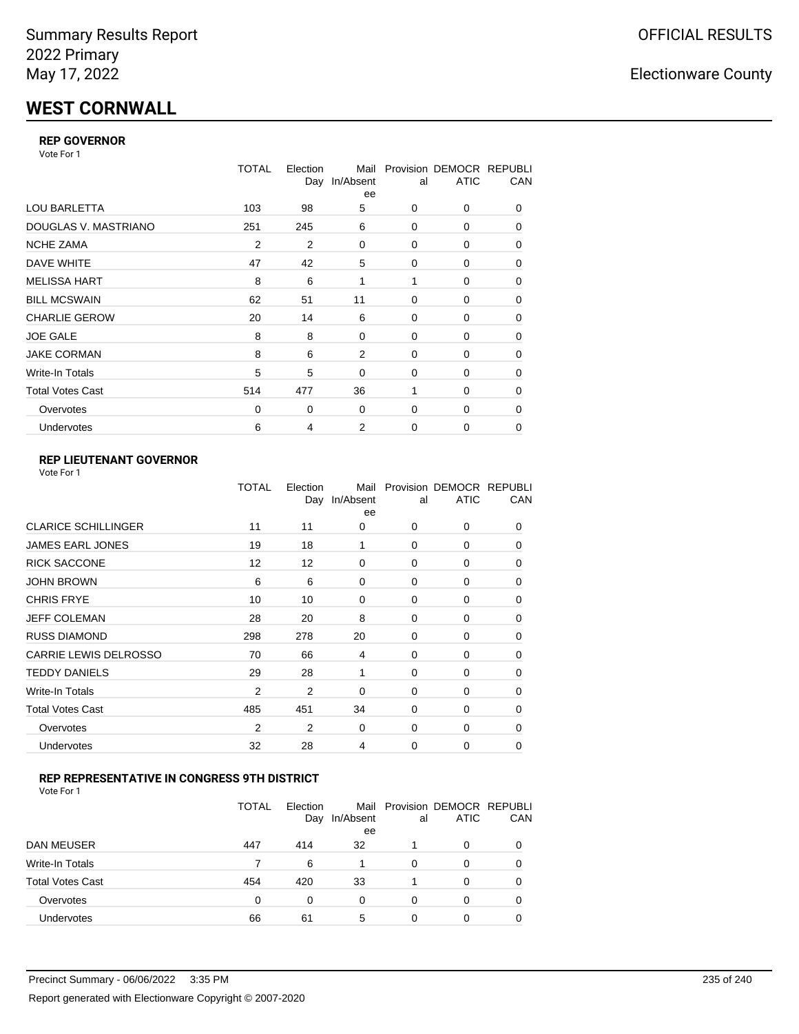Summary Results Report
2022 Primary
May 17, 2022

OFFICIAL RESULTS

Electionware County

# WEST CORNWALL

### REP GOVERNOR

Vote For 1

| | TOTAL | Election Day | Mail In/Absentee | Provisional | DEMOCRATIC | REPUBLICAN |
|---|---|---|---|---|---|---|
| LOU BARLETTA | 103 | 98 | 5 | 0 | 0 | 0 |
| DOUGLAS V. MASTRIANO | 251 | 245 | 6 | 0 | 0 | 0 |
| NCHE ZAMA | 2 | 2 | 0 | 0 | 0 | 0 |
| DAVE WHITE | 47 | 42 | 5 | 0 | 0 | 0 |
| MELISSA HART | 8 | 6 | 1 | 1 | 0 | 0 |
| BILL MCSWAIN | 62 | 51 | 11 | 0 | 0 | 0 |
| CHARLIE GEROW | 20 | 14 | 6 | 0 | 0 | 0 |
| JOE GALE | 8 | 8 | 0 | 0 | 0 | 0 |
| JAKE CORMAN | 8 | 6 | 2 | 0 | 0 | 0 |
| Write-In Totals | 5 | 5 | 0 | 0 | 0 | 0 |
| Total Votes Cast | 514 | 477 | 36 | 1 | 0 | 0 |
| Overvotes | 0 | 0 | 0 | 0 | 0 | 0 |
| Undervotes | 6 | 4 | 2 | 0 | 0 | 0 |

### REP LIEUTENANT GOVERNOR

Vote For 1

| | TOTAL | Election Day | Mail In/Absentee | Provisional | DEMOCRATIC | REPUBLICAN |
|---|---|---|---|---|---|---|
| CLARICE SCHILLINGER | 11 | 11 | 0 | 0 | 0 | 0 |
| JAMES EARL JONES | 19 | 18 | 1 | 0 | 0 | 0 |
| RICK SACCONE | 12 | 12 | 0 | 0 | 0 | 0 |
| JOHN BROWN | 6 | 6 | 0 | 0 | 0 | 0 |
| CHRIS FRYE | 10 | 10 | 0 | 0 | 0 | 0 |
| JEFF COLEMAN | 28 | 20 | 8 | 0 | 0 | 0 |
| RUSS DIAMOND | 298 | 278 | 20 | 0 | 0 | 0 |
| CARRIE LEWIS DELROSSO | 70 | 66 | 4 | 0 | 0 | 0 |
| TEDDY DANIELS | 29 | 28 | 1 | 0 | 0 | 0 |
| Write-In Totals | 2 | 2 | 0 | 0 | 0 | 0 |
| Total Votes Cast | 485 | 451 | 34 | 0 | 0 | 0 |
| Overvotes | 2 | 2 | 0 | 0 | 0 | 0 |
| Undervotes | 32 | 28 | 4 | 0 | 0 | 0 |

### REP REPRESENTATIVE IN CONGRESS 9TH DISTRICT

Vote For 1

| | TOTAL | Election Day | Mail In/Absentee | Provisional | DEMOCRATIC | REPUBLICAN |
|---|---|---|---|---|---|---|
| DAN MEUSER | 447 | 414 | 32 | 1 | 0 | 0 |
| Write-In Totals | 7 | 6 | 1 | 0 | 0 | 0 |
| Total Votes Cast | 454 | 420 | 33 | 1 | 0 | 0 |
| Overvotes | 0 | 0 | 0 | 0 | 0 | 0 |
| Undervotes | 66 | 61 | 5 | 0 | 0 | 0 |

Precinct Summary - 06/06/2022 3:35 PM

Report generated with Electionware Copyright © 2007-2020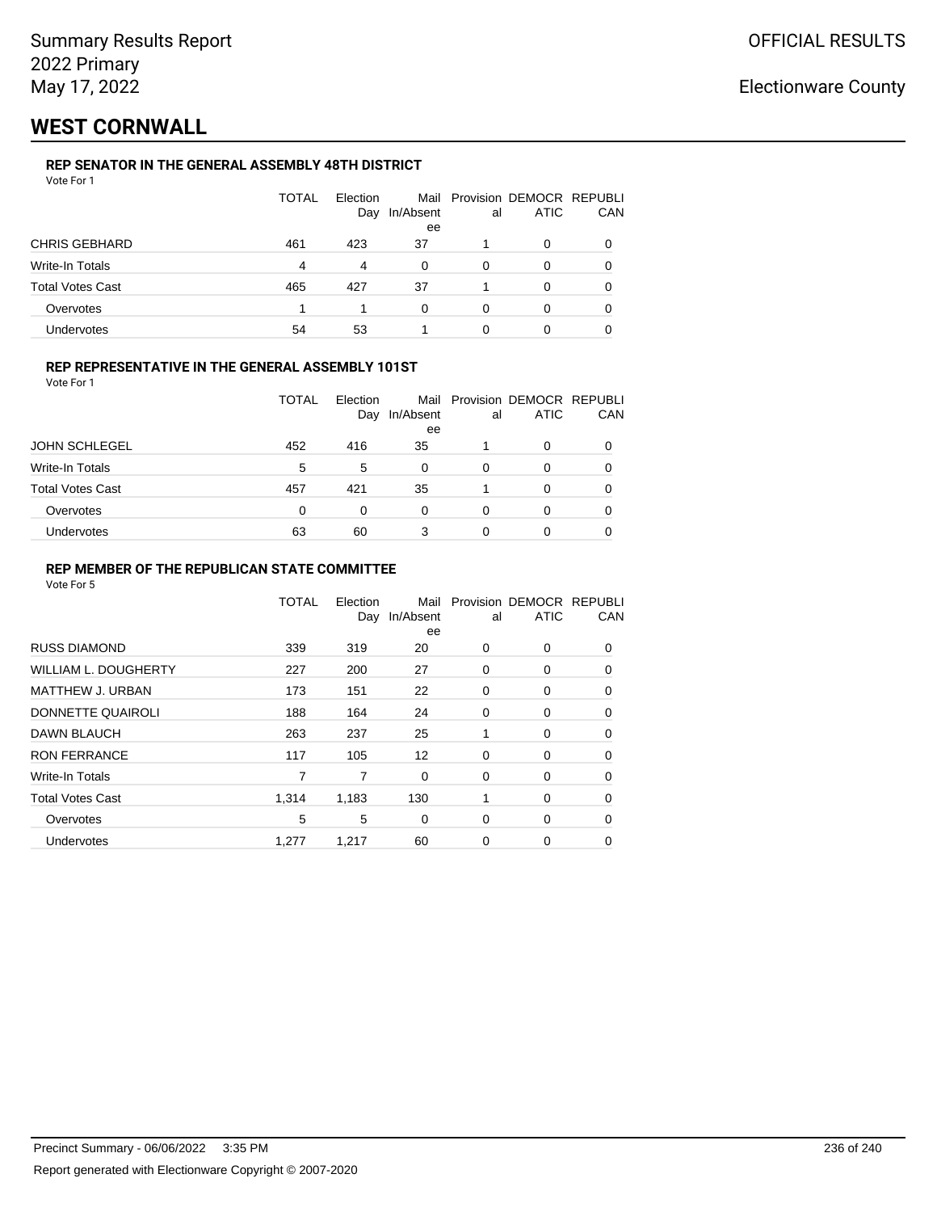Summary Results Report
2022 Primary
May 17, 2022

OFFICIAL RESULTS

Electionware County

# WEST CORNWALL

### REP SENATOR IN THE GENERAL ASSEMBLY 48TH DISTRICT

Vote For 1

| | TOTAL | Election Day | Mail In/Absentee | Provisional | DEMOCRATIC | REPUBLICAN |
|---|---|---|---|---|---|---|
| CHRIS GEBHARD | 461 | 423 | 37 | 1 | 0 | 0 |
| Write-In Totals | 4 | 4 | 0 | 0 | 0 | 0 |
| Total Votes Cast | 465 | 427 | 37 | 1 | 0 | 0 |
| Overvotes | 1 | 1 | 0 | 0 | 0 | 0 |
| Undervotes | 54 | 53 | 1 | 0 | 0 | 0 |

### REP REPRESENTATIVE IN THE GENERAL ASSEMBLY 101ST

Vote For 1

| | TOTAL | Election Day | Mail In/Absentee | Provisional | DEMOCRATIC | REPUBLICAN |
|---|---|---|---|---|---|---|
| JOHN SCHLEGEL | 452 | 416 | 35 | 1 | 0 | 0 |
| Write-In Totals | 5 | 5 | 0 | 0 | 0 | 0 |
| Total Votes Cast | 457 | 421 | 35 | 1 | 0 | 0 |
| Overvotes | 0 | 0 | 0 | 0 | 0 | 0 |
| Undervotes | 63 | 60 | 3 | 0 | 0 | 0 |

### REP MEMBER OF THE REPUBLICAN STATE COMMITTEE

Vote For 5

| | TOTAL | Election Day | Mail In/Absentee | Provisional | DEMOCRATIC | REPUBLICAN |
|---|---|---|---|---|---|---|
| RUSS DIAMOND | 339 | 319 | 20 | 0 | 0 | 0 |
| WILLIAM L. DOUGHERTY | 227 | 200 | 27 | 0 | 0 | 0 |
| MATTHEW J. URBAN | 173 | 151 | 22 | 0 | 0 | 0 |
| DONNETTE QUAIROLI | 188 | 164 | 24 | 0 | 0 | 0 |
| DAWN BLAUCH | 263 | 237 | 25 | 1 | 0 | 0 |
| RON FERRANCE | 117 | 105 | 12 | 0 | 0 | 0 |
| Write-In Totals | 7 | 7 | 0 | 0 | 0 | 0 |
| Total Votes Cast | 1,314 | 1,183 | 130 | 1 | 0 | 0 |
| Overvotes | 5 | 5 | 0 | 0 | 0 | 0 |
| Undervotes | 1,277 | 1,217 | 60 | 0 | 0 | 0 |

Precinct Summary - 06/06/2022 3:35 PM

Report generated with Electionware Copyright © 2007-2020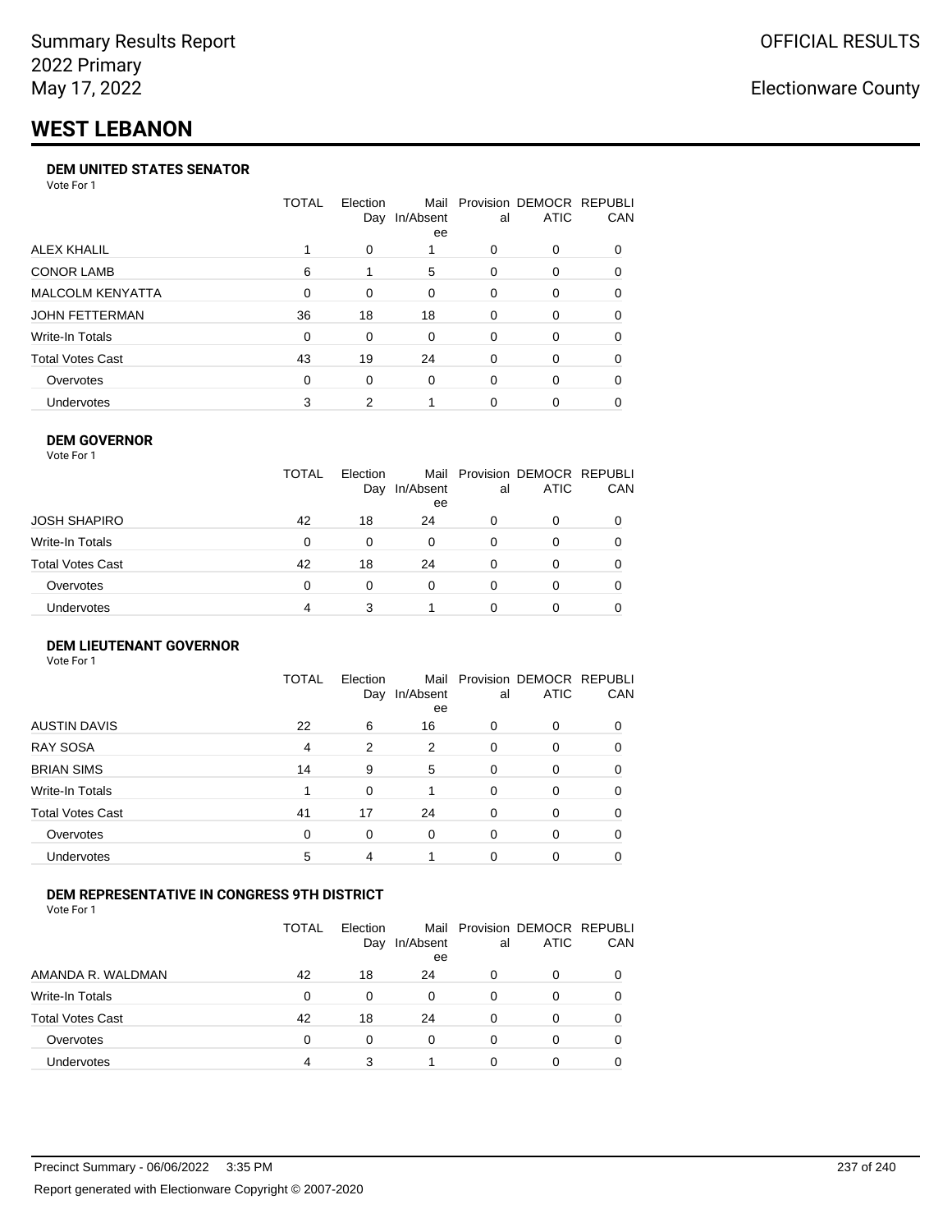Summary Results Report
2022 Primary
May 17, 2022

OFFICIAL RESULTS

Electionware County

# WEST LEBANON

### DEM UNITED STATES SENATOR

Vote For 1

| | TOTAL | Election Day | Mail In/Absentee | Provisional | DEMOCRATIC | REPUBLICAN |
|---|---|---|---|---|---|---|
| ALEX KHALIL | 1 | 0 | 1 | 0 | 0 | 0 |
| CONOR LAMB | 6 | 1 | 5 | 0 | 0 | 0 |
| MALCOLM KENYATTA | 0 | 0 | 0 | 0 | 0 | 0 |
| JOHN FETTERMAN | 36 | 18 | 18 | 0 | 0 | 0 |
| Write-In Totals | 0 | 0 | 0 | 0 | 0 | 0 |
| Total Votes Cast | 43 | 19 | 24 | 0 | 0 | 0 |
| Overvotes | 0 | 0 | 0 | 0 | 0 | 0 |
| Undervotes | 3 | 2 | 1 | 0 | 0 | 0 |

### DEM GOVERNOR

Vote For 1

| | TOTAL | Election Day | Mail In/Absentee | Provisional | DEMOCRATIC | REPUBLICAN |
|---|---|---|---|---|---|---|
| JOSH SHAPIRO | 42 | 18 | 24 | 0 | 0 | 0 |
| Write-In Totals | 0 | 0 | 0 | 0 | 0 | 0 |
| Total Votes Cast | 42 | 18 | 24 | 0 | 0 | 0 |
| Overvotes | 0 | 0 | 0 | 0 | 0 | 0 |
| Undervotes | 4 | 3 | 1 | 0 | 0 | 0 |

### DEM LIEUTENANT GOVERNOR

Vote For 1

| | TOTAL | Election Day | Mail In/Absentee | Provisional | DEMOCRATIC | REPUBLICAN |
|---|---|---|---|---|---|---|
| AUSTIN DAVIS | 22 | 6 | 16 | 0 | 0 | 0 |
| RAY SOSA | 4 | 2 | 2 | 0 | 0 | 0 |
| BRIAN SIMS | 14 | 9 | 5 | 0 | 0 | 0 |
| Write-In Totals | 1 | 0 | 1 | 0 | 0 | 0 |
| Total Votes Cast | 41 | 17 | 24 | 0 | 0 | 0 |
| Overvotes | 0 | 0 | 0 | 0 | 0 | 0 |
| Undervotes | 5 | 4 | 1 | 0 | 0 | 0 |

### DEM REPRESENTATIVE IN CONGRESS 9TH DISTRICT

Vote For 1

| | TOTAL | Election Day | Mail In/Absentee | Provisional | DEMOCRATIC | REPUBLICAN |
|---|---|---|---|---|---|---|
| AMANDA R. WALDMAN | 42 | 18 | 24 | 0 | 0 | 0 |
| Write-In Totals | 0 | 0 | 0 | 0 | 0 | 0 |
| Total Votes Cast | 42 | 18 | 24 | 0 | 0 | 0 |
| Overvotes | 0 | 0 | 0 | 0 | 0 | 0 |
| Undervotes | 4 | 3 | 1 | 0 | 0 | 0 |

Precinct Summary - 06/06/2022 3:35 PM

Report generated with Electionware Copyright © 2007-2020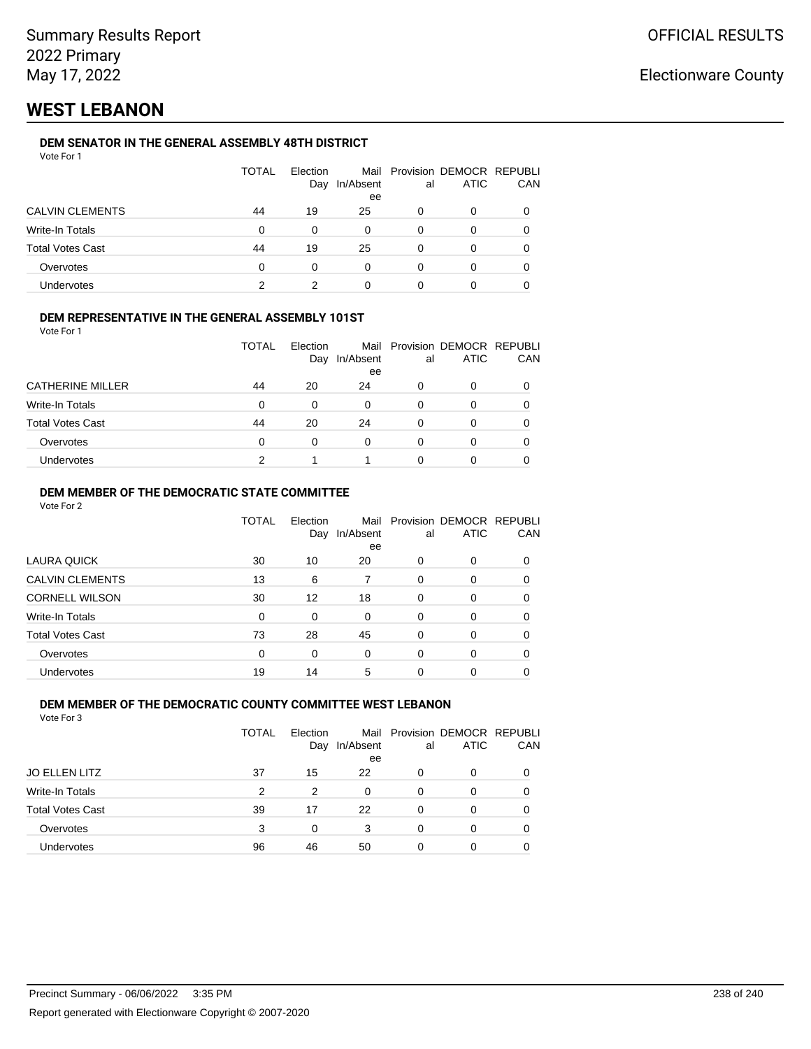# WEST LEBANON

### DEM SENATOR IN THE GENERAL ASSEMBLY 48TH DISTRICT

Vote For 1

| | TOTAL | Election Day | Mail In/Absentee | Provisional | DEMOCRATIC | REPUBLICAN |
|---|---|---|---|---|---|---|
| CALVIN CLEMENTS | 44 | 19 | 25 | 0 | 0 | 0 |
| Write-In Totals | 0 | 0 | 0 | 0 | 0 | 0 |
| Total Votes Cast | 44 | 19 | 25 | 0 | 0 | 0 |
| Overvotes | 0 | 0 | 0 | 0 | 0 | 0 |
| Undervotes | 2 | 2 | 0 | 0 | 0 | 0 |

### DEM REPRESENTATIVE IN THE GENERAL ASSEMBLY 101ST

Vote For 1

| | TOTAL | Election Day | Mail In/Absentee | Provisional | DEMOCRATIC | REPUBLICAN |
|---|---|---|---|---|---|---|
| CATHERINE MILLER | 44 | 20 | 24 | 0 | 0 | 0 |
| Write-In Totals | 0 | 0 | 0 | 0 | 0 | 0 |
| Total Votes Cast | 44 | 20 | 24 | 0 | 0 | 0 |
| Overvotes | 0 | 0 | 0 | 0 | 0 | 0 |
| Undervotes | 2 | 1 | 1 | 0 | 0 | 0 |

### DEM MEMBER OF THE DEMOCRATIC STATE COMMITTEE

Vote For 2

| | TOTAL | Election Day | Mail In/Absentee | Provisional | DEMOCRATIC | REPUBLICAN |
|---|---|---|---|---|---|---|
| LAURA QUICK | 30 | 10 | 20 | 0 | 0 | 0 |
| CALVIN CLEMENTS | 13 | 6 | 7 | 0 | 0 | 0 |
| CORNELL WILSON | 30 | 12 | 18 | 0 | 0 | 0 |
| Write-In Totals | 0 | 0 | 0 | 0 | 0 | 0 |
| Total Votes Cast | 73 | 28 | 45 | 0 | 0 | 0 |
| Overvotes | 0 | 0 | 0 | 0 | 0 | 0 |
| Undervotes | 19 | 14 | 5 | 0 | 0 | 0 |

### DEM MEMBER OF THE DEMOCRATIC COUNTY COMMITTEE WEST LEBANON

Vote For 3

| | TOTAL | Election Day | Mail In/Absentee | Provisional | DEMOCRATIC | REPUBLICAN |
|---|---|---|---|---|---|---|
| JO ELLEN LITZ | 37 | 15 | 22 | 0 | 0 | 0 |
| Write-In Totals | 2 | 2 | 0 | 0 | 0 | 0 |
| Total Votes Cast | 39 | 17 | 22 | 0 | 0 | 0 |
| Overvotes | 3 | 0 | 3 | 0 | 0 | 0 |
| Undervotes | 96 | 46 | 50 | 0 | 0 | 0 |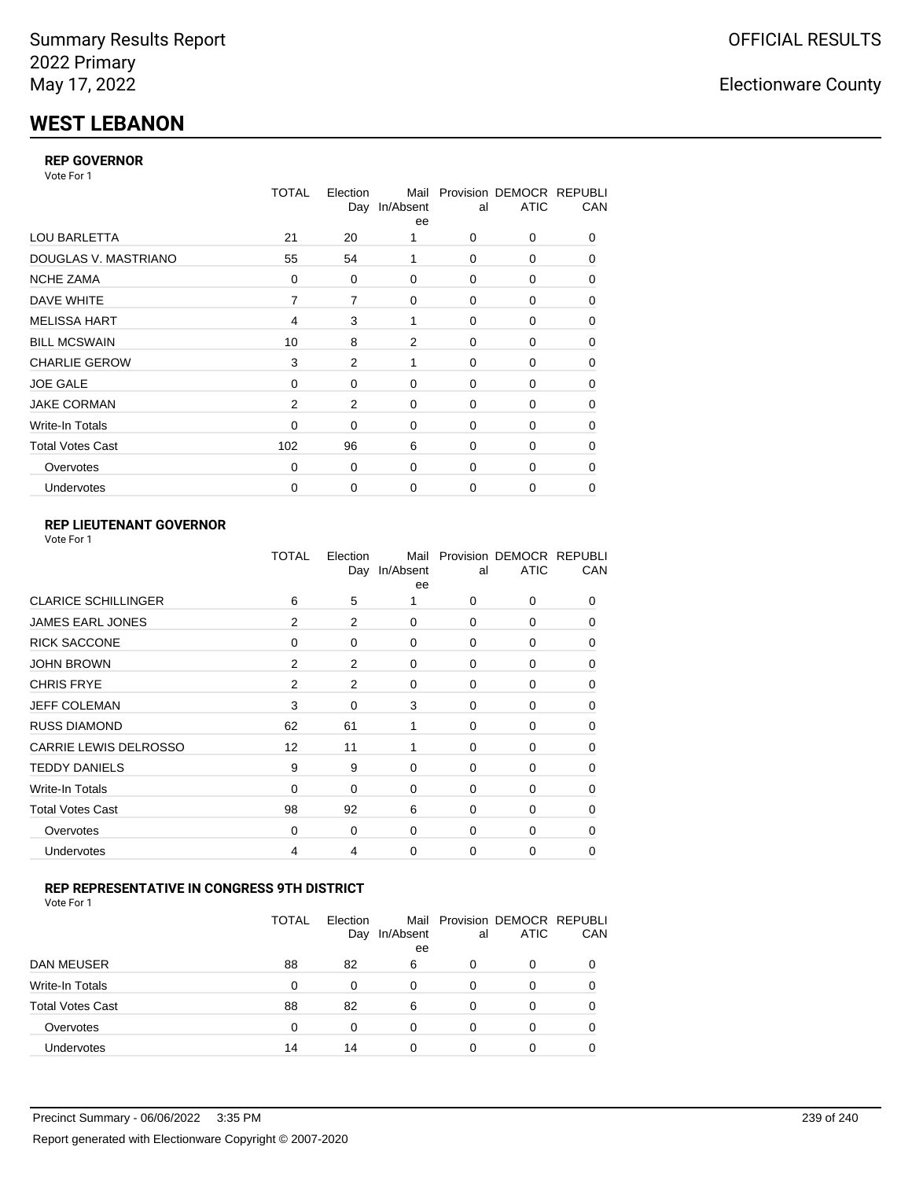Summary Results Report
2022 Primary
May 17, 2022

OFFICIAL RESULTS

Electionware County

# WEST LEBANON

### REP GOVERNOR

Vote For 1

| | TOTAL | Election Day | Mail In/Absentee | Provisional | DEMOCRATIC | REPUBLICAN |
|---|---|---|---|---|---|---|
| LOU BARLETTA | 21 | 20 | 1 | 0 | 0 | 0 |
| DOUGLAS V. MASTRIANO | 55 | 54 | 1 | 0 | 0 | 0 |
| NCHE ZAMA | 0 | 0 | 0 | 0 | 0 | 0 |
| DAVE WHITE | 7 | 7 | 0 | 0 | 0 | 0 |
| MELISSA HART | 4 | 3 | 1 | 0 | 0 | 0 |
| BILL MCSWAIN | 10 | 8 | 2 | 0 | 0 | 0 |
| CHARLIE GEROW | 3 | 2 | 1 | 0 | 0 | 0 |
| JOE GALE | 0 | 0 | 0 | 0 | 0 | 0 |
| JAKE CORMAN | 2 | 2 | 0 | 0 | 0 | 0 |
| Write-In Totals | 0 | 0 | 0 | 0 | 0 | 0 |
| Total Votes Cast | 102 | 96 | 6 | 0 | 0 | 0 |
| Overvotes | 0 | 0 | 0 | 0 | 0 | 0 |
| Undervotes | 0 | 0 | 0 | 0 | 0 | 0 |

### REP LIEUTENANT GOVERNOR

Vote For 1

| | TOTAL | Election Day | Mail In/Absentee | Provisional | DEMOCRATIC | REPUBLICAN |
|---|---|---|---|---|---|---|
| CLARICE SCHILLINGER | 6 | 5 | 1 | 0 | 0 | 0 |
| JAMES EARL JONES | 2 | 2 | 0 | 0 | 0 | 0 |
| RICK SACCONE | 0 | 0 | 0 | 0 | 0 | 0 |
| JOHN BROWN | 2 | 2 | 0 | 0 | 0 | 0 |
| CHRIS FRYE | 2 | 2 | 0 | 0 | 0 | 0 |
| JEFF COLEMAN | 3 | 0 | 3 | 0 | 0 | 0 |
| RUSS DIAMOND | 62 | 61 | 1 | 0 | 0 | 0 |
| CARRIE LEWIS DELROSSO | 12 | 11 | 1 | 0 | 0 | 0 |
| TEDDY DANIELS | 9 | 9 | 0 | 0 | 0 | 0 |
| Write-In Totals | 0 | 0 | 0 | 0 | 0 | 0 |
| Total Votes Cast | 98 | 92 | 6 | 0 | 0 | 0 |
| Overvotes | 0 | 0 | 0 | 0 | 0 | 0 |
| Undervotes | 4 | 4 | 0 | 0 | 0 | 0 |

### REP REPRESENTATIVE IN CONGRESS 9TH DISTRICT

Vote For 1

| | TOTAL | Election Day | Mail In/Absentee | Provisional | DEMOCRATIC | REPUBLICAN |
|---|---|---|---|---|---|---|
| DAN MEUSER | 88 | 82 | 6 | 0 | 0 | 0 |
| Write-In Totals | 0 | 0 | 0 | 0 | 0 | 0 |
| Total Votes Cast | 88 | 82 | 6 | 0 | 0 | 0 |
| Overvotes | 0 | 0 | 0 | 0 | 0 | 0 |
| Undervotes | 14 | 14 | 0 | 0 | 0 | 0 |

Precinct Summary - 06/06/2022 3:35 PM

Report generated with Electionware Copyright © 2007-2020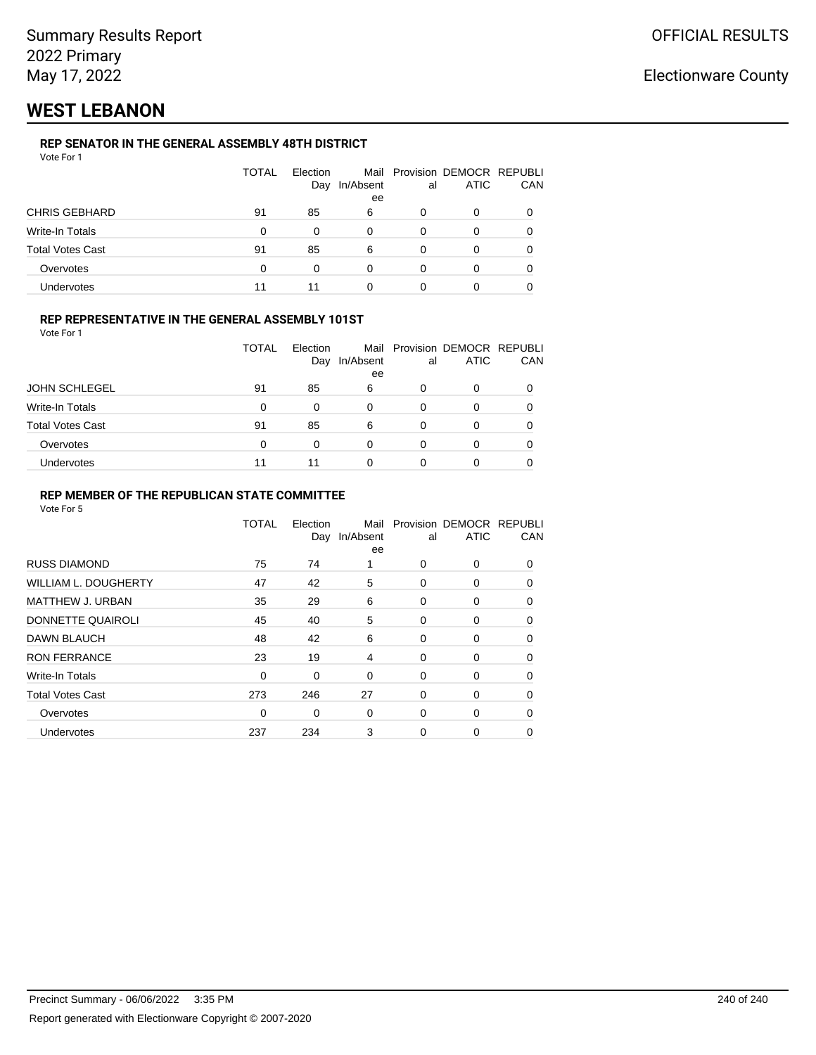Summary Results Report
2022 Primary
May 17, 2022

OFFICIAL RESULTS

Electionware County

# WEST LEBANON

### REP SENATOR IN THE GENERAL ASSEMBLY 48TH DISTRICT

Vote For 1

| | TOTAL | Election Day | Mail In/Absentee | Provisional | DEMOCRATIC | REPUBLICAN |
|---|---|---|---|---|---|---|
| CHRIS GEBHARD | 91 | 85 | 6 | 0 | 0 | 0 |
| Write-In Totals | 0 | 0 | 0 | 0 | 0 | 0 |
| Total Votes Cast | 91 | 85 | 6 | 0 | 0 | 0 |
| Overvotes | 0 | 0 | 0 | 0 | 0 | 0 |
| Undervotes | 11 | 11 | 0 | 0 | 0 | 0 |

### REP REPRESENTATIVE IN THE GENERAL ASSEMBLY 101ST

Vote For 1

| | TOTAL | Election Day | Mail In/Absentee | Provisional | DEMOCRATIC | REPUBLICAN |
|---|---|---|---|---|---|---|
| JOHN SCHLEGEL | 91 | 85 | 6 | 0 | 0 | 0 |
| Write-In Totals | 0 | 0 | 0 | 0 | 0 | 0 |
| Total Votes Cast | 91 | 85 | 6 | 0 | 0 | 0 |
| Overvotes | 0 | 0 | 0 | 0 | 0 | 0 |
| Undervotes | 11 | 11 | 0 | 0 | 0 | 0 |

### REP MEMBER OF THE REPUBLICAN STATE COMMITTEE

Vote For 5

| | TOTAL | Election Day | Mail In/Absentee | Provisional | DEMOCRATIC | REPUBLICAN |
|---|---|---|---|---|---|---|
| RUSS DIAMOND | 75 | 74 | 1 | 0 | 0 | 0 |
| WILLIAM L. DOUGHERTY | 47 | 42 | 5 | 0 | 0 | 0 |
| MATTHEW J. URBAN | 35 | 29 | 6 | 0 | 0 | 0 |
| DONNETTE QUAIROLI | 45 | 40 | 5 | 0 | 0 | 0 |
| DAWN BLAUCH | 48 | 42 | 6 | 0 | 0 | 0 |
| RON FERRANCE | 23 | 19 | 4 | 0 | 0 | 0 |
| Write-In Totals | 0 | 0 | 0 | 0 | 0 | 0 |
| Total Votes Cast | 273 | 246 | 27 | 0 | 0 | 0 |
| Overvotes | 0 | 0 | 0 | 0 | 0 | 0 |
| Undervotes | 237 | 234 | 3 | 0 | 0 | 0 |

Precinct Summary - 06/06/2022 3:35 PM

Report generated with Electionware Copyright © 2007-2020